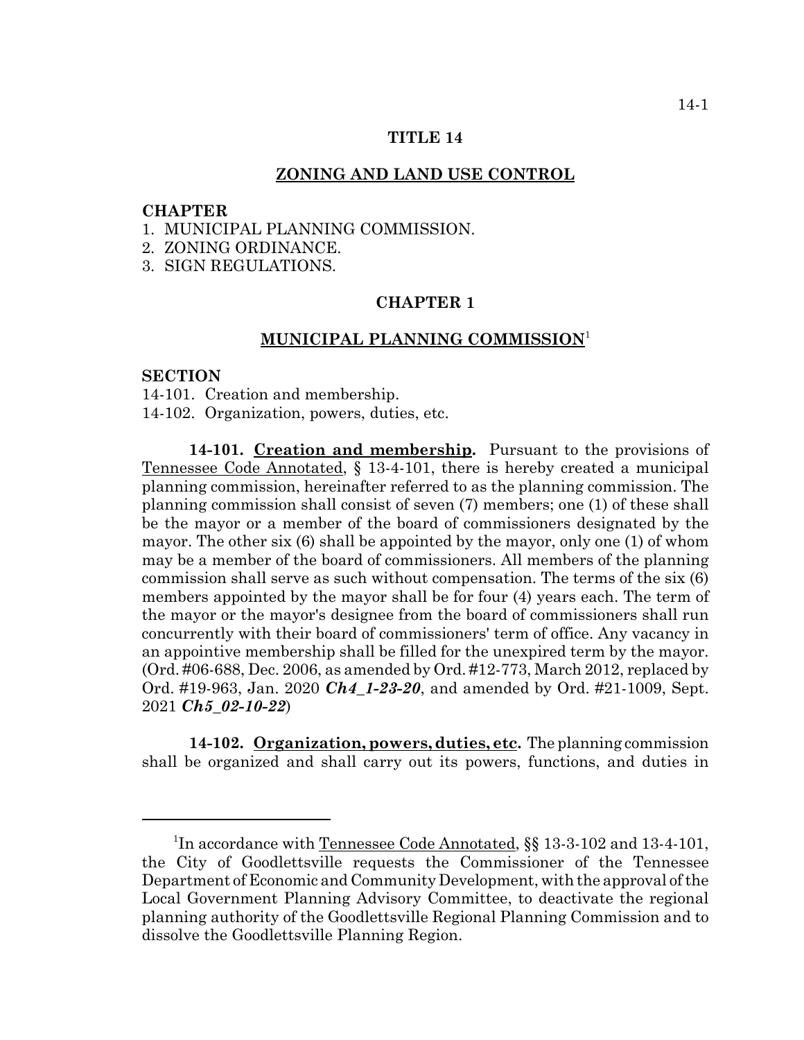# TITLE 14

## ZONING AND LAND USE CONTROL

**CHAPTER**

1. MUNICIPAL PLANNING COMMISSION.
2. ZONING ORDINANCE.
3. SIGN REGULATIONS.

## CHAPTER 1

## MUNICIPAL PLANNING COMMISSION[1]

**SECTION**

14-101. Creation and membership.
14-102. Organization, powers, duties, etc.

**14-101. Creation and membership.** Pursuant to the provisions of Tennessee Code Annotated, § 13-4-101, there is hereby created a municipal planning commission, hereinafter referred to as the planning commission. The planning commission shall consist of seven (7) members; one (1) of these shall be the mayor or a member of the board of commissioners designated by the mayor. The other six (6) shall be appointed by the mayor, only one (1) of whom may be a member of the board of commissioners. All members of the planning commission shall serve as such without compensation. The terms of the six (6) members appointed by the mayor shall be for four (4) years each. The term of the mayor or the mayor's designee from the board of commissioners shall run concurrently with their board of commissioners' term of office. Any vacancy in an appointive membership shall be filled for the unexpired term by the mayor. (Ord. #06-688, Dec. 2006, as amended by Ord. #12-773, March 2012, replaced by Ord. #19-963, Jan. 2020 ***Ch4_1-23-20***, and amended by Ord. #21-1009, Sept. 2021 ***Ch5_02-10-22***)

**14-102. Organization, powers, duties, etc.** The planning commission shall be organized and shall carry out its powers, functions, and duties in

---

[1] In accordance with Tennessee Code Annotated, §§ 13-3-102 and 13-4-101, the City of Goodlettsville requests the Commissioner of the Tennessee Department of Economic and Community Development, with the approval of the Local Government Planning Advisory Committee, to deactivate the regional planning authority of the Goodlettsville Regional Planning Commission and to dissolve the Goodlettsville Planning Region.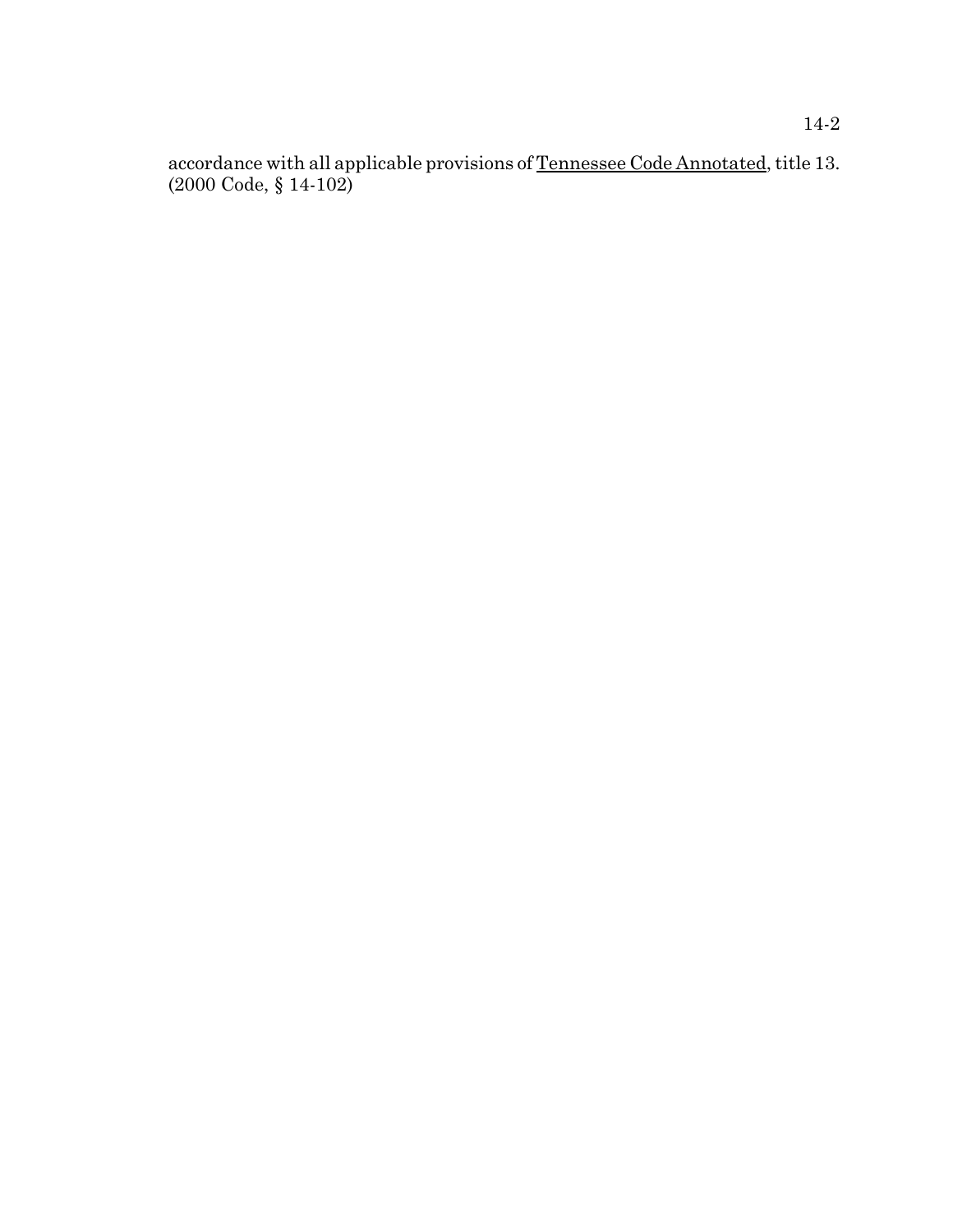accordance with all applicable provisions of Tennessee Code Annotated, title 13. (2000 Code, § 14-102)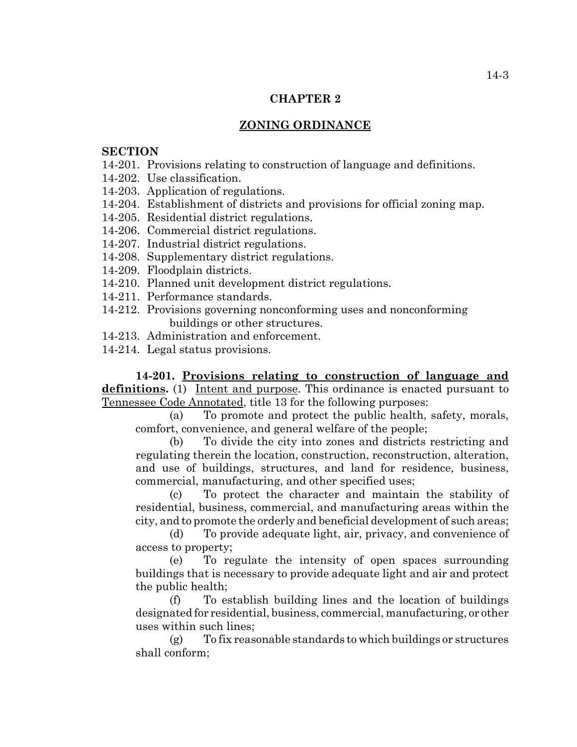# CHAPTER 2

## ZONING ORDINANCE

**SECTION**

14-201. Provisions relating to construction of language and definitions.
14-202. Use classification.
14-203. Application of regulations.
14-204. Establishment of districts and provisions for official zoning map.
14-205. Residential district regulations.
14-206. Commercial district regulations.
14-207. Industrial district regulations.
14-208. Supplementary district regulations.
14-209. Floodplain districts.
14-210. Planned unit development district regulations.
14-211. Performance standards.
14-212. Provisions governing nonconforming uses and nonconforming buildings or other structures.
14-213. Administration and enforcement.
14-214. Legal status provisions.

**14-201. Provisions relating to construction of language and definitions.** (1) Intent and purpose. This ordinance is enacted pursuant to Tennessee Code Annotated, title 13 for the following purposes:

(a) To promote and protect the public health, safety, morals, comfort, convenience, and general welfare of the people;

(b) To divide the city into zones and districts restricting and regulating therein the location, construction, reconstruction, alteration, and use of buildings, structures, and land for residence, business, commercial, manufacturing, and other specified uses;

(c) To protect the character and maintain the stability of residential, business, commercial, and manufacturing areas within the city, and to promote the orderly and beneficial development of such areas;

(d) To provide adequate light, air, privacy, and convenience of access to property;

(e) To regulate the intensity of open spaces surrounding buildings that is necessary to provide adequate light and air and protect the public health;

(f) To establish building lines and the location of buildings designated for residential, business, commercial, manufacturing, or other uses within such lines;

(g) To fix reasonable standards to which buildings or structures shall conform;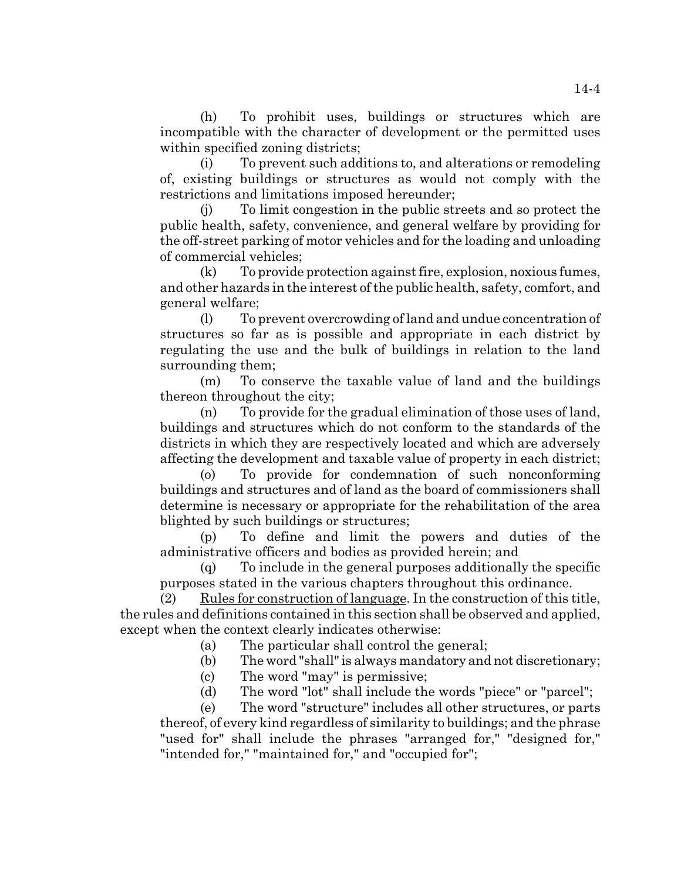(h) To prohibit uses, buildings or structures which are incompatible with the character of development or the permitted uses within specified zoning districts;

(i) To prevent such additions to, and alterations or remodeling of, existing buildings or structures as would not comply with the restrictions and limitations imposed hereunder;

(j) To limit congestion in the public streets and so protect the public health, safety, convenience, and general welfare by providing for the off-street parking of motor vehicles and for the loading and unloading of commercial vehicles;

(k) To provide protection against fire, explosion, noxious fumes, and other hazards in the interest of the public health, safety, comfort, and general welfare;

(l) To prevent overcrowding of land and undue concentration of structures so far as is possible and appropriate in each district by regulating the use and the bulk of buildings in relation to the land surrounding them;

(m) To conserve the taxable value of land and the buildings thereon throughout the city;

(n) To provide for the gradual elimination of those uses of land, buildings and structures which do not conform to the standards of the districts in which they are respectively located and which are adversely affecting the development and taxable value of property in each district;

(o) To provide for condemnation of such nonconforming buildings and structures and of land as the board of commissioners shall determine is necessary or appropriate for the rehabilitation of the area blighted by such buildings or structures;

(p) To define and limit the powers and duties of the administrative officers and bodies as provided herein; and

(q) To include in the general purposes additionally the specific purposes stated in the various chapters throughout this ordinance.

(2) Rules for construction of language. In the construction of this title, the rules and definitions contained in this section shall be observed and applied, except when the context clearly indicates otherwise:

(a) The particular shall control the general;

(b) The word "shall" is always mandatory and not discretionary;

(c) The word "may" is permissive;

(d) The word "lot" shall include the words "piece" or "parcel";

(e) The word "structure" includes all other structures, or parts thereof, of every kind regardless of similarity to buildings; and the phrase "used for" shall include the phrases "arranged for," "designed for," "intended for," "maintained for," and "occupied for";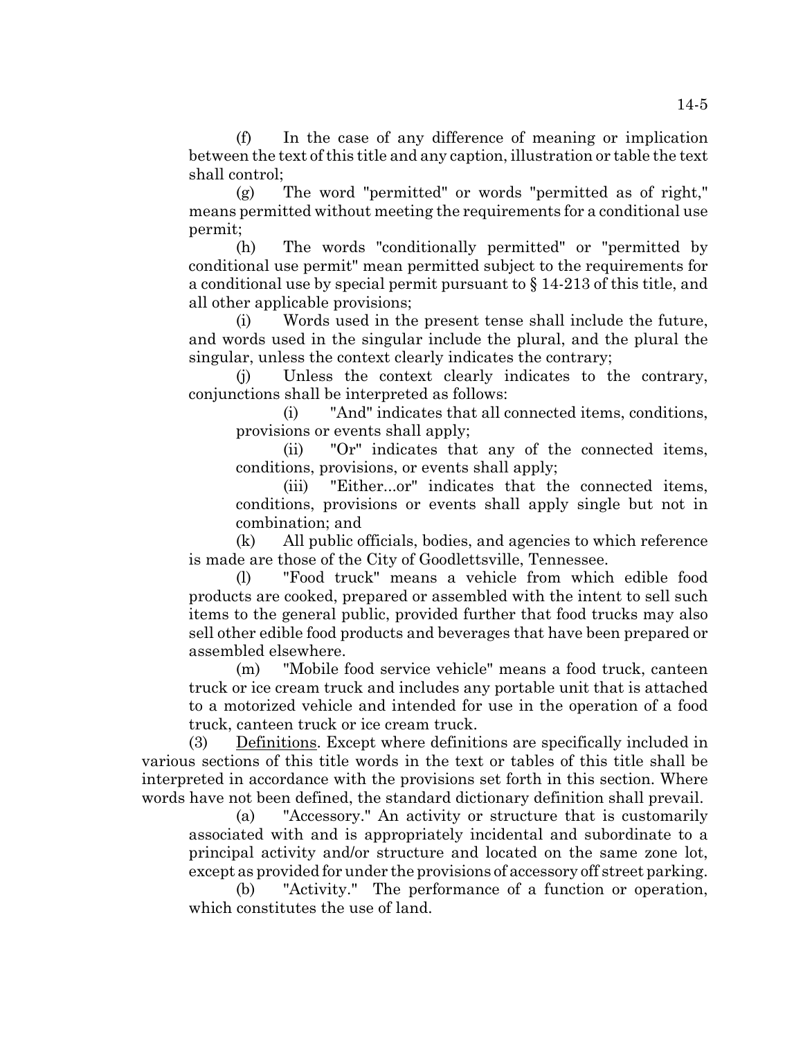(f) In the case of any difference of meaning or implication between the text of this title and any caption, illustration or table the text shall control;

(g) The word "permitted" or words "permitted as of right," means permitted without meeting the requirements for a conditional use permit;

(h) The words "conditionally permitted" or "permitted by conditional use permit" mean permitted subject to the requirements for a conditional use by special permit pursuant to § 14-213 of this title, and all other applicable provisions;

(i) Words used in the present tense shall include the future, and words used in the singular include the plural, and the plural the singular, unless the context clearly indicates the contrary;

(j) Unless the context clearly indicates to the contrary, conjunctions shall be interpreted as follows:

(i) "And" indicates that all connected items, conditions, provisions or events shall apply;

(ii) "Or" indicates that any of the connected items, conditions, provisions, or events shall apply;

(iii) "Either...or" indicates that the connected items, conditions, provisions or events shall apply single but not in combination; and

(k) All public officials, bodies, and agencies to which reference is made are those of the City of Goodlettsville, Tennessee.

(l) "Food truck" means a vehicle from which edible food products are cooked, prepared or assembled with the intent to sell such items to the general public, provided further that food trucks may also sell other edible food products and beverages that have been prepared or assembled elsewhere.

(m) "Mobile food service vehicle" means a food truck, canteen truck or ice cream truck and includes any portable unit that is attached to a motorized vehicle and intended for use in the operation of a food truck, canteen truck or ice cream truck.

(3) Definitions. Except where definitions are specifically included in various sections of this title words in the text or tables of this title shall be interpreted in accordance with the provisions set forth in this section. Where words have not been defined, the standard dictionary definition shall prevail.

(a) "Accessory." An activity or structure that is customarily associated with and is appropriately incidental and subordinate to a principal activity and/or structure and located on the same zone lot, except as provided for under the provisions of accessory off street parking.

(b) "Activity." The performance of a function or operation, which constitutes the use of land.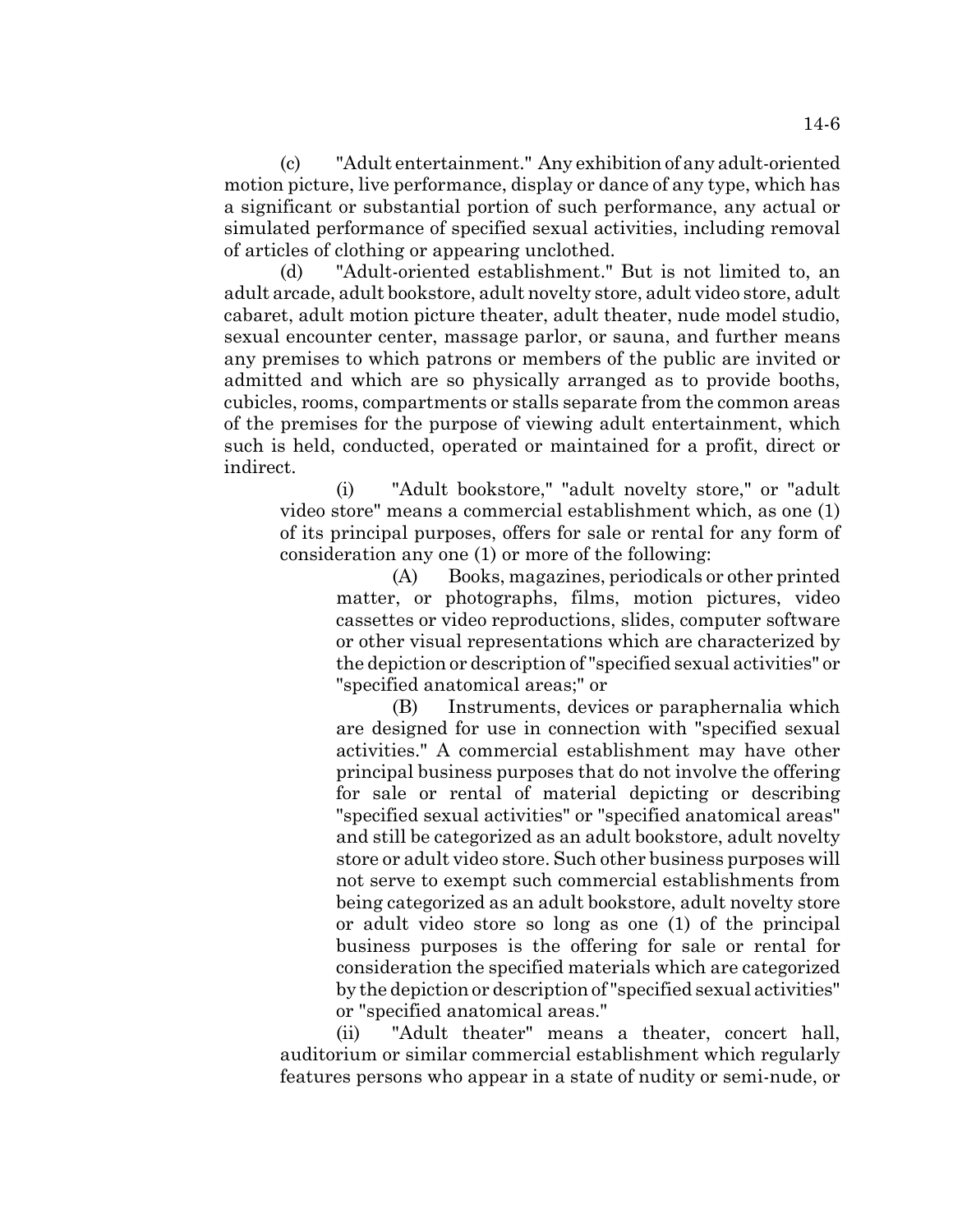(c) "Adult entertainment." Any exhibition of any adult-oriented motion picture, live performance, display or dance of any type, which has a significant or substantial portion of such performance, any actual or simulated performance of specified sexual activities, including removal of articles of clothing or appearing unclothed.

(d) "Adult-oriented establishment." But is not limited to, an adult arcade, adult bookstore, adult novelty store, adult video store, adult cabaret, adult motion picture theater, adult theater, nude model studio, sexual encounter center, massage parlor, or sauna, and further means any premises to which patrons or members of the public are invited or admitted and which are so physically arranged as to provide booths, cubicles, rooms, compartments or stalls separate from the common areas of the premises for the purpose of viewing adult entertainment, which such is held, conducted, operated or maintained for a profit, direct or indirect.

(i) "Adult bookstore," "adult novelty store," or "adult video store" means a commercial establishment which, as one (1) of its principal purposes, offers for sale or rental for any form of consideration any one (1) or more of the following:

(A) Books, magazines, periodicals or other printed matter, or photographs, films, motion pictures, video cassettes or video reproductions, slides, computer software or other visual representations which are characterized by the depiction or description of "specified sexual activities" or "specified anatomical areas;" or

(B) Instruments, devices or paraphernalia which are designed for use in connection with "specified sexual activities." A commercial establishment may have other principal business purposes that do not involve the offering for sale or rental of material depicting or describing "specified sexual activities" or "specified anatomical areas" and still be categorized as an adult bookstore, adult novelty store or adult video store. Such other business purposes will not serve to exempt such commercial establishments from being categorized as an adult bookstore, adult novelty store or adult video store so long as one (1) of the principal business purposes is the offering for sale or rental for consideration the specified materials which are categorized by the depiction or description of "specified sexual activities" or "specified anatomical areas."

(ii) "Adult theater" means a theater, concert hall, auditorium or similar commercial establishment which regularly features persons who appear in a state of nudity or semi-nude, or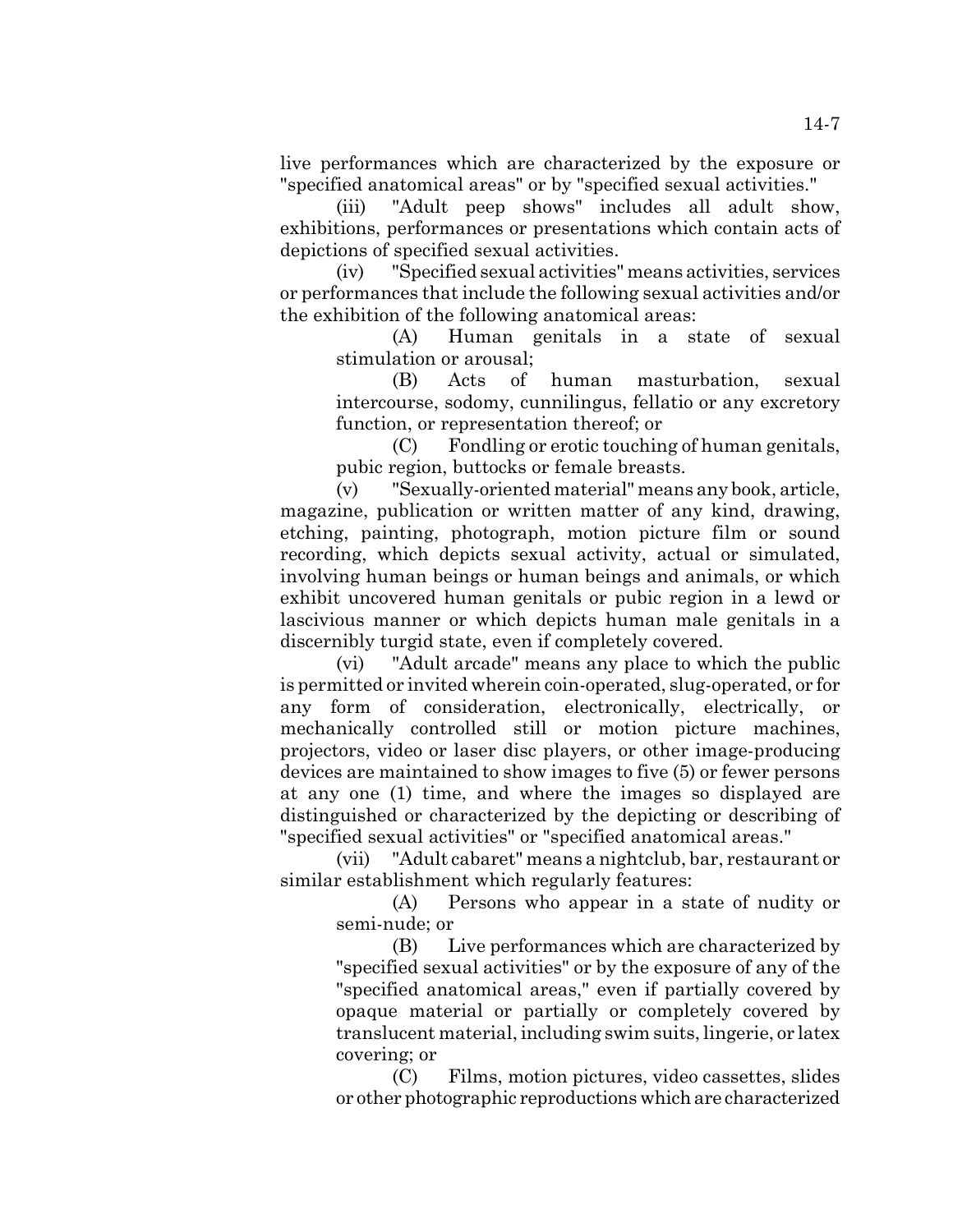live performances which are characterized by the exposure or "specified anatomical areas" or by "specified sexual activities."

(iii) "Adult peep shows" includes all adult show, exhibitions, performances or presentations which contain acts of depictions of specified sexual activities.

(iv) "Specified sexual activities" means activities, services or performances that include the following sexual activities and/or the exhibition of the following anatomical areas:

(A) Human genitals in a state of sexual stimulation or arousal;

(B) Acts of human masturbation, sexual intercourse, sodomy, cunnilingus, fellatio or any excretory function, or representation thereof; or

(C) Fondling or erotic touching of human genitals, pubic region, buttocks or female breasts.

(v) "Sexually-oriented material" means any book, article, magazine, publication or written matter of any kind, drawing, etching, painting, photograph, motion picture film or sound recording, which depicts sexual activity, actual or simulated, involving human beings or human beings and animals, or which exhibit uncovered human genitals or pubic region in a lewd or lascivious manner or which depicts human male genitals in a discernibly turgid state, even if completely covered.

(vi) "Adult arcade" means any place to which the public is permitted or invited wherein coin-operated, slug-operated, or for any form of consideration, electronically, electrically, or mechanically controlled still or motion picture machines, projectors, video or laser disc players, or other image-producing devices are maintained to show images to five (5) or fewer persons at any one (1) time, and where the images so displayed are distinguished or characterized by the depicting or describing of "specified sexual activities" or "specified anatomical areas."

(vii) "Adult cabaret" means a nightclub, bar, restaurant or similar establishment which regularly features:

(A) Persons who appear in a state of nudity or semi-nude; or

(B) Live performances which are characterized by "specified sexual activities" or by the exposure of any of the "specified anatomical areas," even if partially covered by opaque material or partially or completely covered by translucent material, including swim suits, lingerie, or latex covering; or

(C) Films, motion pictures, video cassettes, slides or other photographic reproductions which are characterized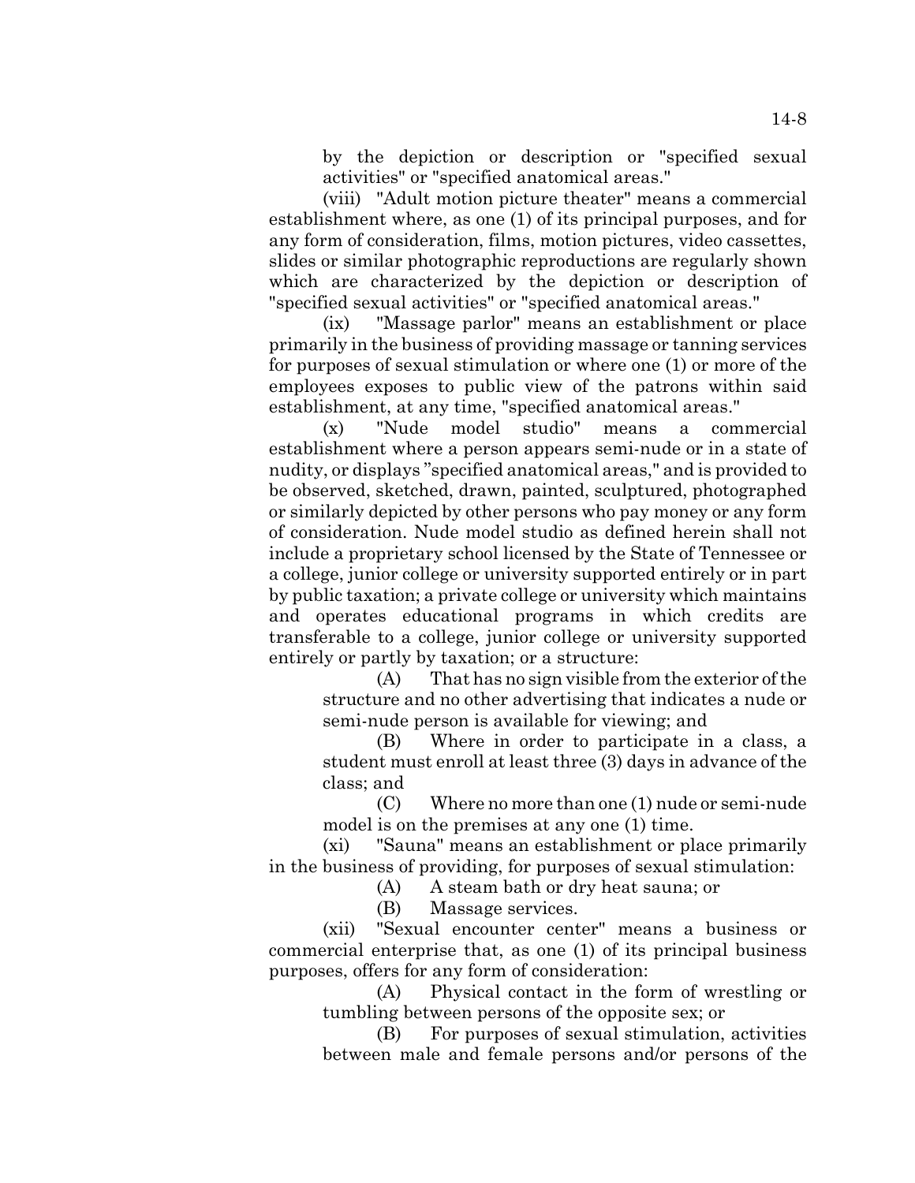by the depiction or description or "specified sexual activities" or "specified anatomical areas."

(viii) "Adult motion picture theater" means a commercial establishment where, as one (1) of its principal purposes, and for any form of consideration, films, motion pictures, video cassettes, slides or similar photographic reproductions are regularly shown which are characterized by the depiction or description of "specified sexual activities" or "specified anatomical areas."

(ix) "Massage parlor" means an establishment or place primarily in the business of providing massage or tanning services for purposes of sexual stimulation or where one (1) or more of the employees exposes to public view of the patrons within said establishment, at any time, "specified anatomical areas."

(x) "Nude model studio" means a commercial establishment where a person appears semi-nude or in a state of nudity, or displays "specified anatomical areas," and is provided to be observed, sketched, drawn, painted, sculptured, photographed or similarly depicted by other persons who pay money or any form of consideration. Nude model studio as defined herein shall not include a proprietary school licensed by the State of Tennessee or a college, junior college or university supported entirely or in part by public taxation; a private college or university which maintains and operates educational programs in which credits are transferable to a college, junior college or university supported entirely or partly by taxation; or a structure:

(A) That has no sign visible from the exterior of the structure and no other advertising that indicates a nude or semi-nude person is available for viewing; and

(B) Where in order to participate in a class, a student must enroll at least three (3) days in advance of the class; and

(C) Where no more than one (1) nude or semi-nude model is on the premises at any one (1) time.

(xi) "Sauna" means an establishment or place primarily in the business of providing, for purposes of sexual stimulation:

(A) A steam bath or dry heat sauna; or

(B) Massage services.

(xii) "Sexual encounter center" means a business or commercial enterprise that, as one (1) of its principal business purposes, offers for any form of consideration:

(A) Physical contact in the form of wrestling or tumbling between persons of the opposite sex; or

(B) For purposes of sexual stimulation, activities between male and female persons and/or persons of the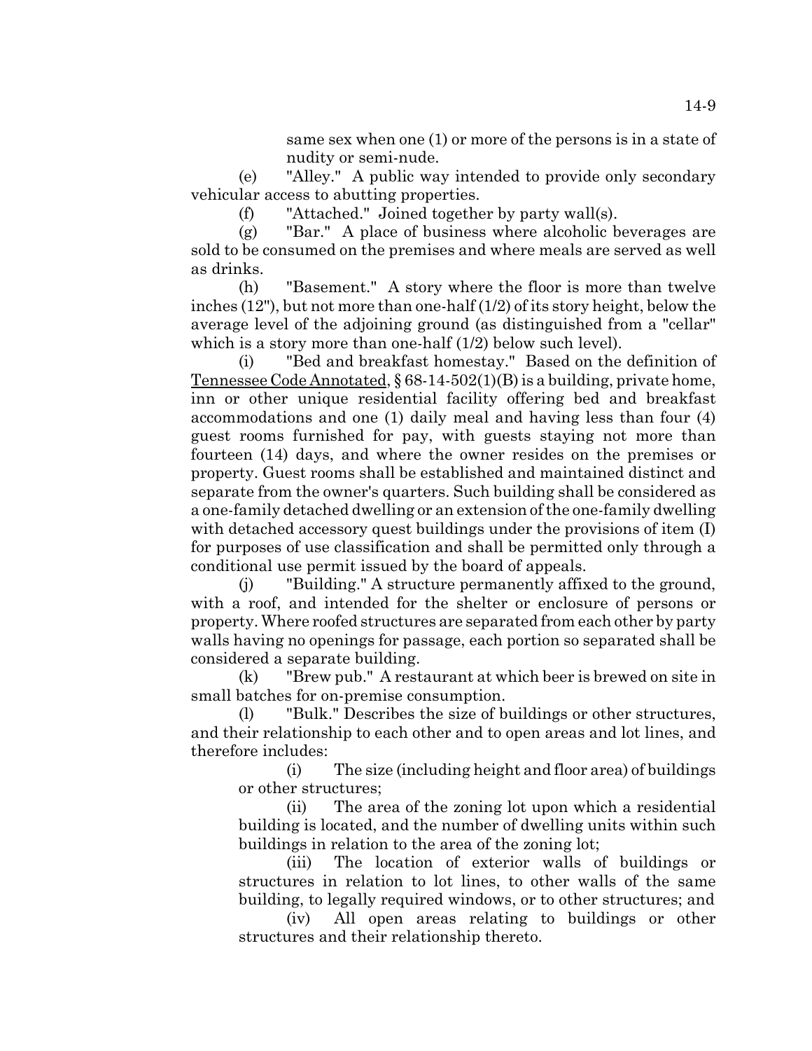same sex when one (1) or more of the persons is in a state of nudity or semi-nude.

(e) "Alley." A public way intended to provide only secondary vehicular access to abutting properties.

(f) "Attached." Joined together by party wall(s).

(g) "Bar." A place of business where alcoholic beverages are sold to be consumed on the premises and where meals are served as well as drinks.

(h) "Basement." A story where the floor is more than twelve inches (12"), but not more than one-half (1/2) of its story height, below the average level of the adjoining ground (as distinguished from a "cellar" which is a story more than one-half (1/2) below such level).

(i) "Bed and breakfast homestay." Based on the definition of Tennessee Code Annotated, § 68-14-502(1)(B) is a building, private home, inn or other unique residential facility offering bed and breakfast accommodations and one (1) daily meal and having less than four (4) guest rooms furnished for pay, with guests staying not more than fourteen (14) days, and where the owner resides on the premises or property. Guest rooms shall be established and maintained distinct and separate from the owner's quarters. Such building shall be considered as a one-family detached dwelling or an extension of the one-family dwelling with detached accessory quest buildings under the provisions of item (I) for purposes of use classification and shall be permitted only through a conditional use permit issued by the board of appeals.

(j) "Building." A structure permanently affixed to the ground, with a roof, and intended for the shelter or enclosure of persons or property. Where roofed structures are separated from each other by party walls having no openings for passage, each portion so separated shall be considered a separate building.

(k) "Brew pub." A restaurant at which beer is brewed on site in small batches for on-premise consumption.

(l) "Bulk." Describes the size of buildings or other structures, and their relationship to each other and to open areas and lot lines, and therefore includes:

(i) The size (including height and floor area) of buildings or other structures;

(ii) The area of the zoning lot upon which a residential building is located, and the number of dwelling units within such buildings in relation to the area of the zoning lot;

(iii) The location of exterior walls of buildings or structures in relation to lot lines, to other walls of the same building, to legally required windows, or to other structures; and

(iv) All open areas relating to buildings or other structures and their relationship thereto.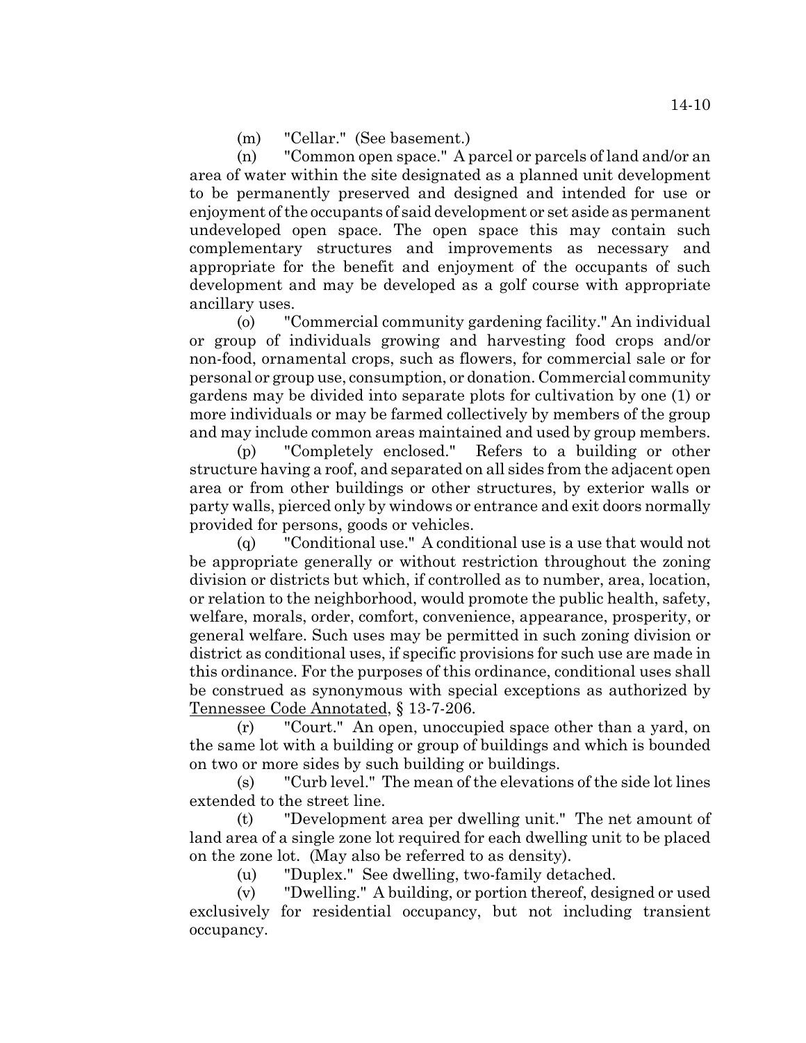(m) "Cellar." (See basement.)

(n) "Common open space." A parcel or parcels of land and/or an area of water within the site designated as a planned unit development to be permanently preserved and designed and intended for use or enjoyment of the occupants of said development or set aside as permanent undeveloped open space. The open space this may contain such complementary structures and improvements as necessary and appropriate for the benefit and enjoyment of the occupants of such development and may be developed as a golf course with appropriate ancillary uses.

(o) "Commercial community gardening facility." An individual or group of individuals growing and harvesting food crops and/or non-food, ornamental crops, such as flowers, for commercial sale or for personal or group use, consumption, or donation. Commercial community gardens may be divided into separate plots for cultivation by one (1) or more individuals or may be farmed collectively by members of the group and may include common areas maintained and used by group members.

(p) "Completely enclosed." Refers to a building or other structure having a roof, and separated on all sides from the adjacent open area or from other buildings or other structures, by exterior walls or party walls, pierced only by windows or entrance and exit doors normally provided for persons, goods or vehicles.

(q) "Conditional use." A conditional use is a use that would not be appropriate generally or without restriction throughout the zoning division or districts but which, if controlled as to number, area, location, or relation to the neighborhood, would promote the public health, safety, welfare, morals, order, comfort, convenience, appearance, prosperity, or general welfare. Such uses may be permitted in such zoning division or district as conditional uses, if specific provisions for such use are made in this ordinance. For the purposes of this ordinance, conditional uses shall be construed as synonymous with special exceptions as authorized by Tennessee Code Annotated, § 13-7-206.

(r) "Court." An open, unoccupied space other than a yard, on the same lot with a building or group of buildings and which is bounded on two or more sides by such building or buildings.

(s) "Curb level." The mean of the elevations of the side lot lines extended to the street line.

(t) "Development area per dwelling unit." The net amount of land area of a single zone lot required for each dwelling unit to be placed on the zone lot. (May also be referred to as density).

(u) "Duplex." See dwelling, two-family detached.

(v) "Dwelling." A building, or portion thereof, designed or used exclusively for residential occupancy, but not including transient occupancy.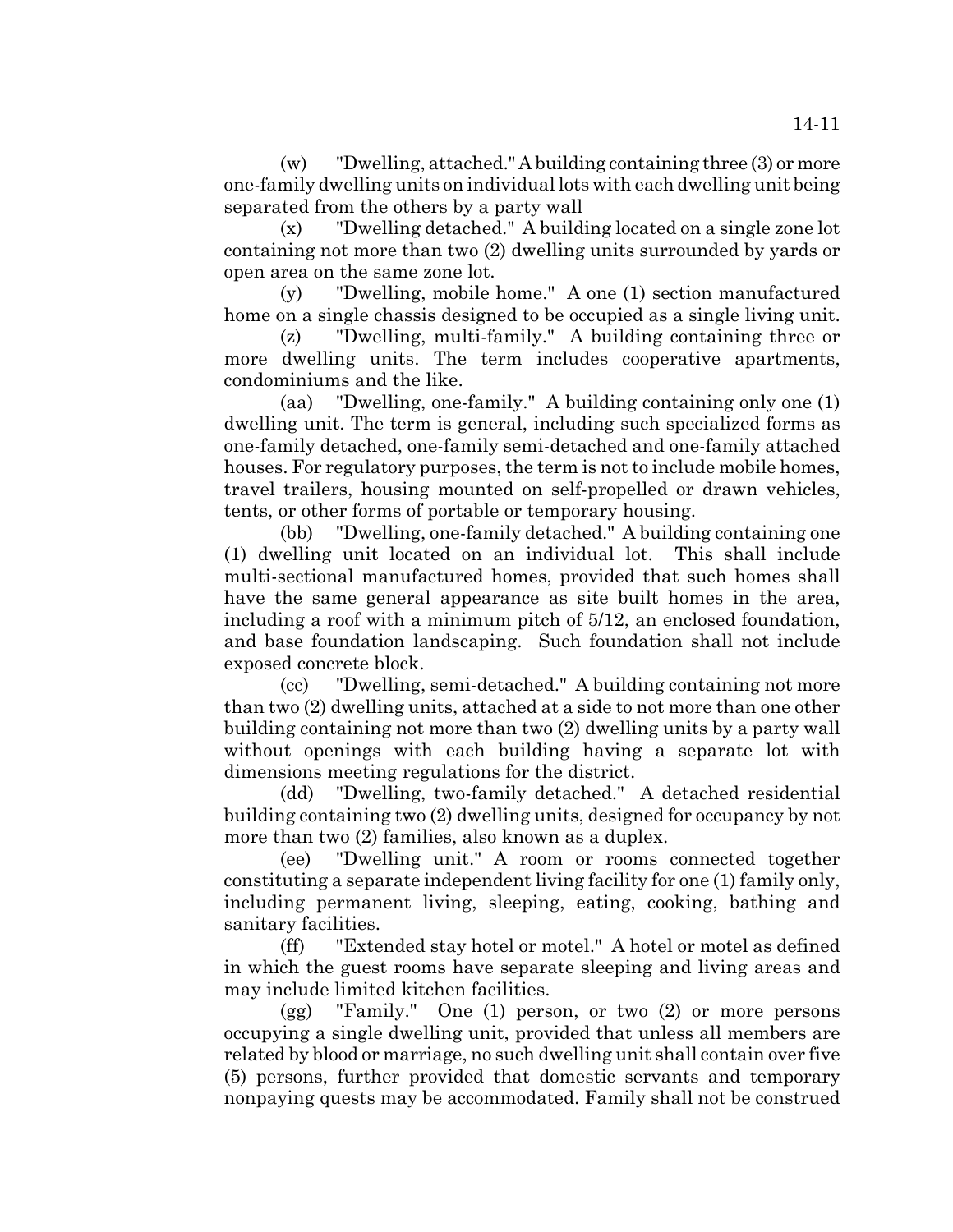(w) "Dwelling, attached." A building containing three (3) or more one-family dwelling units on individual lots with each dwelling unit being separated from the others by a party wall

(x) "Dwelling detached." A building located on a single zone lot containing not more than two (2) dwelling units surrounded by yards or open area on the same zone lot.

(y) "Dwelling, mobile home." A one (1) section manufactured home on a single chassis designed to be occupied as a single living unit.

(z) "Dwelling, multi-family." A building containing three or more dwelling units. The term includes cooperative apartments, condominiums and the like.

(aa) "Dwelling, one-family." A building containing only one (1) dwelling unit. The term is general, including such specialized forms as one-family detached, one-family semi-detached and one-family attached houses. For regulatory purposes, the term is not to include mobile homes, travel trailers, housing mounted on self-propelled or drawn vehicles, tents, or other forms of portable or temporary housing.

(bb) "Dwelling, one-family detached." A building containing one (1) dwelling unit located on an individual lot. This shall include multi-sectional manufactured homes, provided that such homes shall have the same general appearance as site built homes in the area, including a roof with a minimum pitch of 5/12, an enclosed foundation, and base foundation landscaping. Such foundation shall not include exposed concrete block.

(cc) "Dwelling, semi-detached." A building containing not more than two (2) dwelling units, attached at a side to not more than one other building containing not more than two (2) dwelling units by a party wall without openings with each building having a separate lot with dimensions meeting regulations for the district.

(dd) "Dwelling, two-family detached." A detached residential building containing two (2) dwelling units, designed for occupancy by not more than two (2) families, also known as a duplex.

(ee) "Dwelling unit." A room or rooms connected together constituting a separate independent living facility for one (1) family only, including permanent living, sleeping, eating, cooking, bathing and sanitary facilities.

(ff) "Extended stay hotel or motel." A hotel or motel as defined in which the guest rooms have separate sleeping and living areas and may include limited kitchen facilities.

(gg) "Family." One (1) person, or two (2) or more persons occupying a single dwelling unit, provided that unless all members are related by blood or marriage, no such dwelling unit shall contain over five (5) persons, further provided that domestic servants and temporary nonpaying quests may be accommodated. Family shall not be construed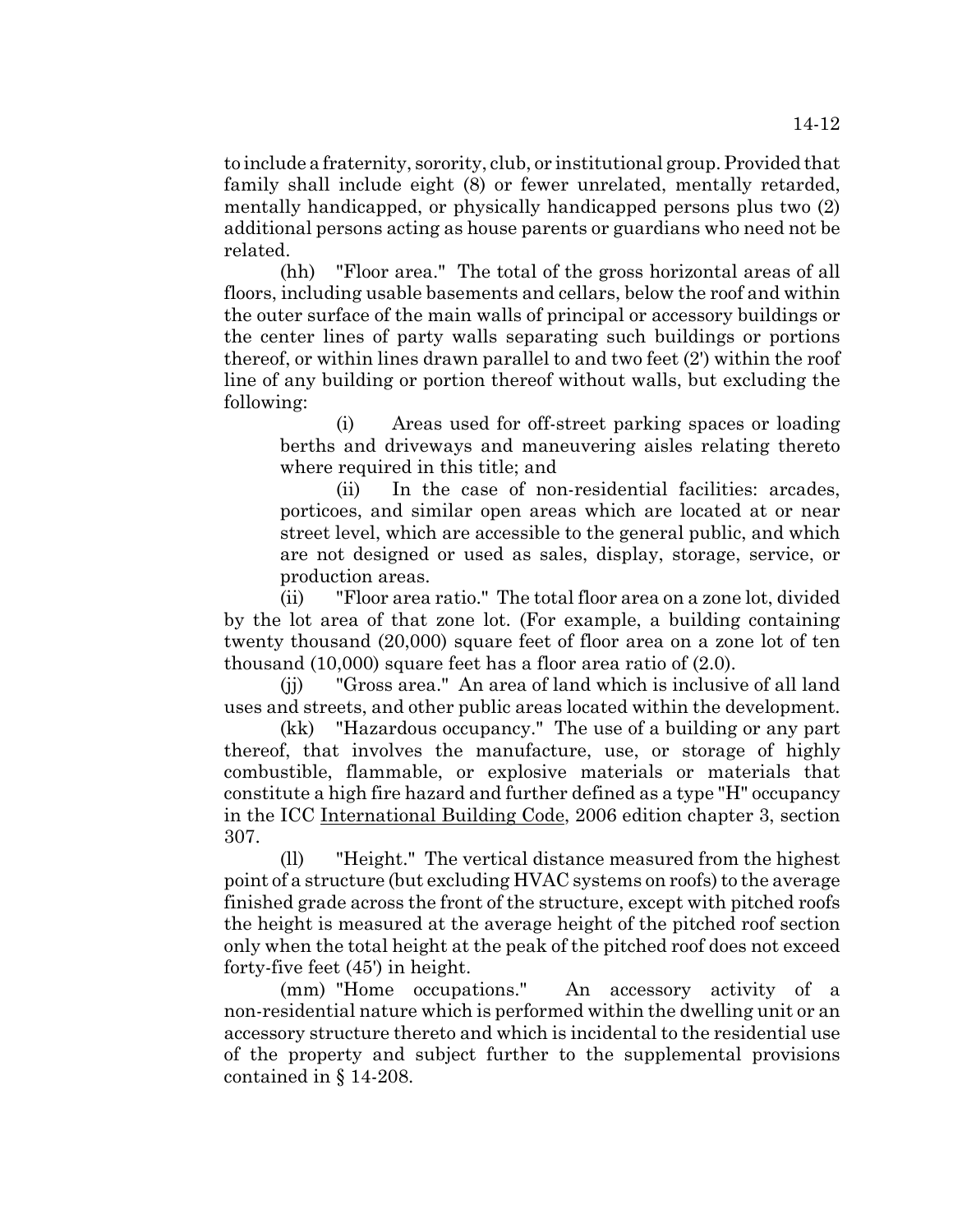to include a fraternity, sorority, club, or institutional group. Provided that family shall include eight (8) or fewer unrelated, mentally retarded, mentally handicapped, or physically handicapped persons plus two (2) additional persons acting as house parents or guardians who need not be related.

(hh) "Floor area." The total of the gross horizontal areas of all floors, including usable basements and cellars, below the roof and within the outer surface of the main walls of principal or accessory buildings or the center lines of party walls separating such buildings or portions thereof, or within lines drawn parallel to and two feet (2') within the roof line of any building or portion thereof without walls, but excluding the following:

(i) Areas used for off-street parking spaces or loading berths and driveways and maneuvering aisles relating thereto where required in this title; and

(ii) In the case of non-residential facilities: arcades, porticoes, and similar open areas which are located at or near street level, which are accessible to the general public, and which are not designed or used as sales, display, storage, service, or production areas.

(ii) "Floor area ratio." The total floor area on a zone lot, divided by the lot area of that zone lot. (For example, a building containing twenty thousand (20,000) square feet of floor area on a zone lot of ten thousand (10,000) square feet has a floor area ratio of (2.0).

(jj) "Gross area." An area of land which is inclusive of all land uses and streets, and other public areas located within the development.

(kk) "Hazardous occupancy." The use of a building or any part thereof, that involves the manufacture, use, or storage of highly combustible, flammable, or explosive materials or materials that constitute a high fire hazard and further defined as a type "H" occupancy in the ICC International Building Code, 2006 edition chapter 3, section 307.

(ll) "Height." The vertical distance measured from the highest point of a structure (but excluding HVAC systems on roofs) to the average finished grade across the front of the structure, except with pitched roofs the height is measured at the average height of the pitched roof section only when the total height at the peak of the pitched roof does not exceed forty-five feet (45') in height.

(mm) "Home occupations." An accessory activity of a non-residential nature which is performed within the dwelling unit or an accessory structure thereto and which is incidental to the residential use of the property and subject further to the supplemental provisions contained in § 14-208.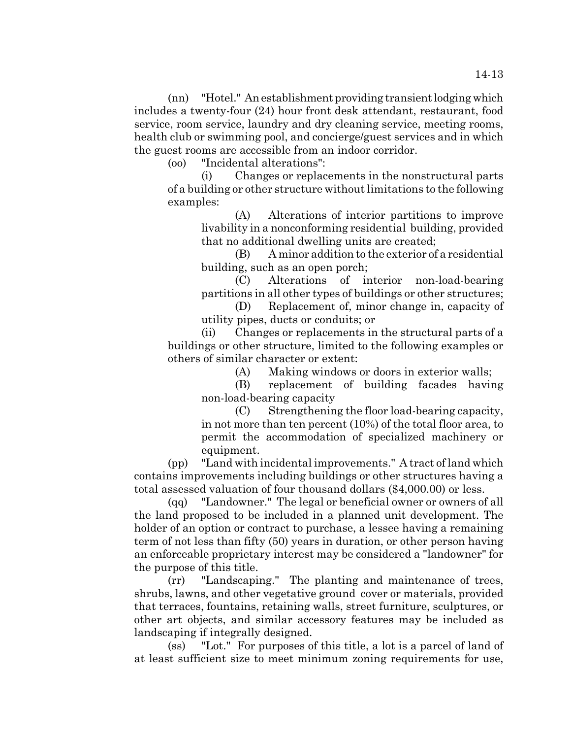(nn) "Hotel." An establishment providing transient lodging which includes a twenty-four (24) hour front desk attendant, restaurant, food service, room service, laundry and dry cleaning service, meeting rooms, health club or swimming pool, and concierge/guest services and in which the guest rooms are accessible from an indoor corridor.

(oo) "Incidental alterations":

(i) Changes or replacements in the nonstructural parts of a building or other structure without limitations to the following examples:

(A) Alterations of interior partitions to improve livability in a nonconforming residential building, provided that no additional dwelling units are created;

(B) A minor addition to the exterior of a residential building, such as an open porch;

(C) Alterations of interior non-load-bearing partitions in all other types of buildings or other structures;

(D) Replacement of, minor change in, capacity of utility pipes, ducts or conduits; or

(ii) Changes or replacements in the structural parts of a buildings or other structure, limited to the following examples or others of similar character or extent:

(A) Making windows or doors in exterior walls;

(B) replacement of building facades having non-load-bearing capacity

(C) Strengthening the floor load-bearing capacity, in not more than ten percent (10%) of the total floor area, to permit the accommodation of specialized machinery or equipment.

(pp) "Land with incidental improvements." A tract of land which contains improvements including buildings or other structures having a total assessed valuation of four thousand dollars ($4,000.00) or less.

(qq) "Landowner." The legal or beneficial owner or owners of all the land proposed to be included in a planned unit development. The holder of an option or contract to purchase, a lessee having a remaining term of not less than fifty (50) years in duration, or other person having an enforceable proprietary interest may be considered a "landowner" for the purpose of this title.

(rr) "Landscaping." The planting and maintenance of trees, shrubs, lawns, and other vegetative ground cover or materials, provided that terraces, fountains, retaining walls, street furniture, sculptures, or other art objects, and similar accessory features may be included as landscaping if integrally designed.

(ss) "Lot." For purposes of this title, a lot is a parcel of land of at least sufficient size to meet minimum zoning requirements for use,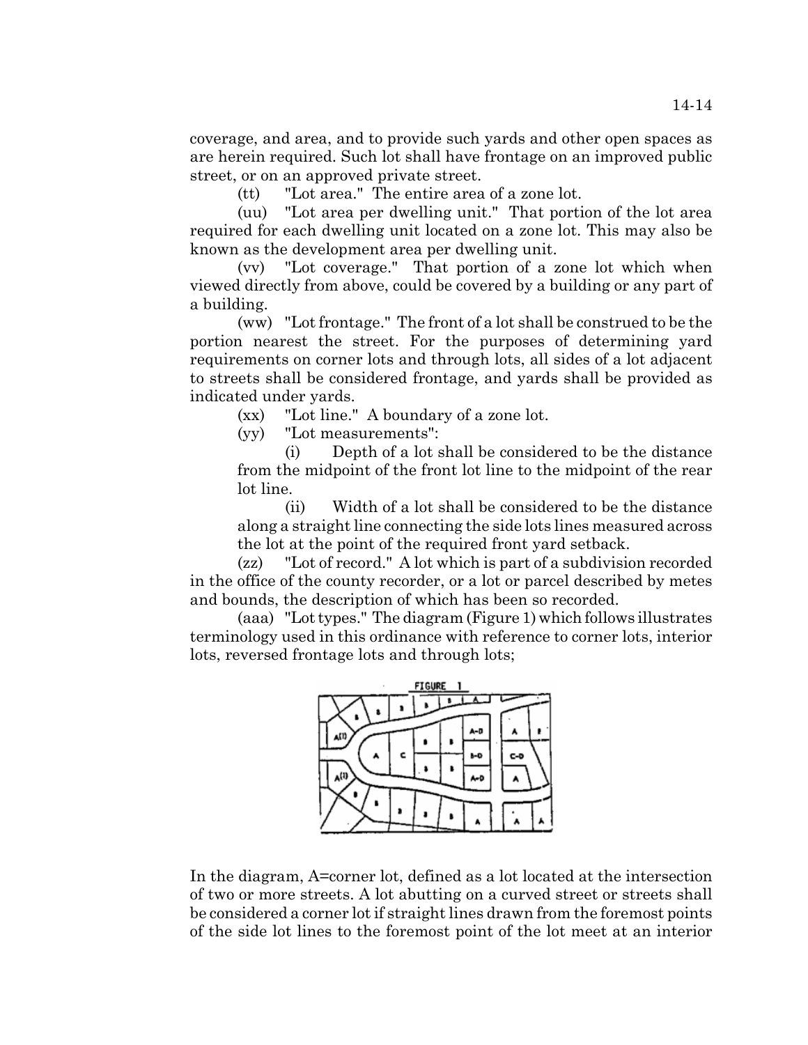coverage, and area, and to provide such yards and other open spaces as are herein required. Such lot shall have frontage on an improved public street, or on an approved private street.

(tt) "Lot area." The entire area of a zone lot.

(uu) "Lot area per dwelling unit." That portion of the lot area required for each dwelling unit located on a zone lot. This may also be known as the development area per dwelling unit.

(vv) "Lot coverage." That portion of a zone lot which when viewed directly from above, could be covered by a building or any part of a building.

(ww) "Lot frontage." The front of a lot shall be construed to be the portion nearest the street. For the purposes of determining yard requirements on corner lots and through lots, all sides of a lot adjacent to streets shall be considered frontage, and yards shall be provided as indicated under yards.

(xx) "Lot line." A boundary of a zone lot.

(yy) "Lot measurements":

(i) Depth of a lot shall be considered to be the distance from the midpoint of the front lot line to the midpoint of the rear lot line.

(ii) Width of a lot shall be considered to be the distance along a straight line connecting the side lots lines measured across the lot at the point of the required front yard setback.

(zz) "Lot of record." A lot which is part of a subdivision recorded in the office of the county recorder, or a lot or parcel described by metes and bounds, the description of which has been so recorded.

(aaa) "Lot types." The diagram (Figure 1) which follows illustrates terminology used in this ordinance with reference to corner lots, interior lots, reversed frontage lots and through lots;

FIGURE 1

In the diagram, A=corner lot, defined as a lot located at the intersection of two or more streets. A lot abutting on a curved street or streets shall be considered a corner lot if straight lines drawn from the foremost points of the side lot lines to the foremost point of the lot meet at an interior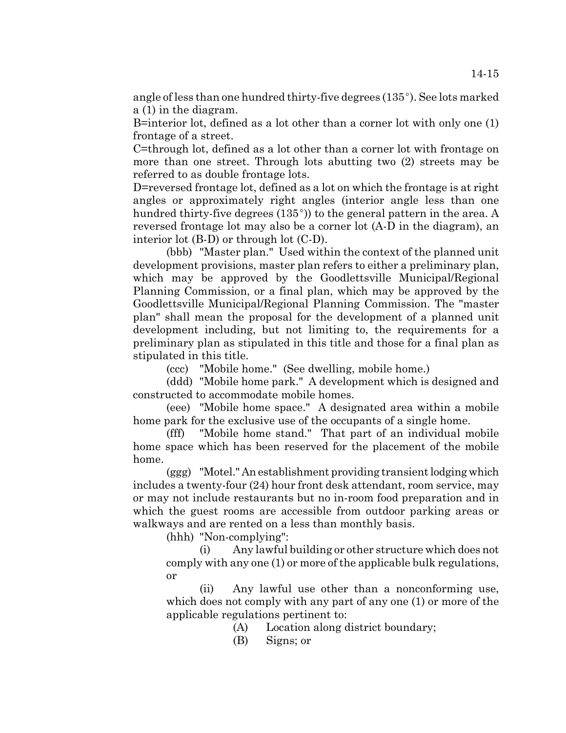angle of less than one hundred thirty-five degrees (135°). See lots marked a (1) in the diagram.

B=interior lot, defined as a lot other than a corner lot with only one (1) frontage of a street.

C=through lot, defined as a lot other than a corner lot with frontage on more than one street. Through lots abutting two (2) streets may be referred to as double frontage lots.

D=reversed frontage lot, defined as a lot on which the frontage is at right angles or approximately right angles (interior angle less than one hundred thirty-five degrees (135°)) to the general pattern in the area. A reversed frontage lot may also be a corner lot (A-D in the diagram), an interior lot (B-D) or through lot (C-D).

(bbb) "Master plan." Used within the context of the planned unit development provisions, master plan refers to either a preliminary plan, which may be approved by the Goodlettsville Municipal/Regional Planning Commission, or a final plan, which may be approved by the Goodlettsville Municipal/Regional Planning Commission. The "master plan" shall mean the proposal for the development of a planned unit development including, but not limiting to, the requirements for a preliminary plan as stipulated in this title and those for a final plan as stipulated in this title.

(ccc) "Mobile home." (See dwelling, mobile home.)

(ddd) "Mobile home park." A development which is designed and constructed to accommodate mobile homes.

(eee) "Mobile home space." A designated area within a mobile home park for the exclusive use of the occupants of a single home.

(fff) "Mobile home stand." That part of an individual mobile home space which has been reserved for the placement of the mobile home.

(ggg) "Motel." An establishment providing transient lodging which includes a twenty-four (24) hour front desk attendant, room service, may or may not include restaurants but no in-room food preparation and in which the guest rooms are accessible from outdoor parking areas or walkways and are rented on a less than monthly basis.

(hhh) "Non-complying":

(i) Any lawful building or other structure which does not comply with any one (1) or more of the applicable bulk regulations, or

(ii) Any lawful use other than a nonconforming use, which does not comply with any part of any one (1) or more of the applicable regulations pertinent to:

(A) Location along district boundary;

(B) Signs; or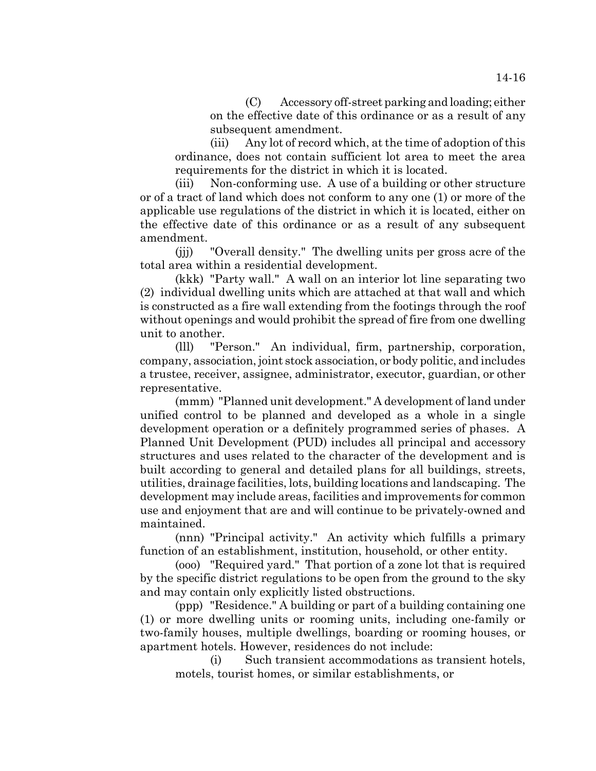(C) Accessory off-street parking and loading; either on the effective date of this ordinance or as a result of any subsequent amendment.

(iii) Any lot of record which, at the time of adoption of this ordinance, does not contain sufficient lot area to meet the area requirements for the district in which it is located.

(iii) Non-conforming use. A use of a building or other structure or of a tract of land which does not conform to any one (1) or more of the applicable use regulations of the district in which it is located, either on the effective date of this ordinance or as a result of any subsequent amendment.

(jjj) "Overall density." The dwelling units per gross acre of the total area within a residential development.

(kkk) "Party wall." A wall on an interior lot line separating two (2) individual dwelling units which are attached at that wall and which is constructed as a fire wall extending from the footings through the roof without openings and would prohibit the spread of fire from one dwelling unit to another.

(lll) "Person." An individual, firm, partnership, corporation, company, association, joint stock association, or body politic, and includes a trustee, receiver, assignee, administrator, executor, guardian, or other representative.

(mmm) "Planned unit development." A development of land under unified control to be planned and developed as a whole in a single development operation or a definitely programmed series of phases. A Planned Unit Development (PUD) includes all principal and accessory structures and uses related to the character of the development and is built according to general and detailed plans for all buildings, streets, utilities, drainage facilities, lots, building locations and landscaping. The development may include areas, facilities and improvements for common use and enjoyment that are and will continue to be privately-owned and maintained.

(nnn) "Principal activity." An activity which fulfills a primary function of an establishment, institution, household, or other entity.

(ooo) "Required yard." That portion of a zone lot that is required by the specific district regulations to be open from the ground to the sky and may contain only explicitly listed obstructions.

(ppp) "Residence." A building or part of a building containing one (1) or more dwelling units or rooming units, including one-family or two-family houses, multiple dwellings, boarding or rooming houses, or apartment hotels. However, residences do not include:

(i) Such transient accommodations as transient hotels, motels, tourist homes, or similar establishments, or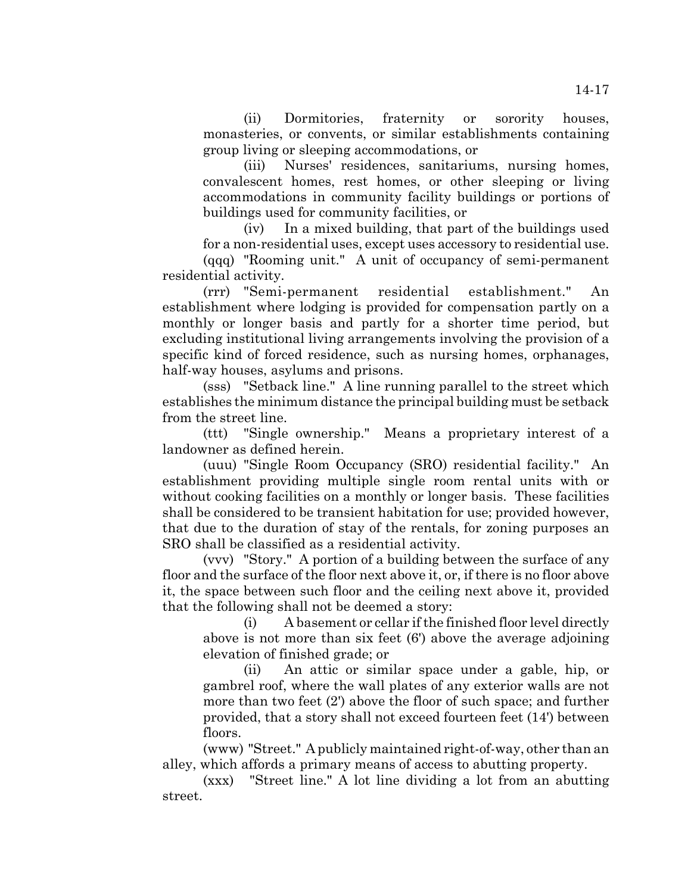(ii) Dormitories, fraternity or sorority houses, monasteries, or convents, or similar establishments containing group living or sleeping accommodations, or

(iii) Nurses' residences, sanitariums, nursing homes, convalescent homes, rest homes, or other sleeping or living accommodations in community facility buildings or portions of buildings used for community facilities, or

(iv) In a mixed building, that part of the buildings used for a non-residential uses, except uses accessory to residential use.

(qqq) "Rooming unit." A unit of occupancy of semi-permanent residential activity.

(rrr) "Semi-permanent residential establishment." An establishment where lodging is provided for compensation partly on a monthly or longer basis and partly for a shorter time period, but excluding institutional living arrangements involving the provision of a specific kind of forced residence, such as nursing homes, orphanages, half-way houses, asylums and prisons.

(sss) "Setback line." A line running parallel to the street which establishes the minimum distance the principal building must be setback from the street line.

(ttt) "Single ownership." Means a proprietary interest of a landowner as defined herein.

(uuu) "Single Room Occupancy (SRO) residential facility." An establishment providing multiple single room rental units with or without cooking facilities on a monthly or longer basis. These facilities shall be considered to be transient habitation for use; provided however, that due to the duration of stay of the rentals, for zoning purposes an SRO shall be classified as a residential activity.

(vvv) "Story." A portion of a building between the surface of any floor and the surface of the floor next above it, or, if there is no floor above it, the space between such floor and the ceiling next above it, provided that the following shall not be deemed a story:

(i) A basement or cellar if the finished floor level directly above is not more than six feet (6') above the average adjoining elevation of finished grade; or

(ii) An attic or similar space under a gable, hip, or gambrel roof, where the wall plates of any exterior walls are not more than two feet (2') above the floor of such space; and further provided, that a story shall not exceed fourteen feet (14') between floors.

(www) "Street." A publicly maintained right-of-way, other than an alley, which affords a primary means of access to abutting property.

(xxx) "Street line." A lot line dividing a lot from an abutting street.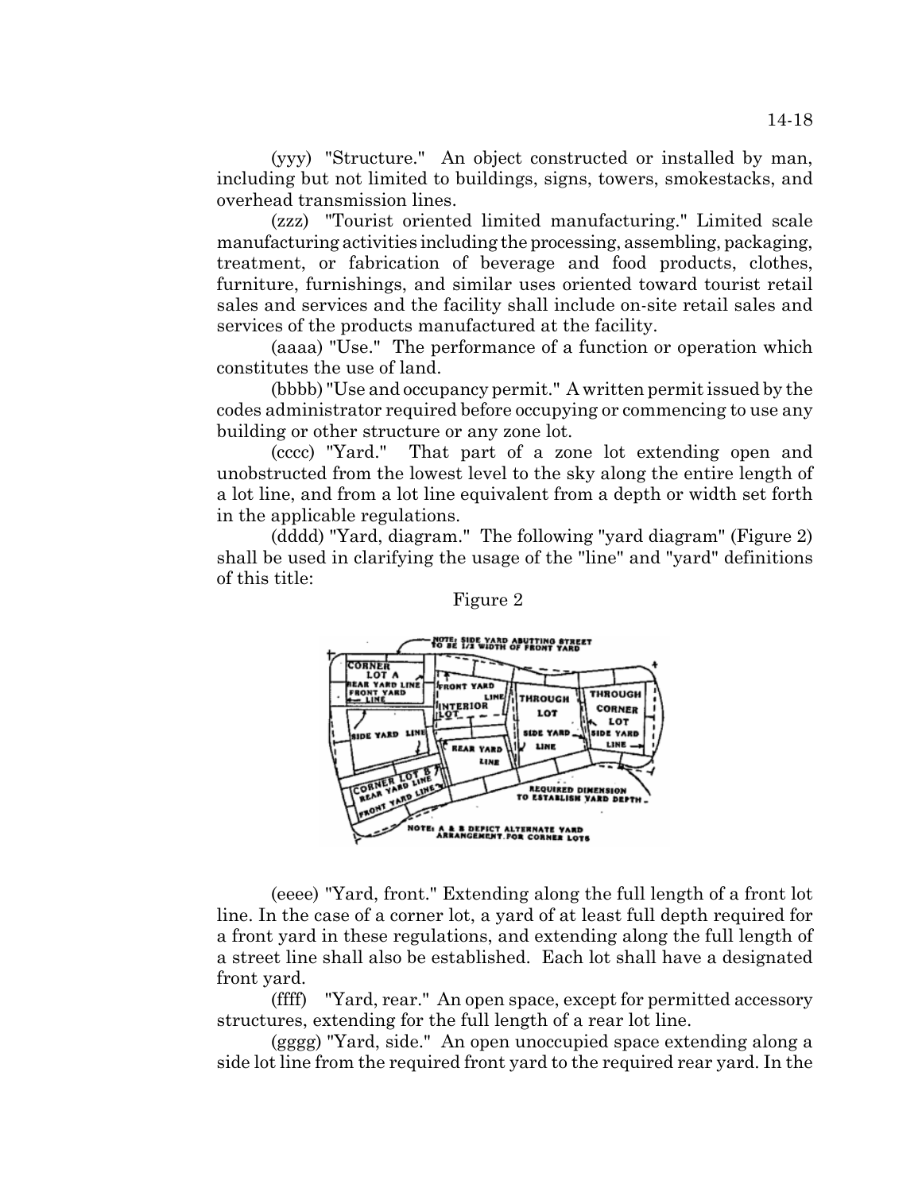(yyy) "Structure." An object constructed or installed by man, including but not limited to buildings, signs, towers, smokestacks, and overhead transmission lines.

(zzz) "Tourist oriented limited manufacturing." Limited scale manufacturing activities including the processing, assembling, packaging, treatment, or fabrication of beverage and food products, clothes, furniture, furnishings, and similar uses oriented toward tourist retail sales and services and the facility shall include on-site retail sales and services of the products manufactured at the facility.

(aaaa) "Use." The performance of a function or operation which constitutes the use of land.

(bbbb) "Use and occupancy permit." A written permit issued by the codes administrator required before occupying or commencing to use any building or other structure or any zone lot.

(cccc) "Yard." That part of a zone lot extending open and unobstructed from the lowest level to the sky along the entire length of a lot line, and from a lot line equivalent from a depth or width set forth in the applicable regulations.

(dddd) "Yard, diagram." The following "yard diagram" (Figure 2) shall be used in clarifying the usage of the "line" and "yard" definitions of this title:

Figure 2

NOTE: SIDE YARD ABUTTING STREET TO BE 1/2 WIDTH OF FRONT YARD

CORNER LOT A

REAR YARD LINE

FRONT YARD LINE

SIDE YARD LINE

FRONT YARD LINE

INTERIOR LOT

REAR YARD LINE

THROUGH LOT

SIDE YARD LINE

THROUGH CORNER LOT

SIDE YARD LINE

CORNER LOT B

REAR YARD LINE

FRONT YARD LINE

REQUIRED DIMENSION TO ESTABLISH YARD DEPTH

NOTE: A & B DEPICT ALTERNATE YARD ARRANGEMENT FOR CORNER LOTS

(eeee) "Yard, front." Extending along the full length of a front lot line. In the case of a corner lot, a yard of at least full depth required for a front yard in these regulations, and extending along the full length of a street line shall also be established. Each lot shall have a designated front yard.

(ffff) "Yard, rear." An open space, except for permitted accessory structures, extending for the full length of a rear lot line.

(gggg) "Yard, side." An open unoccupied space extending along a side lot line from the required front yard to the required rear yard. In the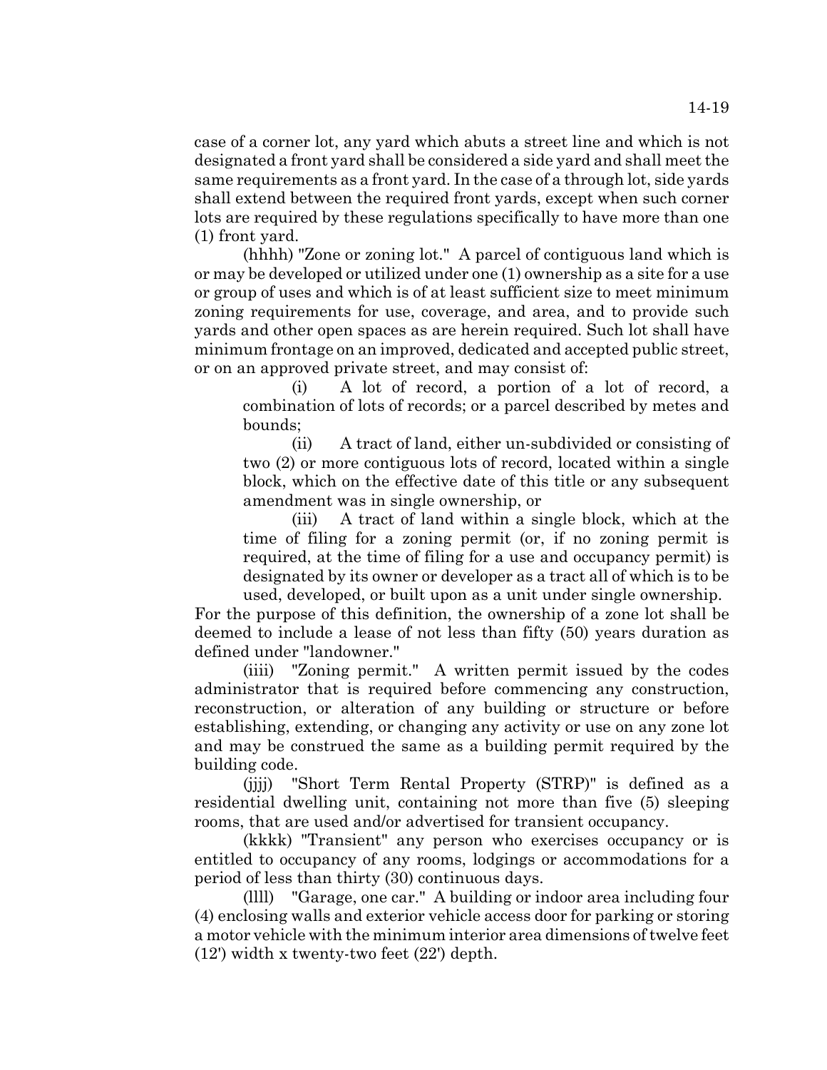case of a corner lot, any yard which abuts a street line and which is not designated a front yard shall be considered a side yard and shall meet the same requirements as a front yard. In the case of a through lot, side yards shall extend between the required front yards, except when such corner lots are required by these regulations specifically to have more than one (1) front yard.

(hhhh) "Zone or zoning lot." A parcel of contiguous land which is or may be developed or utilized under one (1) ownership as a site for a use or group of uses and which is of at least sufficient size to meet minimum zoning requirements for use, coverage, and area, and to provide such yards and other open spaces as are herein required. Such lot shall have minimum frontage on an improved, dedicated and accepted public street, or on an approved private street, and may consist of:

(i) A lot of record, a portion of a lot of record, a combination of lots of records; or a parcel described by metes and bounds;

(ii) A tract of land, either un-subdivided or consisting of two (2) or more contiguous lots of record, located within a single block, which on the effective date of this title or any subsequent amendment was in single ownership, or

(iii) A tract of land within a single block, which at the time of filing for a zoning permit (or, if no zoning permit is required, at the time of filing for a use and occupancy permit) is designated by its owner or developer as a tract all of which is to be used, developed, or built upon as a unit under single ownership.

For the purpose of this definition, the ownership of a zone lot shall be deemed to include a lease of not less than fifty (50) years duration as defined under "landowner."

(iiii) "Zoning permit." A written permit issued by the codes administrator that is required before commencing any construction, reconstruction, or alteration of any building or structure or before establishing, extending, or changing any activity or use on any zone lot and may be construed the same as a building permit required by the building code.

(jjjj) "Short Term Rental Property (STRP)" is defined as a residential dwelling unit, containing not more than five (5) sleeping rooms, that are used and/or advertised for transient occupancy.

(kkkk) "Transient" any person who exercises occupancy or is entitled to occupancy of any rooms, lodgings or accommodations for a period of less than thirty (30) continuous days.

(llll) "Garage, one car." A building or indoor area including four (4) enclosing walls and exterior vehicle access door for parking or storing a motor vehicle with the minimum interior area dimensions of twelve feet (12') width x twenty-two feet (22') depth.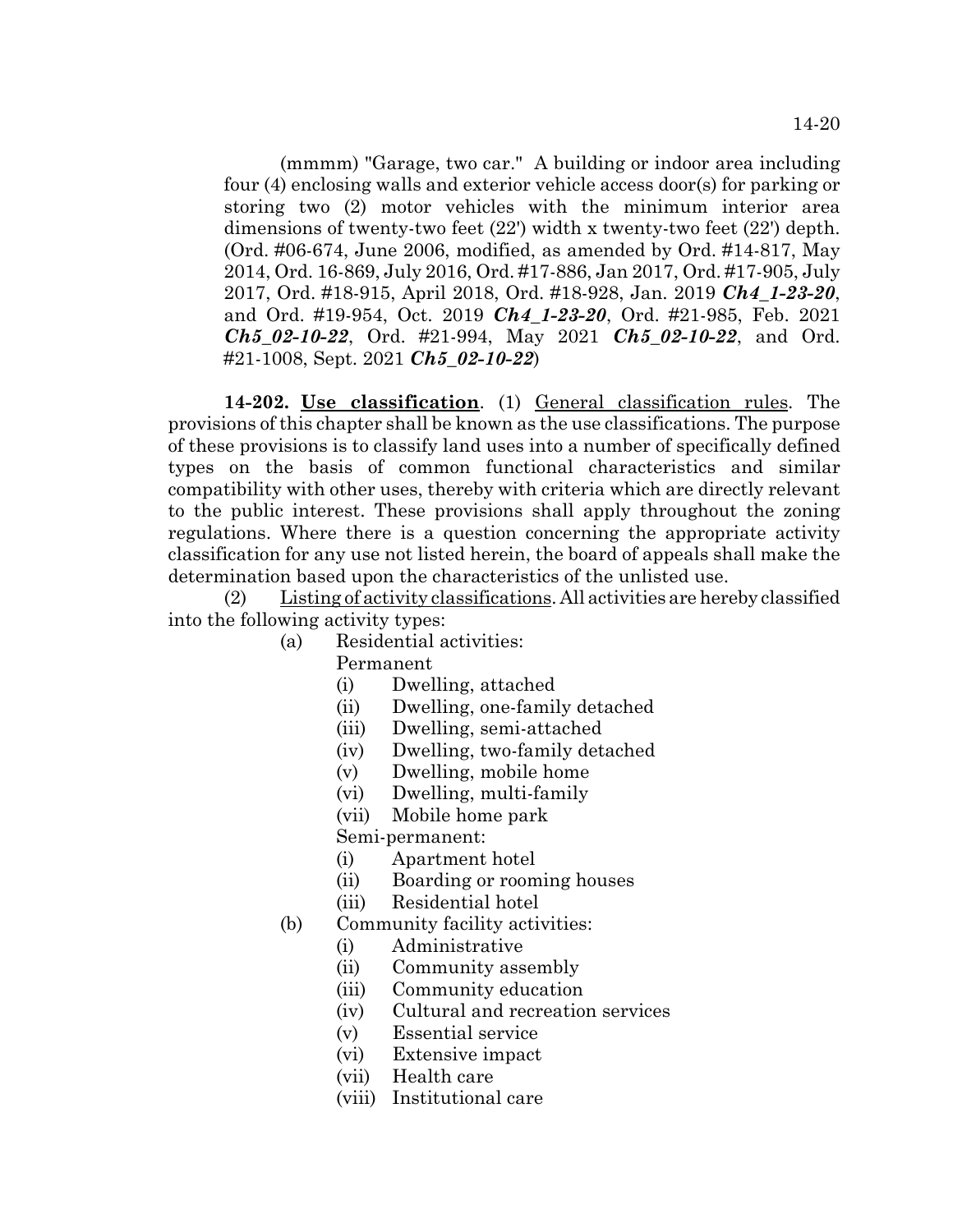(mmmm) "Garage, two car." A building or indoor area including four (4) enclosing walls and exterior vehicle access door(s) for parking or storing two (2) motor vehicles with the minimum interior area dimensions of twenty-two feet (22') width x twenty-two feet (22') depth. (Ord. #06-674, June 2006, modified, as amended by Ord. #14-817, May 2014, Ord. 16-869, July 2016, Ord. #17-886, Jan 2017, Ord. #17-905, July 2017, Ord. #18-915, April 2018, Ord. #18-928, Jan. 2019 ***Ch4_1-23-20***, and Ord. #19-954, Oct. 2019 ***Ch4_1-23-20***, Ord. #21-985, Feb. 2021 ***Ch5_02-10-22***, Ord. #21-994, May 2021 ***Ch5_02-10-22***, and Ord. #21-1008, Sept. 2021 ***Ch5_02-10-22***)

**14-202. Use classification**. (1) General classification rules. The provisions of this chapter shall be known as the use classifications. The purpose of these provisions is to classify land uses into a number of specifically defined types on the basis of common functional characteristics and similar compatibility with other uses, thereby with criteria which are directly relevant to the public interest. These provisions shall apply throughout the zoning regulations. Where there is a question concerning the appropriate activity classification for any use not listed herein, the board of appeals shall make the determination based upon the characteristics of the unlisted use.

(2) Listing of activity classifications. All activities are hereby classified into the following activity types:

- (a) Residential activities:
  - Permanent
    - (i) Dwelling, attached
    - (ii) Dwelling, one-family detached
    - (iii) Dwelling, semi-attached
    - (iv) Dwelling, two-family detached
    - (v) Dwelling, mobile home
    - (vi) Dwelling, multi-family
    - (vii) Mobile home park
  - Semi-permanent:
    - (i) Apartment hotel
    - (ii) Boarding or rooming houses
    - (iii) Residential hotel
- (b) Community facility activities:
  - (i) Administrative
  - (ii) Community assembly
  - (iii) Community education
  - (iv) Cultural and recreation services
  - (v) Essential service
  - (vi) Extensive impact
  - (vii) Health care
  - (viii) Institutional care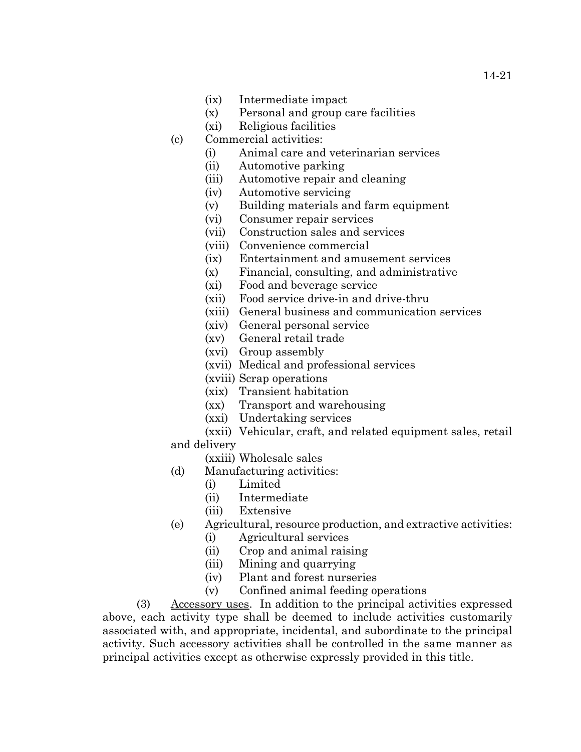(ix) Intermediate impact
(x) Personal and group care facilities
(xi) Religious facilities

(c) Commercial activities:
(i) Animal care and veterinarian services
(ii) Automotive parking
(iii) Automotive repair and cleaning
(iv) Automotive servicing
(v) Building materials and farm equipment
(vi) Consumer repair services
(vii) Construction sales and services
(viii) Convenience commercial
(ix) Entertainment and amusement services
(x) Financial, consulting, and administrative
(xi) Food and beverage service
(xii) Food service drive-in and drive-thru
(xiii) General business and communication services
(xiv) General personal service
(xv) General retail trade
(xvi) Group assembly
(xvii) Medical and professional services
(xviii) Scrap operations
(xix) Transient habitation
(xx) Transport and warehousing
(xxi) Undertaking services
(xxii) Vehicular, craft, and related equipment sales, retail and delivery
(xxiii) Wholesale sales

(d) Manufacturing activities:
(i) Limited
(ii) Intermediate
(iii) Extensive

(e) Agricultural, resource production, and extractive activities:
(i) Agricultural services
(ii) Crop and animal raising
(iii) Mining and quarrying
(iv) Plant and forest nurseries
(v) Confined animal feeding operations

(3) Accessory uses. In addition to the principal activities expressed above, each activity type shall be deemed to include activities customarily associated with, and appropriate, incidental, and subordinate to the principal activity. Such accessory activities shall be controlled in the same manner as principal activities except as otherwise expressly provided in this title.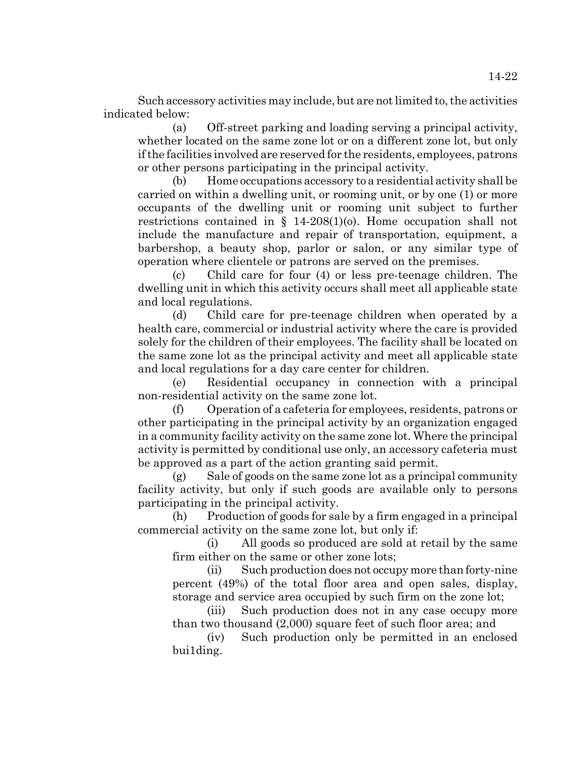Such accessory activities may include, but are not limited to, the activities indicated below:

(a) Off-street parking and loading serving a principal activity, whether located on the same zone lot or on a different zone lot, but only if the facilities involved are reserved for the residents, employees, patrons or other persons participating in the principal activity.

(b) Home occupations accessory to a residential activity shall be carried on within a dwelling unit, or rooming unit, or by one (1) or more occupants of the dwelling unit or rooming unit subject to further restrictions contained in § 14-208(1)(o). Home occupation shall not include the manufacture and repair of transportation, equipment, a barbershop, a beauty shop, parlor or salon, or any similar type of operation where clientele or patrons are served on the premises.

(c) Child care for four (4) or less pre-teenage children. The dwelling unit in which this activity occurs shall meet all applicable state and local regulations.

(d) Child care for pre-teenage children when operated by a health care, commercial or industrial activity where the care is provided solely for the children of their employees. The facility shall be located on the same zone lot as the principal activity and meet all applicable state and local regulations for a day care center for children.

(e) Residential occupancy in connection with a principal non-residential activity on the same zone lot.

(f) Operation of a cafeteria for employees, residents, patrons or other participating in the principal activity by an organization engaged in a community facility activity on the same zone lot. Where the principal activity is permitted by conditional use only, an accessory cafeteria must be approved as a part of the action granting said permit.

(g) Sale of goods on the same zone lot as a principal community facility activity, but only if such goods are available only to persons participating in the principal activity.

(h) Production of goods for sale by a firm engaged in a principal commercial activity on the same zone lot, but only if:

(i) All goods so produced are sold at retail by the same firm either on the same or other zone lots;

(ii) Such production does not occupy more than forty-nine percent (49%) of the total floor area and open sales, display, storage and service area occupied by such firm on the zone lot;

(iii) Such production does not in any case occupy more than two thousand (2,000) square feet of such floor area; and

(iv) Such production only be permitted in an enclosed bui1ding.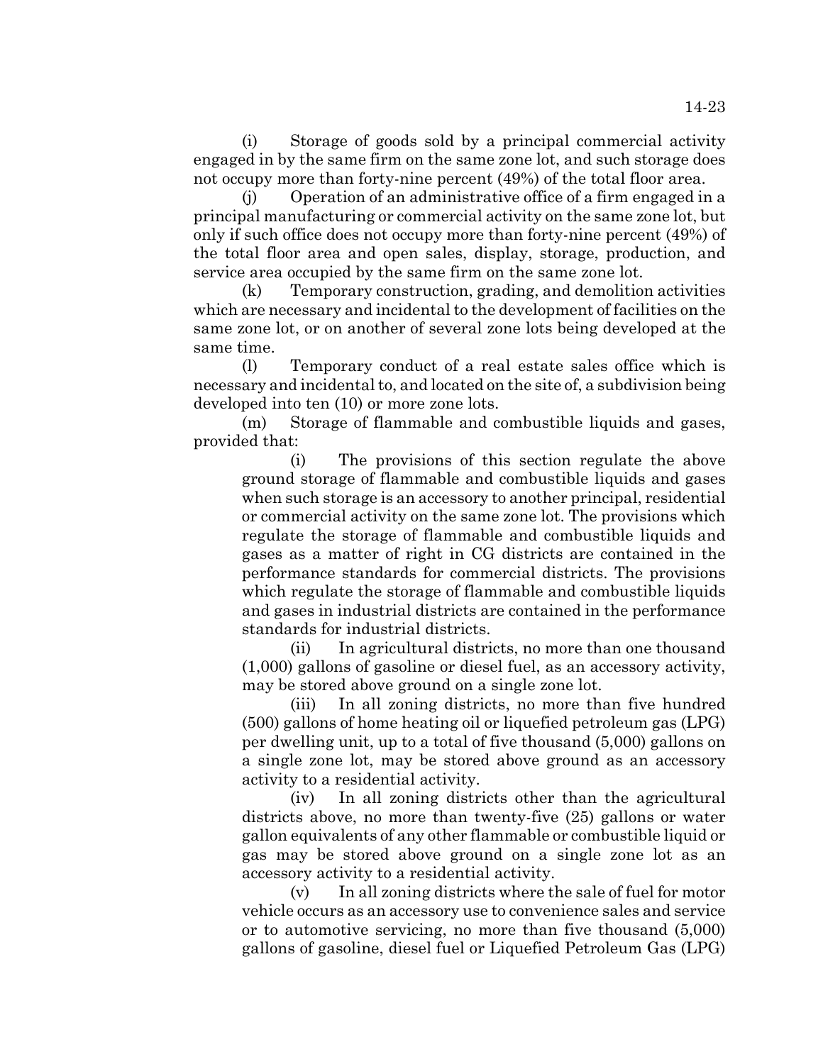(i) Storage of goods sold by a principal commercial activity engaged in by the same firm on the same zone lot, and such storage does not occupy more than forty-nine percent (49%) of the total floor area.

(j) Operation of an administrative office of a firm engaged in a principal manufacturing or commercial activity on the same zone lot, but only if such office does not occupy more than forty-nine percent (49%) of the total floor area and open sales, display, storage, production, and service area occupied by the same firm on the same zone lot.

(k) Temporary construction, grading, and demolition activities which are necessary and incidental to the development of facilities on the same zone lot, or on another of several zone lots being developed at the same time.

(l) Temporary conduct of a real estate sales office which is necessary and incidental to, and located on the site of, a subdivision being developed into ten (10) or more zone lots.

(m) Storage of flammable and combustible liquids and gases, provided that:

(i) The provisions of this section regulate the above ground storage of flammable and combustible liquids and gases when such storage is an accessory to another principal, residential or commercial activity on the same zone lot. The provisions which regulate the storage of flammable and combustible liquids and gases as a matter of right in CG districts are contained in the performance standards for commercial districts. The provisions which regulate the storage of flammable and combustible liquids and gases in industrial districts are contained in the performance standards for industrial districts.

(ii) In agricultural districts, no more than one thousand (1,000) gallons of gasoline or diesel fuel, as an accessory activity, may be stored above ground on a single zone lot.

(iii) In all zoning districts, no more than five hundred (500) gallons of home heating oil or liquefied petroleum gas (LPG) per dwelling unit, up to a total of five thousand (5,000) gallons on a single zone lot, may be stored above ground as an accessory activity to a residential activity.

(iv) In all zoning districts other than the agricultural districts above, no more than twenty-five (25) gallons or water gallon equivalents of any other flammable or combustible liquid or gas may be stored above ground on a single zone lot as an accessory activity to a residential activity.

(v) In all zoning districts where the sale of fuel for motor vehicle occurs as an accessory use to convenience sales and service or to automotive servicing, no more than five thousand (5,000) gallons of gasoline, diesel fuel or Liquefied Petroleum Gas (LPG)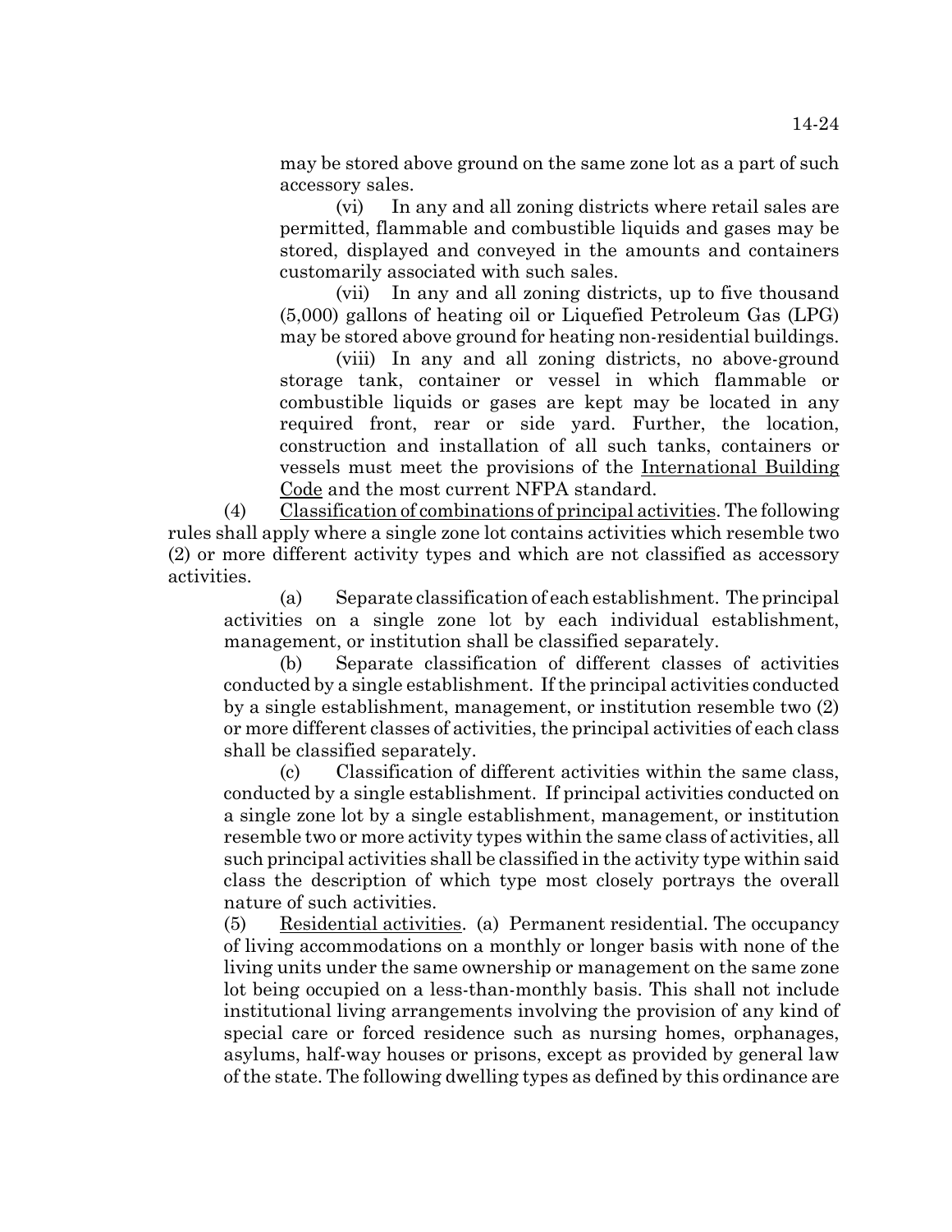may be stored above ground on the same zone lot as a part of such accessory sales.

(vi) In any and all zoning districts where retail sales are permitted, flammable and combustible liquids and gases may be stored, displayed and conveyed in the amounts and containers customarily associated with such sales.

(vii) In any and all zoning districts, up to five thousand (5,000) gallons of heating oil or Liquefied Petroleum Gas (LPG) may be stored above ground for heating non-residential buildings.

(viii) In any and all zoning districts, no above-ground storage tank, container or vessel in which flammable or combustible liquids or gases are kept may be located in any required front, rear or side yard. Further, the location, construction and installation of all such tanks, containers or vessels must meet the provisions of the International Building Code and the most current NFPA standard.

(4) Classification of combinations of principal activities. The following rules shall apply where a single zone lot contains activities which resemble two (2) or more different activity types and which are not classified as accessory activities.

(a) Separate classification of each establishment. The principal activities on a single zone lot by each individual establishment, management, or institution shall be classified separately.

(b) Separate classification of different classes of activities conducted by a single establishment. If the principal activities conducted by a single establishment, management, or institution resemble two (2) or more different classes of activities, the principal activities of each class shall be classified separately.

(c) Classification of different activities within the same class, conducted by a single establishment. If principal activities conducted on a single zone lot by a single establishment, management, or institution resemble two or more activity types within the same class of activities, all such principal activities shall be classified in the activity type within said class the description of which type most closely portrays the overall nature of such activities.

(5) Residential activities. (a) Permanent residential. The occupancy of living accommodations on a monthly or longer basis with none of the living units under the same ownership or management on the same zone lot being occupied on a less-than-monthly basis. This shall not include institutional living arrangements involving the provision of any kind of special care or forced residence such as nursing homes, orphanages, asylums, half-way houses or prisons, except as provided by general law of the state. The following dwelling types as defined by this ordinance are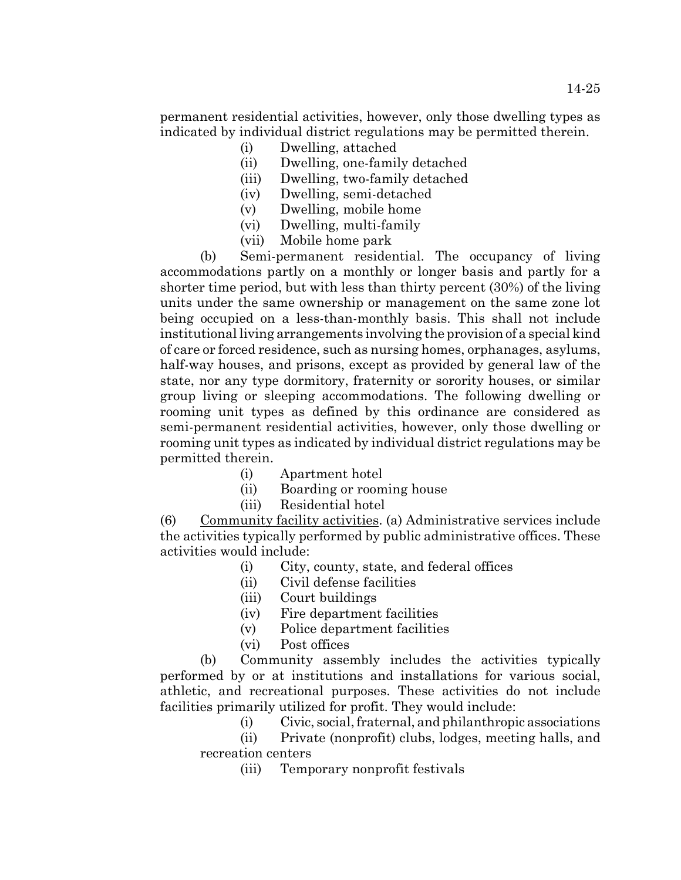permanent residential activities, however, only those dwelling types as indicated by individual district regulations may be permitted therein.

(i) Dwelling, attached
(ii) Dwelling, one-family detached
(iii) Dwelling, two-family detached
(iv) Dwelling, semi-detached
(v) Dwelling, mobile home
(vi) Dwelling, multi-family
(vii) Mobile home park

(b) Semi-permanent residential. The occupancy of living accommodations partly on a monthly or longer basis and partly for a shorter time period, but with less than thirty percent (30%) of the living units under the same ownership or management on the same zone lot being occupied on a less-than-monthly basis. This shall not include institutional living arrangements involving the provision of a special kind of care or forced residence, such as nursing homes, orphanages, asylums, half-way houses, and prisons, except as provided by general law of the state, nor any type dormitory, fraternity or sorority houses, or similar group living or sleeping accommodations. The following dwelling or rooming unit types as defined by this ordinance are considered as semi-permanent residential activities, however, only those dwelling or rooming unit types as indicated by individual district regulations may be permitted therein.

(i) Apartment hotel
(ii) Boarding or rooming house
(iii) Residential hotel

(6) Community facility activities. (a) Administrative services include the activities typically performed by public administrative offices. These activities would include:

(i) City, county, state, and federal offices
(ii) Civil defense facilities
(iii) Court buildings
(iv) Fire department facilities
(v) Police department facilities
(vi) Post offices

(b) Community assembly includes the activities typically performed by or at institutions and installations for various social, athletic, and recreational purposes. These activities do not include facilities primarily utilized for profit. They would include:

(i) Civic, social, fraternal, and philanthropic associations
(ii) Private (nonprofit) clubs, lodges, meeting halls, and recreation centers
(iii) Temporary nonprofit festivals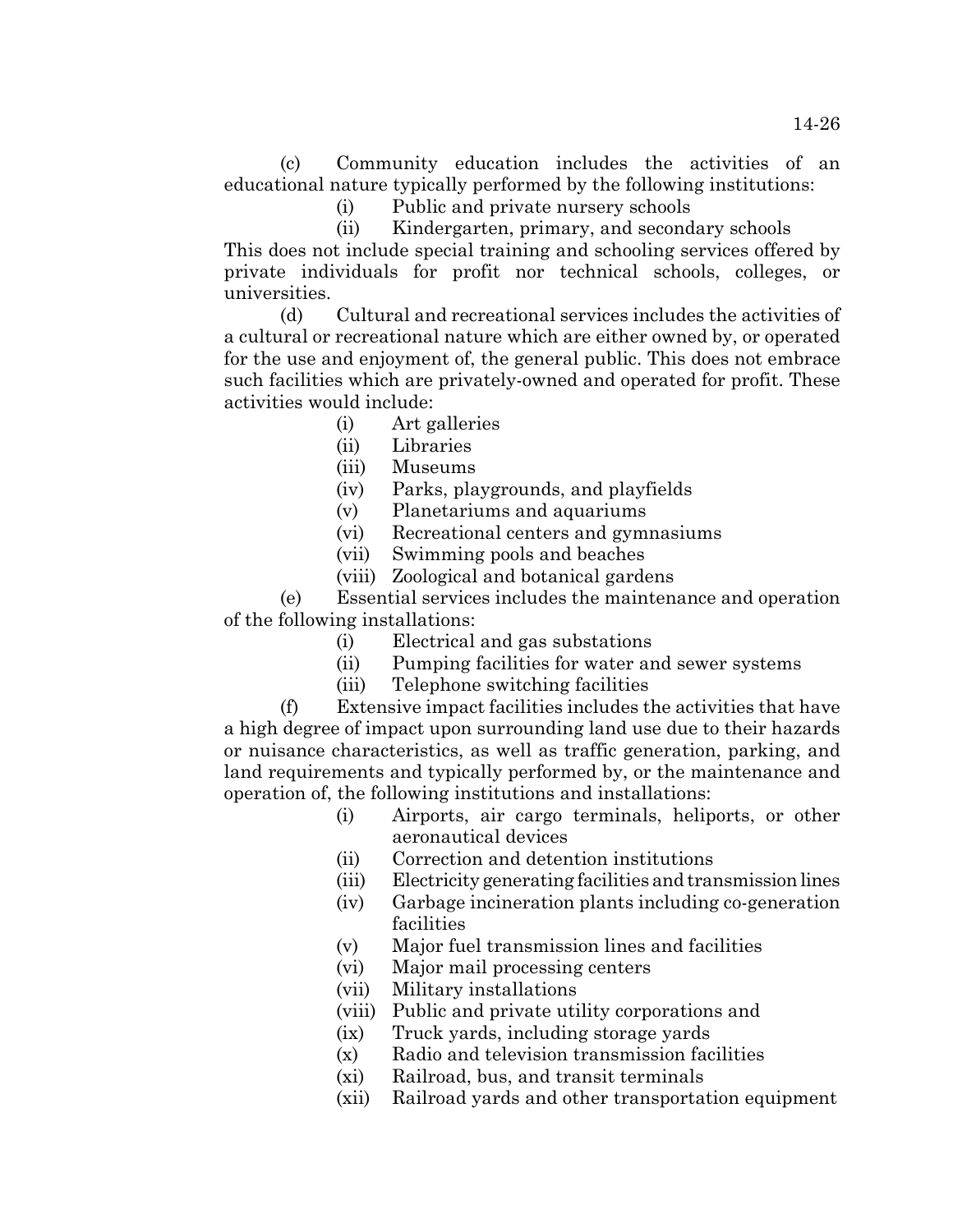(c) Community education includes the activities of an educational nature typically performed by the following institutions:

- (i) Public and private nursery schools
- (ii) Kindergarten, primary, and secondary schools

This does not include special training and schooling services offered by private individuals for profit nor technical schools, colleges, or universities.

(d) Cultural and recreational services includes the activities of a cultural or recreational nature which are either owned by, or operated for the use and enjoyment of, the general public. This does not embrace such facilities which are privately-owned and operated for profit. These activities would include:

- (i) Art galleries
- (ii) Libraries
- (iii) Museums
- (iv) Parks, playgrounds, and playfields
- (v) Planetariums and aquariums
- (vi) Recreational centers and gymnasiums
- (vii) Swimming pools and beaches
- (viii) Zoological and botanical gardens

(e) Essential services includes the maintenance and operation of the following installations:

- (i) Electrical and gas substations
- (ii) Pumping facilities for water and sewer systems
- (iii) Telephone switching facilities

(f) Extensive impact facilities includes the activities that have a high degree of impact upon surrounding land use due to their hazards or nuisance characteristics, as well as traffic generation, parking, and land requirements and typically performed by, or the maintenance and operation of, the following institutions and installations:

- (i) Airports, air cargo terminals, heliports, or other aeronautical devices
- (ii) Correction and detention institutions
- (iii) Electricity generating facilities and transmission lines
- (iv) Garbage incineration plants including co-generation facilities
- (v) Major fuel transmission lines and facilities
- (vi) Major mail processing centers
- (vii) Military installations
- (viii) Public and private utility corporations and
- (ix) Truck yards, including storage yards
- (x) Radio and television transmission facilities
- (xi) Railroad, bus, and transit terminals
- (xii) Railroad yards and other transportation equipment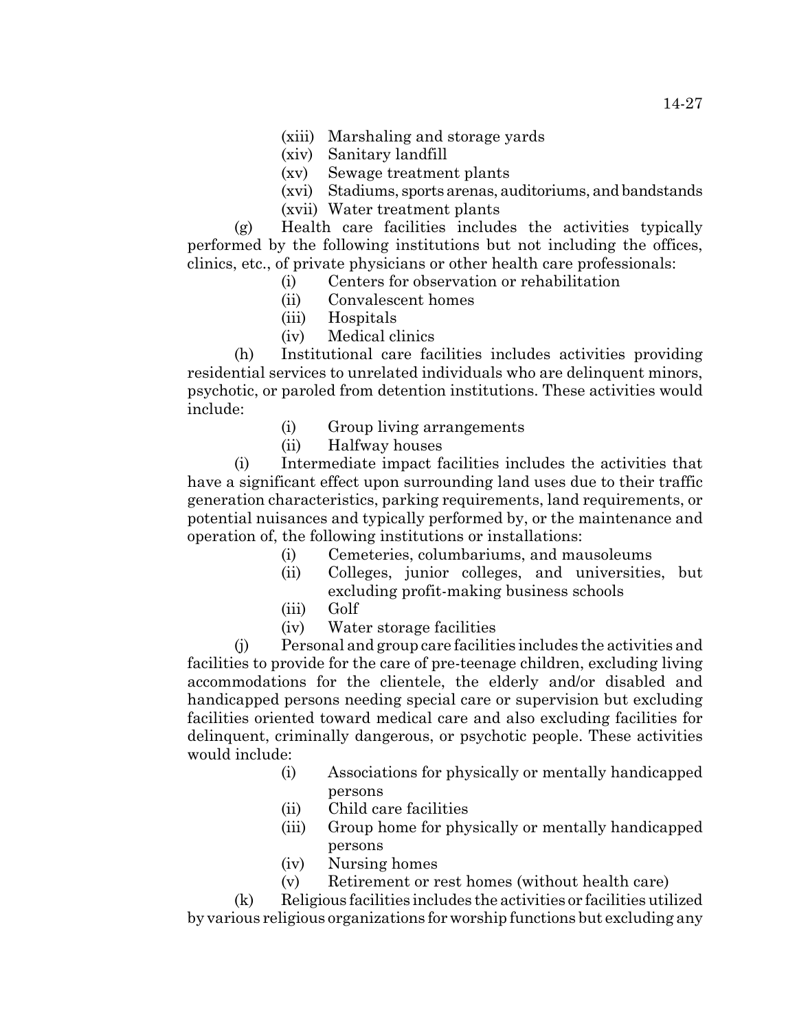(xiii) Marshaling and storage yards
(xiv) Sanitary landfill
(xv) Sewage treatment plants
(xvi) Stadiums, sports arenas, auditoriums, and bandstands
(xvii) Water treatment plants

(g) Health care facilities includes the activities typically performed by the following institutions but not including the offices, clinics, etc., of private physicians or other health care professionals:

(i) Centers for observation or rehabilitation
(ii) Convalescent homes
(iii) Hospitals
(iv) Medical clinics

(h) Institutional care facilities includes activities providing residential services to unrelated individuals who are delinquent minors, psychotic, or paroled from detention institutions. These activities would include:

(i) Group living arrangements
(ii) Halfway houses

(i) Intermediate impact facilities includes the activities that have a significant effect upon surrounding land uses due to their traffic generation characteristics, parking requirements, land requirements, or potential nuisances and typically performed by, or the maintenance and operation of, the following institutions or installations:

(i) Cemeteries, columbariums, and mausoleums
(ii) Colleges, junior colleges, and universities, but excluding profit-making business schools
(iii) Golf
(iv) Water storage facilities

(j) Personal and group care facilities includes the activities and facilities to provide for the care of pre-teenage children, excluding living accommodations for the clientele, the elderly and/or disabled and handicapped persons needing special care or supervision but excluding facilities oriented toward medical care and also excluding facilities for delinquent, criminally dangerous, or psychotic people. These activities would include:

(i) Associations for physically or mentally handicapped persons
(ii) Child care facilities
(iii) Group home for physically or mentally handicapped persons
(iv) Nursing homes
(v) Retirement or rest homes (without health care)

(k) Religious facilities includes the activities or facilities utilized by various religious organizations for worship functions but excluding any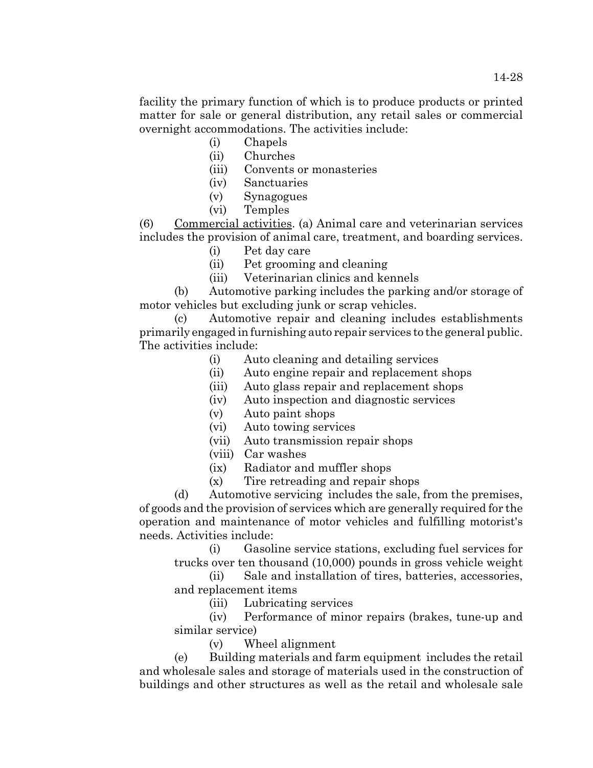facility the primary function of which is to produce products or printed matter for sale or general distribution, any retail sales or commercial overnight accommodations. The activities include:

(i) Chapels
(ii) Churches
(iii) Convents or monasteries
(iv) Sanctuaries
(v) Synagogues
(vi) Temples

(6) Commercial activities. (a) Animal care and veterinarian services includes the provision of animal care, treatment, and boarding services.

(i) Pet day care
(ii) Pet grooming and cleaning
(iii) Veterinarian clinics and kennels

(b) Automotive parking includes the parking and/or storage of motor vehicles but excluding junk or scrap vehicles.

(c) Automotive repair and cleaning includes establishments primarily engaged in furnishing auto repair services to the general public. The activities include:

(i) Auto cleaning and detailing services
(ii) Auto engine repair and replacement shops
(iii) Auto glass repair and replacement shops
(iv) Auto inspection and diagnostic services
(v) Auto paint shops
(vi) Auto towing services
(vii) Auto transmission repair shops
(viii) Car washes
(ix) Radiator and muffler shops
(x) Tire retreading and repair shops

(d) Automotive servicing includes the sale, from the premises, of goods and the provision of services which are generally required for the operation and maintenance of motor vehicles and fulfilling motorist's needs. Activities include:

(i) Gasoline service stations, excluding fuel services for trucks over ten thousand (10,000) pounds in gross vehicle weight

(ii) Sale and installation of tires, batteries, accessories, and replacement items

(iii) Lubricating services

(iv) Performance of minor repairs (brakes, tune-up and similar service)

(v) Wheel alignment

(e) Building materials and farm equipment includes the retail and wholesale sales and storage of materials used in the construction of buildings and other structures as well as the retail and wholesale sale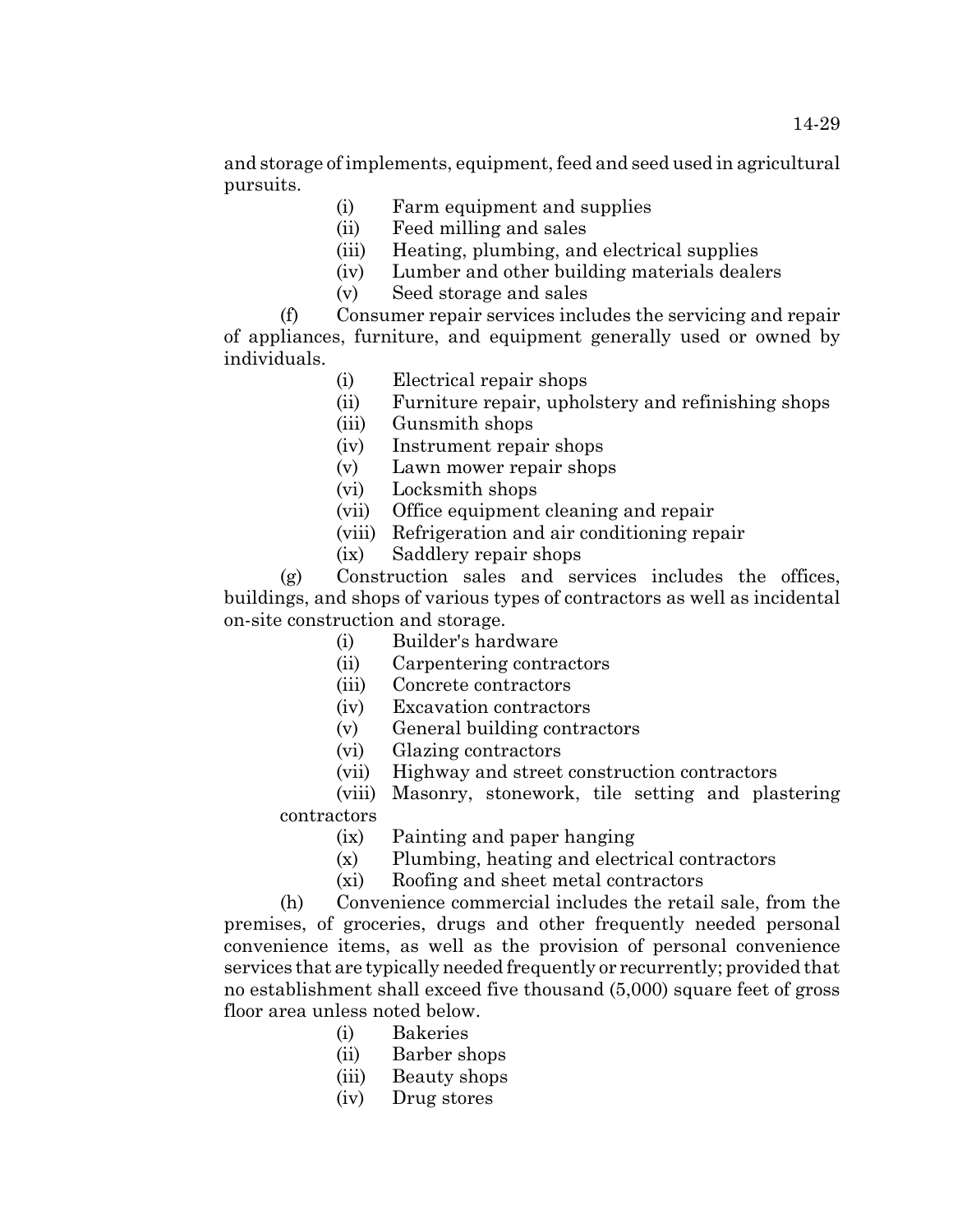and storage of implements, equipment, feed and seed used in agricultural pursuits.

(i) Farm equipment and supplies
(ii) Feed milling and sales
(iii) Heating, plumbing, and electrical supplies
(iv) Lumber and other building materials dealers
(v) Seed storage and sales

(f) Consumer repair services includes the servicing and repair of appliances, furniture, and equipment generally used or owned by individuals.

(i) Electrical repair shops
(ii) Furniture repair, upholstery and refinishing shops
(iii) Gunsmith shops
(iv) Instrument repair shops
(v) Lawn mower repair shops
(vi) Locksmith shops
(vii) Office equipment cleaning and repair
(viii) Refrigeration and air conditioning repair
(ix) Saddlery repair shops

(g) Construction sales and services includes the offices, buildings, and shops of various types of contractors as well as incidental on-site construction and storage.

(i) Builder's hardware
(ii) Carpentering contractors
(iii) Concrete contractors
(iv) Excavation contractors
(v) General building contractors
(vi) Glazing contractors
(vii) Highway and street construction contractors
(viii) Masonry, stonework, tile setting and plastering contractors
(ix) Painting and paper hanging
(x) Plumbing, heating and electrical contractors
(xi) Roofing and sheet metal contractors

(h) Convenience commercial includes the retail sale, from the premises, of groceries, drugs and other frequently needed personal convenience items, as well as the provision of personal convenience services that are typically needed frequently or recurrently; provided that no establishment shall exceed five thousand (5,000) square feet of gross floor area unless noted below.

(i) Bakeries
(ii) Barber shops
(iii) Beauty shops
(iv) Drug stores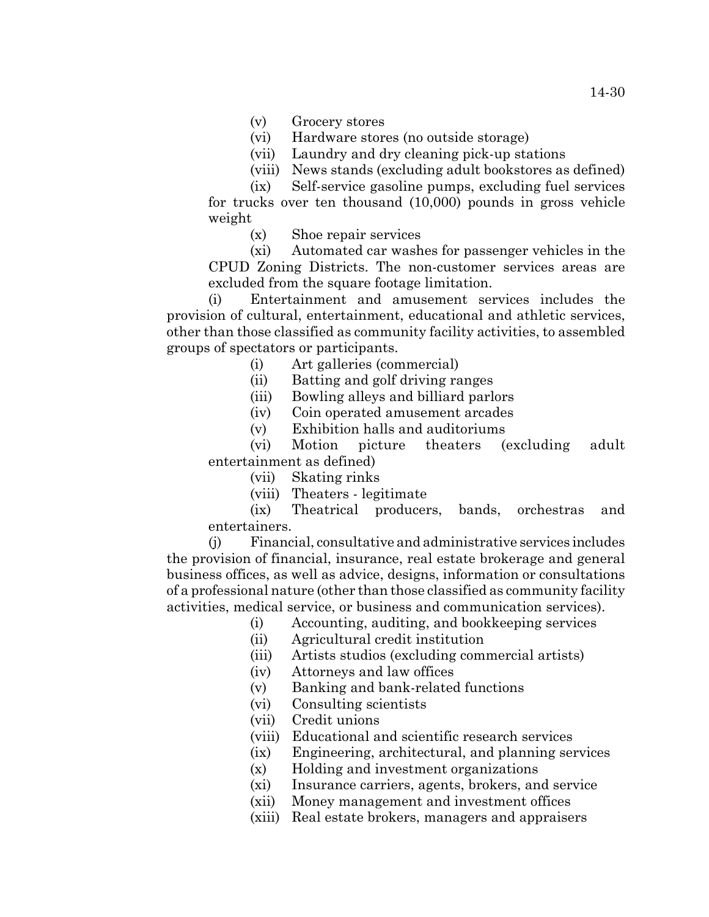(v) Grocery stores

(vi) Hardware stores (no outside storage)

(vii) Laundry and dry cleaning pick-up stations

(viii) News stands (excluding adult bookstores as defined)

(ix) Self-service gasoline pumps, excluding fuel services for trucks over ten thousand (10,000) pounds in gross vehicle weight

(x) Shoe repair services

(xi) Automated car washes for passenger vehicles in the CPUD Zoning Districts. The non-customer services areas are excluded from the square footage limitation.

(i) Entertainment and amusement services includes the provision of cultural, entertainment, educational and athletic services, other than those classified as community facility activities, to assembled groups of spectators or participants.

(i) Art galleries (commercial)

(ii) Batting and golf driving ranges

(iii) Bowling alleys and billiard parlors

(iv) Coin operated amusement arcades

(v) Exhibition halls and auditoriums

(vi) Motion picture theaters (excluding adult entertainment as defined)

(vii) Skating rinks

(viii) Theaters - legitimate

(ix) Theatrical producers, bands, orchestras and entertainers.

(j) Financial, consultative and administrative services includes the provision of financial, insurance, real estate brokerage and general business offices, as well as advice, designs, information or consultations of a professional nature (other than those classified as community facility activities, medical service, or business and communication services).

(i) Accounting, auditing, and bookkeeping services

(ii) Agricultural credit institution

(iii) Artists studios (excluding commercial artists)

(iv) Attorneys and law offices

(v) Banking and bank-related functions

(vi) Consulting scientists

(vii) Credit unions

(viii) Educational and scientific research services

(ix) Engineering, architectural, and planning services

(x) Holding and investment organizations

(xi) Insurance carriers, agents, brokers, and service

(xii) Money management and investment offices

(xiii) Real estate brokers, managers and appraisers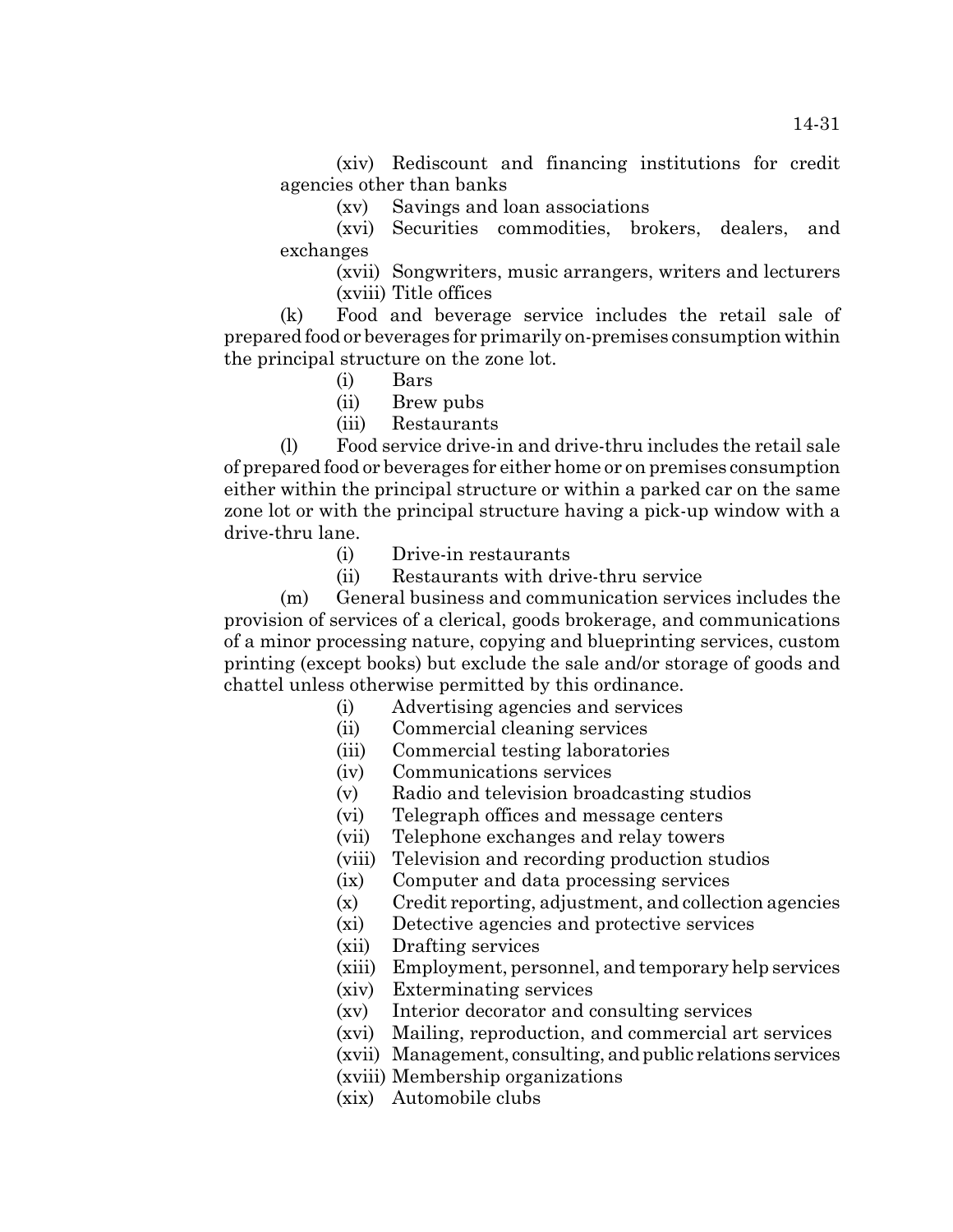(xiv) Rediscount and financing institutions for credit agencies other than banks

(xv) Savings and loan associations

(xvi) Securities commodities, brokers, dealers, and exchanges

(xvii) Songwriters, music arrangers, writers and lecturers

(xviii) Title offices

(k) Food and beverage service includes the retail sale of prepared food or beverages for primarily on-premises consumption within the principal structure on the zone lot.

(i) Bars

(ii) Brew pubs

(iii) Restaurants

(l) Food service drive-in and drive-thru includes the retail sale of prepared food or beverages for either home or on premises consumption either within the principal structure or within a parked car on the same zone lot or with the principal structure having a pick-up window with a drive-thru lane.

(i) Drive-in restaurants

(ii) Restaurants with drive-thru service

(m) General business and communication services includes the provision of services of a clerical, goods brokerage, and communications of a minor processing nature, copying and blueprinting services, custom printing (except books) but exclude the sale and/or storage of goods and chattel unless otherwise permitted by this ordinance.

(i) Advertising agencies and services

(ii) Commercial cleaning services

(iii) Commercial testing laboratories

(iv) Communications services

(v) Radio and television broadcasting studios

(vi) Telegraph offices and message centers

(vii) Telephone exchanges and relay towers

(viii) Television and recording production studios

(ix) Computer and data processing services

(x) Credit reporting, adjustment, and collection agencies

(xi) Detective agencies and protective services

(xii) Drafting services

(xiii) Employment, personnel, and temporary help services

(xiv) Exterminating services

(xv) Interior decorator and consulting services

(xvi) Mailing, reproduction, and commercial art services

(xvii) Management, consulting, and public relations services

(xviii) Membership organizations

(xix) Automobile clubs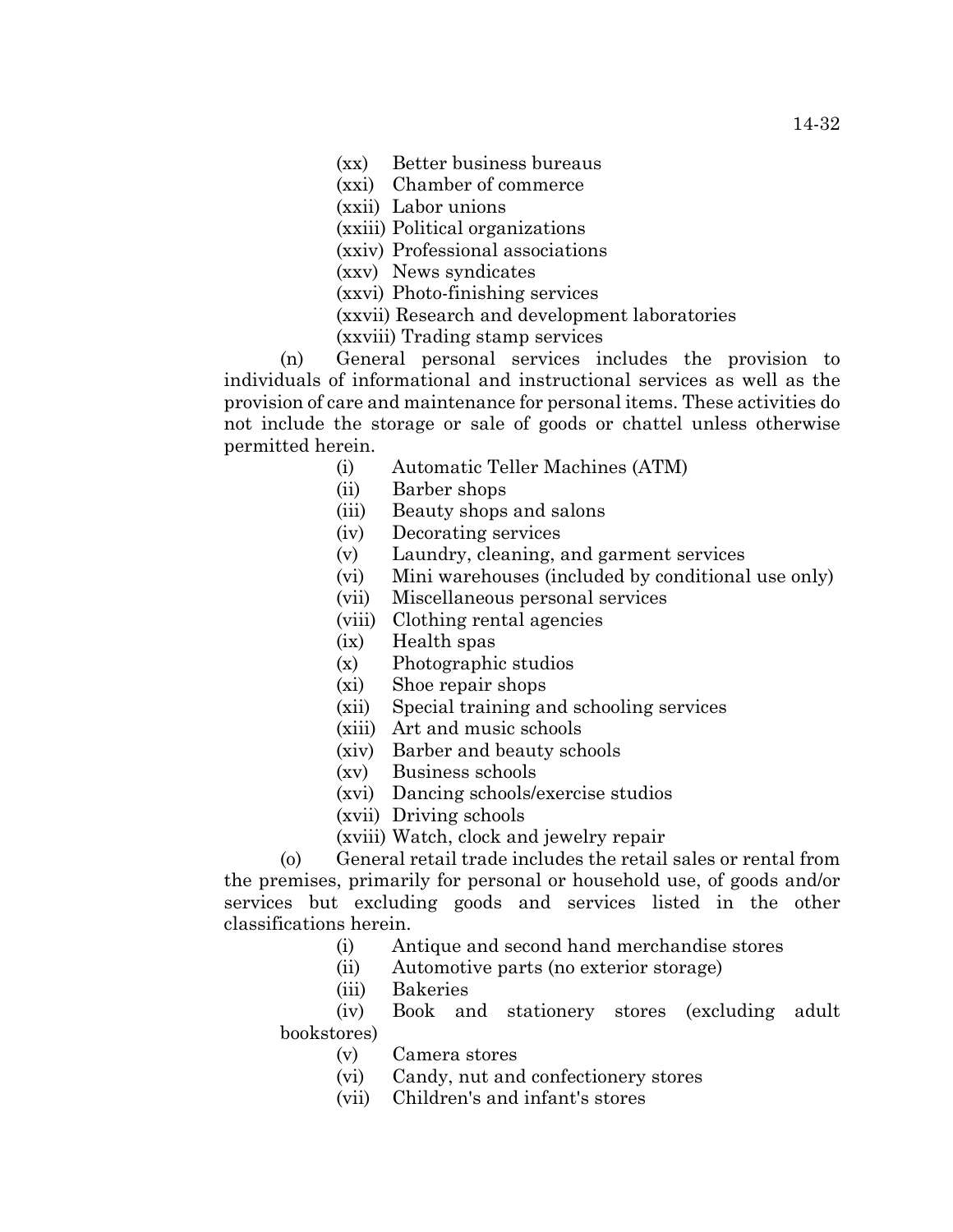(xx) Better business bureaus
(xxi) Chamber of commerce
(xxii) Labor unions
(xxiii) Political organizations
(xxiv) Professional associations
(xxv) News syndicates
(xxvi) Photo-finishing services
(xxvii) Research and development laboratories
(xxviii) Trading stamp services

(n) General personal services includes the provision to individuals of informational and instructional services as well as the provision of care and maintenance for personal items. These activities do not include the storage or sale of goods or chattel unless otherwise permitted herein.

(i) Automatic Teller Machines (ATM)
(ii) Barber shops
(iii) Beauty shops and salons
(iv) Decorating services
(v) Laundry, cleaning, and garment services
(vi) Mini warehouses (included by conditional use only)
(vii) Miscellaneous personal services
(viii) Clothing rental agencies
(ix) Health spas
(x) Photographic studios
(xi) Shoe repair shops
(xii) Special training and schooling services
(xiii) Art and music schools
(xiv) Barber and beauty schools
(xv) Business schools
(xvi) Dancing schools/exercise studios
(xvii) Driving schools
(xviii) Watch, clock and jewelry repair

(o) General retail trade includes the retail sales or rental from the premises, primarily for personal or household use, of goods and/or services but excluding goods and services listed in the other classifications herein.

(i) Antique and second hand merchandise stores
(ii) Automotive parts (no exterior storage)
(iii) Bakeries
(iv) Book and stationery stores (excluding adult bookstores)
(v) Camera stores
(vi) Candy, nut and confectionery stores
(vii) Children's and infant's stores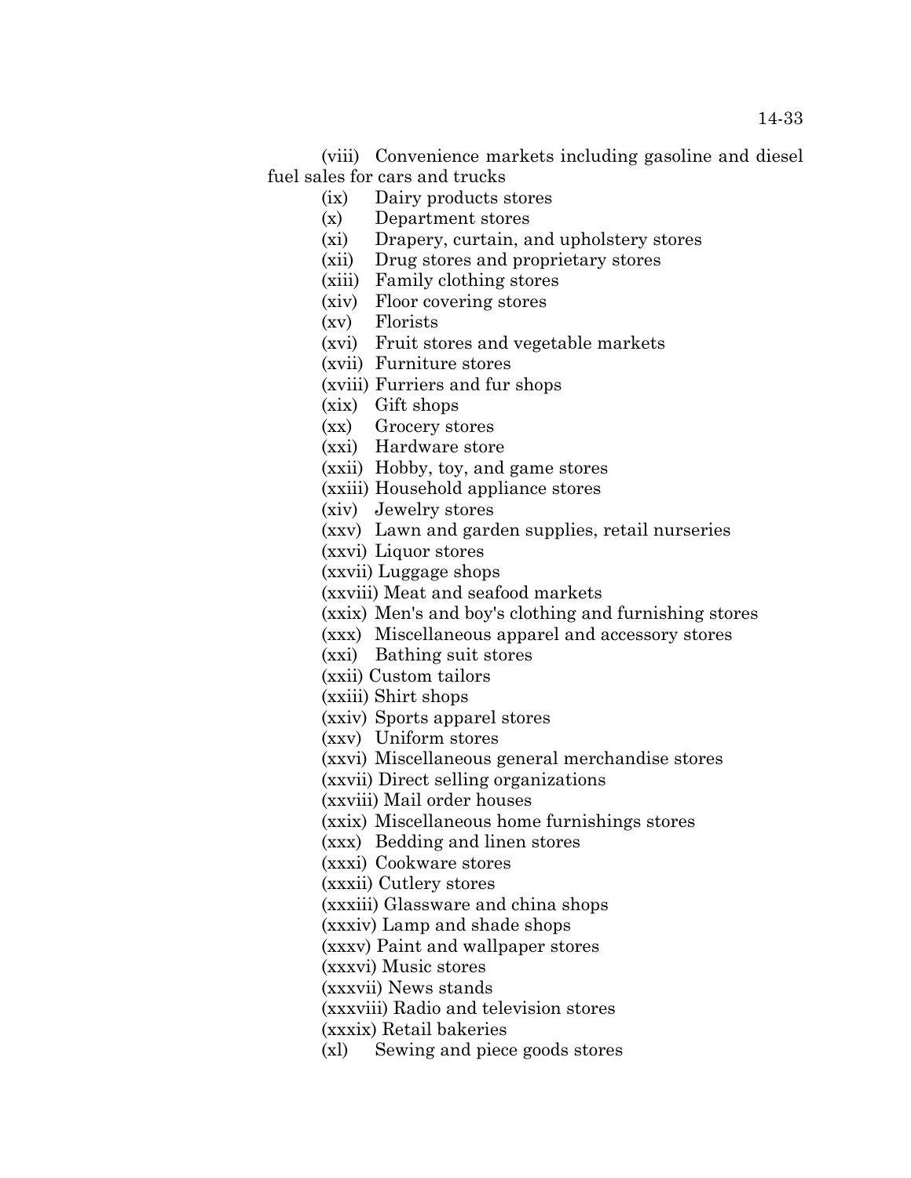(viii) Convenience markets including gasoline and diesel fuel sales for cars and trucks

(ix) Dairy products stores

(x) Department stores

(xi) Drapery, curtain, and upholstery stores

(xii) Drug stores and proprietary stores

(xiii) Family clothing stores

(xiv) Floor covering stores

(xv) Florists

(xvi) Fruit stores and vegetable markets

(xvii) Furniture stores

(xviii) Furriers and fur shops

(xix) Gift shops

(xx) Grocery stores

(xxi) Hardware store

(xxii) Hobby, toy, and game stores

(xxiii) Household appliance stores

(xiv) Jewelry stores

(xxv) Lawn and garden supplies, retail nurseries

(xxvi) Liquor stores

(xxvii) Luggage shops

(xxviii) Meat and seafood markets

(xxix) Men's and boy's clothing and furnishing stores

(xxx) Miscellaneous apparel and accessory stores

(xxi) Bathing suit stores

(xxii) Custom tailors

(xxiii) Shirt shops

(xxiv) Sports apparel stores

(xxv) Uniform stores

(xxvi) Miscellaneous general merchandise stores

(xxvii) Direct selling organizations

(xxviii) Mail order houses

(xxix) Miscellaneous home furnishings stores

(xxx) Bedding and linen stores

(xxxi) Cookware stores

(xxxii) Cutlery stores

(xxxiii) Glassware and china shops

(xxxiv) Lamp and shade shops

(xxxv) Paint and wallpaper stores

(xxxvi) Music stores

(xxxvii) News stands

(xxxviii) Radio and television stores

(xxxix) Retail bakeries

(xl) Sewing and piece goods stores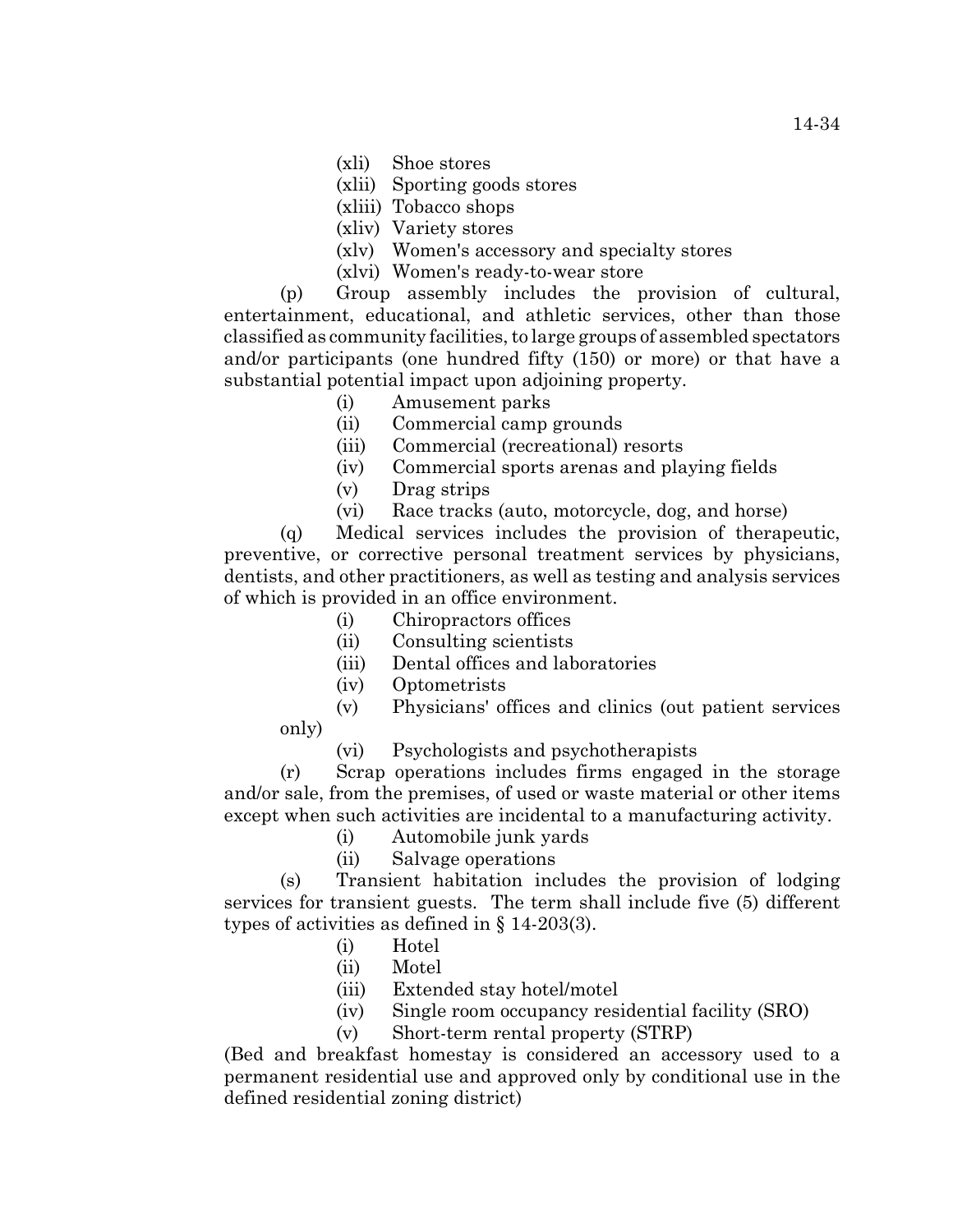(xli) Shoe stores

(xlii) Sporting goods stores

(xliii) Tobacco shops

(xliv) Variety stores

(xlv) Women's accessory and specialty stores

(xlvi) Women's ready-to-wear store

(p) Group assembly includes the provision of cultural, entertainment, educational, and athletic services, other than those classified as community facilities, to large groups of assembled spectators and/or participants (one hundred fifty (150) or more) or that have a substantial potential impact upon adjoining property.

(i) Amusement parks

(ii) Commercial camp grounds

(iii) Commercial (recreational) resorts

(iv) Commercial sports arenas and playing fields

(v) Drag strips

(vi) Race tracks (auto, motorcycle, dog, and horse)

(q) Medical services includes the provision of therapeutic, preventive, or corrective personal treatment services by physicians, dentists, and other practitioners, as well as testing and analysis services of which is provided in an office environment.

(i) Chiropractors offices

(ii) Consulting scientists

(iii) Dental offices and laboratories

(iv) Optometrists

(v) Physicians' offices and clinics (out patient services only)

(vi) Psychologists and psychotherapists

(r) Scrap operations includes firms engaged in the storage and/or sale, from the premises, of used or waste material or other items except when such activities are incidental to a manufacturing activity.

(i) Automobile junk yards

(ii) Salvage operations

(s) Transient habitation includes the provision of lodging services for transient guests. The term shall include five (5) different types of activities as defined in § 14-203(3).

(i) Hotel

(ii) Motel

(iii) Extended stay hotel/motel

(iv) Single room occupancy residential facility (SRO)

(v) Short-term rental property (STRP)

(Bed and breakfast homestay is considered an accessory used to a permanent residential use and approved only by conditional use in the defined residential zoning district)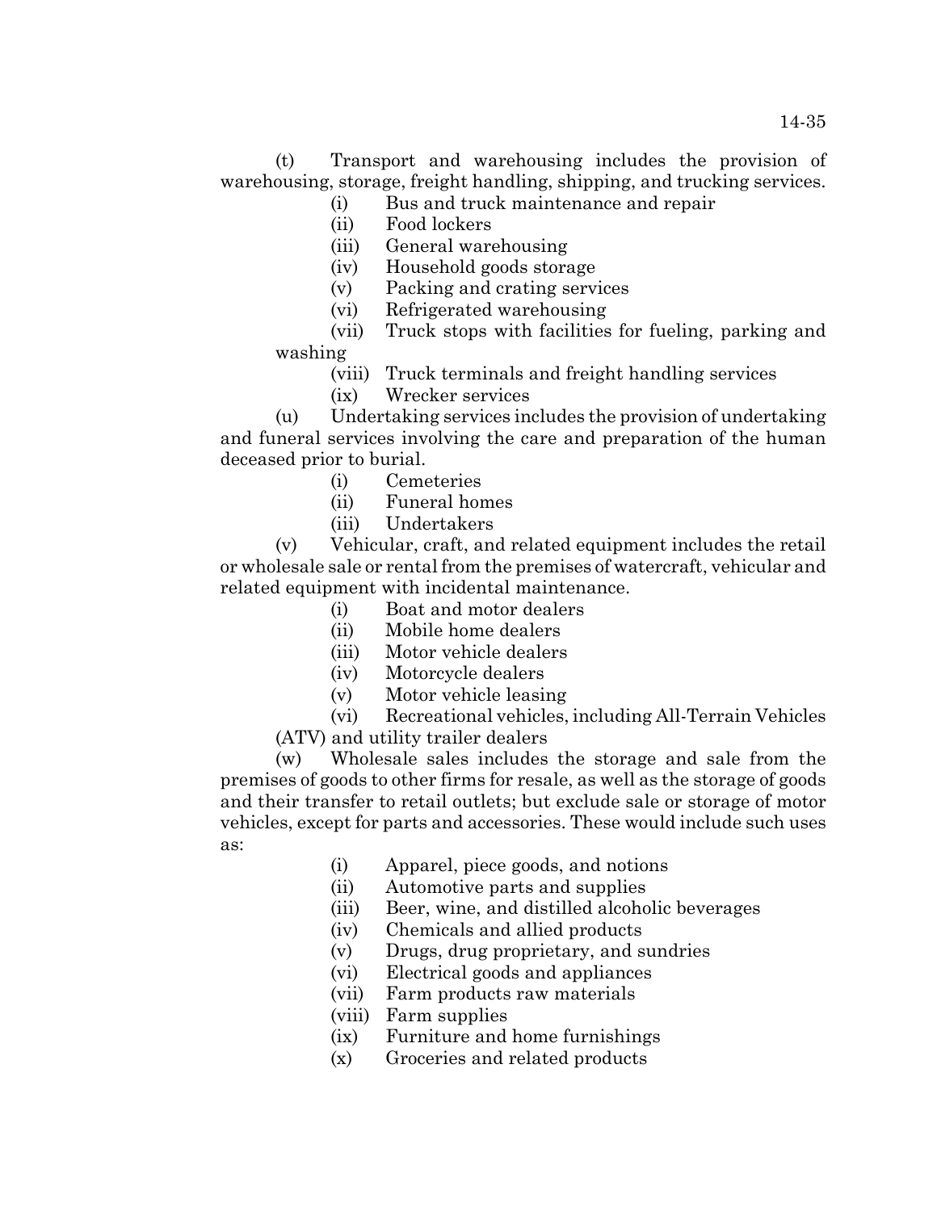(t) Transport and warehousing includes the provision of warehousing, storage, freight handling, shipping, and trucking services.

(i) Bus and truck maintenance and repair

(ii) Food lockers

(iii) General warehousing

(iv) Household goods storage

(v) Packing and crating services

(vi) Refrigerated warehousing

(vii) Truck stops with facilities for fueling, parking and washing

(viii) Truck terminals and freight handling services

(ix) Wrecker services

(u) Undertaking services includes the provision of undertaking and funeral services involving the care and preparation of the human deceased prior to burial.

(i) Cemeteries

(ii) Funeral homes

(iii) Undertakers

(v) Vehicular, craft, and related equipment includes the retail or wholesale sale or rental from the premises of watercraft, vehicular and related equipment with incidental maintenance.

(i) Boat and motor dealers

(ii) Mobile home dealers

(iii) Motor vehicle dealers

(iv) Motorcycle dealers

(v) Motor vehicle leasing

(vi) Recreational vehicles, including All-Terrain Vehicles (ATV) and utility trailer dealers

(w) Wholesale sales includes the storage and sale from the premises of goods to other firms for resale, as well as the storage of goods and their transfer to retail outlets; but exclude sale or storage of motor vehicles, except for parts and accessories. These would include such uses as:

(i) Apparel, piece goods, and notions

(ii) Automotive parts and supplies

(iii) Beer, wine, and distilled alcoholic beverages

(iv) Chemicals and allied products

(v) Drugs, drug proprietary, and sundries

(vi) Electrical goods and appliances

(vii) Farm products raw materials

(viii) Farm supplies

(ix) Furniture and home furnishings

(x) Groceries and related products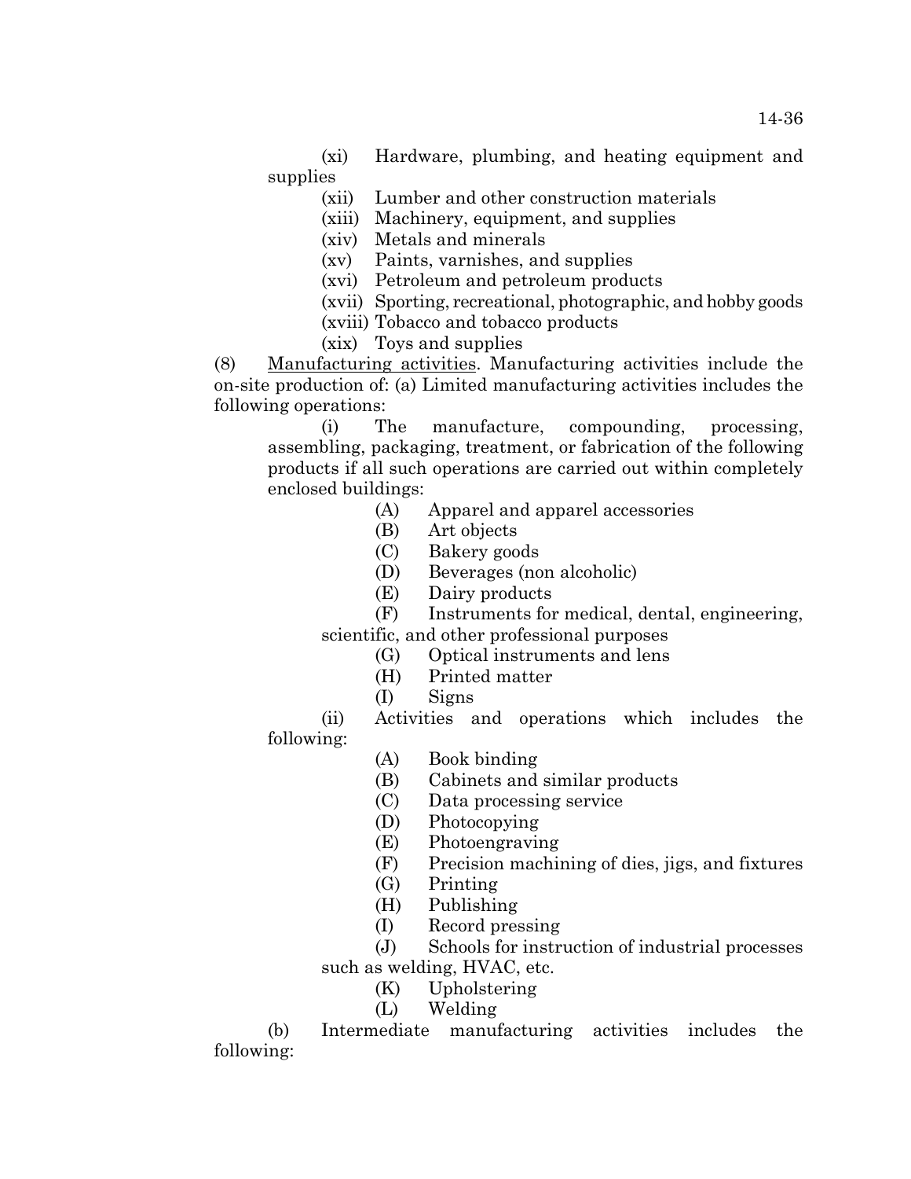(xi) Hardware, plumbing, and heating equipment and supplies

(xii) Lumber and other construction materials

(xiii) Machinery, equipment, and supplies

(xiv) Metals and minerals

(xv) Paints, varnishes, and supplies

(xvi) Petroleum and petroleum products

(xvii) Sporting, recreational, photographic, and hobby goods

(xviii) Tobacco and tobacco products

(xix) Toys and supplies

(8) Manufacturing activities. Manufacturing activities include the on-site production of: (a) Limited manufacturing activities includes the following operations:

(i) The manufacture, compounding, processing, assembling, packaging, treatment, or fabrication of the following products if all such operations are carried out within completely enclosed buildings:

(A) Apparel and apparel accessories

(B) Art objects

(C) Bakery goods

(D) Beverages (non alcoholic)

(E) Dairy products

(F) Instruments for medical, dental, engineering, scientific, and other professional purposes

(G) Optical instruments and lens

(H) Printed matter

(I) Signs

(ii) Activities and operations which includes the following:

(A) Book binding

(B) Cabinets and similar products

(C) Data processing service

(D) Photocopying

(E) Photoengraving

(F) Precision machining of dies, jigs, and fixtures

(G) Printing

(H) Publishing

(I) Record pressing

(J) Schools for instruction of industrial processes such as welding, HVAC, etc.

(K) Upholstering

(L) Welding

(b) Intermediate manufacturing activities includes the following: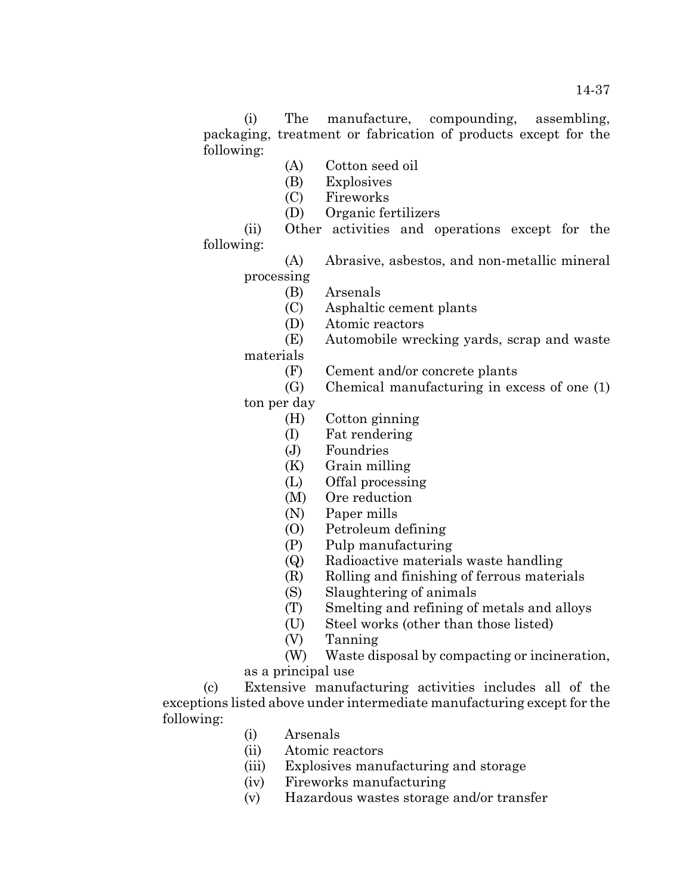(i) The manufacture, compounding, assembling, packaging, treatment or fabrication of products except for the following:

- (A) Cotton seed oil
- (B) Explosives
- (C) Fireworks
- (D) Organic fertilizers

(ii) Other activities and operations except for the following:

- (A) Abrasive, asbestos, and non-metallic mineral processing
- (B) Arsenals
- (C) Asphaltic cement plants
- (D) Atomic reactors
- (E) Automobile wrecking yards, scrap and waste materials
- (F) Cement and/or concrete plants
- (G) Chemical manufacturing in excess of one (1) ton per day
- (H) Cotton ginning
- (I) Fat rendering
- (J) Foundries
- (K) Grain milling
- (L) Offal processing
- (M) Ore reduction
- (N) Paper mills
- (O) Petroleum defining
- (P) Pulp manufacturing
- (Q) Radioactive materials waste handling
- (R) Rolling and finishing of ferrous materials
- (S) Slaughtering of animals
- (T) Smelting and refining of metals and alloys
- (U) Steel works (other than those listed)
- (V) Tanning
- (W) Waste disposal by compacting or incineration, as a principal use

(c) Extensive manufacturing activities includes all of the exceptions listed above under intermediate manufacturing except for the following:

- (i) Arsenals
- (ii) Atomic reactors
- (iii) Explosives manufacturing and storage
- (iv) Fireworks manufacturing
- (v) Hazardous wastes storage and/or transfer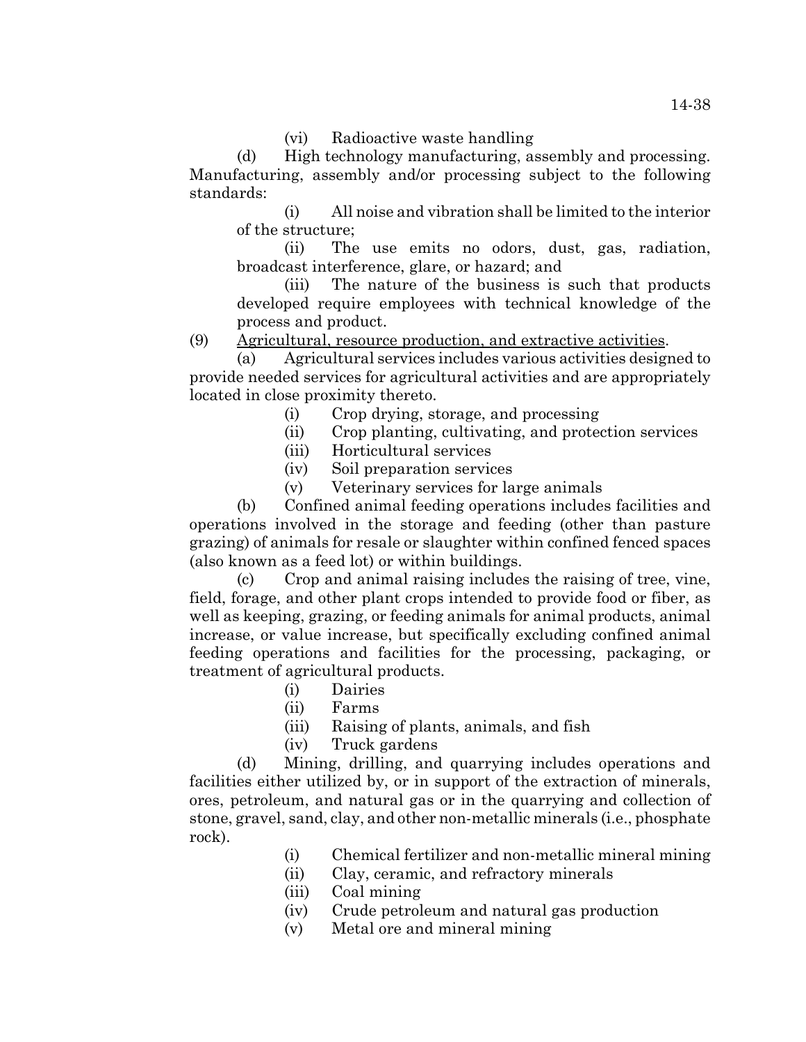(vi) Radioactive waste handling

(d) High technology manufacturing, assembly and processing. Manufacturing, assembly and/or processing subject to the following standards:

(i) All noise and vibration shall be limited to the interior of the structure;

(ii) The use emits no odors, dust, gas, radiation, broadcast interference, glare, or hazard; and

(iii) The nature of the business is such that products developed require employees with technical knowledge of the process and product.

(9) <u>Agricultural, resource production, and extractive activities</u>.

(a) Agricultural services includes various activities designed to provide needed services for agricultural activities and are appropriately located in close proximity thereto.

(i) Crop drying, storage, and processing

(ii) Crop planting, cultivating, and protection services

(iii) Horticultural services

(iv) Soil preparation services

(v) Veterinary services for large animals

(b) Confined animal feeding operations includes facilities and operations involved in the storage and feeding (other than pasture grazing) of animals for resale or slaughter within confined fenced spaces (also known as a feed lot) or within buildings.

(c) Crop and animal raising includes the raising of tree, vine, field, forage, and other plant crops intended to provide food or fiber, as well as keeping, grazing, or feeding animals for animal products, animal increase, or value increase, but specifically excluding confined animal feeding operations and facilities for the processing, packaging, or treatment of agricultural products.

(i) Dairies

(ii) Farms

(iii) Raising of plants, animals, and fish

(iv) Truck gardens

(d) Mining, drilling, and quarrying includes operations and facilities either utilized by, or in support of the extraction of minerals, ores, petroleum, and natural gas or in the quarrying and collection of stone, gravel, sand, clay, and other non-metallic minerals (i.e., phosphate rock).

(i) Chemical fertilizer and non-metallic mineral mining

(ii) Clay, ceramic, and refractory minerals

(iii) Coal mining

(iv) Crude petroleum and natural gas production

(v) Metal ore and mineral mining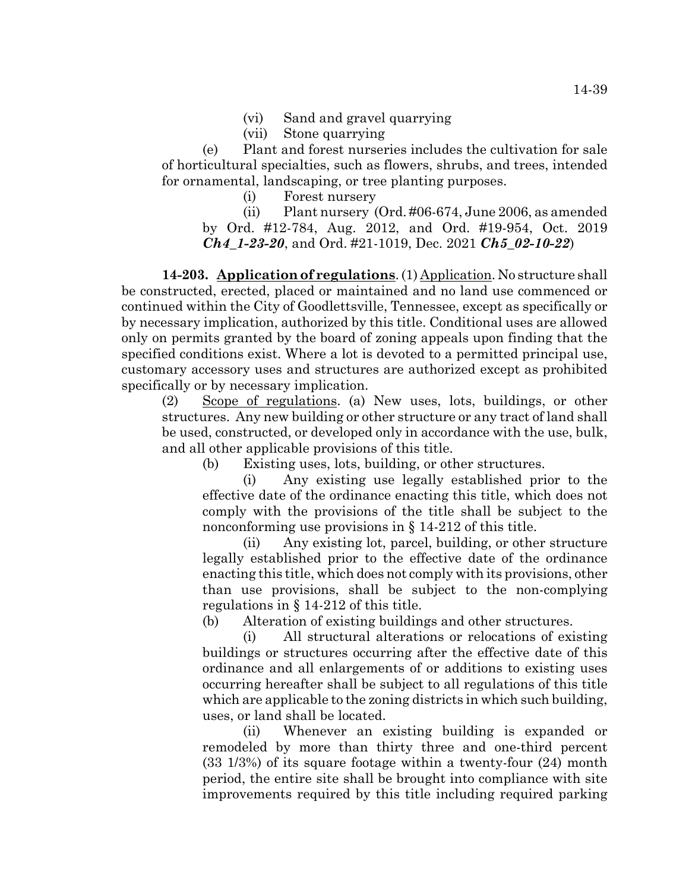(vi) Sand and gravel quarrying

(vii) Stone quarrying

(e) Plant and forest nurseries includes the cultivation for sale of horticultural specialties, such as flowers, shrubs, and trees, intended for ornamental, landscaping, or tree planting purposes.

(i) Forest nursery

(ii) Plant nursery (Ord. #06-674, June 2006, as amended by Ord. #12-784, Aug. 2012, and Ord. #19-954, Oct. 2019 ***Ch4_1-23-20***, and Ord. #21-1019, Dec. 2021 ***Ch5_02-10-22***)

**14-203. Application of regulations**. (1) Application. No structure shall be constructed, erected, placed or maintained and no land use commenced or continued within the City of Goodlettsville, Tennessee, except as specifically or by necessary implication, authorized by this title. Conditional uses are allowed only on permits granted by the board of zoning appeals upon finding that the specified conditions exist. Where a lot is devoted to a permitted principal use, customary accessory uses and structures are authorized except as prohibited specifically or by necessary implication.

(2) Scope of regulations. (a) New uses, lots, buildings, or other structures. Any new building or other structure or any tract of land shall be used, constructed, or developed only in accordance with the use, bulk, and all other applicable provisions of this title.

(b) Existing uses, lots, building, or other structures.

(i) Any existing use legally established prior to the effective date of the ordinance enacting this title, which does not comply with the provisions of the title shall be subject to the nonconforming use provisions in § 14-212 of this title.

(ii) Any existing lot, parcel, building, or other structure legally established prior to the effective date of the ordinance enacting this title, which does not comply with its provisions, other than use provisions, shall be subject to the non-complying regulations in § 14-212 of this title.

(b) Alteration of existing buildings and other structures.

(i) All structural alterations or relocations of existing buildings or structures occurring after the effective date of this ordinance and all enlargements of or additions to existing uses occurring hereafter shall be subject to all regulations of this title which are applicable to the zoning districts in which such building, uses, or land shall be located.

(ii) Whenever an existing building is expanded or remodeled by more than thirty three and one-third percent (33 1/3%) of its square footage within a twenty-four (24) month period, the entire site shall be brought into compliance with site improvements required by this title including required parking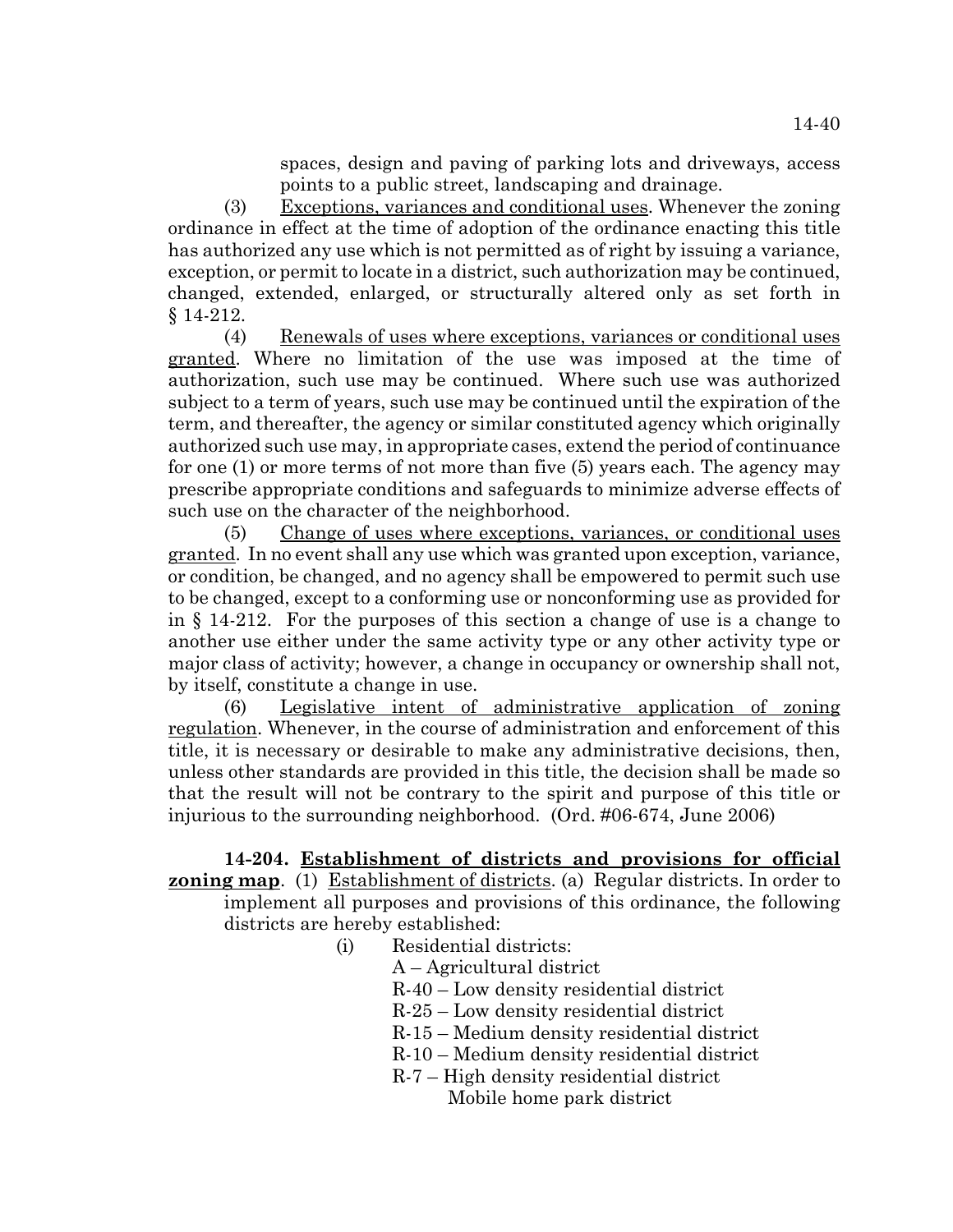spaces, design and paving of parking lots and driveways, access points to a public street, landscaping and drainage.

(3) Exceptions, variances and conditional uses. Whenever the zoning ordinance in effect at the time of adoption of the ordinance enacting this title has authorized any use which is not permitted as of right by issuing a variance, exception, or permit to locate in a district, such authorization may be continued, changed, extended, enlarged, or structurally altered only as set forth in § 14-212.

(4) Renewals of uses where exceptions, variances or conditional uses granted. Where no limitation of the use was imposed at the time of authorization, such use may be continued. Where such use was authorized subject to a term of years, such use may be continued until the expiration of the term, and thereafter, the agency or similar constituted agency which originally authorized such use may, in appropriate cases, extend the period of continuance for one (1) or more terms of not more than five (5) years each. The agency may prescribe appropriate conditions and safeguards to minimize adverse effects of such use on the character of the neighborhood.

(5) Change of uses where exceptions, variances, or conditional uses granted. In no event shall any use which was granted upon exception, variance, or condition, be changed, and no agency shall be empowered to permit such use to be changed, except to a conforming use or nonconforming use as provided for in § 14-212. For the purposes of this section a change of use is a change to another use either under the same activity type or any other activity type or major class of activity; however, a change in occupancy or ownership shall not, by itself, constitute a change in use.

(6) Legislative intent of administrative application of zoning regulation. Whenever, in the course of administration and enforcement of this title, it is necessary or desirable to make any administrative decisions, then, unless other standards are provided in this title, the decision shall be made so that the result will not be contrary to the spirit and purpose of this title or injurious to the surrounding neighborhood. (Ord. #06-674, June 2006)

**14-204. Establishment of districts and provisions for official zoning map**. (1) Establishment of districts. (a) Regular districts. In order to implement all purposes and provisions of this ordinance, the following districts are hereby established:

(i) Residential districts:

A – Agricultural district
R-40 – Low density residential district
R-25 – Low density residential district
R-15 – Medium density residential district
R-10 – Medium density residential district
R-7 – High density residential district
Mobile home park district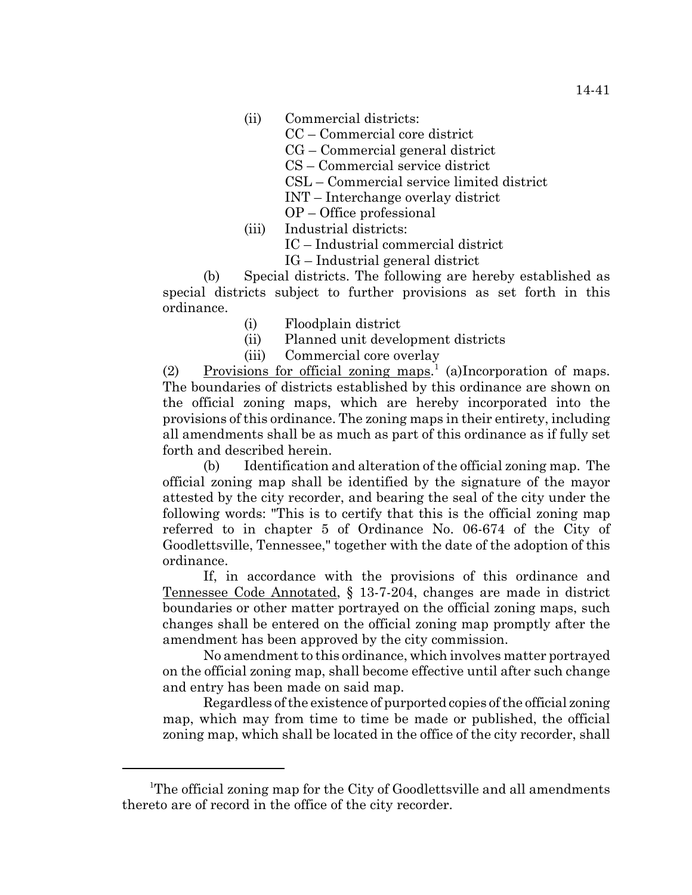(ii) Commercial districts:

CC – Commercial core district
CG – Commercial general district
CS – Commercial service district
CSL – Commercial service limited district
INT – Interchange overlay district
OP – Office professional

(iii) Industrial districts:

IC – Industrial commercial district
IG – Industrial general district

(b) Special districts. The following are hereby established as special districts subject to further provisions as set forth in this ordinance.

(i) Floodplain district
(ii) Planned unit development districts
(iii) Commercial core overlay

(2) Provisions for official zoning maps.[1] (a)Incorporation of maps. The boundaries of districts established by this ordinance are shown on the official zoning maps, which are hereby incorporated into the provisions of this ordinance. The zoning maps in their entirety, including all amendments shall be as much as part of this ordinance as if fully set forth and described herein.

(b) Identification and alteration of the official zoning map. The official zoning map shall be identified by the signature of the mayor attested by the city recorder, and bearing the seal of the city under the following words: "This is to certify that this is the official zoning map referred to in chapter 5 of Ordinance No. 06-674 of the City of Goodlettsville, Tennessee," together with the date of the adoption of this ordinance.

If, in accordance with the provisions of this ordinance and Tennessee Code Annotated, § 13-7-204, changes are made in district boundaries or other matter portrayed on the official zoning maps, such changes shall be entered on the official zoning map promptly after the amendment has been approved by the city commission.

No amendment to this ordinance, which involves matter portrayed on the official zoning map, shall become effective until after such change and entry has been made on said map.

Regardless of the existence of purported copies of the official zoning map, which may from time to time be made or published, the official zoning map, which shall be located in the office of the city recorder, shall

---

[1]The official zoning map for the City of Goodlettsville and all amendments thereto are of record in the office of the city recorder.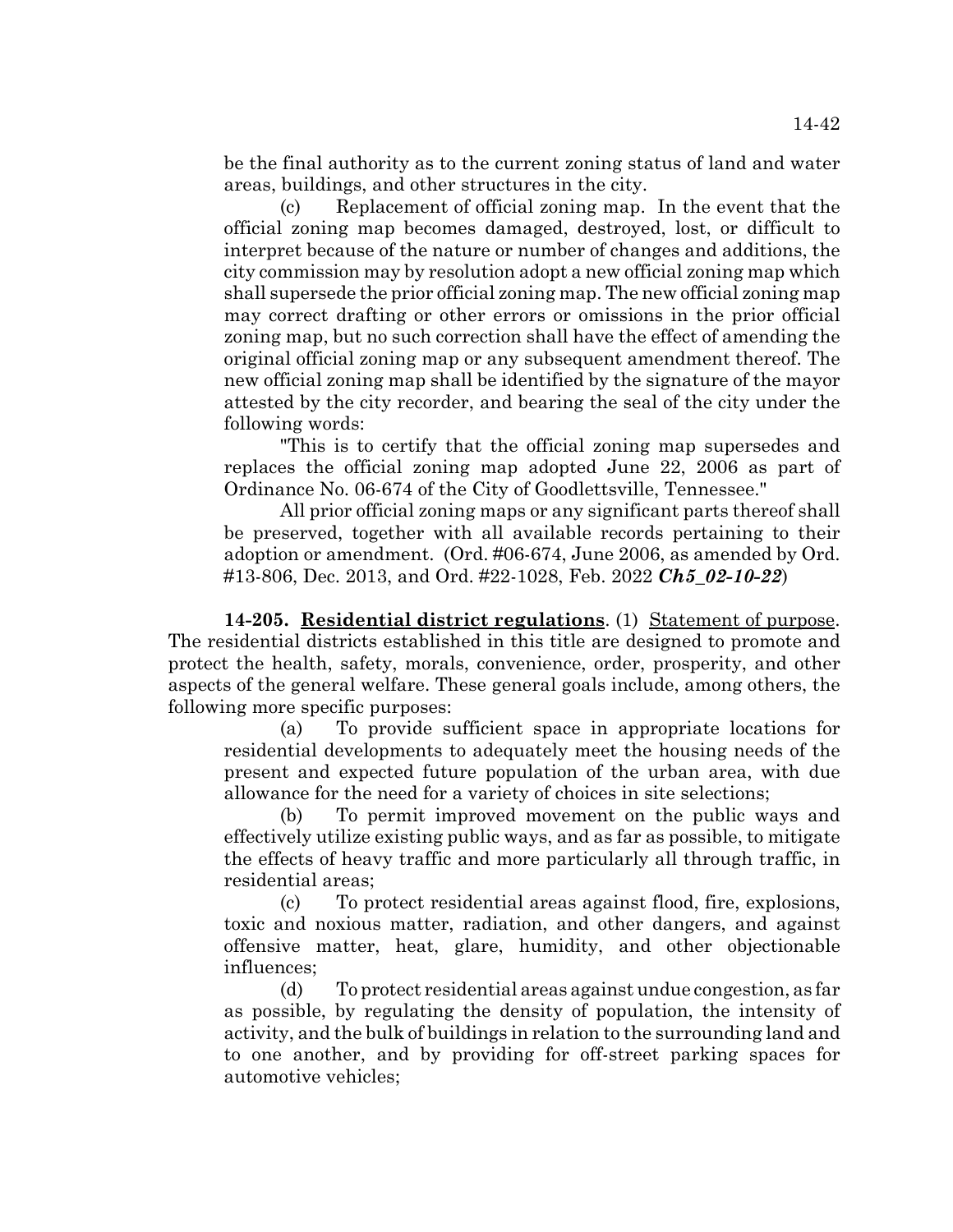be the final authority as to the current zoning status of land and water areas, buildings, and other structures in the city.

(c) Replacement of official zoning map. In the event that the official zoning map becomes damaged, destroyed, lost, or difficult to interpret because of the nature or number of changes and additions, the city commission may by resolution adopt a new official zoning map which shall supersede the prior official zoning map. The new official zoning map may correct drafting or other errors or omissions in the prior official zoning map, but no such correction shall have the effect of amending the original official zoning map or any subsequent amendment thereof. The new official zoning map shall be identified by the signature of the mayor attested by the city recorder, and bearing the seal of the city under the following words:

"This is to certify that the official zoning map supersedes and replaces the official zoning map adopted June 22, 2006 as part of Ordinance No. 06-674 of the City of Goodlettsville, Tennessee."

All prior official zoning maps or any significant parts thereof shall be preserved, together with all available records pertaining to their adoption or amendment. (Ord. #06-674, June 2006, as amended by Ord. #13-806, Dec. 2013, and Ord. #22-1028, Feb. 2022 ***Ch5_02-10-22***)

**14-205. Residential district regulations**. (1) Statement of purpose. The residential districts established in this title are designed to promote and protect the health, safety, morals, convenience, order, prosperity, and other aspects of the general welfare. These general goals include, among others, the following more specific purposes:

(a) To provide sufficient space in appropriate locations for residential developments to adequately meet the housing needs of the present and expected future population of the urban area, with due allowance for the need for a variety of choices in site selections;

(b) To permit improved movement on the public ways and effectively utilize existing public ways, and as far as possible, to mitigate the effects of heavy traffic and more particularly all through traffic, in residential areas;

(c) To protect residential areas against flood, fire, explosions, toxic and noxious matter, radiation, and other dangers, and against offensive matter, heat, glare, humidity, and other objectionable influences;

(d) To protect residential areas against undue congestion, as far as possible, by regulating the density of population, the intensity of activity, and the bulk of buildings in relation to the surrounding land and to one another, and by providing for off-street parking spaces for automotive vehicles;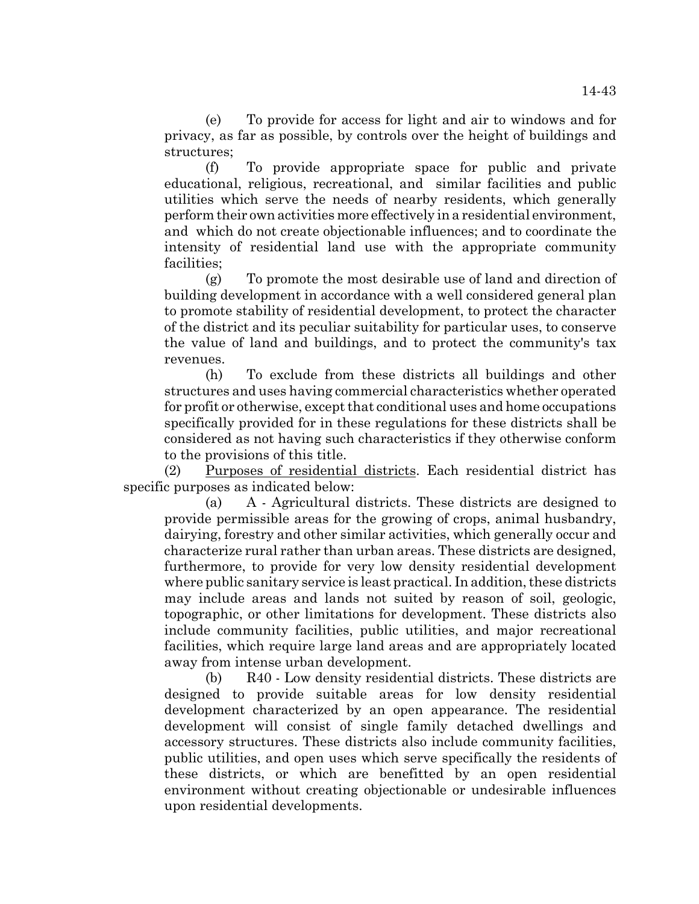(e) To provide for access for light and air to windows and for privacy, as far as possible, by controls over the height of buildings and structures;

(f) To provide appropriate space for public and private educational, religious, recreational, and similar facilities and public utilities which serve the needs of nearby residents, which generally perform their own activities more effectively in a residential environment, and which do not create objectionable influences; and to coordinate the intensity of residential land use with the appropriate community facilities;

(g) To promote the most desirable use of land and direction of building development in accordance with a well considered general plan to promote stability of residential development, to protect the character of the district and its peculiar suitability for particular uses, to conserve the value of land and buildings, and to protect the community's tax revenues.

(h) To exclude from these districts all buildings and other structures and uses having commercial characteristics whether operated for profit or otherwise, except that conditional uses and home occupations specifically provided for in these regulations for these districts shall be considered as not having such characteristics if they otherwise conform to the provisions of this title.

(2) Purposes of residential districts. Each residential district has specific purposes as indicated below:

(a) A - Agricultural districts. These districts are designed to provide permissible areas for the growing of crops, animal husbandry, dairying, forestry and other similar activities, which generally occur and characterize rural rather than urban areas. These districts are designed, furthermore, to provide for very low density residential development where public sanitary service is least practical. In addition, these districts may include areas and lands not suited by reason of soil, geologic, topographic, or other limitations for development. These districts also include community facilities, public utilities, and major recreational facilities, which require large land areas and are appropriately located away from intense urban development.

(b) R40 - Low density residential districts. These districts are designed to provide suitable areas for low density residential development characterized by an open appearance. The residential development will consist of single family detached dwellings and accessory structures. These districts also include community facilities, public utilities, and open uses which serve specifically the residents of these districts, or which are benefitted by an open residential environment without creating objectionable or undesirable influences upon residential developments.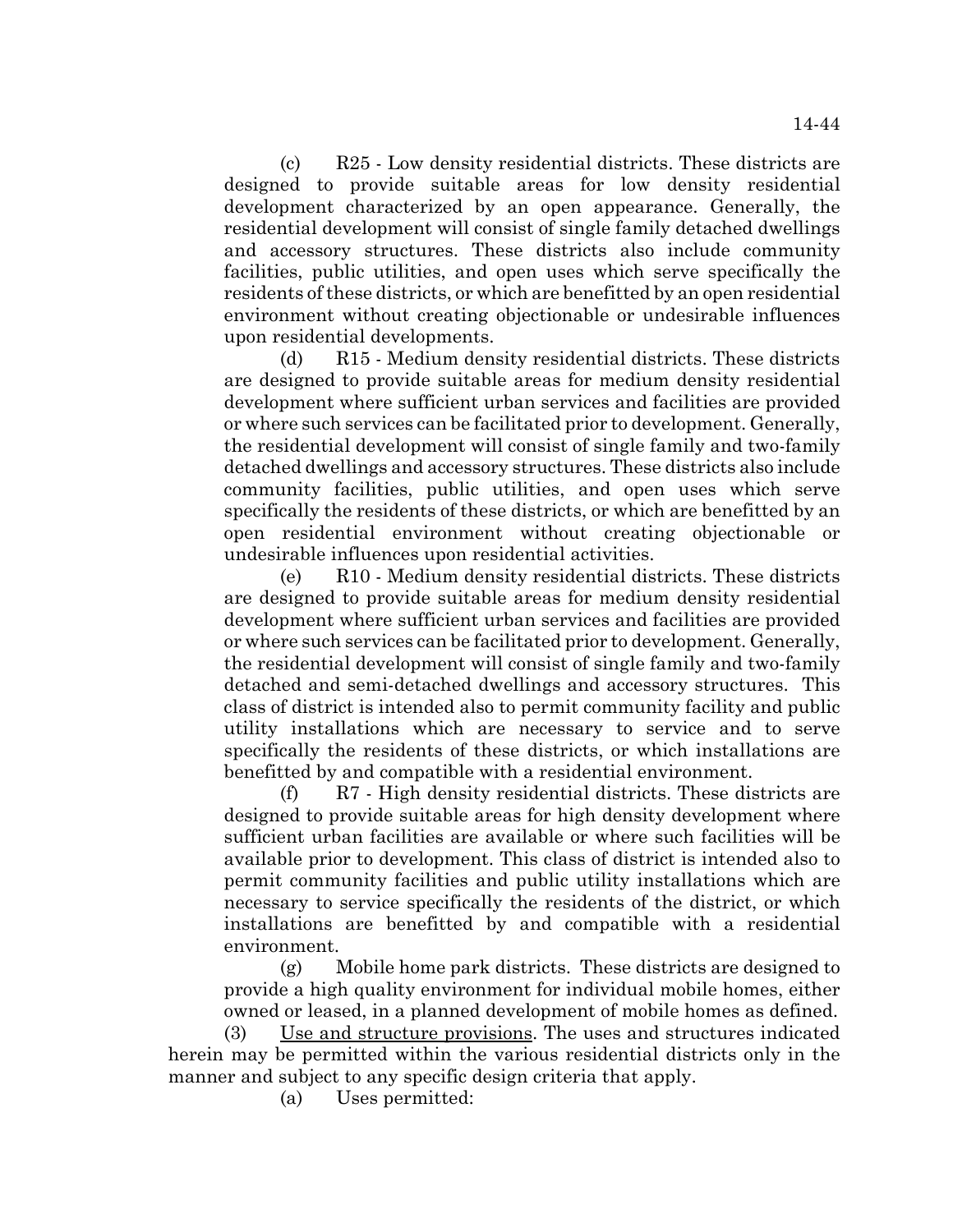(c) R25 - Low density residential districts. These districts are designed to provide suitable areas for low density residential development characterized by an open appearance. Generally, the residential development will consist of single family detached dwellings and accessory structures. These districts also include community facilities, public utilities, and open uses which serve specifically the residents of these districts, or which are benefitted by an open residential environment without creating objectionable or undesirable influences upon residential developments.

(d) R15 - Medium density residential districts. These districts are designed to provide suitable areas for medium density residential development where sufficient urban services and facilities are provided or where such services can be facilitated prior to development. Generally, the residential development will consist of single family and two-family detached dwellings and accessory structures. These districts also include community facilities, public utilities, and open uses which serve specifically the residents of these districts, or which are benefitted by an open residential environment without creating objectionable or undesirable influences upon residential activities.

(e) R10 - Medium density residential districts. These districts are designed to provide suitable areas for medium density residential development where sufficient urban services and facilities are provided or where such services can be facilitated prior to development. Generally, the residential development will consist of single family and two-family detached and semi-detached dwellings and accessory structures. This class of district is intended also to permit community facility and public utility installations which are necessary to service and to serve specifically the residents of these districts, or which installations are benefitted by and compatible with a residential environment.

(f) R7 - High density residential districts. These districts are designed to provide suitable areas for high density development where sufficient urban facilities are available or where such facilities will be available prior to development. This class of district is intended also to permit community facilities and public utility installations which are necessary to service specifically the residents of the district, or which installations are benefitted by and compatible with a residential environment.

(g) Mobile home park districts. These districts are designed to provide a high quality environment for individual mobile homes, either owned or leased, in a planned development of mobile homes as defined.

(3) Use and structure provisions. The uses and structures indicated herein may be permitted within the various residential districts only in the manner and subject to any specific design criteria that apply.

(a) Uses permitted: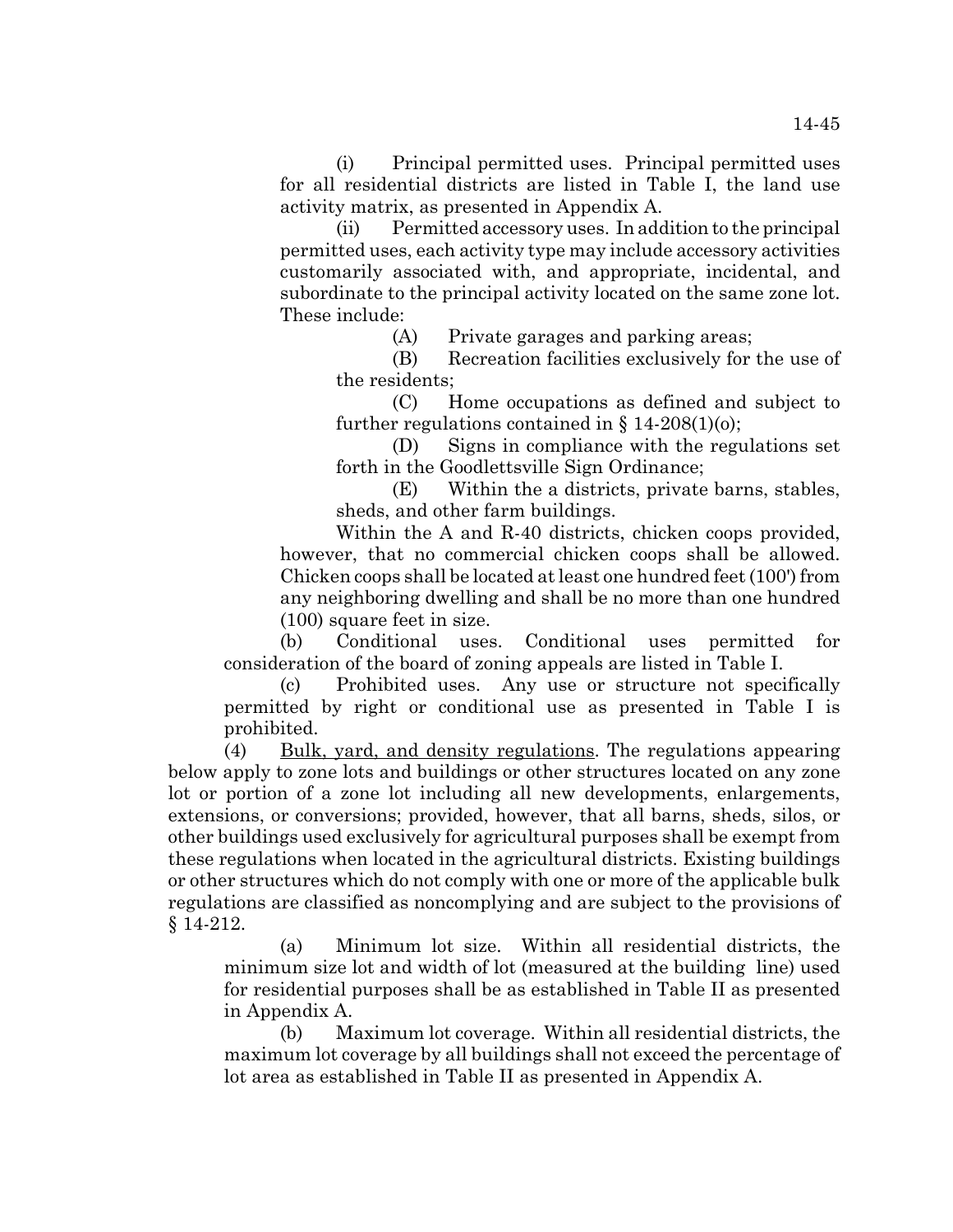(i) Principal permitted uses. Principal permitted uses for all residential districts are listed in Table I, the land use activity matrix, as presented in Appendix A.

(ii) Permitted accessory uses. In addition to the principal permitted uses, each activity type may include accessory activities customarily associated with, and appropriate, incidental, and subordinate to the principal activity located on the same zone lot. These include:

(A) Private garages and parking areas;

(B) Recreation facilities exclusively for the use of the residents;

(C) Home occupations as defined and subject to further regulations contained in § 14-208(1)(o);

(D) Signs in compliance with the regulations set forth in the Goodlettsville Sign Ordinance;

(E) Within the a districts, private barns, stables, sheds, and other farm buildings.

Within the A and R-40 districts, chicken coops provided, however, that no commercial chicken coops shall be allowed. Chicken coops shall be located at least one hundred feet (100') from any neighboring dwelling and shall be no more than one hundred (100) square feet in size.

(b) Conditional uses. Conditional uses permitted for consideration of the board of zoning appeals are listed in Table I.

(c) Prohibited uses. Any use or structure not specifically permitted by right or conditional use as presented in Table I is prohibited.

(4) Bulk, yard, and density regulations. The regulations appearing below apply to zone lots and buildings or other structures located on any zone lot or portion of a zone lot including all new developments, enlargements, extensions, or conversions; provided, however, that all barns, sheds, silos, or other buildings used exclusively for agricultural purposes shall be exempt from these regulations when located in the agricultural districts. Existing buildings or other structures which do not comply with one or more of the applicable bulk regulations are classified as noncomplying and are subject to the provisions of § 14-212.

(a) Minimum lot size. Within all residential districts, the minimum size lot and width of lot (measured at the building line) used for residential purposes shall be as established in Table II as presented in Appendix A.

(b) Maximum lot coverage. Within all residential districts, the maximum lot coverage by all buildings shall not exceed the percentage of lot area as established in Table II as presented in Appendix A.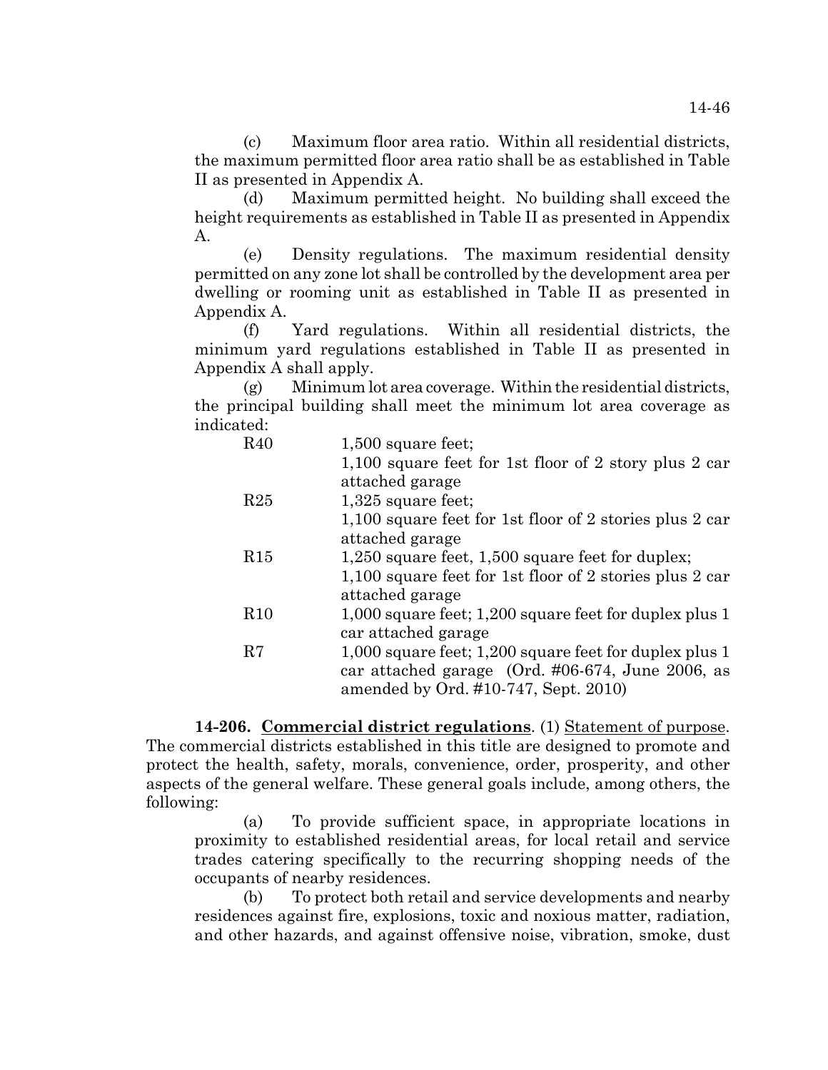(c) Maximum floor area ratio. Within all residential districts, the maximum permitted floor area ratio shall be as established in Table II as presented in Appendix A.

(d) Maximum permitted height. No building shall exceed the height requirements as established in Table II as presented in Appendix A.

(e) Density regulations. The maximum residential density permitted on any zone lot shall be controlled by the development area per dwelling or rooming unit as established in Table II as presented in Appendix A.

(f) Yard regulations. Within all residential districts, the minimum yard regulations established in Table II as presented in Appendix A shall apply.

(g) Minimum lot area coverage. Within the residential districts, the principal building shall meet the minimum lot area coverage as indicated:

| | |
|---|---|
| R40 | 1,500 square feet; 1,100 square feet for 1st floor of 2 story plus 2 car attached garage |
| R25 | 1,325 square feet; 1,100 square feet for 1st floor of 2 stories plus 2 car attached garage |
| R15 | 1,250 square feet, 1,500 square feet for duplex; 1,100 square feet for 1st floor of 2 stories plus 2 car attached garage |
| R10 | 1,000 square feet; 1,200 square feet for duplex plus 1 car attached garage |
| R7 | 1,000 square feet; 1,200 square feet for duplex plus 1 car attached garage (Ord. #06-674, June 2006, as amended by Ord. #10-747, Sept. 2010) |

**14-206. Commercial district regulations**. (1) Statement of purpose. The commercial districts established in this title are designed to promote and protect the health, safety, morals, convenience, order, prosperity, and other aspects of the general welfare. These general goals include, among others, the following:

(a) To provide sufficient space, in appropriate locations in proximity to established residential areas, for local retail and service trades catering specifically to the recurring shopping needs of the occupants of nearby residences.

(b) To protect both retail and service developments and nearby residences against fire, explosions, toxic and noxious matter, radiation, and other hazards, and against offensive noise, vibration, smoke, dust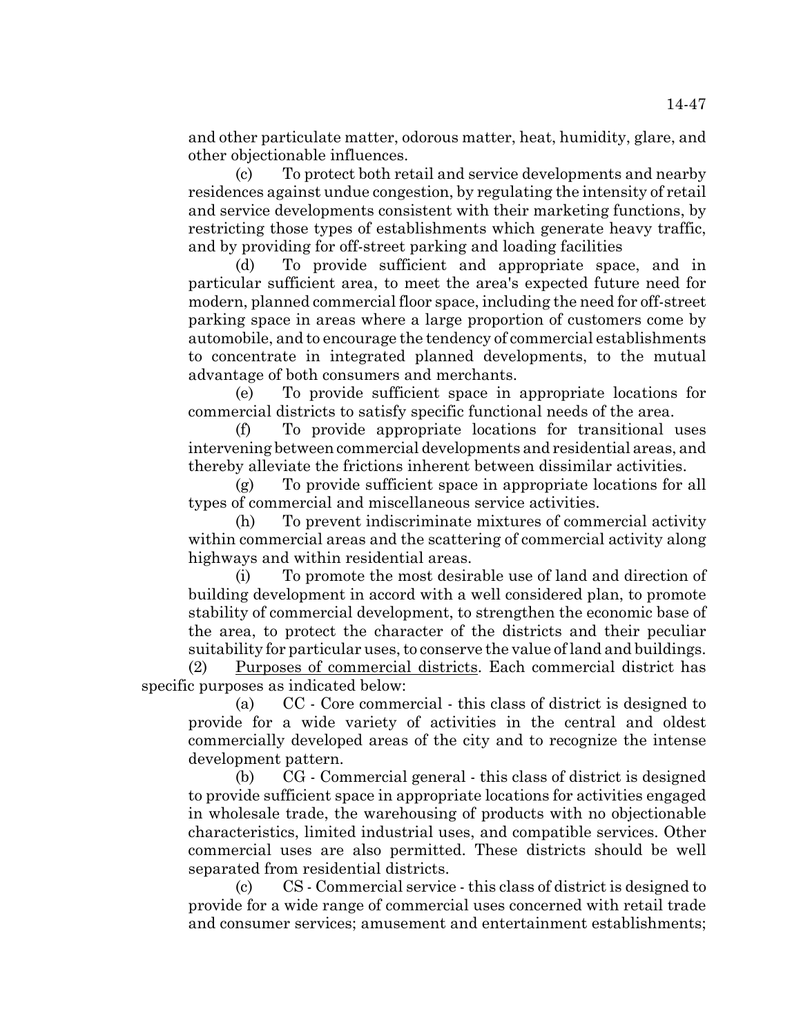and other particulate matter, odorous matter, heat, humidity, glare, and other objectionable influences.

(c) To protect both retail and service developments and nearby residences against undue congestion, by regulating the intensity of retail and service developments consistent with their marketing functions, by restricting those types of establishments which generate heavy traffic, and by providing for off-street parking and loading facilities

(d) To provide sufficient and appropriate space, and in particular sufficient area, to meet the area's expected future need for modern, planned commercial floor space, including the need for off-street parking space in areas where a large proportion of customers come by automobile, and to encourage the tendency of commercial establishments to concentrate in integrated planned developments, to the mutual advantage of both consumers and merchants.

(e) To provide sufficient space in appropriate locations for commercial districts to satisfy specific functional needs of the area.

(f) To provide appropriate locations for transitional uses intervening between commercial developments and residential areas, and thereby alleviate the frictions inherent between dissimilar activities.

(g) To provide sufficient space in appropriate locations for all types of commercial and miscellaneous service activities.

(h) To prevent indiscriminate mixtures of commercial activity within commercial areas and the scattering of commercial activity along highways and within residential areas.

(i) To promote the most desirable use of land and direction of building development in accord with a well considered plan, to promote stability of commercial development, to strengthen the economic base of the area, to protect the character of the districts and their peculiar suitability for particular uses, to conserve the value of land and buildings.

(2) Purposes of commercial districts. Each commercial district has specific purposes as indicated below:

(a) CC - Core commercial - this class of district is designed to provide for a wide variety of activities in the central and oldest commercially developed areas of the city and to recognize the intense development pattern.

(b) CG - Commercial general - this class of district is designed to provide sufficient space in appropriate locations for activities engaged in wholesale trade, the warehousing of products with no objectionable characteristics, limited industrial uses, and compatible services. Other commercial uses are also permitted. These districts should be well separated from residential districts.

(c) CS - Commercial service - this class of district is designed to provide for a wide range of commercial uses concerned with retail trade and consumer services; amusement and entertainment establishments;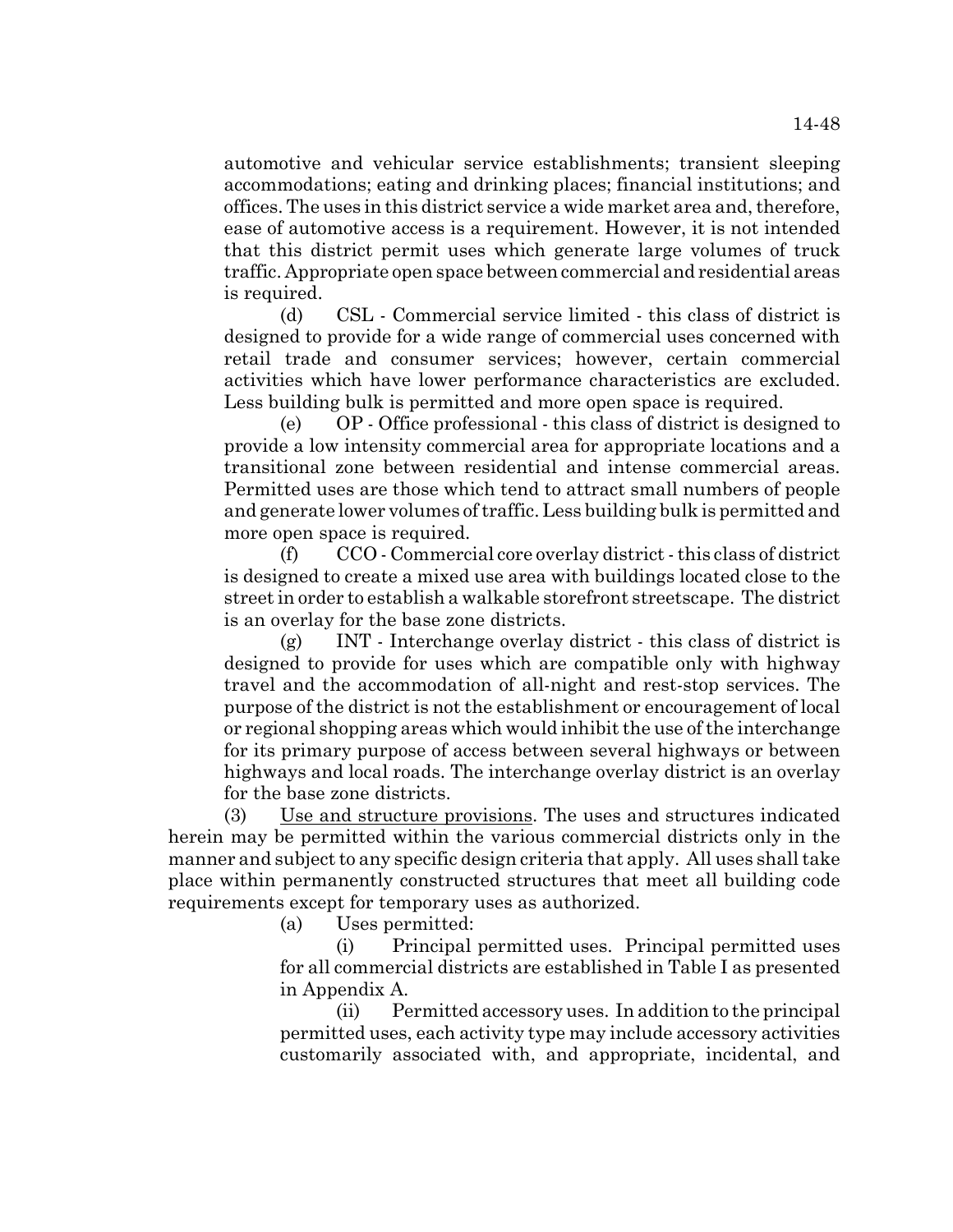automotive and vehicular service establishments; transient sleeping accommodations; eating and drinking places; financial institutions; and offices. The uses in this district service a wide market area and, therefore, ease of automotive access is a requirement. However, it is not intended that this district permit uses which generate large volumes of truck traffic. Appropriate open space between commercial and residential areas is required.

(d) CSL - Commercial service limited - this class of district is designed to provide for a wide range of commercial uses concerned with retail trade and consumer services; however, certain commercial activities which have lower performance characteristics are excluded. Less building bulk is permitted and more open space is required.

(e) OP - Office professional - this class of district is designed to provide a low intensity commercial area for appropriate locations and a transitional zone between residential and intense commercial areas. Permitted uses are those which tend to attract small numbers of people and generate lower volumes of traffic. Less building bulk is permitted and more open space is required.

(f) CCO - Commercial core overlay district - this class of district is designed to create a mixed use area with buildings located close to the street in order to establish a walkable storefront streetscape. The district is an overlay for the base zone districts.

(g) INT - Interchange overlay district - this class of district is designed to provide for uses which are compatible only with highway travel and the accommodation of all-night and rest-stop services. The purpose of the district is not the establishment or encouragement of local or regional shopping areas which would inhibit the use of the interchange for its primary purpose of access between several highways or between highways and local roads. The interchange overlay district is an overlay for the base zone districts.

(3) Use and structure provisions. The uses and structures indicated herein may be permitted within the various commercial districts only in the manner and subject to any specific design criteria that apply. All uses shall take place within permanently constructed structures that meet all building code requirements except for temporary uses as authorized.

(a) Uses permitted:

(i) Principal permitted uses. Principal permitted uses for all commercial districts are established in Table I as presented in Appendix A.

(ii) Permitted accessory uses. In addition to the principal permitted uses, each activity type may include accessory activities customarily associated with, and appropriate, incidental, and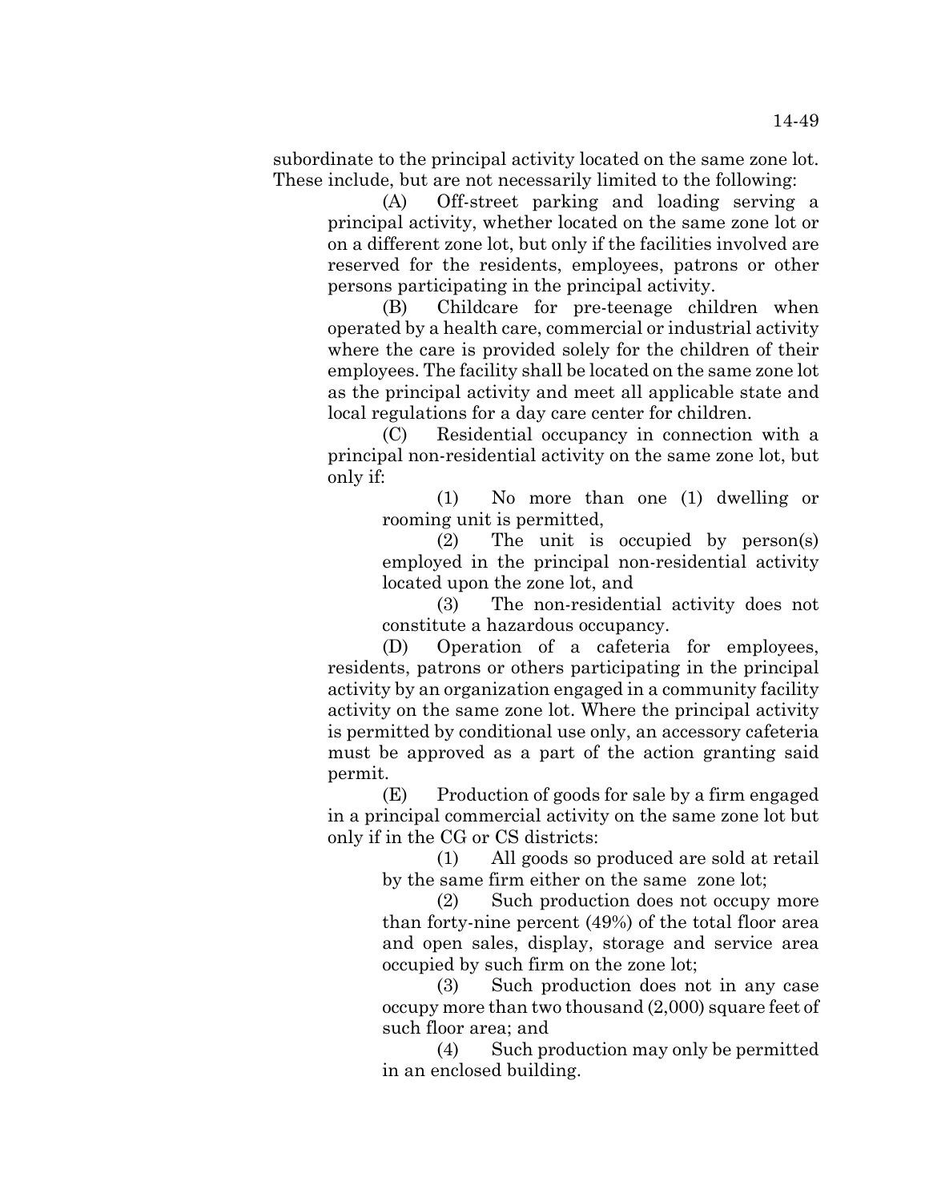subordinate to the principal activity located on the same zone lot. These include, but are not necessarily limited to the following:

(A) Off-street parking and loading serving a principal activity, whether located on the same zone lot or on a different zone lot, but only if the facilities involved are reserved for the residents, employees, patrons or other persons participating in the principal activity.

(B) Childcare for pre-teenage children when operated by a health care, commercial or industrial activity where the care is provided solely for the children of their employees. The facility shall be located on the same zone lot as the principal activity and meet all applicable state and local regulations for a day care center for children.

(C) Residential occupancy in connection with a principal non-residential activity on the same zone lot, but only if:

(1) No more than one (1) dwelling or rooming unit is permitted,

(2) The unit is occupied by person(s) employed in the principal non-residential activity located upon the zone lot, and

(3) The non-residential activity does not constitute a hazardous occupancy.

(D) Operation of a cafeteria for employees, residents, patrons or others participating in the principal activity by an organization engaged in a community facility activity on the same zone lot. Where the principal activity is permitted by conditional use only, an accessory cafeteria must be approved as a part of the action granting said permit.

(E) Production of goods for sale by a firm engaged in a principal commercial activity on the same zone lot but only if in the CG or CS districts:

(1) All goods so produced are sold at retail by the same firm either on the same zone lot;

(2) Such production does not occupy more than forty-nine percent (49%) of the total floor area and open sales, display, storage and service area occupied by such firm on the zone lot;

(3) Such production does not in any case occupy more than two thousand (2,000) square feet of such floor area; and

(4) Such production may only be permitted in an enclosed building.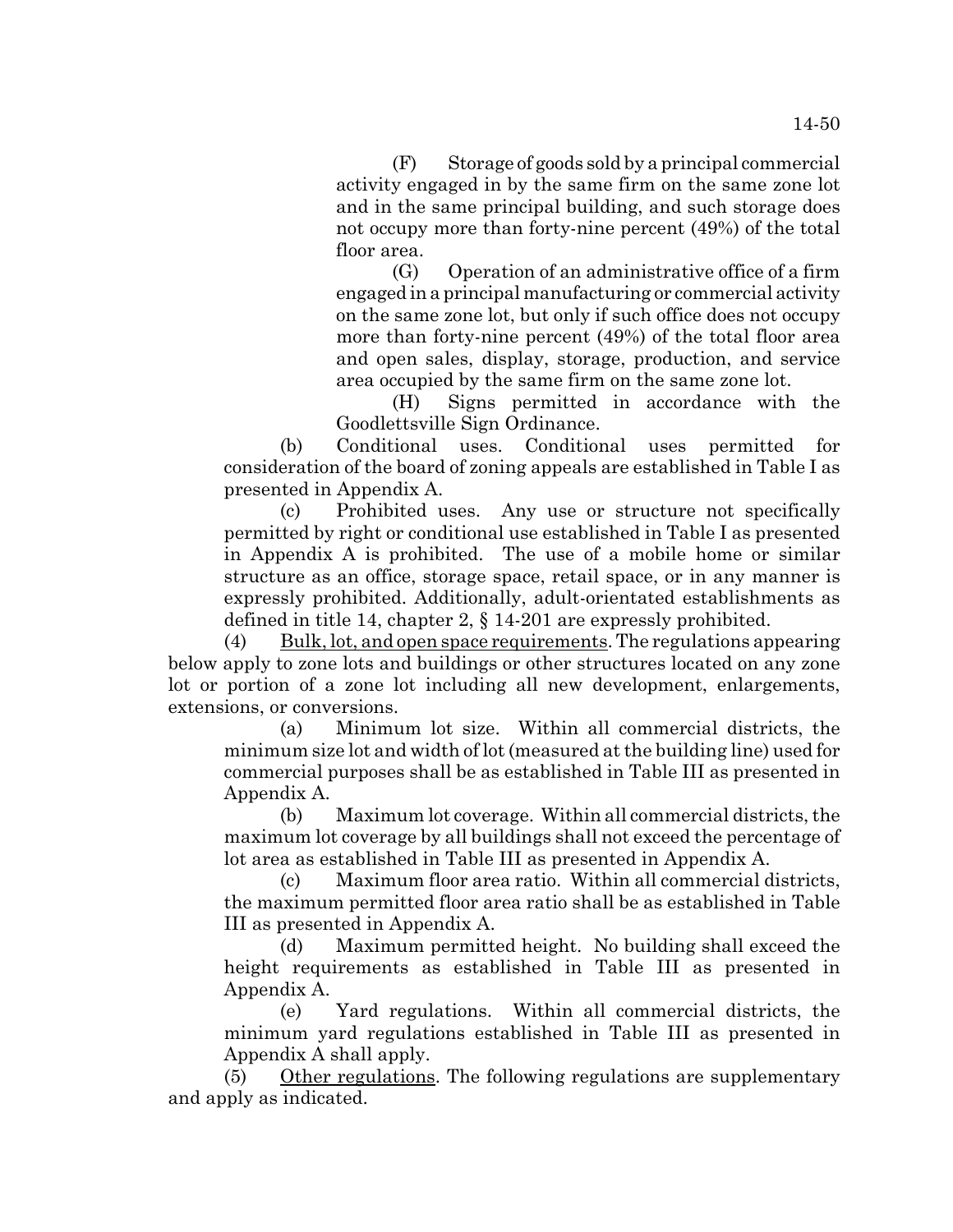(F) Storage of goods sold by a principal commercial activity engaged in by the same firm on the same zone lot and in the same principal building, and such storage does not occupy more than forty-nine percent (49%) of the total floor area.

(G) Operation of an administrative office of a firm engaged in a principal manufacturing or commercial activity on the same zone lot, but only if such office does not occupy more than forty-nine percent (49%) of the total floor area and open sales, display, storage, production, and service area occupied by the same firm on the same zone lot.

(H) Signs permitted in accordance with the Goodlettsville Sign Ordinance.

(b) Conditional uses. Conditional uses permitted for consideration of the board of zoning appeals are established in Table I as presented in Appendix A.

(c) Prohibited uses. Any use or structure not specifically permitted by right or conditional use established in Table I as presented in Appendix A is prohibited. The use of a mobile home or similar structure as an office, storage space, retail space, or in any manner is expressly prohibited. Additionally, adult-orientated establishments as defined in title 14, chapter 2, § 14-201 are expressly prohibited.

(4) Bulk, lot, and open space requirements. The regulations appearing below apply to zone lots and buildings or other structures located on any zone lot or portion of a zone lot including all new development, enlargements, extensions, or conversions.

(a) Minimum lot size. Within all commercial districts, the minimum size lot and width of lot (measured at the building line) used for commercial purposes shall be as established in Table III as presented in Appendix A.

(b) Maximum lot coverage. Within all commercial districts, the maximum lot coverage by all buildings shall not exceed the percentage of lot area as established in Table III as presented in Appendix A.

(c) Maximum floor area ratio. Within all commercial districts, the maximum permitted floor area ratio shall be as established in Table III as presented in Appendix A.

(d) Maximum permitted height. No building shall exceed the height requirements as established in Table III as presented in Appendix A.

(e) Yard regulations. Within all commercial districts, the minimum yard regulations established in Table III as presented in Appendix A shall apply.

(5) Other regulations. The following regulations are supplementary and apply as indicated.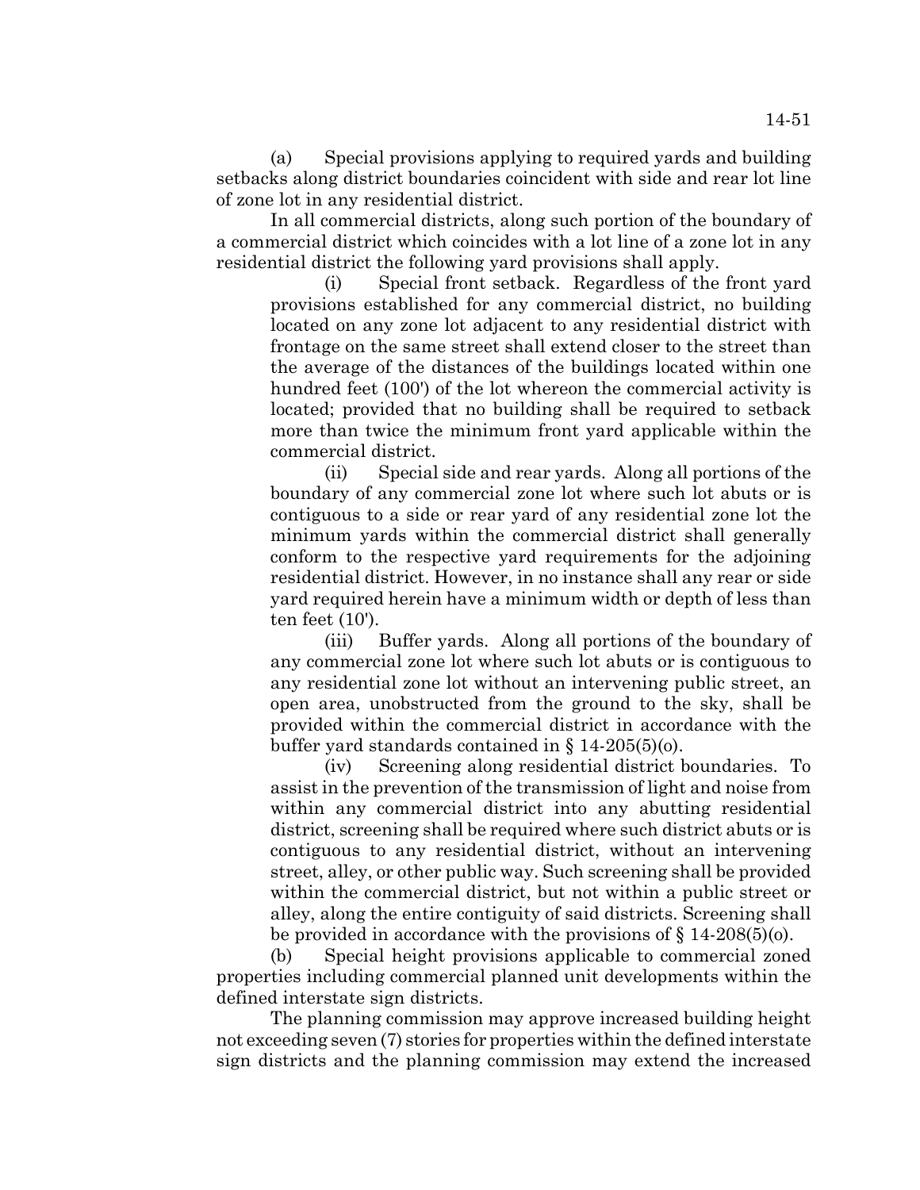(a) Special provisions applying to required yards and building setbacks along district boundaries coincident with side and rear lot line of zone lot in any residential district.

In all commercial districts, along such portion of the boundary of a commercial district which coincides with a lot line of a zone lot in any residential district the following yard provisions shall apply.

(i) Special front setback. Regardless of the front yard provisions established for any commercial district, no building located on any zone lot adjacent to any residential district with frontage on the same street shall extend closer to the street than the average of the distances of the buildings located within one hundred feet (100') of the lot whereon the commercial activity is located; provided that no building shall be required to setback more than twice the minimum front yard applicable within the commercial district.

(ii) Special side and rear yards. Along all portions of the boundary of any commercial zone lot where such lot abuts or is contiguous to a side or rear yard of any residential zone lot the minimum yards within the commercial district shall generally conform to the respective yard requirements for the adjoining residential district. However, in no instance shall any rear or side yard required herein have a minimum width or depth of less than ten feet (10').

(iii) Buffer yards. Along all portions of the boundary of any commercial zone lot where such lot abuts or is contiguous to any residential zone lot without an intervening public street, an open area, unobstructed from the ground to the sky, shall be provided within the commercial district in accordance with the buffer yard standards contained in § 14-205(5)(o).

(iv) Screening along residential district boundaries. To assist in the prevention of the transmission of light and noise from within any commercial district into any abutting residential district, screening shall be required where such district abuts or is contiguous to any residential district, without an intervening street, alley, or other public way. Such screening shall be provided within the commercial district, but not within a public street or alley, along the entire contiguity of said districts. Screening shall be provided in accordance with the provisions of § 14-208(5)(o).

(b) Special height provisions applicable to commercial zoned properties including commercial planned unit developments within the defined interstate sign districts.

The planning commission may approve increased building height not exceeding seven (7) stories for properties within the defined interstate sign districts and the planning commission may extend the increased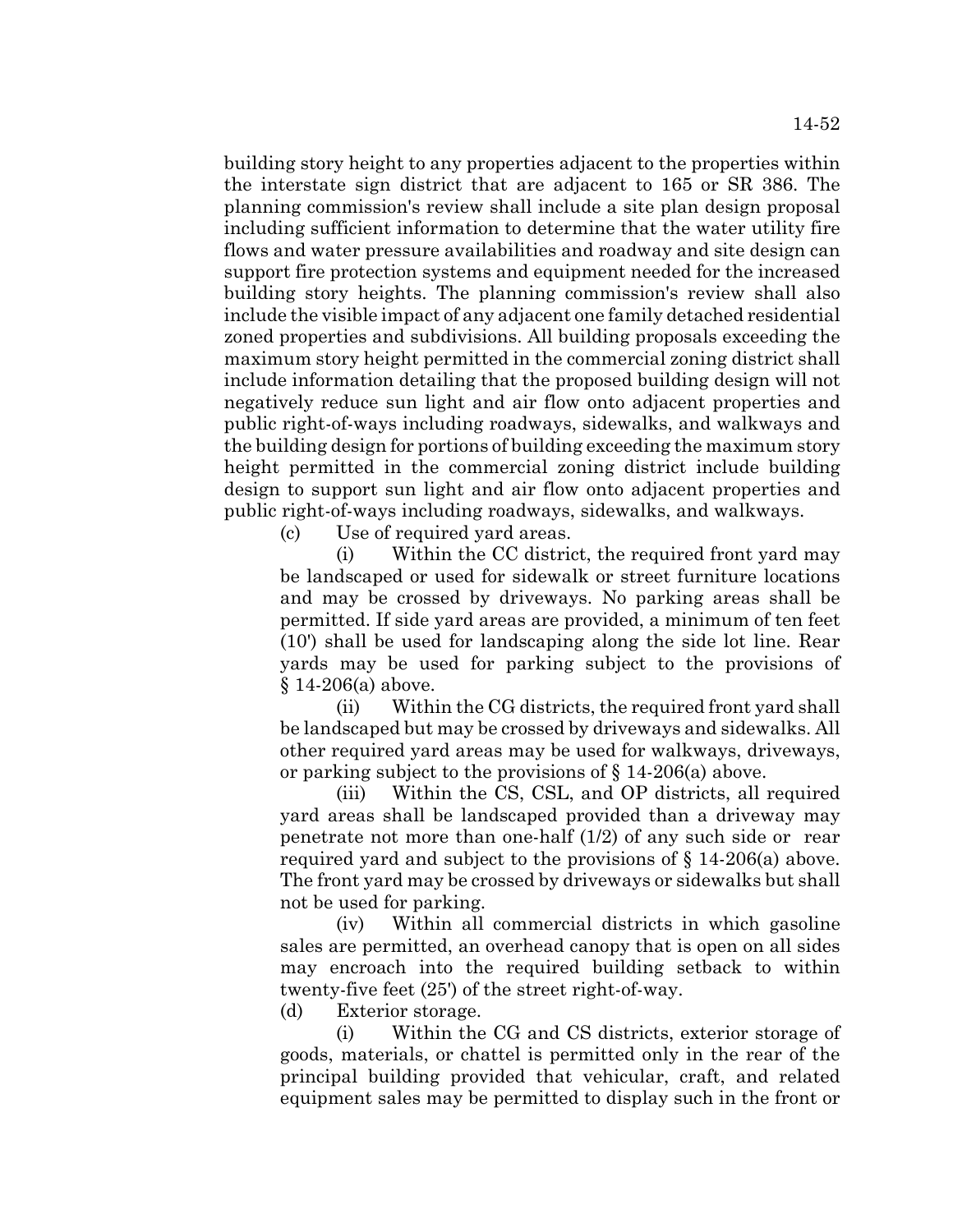building story height to any properties adjacent to the properties within the interstate sign district that are adjacent to 165 or SR 386. The planning commission's review shall include a site plan design proposal including sufficient information to determine that the water utility fire flows and water pressure availabilities and roadway and site design can support fire protection systems and equipment needed for the increased building story heights. The planning commission's review shall also include the visible impact of any adjacent one family detached residential zoned properties and subdivisions. All building proposals exceeding the maximum story height permitted in the commercial zoning district shall include information detailing that the proposed building design will not negatively reduce sun light and air flow onto adjacent properties and public right-of-ways including roadways, sidewalks, and walkways and the building design for portions of building exceeding the maximum story height permitted in the commercial zoning district include building design to support sun light and air flow onto adjacent properties and public right-of-ways including roadways, sidewalks, and walkways.

(c) Use of required yard areas.

(i) Within the CC district, the required front yard may be landscaped or used for sidewalk or street furniture locations and may be crossed by driveways. No parking areas shall be permitted. If side yard areas are provided, a minimum of ten feet (10') shall be used for landscaping along the side lot line. Rear yards may be used for parking subject to the provisions of § 14-206(a) above.

(ii) Within the CG districts, the required front yard shall be landscaped but may be crossed by driveways and sidewalks. All other required yard areas may be used for walkways, driveways, or parking subject to the provisions of § 14-206(a) above.

(iii) Within the CS, CSL, and OP districts, all required yard areas shall be landscaped provided than a driveway may penetrate not more than one-half (1/2) of any such side or rear required yard and subject to the provisions of § 14-206(a) above. The front yard may be crossed by driveways or sidewalks but shall not be used for parking.

(iv) Within all commercial districts in which gasoline sales are permitted, an overhead canopy that is open on all sides may encroach into the required building setback to within twenty-five feet (25') of the street right-of-way.

(d) Exterior storage.

(i) Within the CG and CS districts, exterior storage of goods, materials, or chattel is permitted only in the rear of the principal building provided that vehicular, craft, and related equipment sales may be permitted to display such in the front or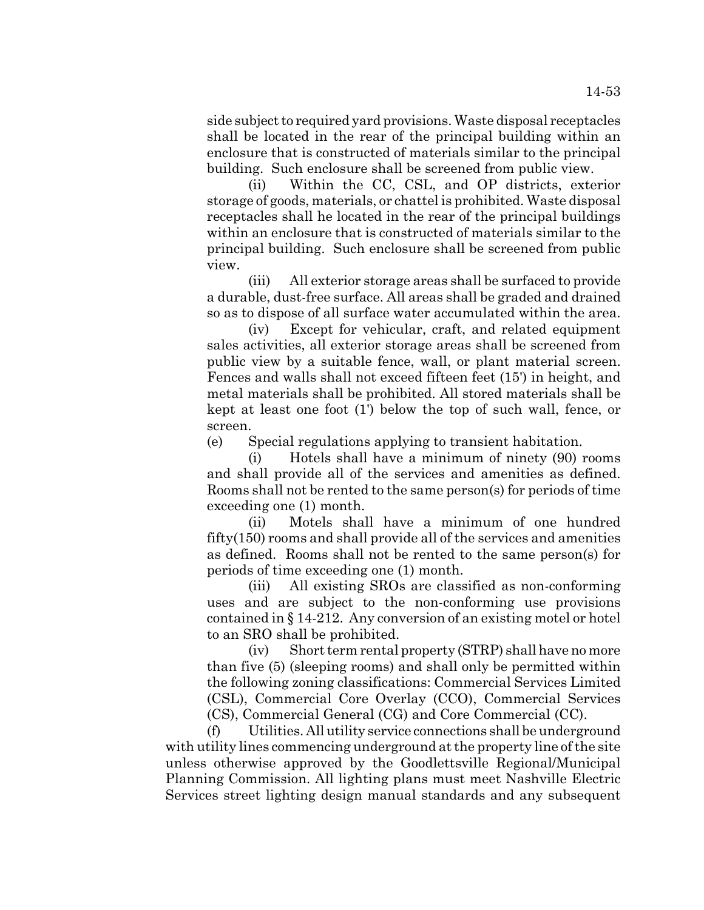side subject to required yard provisions. Waste disposal receptacles shall be located in the rear of the principal building within an enclosure that is constructed of materials similar to the principal building. Such enclosure shall be screened from public view.

(ii) Within the CC, CSL, and OP districts, exterior storage of goods, materials, or chattel is prohibited. Waste disposal receptacles shall he located in the rear of the principal buildings within an enclosure that is constructed of materials similar to the principal building. Such enclosure shall be screened from public view.

(iii) All exterior storage areas shall be surfaced to provide a durable, dust-free surface. All areas shall be graded and drained so as to dispose of all surface water accumulated within the area.

(iv) Except for vehicular, craft, and related equipment sales activities, all exterior storage areas shall be screened from public view by a suitable fence, wall, or plant material screen. Fences and walls shall not exceed fifteen feet (15') in height, and metal materials shall be prohibited. All stored materials shall be kept at least one foot (1') below the top of such wall, fence, or screen.

(e) Special regulations applying to transient habitation.

(i) Hotels shall have a minimum of ninety (90) rooms and shall provide all of the services and amenities as defined. Rooms shall not be rented to the same person(s) for periods of time exceeding one (1) month.

(ii) Motels shall have a minimum of one hundred fifty(150) rooms and shall provide all of the services and amenities as defined. Rooms shall not be rented to the same person(s) for periods of time exceeding one (1) month.

(iii) All existing SROs are classified as non-conforming uses and are subject to the non-conforming use provisions contained in § 14-212. Any conversion of an existing motel or hotel to an SRO shall be prohibited.

(iv) Short term rental property (STRP) shall have no more than five (5) (sleeping rooms) and shall only be permitted within the following zoning classifications: Commercial Services Limited (CSL), Commercial Core Overlay (CCO), Commercial Services (CS), Commercial General (CG) and Core Commercial (CC).

(f) Utilities. All utility service connections shall be underground with utility lines commencing underground at the property line of the site unless otherwise approved by the Goodlettsville Regional/Municipal Planning Commission. All lighting plans must meet Nashville Electric Services street lighting design manual standards and any subsequent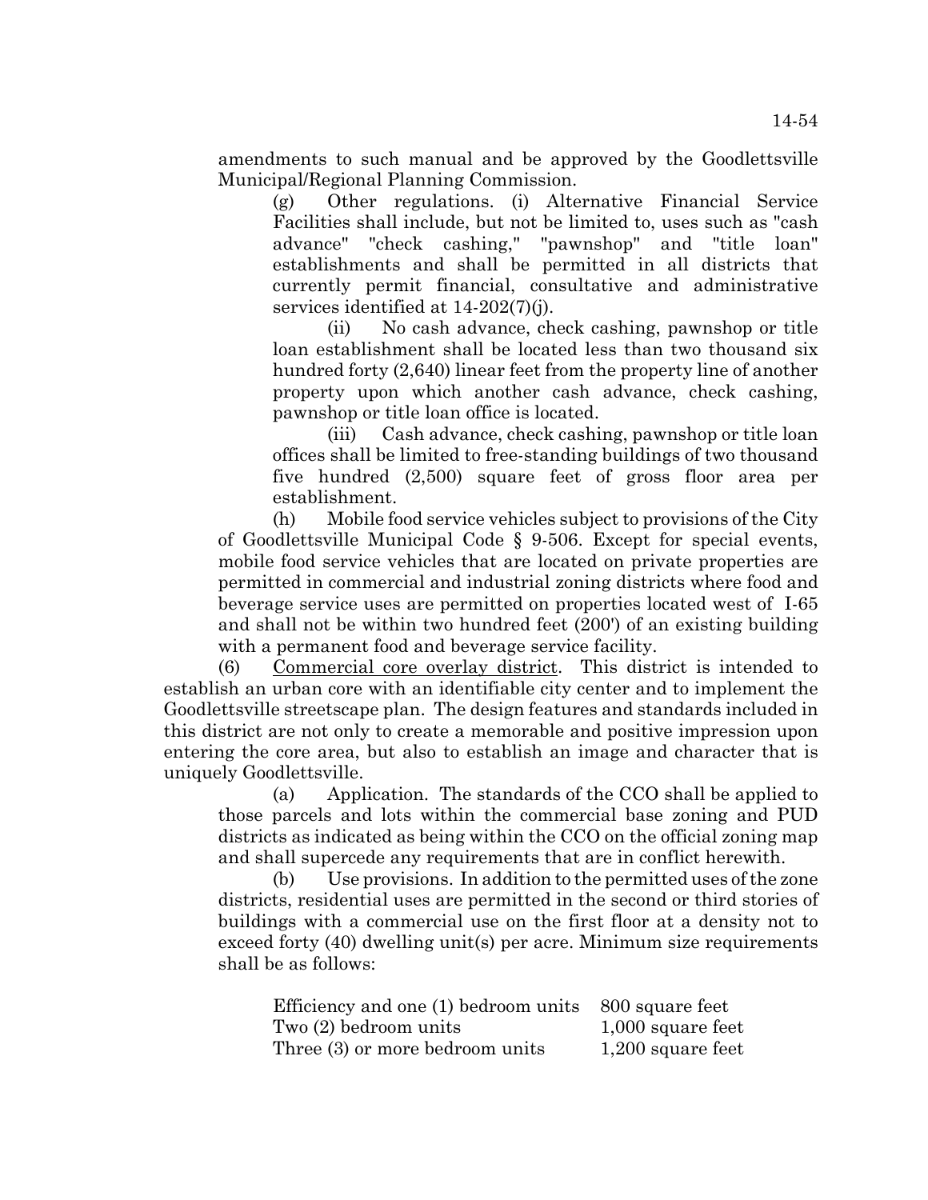amendments to such manual and be approved by the Goodlettsville Municipal/Regional Planning Commission.

(g) Other regulations. (i) Alternative Financial Service Facilities shall include, but not be limited to, uses such as "cash advance" "check cashing," "pawnshop" and "title loan" establishments and shall be permitted in all districts that currently permit financial, consultative and administrative services identified at 14-202(7)(j).

(ii) No cash advance, check cashing, pawnshop or title loan establishment shall be located less than two thousand six hundred forty (2,640) linear feet from the property line of another property upon which another cash advance, check cashing, pawnshop or title loan office is located.

(iii) Cash advance, check cashing, pawnshop or title loan offices shall be limited to free-standing buildings of two thousand five hundred (2,500) square feet of gross floor area per establishment.

(h) Mobile food service vehicles subject to provisions of the City of Goodlettsville Municipal Code § 9-506. Except for special events, mobile food service vehicles that are located on private properties are permitted in commercial and industrial zoning districts where food and beverage service uses are permitted on properties located west of I-65 and shall not be within two hundred feet (200') of an existing building with a permanent food and beverage service facility.

(6) Commercial core overlay district. This district is intended to establish an urban core with an identifiable city center and to implement the Goodlettsville streetscape plan. The design features and standards included in this district are not only to create a memorable and positive impression upon entering the core area, but also to establish an image and character that is uniquely Goodlettsville.

(a) Application. The standards of the CCO shall be applied to those parcels and lots within the commercial base zoning and PUD districts as indicated as being within the CCO on the official zoning map and shall supercede any requirements that are in conflict herewith.

(b) Use provisions. In addition to the permitted uses of the zone districts, residential uses are permitted in the second or third stories of buildings with a commercial use on the first floor at a density not to exceed forty (40) dwelling unit(s) per acre. Minimum size requirements shall be as follows:

| | |
|---|---|
| Efficiency and one (1) bedroom units | 800 square feet |
| Two (2) bedroom units | 1,000 square feet |
| Three (3) or more bedroom units | 1,200 square feet |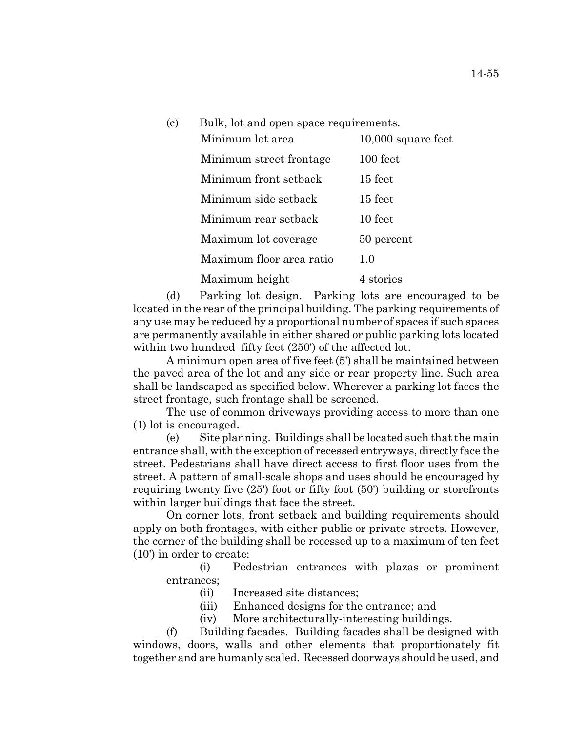(c) Bulk, lot and open space requirements.

| | |
|---|---|
| Minimum lot area | 10,000 square feet |
| Minimum street frontage | 100 feet |
| Minimum front setback | 15 feet |
| Minimum side setback | 15 feet |
| Minimum rear setback | 10 feet |
| Maximum lot coverage | 50 percent |
| Maximum floor area ratio | 1.0 |
| Maximum height | 4 stories |

(d) Parking lot design. Parking lots are encouraged to be located in the rear of the principal building. The parking requirements of any use may be reduced by a proportional number of spaces if such spaces are permanently available in either shared or public parking lots located within two hundred fifty feet (250') of the affected lot.

A minimum open area of five feet (5') shall be maintained between the paved area of the lot and any side or rear property line. Such area shall be landscaped as specified below. Wherever a parking lot faces the street frontage, such frontage shall be screened.

The use of common driveways providing access to more than one (1) lot is encouraged.

(e) Site planning. Buildings shall be located such that the main entrance shall, with the exception of recessed entryways, directly face the street. Pedestrians shall have direct access to first floor uses from the street. A pattern of small-scale shops and uses should be encouraged by requiring twenty five (25') foot or fifty foot (50') building or storefronts within larger buildings that face the street.

On corner lots, front setback and building requirements should apply on both frontages, with either public or private streets. However, the corner of the building shall be recessed up to a maximum of ten feet (10') in order to create:

(i) Pedestrian entrances with plazas or prominent entrances;

(ii) Increased site distances;

(iii) Enhanced designs for the entrance; and

(iv) More architecturally-interesting buildings.

(f) Building facades. Building facades shall be designed with windows, doors, walls and other elements that proportionately fit together and are humanly scaled. Recessed doorways should be used, and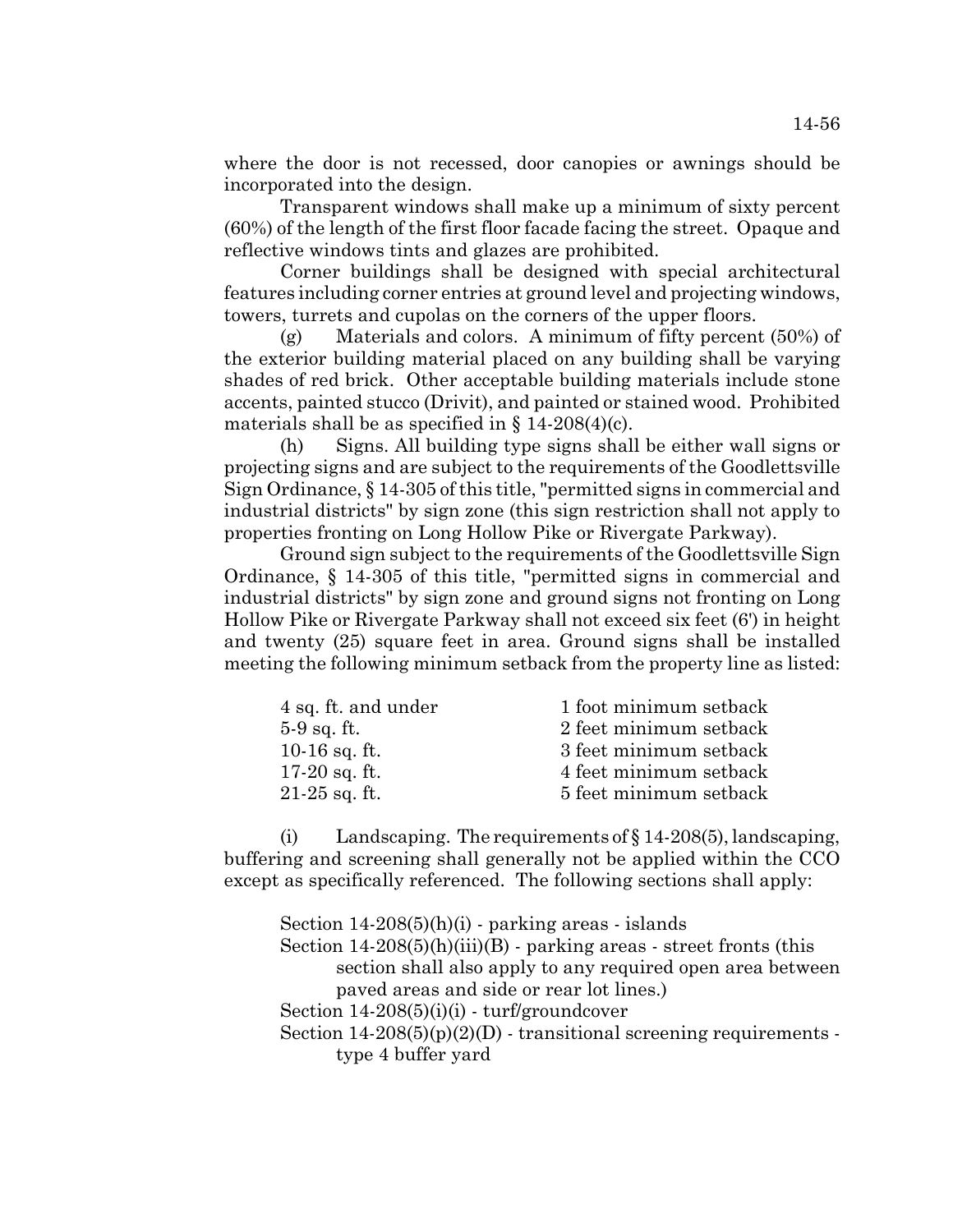where the door is not recessed, door canopies or awnings should be incorporated into the design.

Transparent windows shall make up a minimum of sixty percent (60%) of the length of the first floor facade facing the street. Opaque and reflective windows tints and glazes are prohibited.

Corner buildings shall be designed with special architectural features including corner entries at ground level and projecting windows, towers, turrets and cupolas on the corners of the upper floors.

(g) Materials and colors. A minimum of fifty percent (50%) of the exterior building material placed on any building shall be varying shades of red brick. Other acceptable building materials include stone accents, painted stucco (Drivit), and painted or stained wood. Prohibited materials shall be as specified in § 14-208(4)(c).

(h) Signs. All building type signs shall be either wall signs or projecting signs and are subject to the requirements of the Goodlettsville Sign Ordinance, § 14-305 of this title, "permitted signs in commercial and industrial districts" by sign zone (this sign restriction shall not apply to properties fronting on Long Hollow Pike or Rivergate Parkway).

Ground sign subject to the requirements of the Goodlettsville Sign Ordinance, § 14-305 of this title, "permitted signs in commercial and industrial districts" by sign zone and ground signs not fronting on Long Hollow Pike or Rivergate Parkway shall not exceed six feet (6') in height and twenty (25) square feet in area. Ground signs shall be installed meeting the following minimum setback from the property line as listed:

| | |
|---|---|
| 4 sq. ft. and under | 1 foot minimum setback |
| 5-9 sq. ft. | 2 feet minimum setback |
| 10-16 sq. ft. | 3 feet minimum setback |
| 17-20 sq. ft. | 4 feet minimum setback |
| 21-25 sq. ft. | 5 feet minimum setback |

(i) Landscaping. The requirements of § 14-208(5), landscaping, buffering and screening shall generally not be applied within the CCO except as specifically referenced. The following sections shall apply:

Section 14-208(5)(h)(i) - parking areas - islands

Section 14-208(5)(h)(iii)(B) - parking areas - street fronts (this section shall also apply to any required open area between paved areas and side or rear lot lines.)

Section 14-208(5)(i)(i) - turf/groundcover

Section 14-208(5)(p)(2)(D) - transitional screening requirements - type 4 buffer yard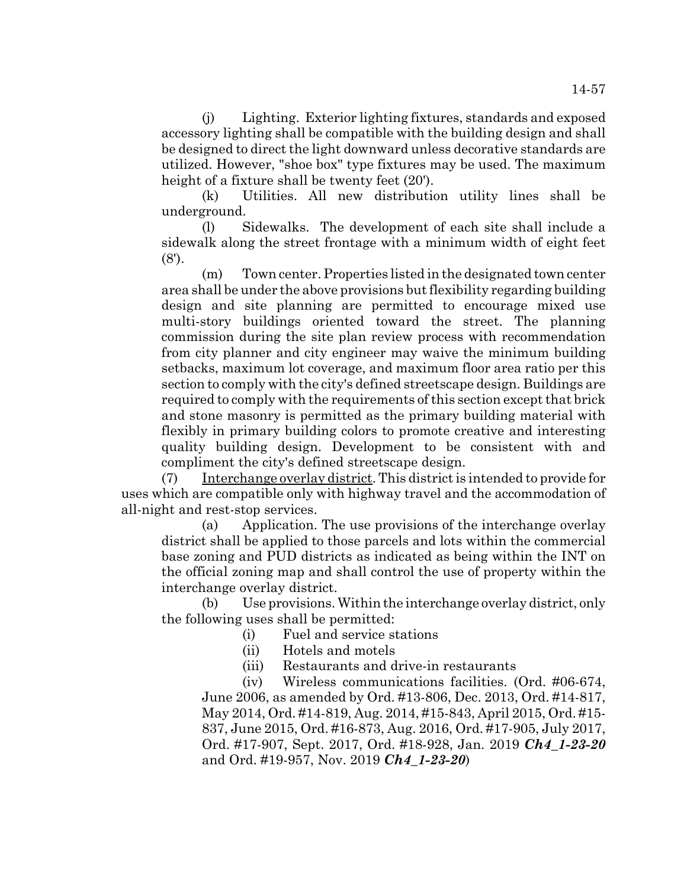(j) Lighting. Exterior lighting fixtures, standards and exposed accessory lighting shall be compatible with the building design and shall be designed to direct the light downward unless decorative standards are utilized. However, "shoe box" type fixtures may be used. The maximum height of a fixture shall be twenty feet (20').

(k) Utilities. All new distribution utility lines shall be underground.

(l) Sidewalks. The development of each site shall include a sidewalk along the street frontage with a minimum width of eight feet (8').

(m) Town center. Properties listed in the designated town center area shall be under the above provisions but flexibility regarding building design and site planning are permitted to encourage mixed use multi-story buildings oriented toward the street. The planning commission during the site plan review process with recommendation from city planner and city engineer may waive the minimum building setbacks, maximum lot coverage, and maximum floor area ratio per this section to comply with the city's defined streetscape design. Buildings are required to comply with the requirements of this section except that brick and stone masonry is permitted as the primary building material with flexibly in primary building colors to promote creative and interesting quality building design. Development to be consistent with and compliment the city's defined streetscape design.

(7) Interchange overlay district. This district is intended to provide for uses which are compatible only with highway travel and the accommodation of all-night and rest-stop services.

(a) Application. The use provisions of the interchange overlay district shall be applied to those parcels and lots within the commercial base zoning and PUD districts as indicated as being within the INT on the official zoning map and shall control the use of property within the interchange overlay district.

(b) Use provisions. Within the interchange overlay district, only the following uses shall be permitted:

(i) Fuel and service stations

(ii) Hotels and motels

(iii) Restaurants and drive-in restaurants

(iv) Wireless communications facilities. (Ord. #06-674, June 2006, as amended by Ord. #13-806, Dec. 2013, Ord. #14-817, May 2014, Ord. #14-819, Aug. 2014, #15-843, April 2015, Ord. #15-837, June 2015, Ord. #16-873, Aug. 2016, Ord. #17-905, July 2017, Ord. #17-907, Sept. 2017, Ord. #18-928, Jan. 2019 ***Ch4_1-23-20*** and Ord. #19-957, Nov. 2019 ***Ch4_1-23-20***)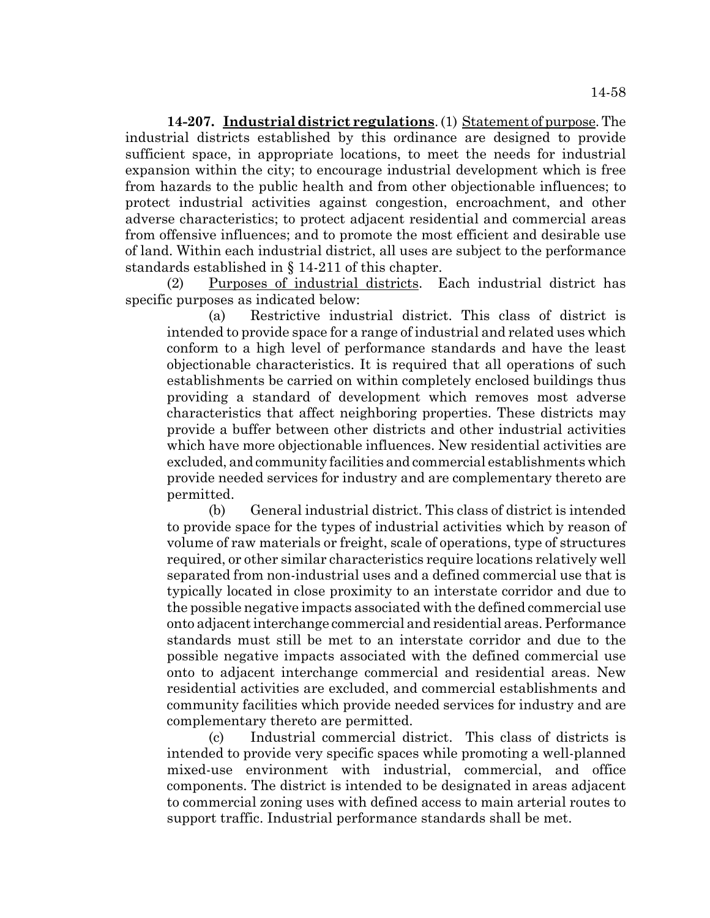**14-207. Industrial district regulations**. (1) Statement of purpose. The industrial districts established by this ordinance are designed to provide sufficient space, in appropriate locations, to meet the needs for industrial expansion within the city; to encourage industrial development which is free from hazards to the public health and from other objectionable influences; to protect industrial activities against congestion, encroachment, and other adverse characteristics; to protect adjacent residential and commercial areas from offensive influences; and to promote the most efficient and desirable use of land. Within each industrial district, all uses are subject to the performance standards established in § 14-211 of this chapter.

(2) Purposes of industrial districts. Each industrial district has specific purposes as indicated below:

(a) Restrictive industrial district. This class of district is intended to provide space for a range of industrial and related uses which conform to a high level of performance standards and have the least objectionable characteristics. It is required that all operations of such establishments be carried on within completely enclosed buildings thus providing a standard of development which removes most adverse characteristics that affect neighboring properties. These districts may provide a buffer between other districts and other industrial activities which have more objectionable influences. New residential activities are excluded, and community facilities and commercial establishments which provide needed services for industry and are complementary thereto are permitted.

(b) General industrial district. This class of district is intended to provide space for the types of industrial activities which by reason of volume of raw materials or freight, scale of operations, type of structures required, or other similar characteristics require locations relatively well separated from non-industrial uses and a defined commercial use that is typically located in close proximity to an interstate corridor and due to the possible negative impacts associated with the defined commercial use onto adjacent interchange commercial and residential areas. Performance standards must still be met to an interstate corridor and due to the possible negative impacts associated with the defined commercial use onto to adjacent interchange commercial and residential areas. New residential activities are excluded, and commercial establishments and community facilities which provide needed services for industry and are complementary thereto are permitted.

(c) Industrial commercial district. This class of districts is intended to provide very specific spaces while promoting a well-planned mixed-use environment with industrial, commercial, and office components. The district is intended to be designated in areas adjacent to commercial zoning uses with defined access to main arterial routes to support traffic. Industrial performance standards shall be met.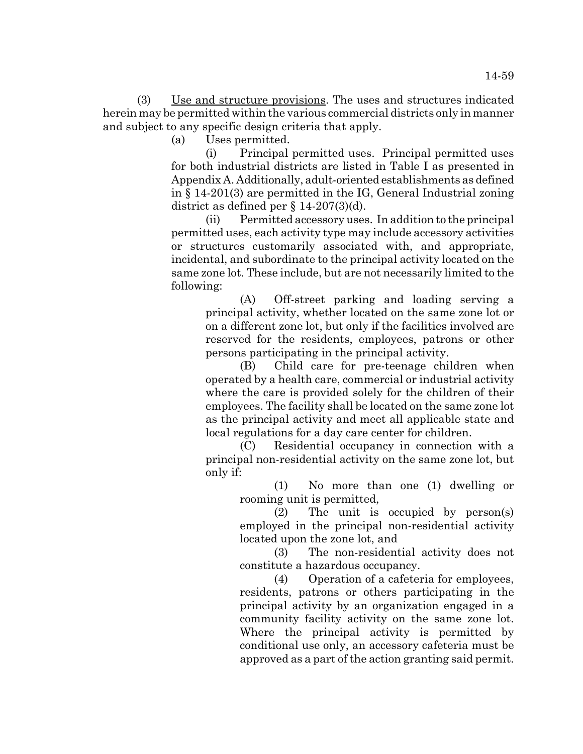(3) Use and structure provisions. The uses and structures indicated herein may be permitted within the various commercial districts only in manner and subject to any specific design criteria that apply.

(a) Uses permitted.

(i) Principal permitted uses. Principal permitted uses for both industrial districts are listed in Table I as presented in Appendix A. Additionally, adult-oriented establishments as defined in § 14-201(3) are permitted in the IG, General Industrial zoning district as defined per § 14-207(3)(d).

(ii) Permitted accessory uses. In addition to the principal permitted uses, each activity type may include accessory activities or structures customarily associated with, and appropriate, incidental, and subordinate to the principal activity located on the same zone lot. These include, but are not necessarily limited to the following:

(A) Off-street parking and loading serving a principal activity, whether located on the same zone lot or on a different zone lot, but only if the facilities involved are reserved for the residents, employees, patrons or other persons participating in the principal activity.

(B) Child care for pre-teenage children when operated by a health care, commercial or industrial activity where the care is provided solely for the children of their employees. The facility shall be located on the same zone lot as the principal activity and meet all applicable state and local regulations for a day care center for children.

(C) Residential occupancy in connection with a principal non-residential activity on the same zone lot, but only if:

(1) No more than one (1) dwelling or rooming unit is permitted,

(2) The unit is occupied by person(s) employed in the principal non-residential activity located upon the zone lot, and

(3) The non-residential activity does not constitute a hazardous occupancy.

(4) Operation of a cafeteria for employees, residents, patrons or others participating in the principal activity by an organization engaged in a community facility activity on the same zone lot. Where the principal activity is permitted by conditional use only, an accessory cafeteria must be approved as a part of the action granting said permit.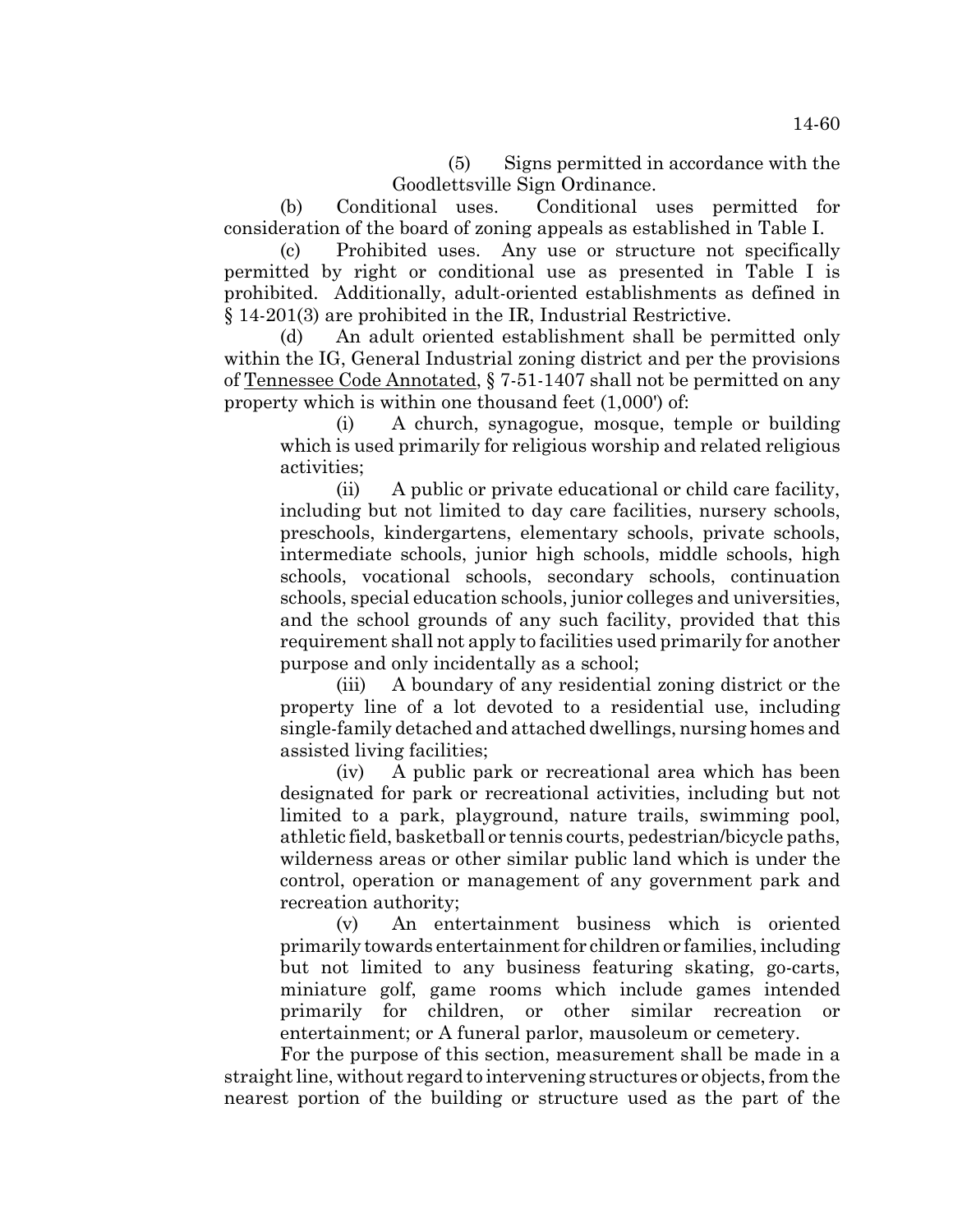(5) Signs permitted in accordance with the Goodlettsville Sign Ordinance.

(b) Conditional uses. Conditional uses permitted for consideration of the board of zoning appeals as established in Table I.

(c) Prohibited uses. Any use or structure not specifically permitted by right or conditional use as presented in Table I is prohibited. Additionally, adult-oriented establishments as defined in § 14-201(3) are prohibited in the IR, Industrial Restrictive.

(d) An adult oriented establishment shall be permitted only within the IG, General Industrial zoning district and per the provisions of Tennessee Code Annotated, § 7-51-1407 shall not be permitted on any property which is within one thousand feet (1,000') of:

(i) A church, synagogue, mosque, temple or building which is used primarily for religious worship and related religious activities;

(ii) A public or private educational or child care facility, including but not limited to day care facilities, nursery schools, preschools, kindergartens, elementary schools, private schools, intermediate schools, junior high schools, middle schools, high schools, vocational schools, secondary schools, continuation schools, special education schools, junior colleges and universities, and the school grounds of any such facility, provided that this requirement shall not apply to facilities used primarily for another purpose and only incidentally as a school;

(iii) A boundary of any residential zoning district or the property line of a lot devoted to a residential use, including single-family detached and attached dwellings, nursing homes and assisted living facilities;

(iv) A public park or recreational area which has been designated for park or recreational activities, including but not limited to a park, playground, nature trails, swimming pool, athletic field, basketball or tennis courts, pedestrian/bicycle paths, wilderness areas or other similar public land which is under the control, operation or management of any government park and recreation authority;

(v) An entertainment business which is oriented primarily towards entertainment for children or families, including but not limited to any business featuring skating, go-carts, miniature golf, game rooms which include games intended primarily for children, or other similar recreation or entertainment; or A funeral parlor, mausoleum or cemetery.

For the purpose of this section, measurement shall be made in a straight line, without regard to intervening structures or objects, from the nearest portion of the building or structure used as the part of the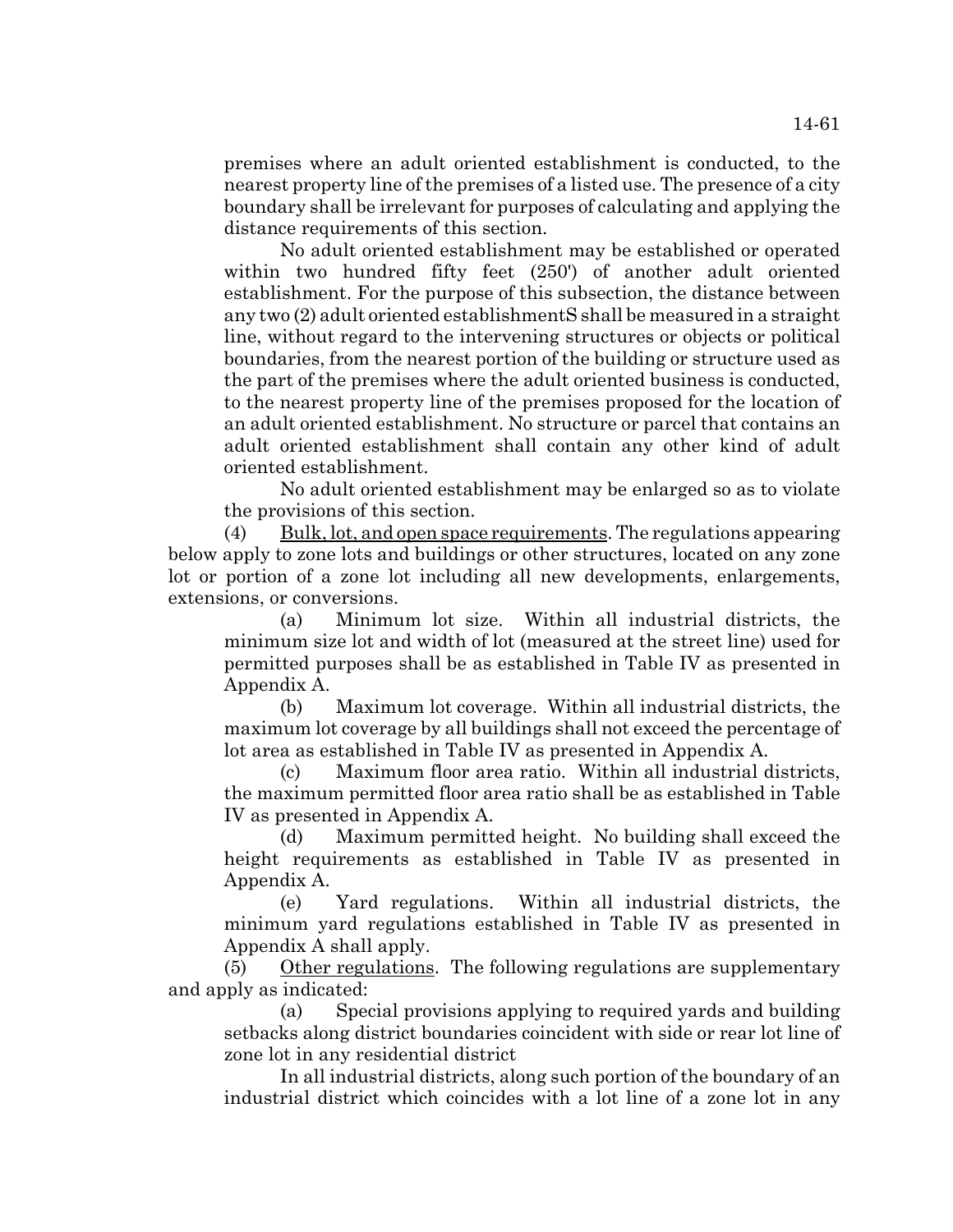premises where an adult oriented establishment is conducted, to the nearest property line of the premises of a listed use. The presence of a city boundary shall be irrelevant for purposes of calculating and applying the distance requirements of this section.

No adult oriented establishment may be established or operated within two hundred fifty feet (250') of another adult oriented establishment. For the purpose of this subsection, the distance between any two (2) adult oriented establishmentS shall be measured in a straight line, without regard to the intervening structures or objects or political boundaries, from the nearest portion of the building or structure used as the part of the premises where the adult oriented business is conducted, to the nearest property line of the premises proposed for the location of an adult oriented establishment. No structure or parcel that contains an adult oriented establishment shall contain any other kind of adult oriented establishment.

No adult oriented establishment may be enlarged so as to violate the provisions of this section.

(4) Bulk, lot, and open space requirements. The regulations appearing below apply to zone lots and buildings or other structures, located on any zone lot or portion of a zone lot including all new developments, enlargements, extensions, or conversions.

(a) Minimum lot size. Within all industrial districts, the minimum size lot and width of lot (measured at the street line) used for permitted purposes shall be as established in Table IV as presented in Appendix A.

(b) Maximum lot coverage. Within all industrial districts, the maximum lot coverage by all buildings shall not exceed the percentage of lot area as established in Table IV as presented in Appendix A.

(c) Maximum floor area ratio. Within all industrial districts, the maximum permitted floor area ratio shall be as established in Table IV as presented in Appendix A.

(d) Maximum permitted height. No building shall exceed the height requirements as established in Table IV as presented in Appendix A.

(e) Yard regulations. Within all industrial districts, the minimum yard regulations established in Table IV as presented in Appendix A shall apply.

(5) Other regulations. The following regulations are supplementary and apply as indicated:

(a) Special provisions applying to required yards and building setbacks along district boundaries coincident with side or rear lot line of zone lot in any residential district

In all industrial districts, along such portion of the boundary of an industrial district which coincides with a lot line of a zone lot in any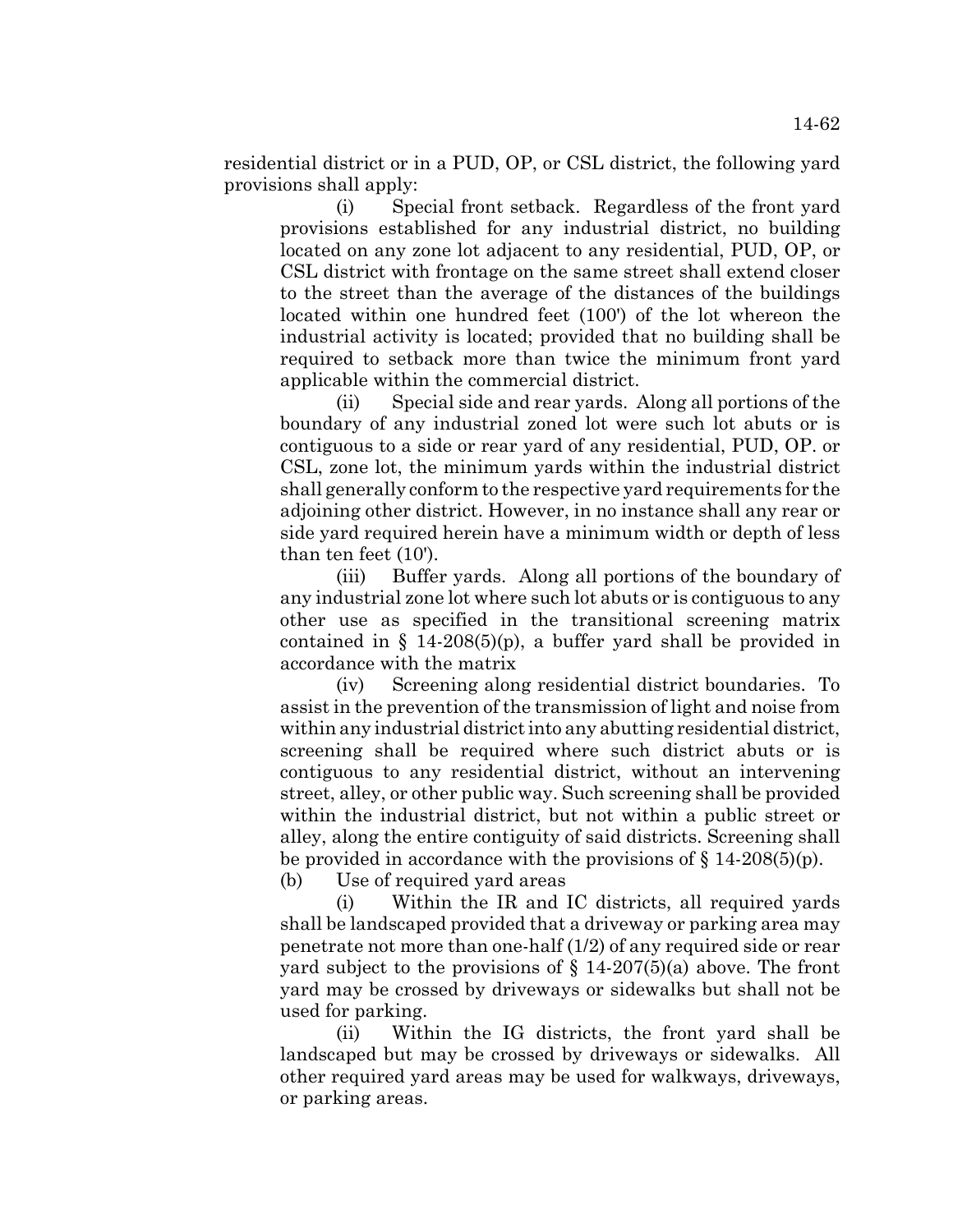residential district or in a PUD, OP, or CSL district, the following yard provisions shall apply:

(i) Special front setback. Regardless of the front yard provisions established for any industrial district, no building located on any zone lot adjacent to any residential, PUD, OP, or CSL district with frontage on the same street shall extend closer to the street than the average of the distances of the buildings located within one hundred feet (100') of the lot whereon the industrial activity is located; provided that no building shall be required to setback more than twice the minimum front yard applicable within the commercial district.

(ii) Special side and rear yards. Along all portions of the boundary of any industrial zoned lot were such lot abuts or is contiguous to a side or rear yard of any residential, PUD, OP. or CSL, zone lot, the minimum yards within the industrial district shall generally conform to the respective yard requirements for the adjoining other district. However, in no instance shall any rear or side yard required herein have a minimum width or depth of less than ten feet (10').

(iii) Buffer yards. Along all portions of the boundary of any industrial zone lot where such lot abuts or is contiguous to any other use as specified in the transitional screening matrix contained in § 14-208(5)(p), a buffer yard shall be provided in accordance with the matrix

(iv) Screening along residential district boundaries. To assist in the prevention of the transmission of light and noise from within any industrial district into any abutting residential district, screening shall be required where such district abuts or is contiguous to any residential district, without an intervening street, alley, or other public way. Such screening shall be provided within the industrial district, but not within a public street or alley, along the entire contiguity of said districts. Screening shall be provided in accordance with the provisions of § 14-208(5)(p).

(b) Use of required yard areas

(i) Within the IR and IC districts, all required yards shall be landscaped provided that a driveway or parking area may penetrate not more than one-half (1/2) of any required side or rear yard subject to the provisions of § 14-207(5)(a) above. The front yard may be crossed by driveways or sidewalks but shall not be used for parking.

(ii) Within the IG districts, the front yard shall be landscaped but may be crossed by driveways or sidewalks. All other required yard areas may be used for walkways, driveways, or parking areas.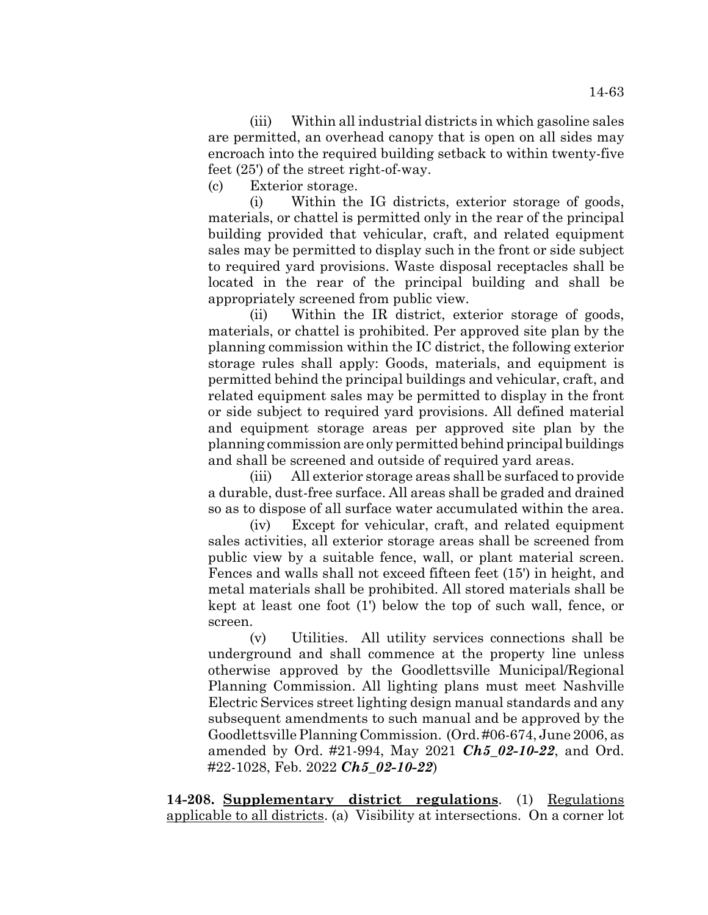(iii) Within all industrial districts in which gasoline sales are permitted, an overhead canopy that is open on all sides may encroach into the required building setback to within twenty-five feet (25') of the street right-of-way.

(c) Exterior storage.

(i) Within the IG districts, exterior storage of goods, materials, or chattel is permitted only in the rear of the principal building provided that vehicular, craft, and related equipment sales may be permitted to display such in the front or side subject to required yard provisions. Waste disposal receptacles shall be located in the rear of the principal building and shall be appropriately screened from public view.

(ii) Within the IR district, exterior storage of goods, materials, or chattel is prohibited. Per approved site plan by the planning commission within the IC district, the following exterior storage rules shall apply: Goods, materials, and equipment is permitted behind the principal buildings and vehicular, craft, and related equipment sales may be permitted to display in the front or side subject to required yard provisions. All defined material and equipment storage areas per approved site plan by the planning commission are only permitted behind principal buildings and shall be screened and outside of required yard areas.

(iii) All exterior storage areas shall be surfaced to provide a durable, dust-free surface. All areas shall be graded and drained so as to dispose of all surface water accumulated within the area.

(iv) Except for vehicular, craft, and related equipment sales activities, all exterior storage areas shall be screened from public view by a suitable fence, wall, or plant material screen. Fences and walls shall not exceed fifteen feet (15') in height, and metal materials shall be prohibited. All stored materials shall be kept at least one foot (1') below the top of such wall, fence, or screen.

(v) Utilities. All utility services connections shall be underground and shall commence at the property line unless otherwise approved by the Goodlettsville Municipal/Regional Planning Commission. All lighting plans must meet Nashville Electric Services street lighting design manual standards and any subsequent amendments to such manual and be approved by the Goodlettsville Planning Commission. (Ord. #06-674, June 2006, as amended by Ord. #21-994, May 2021 ***Ch5_02-10-22***, and Ord. #22-1028, Feb. 2022 ***Ch5_02-10-22***)

**14-208. Supplementary district regulations**. (1) Regulations applicable to all districts. (a) Visibility at intersections. On a corner lot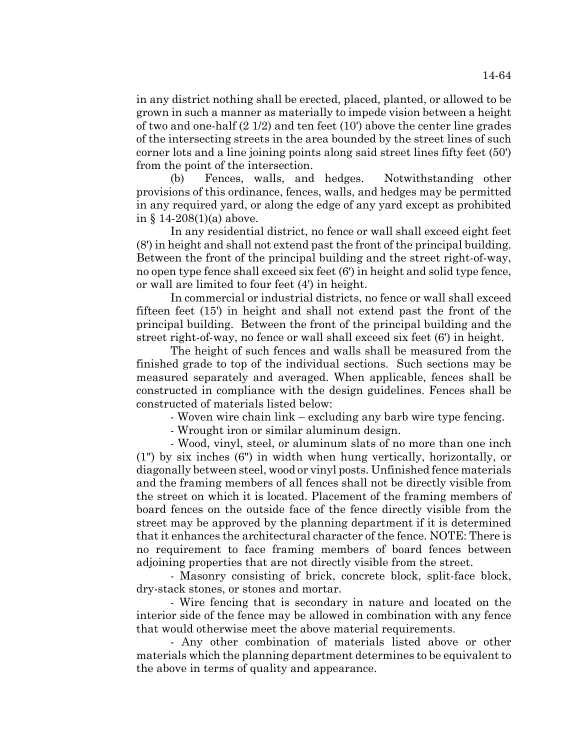in any district nothing shall be erected, placed, planted, or allowed to be grown in such a manner as materially to impede vision between a height of two and one-half (2 1/2) and ten feet (10') above the center line grades of the intersecting streets in the area bounded by the street lines of such corner lots and a line joining points along said street lines fifty feet (50') from the point of the intersection.

(b) Fences, walls, and hedges. Notwithstanding other provisions of this ordinance, fences, walls, and hedges may be permitted in any required yard, or along the edge of any yard except as prohibited in § 14-208(1)(a) above.

In any residential district, no fence or wall shall exceed eight feet (8') in height and shall not extend past the front of the principal building. Between the front of the principal building and the street right-of-way, no open type fence shall exceed six feet (6') in height and solid type fence, or wall are limited to four feet (4') in height.

In commercial or industrial districts, no fence or wall shall exceed fifteen feet (15') in height and shall not extend past the front of the principal building. Between the front of the principal building and the street right-of-way, no fence or wall shall exceed six feet (6') in height.

The height of such fences and walls shall be measured from the finished grade to top of the individual sections. Such sections may be measured separately and averaged. When applicable, fences shall be constructed in compliance with the design guidelines. Fences shall be constructed of materials listed below:

- Woven wire chain link – excluding any barb wire type fencing.
- Wrought iron or similar aluminum design.
- Wood, vinyl, steel, or aluminum slats of no more than one inch (1") by six inches (6") in width when hung vertically, horizontally, or diagonally between steel, wood or vinyl posts. Unfinished fence materials and the framing members of all fences shall not be directly visible from the street on which it is located. Placement of the framing members of board fences on the outside face of the fence directly visible from the street may be approved by the planning department if it is determined that it enhances the architectural character of the fence. NOTE: There is no requirement to face framing members of board fences between adjoining properties that are not directly visible from the street.
- Masonry consisting of brick, concrete block, split-face block, dry-stack stones, or stones and mortar.
- Wire fencing that is secondary in nature and located on the interior side of the fence may be allowed in combination with any fence that would otherwise meet the above material requirements.
- Any other combination of materials listed above or other materials which the planning department determines to be equivalent to the above in terms of quality and appearance.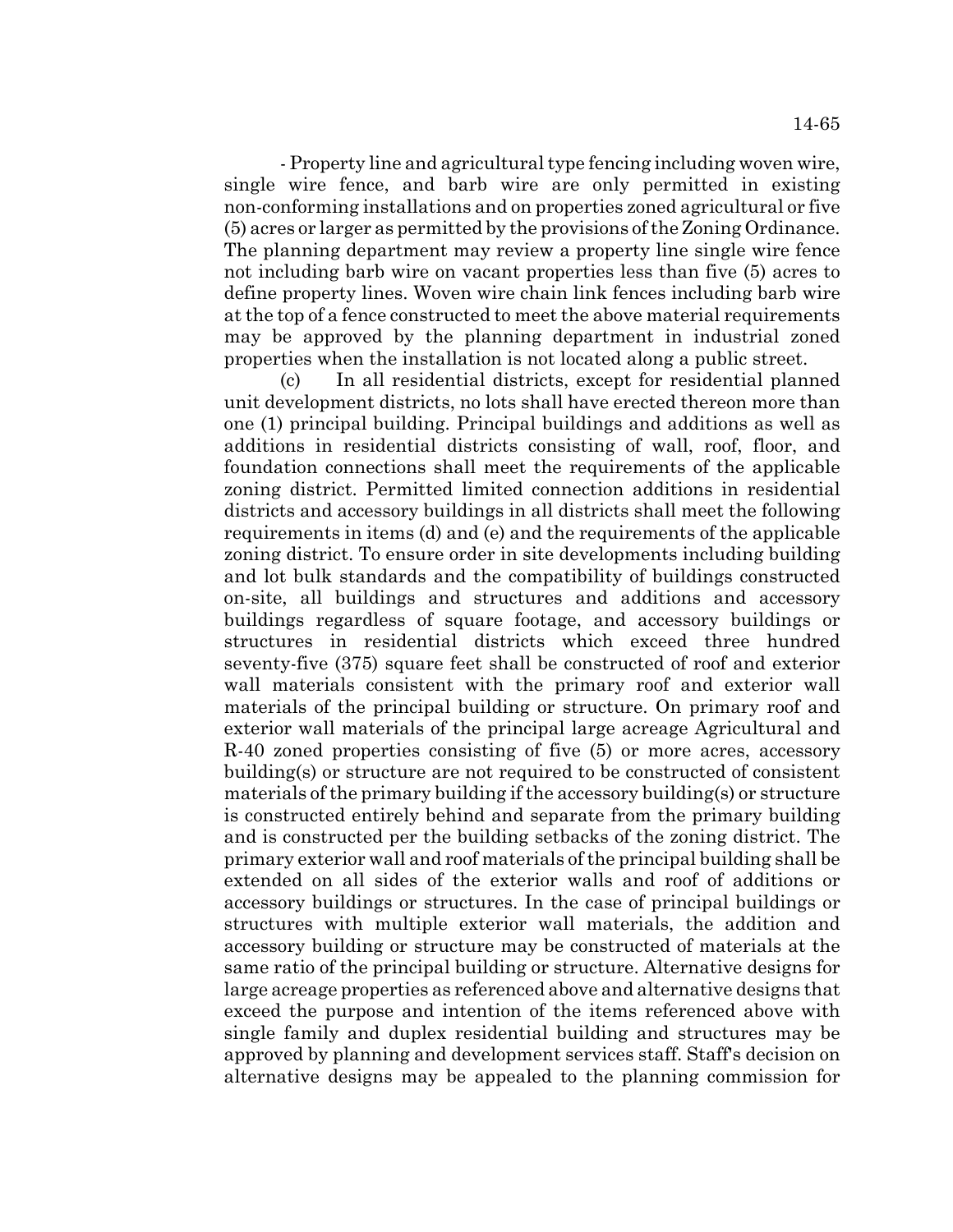- Property line and agricultural type fencing including woven wire, single wire fence, and barb wire are only permitted in existing non-conforming installations and on properties zoned agricultural or five (5) acres or larger as permitted by the provisions of the Zoning Ordinance. The planning department may review a property line single wire fence not including barb wire on vacant properties less than five (5) acres to define property lines. Woven wire chain link fences including barb wire at the top of a fence constructed to meet the above material requirements may be approved by the planning department in industrial zoned properties when the installation is not located along a public street.

(c) In all residential districts, except for residential planned unit development districts, no lots shall have erected thereon more than one (1) principal building. Principal buildings and additions as well as additions in residential districts consisting of wall, roof, floor, and foundation connections shall meet the requirements of the applicable zoning district. Permitted limited connection additions in residential districts and accessory buildings in all districts shall meet the following requirements in items (d) and (e) and the requirements of the applicable zoning district. To ensure order in site developments including building and lot bulk standards and the compatibility of buildings constructed on-site, all buildings and structures and additions and accessory buildings regardless of square footage, and accessory buildings or structures in residential districts which exceed three hundred seventy-five (375) square feet shall be constructed of roof and exterior wall materials consistent with the primary roof and exterior wall materials of the principal building or structure. On primary roof and exterior wall materials of the principal large acreage Agricultural and R-40 zoned properties consisting of five (5) or more acres, accessory building(s) or structure are not required to be constructed of consistent materials of the primary building if the accessory building(s) or structure is constructed entirely behind and separate from the primary building and is constructed per the building setbacks of the zoning district. The primary exterior wall and roof materials of the principal building shall be extended on all sides of the exterior walls and roof of additions or accessory buildings or structures. In the case of principal buildings or structures with multiple exterior wall materials, the addition and accessory building or structure may be constructed of materials at the same ratio of the principal building or structure. Alternative designs for large acreage properties as referenced above and alternative designs that exceed the purpose and intention of the items referenced above with single family and duplex residential building and structures may be approved by planning and development services staff. Staff's decision on alternative designs may be appealed to the planning commission for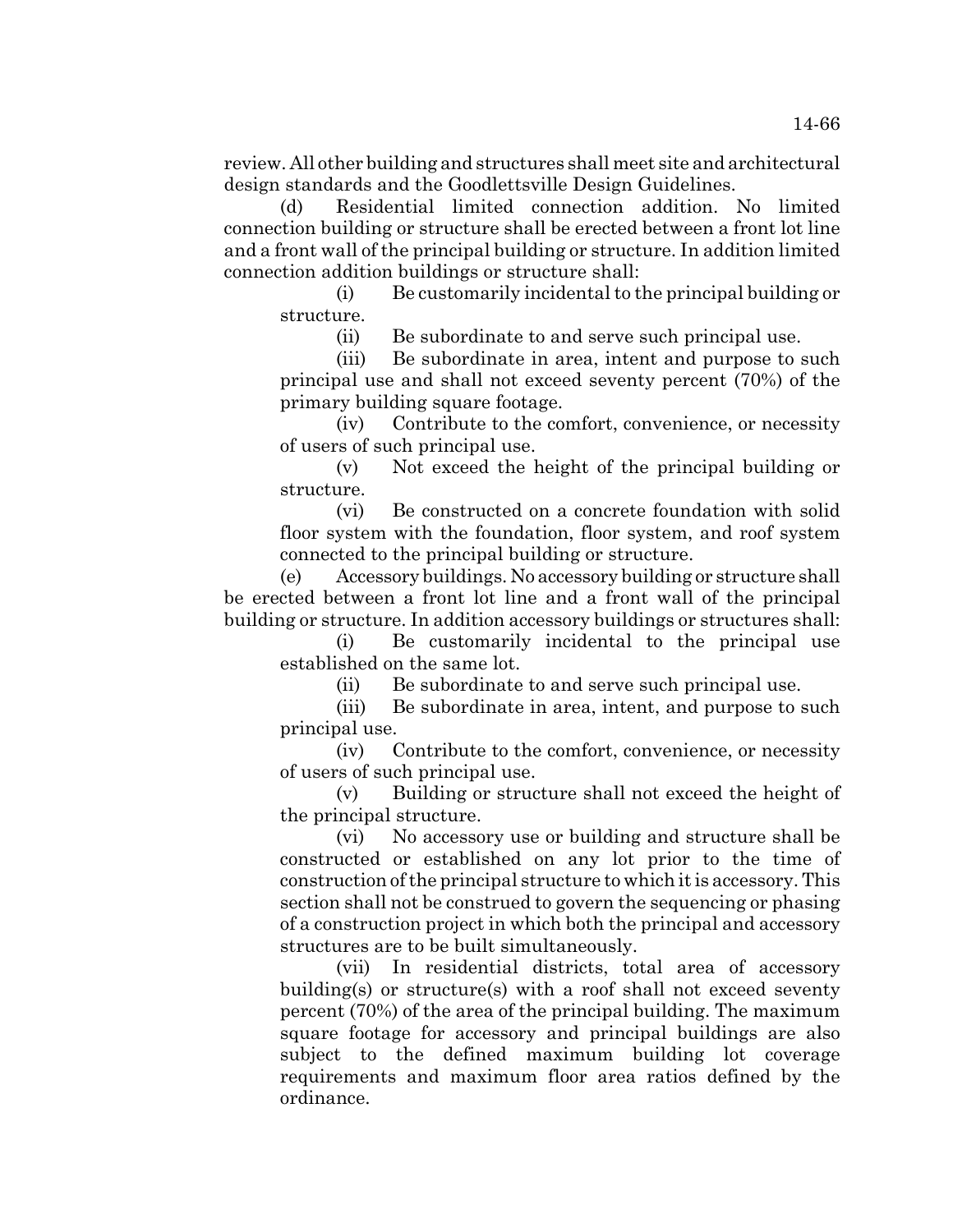review. All other building and structures shall meet site and architectural design standards and the Goodlettsville Design Guidelines.

(d) Residential limited connection addition. No limited connection building or structure shall be erected between a front lot line and a front wall of the principal building or structure. In addition limited connection addition buildings or structure shall:

(i) Be customarily incidental to the principal building or structure.

(ii) Be subordinate to and serve such principal use.

(iii) Be subordinate in area, intent and purpose to such principal use and shall not exceed seventy percent (70%) of the primary building square footage.

(iv) Contribute to the comfort, convenience, or necessity of users of such principal use.

(v) Not exceed the height of the principal building or structure.

(vi) Be constructed on a concrete foundation with solid floor system with the foundation, floor system, and roof system connected to the principal building or structure.

(e) Accessory buildings. No accessory building or structure shall be erected between a front lot line and a front wall of the principal building or structure. In addition accessory buildings or structures shall:

(i) Be customarily incidental to the principal use established on the same lot.

(ii) Be subordinate to and serve such principal use.

(iii) Be subordinate in area, intent, and purpose to such principal use.

(iv) Contribute to the comfort, convenience, or necessity of users of such principal use.

(v) Building or structure shall not exceed the height of the principal structure.

(vi) No accessory use or building and structure shall be constructed or established on any lot prior to the time of construction of the principal structure to which it is accessory. This section shall not be construed to govern the sequencing or phasing of a construction project in which both the principal and accessory structures are to be built simultaneously.

(vii) In residential districts, total area of accessory building(s) or structure(s) with a roof shall not exceed seventy percent (70%) of the area of the principal building. The maximum square footage for accessory and principal buildings are also subject to the defined maximum building lot coverage requirements and maximum floor area ratios defined by the ordinance.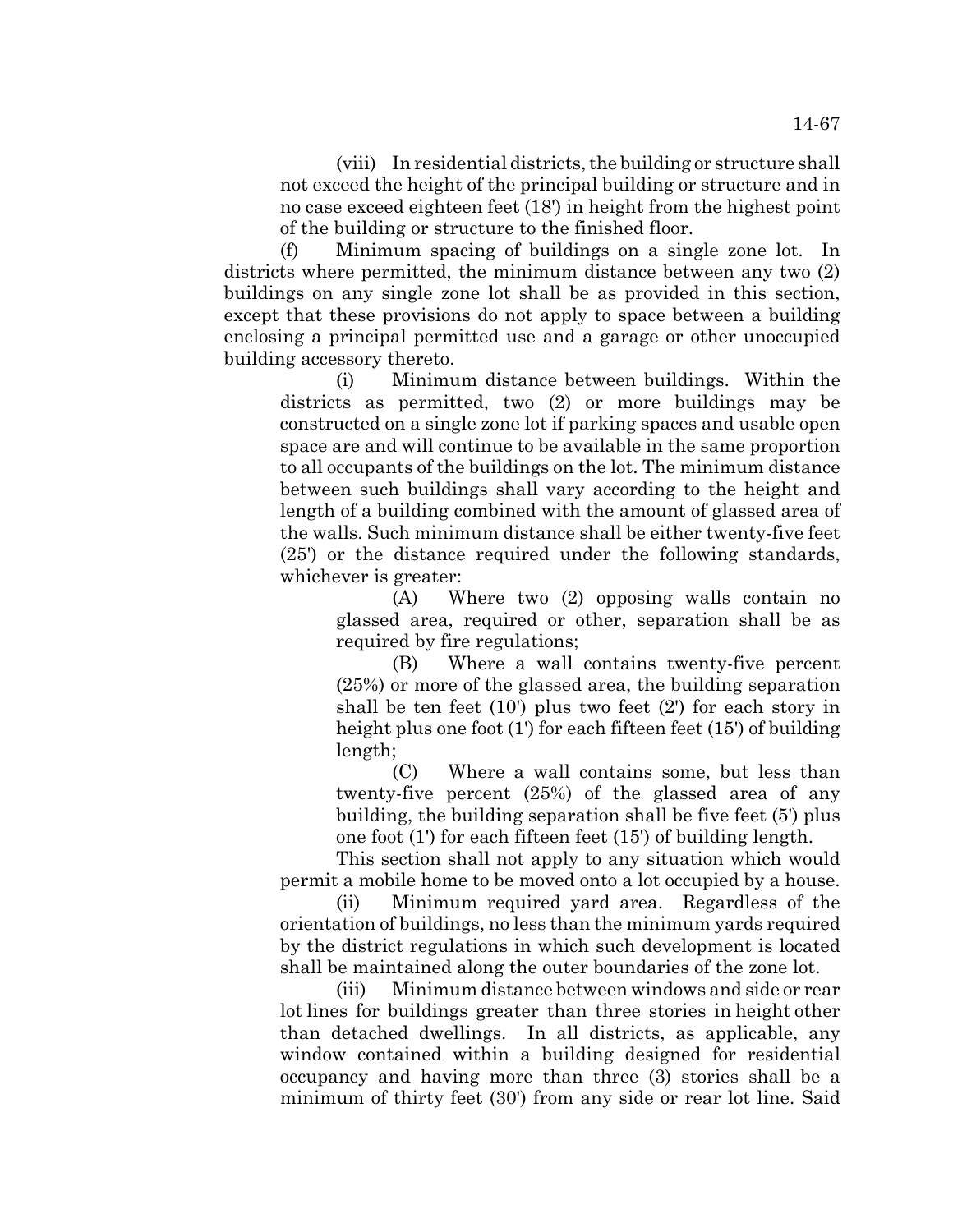(viii) In residential districts, the building or structure shall not exceed the height of the principal building or structure and in no case exceed eighteen feet (18') in height from the highest point of the building or structure to the finished floor.

(f) Minimum spacing of buildings on a single zone lot. In districts where permitted, the minimum distance between any two (2) buildings on any single zone lot shall be as provided in this section, except that these provisions do not apply to space between a building enclosing a principal permitted use and a garage or other unoccupied building accessory thereto.

(i) Minimum distance between buildings. Within the districts as permitted, two (2) or more buildings may be constructed on a single zone lot if parking spaces and usable open space are and will continue to be available in the same proportion to all occupants of the buildings on the lot. The minimum distance between such buildings shall vary according to the height and length of a building combined with the amount of glassed area of the walls. Such minimum distance shall be either twenty-five feet (25') or the distance required under the following standards, whichever is greater:

(A) Where two (2) opposing walls contain no glassed area, required or other, separation shall be as required by fire regulations;

(B) Where a wall contains twenty-five percent (25%) or more of the glassed area, the building separation shall be ten feet (10') plus two feet (2') for each story in height plus one foot (1') for each fifteen feet (15') of building length;

(C) Where a wall contains some, but less than twenty-five percent (25%) of the glassed area of any building, the building separation shall be five feet (5') plus one foot (1') for each fifteen feet (15') of building length.

This section shall not apply to any situation which would permit a mobile home to be moved onto a lot occupied by a house.

(ii) Minimum required yard area. Regardless of the orientation of buildings, no less than the minimum yards required by the district regulations in which such development is located shall be maintained along the outer boundaries of the zone lot.

(iii) Minimum distance between windows and side or rear lot lines for buildings greater than three stories in height other than detached dwellings. In all districts, as applicable, any window contained within a building designed for residential occupancy and having more than three (3) stories shall be a minimum of thirty feet (30') from any side or rear lot line. Said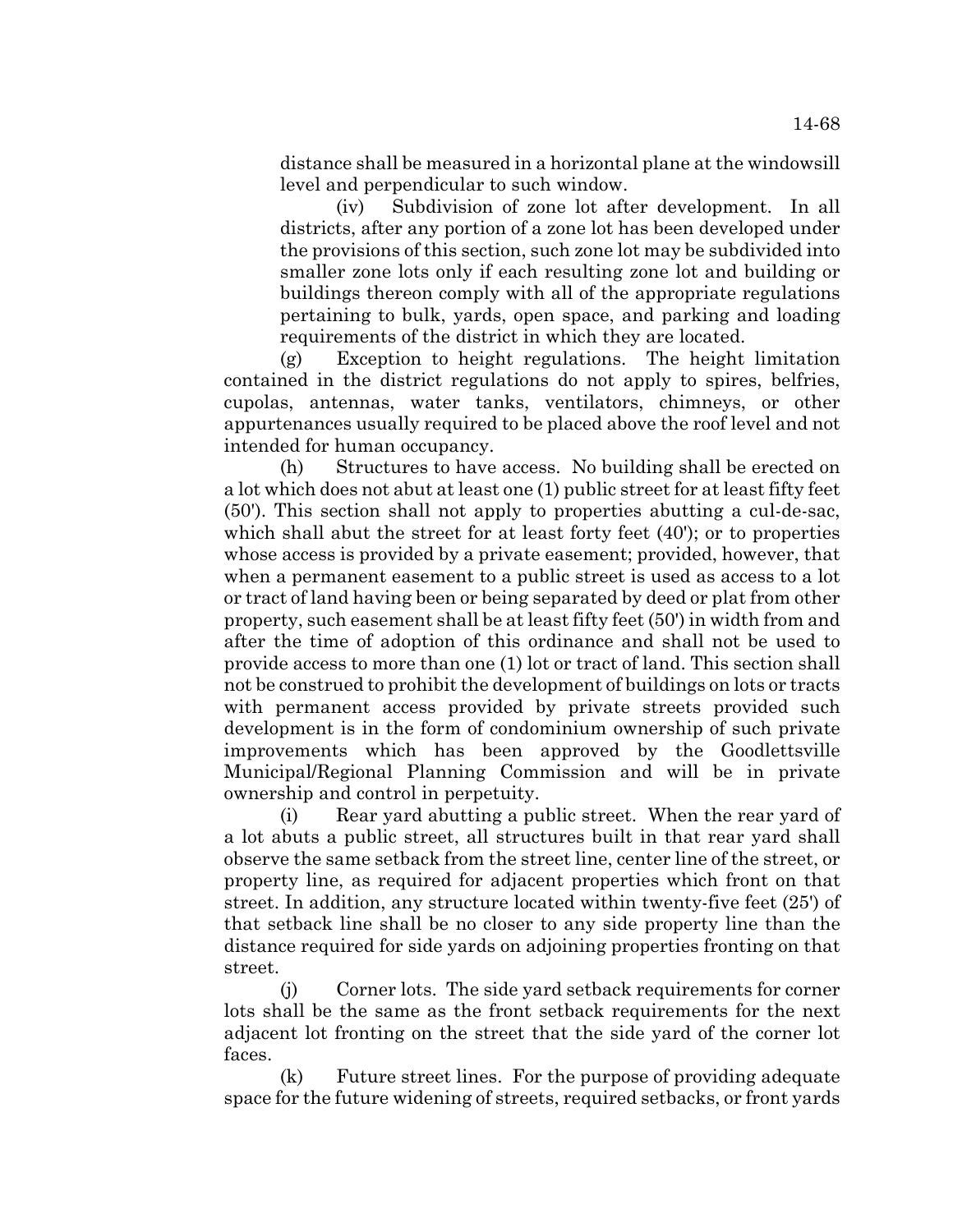distance shall be measured in a horizontal plane at the windowsill level and perpendicular to such window.

(iv) Subdivision of zone lot after development. In all districts, after any portion of a zone lot has been developed under the provisions of this section, such zone lot may be subdivided into smaller zone lots only if each resulting zone lot and building or buildings thereon comply with all of the appropriate regulations pertaining to bulk, yards, open space, and parking and loading requirements of the district in which they are located.

(g) Exception to height regulations. The height limitation contained in the district regulations do not apply to spires, belfries, cupolas, antennas, water tanks, ventilators, chimneys, or other appurtenances usually required to be placed above the roof level and not intended for human occupancy.

(h) Structures to have access. No building shall be erected on a lot which does not abut at least one (1) public street for at least fifty feet (50'). This section shall not apply to properties abutting a cul-de-sac, which shall abut the street for at least forty feet (40'); or to properties whose access is provided by a private easement; provided, however, that when a permanent easement to a public street is used as access to a lot or tract of land having been or being separated by deed or plat from other property, such easement shall be at least fifty feet (50') in width from and after the time of adoption of this ordinance and shall not be used to provide access to more than one (1) lot or tract of land. This section shall not be construed to prohibit the development of buildings on lots or tracts with permanent access provided by private streets provided such development is in the form of condominium ownership of such private improvements which has been approved by the Goodlettsville Municipal/Regional Planning Commission and will be in private ownership and control in perpetuity.

(i) Rear yard abutting a public street. When the rear yard of a lot abuts a public street, all structures built in that rear yard shall observe the same setback from the street line, center line of the street, or property line, as required for adjacent properties which front on that street. In addition, any structure located within twenty-five feet (25') of that setback line shall be no closer to any side property line than the distance required for side yards on adjoining properties fronting on that street.

(j) Corner lots. The side yard setback requirements for corner lots shall be the same as the front setback requirements for the next adjacent lot fronting on the street that the side yard of the corner lot faces.

(k) Future street lines. For the purpose of providing adequate space for the future widening of streets, required setbacks, or front yards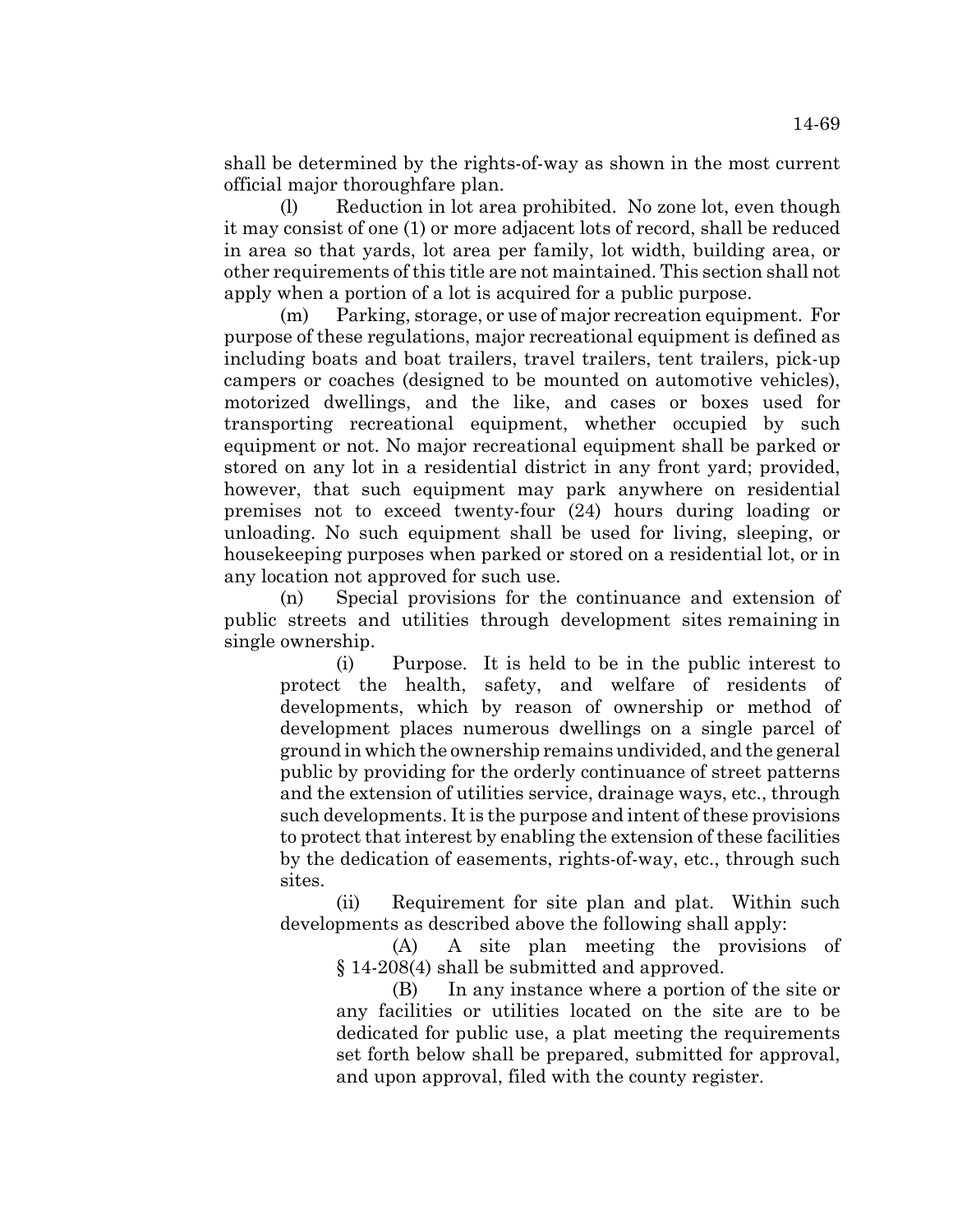shall be determined by the rights-of-way as shown in the most current official major thoroughfare plan.

(l) Reduction in lot area prohibited. No zone lot, even though it may consist of one (1) or more adjacent lots of record, shall be reduced in area so that yards, lot area per family, lot width, building area, or other requirements of this title are not maintained. This section shall not apply when a portion of a lot is acquired for a public purpose.

(m) Parking, storage, or use of major recreation equipment. For purpose of these regulations, major recreational equipment is defined as including boats and boat trailers, travel trailers, tent trailers, pick-up campers or coaches (designed to be mounted on automotive vehicles), motorized dwellings, and the like, and cases or boxes used for transporting recreational equipment, whether occupied by such equipment or not. No major recreational equipment shall be parked or stored on any lot in a residential district in any front yard; provided, however, that such equipment may park anywhere on residential premises not to exceed twenty-four (24) hours during loading or unloading. No such equipment shall be used for living, sleeping, or housekeeping purposes when parked or stored on a residential lot, or in any location not approved for such use.

(n) Special provisions for the continuance and extension of public streets and utilities through development sites remaining in single ownership.

(i) Purpose. It is held to be in the public interest to protect the health, safety, and welfare of residents of developments, which by reason of ownership or method of development places numerous dwellings on a single parcel of ground in which the ownership remains undivided, and the general public by providing for the orderly continuance of street patterns and the extension of utilities service, drainage ways, etc., through such developments. It is the purpose and intent of these provisions to protect that interest by enabling the extension of these facilities by the dedication of easements, rights-of-way, etc., through such sites.

(ii) Requirement for site plan and plat. Within such developments as described above the following shall apply:

(A) A site plan meeting the provisions of § 14-208(4) shall be submitted and approved.

(B) In any instance where a portion of the site or any facilities or utilities located on the site are to be dedicated for public use, a plat meeting the requirements set forth below shall be prepared, submitted for approval, and upon approval, filed with the county register.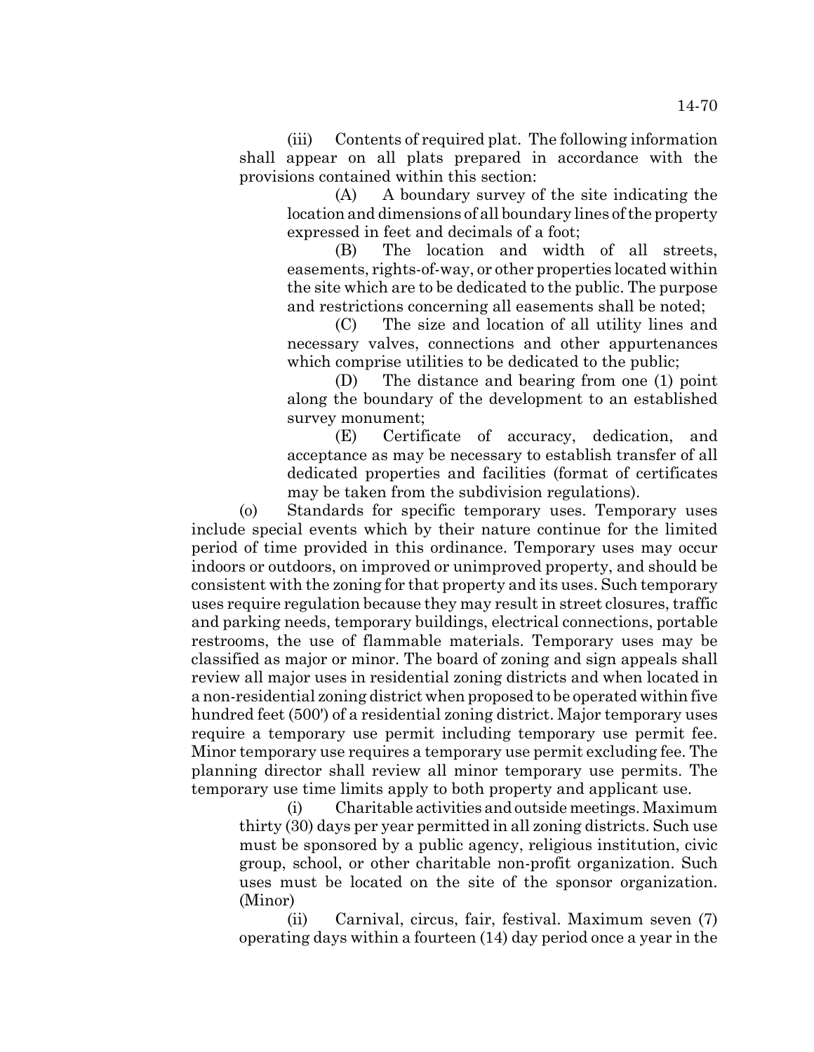(iii) Contents of required plat. The following information shall appear on all plats prepared in accordance with the provisions contained within this section:

(A) A boundary survey of the site indicating the location and dimensions of all boundary lines of the property expressed in feet and decimals of a foot;

(B) The location and width of all streets, easements, rights-of-way, or other properties located within the site which are to be dedicated to the public. The purpose and restrictions concerning all easements shall be noted;

(C) The size and location of all utility lines and necessary valves, connections and other appurtenances which comprise utilities to be dedicated to the public;

(D) The distance and bearing from one (1) point along the boundary of the development to an established survey monument;

(E) Certificate of accuracy, dedication, and acceptance as may be necessary to establish transfer of all dedicated properties and facilities (format of certificates may be taken from the subdivision regulations).

(o) Standards for specific temporary uses. Temporary uses include special events which by their nature continue for the limited period of time provided in this ordinance. Temporary uses may occur indoors or outdoors, on improved or unimproved property, and should be consistent with the zoning for that property and its uses. Such temporary uses require regulation because they may result in street closures, traffic and parking needs, temporary buildings, electrical connections, portable restrooms, the use of flammable materials. Temporary uses may be classified as major or minor. The board of zoning and sign appeals shall review all major uses in residential zoning districts and when located in a non-residential zoning district when proposed to be operated within five hundred feet (500') of a residential zoning district. Major temporary uses require a temporary use permit including temporary use permit fee. Minor temporary use requires a temporary use permit excluding fee. The planning director shall review all minor temporary use permits. The temporary use time limits apply to both property and applicant use.

(i) Charitable activities and outside meetings. Maximum thirty (30) days per year permitted in all zoning districts. Such use must be sponsored by a public agency, religious institution, civic group, school, or other charitable non-profit organization. Such uses must be located on the site of the sponsor organization. (Minor)

(ii) Carnival, circus, fair, festival. Maximum seven (7) operating days within a fourteen (14) day period once a year in the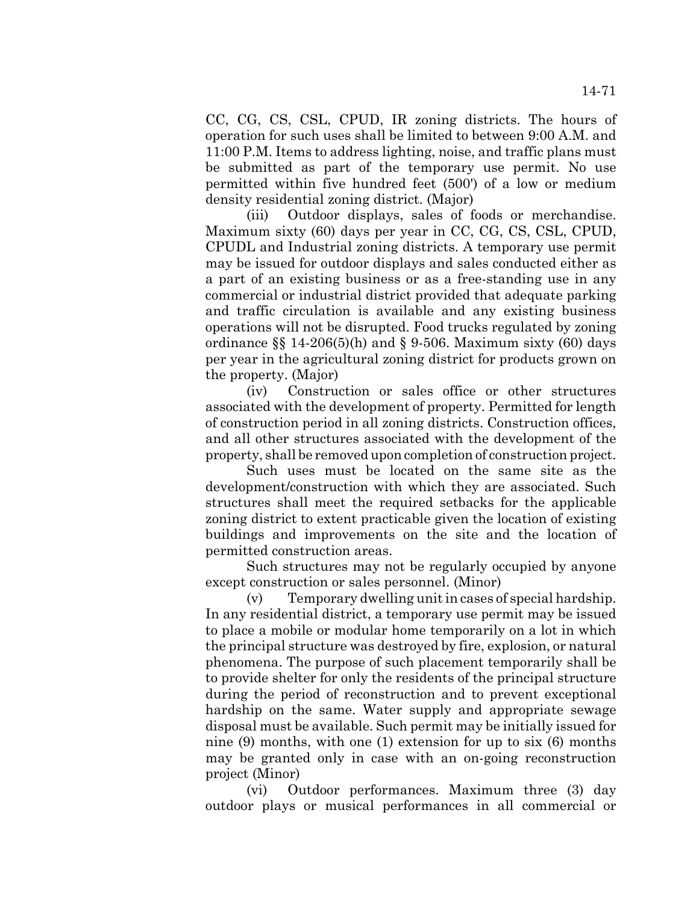CC, CG, CS, CSL, CPUD, IR zoning districts. The hours of operation for such uses shall be limited to between 9:00 A.M. and 11:00 P.M. Items to address lighting, noise, and traffic plans must be submitted as part of the temporary use permit. No use permitted within five hundred feet (500') of a low or medium density residential zoning district. (Major)

(iii) Outdoor displays, sales of foods or merchandise. Maximum sixty (60) days per year in CC, CG, CS, CSL, CPUD, CPUDL and Industrial zoning districts. A temporary use permit may be issued for outdoor displays and sales conducted either as a part of an existing business or as a free-standing use in any commercial or industrial district provided that adequate parking and traffic circulation is available and any existing business operations will not be disrupted. Food trucks regulated by zoning ordinance §§ 14-206(5)(h) and § 9-506. Maximum sixty (60) days per year in the agricultural zoning district for products grown on the property. (Major)

(iv) Construction or sales office or other structures associated with the development of property. Permitted for length of construction period in all zoning districts. Construction offices, and all other structures associated with the development of the property, shall be removed upon completion of construction project.

Such uses must be located on the same site as the development/construction with which they are associated. Such structures shall meet the required setbacks for the applicable zoning district to extent practicable given the location of existing buildings and improvements on the site and the location of permitted construction areas.

Such structures may not be regularly occupied by anyone except construction or sales personnel. (Minor)

(v) Temporary dwelling unit in cases of special hardship. In any residential district, a temporary use permit may be issued to place a mobile or modular home temporarily on a lot in which the principal structure was destroyed by fire, explosion, or natural phenomena. The purpose of such placement temporarily shall be to provide shelter for only the residents of the principal structure during the period of reconstruction and to prevent exceptional hardship on the same. Water supply and appropriate sewage disposal must be available. Such permit may be initially issued for nine (9) months, with one (1) extension for up to six (6) months may be granted only in case with an on-going reconstruction project (Minor)

(vi) Outdoor performances. Maximum three (3) day outdoor plays or musical performances in all commercial or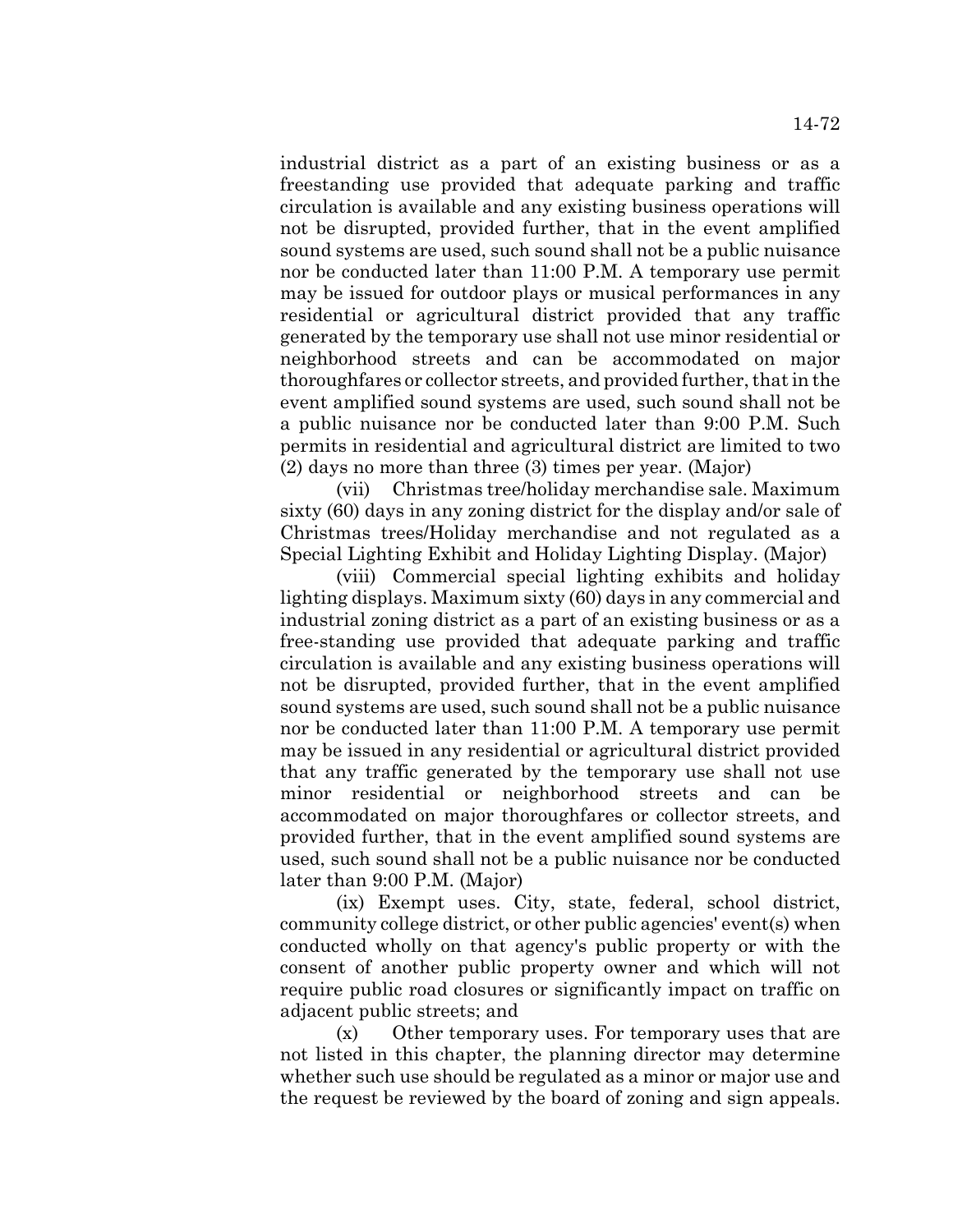industrial district as a part of an existing business or as a freestanding use provided that adequate parking and traffic circulation is available and any existing business operations will not be disrupted, provided further, that in the event amplified sound systems are used, such sound shall not be a public nuisance nor be conducted later than 11:00 P.M. A temporary use permit may be issued for outdoor plays or musical performances in any residential or agricultural district provided that any traffic generated by the temporary use shall not use minor residential or neighborhood streets and can be accommodated on major thoroughfares or collector streets, and provided further, that in the event amplified sound systems are used, such sound shall not be a public nuisance nor be conducted later than 9:00 P.M. Such permits in residential and agricultural district are limited to two (2) days no more than three (3) times per year. (Major)

(vii) Christmas tree/holiday merchandise sale. Maximum sixty (60) days in any zoning district for the display and/or sale of Christmas trees/Holiday merchandise and not regulated as a Special Lighting Exhibit and Holiday Lighting Display. (Major)

(viii) Commercial special lighting exhibits and holiday lighting displays. Maximum sixty (60) days in any commercial and industrial zoning district as a part of an existing business or as a free-standing use provided that adequate parking and traffic circulation is available and any existing business operations will not be disrupted, provided further, that in the event amplified sound systems are used, such sound shall not be a public nuisance nor be conducted later than 11:00 P.M. A temporary use permit may be issued in any residential or agricultural district provided that any traffic generated by the temporary use shall not use minor residential or neighborhood streets and can be accommodated on major thoroughfares or collector streets, and provided further, that in the event amplified sound systems are used, such sound shall not be a public nuisance nor be conducted later than 9:00 P.M. (Major)

(ix) Exempt uses. City, state, federal, school district, community college district, or other public agencies' event(s) when conducted wholly on that agency's public property or with the consent of another public property owner and which will not require public road closures or significantly impact on traffic on adjacent public streets; and

(x) Other temporary uses. For temporary uses that are not listed in this chapter, the planning director may determine whether such use should be regulated as a minor or major use and the request be reviewed by the board of zoning and sign appeals.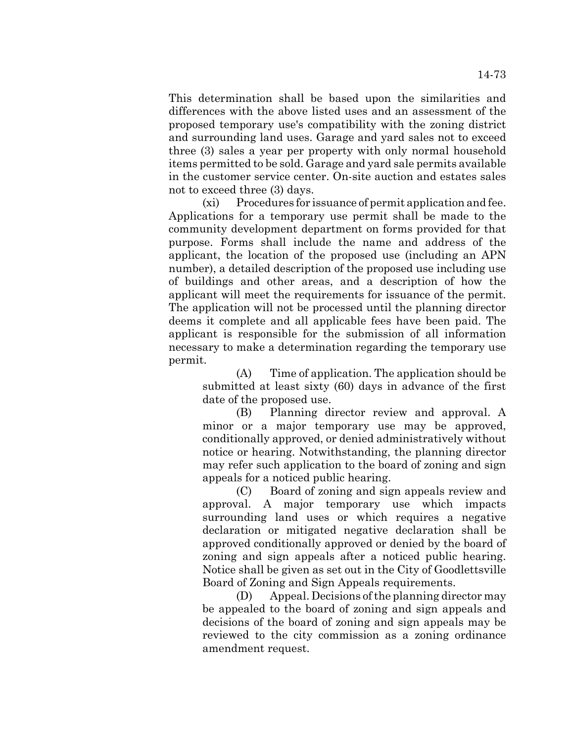This determination shall be based upon the similarities and differences with the above listed uses and an assessment of the proposed temporary use's compatibility with the zoning district and surrounding land uses. Garage and yard sales not to exceed three (3) sales a year per property with only normal household items permitted to be sold. Garage and yard sale permits available in the customer service center. On-site auction and estates sales not to exceed three (3) days.

(xi) Procedures for issuance of permit application and fee. Applications for a temporary use permit shall be made to the community development department on forms provided for that purpose. Forms shall include the name and address of the applicant, the location of the proposed use (including an APN number), a detailed description of the proposed use including use of buildings and other areas, and a description of how the applicant will meet the requirements for issuance of the permit. The application will not be processed until the planning director deems it complete and all applicable fees have been paid. The applicant is responsible for the submission of all information necessary to make a determination regarding the temporary use permit.

(A) Time of application. The application should be submitted at least sixty (60) days in advance of the first date of the proposed use.

(B) Planning director review and approval. A minor or a major temporary use may be approved, conditionally approved, or denied administratively without notice or hearing. Notwithstanding, the planning director may refer such application to the board of zoning and sign appeals for a noticed public hearing.

(C) Board of zoning and sign appeals review and approval. A major temporary use which impacts surrounding land uses or which requires a negative declaration or mitigated negative declaration shall be approved conditionally approved or denied by the board of zoning and sign appeals after a noticed public hearing. Notice shall be given as set out in the City of Goodlettsville Board of Zoning and Sign Appeals requirements.

(D) Appeal. Decisions of the planning director may be appealed to the board of zoning and sign appeals and decisions of the board of zoning and sign appeals may be reviewed to the city commission as a zoning ordinance amendment request.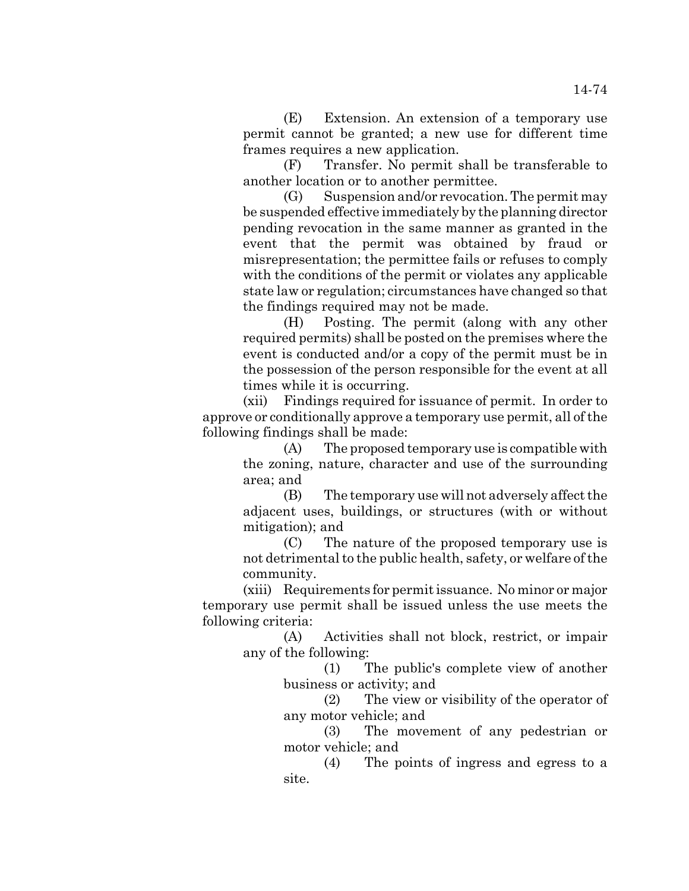(E) Extension. An extension of a temporary use permit cannot be granted; a new use for different time frames requires a new application.

(F) Transfer. No permit shall be transferable to another location or to another permittee.

(G) Suspension and/or revocation. The permit may be suspended effective immediately by the planning director pending revocation in the same manner as granted in the event that the permit was obtained by fraud or misrepresentation; the permittee fails or refuses to comply with the conditions of the permit or violates any applicable state law or regulation; circumstances have changed so that the findings required may not be made.

(H) Posting. The permit (along with any other required permits) shall be posted on the premises where the event is conducted and/or a copy of the permit must be in the possession of the person responsible for the event at all times while it is occurring.

(xii) Findings required for issuance of permit. In order to approve or conditionally approve a temporary use permit, all of the following findings shall be made:

(A) The proposed temporary use is compatible with the zoning, nature, character and use of the surrounding area; and

(B) The temporary use will not adversely affect the adjacent uses, buildings, or structures (with or without mitigation); and

(C) The nature of the proposed temporary use is not detrimental to the public health, safety, or welfare of the community.

(xiii) Requirements for permit issuance. No minor or major temporary use permit shall be issued unless the use meets the following criteria:

(A) Activities shall not block, restrict, or impair any of the following:

(1) The public's complete view of another business or activity; and

(2) The view or visibility of the operator of any motor vehicle; and

(3) The movement of any pedestrian or motor vehicle; and

(4) The points of ingress and egress to a site.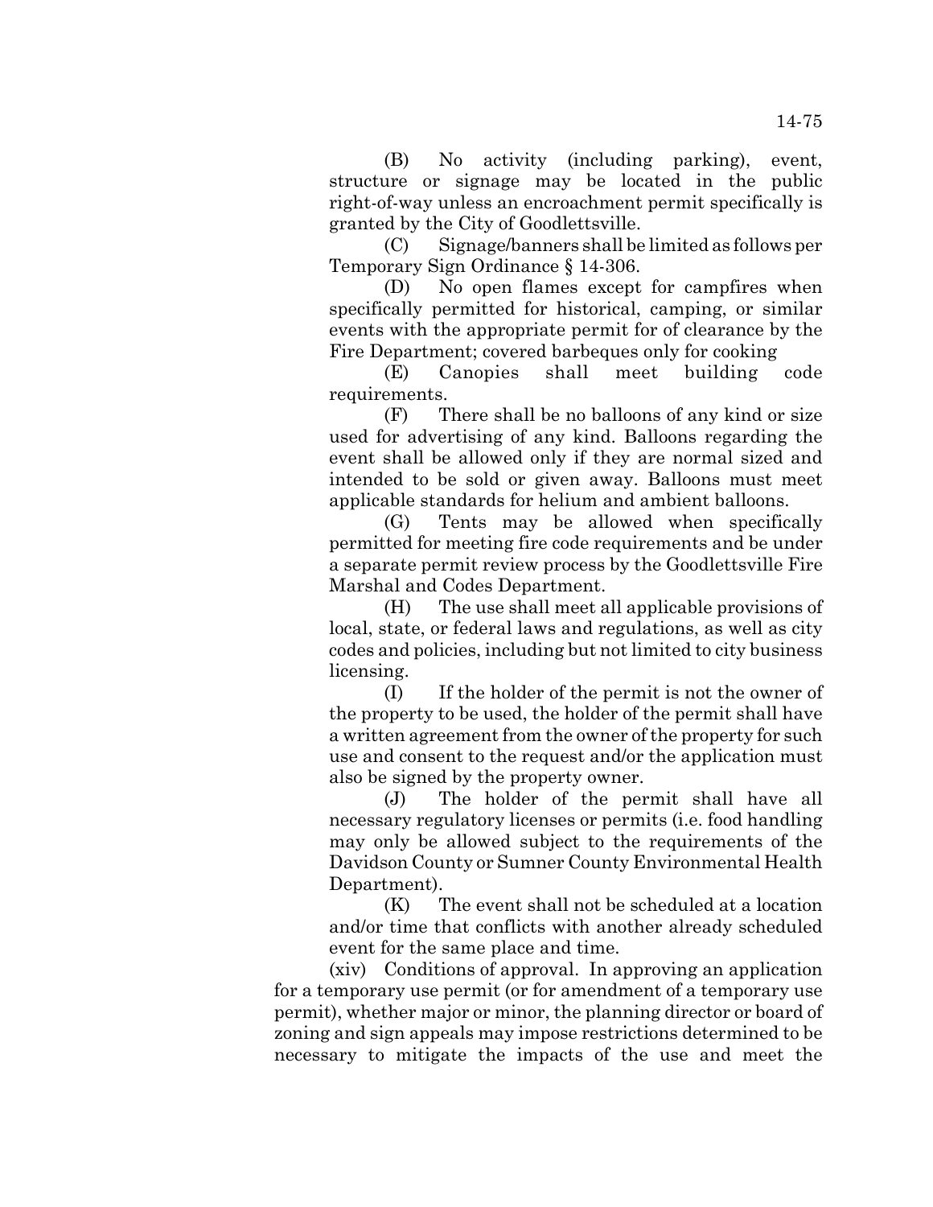(B) No activity (including parking), event, structure or signage may be located in the public right-of-way unless an encroachment permit specifically is granted by the City of Goodlettsville.

(C) Signage/banners shall be limited as follows per Temporary Sign Ordinance § 14-306.

(D) No open flames except for campfires when specifically permitted for historical, camping, or similar events with the appropriate permit for of clearance by the Fire Department; covered barbeques only for cooking

(E) Canopies shall meet building code requirements.

(F) There shall be no balloons of any kind or size used for advertising of any kind. Balloons regarding the event shall be allowed only if they are normal sized and intended to be sold or given away. Balloons must meet applicable standards for helium and ambient balloons.

(G) Tents may be allowed when specifically permitted for meeting fire code requirements and be under a separate permit review process by the Goodlettsville Fire Marshal and Codes Department.

(H) The use shall meet all applicable provisions of local, state, or federal laws and regulations, as well as city codes and policies, including but not limited to city business licensing.

(I) If the holder of the permit is not the owner of the property to be used, the holder of the permit shall have a written agreement from the owner of the property for such use and consent to the request and/or the application must also be signed by the property owner.

(J) The holder of the permit shall have all necessary regulatory licenses or permits (i.e. food handling may only be allowed subject to the requirements of the Davidson County or Sumner County Environmental Health Department).

(K) The event shall not be scheduled at a location and/or time that conflicts with another already scheduled event for the same place and time.

(xiv) Conditions of approval. In approving an application for a temporary use permit (or for amendment of a temporary use permit), whether major or minor, the planning director or board of zoning and sign appeals may impose restrictions determined to be necessary to mitigate the impacts of the use and meet the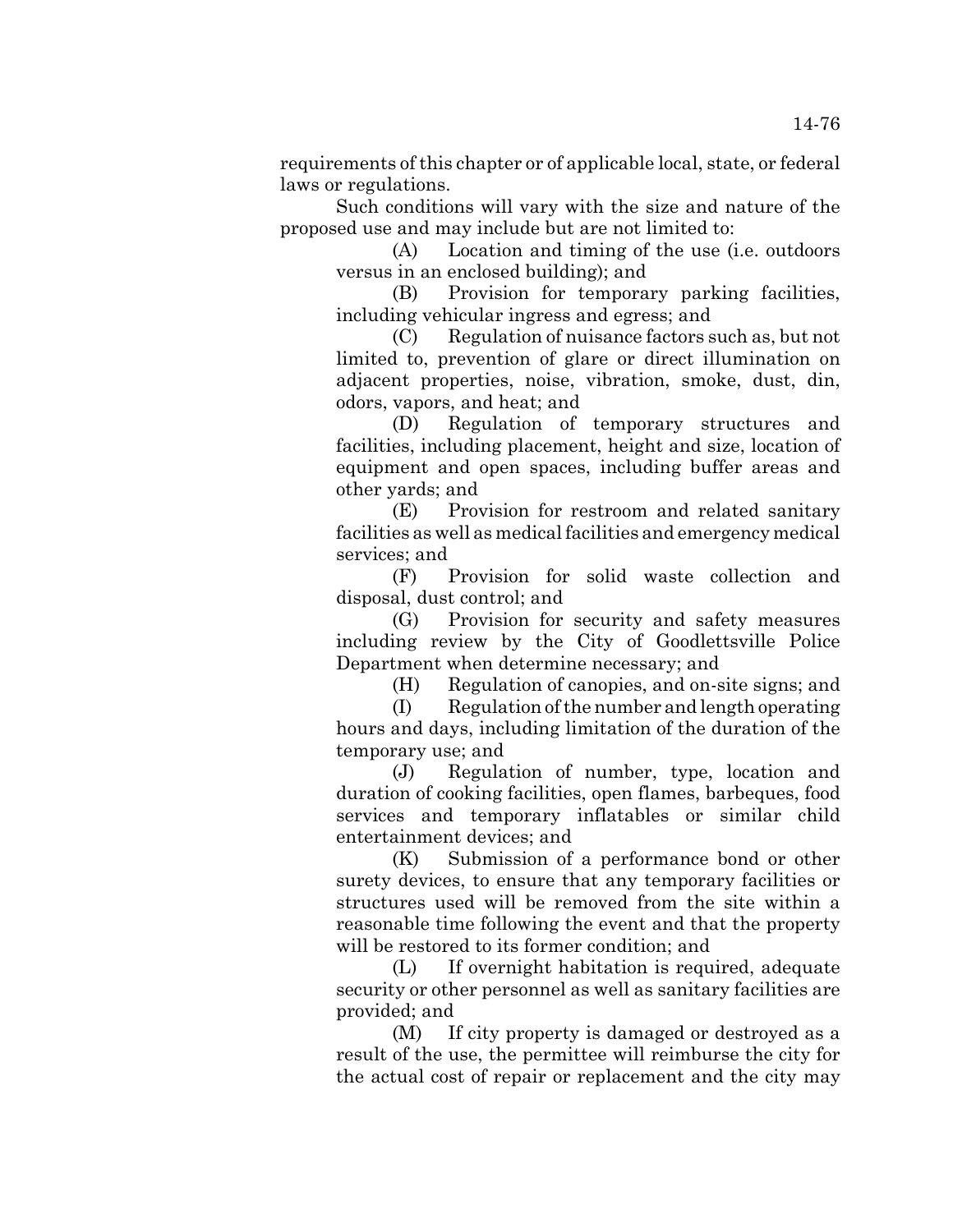requirements of this chapter or of applicable local, state, or federal laws or regulations.

Such conditions will vary with the size and nature of the proposed use and may include but are not limited to:

(A) Location and timing of the use (i.e. outdoors versus in an enclosed building); and

(B) Provision for temporary parking facilities, including vehicular ingress and egress; and

(C) Regulation of nuisance factors such as, but not limited to, prevention of glare or direct illumination on adjacent properties, noise, vibration, smoke, dust, din, odors, vapors, and heat; and

(D) Regulation of temporary structures and facilities, including placement, height and size, location of equipment and open spaces, including buffer areas and other yards; and

(E) Provision for restroom and related sanitary facilities as well as medical facilities and emergency medical services; and

(F) Provision for solid waste collection and disposal, dust control; and

(G) Provision for security and safety measures including review by the City of Goodlettsville Police Department when determine necessary; and

(H) Regulation of canopies, and on-site signs; and

(I) Regulation of the number and length operating hours and days, including limitation of the duration of the temporary use; and

(J) Regulation of number, type, location and duration of cooking facilities, open flames, barbeques, food services and temporary inflatables or similar child entertainment devices; and

(K) Submission of a performance bond or other surety devices, to ensure that any temporary facilities or structures used will be removed from the site within a reasonable time following the event and that the property will be restored to its former condition; and

(L) If overnight habitation is required, adequate security or other personnel as well as sanitary facilities are provided; and

(M) If city property is damaged or destroyed as a result of the use, the permittee will reimburse the city for the actual cost of repair or replacement and the city may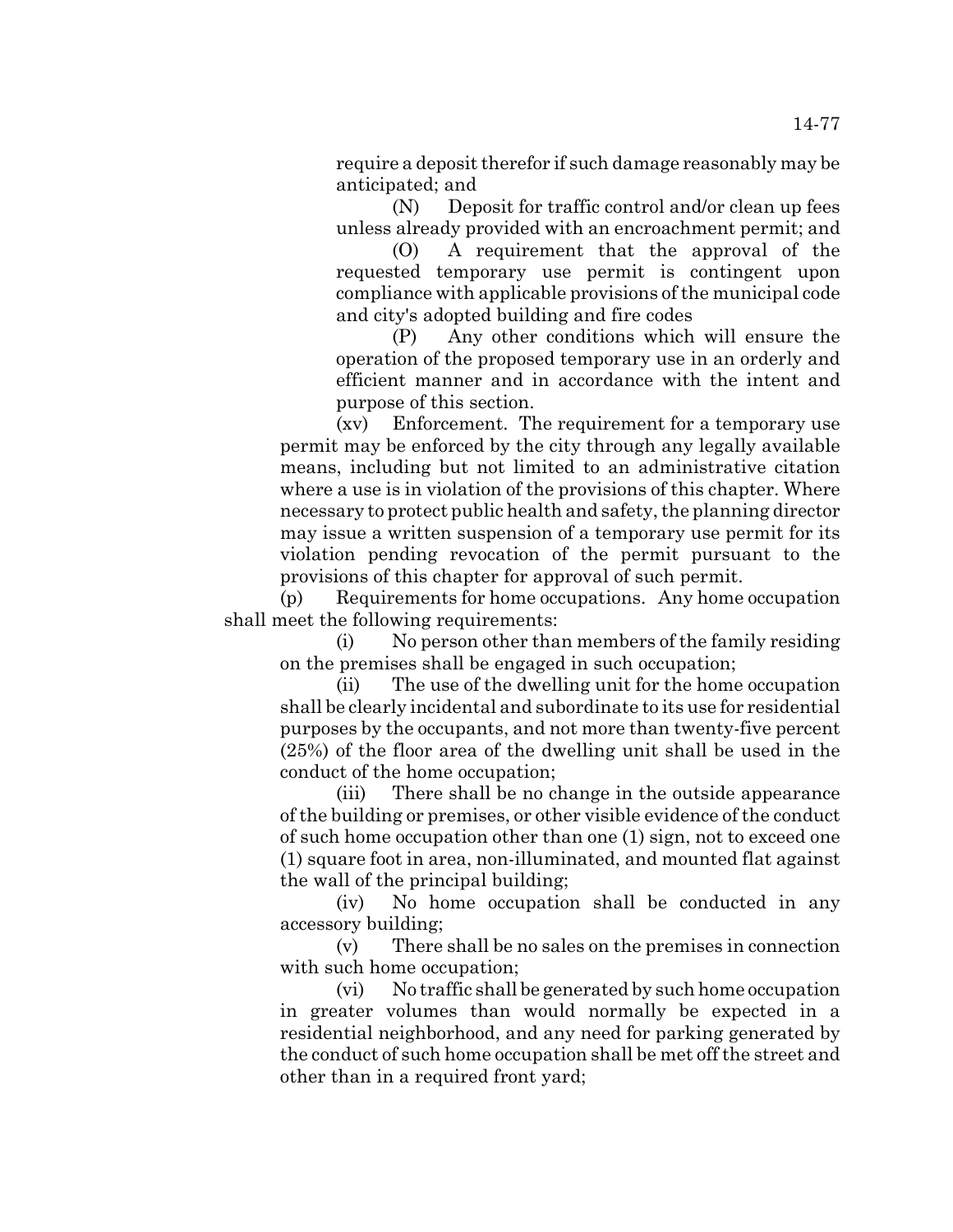require a deposit therefor if such damage reasonably may be anticipated; and

(N) Deposit for traffic control and/or clean up fees unless already provided with an encroachment permit; and

(O) A requirement that the approval of the requested temporary use permit is contingent upon compliance with applicable provisions of the municipal code and city's adopted building and fire codes

(P) Any other conditions which will ensure the operation of the proposed temporary use in an orderly and efficient manner and in accordance with the intent and purpose of this section.

(xv) Enforcement. The requirement for a temporary use permit may be enforced by the city through any legally available means, including but not limited to an administrative citation where a use is in violation of the provisions of this chapter. Where necessary to protect public health and safety, the planning director may issue a written suspension of a temporary use permit for its violation pending revocation of the permit pursuant to the provisions of this chapter for approval of such permit.

(p) Requirements for home occupations. Any home occupation shall meet the following requirements:

(i) No person other than members of the family residing on the premises shall be engaged in such occupation;

(ii) The use of the dwelling unit for the home occupation shall be clearly incidental and subordinate to its use for residential purposes by the occupants, and not more than twenty-five percent (25%) of the floor area of the dwelling unit shall be used in the conduct of the home occupation;

(iii) There shall be no change in the outside appearance of the building or premises, or other visible evidence of the conduct of such home occupation other than one (1) sign, not to exceed one (1) square foot in area, non-illuminated, and mounted flat against the wall of the principal building;

(iv) No home occupation shall be conducted in any accessory building;

(v) There shall be no sales on the premises in connection with such home occupation;

(vi) No traffic shall be generated by such home occupation in greater volumes than would normally be expected in a residential neighborhood, and any need for parking generated by the conduct of such home occupation shall be met off the street and other than in a required front yard;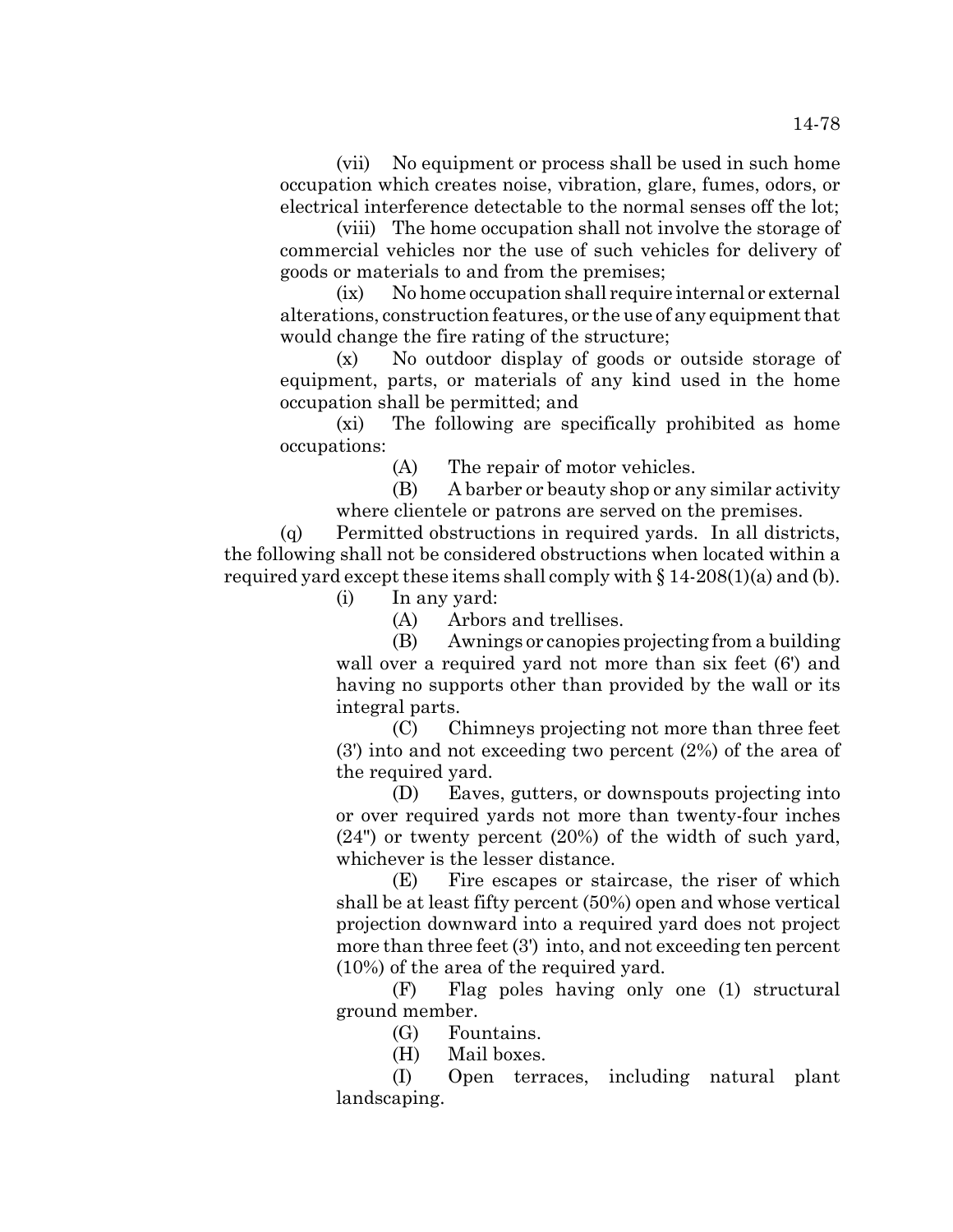(vii) No equipment or process shall be used in such home occupation which creates noise, vibration, glare, fumes, odors, or electrical interference detectable to the normal senses off the lot;

(viii) The home occupation shall not involve the storage of commercial vehicles nor the use of such vehicles for delivery of goods or materials to and from the premises;

(ix) No home occupation shall require internal or external alterations, construction features, or the use of any equipment that would change the fire rating of the structure;

(x) No outdoor display of goods or outside storage of equipment, parts, or materials of any kind used in the home occupation shall be permitted; and

(xi) The following are specifically prohibited as home occupations:

(A) The repair of motor vehicles.

(B) A barber or beauty shop or any similar activity where clientele or patrons are served on the premises.

(q) Permitted obstructions in required yards. In all districts, the following shall not be considered obstructions when located within a required yard except these items shall comply with § 14-208(1)(a) and (b).

(i) In any yard:

(A) Arbors and trellises.

(B) Awnings or canopies projecting from a building wall over a required yard not more than six feet (6') and having no supports other than provided by the wall or its integral parts.

(C) Chimneys projecting not more than three feet (3') into and not exceeding two percent (2%) of the area of the required yard.

(D) Eaves, gutters, or downspouts projecting into or over required yards not more than twenty-four inches (24") or twenty percent (20%) of the width of such yard, whichever is the lesser distance.

(E) Fire escapes or staircase, the riser of which shall be at least fifty percent (50%) open and whose vertical projection downward into a required yard does not project more than three feet (3') into, and not exceeding ten percent (10%) of the area of the required yard.

(F) Flag poles having only one (1) structural ground member.

(G) Fountains.

(H) Mail boxes.

(I) Open terraces, including natural plant landscaping.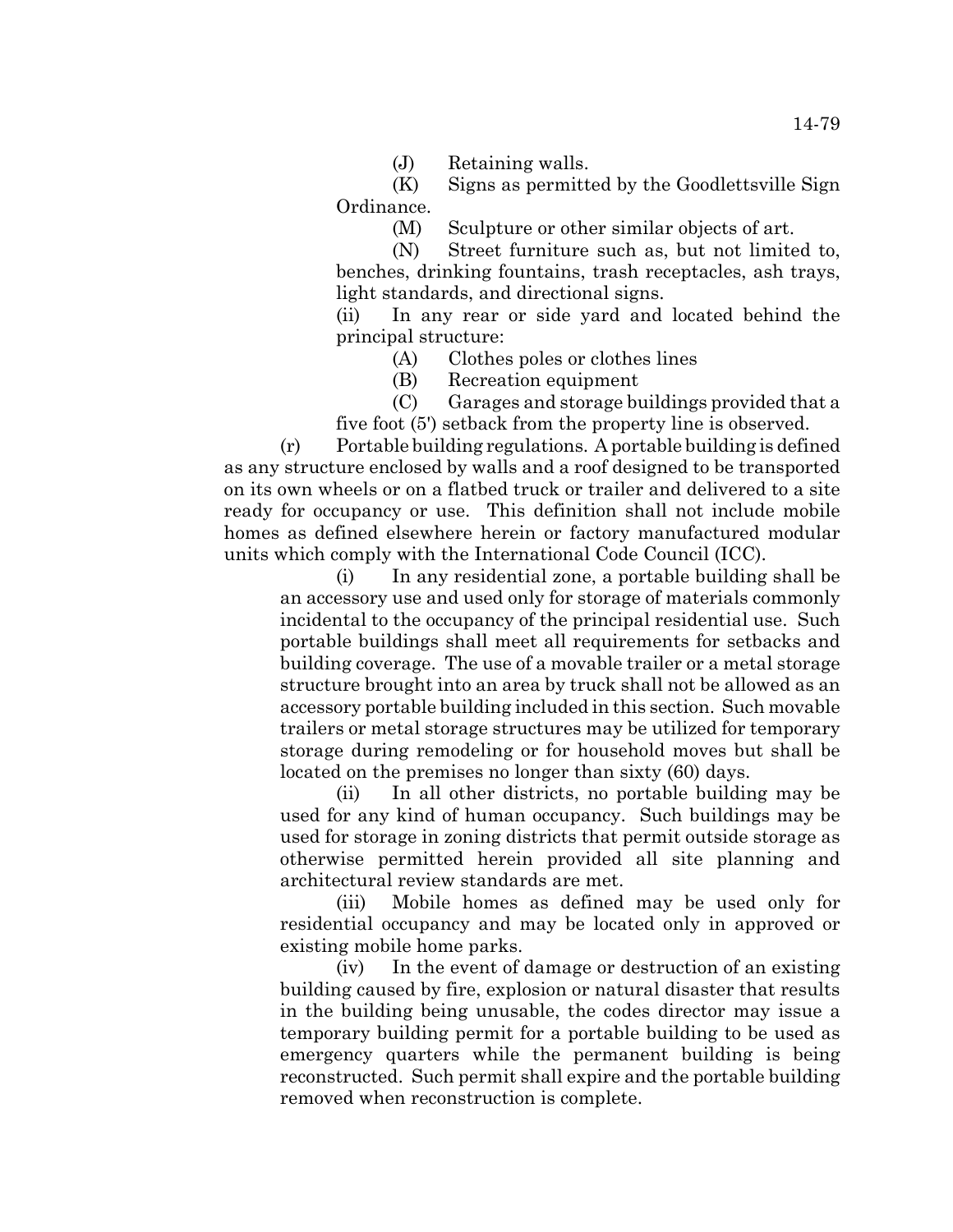(J) Retaining walls.

(K) Signs as permitted by the Goodlettsville Sign Ordinance.

(M) Sculpture or other similar objects of art.

(N) Street furniture such as, but not limited to, benches, drinking fountains, trash receptacles, ash trays, light standards, and directional signs.

(ii) In any rear or side yard and located behind the principal structure:

(A) Clothes poles or clothes lines

(B) Recreation equipment

(C) Garages and storage buildings provided that a five foot (5') setback from the property line is observed.

(r) Portable building regulations. A portable building is defined as any structure enclosed by walls and a roof designed to be transported on its own wheels or on a flatbed truck or trailer and delivered to a site ready for occupancy or use. This definition shall not include mobile homes as defined elsewhere herein or factory manufactured modular units which comply with the International Code Council (ICC).

(i) In any residential zone, a portable building shall be an accessory use and used only for storage of materials commonly incidental to the occupancy of the principal residential use. Such portable buildings shall meet all requirements for setbacks and building coverage. The use of a movable trailer or a metal storage structure brought into an area by truck shall not be allowed as an accessory portable building included in this section. Such movable trailers or metal storage structures may be utilized for temporary storage during remodeling or for household moves but shall be located on the premises no longer than sixty (60) days.

(ii) In all other districts, no portable building may be used for any kind of human occupancy. Such buildings may be used for storage in zoning districts that permit outside storage as otherwise permitted herein provided all site planning and architectural review standards are met.

(iii) Mobile homes as defined may be used only for residential occupancy and may be located only in approved or existing mobile home parks.

(iv) In the event of damage or destruction of an existing building caused by fire, explosion or natural disaster that results in the building being unusable, the codes director may issue a temporary building permit for a portable building to be used as emergency quarters while the permanent building is being reconstructed. Such permit shall expire and the portable building removed when reconstruction is complete.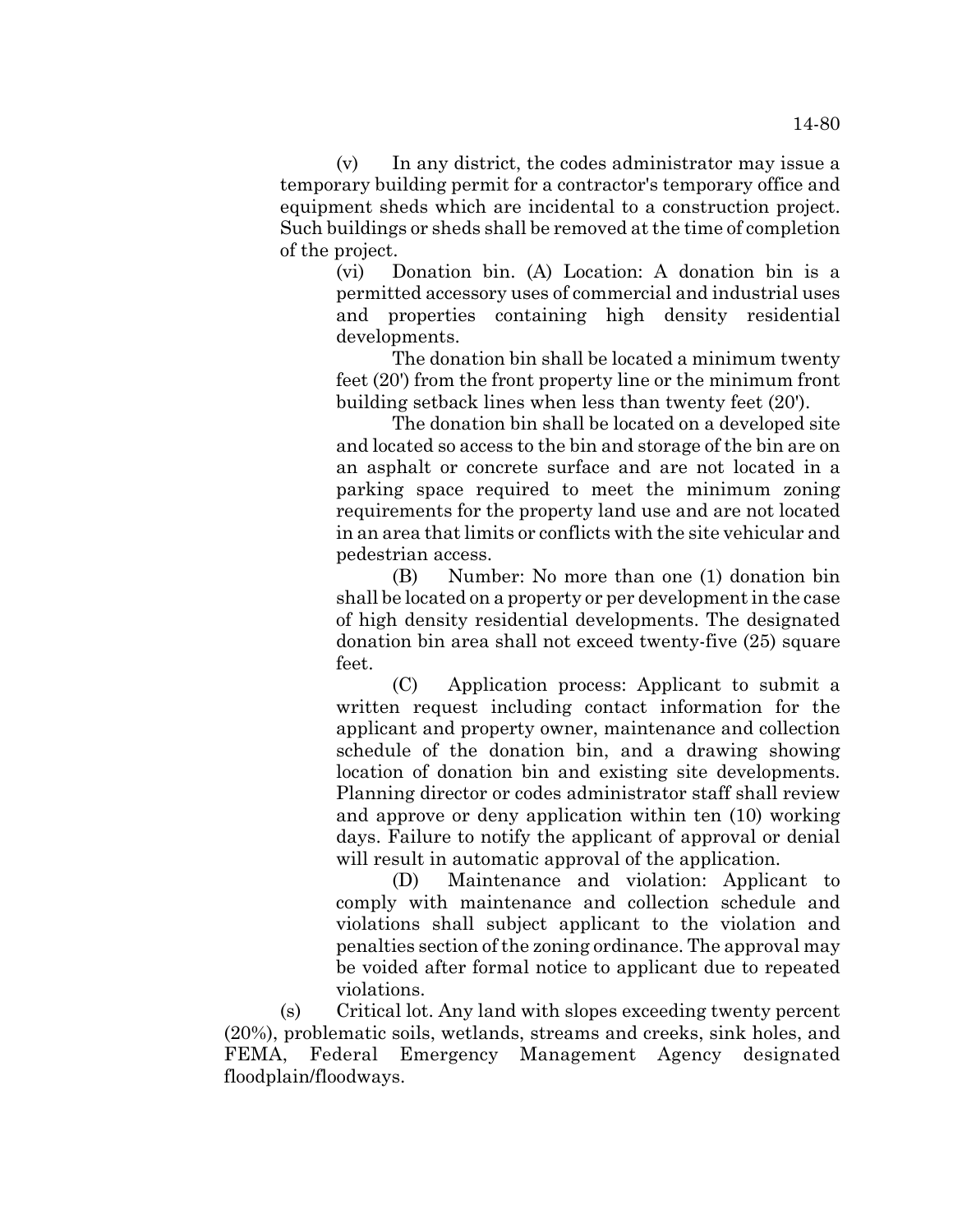(v) In any district, the codes administrator may issue a temporary building permit for a contractor's temporary office and equipment sheds which are incidental to a construction project. Such buildings or sheds shall be removed at the time of completion of the project.

(vi) Donation bin. (A) Location: A donation bin is a permitted accessory uses of commercial and industrial uses and properties containing high density residential developments.

The donation bin shall be located a minimum twenty feet (20') from the front property line or the minimum front building setback lines when less than twenty feet (20').

The donation bin shall be located on a developed site and located so access to the bin and storage of the bin are on an asphalt or concrete surface and are not located in a parking space required to meet the minimum zoning requirements for the property land use and are not located in an area that limits or conflicts with the site vehicular and pedestrian access.

(B) Number: No more than one (1) donation bin shall be located on a property or per development in the case of high density residential developments. The designated donation bin area shall not exceed twenty-five (25) square feet.

(C) Application process: Applicant to submit a written request including contact information for the applicant and property owner, maintenance and collection schedule of the donation bin, and a drawing showing location of donation bin and existing site developments. Planning director or codes administrator staff shall review and approve or deny application within ten (10) working days. Failure to notify the applicant of approval or denial will result in automatic approval of the application.

(D) Maintenance and violation: Applicant to comply with maintenance and collection schedule and violations shall subject applicant to the violation and penalties section of the zoning ordinance. The approval may be voided after formal notice to applicant due to repeated violations.

(s) Critical lot. Any land with slopes exceeding twenty percent (20%), problematic soils, wetlands, streams and creeks, sink holes, and FEMA, Federal Emergency Management Agency designated floodplain/floodways.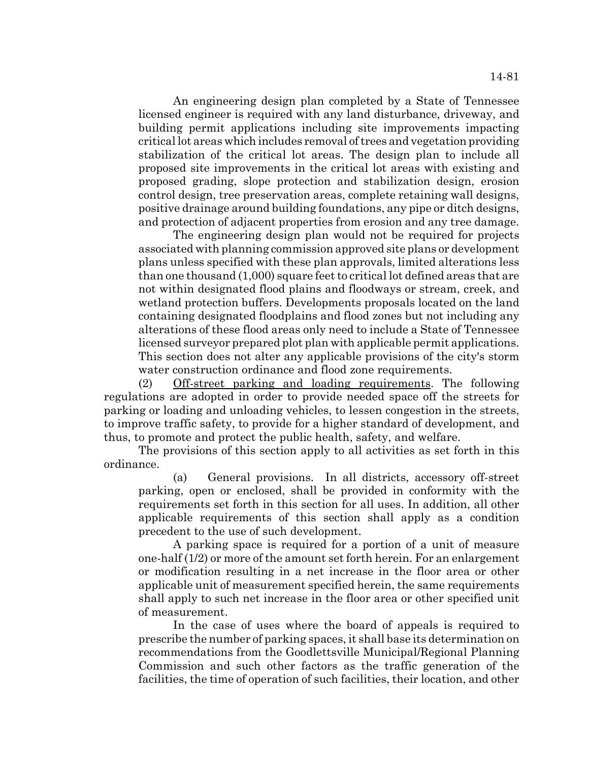An engineering design plan completed by a State of Tennessee licensed engineer is required with any land disturbance, driveway, and building permit applications including site improvements impacting critical lot areas which includes removal of trees and vegetation providing stabilization of the critical lot areas. The design plan to include all proposed site improvements in the critical lot areas with existing and proposed grading, slope protection and stabilization design, erosion control design, tree preservation areas, complete retaining wall designs, positive drainage around building foundations, any pipe or ditch designs, and protection of adjacent properties from erosion and any tree damage.

The engineering design plan would not be required for projects associated with planning commission approved site plans or development plans unless specified with these plan approvals, limited alterations less than one thousand (1,000) square feet to critical lot defined areas that are not within designated flood plains and floodways or stream, creek, and wetland protection buffers. Developments proposals located on the land containing designated floodplains and flood zones but not including any alterations of these flood areas only need to include a State of Tennessee licensed surveyor prepared plot plan with applicable permit applications. This section does not alter any applicable provisions of the city's storm water construction ordinance and flood zone requirements.

(2) Off-street parking and loading requirements. The following regulations are adopted in order to provide needed space off the streets for parking or loading and unloading vehicles, to lessen congestion in the streets, to improve traffic safety, to provide for a higher standard of development, and thus, to promote and protect the public health, safety, and welfare.

The provisions of this section apply to all activities as set forth in this ordinance.

(a) General provisions. In all districts, accessory off-street parking, open or enclosed, shall be provided in conformity with the requirements set forth in this section for all uses. In addition, all other applicable requirements of this section shall apply as a condition precedent to the use of such development.

A parking space is required for a portion of a unit of measure one-half (1/2) or more of the amount set forth herein. For an enlargement or modification resulting in a net increase in the floor area or other applicable unit of measurement specified herein, the same requirements shall apply to such net increase in the floor area or other specified unit of measurement.

In the case of uses where the board of appeals is required to prescribe the number of parking spaces, it shall base its determination on recommendations from the Goodlettsville Municipal/Regional Planning Commission and such other factors as the traffic generation of the facilities, the time of operation of such facilities, their location, and other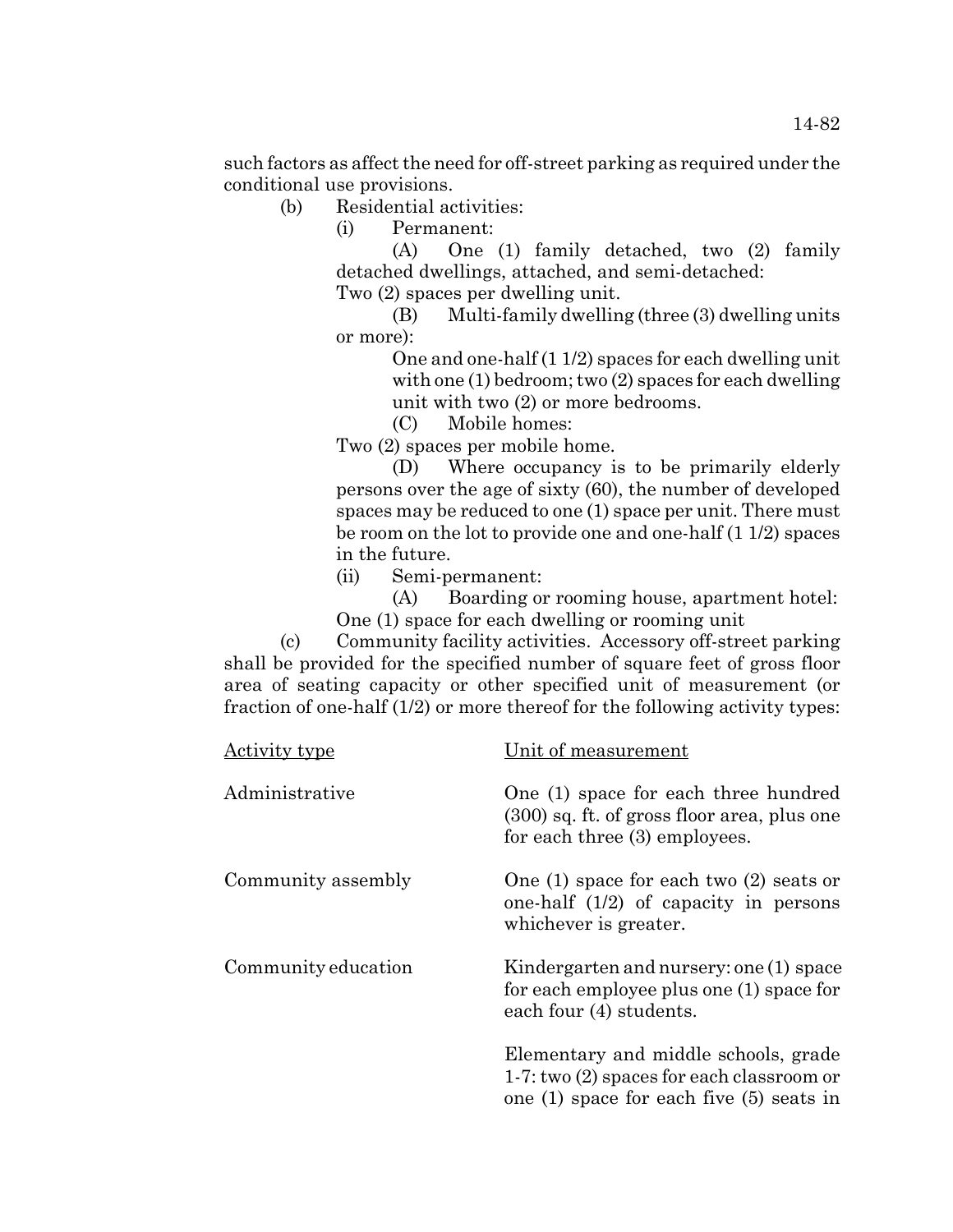such factors as affect the need for off-street parking as required under the conditional use provisions.

(b) Residential activities:

(i) Permanent:

(A) One (1) family detached, two (2) family detached dwellings, attached, and semi-detached:
Two (2) spaces per dwelling unit.

(B) Multi-family dwelling (three (3) dwelling units or more):

One and one-half (1 1/2) spaces for each dwelling unit with one (1) bedroom; two (2) spaces for each dwelling unit with two (2) or more bedrooms.

(C) Mobile homes:
Two (2) spaces per mobile home.

(D) Where occupancy is to be primarily elderly persons over the age of sixty (60), the number of developed spaces may be reduced to one (1) space per unit. There must be room on the lot to provide one and one-half (1 1/2) spaces in the future.

(ii) Semi-permanent:

(A) Boarding or rooming house, apartment hotel:
One (1) space for each dwelling or rooming unit

(c) Community facility activities. Accessory off-street parking shall be provided for the specified number of square feet of gross floor area of seating capacity or other specified unit of measurement (or fraction of one-half (1/2) or more thereof for the following activity types:

| Activity type | Unit of measurement |
|---|---|
| Administrative | One (1) space for each three hundred (300) sq. ft. of gross floor area, plus one for each three (3) employees. |
| Community assembly | One (1) space for each two (2) seats or one-half (1/2) of capacity in persons whichever is greater. |
| Community education | Kindergarten and nursery: one (1) space for each employee plus one (1) space for each four (4) students. |
| | Elementary and middle schools, grade 1-7: two (2) spaces for each classroom or one (1) space for each five (5) seats in |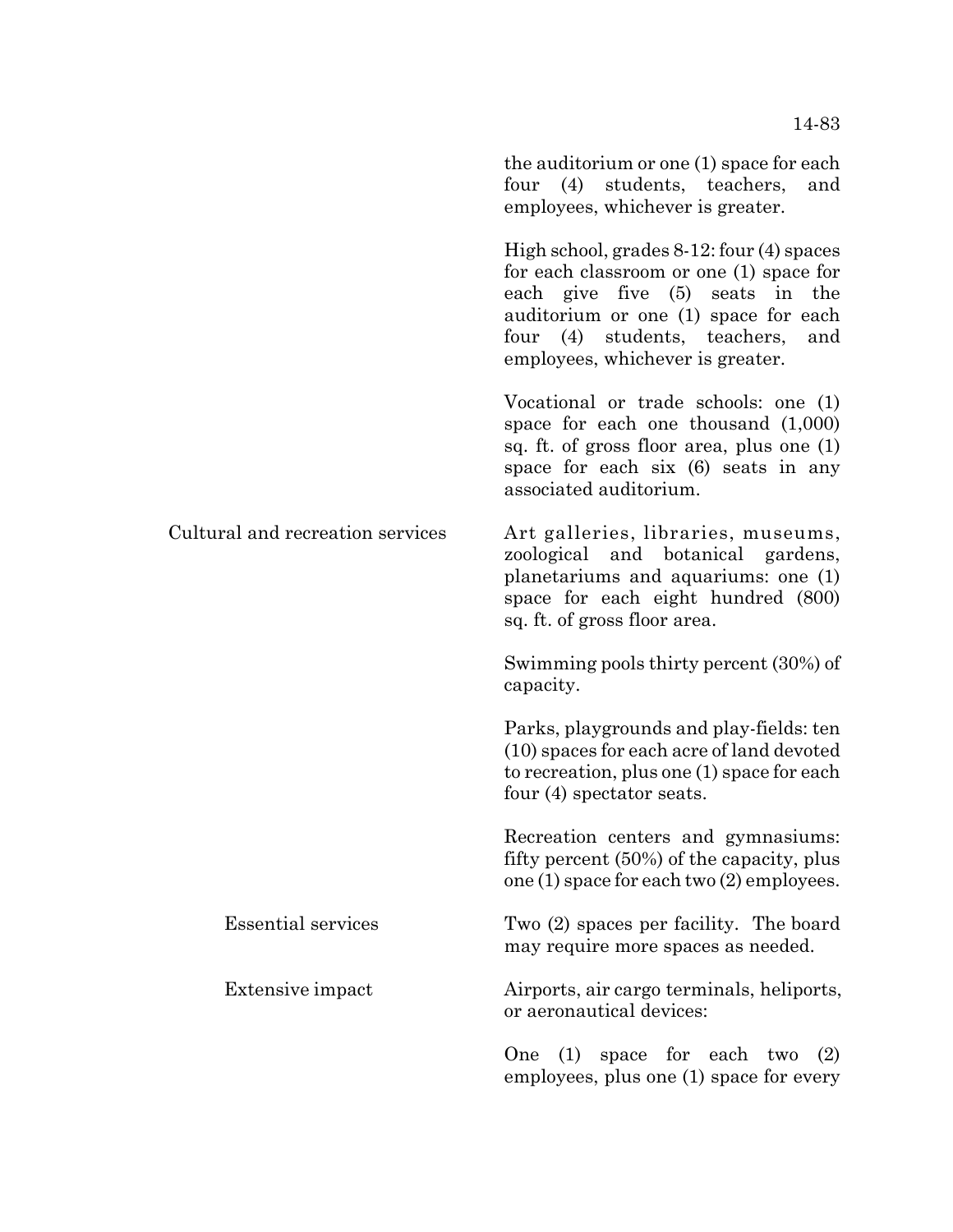| | |
|---|---|
| | the auditorium or one (1) space for each four (4) students, teachers, and employees, whichever is greater. |
| | High school, grades 8-12: four (4) spaces for each classroom or one (1) space for each give five (5) seats in the auditorium or one (1) space for each four (4) students, teachers, and employees, whichever is greater. |
| | Vocational or trade schools: one (1) space for each one thousand (1,000) sq. ft. of gross floor area, plus one (1) space for each six (6) seats in any associated auditorium. |
| Cultural and recreation services | Art galleries, libraries, museums, zoological and botanical gardens, planetariums and aquariums: one (1) space for each eight hundred (800) sq. ft. of gross floor area. |
| | Swimming pools thirty percent (30%) of capacity. |
| | Parks, playgrounds and play-fields: ten (10) spaces for each acre of land devoted to recreation, plus one (1) space for each four (4) spectator seats. |
| | Recreation centers and gymnasiums: fifty percent (50%) of the capacity, plus one (1) space for each two (2) employees. |
| Essential services | Two (2) spaces per facility. The board may require more spaces as needed. |
| Extensive impact | Airports, air cargo terminals, heliports, or aeronautical devices: |
| | One (1) space for each two (2) employees, plus one (1) space for every |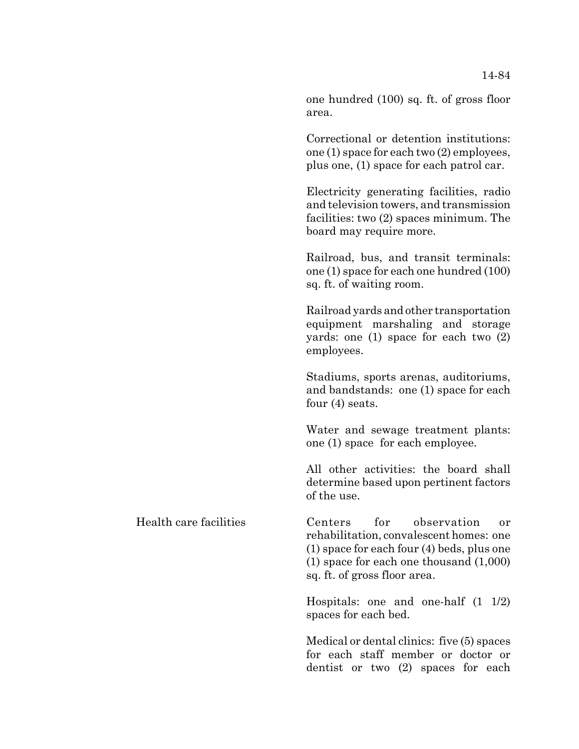| | |
|---|---|
| | one hundred (100) sq. ft. of gross floor area. |
| | Correctional or detention institutions: one (1) space for each two (2) employees, plus one, (1) space for each patrol car. |
| | Electricity generating facilities, radio and television towers, and transmission facilities: two (2) spaces minimum. The board may require more. |
| | Railroad, bus, and transit terminals: one (1) space for each one hundred (100) sq. ft. of waiting room. |
| | Railroad yards and other transportation equipment marshaling and storage yards: one (1) space for each two (2) employees. |
| | Stadiums, sports arenas, auditoriums, and bandstands: one (1) space for each four (4) seats. |
| | Water and sewage treatment plants: one (1) space for each employee. |
| | All other activities: the board shall determine based upon pertinent factors of the use. |
| Health care facilities | Centers for observation or rehabilitation, convalescent homes: one (1) space for each four (4) beds, plus one (1) space for each one thousand (1,000) sq. ft. of gross floor area. |
| | Hospitals: one and one-half (1 1/2) spaces for each bed. |
| | Medical or dental clinics: five (5) spaces for each staff member or doctor or dentist or two (2) spaces for each |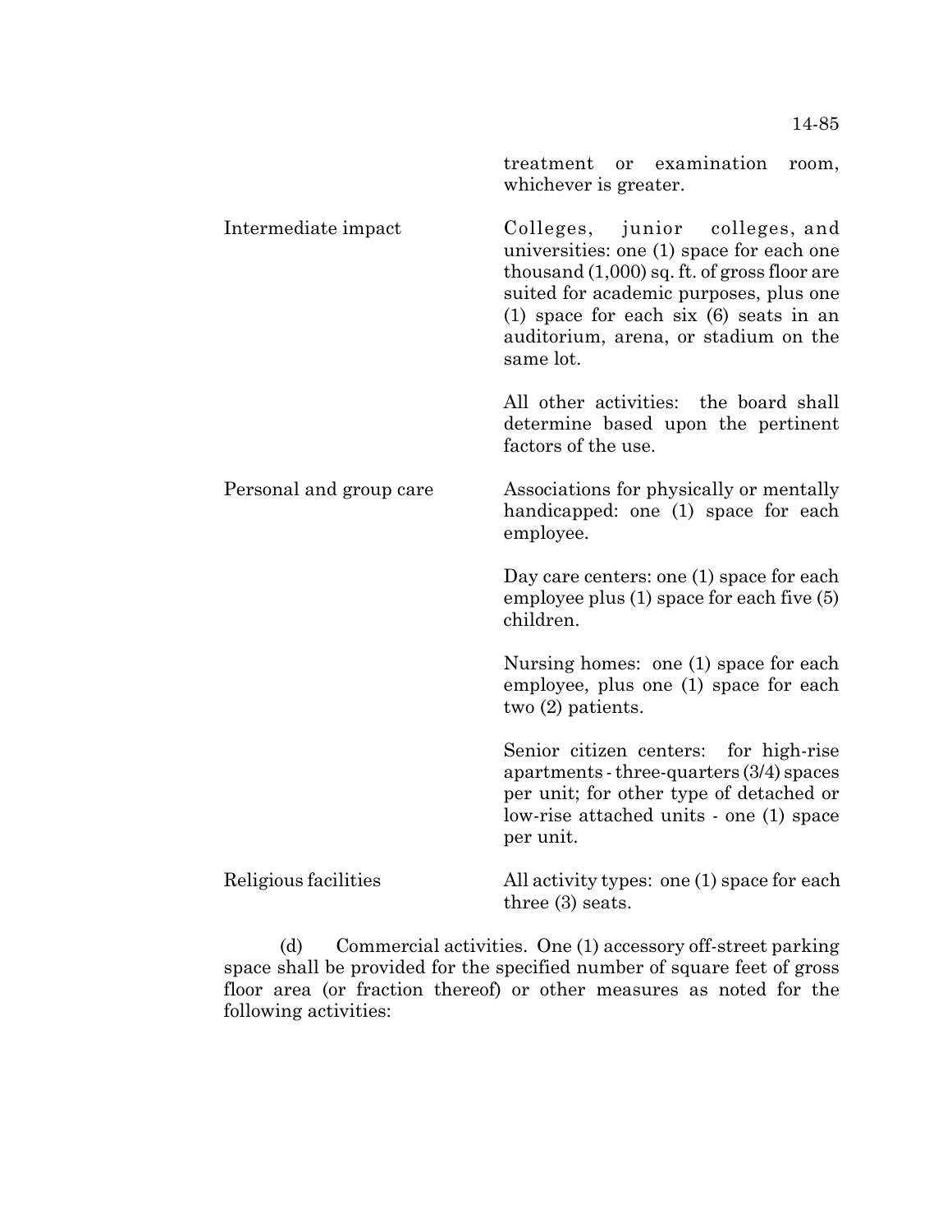| | |
|---|---|
| | treatment or examination room, whichever is greater. |
| Intermediate impact | Colleges, junior colleges, and universities: one (1) space for each one thousand (1,000) sq. ft. of gross floor are suited for academic purposes, plus one (1) space for each six (6) seats in an auditorium, arena, or stadium on the same lot. |
| | All other activities: the board shall determine based upon the pertinent factors of the use. |
| Personal and group care | Associations for physically or mentally handicapped: one (1) space for each employee. |
| | Day care centers: one (1) space for each employee plus (1) space for each five (5) children. |
| | Nursing homes: one (1) space for each employee, plus one (1) space for each two (2) patients. |
| | Senior citizen centers: for high-rise apartments - three-quarters (3/4) spaces per unit; for other type of detached or low-rise attached units - one (1) space per unit. |
| Religious facilities | All activity types: one (1) space for each three (3) seats. |

(d) Commercial activities. One (1) accessory off-street parking space shall be provided for the specified number of square feet of gross floor area (or fraction thereof) or other measures as noted for the following activities: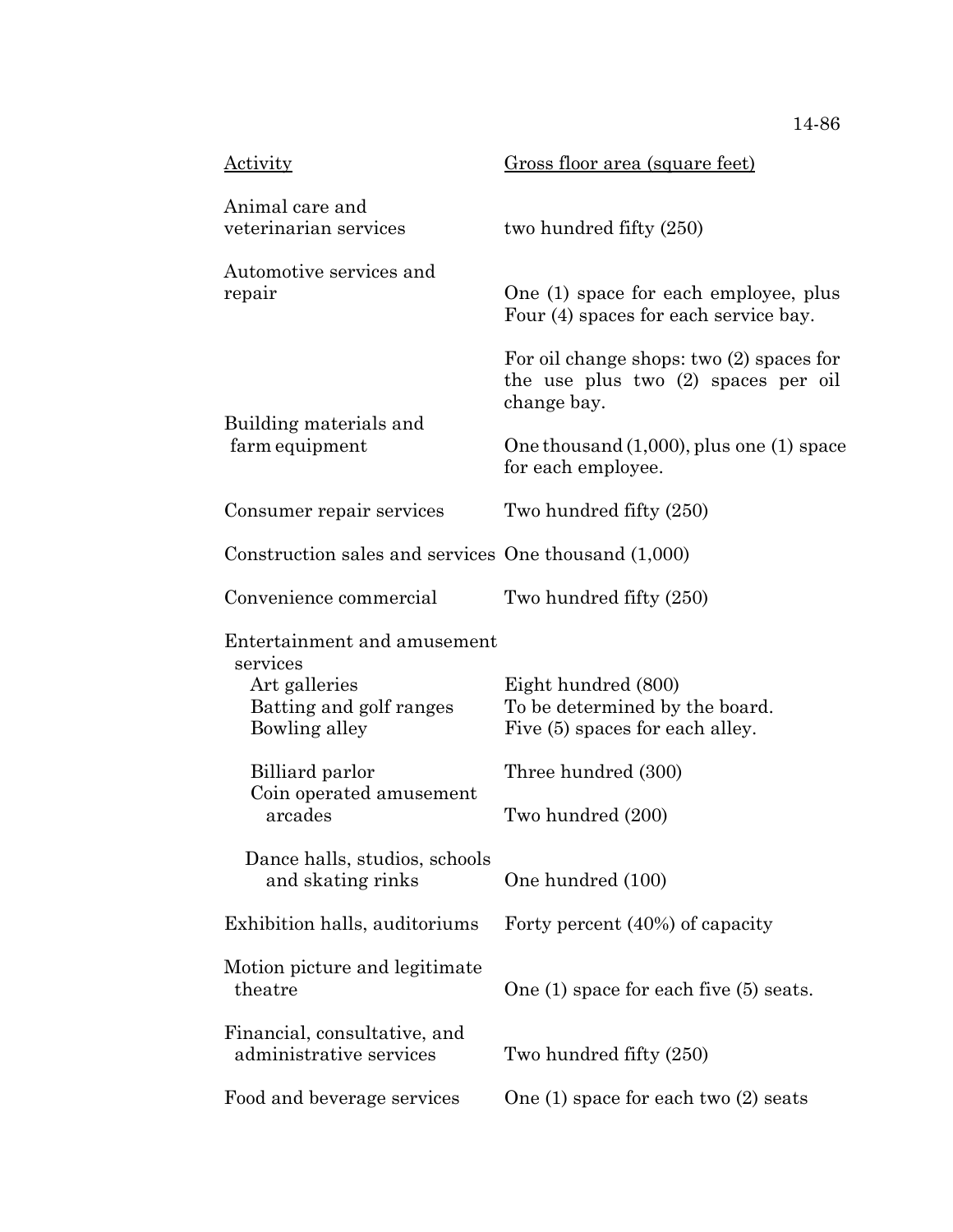| Activity | Gross floor area (square feet) |
| --- | --- |
| Animal care and veterinarian services | two hundred fifty (250) |
| Automotive services and repair | One (1) space for each employee, plus Four (4) spaces for each service bay.<br><br>For oil change shops: two (2) spaces for the use plus two (2) spaces per oil change bay. |
| Building materials and farm equipment | One thousand (1,000), plus one (1) space for each employee. |
| Consumer repair services | Two hundred fifty (250) |
| Construction sales and services | One thousand (1,000) |
| Convenience commercial | Two hundred fifty (250) |
| Entertainment and amusement services | |
| Art galleries | Eight hundred (800) |
| Batting and golf ranges | To be determined by the board. |
| Bowling alley | Five (5) spaces for each alley. |
| Billiard parlor | Three hundred (300) |
| Coin operated amusement arcades | Two hundred (200) |
| Dance halls, studios, schools and skating rinks | One hundred (100) |
| Exhibition halls, auditoriums | Forty percent (40%) of capacity |
| Motion picture and legitimate theatre | One (1) space for each five (5) seats. |
| Financial, consultative, and administrative services | Two hundred fifty (250) |
| Food and beverage services | One (1) space for each two (2) seats |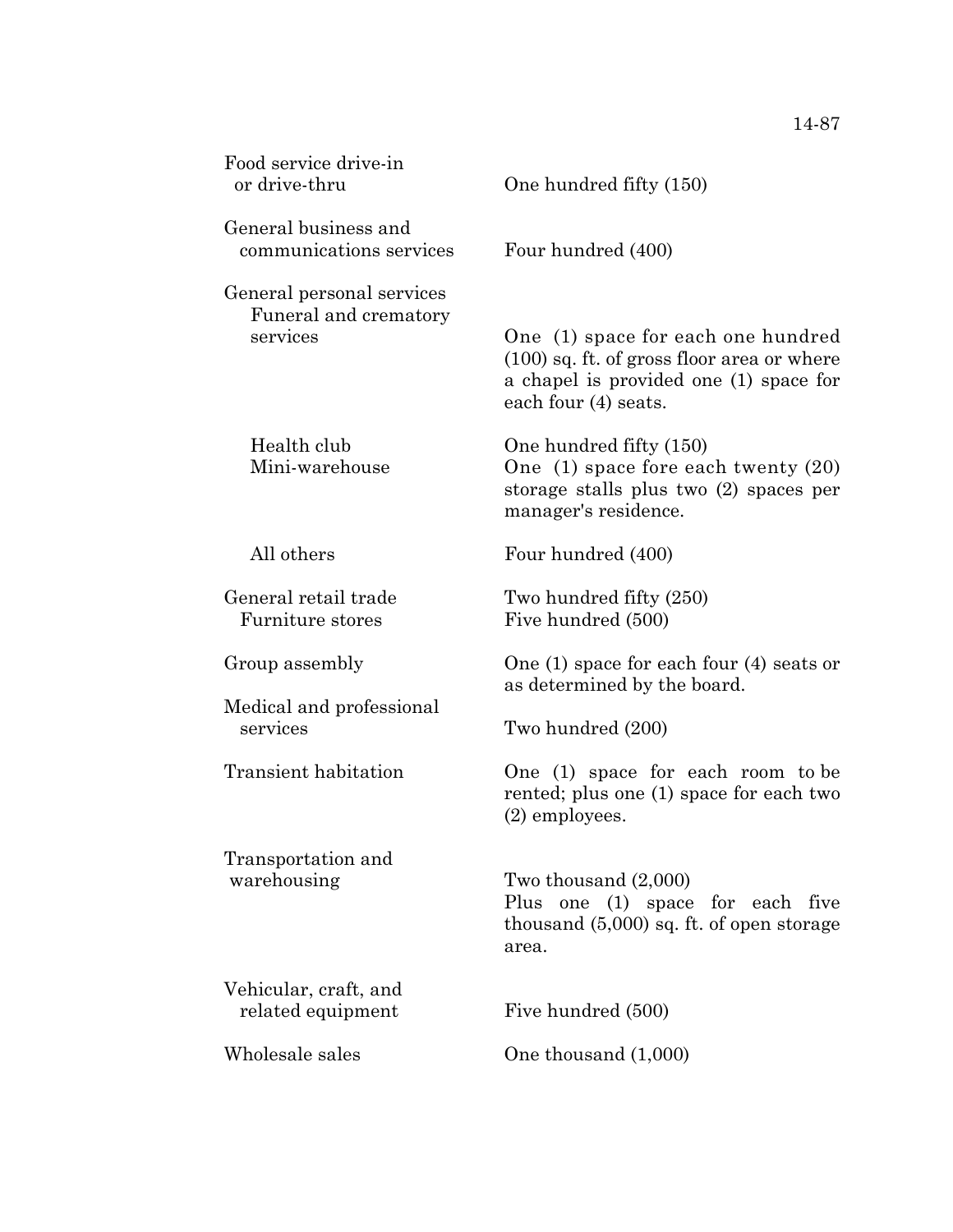| | |
|---|---|
| Food service drive-in or drive-thru | One hundred fifty (150) |
| General business and communications services | Four hundred (400) |
| General personal services | |
| Funeral and crematory services | One (1) space for each one hundred (100) sq. ft. of gross floor area or where a chapel is provided one (1) space for each four (4) seats. |
| Health club | One hundred fifty (150) |
| Mini-warehouse | One (1) space fore each twenty (20) storage stalls plus two (2) spaces per manager's residence. |
| All others | Four hundred (400) |
| General retail trade | Two hundred fifty (250) |
| Furniture stores | Five hundred (500) |
| Group assembly | One (1) space for each four (4) seats or as determined by the board. |
| Medical and professional services | Two hundred (200) |
| Transient habitation | One (1) space for each room to be rented; plus one (1) space for each two (2) employees. |
| Transportation and warehousing | Two thousand (2,000) Plus one (1) space for each five thousand (5,000) sq. ft. of open storage area. |
| Vehicular, craft, and related equipment | Five hundred (500) |
| Wholesale sales | One thousand (1,000) |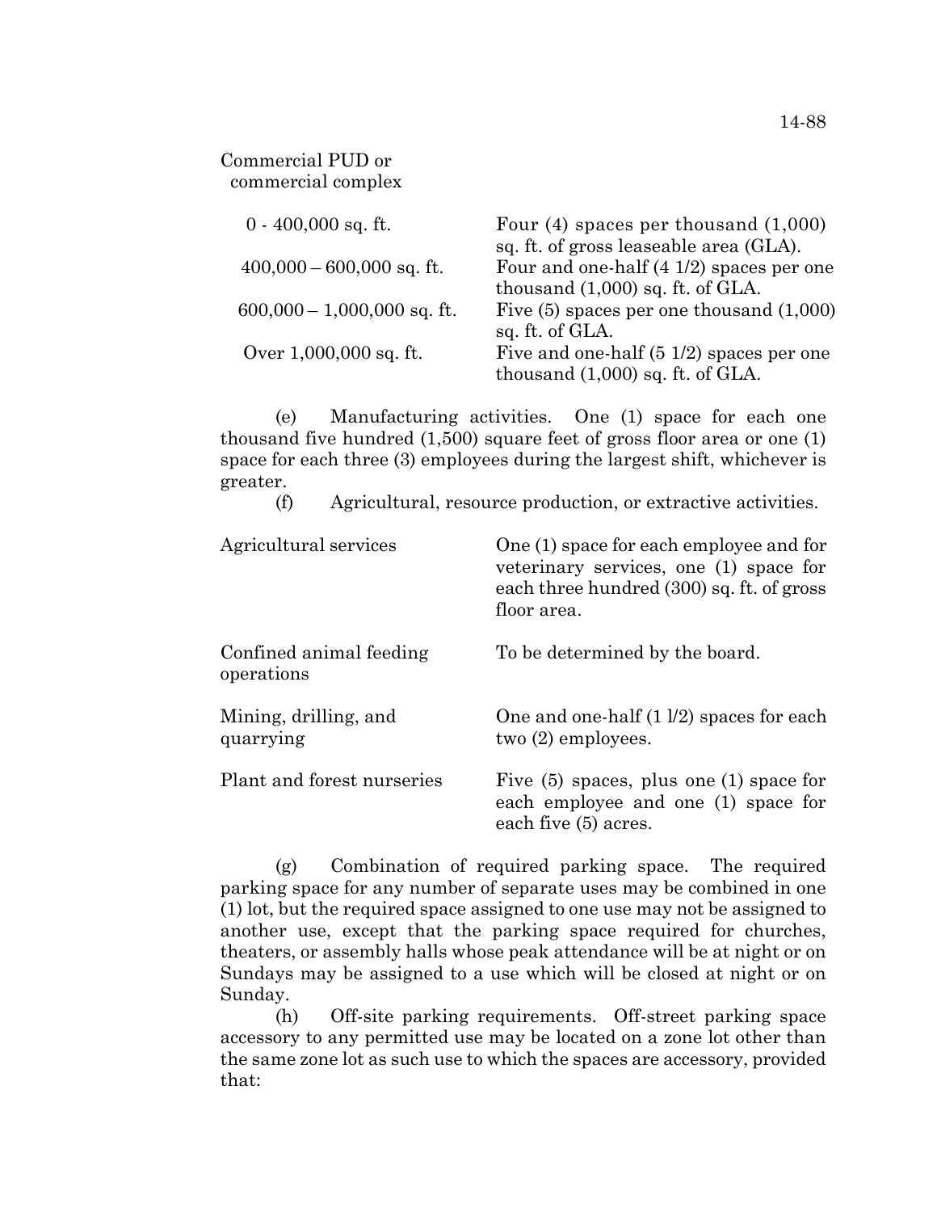Commercial PUD or commercial complex

| | |
|---|---|
| 0 - 400,000 sq. ft. | Four (4) spaces per thousand (1,000) sq. ft. of gross leaseable area (GLA). |
| 400,000 – 600,000 sq. ft. | Four and one-half (4 1/2) spaces per one thousand (1,000) sq. ft. of GLA. |
| 600,000 – 1,000,000 sq. ft. | Five (5) spaces per one thousand (1,000) sq. ft. of GLA. |
| Over 1,000,000 sq. ft. | Five and one-half (5 1/2) spaces per one thousand (1,000) sq. ft. of GLA. |

(e) Manufacturing activities. One (1) space for each one thousand five hundred (1,500) square feet of gross floor area or one (1) space for each three (3) employees during the largest shift, whichever is greater.

(f) Agricultural, resource production, or extractive activities.

| | |
|---|---|
| Agricultural services | One (1) space for each employee and for veterinary services, one (1) space for each three hundred (300) sq. ft. of gross floor area. |
| Confined animal feeding operations | To be determined by the board. |
| Mining, drilling, and quarrying | One and one-half (1 l/2) spaces for each two (2) employees. |
| Plant and forest nurseries | Five (5) spaces, plus one (1) space for each employee and one (1) space for each five (5) acres. |

(g) Combination of required parking space. The required parking space for any number of separate uses may be combined in one (1) lot, but the required space assigned to one use may not be assigned to another use, except that the parking space required for churches, theaters, or assembly halls whose peak attendance will be at night or on Sundays may be assigned to a use which will be closed at night or on Sunday.

(h) Off-site parking requirements. Off-street parking space accessory to any permitted use may be located on a zone lot other than the same zone lot as such use to which the spaces are accessory, provided that: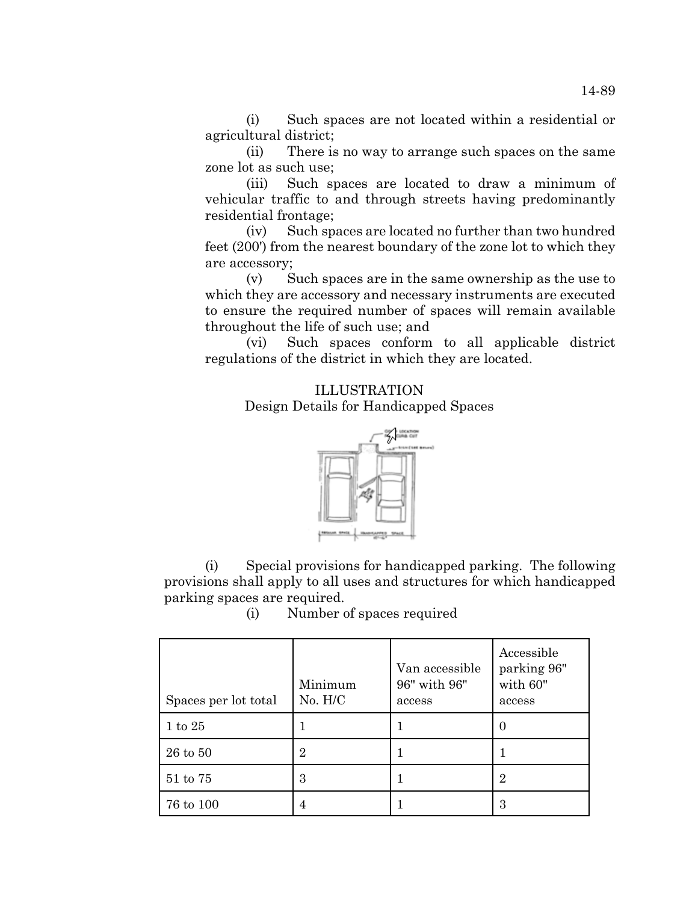(i) Such spaces are not located within a residential or agricultural district;

(ii) There is no way to arrange such spaces on the same zone lot as such use;

(iii) Such spaces are located to draw a minimum of vehicular traffic to and through streets having predominantly residential frontage;

(iv) Such spaces are located no further than two hundred feet (200') from the nearest boundary of the zone lot to which they are accessory;

(v) Such spaces are in the same ownership as the use to which they are accessory and necessary instruments are executed to ensure the required number of spaces will remain available throughout the life of such use; and

(vi) Such spaces conform to all applicable district regulations of the district in which they are located.

ILLUSTRATION
Design Details for Handicapped Spaces

(i) Special provisions for handicapped parking. The following provisions shall apply to all uses and structures for which handicapped parking spaces are required.

(i) Number of spaces required

| Spaces per lot total | Minimum No. H/C | Van accessible 96" with 96" access | Accessible parking 96" with 60" access |
|---|---|---|---|
| 1 to 25 | 1 | 1 | 0 |
| 26 to 50 | 2 | 1 | 1 |
| 51 to 75 | 3 | 1 | 2 |
| 76 to 100 | 4 | 1 | 3 |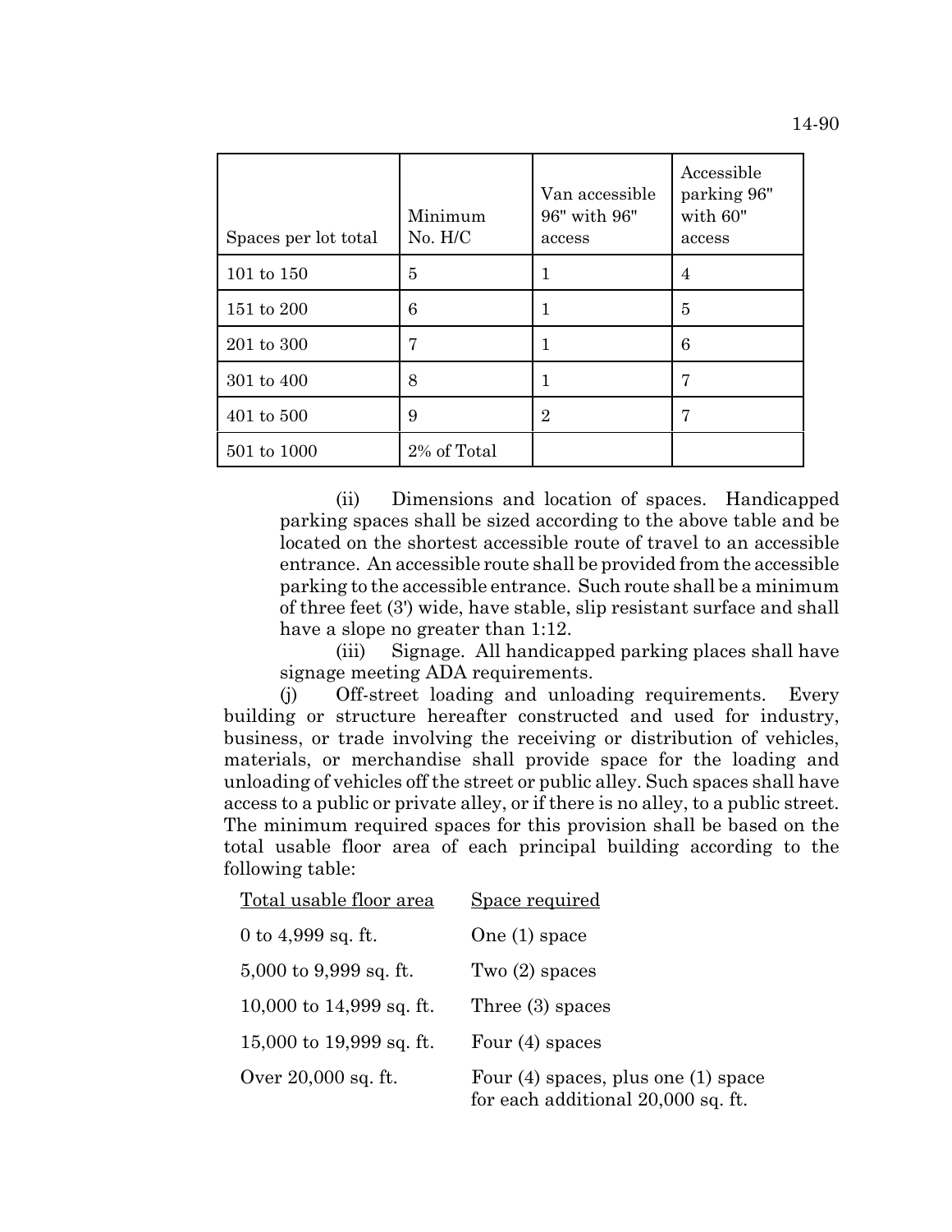| Spaces per lot total | Minimum No. H/C | Van accessible 96" with 96" access | Accessible parking 96" with 60" access |
|---|---|---|---|
| 101 to 150 | 5 | 1 | 4 |
| 151 to 200 | 6 | 1 | 5 |
| 201 to 300 | 7 | 1 | 6 |
| 301 to 400 | 8 | 1 | 7 |
| 401 to 500 | 9 | 2 | 7 |
| 501 to 1000 | 2% of Total | | |

(ii) Dimensions and location of spaces. Handicapped parking spaces shall be sized according to the above table and be located on the shortest accessible route of travel to an accessible entrance. An accessible route shall be provided from the accessible parking to the accessible entrance. Such route shall be a minimum of three feet (3') wide, have stable, slip resistant surface and shall have a slope no greater than 1:12.

(iii) Signage. All handicapped parking places shall have signage meeting ADA requirements.

(j) Off-street loading and unloading requirements. Every building or structure hereafter constructed and used for industry, business, or trade involving the receiving or distribution of vehicles, materials, or merchandise shall provide space for the loading and unloading of vehicles off the street or public alley. Such spaces shall have access to a public or private alley, or if there is no alley, to a public street. The minimum required spaces for this provision shall be based on the total usable floor area of each principal building according to the following table:

| Total usable floor area | Space required |
|---|---|
| 0 to 4,999 sq. ft. | One (1) space |
| 5,000 to 9,999 sq. ft. | Two (2) spaces |
| 10,000 to 14,999 sq. ft. | Three (3) spaces |
| 15,000 to 19,999 sq. ft. | Four (4) spaces |
| Over 20,000 sq. ft. | Four (4) spaces, plus one (1) space for each additional 20,000 sq. ft. |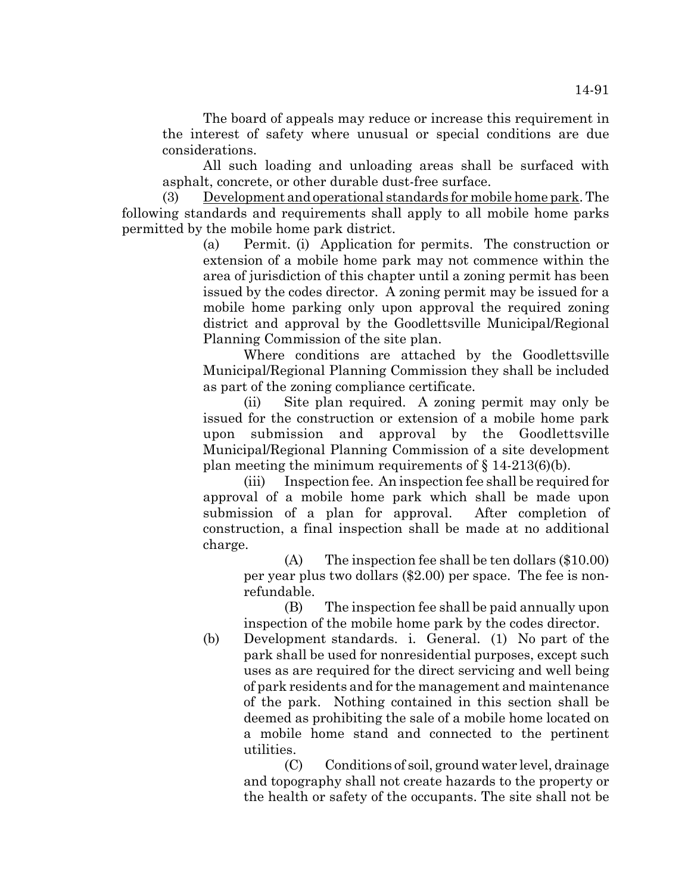The board of appeals may reduce or increase this requirement in the interest of safety where unusual or special conditions are due considerations.

All such loading and unloading areas shall be surfaced with asphalt, concrete, or other durable dust-free surface.

(3) Development and operational standards for mobile home park. The following standards and requirements shall apply to all mobile home parks permitted by the mobile home park district.

(a) Permit. (i) Application for permits. The construction or extension of a mobile home park may not commence within the area of jurisdiction of this chapter until a zoning permit has been issued by the codes director. A zoning permit may be issued for a mobile home parking only upon approval the required zoning district and approval by the Goodlettsville Municipal/Regional Planning Commission of the site plan.

Where conditions are attached by the Goodlettsville Municipal/Regional Planning Commission they shall be included as part of the zoning compliance certificate.

(ii) Site plan required. A zoning permit may only be issued for the construction or extension of a mobile home park upon submission and approval by the Goodlettsville Municipal/Regional Planning Commission of a site development plan meeting the minimum requirements of § 14-213(6)(b).

(iii) Inspection fee. An inspection fee shall be required for approval of a mobile home park which shall be made upon submission of a plan for approval. After completion of construction, a final inspection shall be made at no additional charge.

(A) The inspection fee shall be ten dollars ($10.00) per year plus two dollars ($2.00) per space. The fee is non-refundable.

(B) The inspection fee shall be paid annually upon inspection of the mobile home park by the codes director.

(b) Development standards. i. General. (1) No part of the park shall be used for nonresidential purposes, except such uses as are required for the direct servicing and well being of park residents and for the management and maintenance of the park. Nothing contained in this section shall be deemed as prohibiting the sale of a mobile home located on a mobile home stand and connected to the pertinent utilities.

(C) Conditions of soil, ground water level, drainage and topography shall not create hazards to the property or the health or safety of the occupants. The site shall not be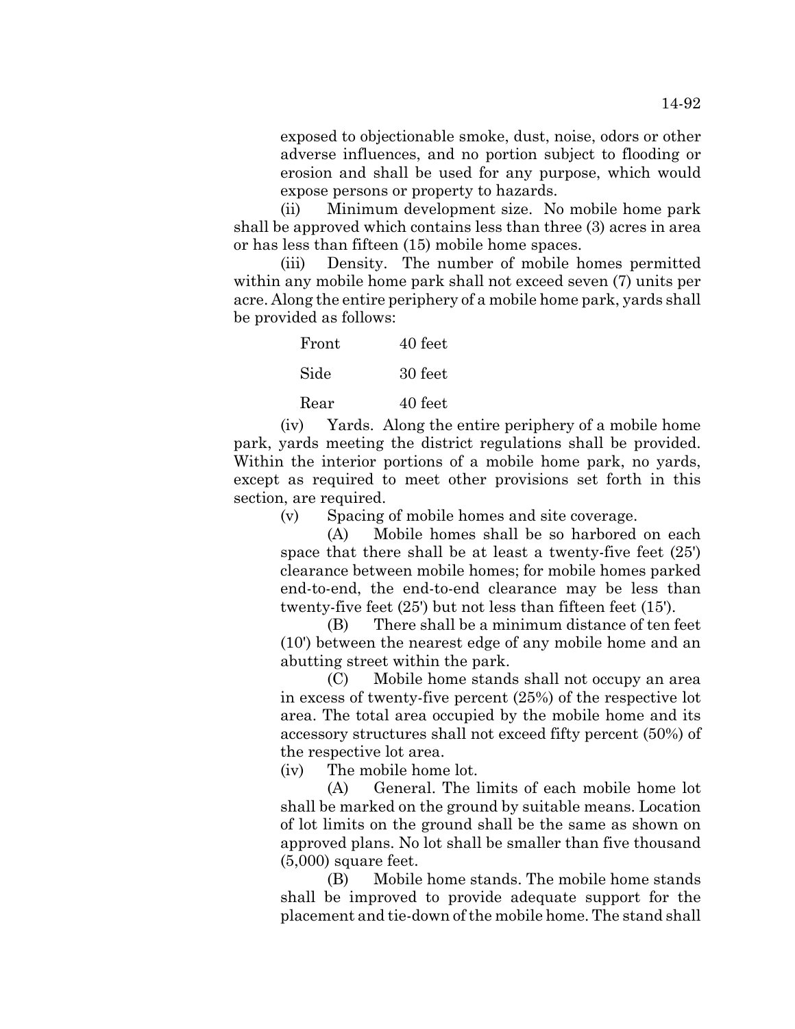exposed to objectionable smoke, dust, noise, odors or other adverse influences, and no portion subject to flooding or erosion and shall be used for any purpose, which would expose persons or property to hazards.

(ii) Minimum development size. No mobile home park shall be approved which contains less than three (3) acres in area or has less than fifteen (15) mobile home spaces.

(iii) Density. The number of mobile homes permitted within any mobile home park shall not exceed seven (7) units per acre. Along the entire periphery of a mobile home park, yards shall be provided as follows:

| | |
|---|---|
| Front | 40 feet |
| Side | 30 feet |
| Rear | 40 feet |

(iv) Yards. Along the entire periphery of a mobile home park, yards meeting the district regulations shall be provided. Within the interior portions of a mobile home park, no yards, except as required to meet other provisions set forth in this section, are required.

(v) Spacing of mobile homes and site coverage.

(A) Mobile homes shall be so harbored on each space that there shall be at least a twenty-five feet (25') clearance between mobile homes; for mobile homes parked end-to-end, the end-to-end clearance may be less than twenty-five feet (25') but not less than fifteen feet (15').

(B) There shall be a minimum distance of ten feet (10') between the nearest edge of any mobile home and an abutting street within the park.

(C) Mobile home stands shall not occupy an area in excess of twenty-five percent (25%) of the respective lot area. The total area occupied by the mobile home and its accessory structures shall not exceed fifty percent (50%) of the respective lot area.

(iv) The mobile home lot.

(A) General. The limits of each mobile home lot shall be marked on the ground by suitable means. Location of lot limits on the ground shall be the same as shown on approved plans. No lot shall be smaller than five thousand (5,000) square feet.

(B) Mobile home stands. The mobile home stands shall be improved to provide adequate support for the placement and tie-down of the mobile home. The stand shall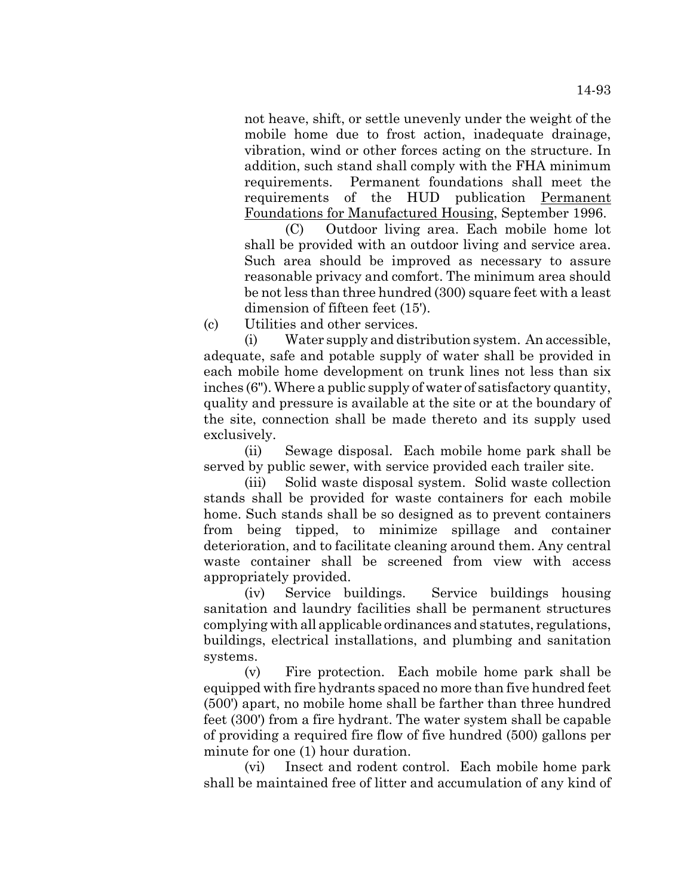not heave, shift, or settle unevenly under the weight of the mobile home due to frost action, inadequate drainage, vibration, wind or other forces acting on the structure. In addition, such stand shall comply with the FHA minimum requirements. Permanent foundations shall meet the requirements of the HUD publication Permanent Foundations for Manufactured Housing, September 1996.

(C) Outdoor living area. Each mobile home lot shall be provided with an outdoor living and service area. Such area should be improved as necessary to assure reasonable privacy and comfort. The minimum area should be not less than three hundred (300) square feet with a least dimension of fifteen feet (15').

(c) Utilities and other services.

(i) Water supply and distribution system. An accessible, adequate, safe and potable supply of water shall be provided in each mobile home development on trunk lines not less than six inches (6"). Where a public supply of water of satisfactory quantity, quality and pressure is available at the site or at the boundary of the site, connection shall be made thereto and its supply used exclusively.

(ii) Sewage disposal. Each mobile home park shall be served by public sewer, with service provided each trailer site.

(iii) Solid waste disposal system. Solid waste collection stands shall be provided for waste containers for each mobile home. Such stands shall be so designed as to prevent containers from being tipped, to minimize spillage and container deterioration, and to facilitate cleaning around them. Any central waste container shall be screened from view with access appropriately provided.

(iv) Service buildings. Service buildings housing sanitation and laundry facilities shall be permanent structures complying with all applicable ordinances and statutes, regulations, buildings, electrical installations, and plumbing and sanitation systems.

(v) Fire protection. Each mobile home park shall be equipped with fire hydrants spaced no more than five hundred feet (500') apart, no mobile home shall be farther than three hundred feet (300') from a fire hydrant. The water system shall be capable of providing a required fire flow of five hundred (500) gallons per minute for one (1) hour duration.

(vi) Insect and rodent control. Each mobile home park shall be maintained free of litter and accumulation of any kind of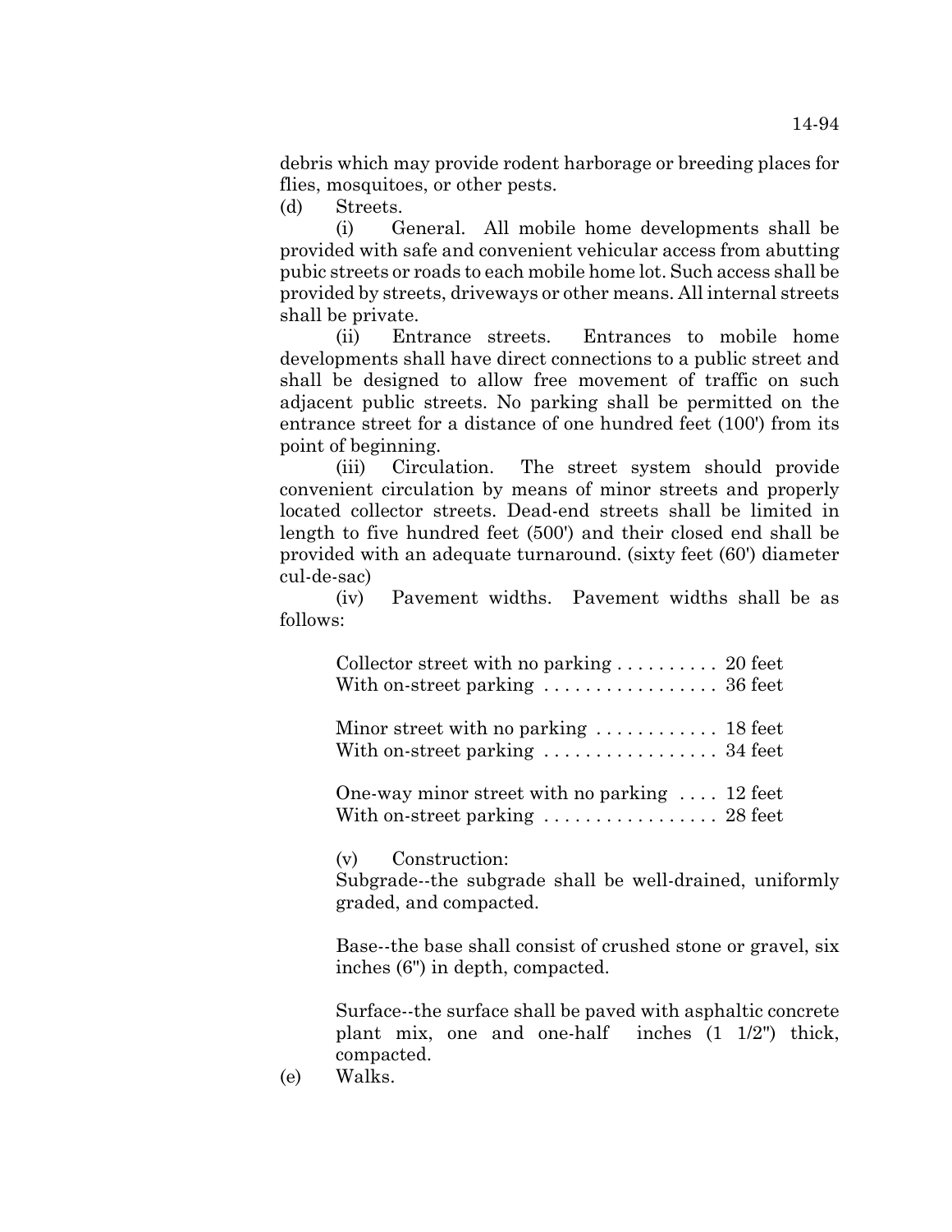debris which may provide rodent harborage or breeding places for flies, mosquitoes, or other pests.

(d) Streets.

(i) General. All mobile home developments shall be provided with safe and convenient vehicular access from abutting pubic streets or roads to each mobile home lot. Such access shall be provided by streets, driveways or other means. All internal streets shall be private.

(ii) Entrance streets. Entrances to mobile home developments shall have direct connections to a public street and shall be designed to allow free movement of traffic on such adjacent public streets. No parking shall be permitted on the entrance street for a distance of one hundred feet (100') from its point of beginning.

(iii) Circulation. The street system should provide convenient circulation by means of minor streets and properly located collector streets. Dead-end streets shall be limited in length to five hundred feet (500') and their closed end shall be provided with an adequate turnaround. (sixty feet (60') diameter cul-de-sac)

(iv) Pavement widths. Pavement widths shall be as follows:

Collector street with no parking . . . . . . . . . . 20 feet
With on-street parking . . . . . . . . . . . . . . . . . 36 feet

Minor street with no parking . . . . . . . . . . . . 18 feet
With on-street parking . . . . . . . . . . . . . . . . . 34 feet

One-way minor street with no parking . . . . 12 feet
With on-street parking . . . . . . . . . . . . . . . . . 28 feet

(v) Construction:

Subgrade--the subgrade shall be well-drained, uniformly graded, and compacted.

Base--the base shall consist of crushed stone or gravel, six inches (6") in depth, compacted.

Surface--the surface shall be paved with asphaltic concrete plant mix, one and one-half inches (1 1/2") thick, compacted.

(e) Walks.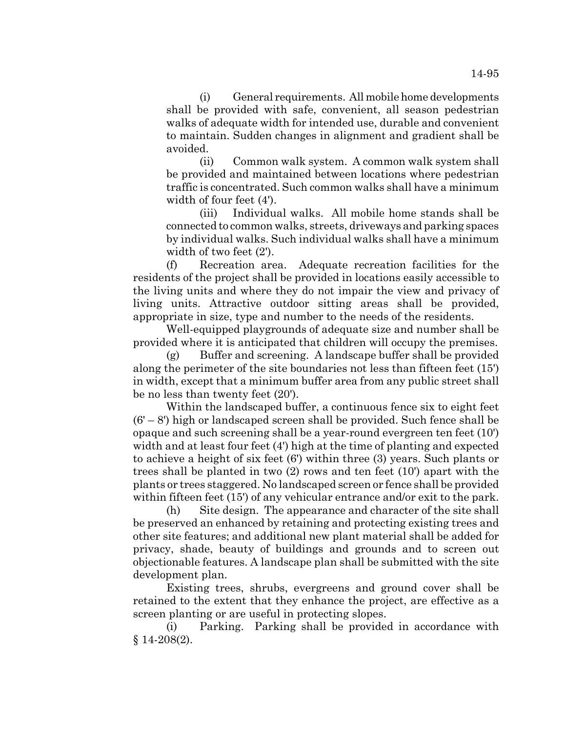(i) General requirements. All mobile home developments shall be provided with safe, convenient, all season pedestrian walks of adequate width for intended use, durable and convenient to maintain. Sudden changes in alignment and gradient shall be avoided.

(ii) Common walk system. A common walk system shall be provided and maintained between locations where pedestrian traffic is concentrated. Such common walks shall have a minimum width of four feet (4').

(iii) Individual walks. All mobile home stands shall be connected to common walks, streets, driveways and parking spaces by individual walks. Such individual walks shall have a minimum width of two feet (2').

(f) Recreation area. Adequate recreation facilities for the residents of the project shall be provided in locations easily accessible to the living units and where they do not impair the view and privacy of living units. Attractive outdoor sitting areas shall be provided, appropriate in size, type and number to the needs of the residents.

Well-equipped playgrounds of adequate size and number shall be provided where it is anticipated that children will occupy the premises.

(g) Buffer and screening. A landscape buffer shall be provided along the perimeter of the site boundaries not less than fifteen feet (15') in width, except that a minimum buffer area from any public street shall be no less than twenty feet (20').

Within the landscaped buffer, a continuous fence six to eight feet (6' – 8') high or landscaped screen shall be provided. Such fence shall be opaque and such screening shall be a year-round evergreen ten feet (10') width and at least four feet (4') high at the time of planting and expected to achieve a height of six feet (6') within three (3) years. Such plants or trees shall be planted in two (2) rows and ten feet (10') apart with the plants or trees staggered. No landscaped screen or fence shall be provided within fifteen feet (15') of any vehicular entrance and/or exit to the park.

(h) Site design. The appearance and character of the site shall be preserved an enhanced by retaining and protecting existing trees and other site features; and additional new plant material shall be added for privacy, shade, beauty of buildings and grounds and to screen out objectionable features. A landscape plan shall be submitted with the site development plan.

Existing trees, shrubs, evergreens and ground cover shall be retained to the extent that they enhance the project, are effective as a screen planting or are useful in protecting slopes.

(i) Parking. Parking shall be provided in accordance with § 14-208(2).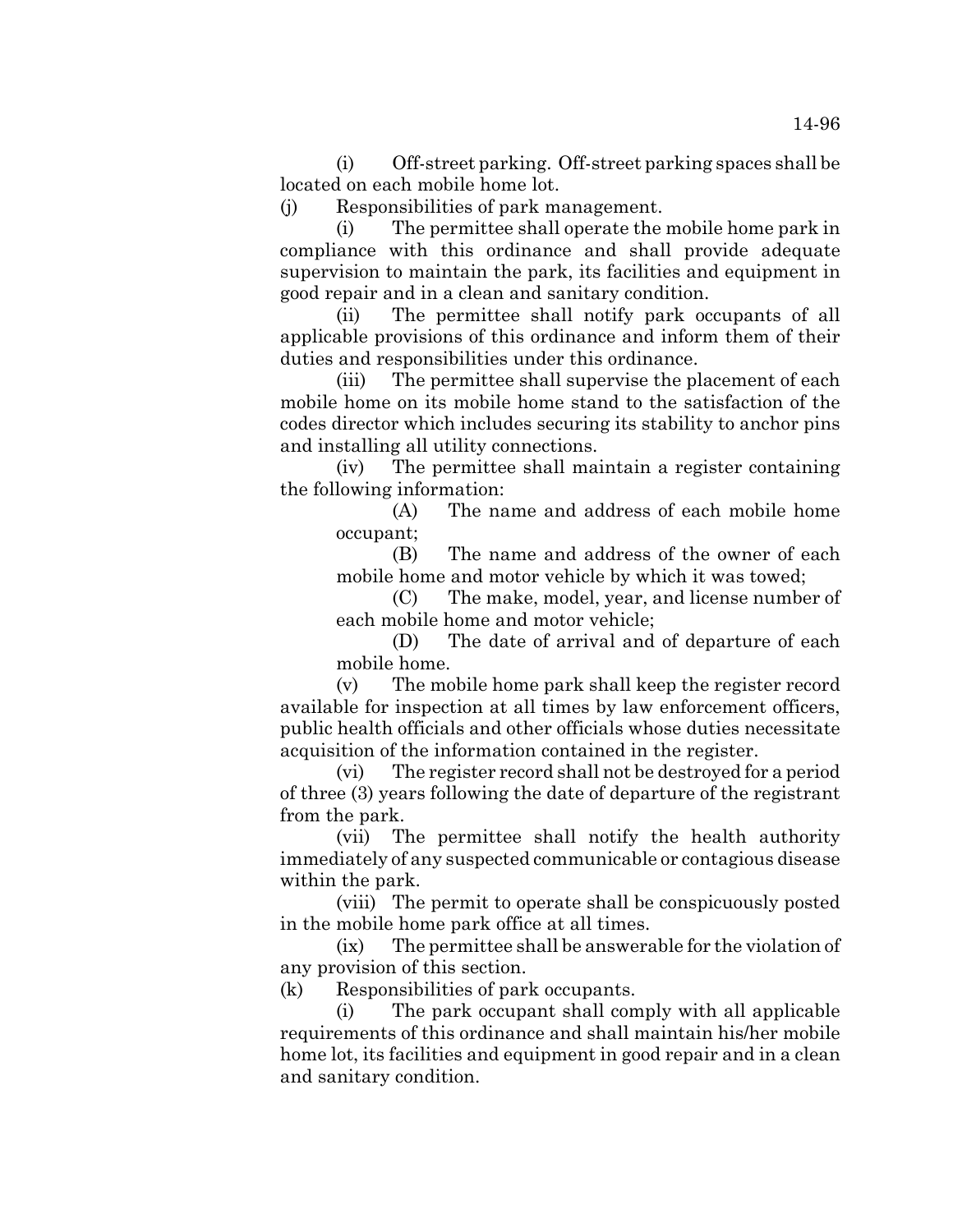(i) Off-street parking. Off-street parking spaces shall be located on each mobile home lot.

(j) Responsibilities of park management.

(i) The permittee shall operate the mobile home park in compliance with this ordinance and shall provide adequate supervision to maintain the park, its facilities and equipment in good repair and in a clean and sanitary condition.

(ii) The permittee shall notify park occupants of all applicable provisions of this ordinance and inform them of their duties and responsibilities under this ordinance.

(iii) The permittee shall supervise the placement of each mobile home on its mobile home stand to the satisfaction of the codes director which includes securing its stability to anchor pins and installing all utility connections.

(iv) The permittee shall maintain a register containing the following information:

(A) The name and address of each mobile home occupant;

(B) The name and address of the owner of each mobile home and motor vehicle by which it was towed;

(C) The make, model, year, and license number of each mobile home and motor vehicle;

(D) The date of arrival and of departure of each mobile home.

(v) The mobile home park shall keep the register record available for inspection at all times by law enforcement officers, public health officials and other officials whose duties necessitate acquisition of the information contained in the register.

(vi) The register record shall not be destroyed for a period of three (3) years following the date of departure of the registrant from the park.

(vii) The permittee shall notify the health authority immediately of any suspected communicable or contagious disease within the park.

(viii) The permit to operate shall be conspicuously posted in the mobile home park office at all times.

(ix) The permittee shall be answerable for the violation of any provision of this section.

(k) Responsibilities of park occupants.

(i) The park occupant shall comply with all applicable requirements of this ordinance and shall maintain his/her mobile home lot, its facilities and equipment in good repair and in a clean and sanitary condition.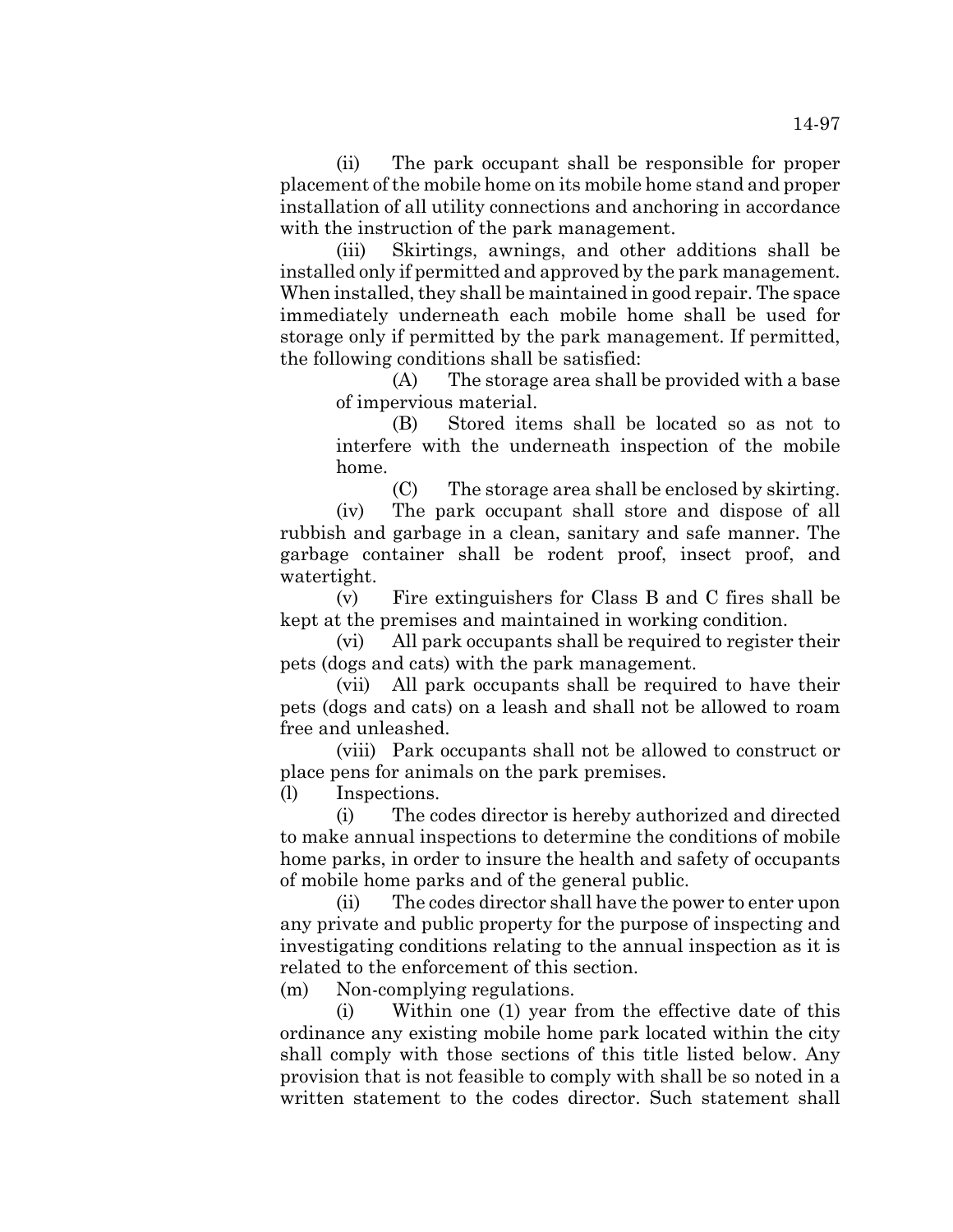(ii) The park occupant shall be responsible for proper placement of the mobile home on its mobile home stand and proper installation of all utility connections and anchoring in accordance with the instruction of the park management.

(iii) Skirtings, awnings, and other additions shall be installed only if permitted and approved by the park management. When installed, they shall be maintained in good repair. The space immediately underneath each mobile home shall be used for storage only if permitted by the park management. If permitted, the following conditions shall be satisfied:

(A) The storage area shall be provided with a base of impervious material.

(B) Stored items shall be located so as not to interfere with the underneath inspection of the mobile home.

(C) The storage area shall be enclosed by skirting.

(iv) The park occupant shall store and dispose of all rubbish and garbage in a clean, sanitary and safe manner. The garbage container shall be rodent proof, insect proof, and watertight.

(v) Fire extinguishers for Class B and C fires shall be kept at the premises and maintained in working condition.

(vi) All park occupants shall be required to register their pets (dogs and cats) with the park management.

(vii) All park occupants shall be required to have their pets (dogs and cats) on a leash and shall not be allowed to roam free and unleashed.

(viii) Park occupants shall not be allowed to construct or place pens for animals on the park premises.

(l) Inspections.

(i) The codes director is hereby authorized and directed to make annual inspections to determine the conditions of mobile home parks, in order to insure the health and safety of occupants of mobile home parks and of the general public.

(ii) The codes director shall have the power to enter upon any private and public property for the purpose of inspecting and investigating conditions relating to the annual inspection as it is related to the enforcement of this section.

(m) Non-complying regulations.

(i) Within one (1) year from the effective date of this ordinance any existing mobile home park located within the city shall comply with those sections of this title listed below. Any provision that is not feasible to comply with shall be so noted in a written statement to the codes director. Such statement shall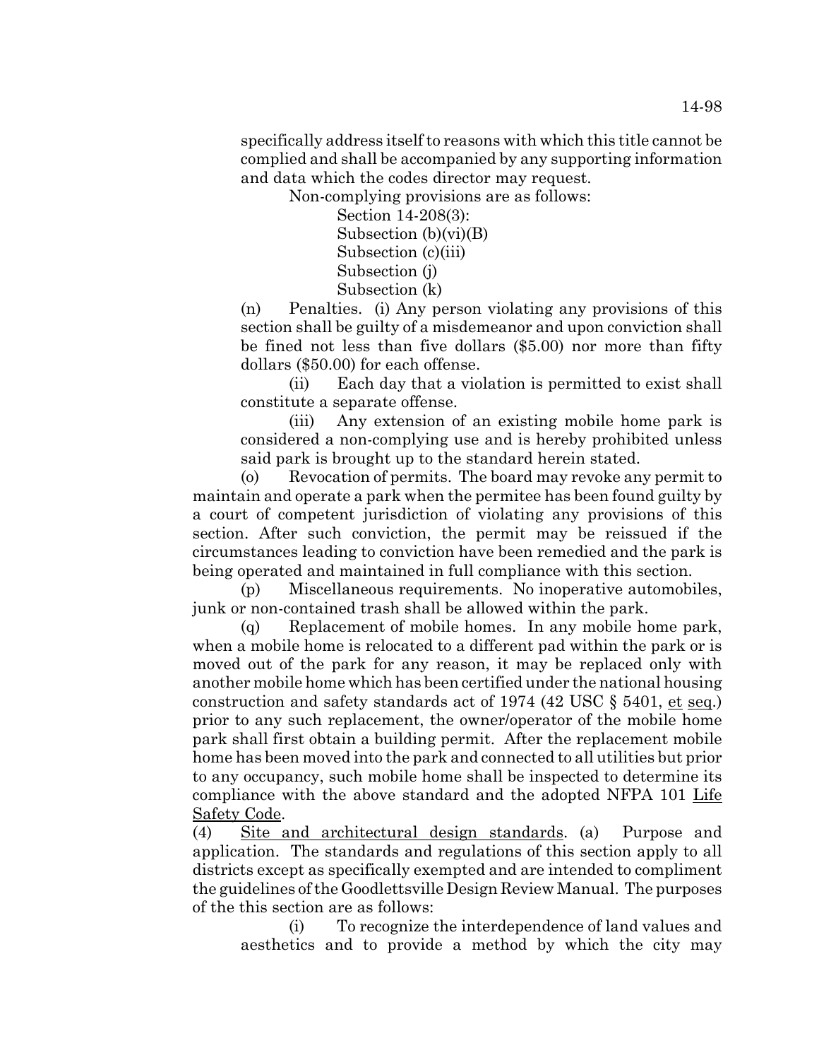specifically address itself to reasons with which this title cannot be complied and shall be accompanied by any supporting information and data which the codes director may request.

Non-complying provisions are as follows:

Section 14-208(3):
Subsection (b)(vi)(B)
Subsection (c)(iii)
Subsection (j)
Subsection (k)

(n) Penalties. (i) Any person violating any provisions of this section shall be guilty of a misdemeanor and upon conviction shall be fined not less than five dollars ($5.00) nor more than fifty dollars ($50.00) for each offense.

(ii) Each day that a violation is permitted to exist shall constitute a separate offense.

(iii) Any extension of an existing mobile home park is considered a non-complying use and is hereby prohibited unless said park is brought up to the standard herein stated.

(o) Revocation of permits. The board may revoke any permit to maintain and operate a park when the permitee has been found guilty by a court of competent jurisdiction of violating any provisions of this section. After such conviction, the permit may be reissued if the circumstances leading to conviction have been remedied and the park is being operated and maintained in full compliance with this section.

(p) Miscellaneous requirements. No inoperative automobiles, junk or non-contained trash shall be allowed within the park.

(q) Replacement of mobile homes. In any mobile home park, when a mobile home is relocated to a different pad within the park or is moved out of the park for any reason, it may be replaced only with another mobile home which has been certified under the national housing construction and safety standards act of 1974 (42 USC § 5401, et seq.) prior to any such replacement, the owner/operator of the mobile home park shall first obtain a building permit. After the replacement mobile home has been moved into the park and connected to all utilities but prior to any occupancy, such mobile home shall be inspected to determine its compliance with the above standard and the adopted NFPA 101 Life Safety Code.

(4) Site and architectural design standards. (a) Purpose and application. The standards and regulations of this section apply to all districts except as specifically exempted and are intended to compliment the guidelines of the Goodlettsville Design Review Manual. The purposes of the this section are as follows:

(i) To recognize the interdependence of land values and aesthetics and to provide a method by which the city may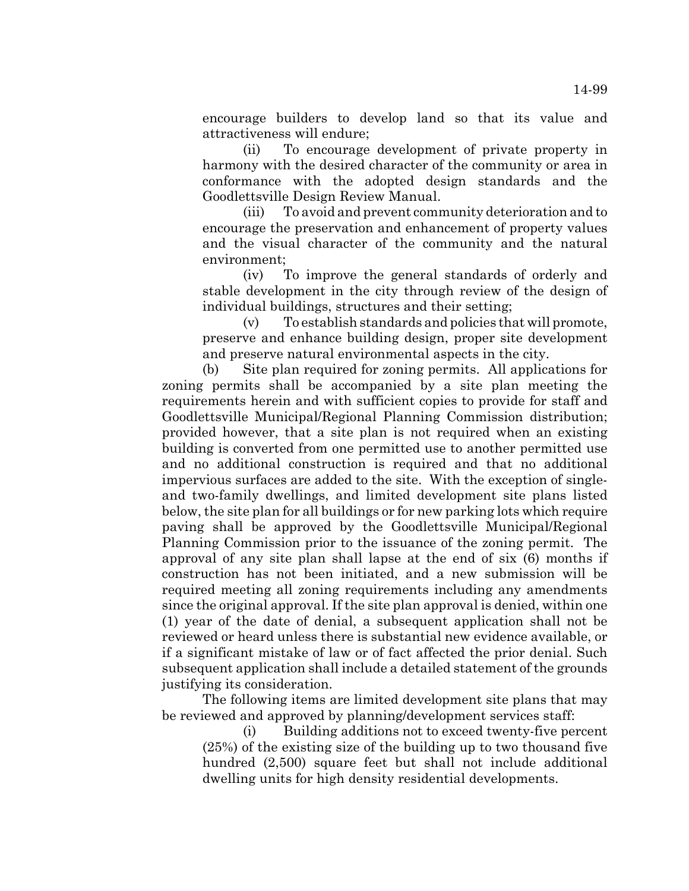encourage builders to develop land so that its value and attractiveness will endure;

(ii) To encourage development of private property in harmony with the desired character of the community or area in conformance with the adopted design standards and the Goodlettsville Design Review Manual.

(iii) To avoid and prevent community deterioration and to encourage the preservation and enhancement of property values and the visual character of the community and the natural environment;

(iv) To improve the general standards of orderly and stable development in the city through review of the design of individual buildings, structures and their setting;

(v) To establish standards and policies that will promote, preserve and enhance building design, proper site development and preserve natural environmental aspects in the city.

(b) Site plan required for zoning permits. All applications for zoning permits shall be accompanied by a site plan meeting the requirements herein and with sufficient copies to provide for staff and Goodlettsville Municipal/Regional Planning Commission distribution; provided however, that a site plan is not required when an existing building is converted from one permitted use to another permitted use and no additional construction is required and that no additional impervious surfaces are added to the site. With the exception of single- and two-family dwellings, and limited development site plans listed below, the site plan for all buildings or for new parking lots which require paving shall be approved by the Goodlettsville Municipal/Regional Planning Commission prior to the issuance of the zoning permit. The approval of any site plan shall lapse at the end of six (6) months if construction has not been initiated, and a new submission will be required meeting all zoning requirements including any amendments since the original approval. If the site plan approval is denied, within one (1) year of the date of denial, a subsequent application shall not be reviewed or heard unless there is substantial new evidence available, or if a significant mistake of law or of fact affected the prior denial. Such subsequent application shall include a detailed statement of the grounds justifying its consideration.

The following items are limited development site plans that may be reviewed and approved by planning/development services staff:

(i) Building additions not to exceed twenty-five percent (25%) of the existing size of the building up to two thousand five hundred (2,500) square feet but shall not include additional dwelling units for high density residential developments.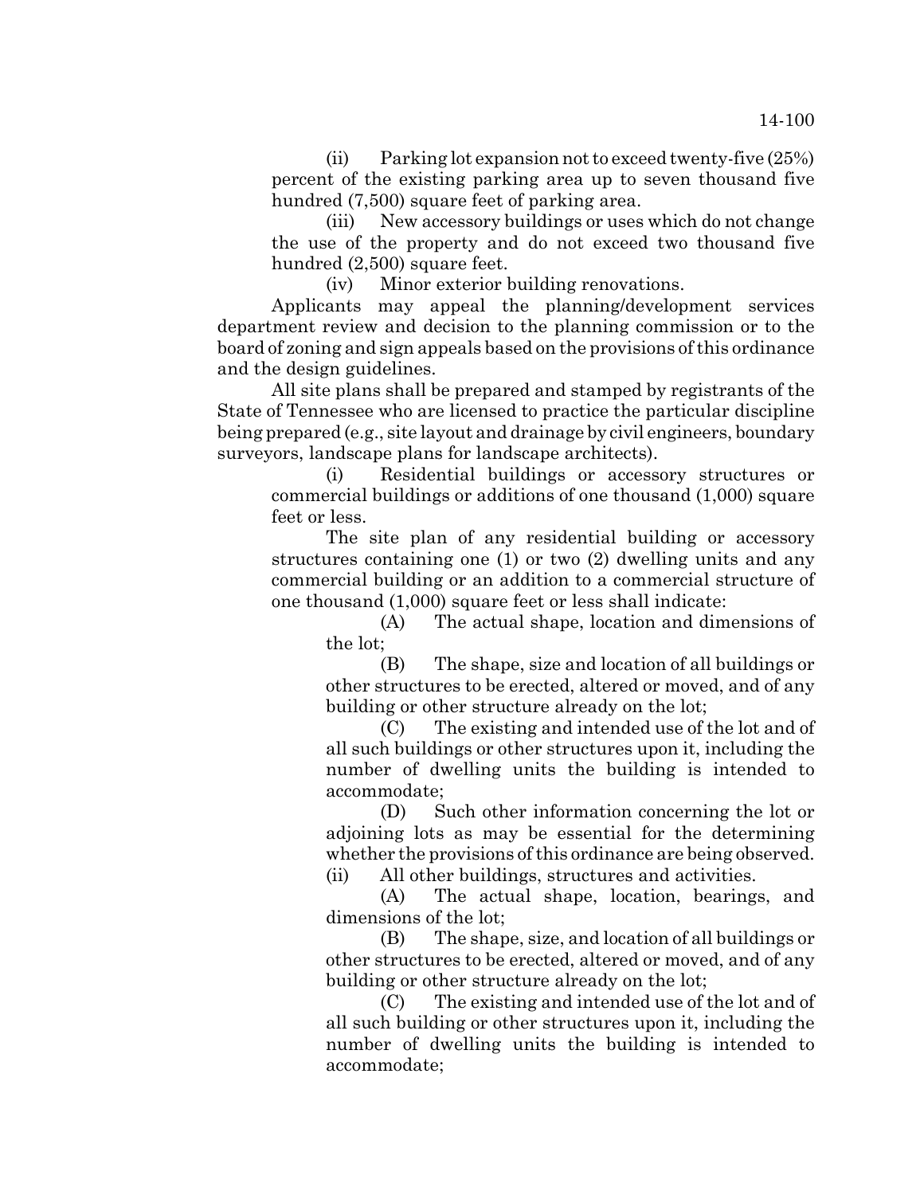(ii) Parking lot expansion not to exceed twenty-five (25%) percent of the existing parking area up to seven thousand five hundred (7,500) square feet of parking area.

(iii) New accessory buildings or uses which do not change the use of the property and do not exceed two thousand five hundred (2,500) square feet.

(iv) Minor exterior building renovations.

Applicants may appeal the planning/development services department review and decision to the planning commission or to the board of zoning and sign appeals based on the provisions of this ordinance and the design guidelines.

All site plans shall be prepared and stamped by registrants of the State of Tennessee who are licensed to practice the particular discipline being prepared (e.g., site layout and drainage by civil engineers, boundary surveyors, landscape plans for landscape architects).

(i) Residential buildings or accessory structures or commercial buildings or additions of one thousand (1,000) square feet or less.

The site plan of any residential building or accessory structures containing one (1) or two (2) dwelling units and any commercial building or an addition to a commercial structure of one thousand (1,000) square feet or less shall indicate:

(A) The actual shape, location and dimensions of the lot;

(B) The shape, size and location of all buildings or other structures to be erected, altered or moved, and of any building or other structure already on the lot;

(C) The existing and intended use of the lot and of all such buildings or other structures upon it, including the number of dwelling units the building is intended to accommodate;

(D) Such other information concerning the lot or adjoining lots as may be essential for the determining whether the provisions of this ordinance are being observed.

(ii) All other buildings, structures and activities.

(A) The actual shape, location, bearings, and dimensions of the lot;

(B) The shape, size, and location of all buildings or other structures to be erected, altered or moved, and of any building or other structure already on the lot;

(C) The existing and intended use of the lot and of all such building or other structures upon it, including the number of dwelling units the building is intended to accommodate;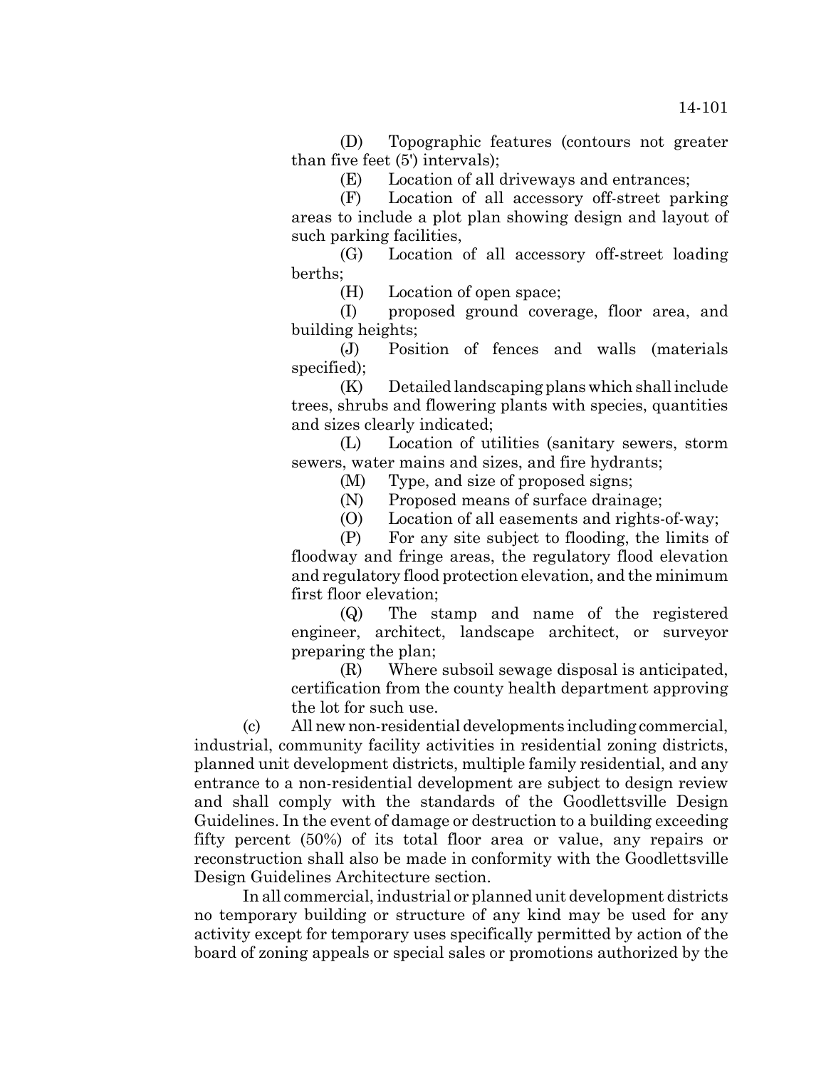(D) Topographic features (contours not greater than five feet (5') intervals);

(E) Location of all driveways and entrances;

(F) Location of all accessory off-street parking areas to include a plot plan showing design and layout of such parking facilities,

(G) Location of all accessory off-street loading berths;

(H) Location of open space;

(I) proposed ground coverage, floor area, and building heights;

(J) Position of fences and walls (materials specified);

(K) Detailed landscaping plans which shall include trees, shrubs and flowering plants with species, quantities and sizes clearly indicated;

(L) Location of utilities (sanitary sewers, storm sewers, water mains and sizes, and fire hydrants;

(M) Type, and size of proposed signs;

(N) Proposed means of surface drainage;

(O) Location of all easements and rights-of-way;

(P) For any site subject to flooding, the limits of floodway and fringe areas, the regulatory flood elevation and regulatory flood protection elevation, and the minimum first floor elevation;

(Q) The stamp and name of the registered engineer, architect, landscape architect, or surveyor preparing the plan;

(R) Where subsoil sewage disposal is anticipated, certification from the county health department approving the lot for such use.

(c) All new non-residential developments including commercial, industrial, community facility activities in residential zoning districts, planned unit development districts, multiple family residential, and any entrance to a non-residential development are subject to design review and shall comply with the standards of the Goodlettsville Design Guidelines. In the event of damage or destruction to a building exceeding fifty percent (50%) of its total floor area or value, any repairs or reconstruction shall also be made in conformity with the Goodlettsville Design Guidelines Architecture section.

In all commercial, industrial or planned unit development districts no temporary building or structure of any kind may be used for any activity except for temporary uses specifically permitted by action of the board of zoning appeals or special sales or promotions authorized by the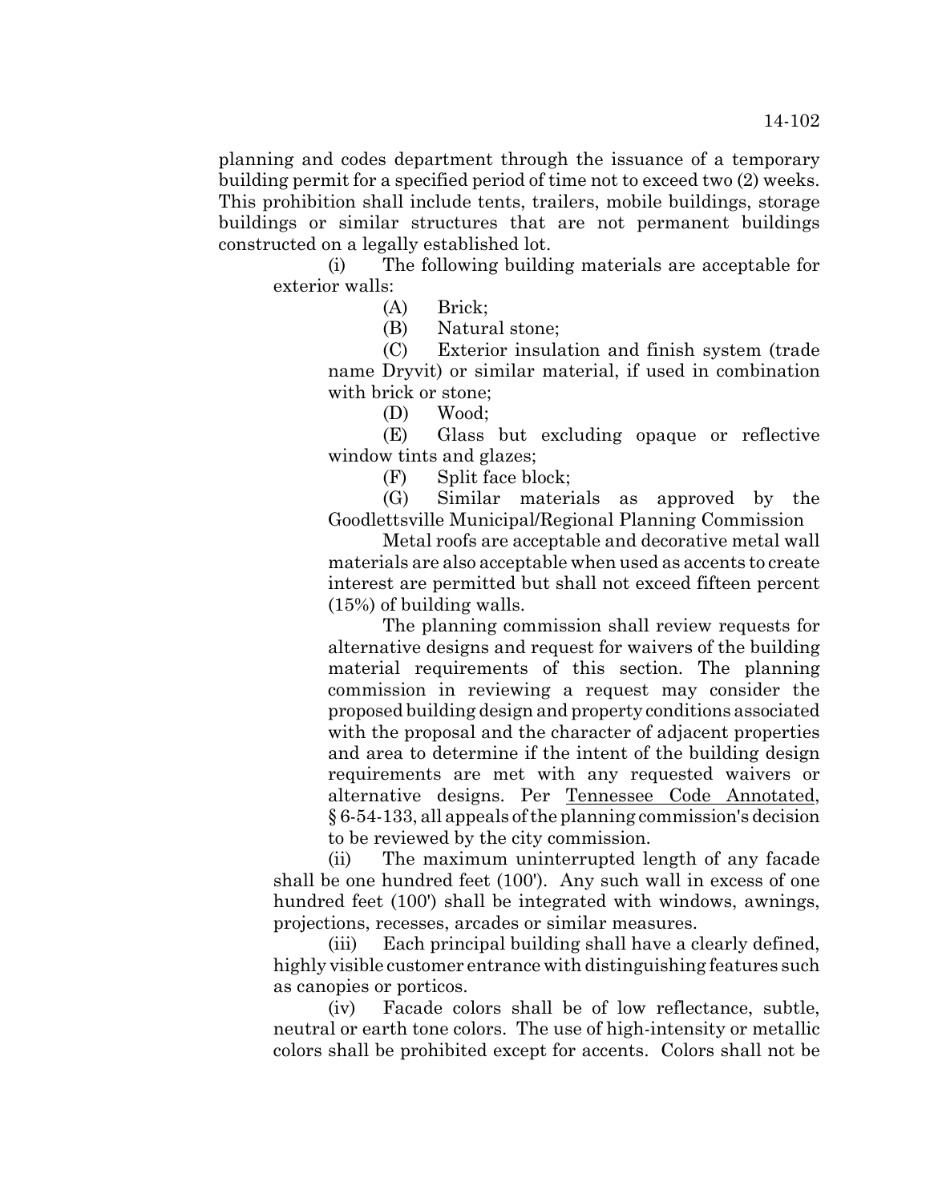planning and codes department through the issuance of a temporary building permit for a specified period of time not to exceed two (2) weeks. This prohibition shall include tents, trailers, mobile buildings, storage buildings or similar structures that are not permanent buildings constructed on a legally established lot.

(i) The following building materials are acceptable for exterior walls:

(A) Brick;

(B) Natural stone;

(C) Exterior insulation and finish system (trade name Dryvit) or similar material, if used in combination with brick or stone;

(D) Wood;

(E) Glass but excluding opaque or reflective window tints and glazes;

(F) Split face block;

(G) Similar materials as approved by the Goodlettsville Municipal/Regional Planning Commission

Metal roofs are acceptable and decorative metal wall materials are also acceptable when used as accents to create interest are permitted but shall not exceed fifteen percent (15%) of building walls.

The planning commission shall review requests for alternative designs and request for waivers of the building material requirements of this section. The planning commission in reviewing a request may consider the proposed building design and property conditions associated with the proposal and the character of adjacent properties and area to determine if the intent of the building design requirements are met with any requested waivers or alternative designs. Per Tennessee Code Annotated, § 6-54-133, all appeals of the planning commission's decision to be reviewed by the city commission.

(ii) The maximum uninterrupted length of any facade shall be one hundred feet (100'). Any such wall in excess of one hundred feet (100') shall be integrated with windows, awnings, projections, recesses, arcades or similar measures.

(iii) Each principal building shall have a clearly defined, highly visible customer entrance with distinguishing features such as canopies or porticos.

(iv) Facade colors shall be of low reflectance, subtle, neutral or earth tone colors. The use of high-intensity or metallic colors shall be prohibited except for accents. Colors shall not be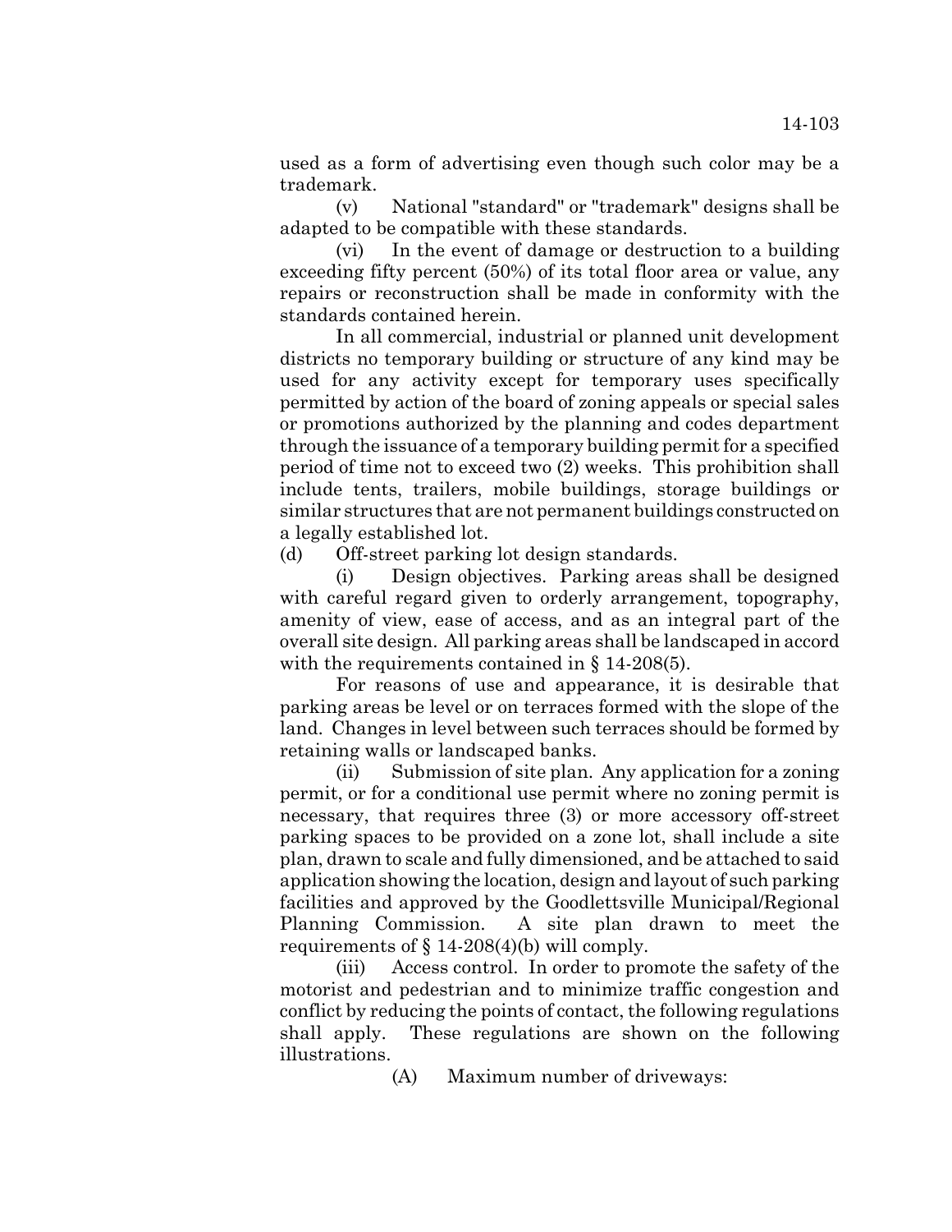used as a form of advertising even though such color may be a trademark.

(v) National "standard" or "trademark" designs shall be adapted to be compatible with these standards.

(vi) In the event of damage or destruction to a building exceeding fifty percent (50%) of its total floor area or value, any repairs or reconstruction shall be made in conformity with the standards contained herein.

In all commercial, industrial or planned unit development districts no temporary building or structure of any kind may be used for any activity except for temporary uses specifically permitted by action of the board of zoning appeals or special sales or promotions authorized by the planning and codes department through the issuance of a temporary building permit for a specified period of time not to exceed two (2) weeks. This prohibition shall include tents, trailers, mobile buildings, storage buildings or similar structures that are not permanent buildings constructed on a legally established lot.

(d) Off-street parking lot design standards.

(i) Design objectives. Parking areas shall be designed with careful regard given to orderly arrangement, topography, amenity of view, ease of access, and as an integral part of the overall site design. All parking areas shall be landscaped in accord with the requirements contained in § 14-208(5).

For reasons of use and appearance, it is desirable that parking areas be level or on terraces formed with the slope of the land. Changes in level between such terraces should be formed by retaining walls or landscaped banks.

(ii) Submission of site plan. Any application for a zoning permit, or for a conditional use permit where no zoning permit is necessary, that requires three (3) or more accessory off-street parking spaces to be provided on a zone lot, shall include a site plan, drawn to scale and fully dimensioned, and be attached to said application showing the location, design and layout of such parking facilities and approved by the Goodlettsville Municipal/Regional Planning Commission. A site plan drawn to meet the requirements of § 14-208(4)(b) will comply.

(iii) Access control. In order to promote the safety of the motorist and pedestrian and to minimize traffic congestion and conflict by reducing the points of contact, the following regulations shall apply. These regulations are shown on the following illustrations.

(A) Maximum number of driveways: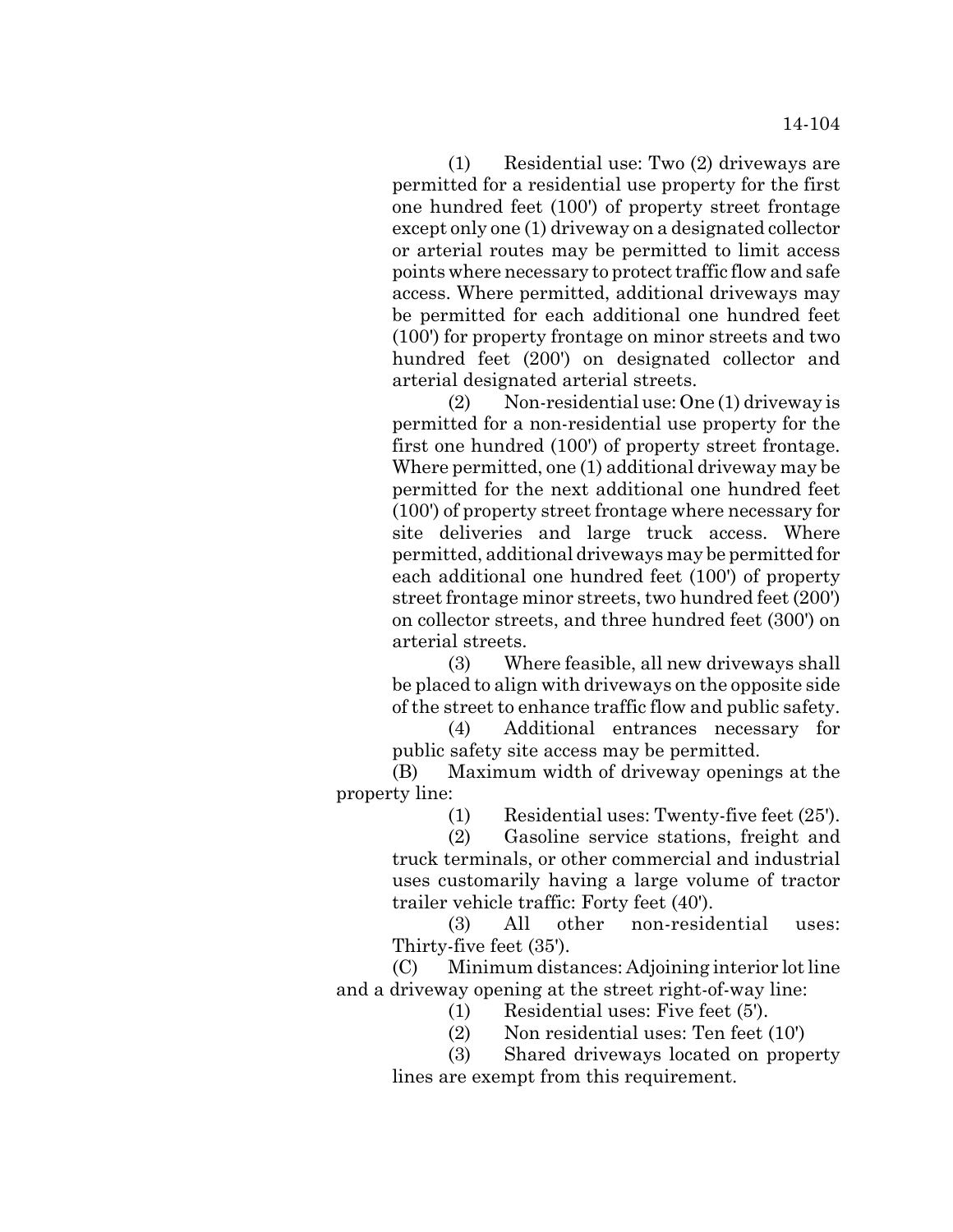(1) Residential use: Two (2) driveways are permitted for a residential use property for the first one hundred feet (100') of property street frontage except only one (1) driveway on a designated collector or arterial routes may be permitted to limit access points where necessary to protect traffic flow and safe access. Where permitted, additional driveways may be permitted for each additional one hundred feet (100') for property frontage on minor streets and two hundred feet (200') on designated collector and arterial designated arterial streets.

(2) Non-residential use: One (1) driveway is permitted for a non-residential use property for the first one hundred (100') of property street frontage. Where permitted, one (1) additional driveway may be permitted for the next additional one hundred feet (100') of property street frontage where necessary for site deliveries and large truck access. Where permitted, additional driveways may be permitted for each additional one hundred feet (100') of property street frontage minor streets, two hundred feet (200') on collector streets, and three hundred feet (300') on arterial streets.

(3) Where feasible, all new driveways shall be placed to align with driveways on the opposite side of the street to enhance traffic flow and public safety.

(4) Additional entrances necessary for public safety site access may be permitted.

(B) Maximum width of driveway openings at the property line:

(1) Residential uses: Twenty-five feet (25').

(2) Gasoline service stations, freight and truck terminals, or other commercial and industrial uses customarily having a large volume of tractor trailer vehicle traffic: Forty feet (40').

(3) All other non-residential uses: Thirty-five feet (35').

(C) Minimum distances: Adjoining interior lot line and a driveway opening at the street right-of-way line:

(1) Residential uses: Five feet (5').

(2) Non residential uses: Ten feet (10')

(3) Shared driveways located on property lines are exempt from this requirement.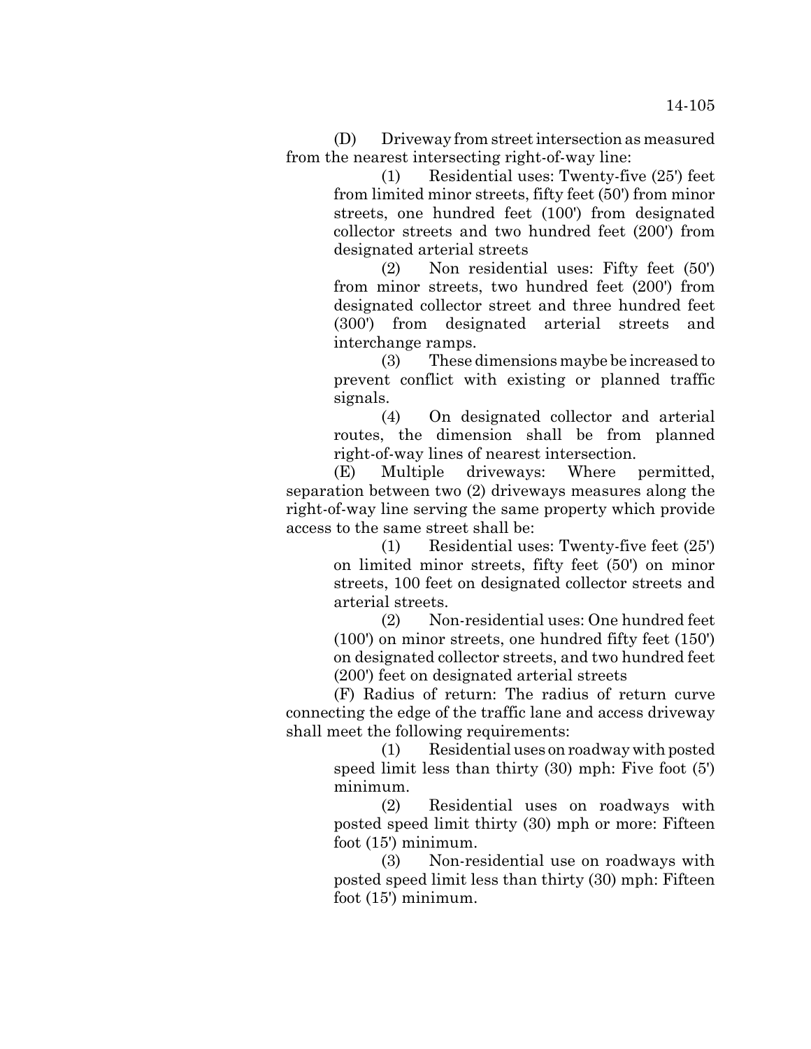(D) Driveway from street intersection as measured from the nearest intersecting right-of-way line:

(1) Residential uses: Twenty-five (25') feet from limited minor streets, fifty feet (50') from minor streets, one hundred feet (100') from designated collector streets and two hundred feet (200') from designated arterial streets

(2) Non residential uses: Fifty feet (50') from minor streets, two hundred feet (200') from designated collector street and three hundred feet (300') from designated arterial streets and interchange ramps.

(3) These dimensions maybe be increased to prevent conflict with existing or planned traffic signals.

(4) On designated collector and arterial routes, the dimension shall be from planned right-of-way lines of nearest intersection.

(E) Multiple driveways: Where permitted, separation between two (2) driveways measures along the right-of-way line serving the same property which provide access to the same street shall be:

(1) Residential uses: Twenty-five feet (25') on limited minor streets, fifty feet (50') on minor streets, 100 feet on designated collector streets and arterial streets.

(2) Non-residential uses: One hundred feet (100') on minor streets, one hundred fifty feet (150') on designated collector streets, and two hundred feet (200') feet on designated arterial streets

(F) Radius of return: The radius of return curve connecting the edge of the traffic lane and access driveway shall meet the following requirements:

(1) Residential uses on roadway with posted speed limit less than thirty (30) mph: Five foot (5') minimum.

(2) Residential uses on roadways with posted speed limit thirty (30) mph or more: Fifteen foot (15') minimum.

(3) Non-residential use on roadways with posted speed limit less than thirty (30) mph: Fifteen foot (15') minimum.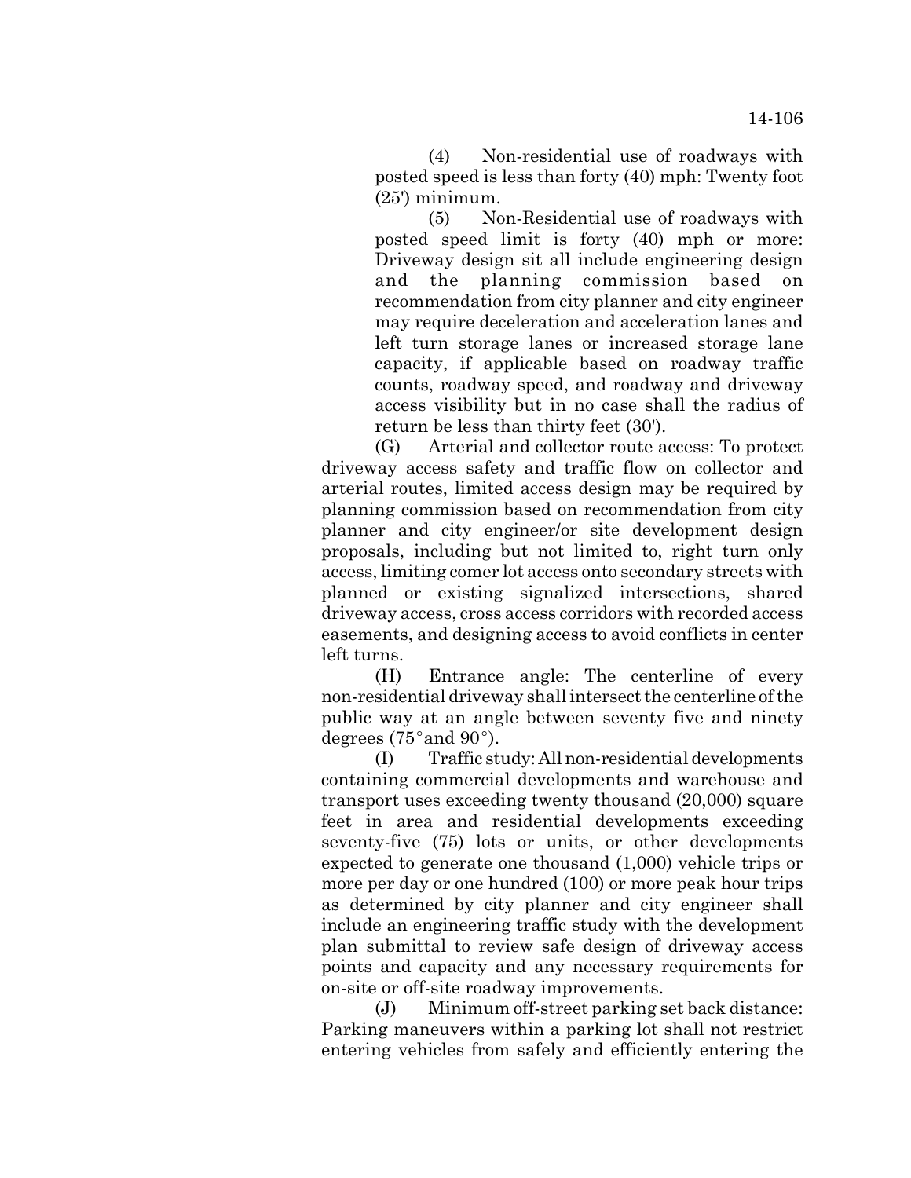(4) Non-residential use of roadways with posted speed is less than forty (40) mph: Twenty foot (25') minimum.

(5) Non-Residential use of roadways with posted speed limit is forty (40) mph or more: Driveway design sit all include engineering design and the planning commission based on recommendation from city planner and city engineer may require deceleration and acceleration lanes and left turn storage lanes or increased storage lane capacity, if applicable based on roadway traffic counts, roadway speed, and roadway and driveway access visibility but in no case shall the radius of return be less than thirty feet (30').

(G) Arterial and collector route access: To protect driveway access safety and traffic flow on collector and arterial routes, limited access design may be required by planning commission based on recommendation from city planner and city engineer/or site development design proposals, including but not limited to, right turn only access, limiting comer lot access onto secondary streets with planned or existing signalized intersections, shared driveway access, cross access corridors with recorded access easements, and designing access to avoid conflicts in center left turns.

(H) Entrance angle: The centerline of every non-residential driveway shall intersect the centerline of the public way at an angle between seventy five and ninety degrees (75° and 90°).

(I) Traffic study: All non-residential developments containing commercial developments and warehouse and transport uses exceeding twenty thousand (20,000) square feet in area and residential developments exceeding seventy-five (75) lots or units, or other developments expected to generate one thousand (1,000) vehicle trips or more per day or one hundred (100) or more peak hour trips as determined by city planner and city engineer shall include an engineering traffic study with the development plan submittal to review safe design of driveway access points and capacity and any necessary requirements for on-site or off-site roadway improvements.

(J) Minimum off-street parking set back distance: Parking maneuvers within a parking lot shall not restrict entering vehicles from safely and efficiently entering the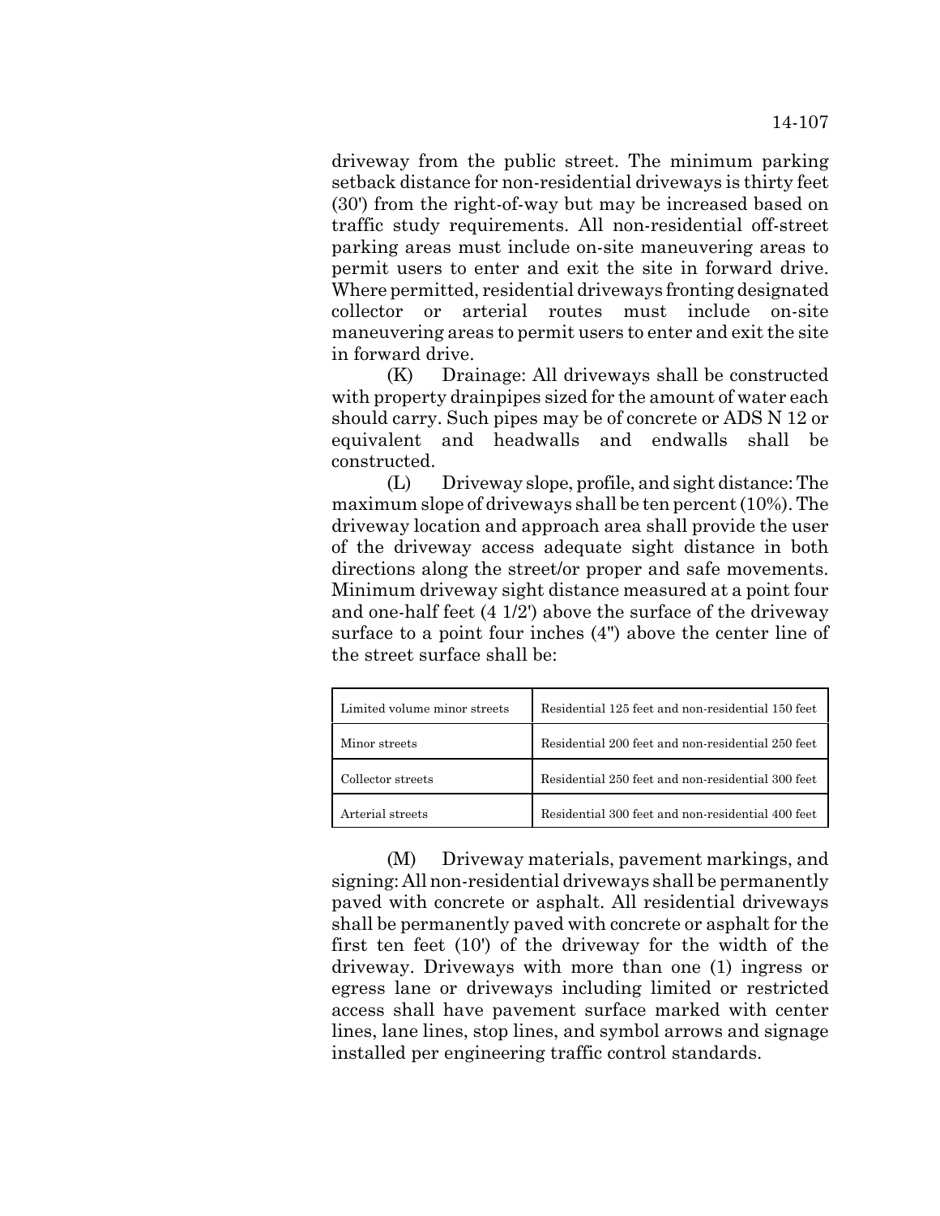driveway from the public street. The minimum parking setback distance for non-residential driveways is thirty feet (30') from the right-of-way but may be increased based on traffic study requirements. All non-residential off-street parking areas must include on-site maneuvering areas to permit users to enter and exit the site in forward drive. Where permitted, residential driveways fronting designated collector or arterial routes must include on-site maneuvering areas to permit users to enter and exit the site in forward drive.

(K) Drainage: All driveways shall be constructed with property drainpipes sized for the amount of water each should carry. Such pipes may be of concrete or ADS N 12 or equivalent and headwalls and endwalls shall be constructed.

(L) Driveway slope, profile, and sight distance: The maximum slope of driveways shall be ten percent (10%). The driveway location and approach area shall provide the user of the driveway access adequate sight distance in both directions along the street/or proper and safe movements. Minimum driveway sight distance measured at a point four and one-half feet (4 1/2') above the surface of the driveway surface to a point four inches (4") above the center line of the street surface shall be:

| Limited volume minor streets | Residential 125 feet and non-residential 150 feet |
|---|---|
| Minor streets | Residential 200 feet and non-residential 250 feet |
| Collector streets | Residential 250 feet and non-residential 300 feet |
| Arterial streets | Residential 300 feet and non-residential 400 feet |

(M) Driveway materials, pavement markings, and signing: All non-residential driveways shall be permanently paved with concrete or asphalt. All residential driveways shall be permanently paved with concrete or asphalt for the first ten feet (10') of the driveway for the width of the driveway. Driveways with more than one (1) ingress or egress lane or driveways including limited or restricted access shall have pavement surface marked with center lines, lane lines, stop lines, and symbol arrows and signage installed per engineering traffic control standards.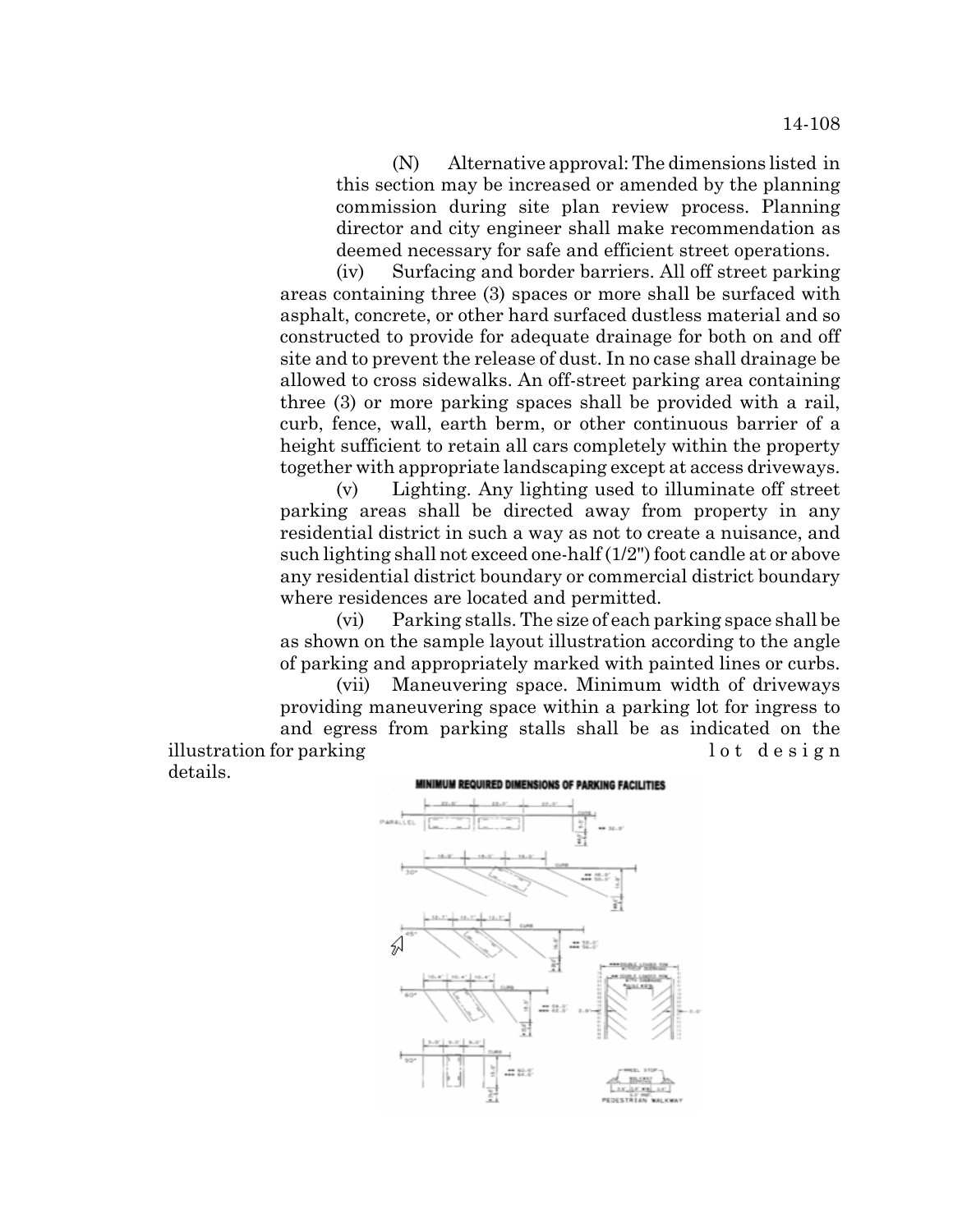(N) Alternative approval: The dimensions listed in this section may be increased or amended by the planning commission during site plan review process. Planning director and city engineer shall make recommendation as deemed necessary for safe and efficient street operations.

(iv) Surfacing and border barriers. All off street parking areas containing three (3) spaces or more shall be surfaced with asphalt, concrete, or other hard surfaced dustless material and so constructed to provide for adequate drainage for both on and off site and to prevent the release of dust. In no case shall drainage be allowed to cross sidewalks. An off-street parking area containing three (3) or more parking spaces shall be provided with a rail, curb, fence, wall, earth berm, or other continuous barrier of a height sufficient to retain all cars completely within the property together with appropriate landscaping except at access driveways.

(v) Lighting. Any lighting used to illuminate off street parking areas shall be directed away from property in any residential district in such a way as not to create a nuisance, and such lighting shall not exceed one-half (1/2") foot candle at or above any residential district boundary or commercial district boundary where residences are located and permitted.

(vi) Parking stalls. The size of each parking space shall be as shown on the sample layout illustration according to the angle of parking and appropriately marked with painted lines or curbs.

(vii) Maneuvering space. Minimum width of driveways providing maneuvering space within a parking lot for ingress to and egress from parking stalls shall be as indicated on the illustration for parking lot design details.

MINIMUM REQUIRED DIMENSIONS OF PARKING FACILITIES

PARALLEL

30°

45°

60°

90°

PEDESTRIAN WALKWAY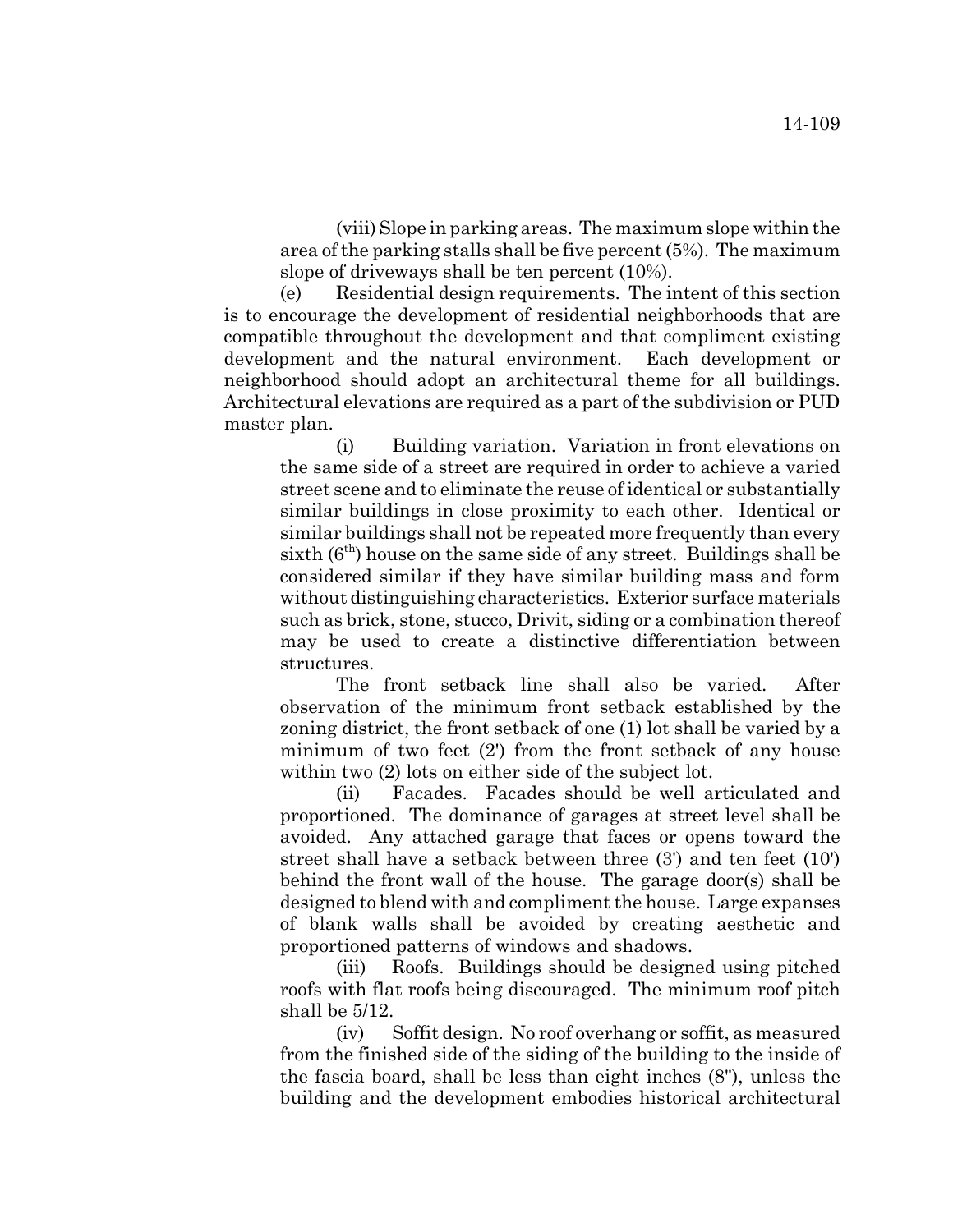(viii) Slope in parking areas. The maximum slope within the area of the parking stalls shall be five percent (5%). The maximum slope of driveways shall be ten percent (10%).

(e) Residential design requirements. The intent of this section is to encourage the development of residential neighborhoods that are compatible throughout the development and that compliment existing development and the natural environment. Each development or neighborhood should adopt an architectural theme for all buildings. Architectural elevations are required as a part of the subdivision or PUD master plan.

(i) Building variation. Variation in front elevations on the same side of a street are required in order to achieve a varied street scene and to eliminate the reuse of identical or substantially similar buildings in close proximity to each other. Identical or similar buildings shall not be repeated more frequently than every sixth ($6^{th}$) house on the same side of any street. Buildings shall be considered similar if they have similar building mass and form without distinguishing characteristics. Exterior surface materials such as brick, stone, stucco, Drivit, siding or a combination thereof may be used to create a distinctive differentiation between structures.

The front setback line shall also be varied. After observation of the minimum front setback established by the zoning district, the front setback of one (1) lot shall be varied by a minimum of two feet (2') from the front setback of any house within two (2) lots on either side of the subject lot.

(ii) Facades. Facades should be well articulated and proportioned. The dominance of garages at street level shall be avoided. Any attached garage that faces or opens toward the street shall have a setback between three (3') and ten feet (10') behind the front wall of the house. The garage door(s) shall be designed to blend with and compliment the house. Large expanses of blank walls shall be avoided by creating aesthetic and proportioned patterns of windows and shadows.

(iii) Roofs. Buildings should be designed using pitched roofs with flat roofs being discouraged. The minimum roof pitch shall be 5/12.

(iv) Soffit design. No roof overhang or soffit, as measured from the finished side of the siding of the building to the inside of the fascia board, shall be less than eight inches (8"), unless the building and the development embodies historical architectural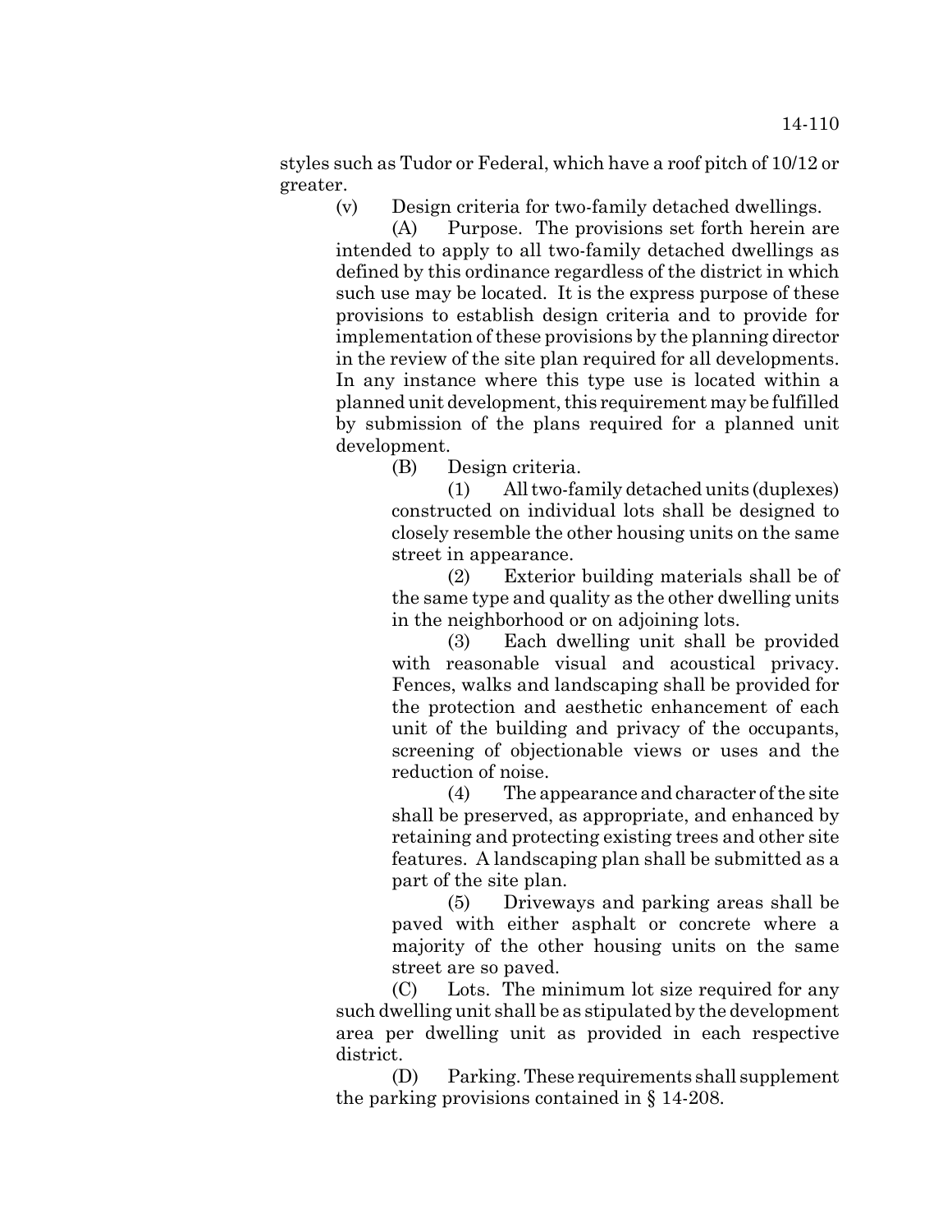styles such as Tudor or Federal, which have a roof pitch of 10/12 or greater.

(v) Design criteria for two-family detached dwellings.

(A) Purpose. The provisions set forth herein are intended to apply to all two-family detached dwellings as defined by this ordinance regardless of the district in which such use may be located. It is the express purpose of these provisions to establish design criteria and to provide for implementation of these provisions by the planning director in the review of the site plan required for all developments. In any instance where this type use is located within a planned unit development, this requirement may be fulfilled by submission of the plans required for a planned unit development.

(B) Design criteria.

(1) All two-family detached units (duplexes) constructed on individual lots shall be designed to closely resemble the other housing units on the same street in appearance.

(2) Exterior building materials shall be of the same type and quality as the other dwelling units in the neighborhood or on adjoining lots.

(3) Each dwelling unit shall be provided with reasonable visual and acoustical privacy. Fences, walks and landscaping shall be provided for the protection and aesthetic enhancement of each unit of the building and privacy of the occupants, screening of objectionable views or uses and the reduction of noise.

(4) The appearance and character of the site shall be preserved, as appropriate, and enhanced by retaining and protecting existing trees and other site features. A landscaping plan shall be submitted as a part of the site plan.

(5) Driveways and parking areas shall be paved with either asphalt or concrete where a majority of the other housing units on the same street are so paved.

(C) Lots. The minimum lot size required for any such dwelling unit shall be as stipulated by the development area per dwelling unit as provided in each respective district.

(D) Parking. These requirements shall supplement the parking provisions contained in § 14-208.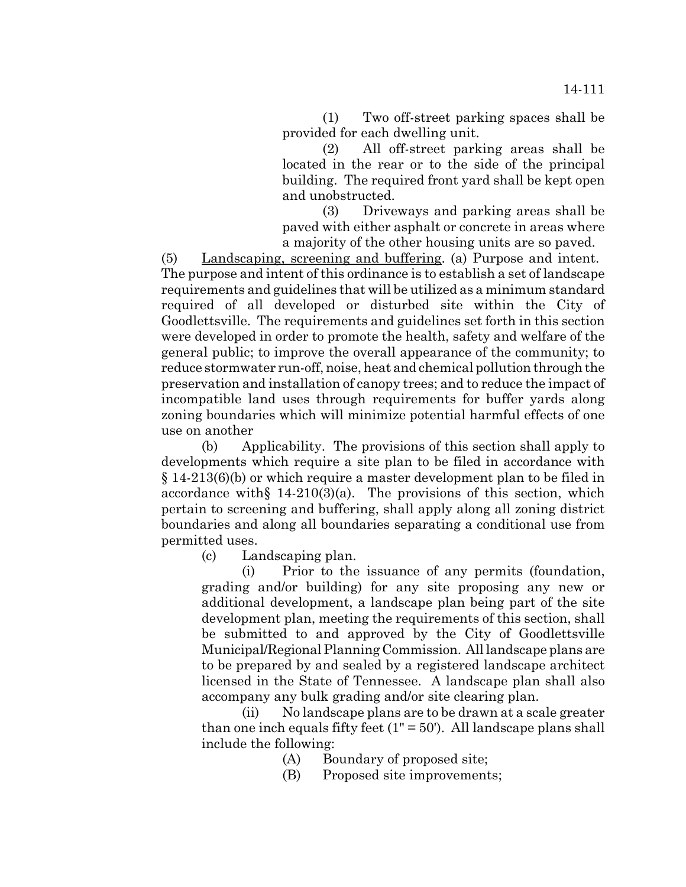(1) Two off-street parking spaces shall be provided for each dwelling unit.

(2) All off-street parking areas shall be located in the rear or to the side of the principal building. The required front yard shall be kept open and unobstructed.

(3) Driveways and parking areas shall be paved with either asphalt or concrete in areas where a majority of the other housing units are so paved.

(5) Landscaping, screening and buffering. (a) Purpose and intent. The purpose and intent of this ordinance is to establish a set of landscape requirements and guidelines that will be utilized as a minimum standard required of all developed or disturbed site within the City of Goodlettsville. The requirements and guidelines set forth in this section were developed in order to promote the health, safety and welfare of the general public; to improve the overall appearance of the community; to reduce stormwater run-off, noise, heat and chemical pollution through the preservation and installation of canopy trees; and to reduce the impact of incompatible land uses through requirements for buffer yards along zoning boundaries which will minimize potential harmful effects of one use on another

(b) Applicability. The provisions of this section shall apply to developments which require a site plan to be filed in accordance with § 14-213(6)(b) or which require a master development plan to be filed in accordance with§ 14-210(3)(a). The provisions of this section, which pertain to screening and buffering, shall apply along all zoning district boundaries and along all boundaries separating a conditional use from permitted uses.

(c) Landscaping plan.

(i) Prior to the issuance of any permits (foundation, grading and/or building) for any site proposing any new or additional development, a landscape plan being part of the site development plan, meeting the requirements of this section, shall be submitted to and approved by the City of Goodlettsville Municipal/Regional Planning Commission. All landscape plans are to be prepared by and sealed by a registered landscape architect licensed in the State of Tennessee. A landscape plan shall also accompany any bulk grading and/or site clearing plan.

(ii) No landscape plans are to be drawn at a scale greater than one inch equals fifty feet (1" = 50'). All landscape plans shall include the following:

(A) Boundary of proposed site;

(B) Proposed site improvements;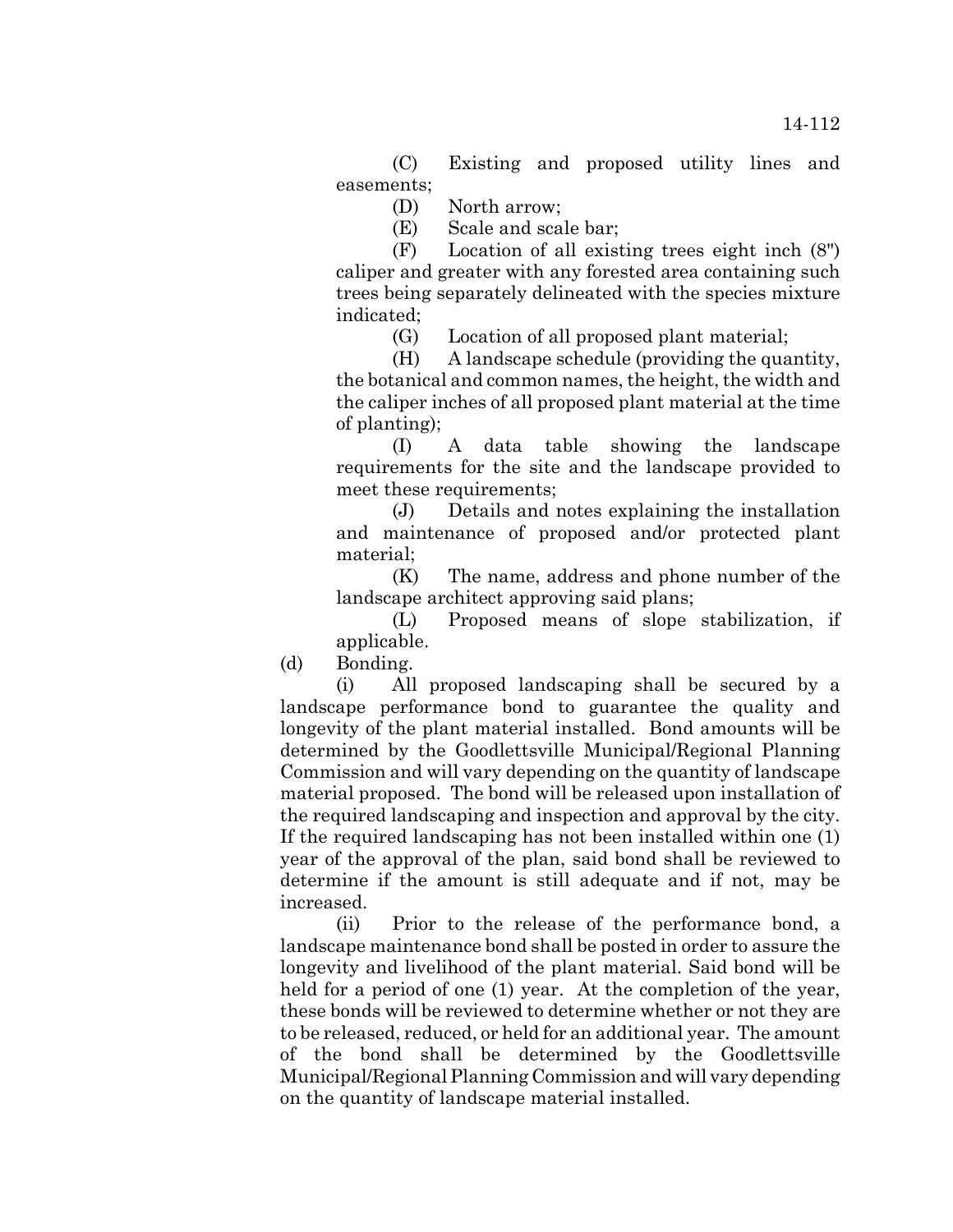(C) Existing and proposed utility lines and easements;

(D) North arrow;

(E) Scale and scale bar;

(F) Location of all existing trees eight inch (8") caliper and greater with any forested area containing such trees being separately delineated with the species mixture indicated;

(G) Location of all proposed plant material;

(H) A landscape schedule (providing the quantity, the botanical and common names, the height, the width and the caliper inches of all proposed plant material at the time of planting);

(I) A data table showing the landscape requirements for the site and the landscape provided to meet these requirements;

(J) Details and notes explaining the installation and maintenance of proposed and/or protected plant material;

(K) The name, address and phone number of the landscape architect approving said plans;

(L) Proposed means of slope stabilization, if applicable.

(d) Bonding.

(i) All proposed landscaping shall be secured by a landscape performance bond to guarantee the quality and longevity of the plant material installed. Bond amounts will be determined by the Goodlettsville Municipal/Regional Planning Commission and will vary depending on the quantity of landscape material proposed. The bond will be released upon installation of the required landscaping and inspection and approval by the city. If the required landscaping has not been installed within one (1) year of the approval of the plan, said bond shall be reviewed to determine if the amount is still adequate and if not, may be increased.

(ii) Prior to the release of the performance bond, a landscape maintenance bond shall be posted in order to assure the longevity and livelihood of the plant material. Said bond will be held for a period of one (1) year. At the completion of the year, these bonds will be reviewed to determine whether or not they are to be released, reduced, or held for an additional year. The amount of the bond shall be determined by the Goodlettsville Municipal/Regional Planning Commission and will vary depending on the quantity of landscape material installed.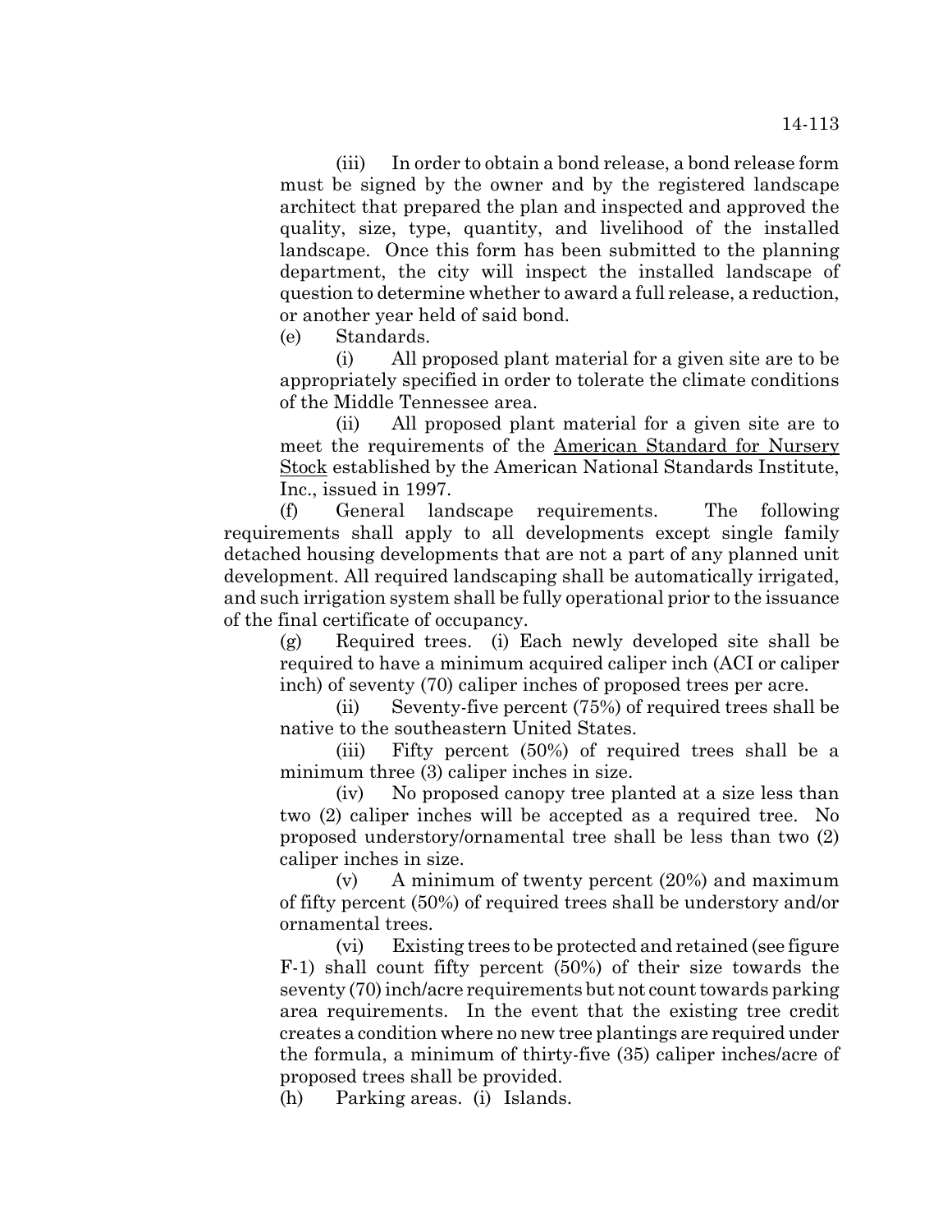(iii) In order to obtain a bond release, a bond release form must be signed by the owner and by the registered landscape architect that prepared the plan and inspected and approved the quality, size, type, quantity, and livelihood of the installed landscape. Once this form has been submitted to the planning department, the city will inspect the installed landscape of question to determine whether to award a full release, a reduction, or another year held of said bond.

(e) Standards.

(i) All proposed plant material for a given site are to be appropriately specified in order to tolerate the climate conditions of the Middle Tennessee area.

(ii) All proposed plant material for a given site are to meet the requirements of the American Standard for Nursery Stock established by the American National Standards Institute, Inc., issued in 1997.

(f) General landscape requirements. The following requirements shall apply to all developments except single family detached housing developments that are not a part of any planned unit development. All required landscaping shall be automatically irrigated, and such irrigation system shall be fully operational prior to the issuance of the final certificate of occupancy.

(g) Required trees. (i) Each newly developed site shall be required to have a minimum acquired caliper inch (ACI or caliper inch) of seventy (70) caliper inches of proposed trees per acre.

(ii) Seventy-five percent (75%) of required trees shall be native to the southeastern United States.

(iii) Fifty percent (50%) of required trees shall be a minimum three (3) caliper inches in size.

(iv) No proposed canopy tree planted at a size less than two (2) caliper inches will be accepted as a required tree. No proposed understory/ornamental tree shall be less than two (2) caliper inches in size.

(v) A minimum of twenty percent (20%) and maximum of fifty percent (50%) of required trees shall be understory and/or ornamental trees.

(vi) Existing trees to be protected and retained (see figure F-1) shall count fifty percent (50%) of their size towards the seventy (70) inch/acre requirements but not count towards parking area requirements. In the event that the existing tree credit creates a condition where no new tree plantings are required under the formula, a minimum of thirty-five (35) caliper inches/acre of proposed trees shall be provided.

(h) Parking areas. (i) Islands.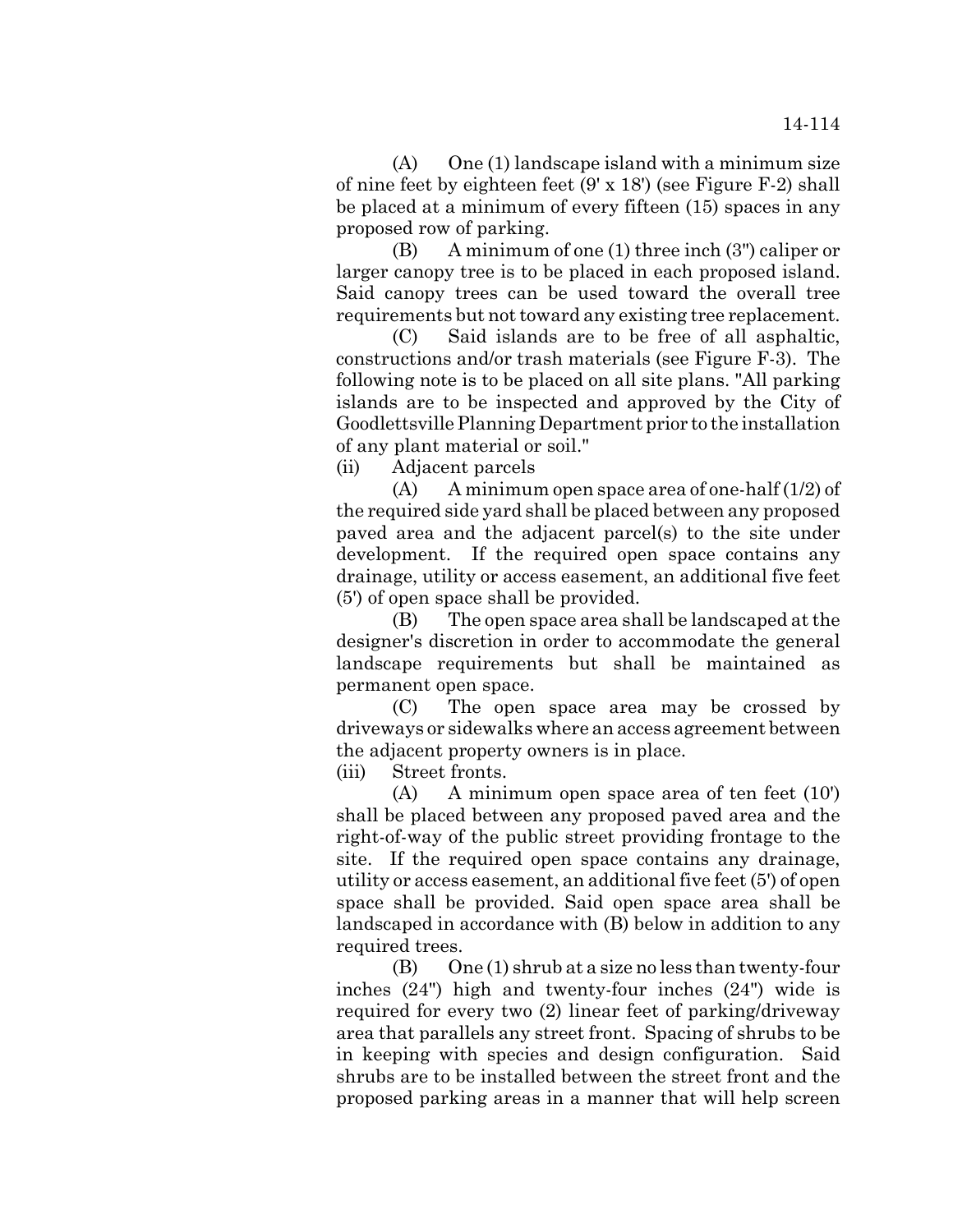(A) One (1) landscape island with a minimum size of nine feet by eighteen feet (9' x 18') (see Figure F-2) shall be placed at a minimum of every fifteen (15) spaces in any proposed row of parking.

(B) A minimum of one (1) three inch (3") caliper or larger canopy tree is to be placed in each proposed island. Said canopy trees can be used toward the overall tree requirements but not toward any existing tree replacement.

(C) Said islands are to be free of all asphaltic, constructions and/or trash materials (see Figure F-3). The following note is to be placed on all site plans. "All parking islands are to be inspected and approved by the City of Goodlettsville Planning Department prior to the installation of any plant material or soil."

(ii) Adjacent parcels

(A) A minimum open space area of one-half (1/2) of the required side yard shall be placed between any proposed paved area and the adjacent parcel(s) to the site under development. If the required open space contains any drainage, utility or access easement, an additional five feet (5') of open space shall be provided.

(B) The open space area shall be landscaped at the designer's discretion in order to accommodate the general landscape requirements but shall be maintained as permanent open space.

(C) The open space area may be crossed by driveways or sidewalks where an access agreement between the adjacent property owners is in place.

(iii) Street fronts.

(A) A minimum open space area of ten feet (10') shall be placed between any proposed paved area and the right-of-way of the public street providing frontage to the site. If the required open space contains any drainage, utility or access easement, an additional five feet (5') of open space shall be provided. Said open space area shall be landscaped in accordance with (B) below in addition to any required trees.

(B) One (1) shrub at a size no less than twenty-four inches (24") high and twenty-four inches (24") wide is required for every two (2) linear feet of parking/driveway area that parallels any street front. Spacing of shrubs to be in keeping with species and design configuration. Said shrubs are to be installed between the street front and the proposed parking areas in a manner that will help screen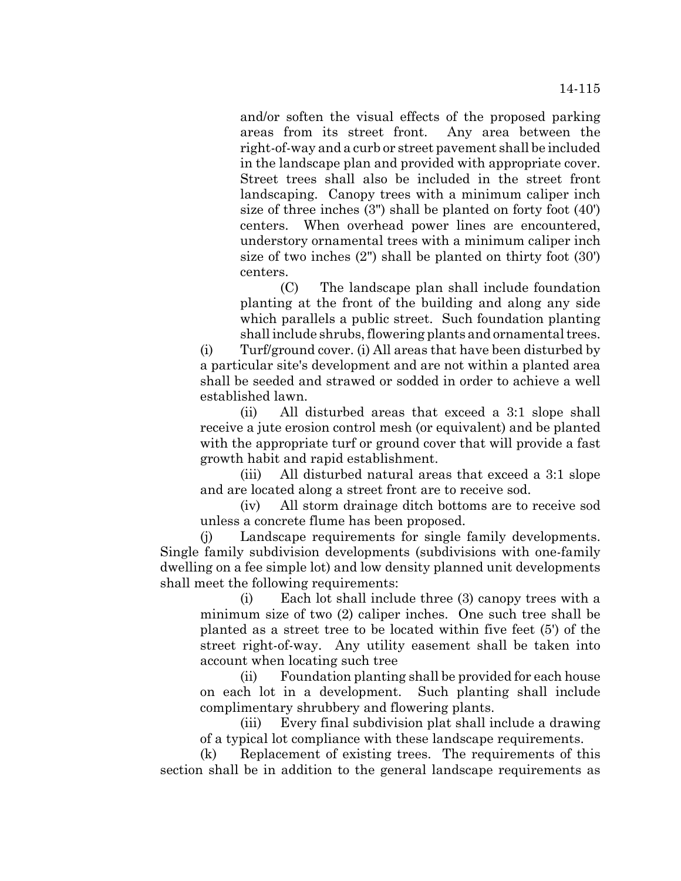and/or soften the visual effects of the proposed parking areas from its street front. Any area between the right-of-way and a curb or street pavement shall be included in the landscape plan and provided with appropriate cover. Street trees shall also be included in the street front landscaping. Canopy trees with a minimum caliper inch size of three inches (3") shall be planted on forty foot (40') centers. When overhead power lines are encountered, understory ornamental trees with a minimum caliper inch size of two inches (2") shall be planted on thirty foot (30') centers.

(C) The landscape plan shall include foundation planting at the front of the building and along any side which parallels a public street. Such foundation planting shall include shrubs, flowering plants and ornamental trees.

(i) Turf/ground cover. (i) All areas that have been disturbed by a particular site's development and are not within a planted area shall be seeded and strawed or sodded in order to achieve a well established lawn.

(ii) All disturbed areas that exceed a 3:1 slope shall receive a jute erosion control mesh (or equivalent) and be planted with the appropriate turf or ground cover that will provide a fast growth habit and rapid establishment.

(iii) All disturbed natural areas that exceed a 3:1 slope and are located along a street front are to receive sod.

(iv) All storm drainage ditch bottoms are to receive sod unless a concrete flume has been proposed.

(j) Landscape requirements for single family developments. Single family subdivision developments (subdivisions with one-family dwelling on a fee simple lot) and low density planned unit developments shall meet the following requirements:

(i) Each lot shall include three (3) canopy trees with a minimum size of two (2) caliper inches. One such tree shall be planted as a street tree to be located within five feet (5') of the street right-of-way. Any utility easement shall be taken into account when locating such tree

(ii) Foundation planting shall be provided for each house on each lot in a development. Such planting shall include complimentary shrubbery and flowering plants.

(iii) Every final subdivision plat shall include a drawing of a typical lot compliance with these landscape requirements.

(k) Replacement of existing trees. The requirements of this section shall be in addition to the general landscape requirements as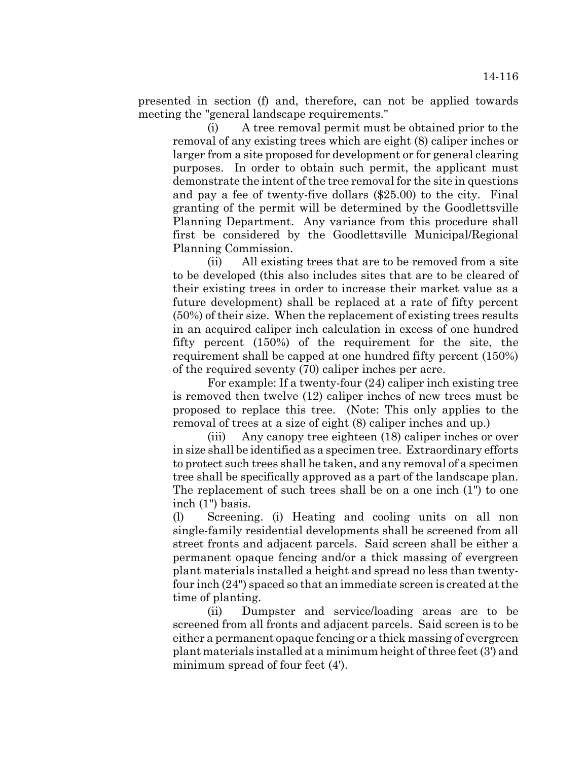presented in section (f) and, therefore, can not be applied towards meeting the "general landscape requirements."

(i) A tree removal permit must be obtained prior to the removal of any existing trees which are eight (8) caliper inches or larger from a site proposed for development or for general clearing purposes. In order to obtain such permit, the applicant must demonstrate the intent of the tree removal for the site in questions and pay a fee of twenty-five dollars ($25.00) to the city. Final granting of the permit will be determined by the Goodlettsville Planning Department. Any variance from this procedure shall first be considered by the Goodlettsville Municipal/Regional Planning Commission.

(ii) All existing trees that are to be removed from a site to be developed (this also includes sites that are to be cleared of their existing trees in order to increase their market value as a future development) shall be replaced at a rate of fifty percent (50%) of their size. When the replacement of existing trees results in an acquired caliper inch calculation in excess of one hundred fifty percent (150%) of the requirement for the site, the requirement shall be capped at one hundred fifty percent (150%) of the required seventy (70) caliper inches per acre.

For example: If a twenty-four (24) caliper inch existing tree is removed then twelve (12) caliper inches of new trees must be proposed to replace this tree. (Note: This only applies to the removal of trees at a size of eight (8) caliper inches and up.)

(iii) Any canopy tree eighteen (18) caliper inches or over in size shall be identified as a specimen tree. Extraordinary efforts to protect such trees shall be taken, and any removal of a specimen tree shall be specifically approved as a part of the landscape plan. The replacement of such trees shall be on a one inch (1") to one inch (1") basis.

(l) Screening. (i) Heating and cooling units on all non single-family residential developments shall be screened from all street fronts and adjacent parcels. Said screen shall be either a permanent opaque fencing and/or a thick massing of evergreen plant materials installed a height and spread no less than twenty-four inch (24") spaced so that an immediate screen is created at the time of planting.

(ii) Dumpster and service/loading areas are to be screened from all fronts and adjacent parcels. Said screen is to be either a permanent opaque fencing or a thick massing of evergreen plant materials installed at a minimum height of three feet (3') and minimum spread of four feet (4').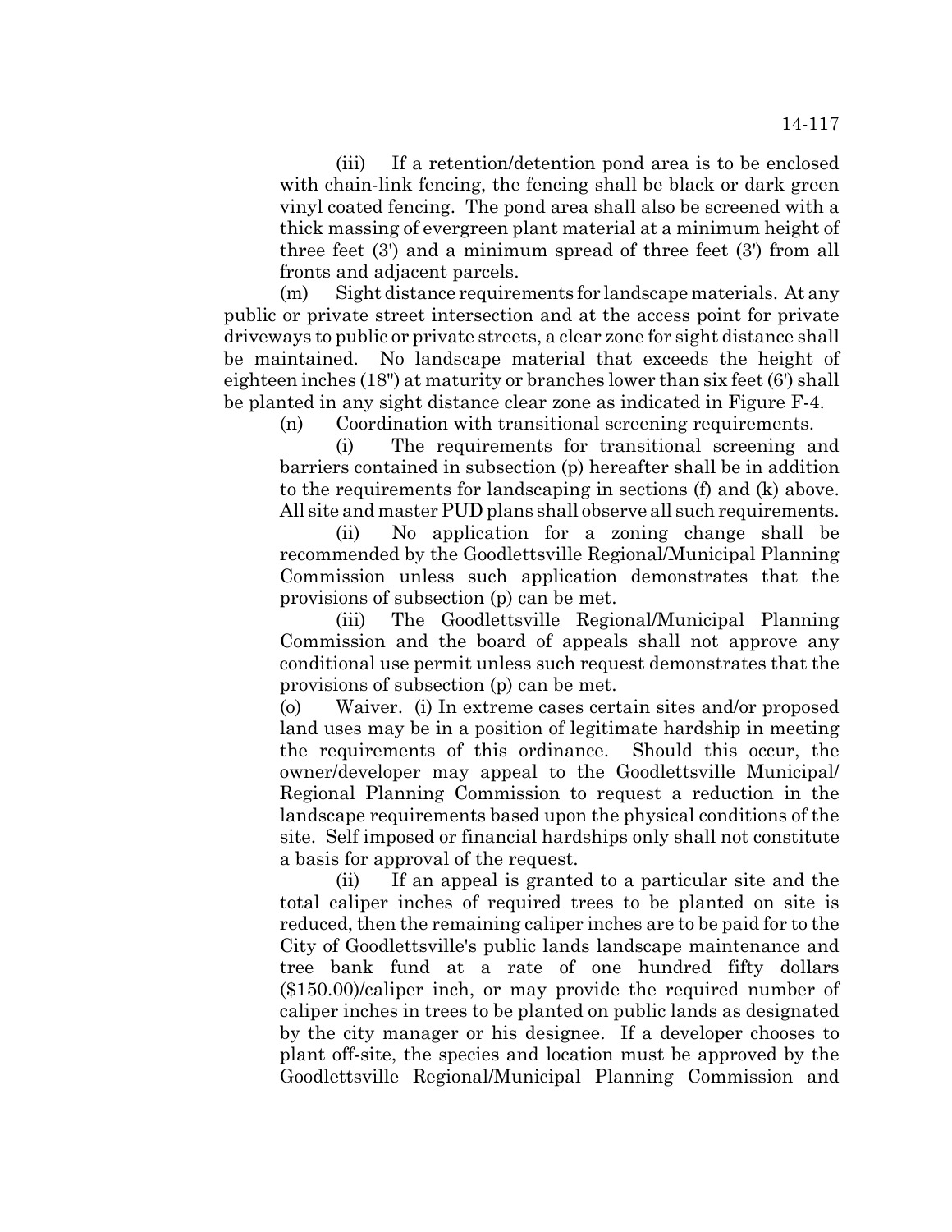(iii) If a retention/detention pond area is to be enclosed with chain-link fencing, the fencing shall be black or dark green vinyl coated fencing. The pond area shall also be screened with a thick massing of evergreen plant material at a minimum height of three feet (3') and a minimum spread of three feet (3') from all fronts and adjacent parcels.

(m) Sight distance requirements for landscape materials. At any public or private street intersection and at the access point for private driveways to public or private streets, a clear zone for sight distance shall be maintained. No landscape material that exceeds the height of eighteen inches (18") at maturity or branches lower than six feet (6') shall be planted in any sight distance clear zone as indicated in Figure F-4.

(n) Coordination with transitional screening requirements.

(i) The requirements for transitional screening and barriers contained in subsection (p) hereafter shall be in addition to the requirements for landscaping in sections (f) and (k) above. All site and master PUD plans shall observe all such requirements.

(ii) No application for a zoning change shall be recommended by the Goodlettsville Regional/Municipal Planning Commission unless such application demonstrates that the provisions of subsection (p) can be met.

(iii) The Goodlettsville Regional/Municipal Planning Commission and the board of appeals shall not approve any conditional use permit unless such request demonstrates that the provisions of subsection (p) can be met.

(o) Waiver. (i) In extreme cases certain sites and/or proposed land uses may be in a position of legitimate hardship in meeting the requirements of this ordinance. Should this occur, the owner/developer may appeal to the Goodlettsville Municipal/ Regional Planning Commission to request a reduction in the landscape requirements based upon the physical conditions of the site. Self imposed or financial hardships only shall not constitute a basis for approval of the request.

(ii) If an appeal is granted to a particular site and the total caliper inches of required trees to be planted on site is reduced, then the remaining caliper inches are to be paid for to the City of Goodlettsville's public lands landscape maintenance and tree bank fund at a rate of one hundred fifty dollars ($150.00)/caliper inch, or may provide the required number of caliper inches in trees to be planted on public lands as designated by the city manager or his designee. If a developer chooses to plant off-site, the species and location must be approved by the Goodlettsville Regional/Municipal Planning Commission and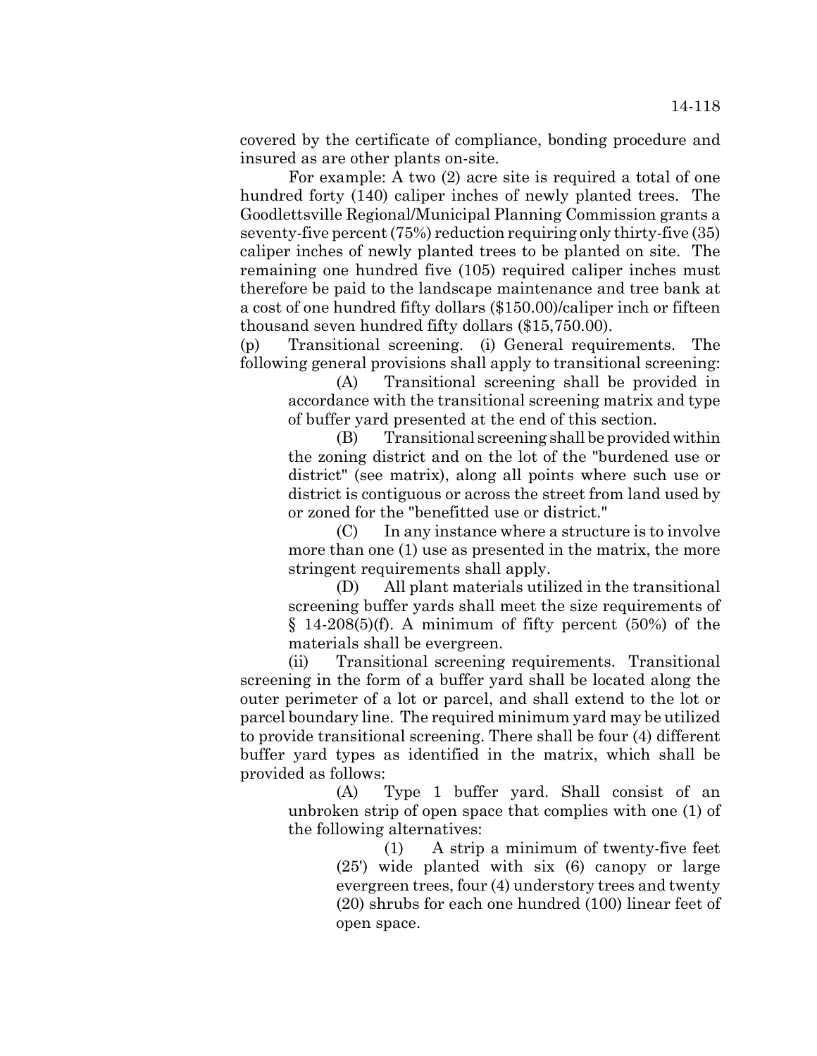covered by the certificate of compliance, bonding procedure and insured as are other plants on-site.

For example: A two (2) acre site is required a total of one hundred forty (140) caliper inches of newly planted trees. The Goodlettsville Regional/Municipal Planning Commission grants a seventy-five percent (75%) reduction requiring only thirty-five (35) caliper inches of newly planted trees to be planted on site. The remaining one hundred five (105) required caliper inches must therefore be paid to the landscape maintenance and tree bank at a cost of one hundred fifty dollars ($150.00)/caliper inch or fifteen thousand seven hundred fifty dollars ($15,750.00).

(p) Transitional screening. (i) General requirements. The following general provisions shall apply to transitional screening:

(A) Transitional screening shall be provided in accordance with the transitional screening matrix and type of buffer yard presented at the end of this section.

(B) Transitional screening shall be provided within the zoning district and on the lot of the "burdened use or district" (see matrix), along all points where such use or district is contiguous or across the street from land used by or zoned for the "benefitted use or district."

(C) In any instance where a structure is to involve more than one (1) use as presented in the matrix, the more stringent requirements shall apply.

(D) All plant materials utilized in the transitional screening buffer yards shall meet the size requirements of § 14-208(5)(f). A minimum of fifty percent (50%) of the materials shall be evergreen.

(ii) Transitional screening requirements. Transitional screening in the form of a buffer yard shall be located along the outer perimeter of a lot or parcel, and shall extend to the lot or parcel boundary line. The required minimum yard may be utilized to provide transitional screening. There shall be four (4) different buffer yard types as identified in the matrix, which shall be provided as follows:

(A) Type 1 buffer yard. Shall consist of an unbroken strip of open space that complies with one (1) of the following alternatives:

(1) A strip a minimum of twenty-five feet (25') wide planted with six (6) canopy or large evergreen trees, four (4) understory trees and twenty (20) shrubs for each one hundred (100) linear feet of open space.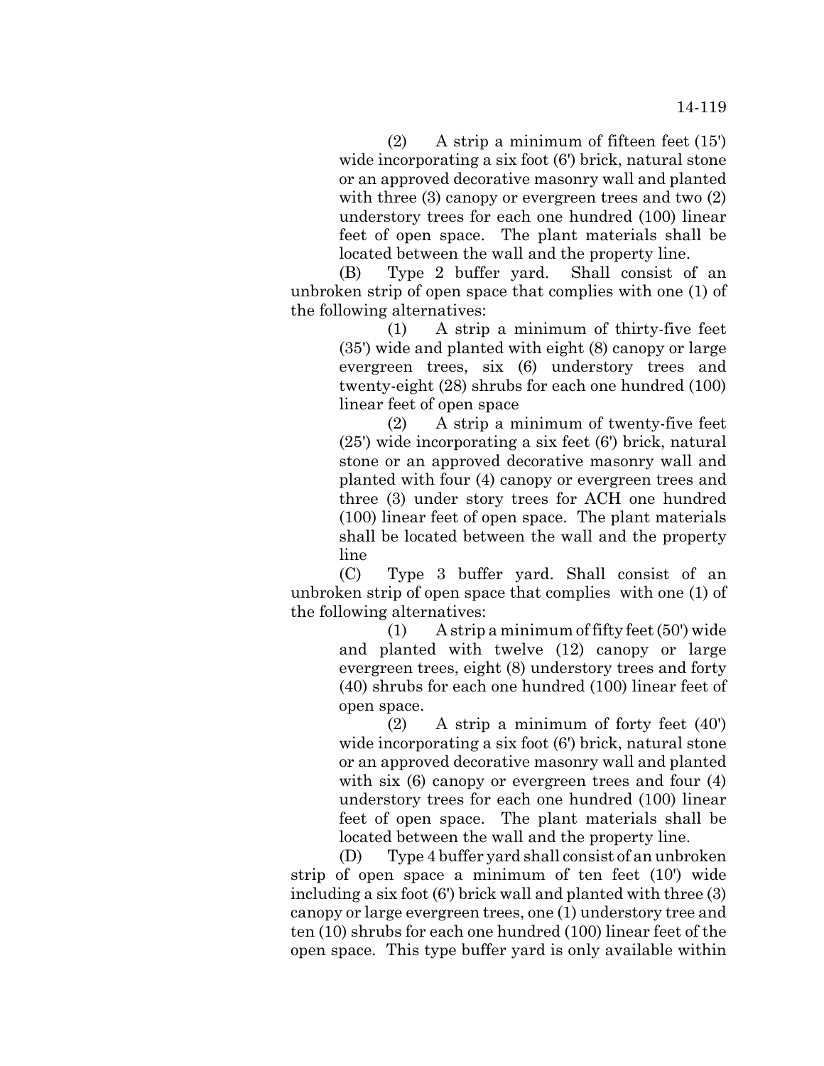(2) A strip a minimum of fifteen feet (15') wide incorporating a six foot (6') brick, natural stone or an approved decorative masonry wall and planted with three (3) canopy or evergreen trees and two (2) understory trees for each one hundred (100) linear feet of open space. The plant materials shall be located between the wall and the property line.

(B) Type 2 buffer yard. Shall consist of an unbroken strip of open space that complies with one (1) of the following alternatives:

(1) A strip a minimum of thirty-five feet (35') wide and planted with eight (8) canopy or large evergreen trees, six (6) understory trees and twenty-eight (28) shrubs for each one hundred (100) linear feet of open space

(2) A strip a minimum of twenty-five feet (25') wide incorporating a six feet (6') brick, natural stone or an approved decorative masonry wall and planted with four (4) canopy or evergreen trees and three (3) under story trees for ACH one hundred (100) linear feet of open space. The plant materials shall be located between the wall and the property line

(C) Type 3 buffer yard. Shall consist of an unbroken strip of open space that complies with one (1) of the following alternatives:

(1) A strip a minimum of fifty feet (50') wide and planted with twelve (12) canopy or large evergreen trees, eight (8) understory trees and forty (40) shrubs for each one hundred (100) linear feet of open space.

(2) A strip a minimum of forty feet (40') wide incorporating a six foot (6') brick, natural stone or an approved decorative masonry wall and planted with six (6) canopy or evergreen trees and four (4) understory trees for each one hundred (100) linear feet of open space. The plant materials shall be located between the wall and the property line.

(D) Type 4 buffer yard shall consist of an unbroken strip of open space a minimum of ten feet (10') wide including a six foot (6') brick wall and planted with three (3) canopy or large evergreen trees, one (1) understory tree and ten (10) shrubs for each one hundred (100) linear feet of the open space. This type buffer yard is only available within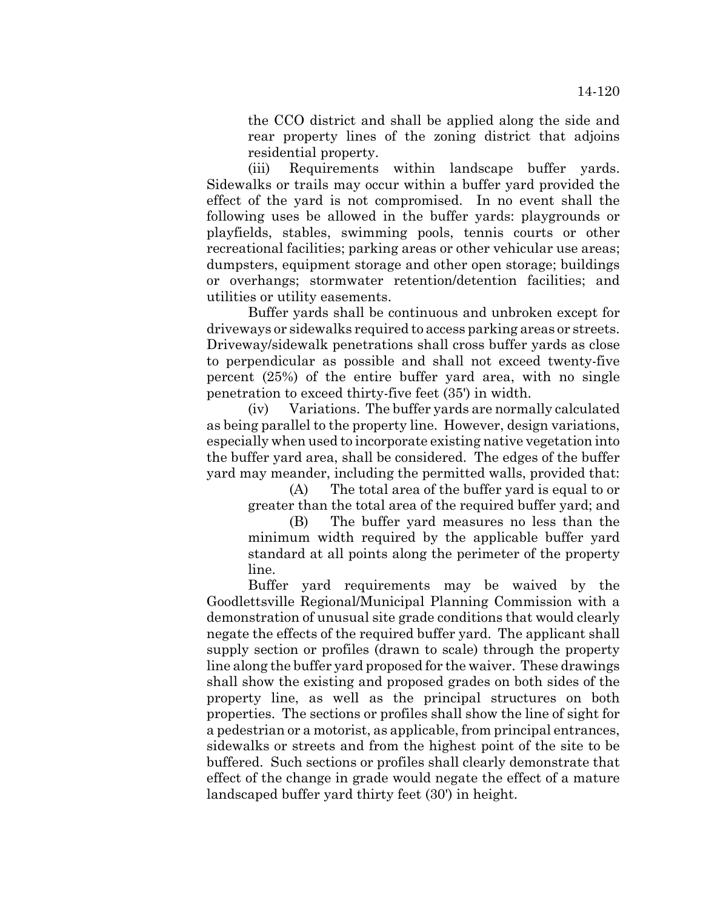the CCO district and shall be applied along the side and rear property lines of the zoning district that adjoins residential property.

(iii) Requirements within landscape buffer yards. Sidewalks or trails may occur within a buffer yard provided the effect of the yard is not compromised. In no event shall the following uses be allowed in the buffer yards: playgrounds or playfields, stables, swimming pools, tennis courts or other recreational facilities; parking areas or other vehicular use areas; dumpsters, equipment storage and other open storage; buildings or overhangs; stormwater retention/detention facilities; and utilities or utility easements.

Buffer yards shall be continuous and unbroken except for driveways or sidewalks required to access parking areas or streets. Driveway/sidewalk penetrations shall cross buffer yards as close to perpendicular as possible and shall not exceed twenty-five percent (25%) of the entire buffer yard area, with no single penetration to exceed thirty-five feet (35') in width.

(iv) Variations. The buffer yards are normally calculated as being parallel to the property line. However, design variations, especially when used to incorporate existing native vegetation into the buffer yard area, shall be considered. The edges of the buffer yard may meander, including the permitted walls, provided that:

(A) The total area of the buffer yard is equal to or greater than the total area of the required buffer yard; and

(B) The buffer yard measures no less than the minimum width required by the applicable buffer yard standard at all points along the perimeter of the property line.

Buffer yard requirements may be waived by the Goodlettsville Regional/Municipal Planning Commission with a demonstration of unusual site grade conditions that would clearly negate the effects of the required buffer yard. The applicant shall supply section or profiles (drawn to scale) through the property line along the buffer yard proposed for the waiver. These drawings shall show the existing and proposed grades on both sides of the property line, as well as the principal structures on both properties. The sections or profiles shall show the line of sight for a pedestrian or a motorist, as applicable, from principal entrances, sidewalks or streets and from the highest point of the site to be buffered. Such sections or profiles shall clearly demonstrate that effect of the change in grade would negate the effect of a mature landscaped buffer yard thirty feet (30') in height.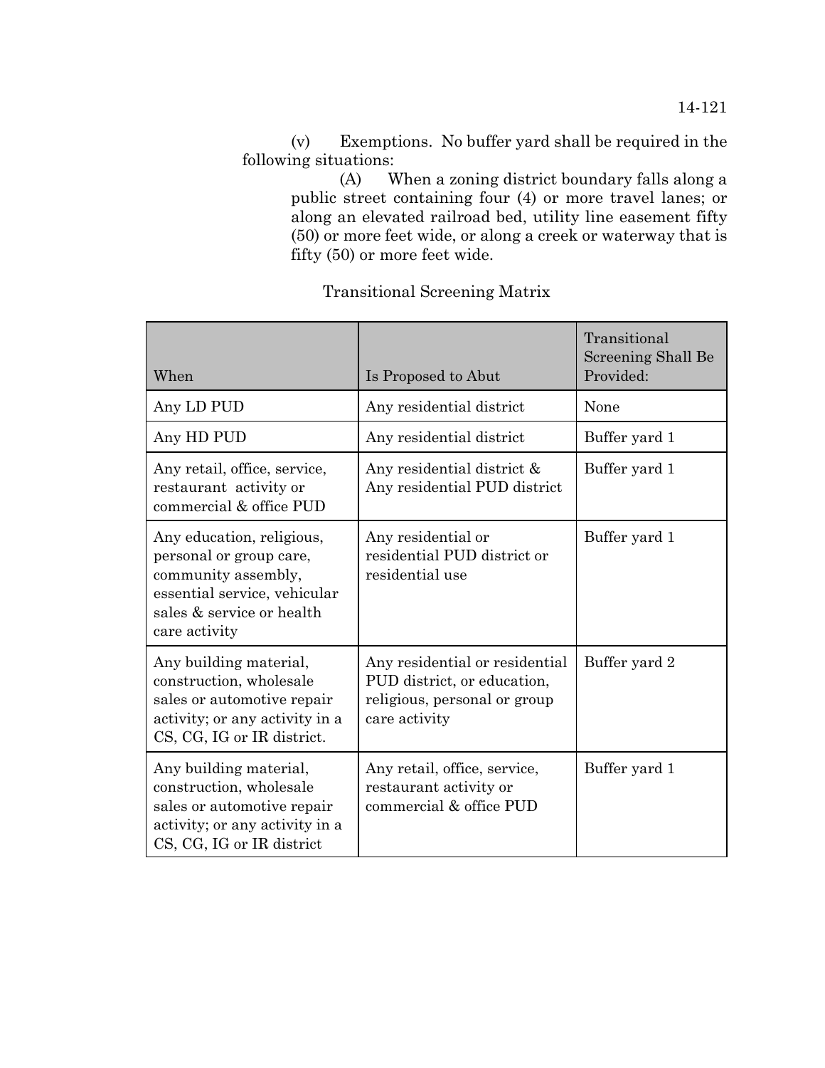(v) Exemptions. No buffer yard shall be required in the following situations:

(A) When a zoning district boundary falls along a public street containing four (4) or more travel lanes; or along an elevated railroad bed, utility line easement fifty (50) or more feet wide, or along a creek or waterway that is fifty (50) or more feet wide.

Transitional Screening Matrix

| When | Is Proposed to Abut | Transitional Screening Shall Be Provided: |
|---|---|---|
| Any LD PUD | Any residential district | None |
| Any HD PUD | Any residential district | Buffer yard 1 |
| Any retail, office, service, restaurant activity or commercial & office PUD | Any residential district & Any residential PUD district | Buffer yard 1 |
| Any education, religious, personal or group care, community assembly, essential service, vehicular sales & service or health care activity | Any residential or residential PUD district or residential use | Buffer yard 1 |
| Any building material, construction, wholesale sales or automotive repair activity; or any activity in a CS, CG, IG or IR district. | Any residential or residential PUD district, or education, religious, personal or group care activity | Buffer yard 2 |
| Any building material, construction, wholesale sales or automotive repair activity; or any activity in a CS, CG, IG or IR district | Any retail, office, service, restaurant activity or commercial & office PUD | Buffer yard 1 |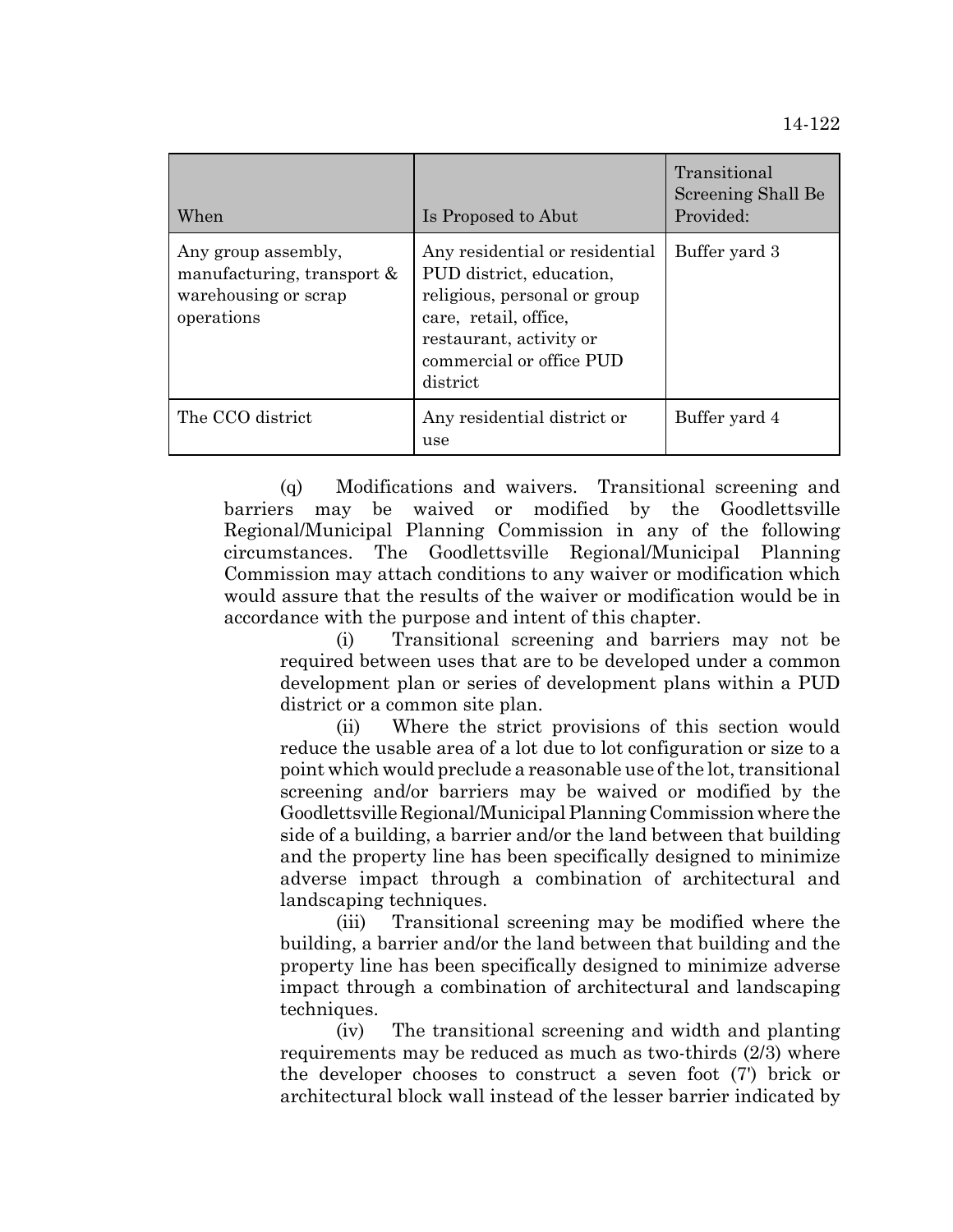| When | Is Proposed to Abut | Transitional Screening Shall Be Provided: |
|---|---|---|
| Any group assembly, manufacturing, transport & warehousing or scrap operations | Any residential or residential PUD district, education, religious, personal or group care, retail, office, restaurant, activity or commercial or office PUD district | Buffer yard 3 |
| The CCO district | Any residential district or use | Buffer yard 4 |

(q) Modifications and waivers. Transitional screening and barriers may be waived or modified by the Goodlettsville Regional/Municipal Planning Commission in any of the following circumstances. The Goodlettsville Regional/Municipal Planning Commission may attach conditions to any waiver or modification which would assure that the results of the waiver or modification would be in accordance with the purpose and intent of this chapter.

(i) Transitional screening and barriers may not be required between uses that are to be developed under a common development plan or series of development plans within a PUD district or a common site plan.

(ii) Where the strict provisions of this section would reduce the usable area of a lot due to lot configuration or size to a point which would preclude a reasonable use of the lot, transitional screening and/or barriers may be waived or modified by the Goodlettsville Regional/Municipal Planning Commission where the side of a building, a barrier and/or the land between that building and the property line has been specifically designed to minimize adverse impact through a combination of architectural and landscaping techniques.

(iii) Transitional screening may be modified where the building, a barrier and/or the land between that building and the property line has been specifically designed to minimize adverse impact through a combination of architectural and landscaping techniques.

(iv) The transitional screening and width and planting requirements may be reduced as much as two-thirds (2/3) where the developer chooses to construct a seven foot (7') brick or architectural block wall instead of the lesser barrier indicated by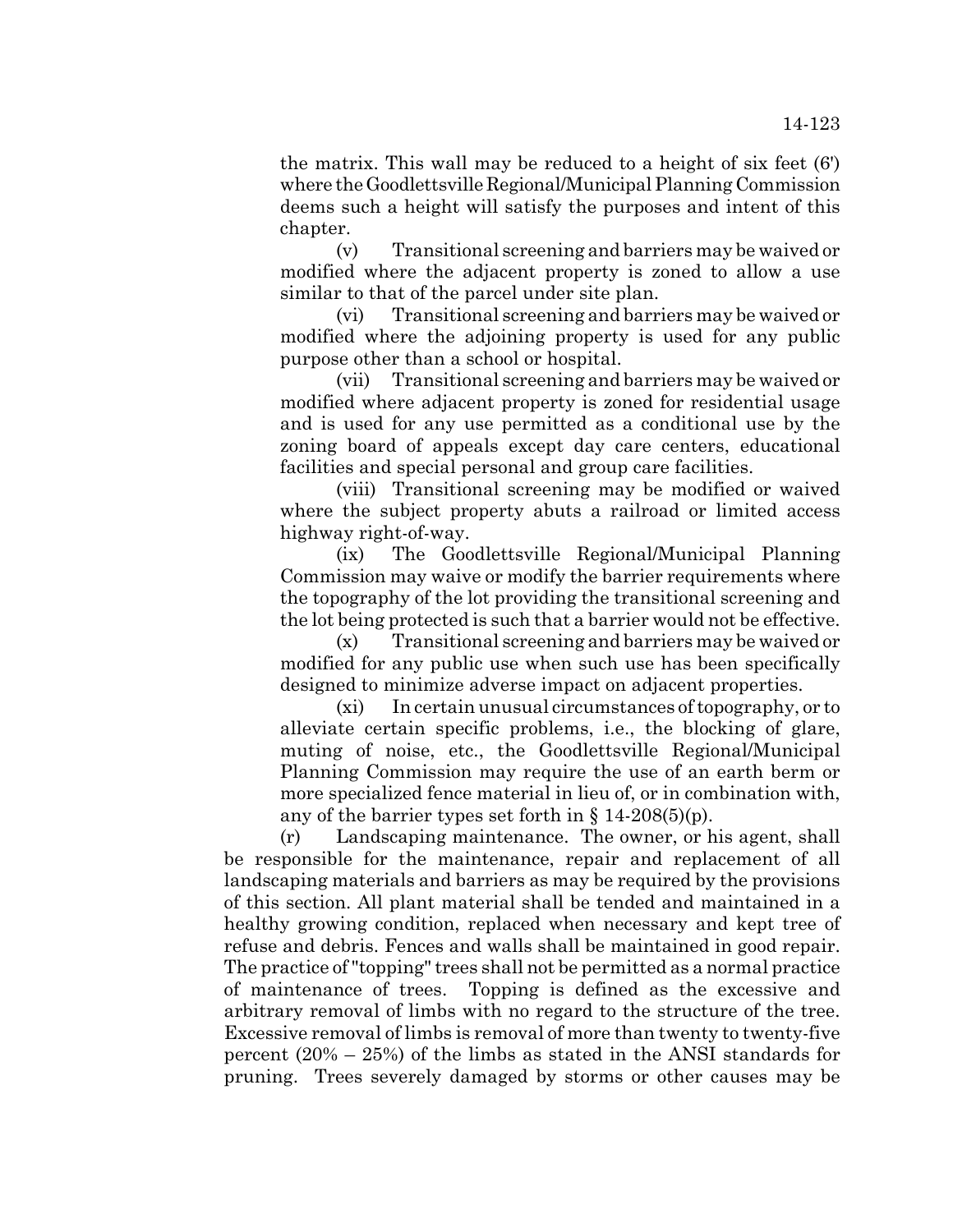the matrix. This wall may be reduced to a height of six feet (6') where the Goodlettsville Regional/Municipal Planning Commission deems such a height will satisfy the purposes and intent of this chapter.

(v) Transitional screening and barriers may be waived or modified where the adjacent property is zoned to allow a use similar to that of the parcel under site plan.

(vi) Transitional screening and barriers may be waived or modified where the adjoining property is used for any public purpose other than a school or hospital.

(vii) Transitional screening and barriers may be waived or modified where adjacent property is zoned for residential usage and is used for any use permitted as a conditional use by the zoning board of appeals except day care centers, educational facilities and special personal and group care facilities.

(viii) Transitional screening may be modified or waived where the subject property abuts a railroad or limited access highway right-of-way.

(ix) The Goodlettsville Regional/Municipal Planning Commission may waive or modify the barrier requirements where the topography of the lot providing the transitional screening and the lot being protected is such that a barrier would not be effective.

(x) Transitional screening and barriers may be waived or modified for any public use when such use has been specifically designed to minimize adverse impact on adjacent properties.

(xi) In certain unusual circumstances of topography, or to alleviate certain specific problems, i.e., the blocking of glare, muting of noise, etc., the Goodlettsville Regional/Municipal Planning Commission may require the use of an earth berm or more specialized fence material in lieu of, or in combination with, any of the barrier types set forth in § 14-208(5)(p).

(r) Landscaping maintenance. The owner, or his agent, shall be responsible for the maintenance, repair and replacement of all landscaping materials and barriers as may be required by the provisions of this section. All plant material shall be tended and maintained in a healthy growing condition, replaced when necessary and kept tree of refuse and debris. Fences and walls shall be maintained in good repair. The practice of "topping" trees shall not be permitted as a normal practice of maintenance of trees. Topping is defined as the excessive and arbitrary removal of limbs with no regard to the structure of the tree. Excessive removal of limbs is removal of more than twenty to twenty-five percent (20% – 25%) of the limbs as stated in the ANSI standards for pruning. Trees severely damaged by storms or other causes may be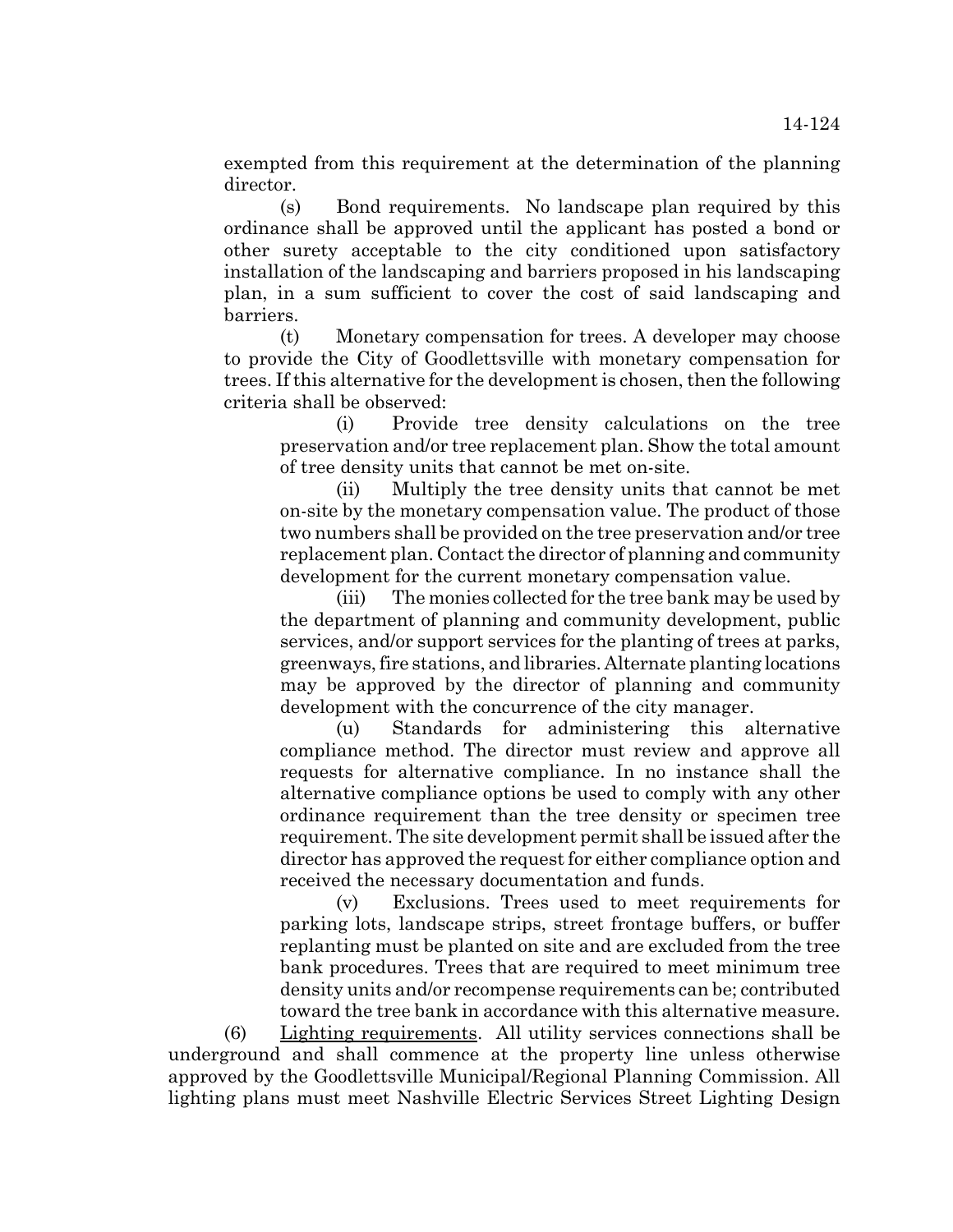exempted from this requirement at the determination of the planning director.

(s) Bond requirements. No landscape plan required by this ordinance shall be approved until the applicant has posted a bond or other surety acceptable to the city conditioned upon satisfactory installation of the landscaping and barriers proposed in his landscaping plan, in a sum sufficient to cover the cost of said landscaping and barriers.

(t) Monetary compensation for trees. A developer may choose to provide the City of Goodlettsville with monetary compensation for trees. If this alternative for the development is chosen, then the following criteria shall be observed:

(i) Provide tree density calculations on the tree preservation and/or tree replacement plan. Show the total amount of tree density units that cannot be met on-site.

(ii) Multiply the tree density units that cannot be met on-site by the monetary compensation value. The product of those two numbers shall be provided on the tree preservation and/or tree replacement plan. Contact the director of planning and community development for the current monetary compensation value.

(iii) The monies collected for the tree bank may be used by the department of planning and community development, public services, and/or support services for the planting of trees at parks, greenways, fire stations, and libraries. Alternate planting locations may be approved by the director of planning and community development with the concurrence of the city manager.

(u) Standards for administering this alternative compliance method. The director must review and approve all requests for alternative compliance. In no instance shall the alternative compliance options be used to comply with any other ordinance requirement than the tree density or specimen tree requirement. The site development permit shall be issued after the director has approved the request for either compliance option and received the necessary documentation and funds.

(v) Exclusions. Trees used to meet requirements for parking lots, landscape strips, street frontage buffers, or buffer replanting must be planted on site and are excluded from the tree bank procedures. Trees that are required to meet minimum tree density units and/or recompense requirements can be; contributed toward the tree bank in accordance with this alternative measure.

(6) Lighting requirements. All utility services connections shall be underground and shall commence at the property line unless otherwise approved by the Goodlettsville Municipal/Regional Planning Commission. All lighting plans must meet Nashville Electric Services Street Lighting Design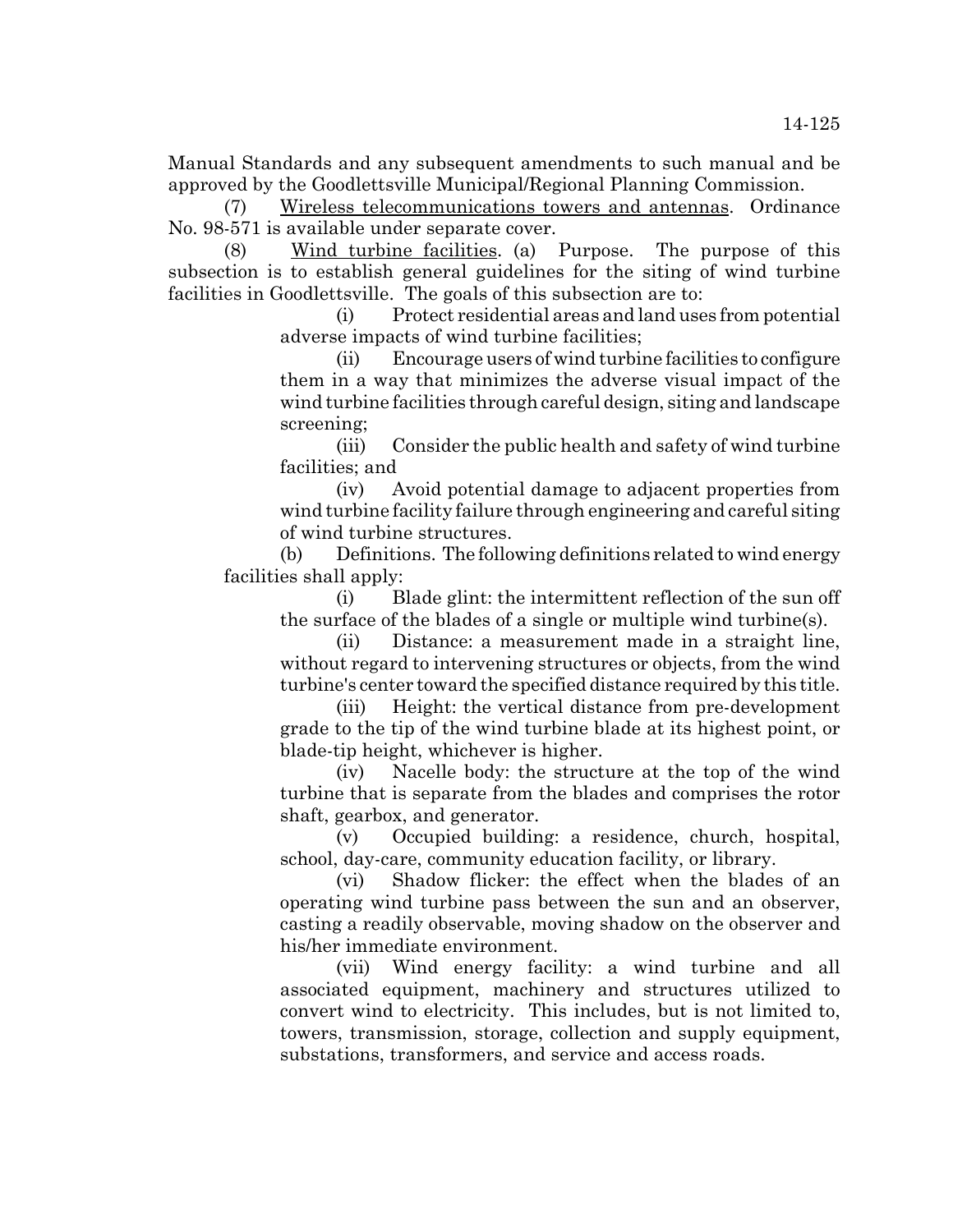Manual Standards and any subsequent amendments to such manual and be approved by the Goodlettsville Municipal/Regional Planning Commission.

(7) Wireless telecommunications towers and antennas. Ordinance No. 98-571 is available under separate cover.

(8) Wind turbine facilities. (a) Purpose. The purpose of this subsection is to establish general guidelines for the siting of wind turbine facilities in Goodlettsville. The goals of this subsection are to:

(i) Protect residential areas and land uses from potential adverse impacts of wind turbine facilities;

(ii) Encourage users of wind turbine facilities to configure them in a way that minimizes the adverse visual impact of the wind turbine facilities through careful design, siting and landscape screening;

(iii) Consider the public health and safety of wind turbine facilities; and

(iv) Avoid potential damage to adjacent properties from wind turbine facility failure through engineering and careful siting of wind turbine structures.

(b) Definitions. The following definitions related to wind energy facilities shall apply:

(i) Blade glint: the intermittent reflection of the sun off the surface of the blades of a single or multiple wind turbine(s).

(ii) Distance: a measurement made in a straight line, without regard to intervening structures or objects, from the wind turbine's center toward the specified distance required by this title.

(iii) Height: the vertical distance from pre-development grade to the tip of the wind turbine blade at its highest point, or blade-tip height, whichever is higher.

(iv) Nacelle body: the structure at the top of the wind turbine that is separate from the blades and comprises the rotor shaft, gearbox, and generator.

(v) Occupied building: a residence, church, hospital, school, day-care, community education facility, or library.

(vi) Shadow flicker: the effect when the blades of an operating wind turbine pass between the sun and an observer, casting a readily observable, moving shadow on the observer and his/her immediate environment.

(vii) Wind energy facility: a wind turbine and all associated equipment, machinery and structures utilized to convert wind to electricity. This includes, but is not limited to, towers, transmission, storage, collection and supply equipment, substations, transformers, and service and access roads.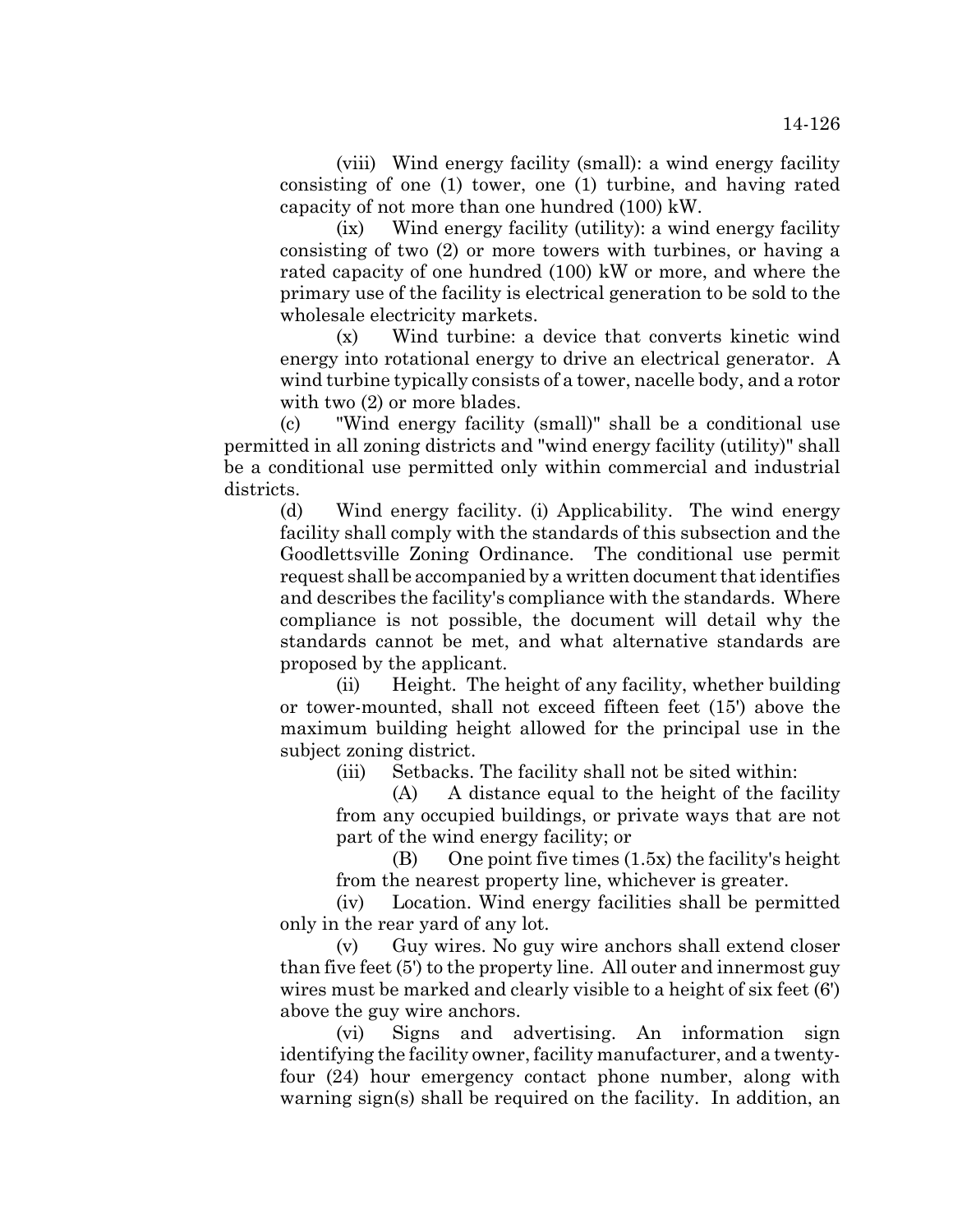(viii) Wind energy facility (small): a wind energy facility consisting of one (1) tower, one (1) turbine, and having rated capacity of not more than one hundred (100) kW.

(ix) Wind energy facility (utility): a wind energy facility consisting of two (2) or more towers with turbines, or having a rated capacity of one hundred (100) kW or more, and where the primary use of the facility is electrical generation to be sold to the wholesale electricity markets.

(x) Wind turbine: a device that converts kinetic wind energy into rotational energy to drive an electrical generator. A wind turbine typically consists of a tower, nacelle body, and a rotor with two (2) or more blades.

(c) "Wind energy facility (small)" shall be a conditional use permitted in all zoning districts and "wind energy facility (utility)" shall be a conditional use permitted only within commercial and industrial districts.

(d) Wind energy facility. (i) Applicability. The wind energy facility shall comply with the standards of this subsection and the Goodlettsville Zoning Ordinance. The conditional use permit request shall be accompanied by a written document that identifies and describes the facility's compliance with the standards. Where compliance is not possible, the document will detail why the standards cannot be met, and what alternative standards are proposed by the applicant.

(ii) Height. The height of any facility, whether building or tower-mounted, shall not exceed fifteen feet (15') above the maximum building height allowed for the principal use in the subject zoning district.

(iii) Setbacks. The facility shall not be sited within:

(A) A distance equal to the height of the facility from any occupied buildings, or private ways that are not part of the wind energy facility; or

(B) One point five times (1.5x) the facility's height from the nearest property line, whichever is greater.

(iv) Location. Wind energy facilities shall be permitted only in the rear yard of any lot.

(v) Guy wires. No guy wire anchors shall extend closer than five feet (5') to the property line. All outer and innermost guy wires must be marked and clearly visible to a height of six feet (6') above the guy wire anchors.

(vi) Signs and advertising. An information sign identifying the facility owner, facility manufacturer, and a twenty-four (24) hour emergency contact phone number, along with warning sign(s) shall be required on the facility. In addition, an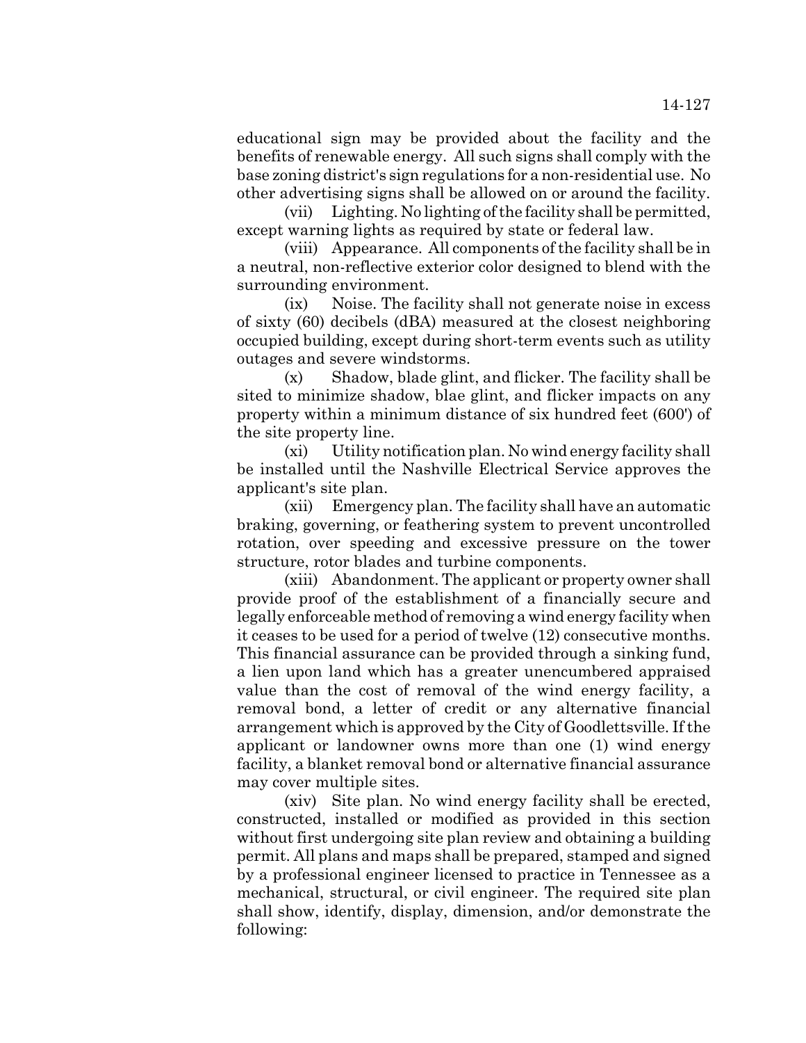educational sign may be provided about the facility and the benefits of renewable energy. All such signs shall comply with the base zoning district's sign regulations for a non-residential use. No other advertising signs shall be allowed on or around the facility.

(vii) Lighting. No lighting of the facility shall be permitted, except warning lights as required by state or federal law.

(viii) Appearance. All components of the facility shall be in a neutral, non-reflective exterior color designed to blend with the surrounding environment.

(ix) Noise. The facility shall not generate noise in excess of sixty (60) decibels (dBA) measured at the closest neighboring occupied building, except during short-term events such as utility outages and severe windstorms.

(x) Shadow, blade glint, and flicker. The facility shall be sited to minimize shadow, blae glint, and flicker impacts on any property within a minimum distance of six hundred feet (600') of the site property line.

(xi) Utility notification plan. No wind energy facility shall be installed until the Nashville Electrical Service approves the applicant's site plan.

(xii) Emergency plan. The facility shall have an automatic braking, governing, or feathering system to prevent uncontrolled rotation, over speeding and excessive pressure on the tower structure, rotor blades and turbine components.

(xiii) Abandonment. The applicant or property owner shall provide proof of the establishment of a financially secure and legally enforceable method of removing a wind energy facility when it ceases to be used for a period of twelve (12) consecutive months. This financial assurance can be provided through a sinking fund, a lien upon land which has a greater unencumbered appraised value than the cost of removal of the wind energy facility, a removal bond, a letter of credit or any alternative financial arrangement which is approved by the City of Goodlettsville. If the applicant or landowner owns more than one (1) wind energy facility, a blanket removal bond or alternative financial assurance may cover multiple sites.

(xiv) Site plan. No wind energy facility shall be erected, constructed, installed or modified as provided in this section without first undergoing site plan review and obtaining a building permit. All plans and maps shall be prepared, stamped and signed by a professional engineer licensed to practice in Tennessee as a mechanical, structural, or civil engineer. The required site plan shall show, identify, display, dimension, and/or demonstrate the following: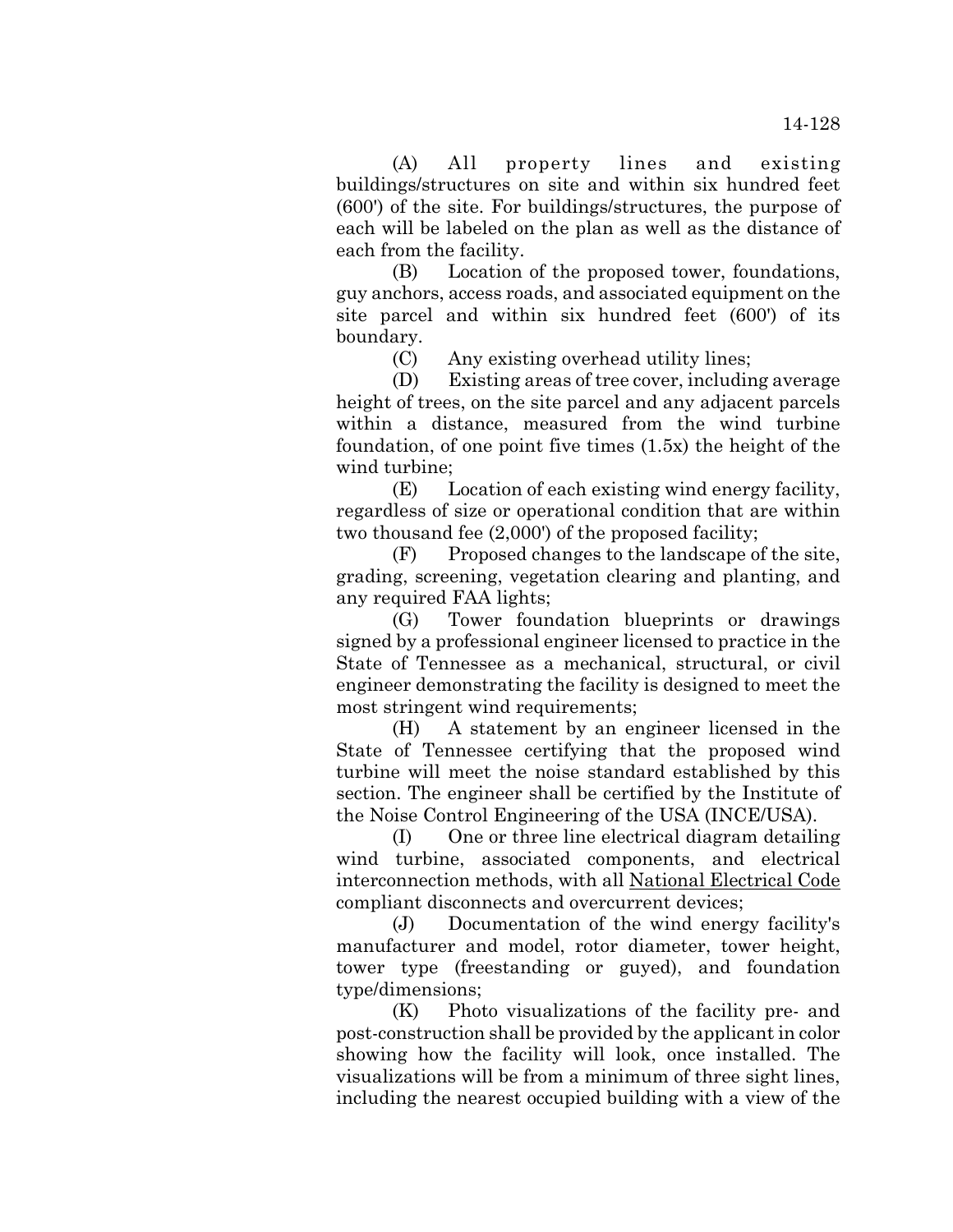(A) All property lines and existing buildings/structures on site and within six hundred feet (600') of the site. For buildings/structures, the purpose of each will be labeled on the plan as well as the distance of each from the facility.

(B) Location of the proposed tower, foundations, guy anchors, access roads, and associated equipment on the site parcel and within six hundred feet (600') of its boundary.

(C) Any existing overhead utility lines;

(D) Existing areas of tree cover, including average height of trees, on the site parcel and any adjacent parcels within a distance, measured from the wind turbine foundation, of one point five times (1.5x) the height of the wind turbine;

(E) Location of each existing wind energy facility, regardless of size or operational condition that are within two thousand fee (2,000') of the proposed facility;

(F) Proposed changes to the landscape of the site, grading, screening, vegetation clearing and planting, and any required FAA lights;

(G) Tower foundation blueprints or drawings signed by a professional engineer licensed to practice in the State of Tennessee as a mechanical, structural, or civil engineer demonstrating the facility is designed to meet the most stringent wind requirements;

(H) A statement by an engineer licensed in the State of Tennessee certifying that the proposed wind turbine will meet the noise standard established by this section. The engineer shall be certified by the Institute of the Noise Control Engineering of the USA (INCE/USA).

(I) One or three line electrical diagram detailing wind turbine, associated components, and electrical interconnection methods, with all National Electrical Code compliant disconnects and overcurrent devices;

(J) Documentation of the wind energy facility's manufacturer and model, rotor diameter, tower height, tower type (freestanding or guyed), and foundation type/dimensions;

(K) Photo visualizations of the facility pre- and post-construction shall be provided by the applicant in color showing how the facility will look, once installed. The visualizations will be from a minimum of three sight lines, including the nearest occupied building with a view of the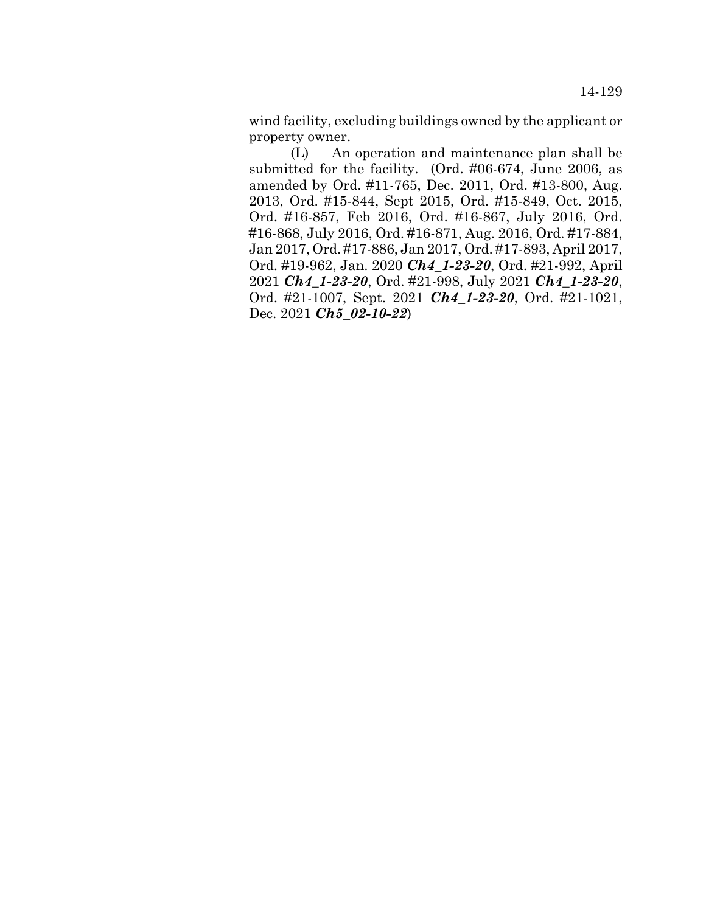wind facility, excluding buildings owned by the applicant or property owner.

(L) An operation and maintenance plan shall be submitted for the facility. (Ord. #06-674, June 2006, as amended by Ord. #11-765, Dec. 2011, Ord. #13-800, Aug. 2013, Ord. #15-844, Sept 2015, Ord. #15-849, Oct. 2015, Ord. #16-857, Feb 2016, Ord. #16-867, July 2016, Ord. #16-868, July 2016, Ord. #16-871, Aug. 2016, Ord. #17-884, Jan 2017, Ord. #17-886, Jan 2017, Ord. #17-893, April 2017, Ord. #19-962, Jan. 2020 ***Ch4_1-23-20***, Ord. #21-992, April 2021 ***Ch4_1-23-20***, Ord. #21-998, July 2021 ***Ch4_1-23-20***, Ord. #21-1007, Sept. 2021 ***Ch4_1-23-20***, Ord. #21-1021, Dec. 2021 ***Ch5_02-10-22***)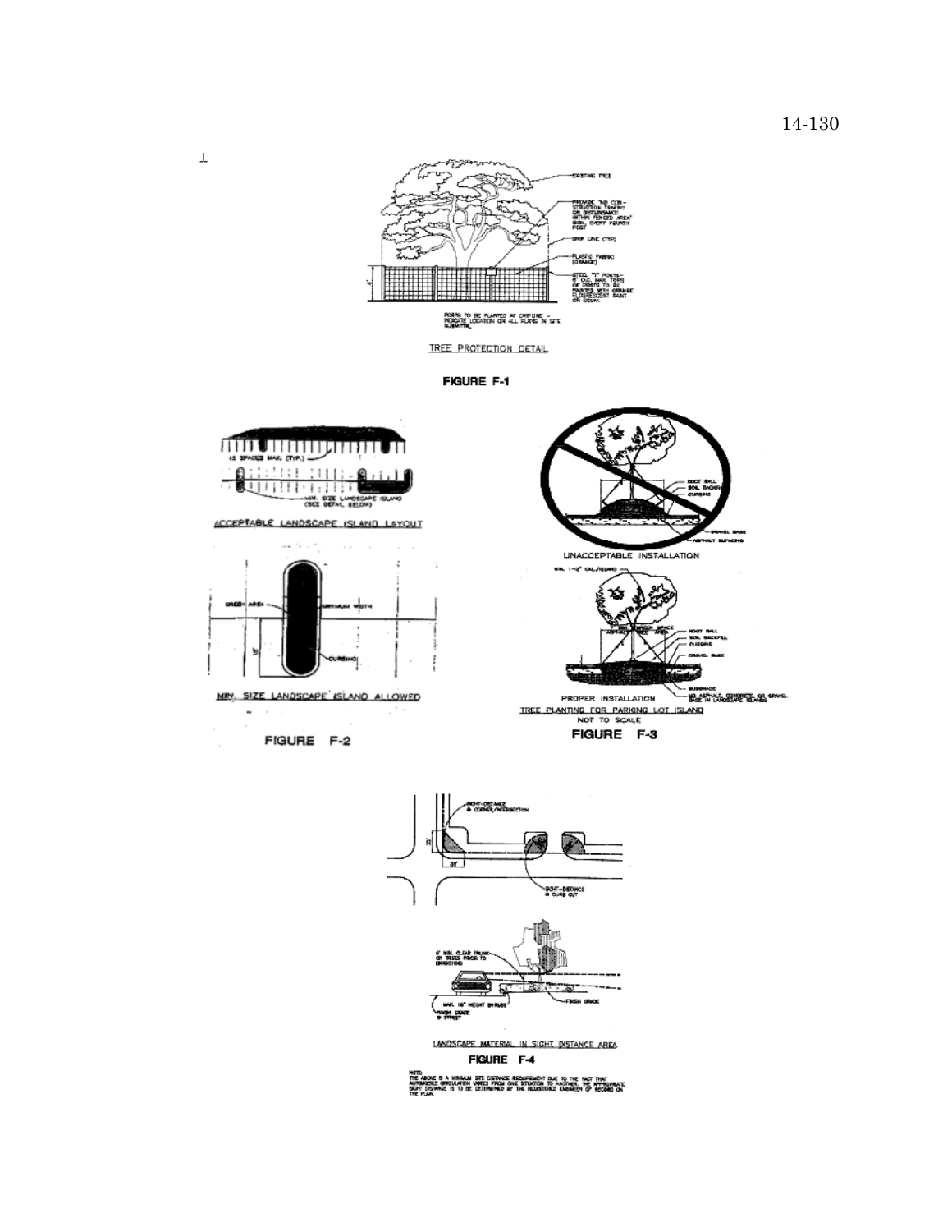TREE PROTECTION DETAIL

FIGURE F-1

ACCEPTABLE LANDSCAPE ISLAND LAYOUT

MIN. SIZE LANDSCAPE ISLAND ALLOWED

FIGURE F-2

UNACCEPTABLE INSTALLATION

PROPER INSTALLATION

TREE PLANTING FOR PARKING LOT ISLAND

NOT TO SCALE

FIGURE F-3

LANDSCAPE MATERIAL IN SIGHT DISTANCE AREA

FIGURE F-4

NOTE:
THE ABOVE IS A MINIMUM SITE DISTANCE REQUIREMENT DUE TO THE FACT THAT AUTOMOBILE CIRCULATION VARIES FROM ONE SITUATION TO ANOTHER. THE APPROPRIATE SIGHT DISTANCE IS TO BE DETERMINED BY THE REGISTERED ENGINEER OF RECORD ON THE PLAN.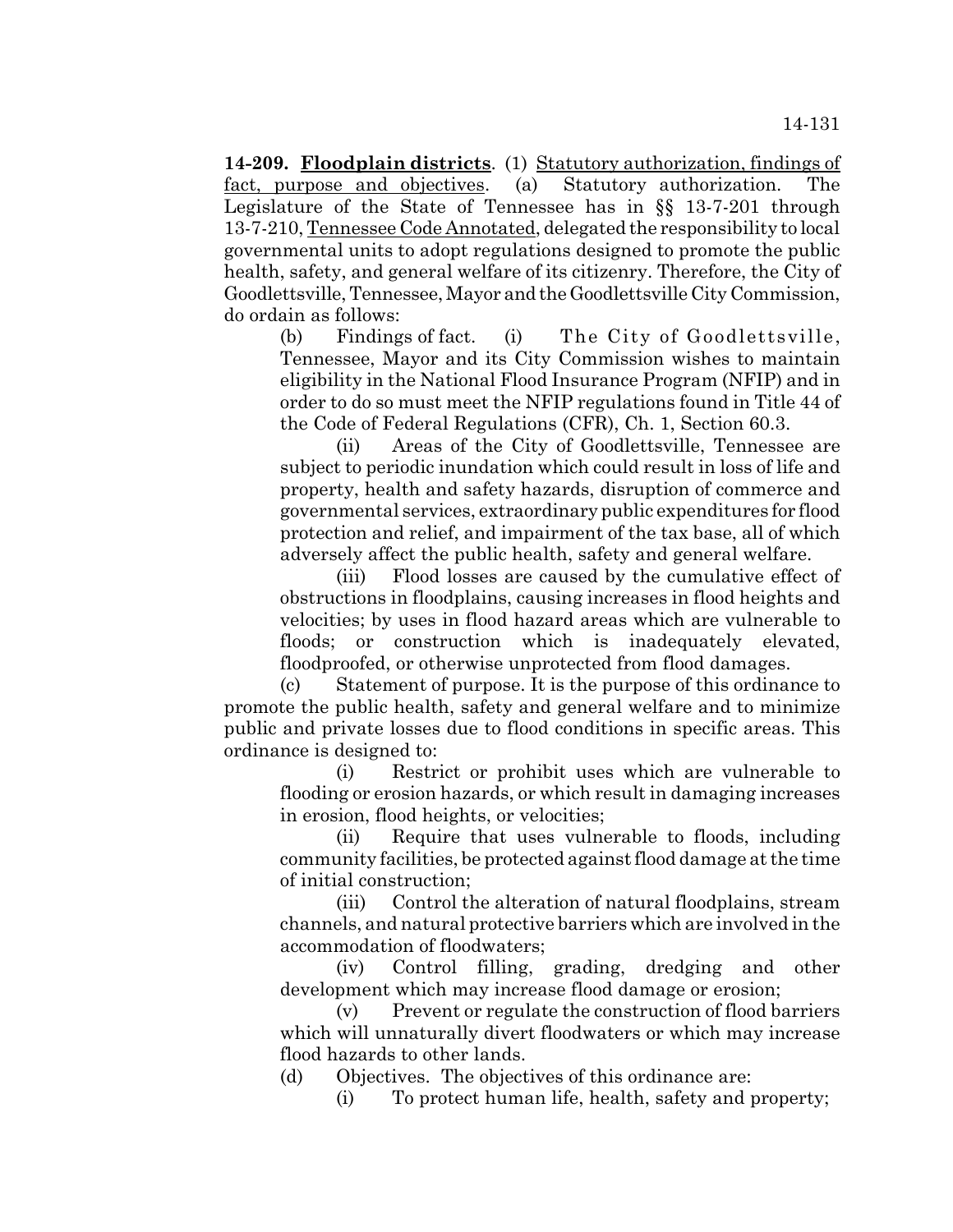**14-209. Floodplain districts**. (1) Statutory authorization, findings of fact, purpose and objectives. (a) Statutory authorization. The Legislature of the State of Tennessee has in §§ 13-7-201 through 13-7-210, Tennessee Code Annotated, delegated the responsibility to local governmental units to adopt regulations designed to promote the public health, safety, and general welfare of its citizenry. Therefore, the City of Goodlettsville, Tennessee, Mayor and the Goodlettsville City Commission, do ordain as follows:

(b) Findings of fact. (i) The City of Goodlettsville, Tennessee, Mayor and its City Commission wishes to maintain eligibility in the National Flood Insurance Program (NFIP) and in order to do so must meet the NFIP regulations found in Title 44 of the Code of Federal Regulations (CFR), Ch. 1, Section 60.3.

(ii) Areas of the City of Goodlettsville, Tennessee are subject to periodic inundation which could result in loss of life and property, health and safety hazards, disruption of commerce and governmental services, extraordinary public expenditures for flood protection and relief, and impairment of the tax base, all of which adversely affect the public health, safety and general welfare.

(iii) Flood losses are caused by the cumulative effect of obstructions in floodplains, causing increases in flood heights and velocities; by uses in flood hazard areas which are vulnerable to floods; or construction which is inadequately elevated, floodproofed, or otherwise unprotected from flood damages.

(c) Statement of purpose. It is the purpose of this ordinance to promote the public health, safety and general welfare and to minimize public and private losses due to flood conditions in specific areas. This ordinance is designed to:

(i) Restrict or prohibit uses which are vulnerable to flooding or erosion hazards, or which result in damaging increases in erosion, flood heights, or velocities;

(ii) Require that uses vulnerable to floods, including community facilities, be protected against flood damage at the time of initial construction;

(iii) Control the alteration of natural floodplains, stream channels, and natural protective barriers which are involved in the accommodation of floodwaters;

(iv) Control filling, grading, dredging and other development which may increase flood damage or erosion;

(v) Prevent or regulate the construction of flood barriers which will unnaturally divert floodwaters or which may increase flood hazards to other lands.

(d) Objectives. The objectives of this ordinance are:

(i) To protect human life, health, safety and property;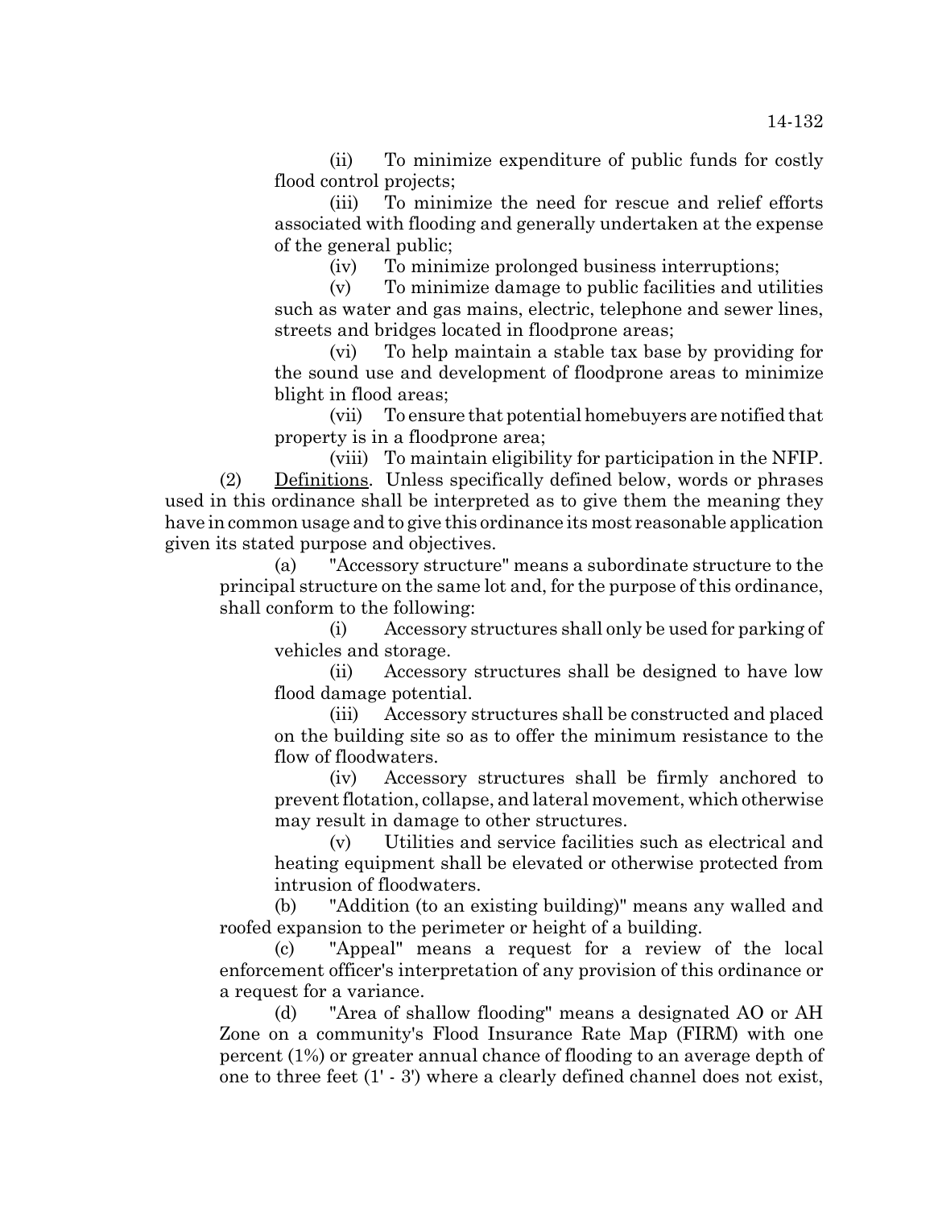(ii) To minimize expenditure of public funds for costly flood control projects;

(iii) To minimize the need for rescue and relief efforts associated with flooding and generally undertaken at the expense of the general public;

(iv) To minimize prolonged business interruptions;

(v) To minimize damage to public facilities and utilities such as water and gas mains, electric, telephone and sewer lines, streets and bridges located in floodprone areas;

(vi) To help maintain a stable tax base by providing for the sound use and development of floodprone areas to minimize blight in flood areas;

(vii) To ensure that potential homebuyers are notified that property is in a floodprone area;

(viii) To maintain eligibility for participation in the NFIP.

(2) Definitions. Unless specifically defined below, words or phrases used in this ordinance shall be interpreted as to give them the meaning they have in common usage and to give this ordinance its most reasonable application given its stated purpose and objectives.

(a) "Accessory structure" means a subordinate structure to the principal structure on the same lot and, for the purpose of this ordinance, shall conform to the following:

(i) Accessory structures shall only be used for parking of vehicles and storage.

(ii) Accessory structures shall be designed to have low flood damage potential.

(iii) Accessory structures shall be constructed and placed on the building site so as to offer the minimum resistance to the flow of floodwaters.

(iv) Accessory structures shall be firmly anchored to prevent flotation, collapse, and lateral movement, which otherwise may result in damage to other structures.

(v) Utilities and service facilities such as electrical and heating equipment shall be elevated or otherwise protected from intrusion of floodwaters.

(b) "Addition (to an existing building)" means any walled and roofed expansion to the perimeter or height of a building.

(c) "Appeal" means a request for a review of the local enforcement officer's interpretation of any provision of this ordinance or a request for a variance.

(d) "Area of shallow flooding" means a designated AO or AH Zone on a community's Flood Insurance Rate Map (FIRM) with one percent (1%) or greater annual chance of flooding to an average depth of one to three feet (1' - 3') where a clearly defined channel does not exist,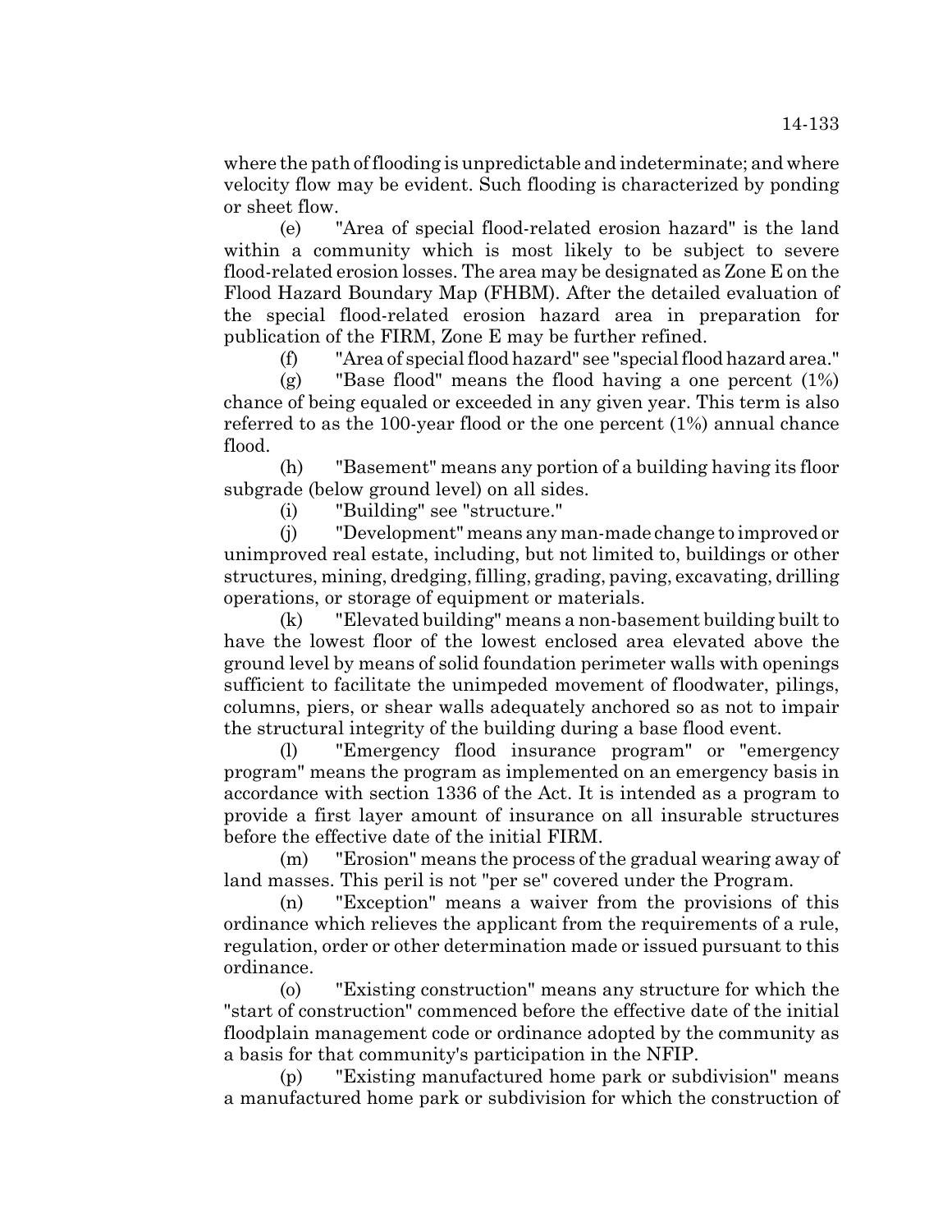where the path of flooding is unpredictable and indeterminate; and where velocity flow may be evident. Such flooding is characterized by ponding or sheet flow.

(e) "Area of special flood-related erosion hazard" is the land within a community which is most likely to be subject to severe flood-related erosion losses. The area may be designated as Zone E on the Flood Hazard Boundary Map (FHBM). After the detailed evaluation of the special flood-related erosion hazard area in preparation for publication of the FIRM, Zone E may be further refined.

(f) "Area of special flood hazard" see "special flood hazard area."

(g) "Base flood" means the flood having a one percent (1%) chance of being equaled or exceeded in any given year. This term is also referred to as the 100-year flood or the one percent (1%) annual chance flood.

(h) "Basement" means any portion of a building having its floor subgrade (below ground level) on all sides.

(i) "Building" see "structure."

(j) "Development" means any man-made change to improved or unimproved real estate, including, but not limited to, buildings or other structures, mining, dredging, filling, grading, paving, excavating, drilling operations, or storage of equipment or materials.

(k) "Elevated building" means a non-basement building built to have the lowest floor of the lowest enclosed area elevated above the ground level by means of solid foundation perimeter walls with openings sufficient to facilitate the unimpeded movement of floodwater, pilings, columns, piers, or shear walls adequately anchored so as not to impair the structural integrity of the building during a base flood event.

(l) "Emergency flood insurance program" or "emergency program" means the program as implemented on an emergency basis in accordance with section 1336 of the Act. It is intended as a program to provide a first layer amount of insurance on all insurable structures before the effective date of the initial FIRM.

(m) "Erosion" means the process of the gradual wearing away of land masses. This peril is not "per se" covered under the Program.

(n) "Exception" means a waiver from the provisions of this ordinance which relieves the applicant from the requirements of a rule, regulation, order or other determination made or issued pursuant to this ordinance.

(o) "Existing construction" means any structure for which the "start of construction" commenced before the effective date of the initial floodplain management code or ordinance adopted by the community as a basis for that community's participation in the NFIP.

(p) "Existing manufactured home park or subdivision" means a manufactured home park or subdivision for which the construction of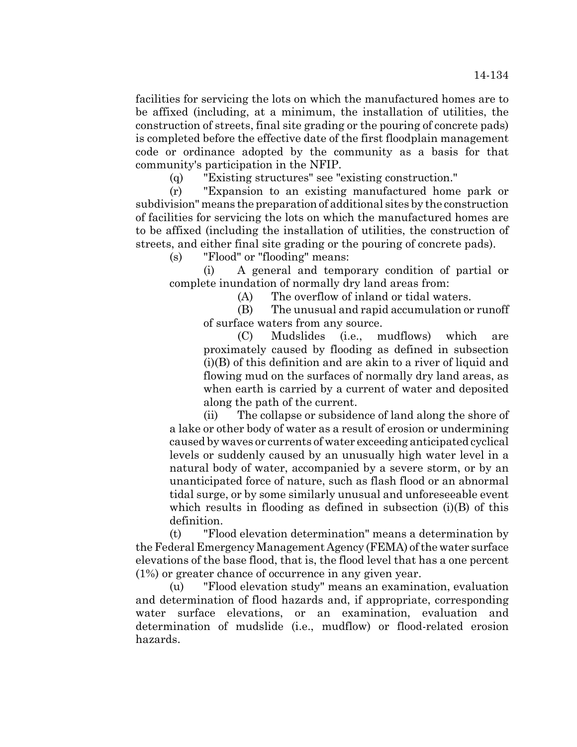facilities for servicing the lots on which the manufactured homes are to be affixed (including, at a minimum, the installation of utilities, the construction of streets, final site grading or the pouring of concrete pads) is completed before the effective date of the first floodplain management code or ordinance adopted by the community as a basis for that community's participation in the NFIP.

(q) "Existing structures" see "existing construction."

(r) "Expansion to an existing manufactured home park or subdivision" means the preparation of additional sites by the construction of facilities for servicing the lots on which the manufactured homes are to be affixed (including the installation of utilities, the construction of streets, and either final site grading or the pouring of concrete pads).

(s) "Flood" or "flooding" means:

(i) A general and temporary condition of partial or complete inundation of normally dry land areas from:

(A) The overflow of inland or tidal waters.

(B) The unusual and rapid accumulation or runoff of surface waters from any source.

(C) Mudslides (i.e., mudflows) which are proximately caused by flooding as defined in subsection (i)(B) of this definition and are akin to a river of liquid and flowing mud on the surfaces of normally dry land areas, as when earth is carried by a current of water and deposited along the path of the current.

(ii) The collapse or subsidence of land along the shore of a lake or other body of water as a result of erosion or undermining caused by waves or currents of water exceeding anticipated cyclical levels or suddenly caused by an unusually high water level in a natural body of water, accompanied by a severe storm, or by an unanticipated force of nature, such as flash flood or an abnormal tidal surge, or by some similarly unusual and unforeseeable event which results in flooding as defined in subsection (i)(B) of this definition.

(t) "Flood elevation determination" means a determination by the Federal Emergency Management Agency (FEMA) of the water surface elevations of the base flood, that is, the flood level that has a one percent (1%) or greater chance of occurrence in any given year.

(u) "Flood elevation study" means an examination, evaluation and determination of flood hazards and, if appropriate, corresponding water surface elevations, or an examination, evaluation and determination of mudslide (i.e., mudflow) or flood-related erosion hazards.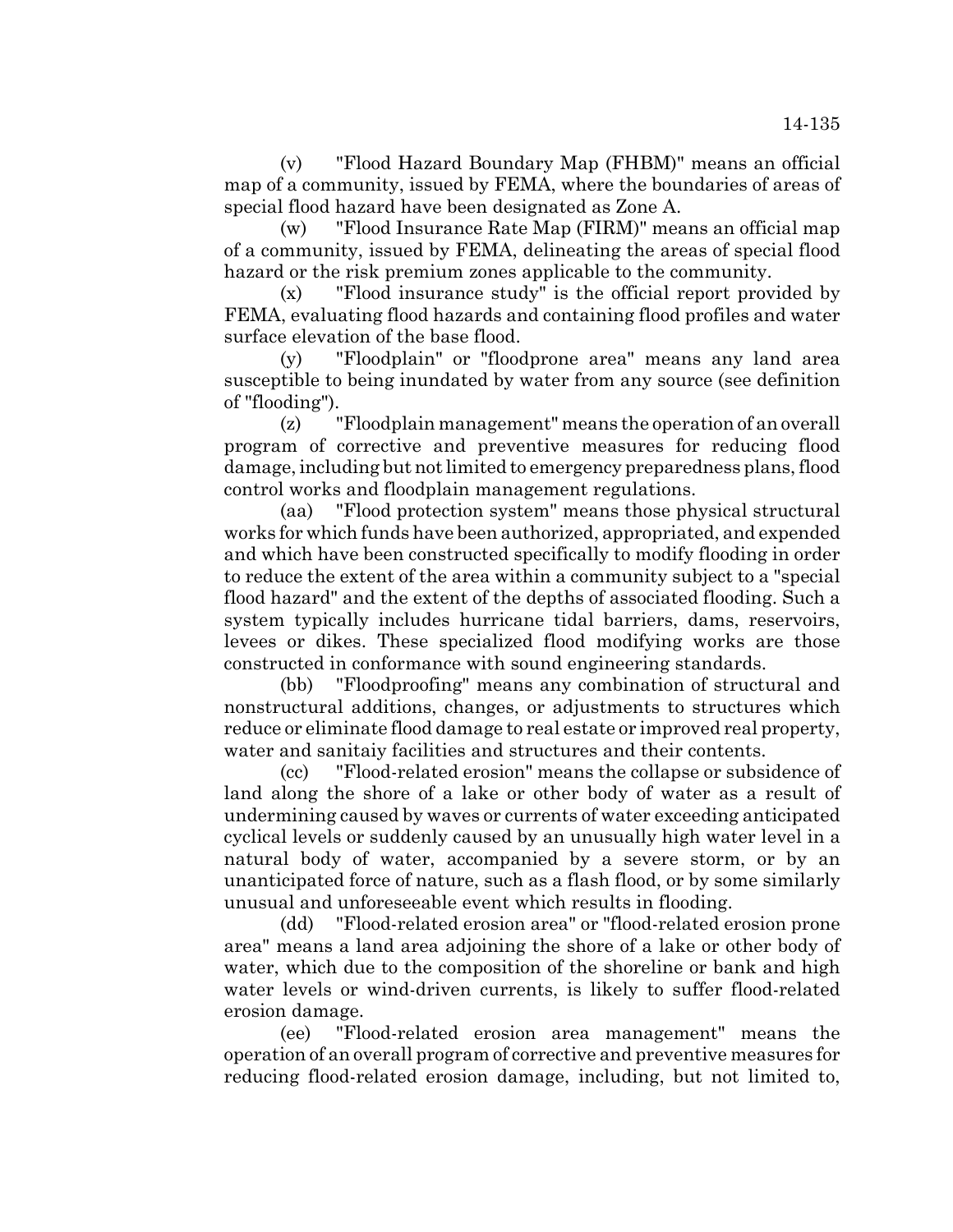(v) "Flood Hazard Boundary Map (FHBM)" means an official map of a community, issued by FEMA, where the boundaries of areas of special flood hazard have been designated as Zone A.

(w) "Flood Insurance Rate Map (FIRM)" means an official map of a community, issued by FEMA, delineating the areas of special flood hazard or the risk premium zones applicable to the community.

(x) "Flood insurance study" is the official report provided by FEMA, evaluating flood hazards and containing flood profiles and water surface elevation of the base flood.

(y) "Floodplain" or "floodprone area" means any land area susceptible to being inundated by water from any source (see definition of "flooding").

(z) "Floodplain management" means the operation of an overall program of corrective and preventive measures for reducing flood damage, including but not limited to emergency preparedness plans, flood control works and floodplain management regulations.

(aa) "Flood protection system" means those physical structural works for which funds have been authorized, appropriated, and expended and which have been constructed specifically to modify flooding in order to reduce the extent of the area within a community subject to a "special flood hazard" and the extent of the depths of associated flooding. Such a system typically includes hurricane tidal barriers, dams, reservoirs, levees or dikes. These specialized flood modifying works are those constructed in conformance with sound engineering standards.

(bb) "Floodproofing" means any combination of structural and nonstructural additions, changes, or adjustments to structures which reduce or eliminate flood damage to real estate or improved real property, water and sanitaiy facilities and structures and their contents.

(cc) "Flood-related erosion" means the collapse or subsidence of land along the shore of a lake or other body of water as a result of undermining caused by waves or currents of water exceeding anticipated cyclical levels or suddenly caused by an unusually high water level in a natural body of water, accompanied by a severe storm, or by an unanticipated force of nature, such as a flash flood, or by some similarly unusual and unforeseeable event which results in flooding.

(dd) "Flood-related erosion area" or "flood-related erosion prone area" means a land area adjoining the shore of a lake or other body of water, which due to the composition of the shoreline or bank and high water levels or wind-driven currents, is likely to suffer flood-related erosion damage.

(ee) "Flood-related erosion area management" means the operation of an overall program of corrective and preventive measures for reducing flood-related erosion damage, including, but not limited to,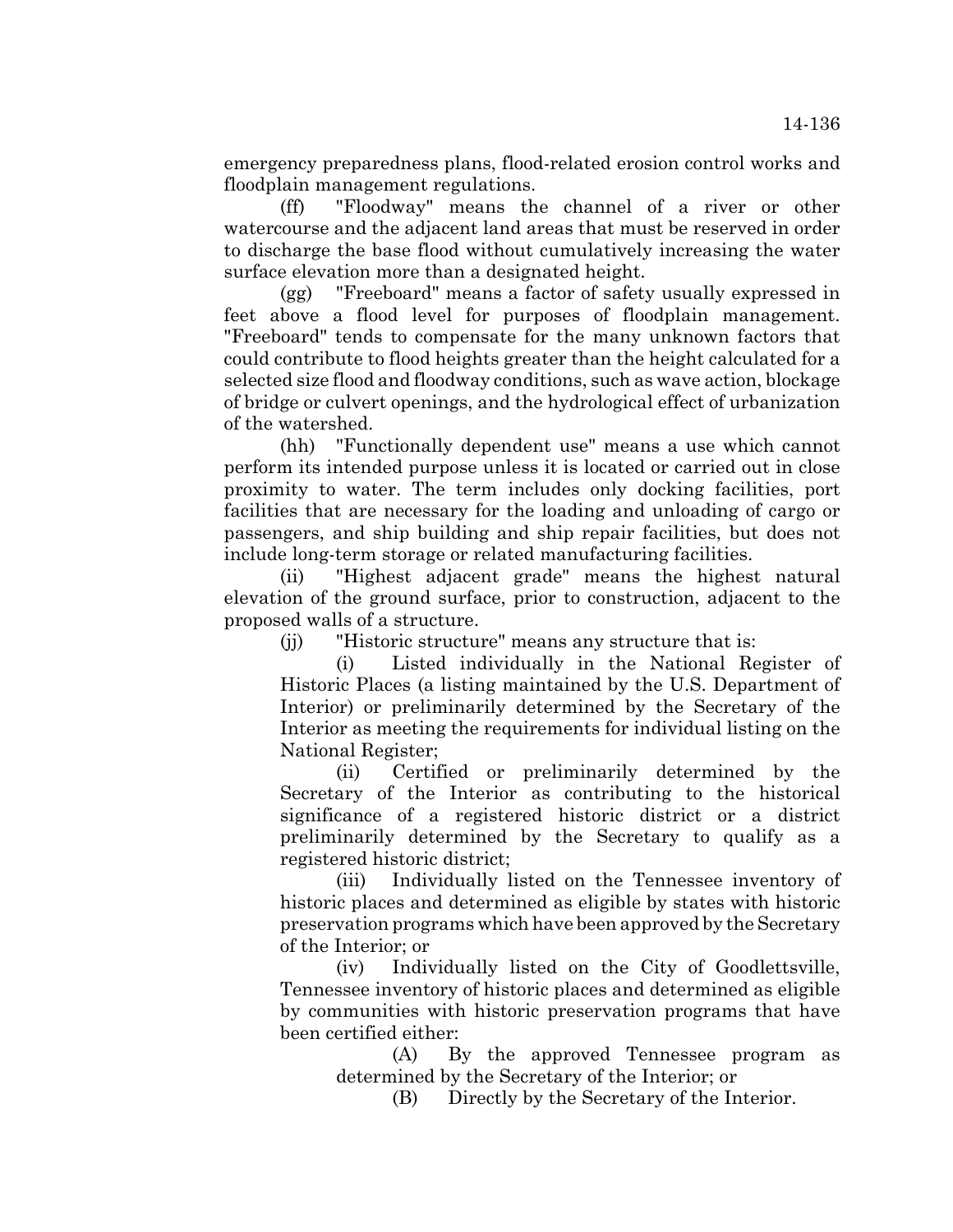emergency preparedness plans, flood-related erosion control works and floodplain management regulations.

(ff) "Floodway" means the channel of a river or other watercourse and the adjacent land areas that must be reserved in order to discharge the base flood without cumulatively increasing the water surface elevation more than a designated height.

(gg) "Freeboard" means a factor of safety usually expressed in feet above a flood level for purposes of floodplain management. "Freeboard" tends to compensate for the many unknown factors that could contribute to flood heights greater than the height calculated for a selected size flood and floodway conditions, such as wave action, blockage of bridge or culvert openings, and the hydrological effect of urbanization of the watershed.

(hh) "Functionally dependent use" means a use which cannot perform its intended purpose unless it is located or carried out in close proximity to water. The term includes only docking facilities, port facilities that are necessary for the loading and unloading of cargo or passengers, and ship building and ship repair facilities, but does not include long-term storage or related manufacturing facilities.

(ii) "Highest adjacent grade" means the highest natural elevation of the ground surface, prior to construction, adjacent to the proposed walls of a structure.

(jj) "Historic structure" means any structure that is:

(i) Listed individually in the National Register of Historic Places (a listing maintained by the U.S. Department of Interior) or preliminarily determined by the Secretary of the Interior as meeting the requirements for individual listing on the National Register;

(ii) Certified or preliminarily determined by the Secretary of the Interior as contributing to the historical significance of a registered historic district or a district preliminarily determined by the Secretary to qualify as a registered historic district;

(iii) Individually listed on the Tennessee inventory of historic places and determined as eligible by states with historic preservation programs which have been approved by the Secretary of the Interior; or

(iv) Individually listed on the City of Goodlettsville, Tennessee inventory of historic places and determined as eligible by communities with historic preservation programs that have been certified either:

(A) By the approved Tennessee program as determined by the Secretary of the Interior; or

(B) Directly by the Secretary of the Interior.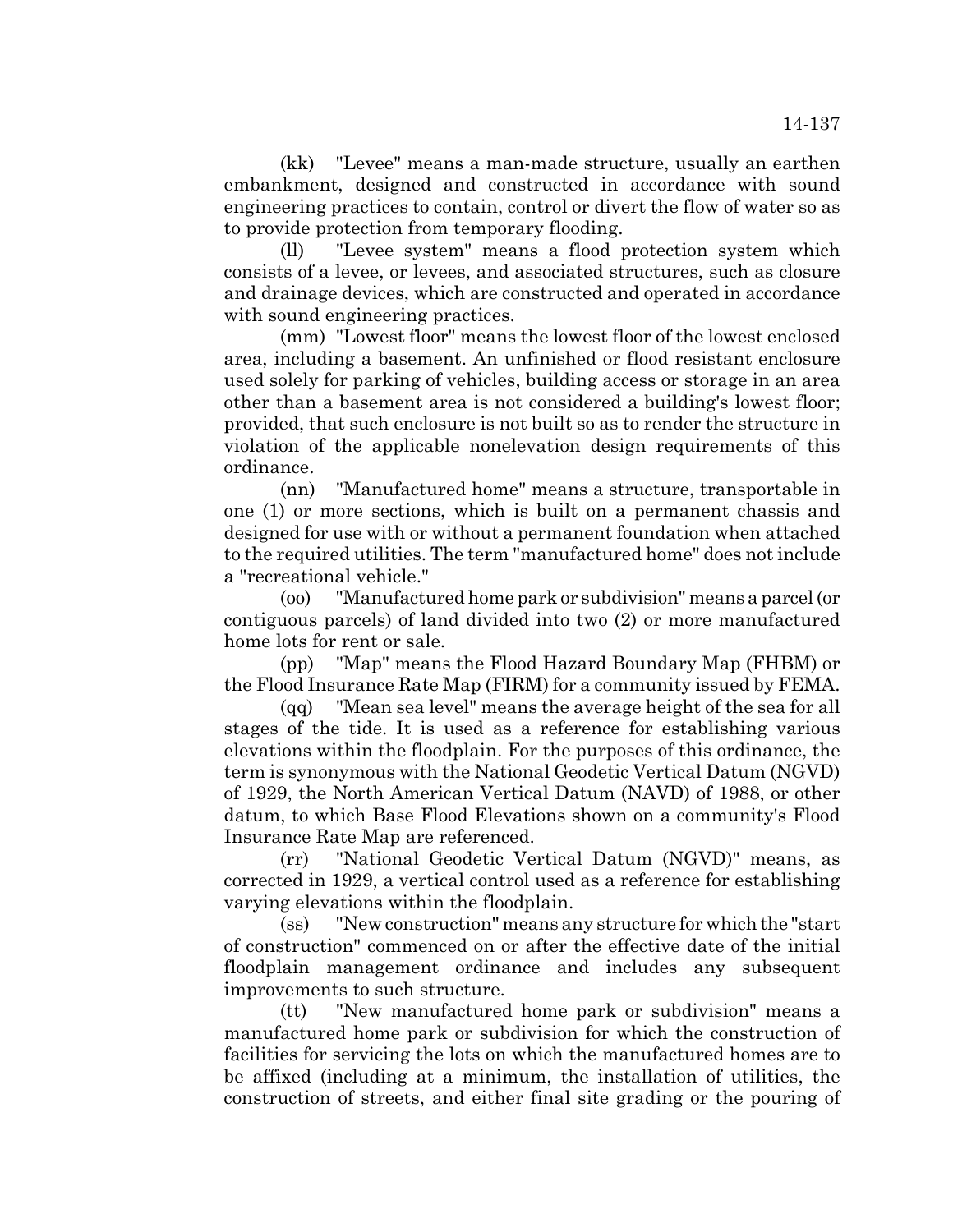(kk) "Levee" means a man-made structure, usually an earthen embankment, designed and constructed in accordance with sound engineering practices to contain, control or divert the flow of water so as to provide protection from temporary flooding.

(ll) "Levee system" means a flood protection system which consists of a levee, or levees, and associated structures, such as closure and drainage devices, which are constructed and operated in accordance with sound engineering practices.

(mm) "Lowest floor" means the lowest floor of the lowest enclosed area, including a basement. An unfinished or flood resistant enclosure used solely for parking of vehicles, building access or storage in an area other than a basement area is not considered a building's lowest floor; provided, that such enclosure is not built so as to render the structure in violation of the applicable nonelevation design requirements of this ordinance.

(nn) "Manufactured home" means a structure, transportable in one (1) or more sections, which is built on a permanent chassis and designed for use with or without a permanent foundation when attached to the required utilities. The term "manufactured home" does not include a "recreational vehicle."

(oo) "Manufactured home park or subdivision" means a parcel (or contiguous parcels) of land divided into two (2) or more manufactured home lots for rent or sale.

(pp) "Map" means the Flood Hazard Boundary Map (FHBM) or the Flood Insurance Rate Map (FIRM) for a community issued by FEMA.

(qq) "Mean sea level" means the average height of the sea for all stages of the tide. It is used as a reference for establishing various elevations within the floodplain. For the purposes of this ordinance, the term is synonymous with the National Geodetic Vertical Datum (NGVD) of 1929, the North American Vertical Datum (NAVD) of 1988, or other datum, to which Base Flood Elevations shown on a community's Flood Insurance Rate Map are referenced.

(rr) "National Geodetic Vertical Datum (NGVD)" means, as corrected in 1929, a vertical control used as a reference for establishing varying elevations within the floodplain.

(ss) "New construction" means any structure for which the "start of construction" commenced on or after the effective date of the initial floodplain management ordinance and includes any subsequent improvements to such structure.

(tt) "New manufactured home park or subdivision" means a manufactured home park or subdivision for which the construction of facilities for servicing the lots on which the manufactured homes are to be affixed (including at a minimum, the installation of utilities, the construction of streets, and either final site grading or the pouring of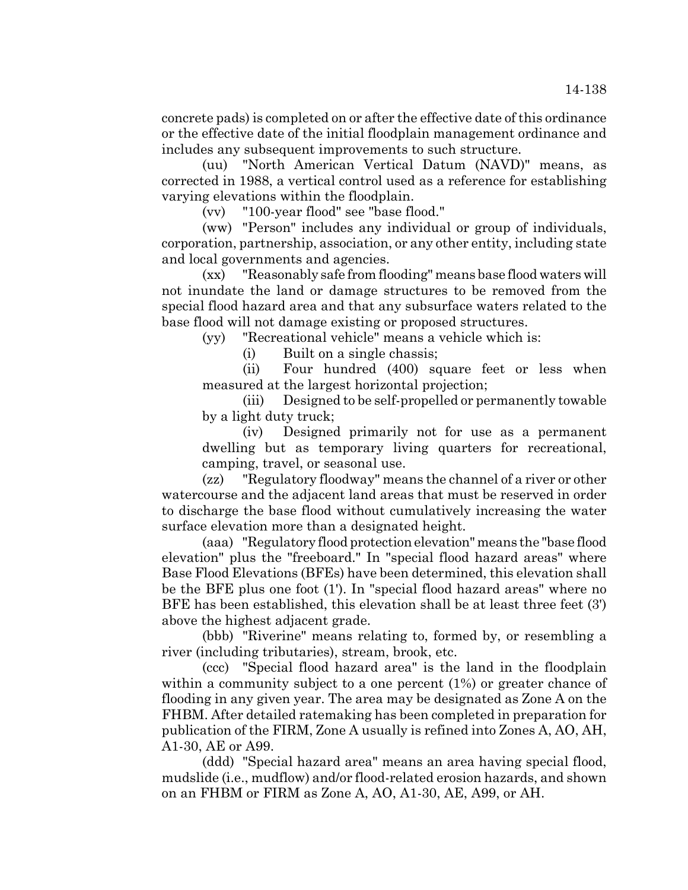concrete pads) is completed on or after the effective date of this ordinance or the effective date of the initial floodplain management ordinance and includes any subsequent improvements to such structure.

(uu) "North American Vertical Datum (NAVD)" means, as corrected in 1988, a vertical control used as a reference for establishing varying elevations within the floodplain.

(vv) "100-year flood" see "base flood."

(ww) "Person" includes any individual or group of individuals, corporation, partnership, association, or any other entity, including state and local governments and agencies.

(xx) "Reasonably safe from flooding" means base flood waters will not inundate the land or damage structures to be removed from the special flood hazard area and that any subsurface waters related to the base flood will not damage existing or proposed structures.

(yy) "Recreational vehicle" means a vehicle which is:

(i) Built on a single chassis;

(ii) Four hundred (400) square feet or less when measured at the largest horizontal projection;

(iii) Designed to be self-propelled or permanently towable by a light duty truck;

(iv) Designed primarily not for use as a permanent dwelling but as temporary living quarters for recreational, camping, travel, or seasonal use.

(zz) "Regulatory floodway" means the channel of a river or other watercourse and the adjacent land areas that must be reserved in order to discharge the base flood without cumulatively increasing the water surface elevation more than a designated height.

(aaa) "Regulatory flood protection elevation" means the "base flood elevation" plus the "freeboard." In "special flood hazard areas" where Base Flood Elevations (BFEs) have been determined, this elevation shall be the BFE plus one foot (1'). In "special flood hazard areas" where no BFE has been established, this elevation shall be at least three feet (3') above the highest adjacent grade.

(bbb) "Riverine" means relating to, formed by, or resembling a river (including tributaries), stream, brook, etc.

(ccc) "Special flood hazard area" is the land in the floodplain within a community subject to a one percent (1%) or greater chance of flooding in any given year. The area may be designated as Zone A on the FHBM. After detailed ratemaking has been completed in preparation for publication of the FIRM, Zone A usually is refined into Zones A, AO, AH, A1-30, AE or A99.

(ddd) "Special hazard area" means an area having special flood, mudslide (i.e., mudflow) and/or flood-related erosion hazards, and shown on an FHBM or FIRM as Zone A, AO, A1-30, AE, A99, or AH.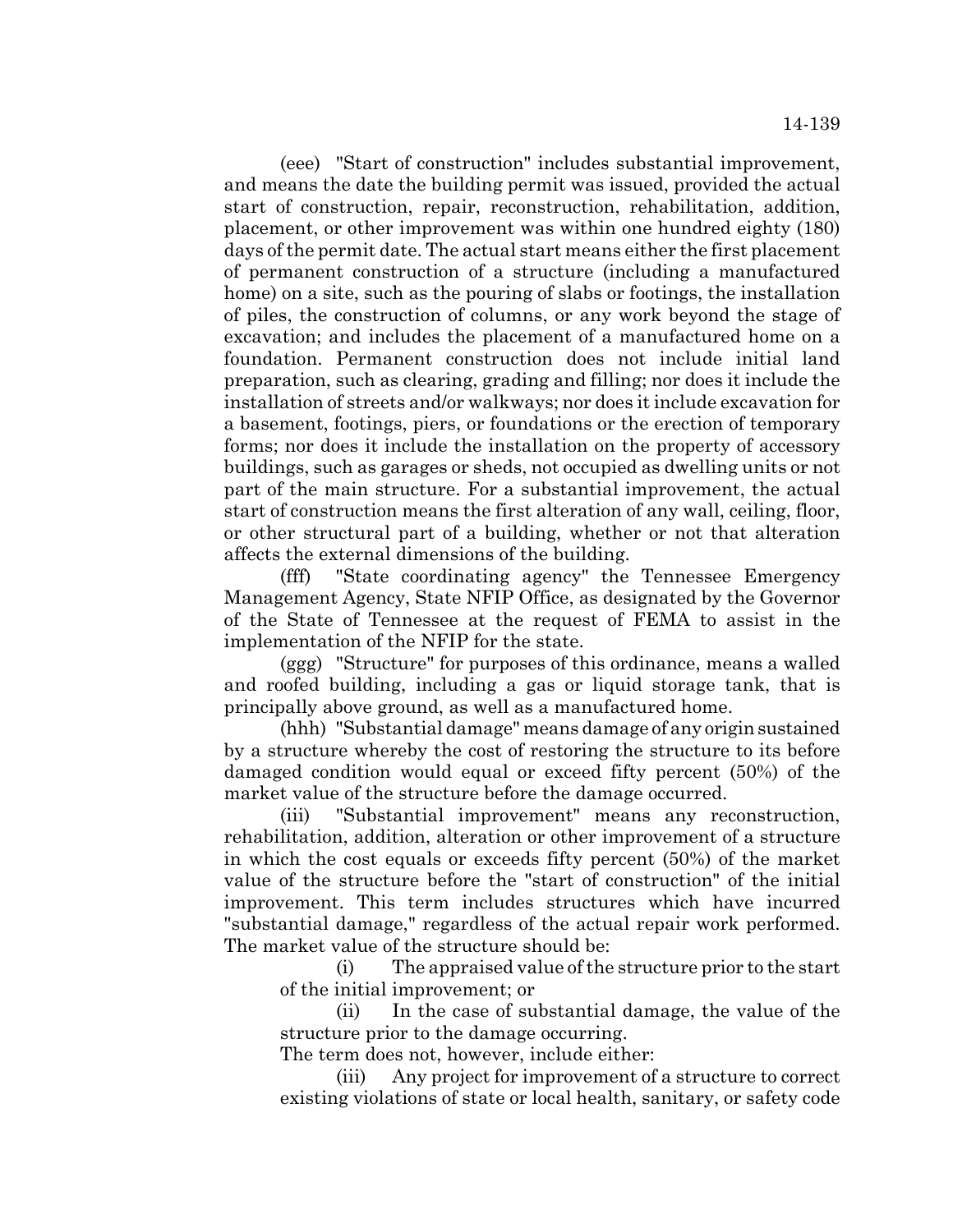(eee) "Start of construction" includes substantial improvement, and means the date the building permit was issued, provided the actual start of construction, repair, reconstruction, rehabilitation, addition, placement, or other improvement was within one hundred eighty (180) days of the permit date. The actual start means either the first placement of permanent construction of a structure (including a manufactured home) on a site, such as the pouring of slabs or footings, the installation of piles, the construction of columns, or any work beyond the stage of excavation; and includes the placement of a manufactured home on a foundation. Permanent construction does not include initial land preparation, such as clearing, grading and filling; nor does it include the installation of streets and/or walkways; nor does it include excavation for a basement, footings, piers, or foundations or the erection of temporary forms; nor does it include the installation on the property of accessory buildings, such as garages or sheds, not occupied as dwelling units or not part of the main structure. For a substantial improvement, the actual start of construction means the first alteration of any wall, ceiling, floor, or other structural part of a building, whether or not that alteration affects the external dimensions of the building.

(fff) "State coordinating agency" the Tennessee Emergency Management Agency, State NFIP Office, as designated by the Governor of the State of Tennessee at the request of FEMA to assist in the implementation of the NFIP for the state.

(ggg) "Structure" for purposes of this ordinance, means a walled and roofed building, including a gas or liquid storage tank, that is principally above ground, as well as a manufactured home.

(hhh) "Substantial damage" means damage of any origin sustained by a structure whereby the cost of restoring the structure to its before damaged condition would equal or exceed fifty percent (50%) of the market value of the structure before the damage occurred.

(iii) "Substantial improvement" means any reconstruction, rehabilitation, addition, alteration or other improvement of a structure in which the cost equals or exceeds fifty percent (50%) of the market value of the structure before the "start of construction" of the initial improvement. This term includes structures which have incurred "substantial damage," regardless of the actual repair work performed. The market value of the structure should be:

(i) The appraised value of the structure prior to the start of the initial improvement; or

(ii) In the case of substantial damage, the value of the structure prior to the damage occurring.

The term does not, however, include either:

(iii) Any project for improvement of a structure to correct existing violations of state or local health, sanitary, or safety code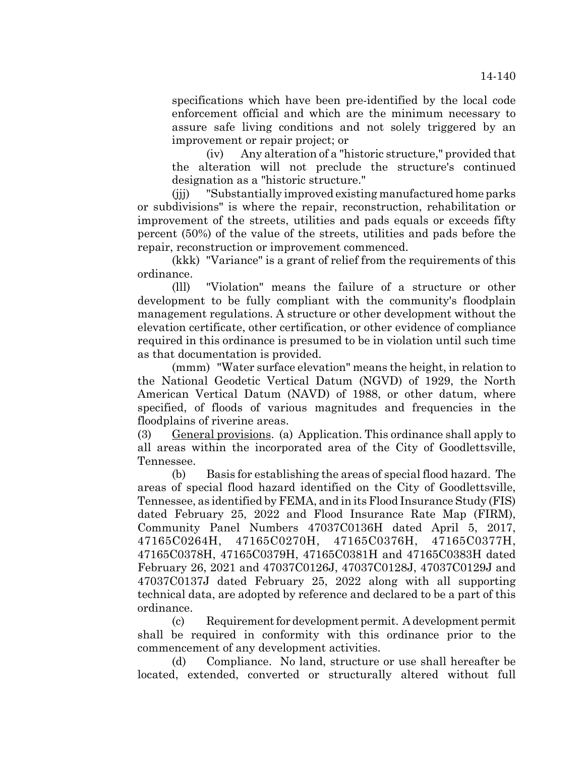specifications which have been pre-identified by the local code enforcement official and which are the minimum necessary to assure safe living conditions and not solely triggered by an improvement or repair project; or

(iv) Any alteration of a "historic structure," provided that the alteration will not preclude the structure's continued designation as a "historic structure."

(jjj) "Substantially improved existing manufactured home parks or subdivisions" is where the repair, reconstruction, rehabilitation or improvement of the streets, utilities and pads equals or exceeds fifty percent (50%) of the value of the streets, utilities and pads before the repair, reconstruction or improvement commenced.

(kkk) "Variance" is a grant of relief from the requirements of this ordinance.

(lll) "Violation" means the failure of a structure or other development to be fully compliant with the community's floodplain management regulations. A structure or other development without the elevation certificate, other certification, or other evidence of compliance required in this ordinance is presumed to be in violation until such time as that documentation is provided.

(mmm) "Water surface elevation" means the height, in relation to the National Geodetic Vertical Datum (NGVD) of 1929, the North American Vertical Datum (NAVD) of 1988, or other datum, where specified, of floods of various magnitudes and frequencies in the floodplains of riverine areas.

(3) General provisions. (a) Application. This ordinance shall apply to all areas within the incorporated area of the City of Goodlettsville, Tennessee.

(b) Basis for establishing the areas of special flood hazard. The areas of special flood hazard identified on the City of Goodlettsville, Tennessee, as identified by FEMA, and in its Flood Insurance Study (FIS) dated February 25, 2022 and Flood Insurance Rate Map (FIRM), Community Panel Numbers 47037C0136H dated April 5, 2017, 47165C0264H, 47165C0270H, 47165C0376H, 47165C0377H, 47165C0378H, 47165C0379H, 47165C0381H and 47165C0383H dated February 26, 2021 and 47037C0126J, 47037C0128J, 47037C0129J and 47037C0137J dated February 25, 2022 along with all supporting technical data, are adopted by reference and declared to be a part of this ordinance.

(c) Requirement for development permit. A development permit shall be required in conformity with this ordinance prior to the commencement of any development activities.

(d) Compliance. No land, structure or use shall hereafter be located, extended, converted or structurally altered without full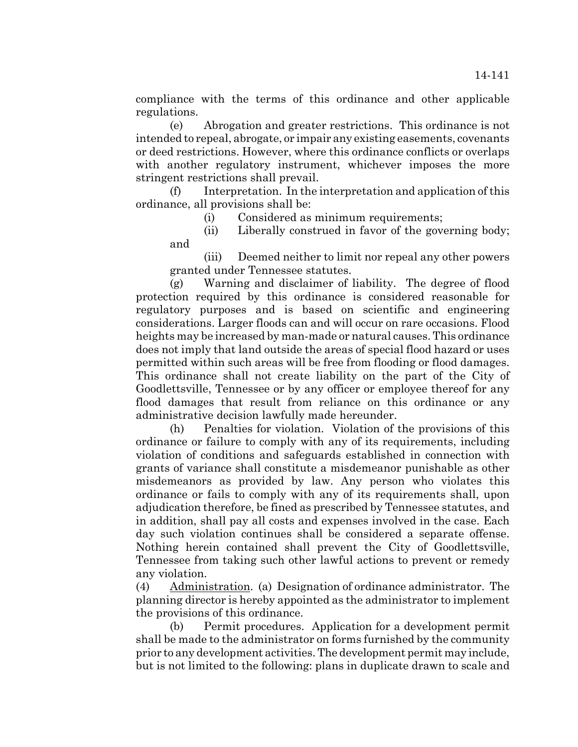compliance with the terms of this ordinance and other applicable regulations.

(e) Abrogation and greater restrictions. This ordinance is not intended to repeal, abrogate, or impair any existing easements, covenants or deed restrictions. However, where this ordinance conflicts or overlaps with another regulatory instrument, whichever imposes the more stringent restrictions shall prevail.

(f) Interpretation. In the interpretation and application of this ordinance, all provisions shall be:

(i) Considered as minimum requirements;

(ii) Liberally construed in favor of the governing body; and

(iii) Deemed neither to limit nor repeal any other powers granted under Tennessee statutes.

(g) Warning and disclaimer of liability. The degree of flood protection required by this ordinance is considered reasonable for regulatory purposes and is based on scientific and engineering considerations. Larger floods can and will occur on rare occasions. Flood heights may be increased by man-made or natural causes. This ordinance does not imply that land outside the areas of special flood hazard or uses permitted within such areas will be free from flooding or flood damages. This ordinance shall not create liability on the part of the City of Goodlettsville, Tennessee or by any officer or employee thereof for any flood damages that result from reliance on this ordinance or any administrative decision lawfully made hereunder.

(h) Penalties for violation. Violation of the provisions of this ordinance or failure to comply with any of its requirements, including violation of conditions and safeguards established in connection with grants of variance shall constitute a misdemeanor punishable as other misdemeanors as provided by law. Any person who violates this ordinance or fails to comply with any of its requirements shall, upon adjudication therefore, be fined as prescribed by Tennessee statutes, and in addition, shall pay all costs and expenses involved in the case. Each day such violation continues shall be considered a separate offense. Nothing herein contained shall prevent the City of Goodlettsville, Tennessee from taking such other lawful actions to prevent or remedy any violation.

(4) Administration. (a) Designation of ordinance administrator. The planning director is hereby appointed as the administrator to implement the provisions of this ordinance.

(b) Permit procedures. Application for a development permit shall be made to the administrator on forms furnished by the community prior to any development activities. The development permit may include, but is not limited to the following: plans in duplicate drawn to scale and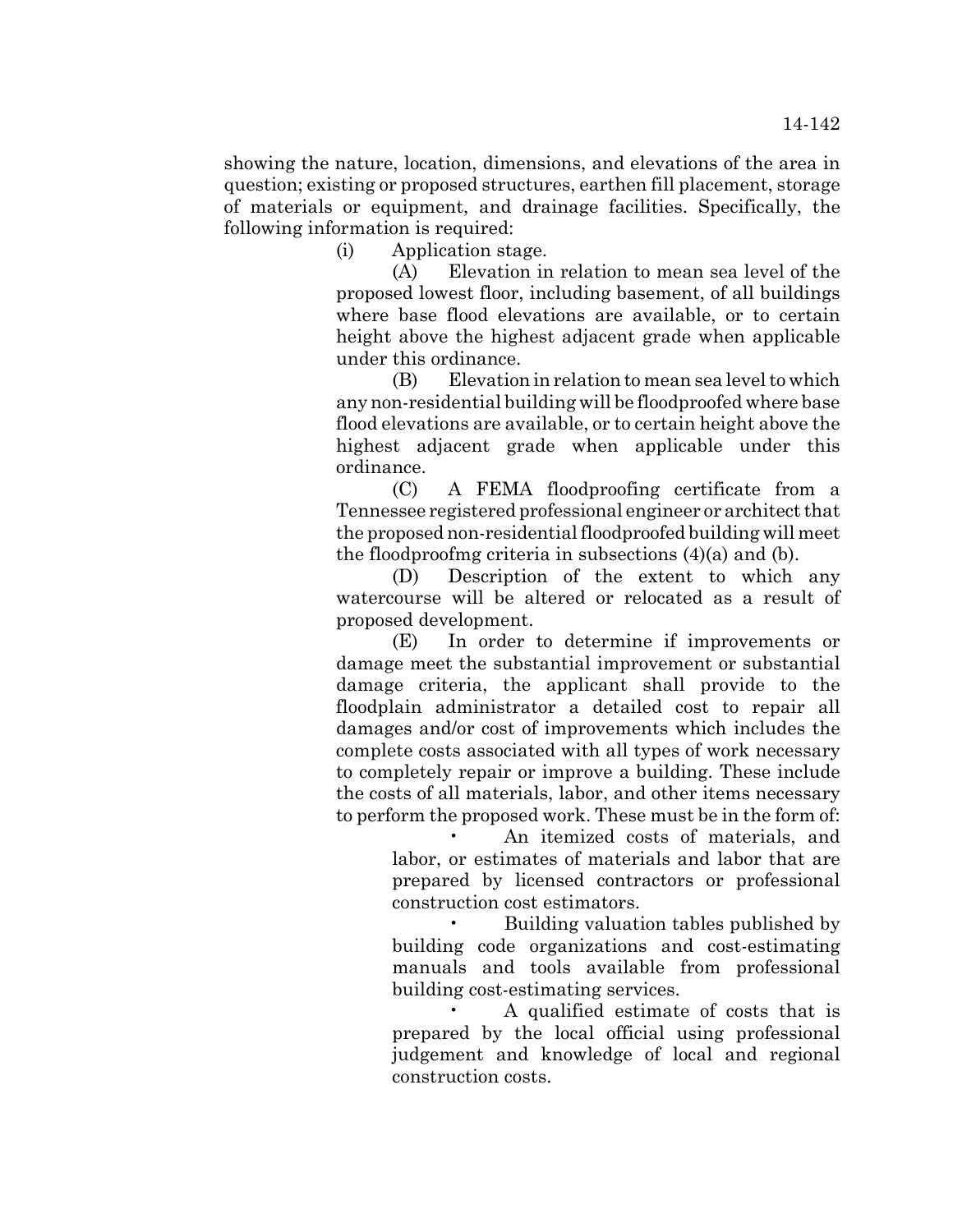showing the nature, location, dimensions, and elevations of the area in question; existing or proposed structures, earthen fill placement, storage of materials or equipment, and drainage facilities. Specifically, the following information is required:

(i) Application stage.

(A) Elevation in relation to mean sea level of the proposed lowest floor, including basement, of all buildings where base flood elevations are available, or to certain height above the highest adjacent grade when applicable under this ordinance.

(B) Elevation in relation to mean sea level to which any non-residential building will be floodproofed where base flood elevations are available, or to certain height above the highest adjacent grade when applicable under this ordinance.

(C) A FEMA floodproofing certificate from a Tennessee registered professional engineer or architect that the proposed non-residential floodproofed building will meet the floodproofmg criteria in subsections (4)(a) and (b).

(D) Description of the extent to which any watercourse will be altered or relocated as a result of proposed development.

(E) In order to determine if improvements or damage meet the substantial improvement or substantial damage criteria, the applicant shall provide to the floodplain administrator a detailed cost to repair all damages and/or cost of improvements which includes the complete costs associated with all types of work necessary to completely repair or improve a building. These include the costs of all materials, labor, and other items necessary to perform the proposed work. These must be in the form of:

- An itemized costs of materials, and labor, or estimates of materials and labor that are prepared by licensed contractors or professional construction cost estimators.
- Building valuation tables published by building code organizations and cost-estimating manuals and tools available from professional building cost-estimating services.
- A qualified estimate of costs that is prepared by the local official using professional judgement and knowledge of local and regional construction costs.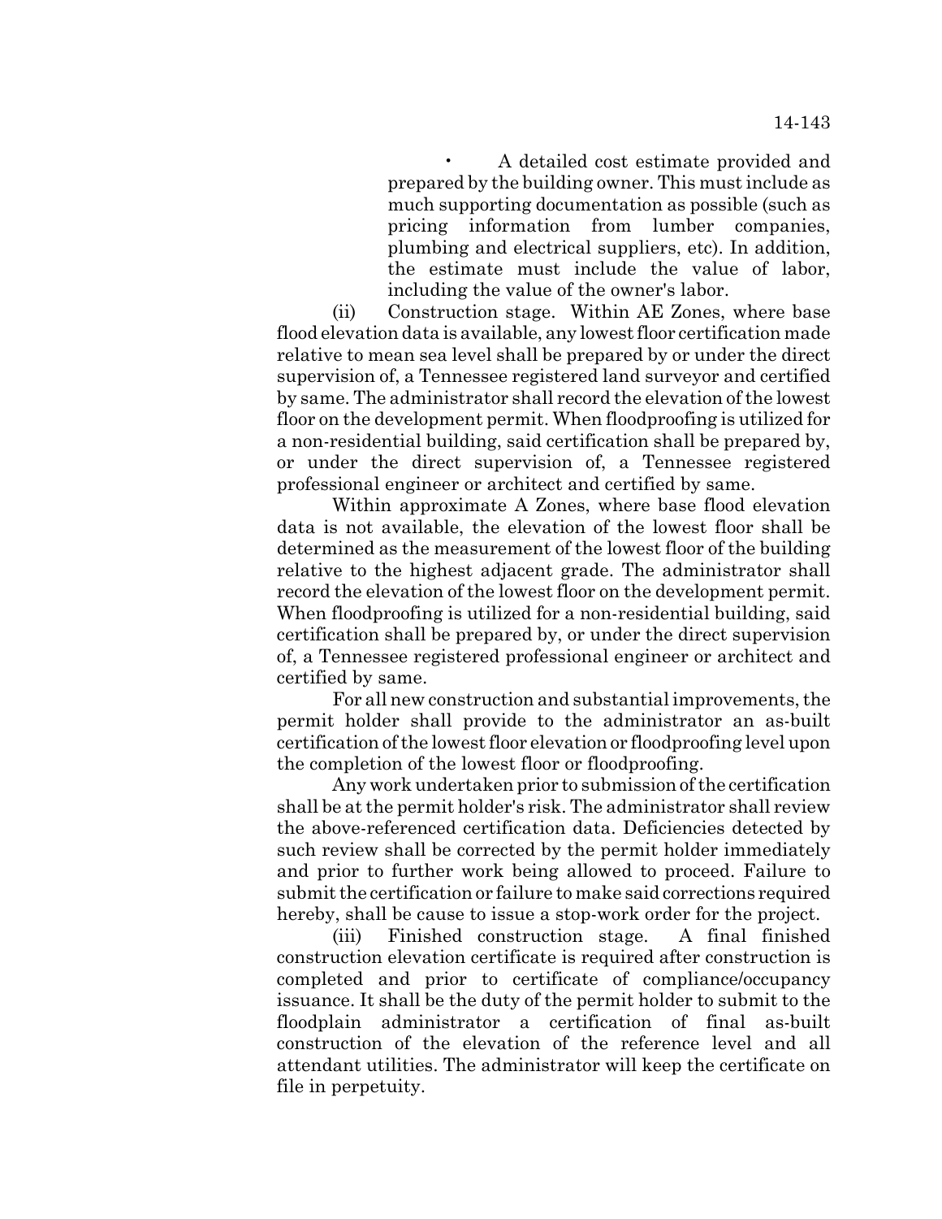- A detailed cost estimate provided and prepared by the building owner. This must include as much supporting documentation as possible (such as pricing information from lumber companies, plumbing and electrical suppliers, etc). In addition, the estimate must include the value of labor, including the value of the owner's labor.

(ii) Construction stage. Within AE Zones, where base flood elevation data is available, any lowest floor certification made relative to mean sea level shall be prepared by or under the direct supervision of, a Tennessee registered land surveyor and certified by same. The administrator shall record the elevation of the lowest floor on the development permit. When floodproofing is utilized for a non-residential building, said certification shall be prepared by, or under the direct supervision of, a Tennessee registered professional engineer or architect and certified by same.

Within approximate A Zones, where base flood elevation data is not available, the elevation of the lowest floor shall be determined as the measurement of the lowest floor of the building relative to the highest adjacent grade. The administrator shall record the elevation of the lowest floor on the development permit. When floodproofing is utilized for a non-residential building, said certification shall be prepared by, or under the direct supervision of, a Tennessee registered professional engineer or architect and certified by same.

For all new construction and substantial improvements, the permit holder shall provide to the administrator an as-built certification of the lowest floor elevation or floodproofing level upon the completion of the lowest floor or floodproofing.

Any work undertaken prior to submission of the certification shall be at the permit holder's risk. The administrator shall review the above-referenced certification data. Deficiencies detected by such review shall be corrected by the permit holder immediately and prior to further work being allowed to proceed. Failure to submit the certification or failure to make said corrections required hereby, shall be cause to issue a stop-work order for the project.

(iii) Finished construction stage. A final finished construction elevation certificate is required after construction is completed and prior to certificate of compliance/occupancy issuance. It shall be the duty of the permit holder to submit to the floodplain administrator a certification of final as-built construction of the elevation of the reference level and all attendant utilities. The administrator will keep the certificate on file in perpetuity.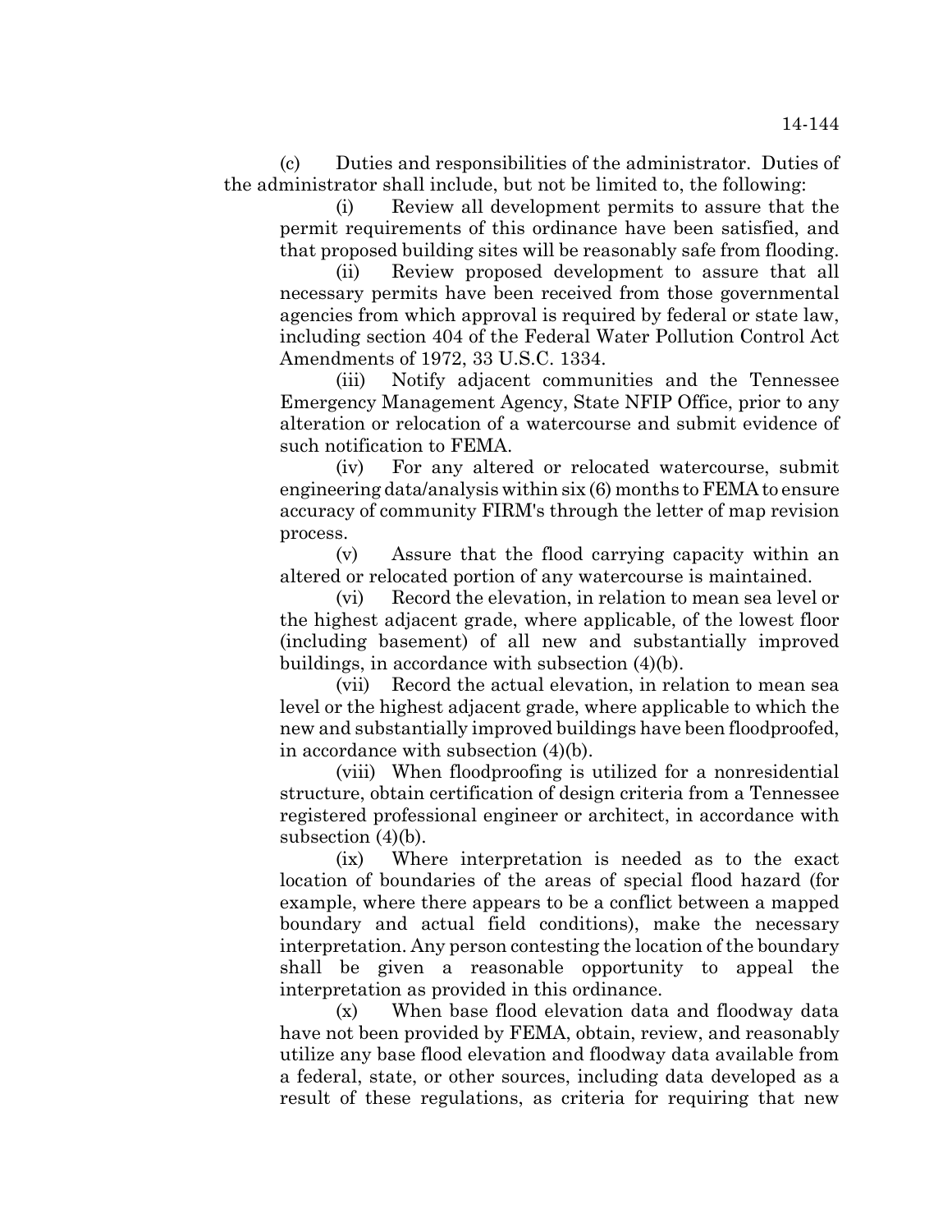(c) Duties and responsibilities of the administrator. Duties of the administrator shall include, but not be limited to, the following:

(i) Review all development permits to assure that the permit requirements of this ordinance have been satisfied, and that proposed building sites will be reasonably safe from flooding.

(ii) Review proposed development to assure that all necessary permits have been received from those governmental agencies from which approval is required by federal or state law, including section 404 of the Federal Water Pollution Control Act Amendments of 1972, 33 U.S.C. 1334.

(iii) Notify adjacent communities and the Tennessee Emergency Management Agency, State NFIP Office, prior to any alteration or relocation of a watercourse and submit evidence of such notification to FEMA.

(iv) For any altered or relocated watercourse, submit engineering data/analysis within six (6) months to FEMA to ensure accuracy of community FIRM's through the letter of map revision process.

(v) Assure that the flood carrying capacity within an altered or relocated portion of any watercourse is maintained.

(vi) Record the elevation, in relation to mean sea level or the highest adjacent grade, where applicable, of the lowest floor (including basement) of all new and substantially improved buildings, in accordance with subsection (4)(b).

(vii) Record the actual elevation, in relation to mean sea level or the highest adjacent grade, where applicable to which the new and substantially improved buildings have been floodproofed, in accordance with subsection (4)(b).

(viii) When floodproofing is utilized for a nonresidential structure, obtain certification of design criteria from a Tennessee registered professional engineer or architect, in accordance with subsection (4)(b).

(ix) Where interpretation is needed as to the exact location of boundaries of the areas of special flood hazard (for example, where there appears to be a conflict between a mapped boundary and actual field conditions), make the necessary interpretation. Any person contesting the location of the boundary shall be given a reasonable opportunity to appeal the interpretation as provided in this ordinance.

(x) When base flood elevation data and floodway data have not been provided by FEMA, obtain, review, and reasonably utilize any base flood elevation and floodway data available from a federal, state, or other sources, including data developed as a result of these regulations, as criteria for requiring that new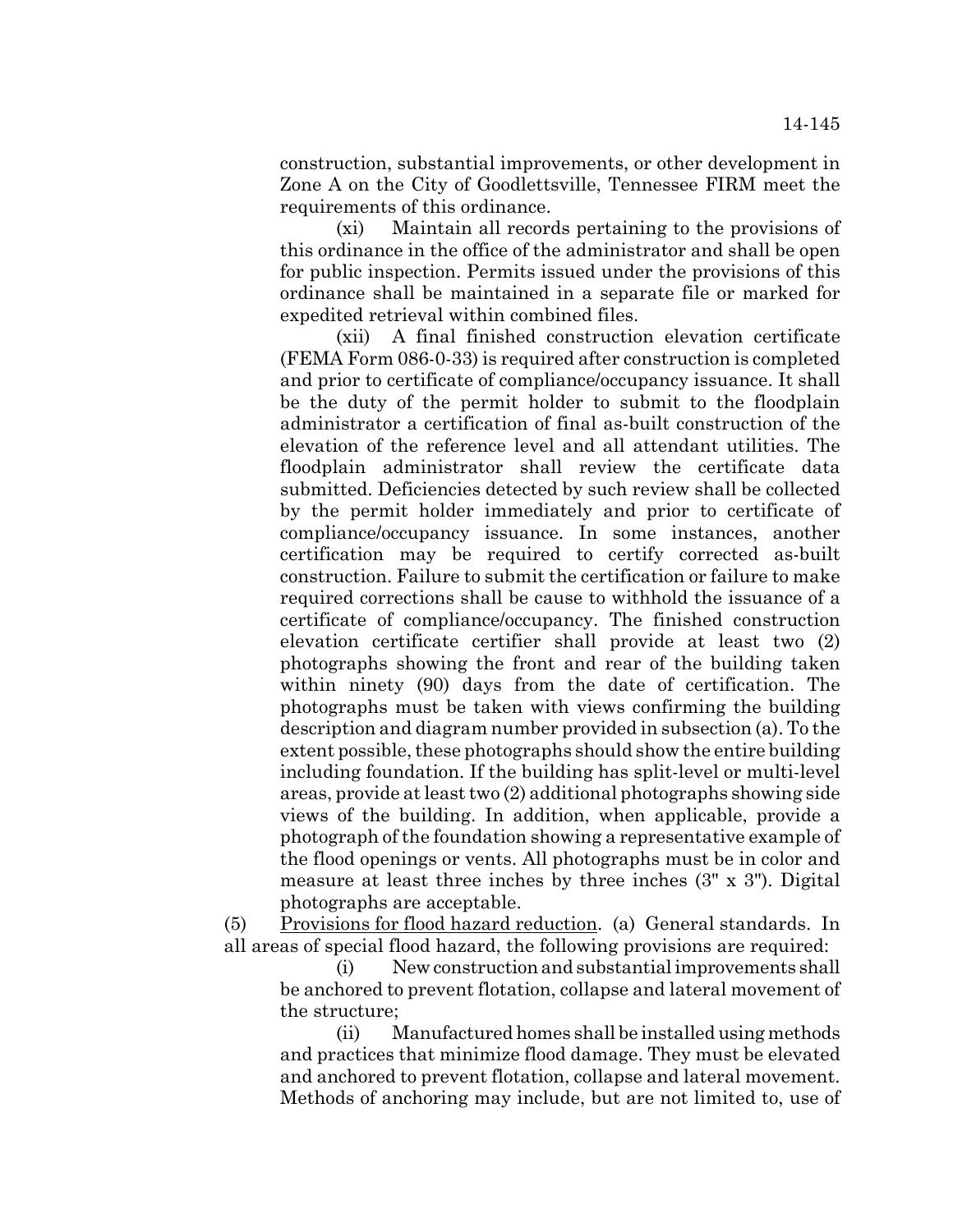construction, substantial improvements, or other development in Zone A on the City of Goodlettsville, Tennessee FIRM meet the requirements of this ordinance.

(xi) Maintain all records pertaining to the provisions of this ordinance in the office of the administrator and shall be open for public inspection. Permits issued under the provisions of this ordinance shall be maintained in a separate file or marked for expedited retrieval within combined files.

(xii) A final finished construction elevation certificate (FEMA Form 086-0-33) is required after construction is completed and prior to certificate of compliance/occupancy issuance. It shall be the duty of the permit holder to submit to the floodplain administrator a certification of final as-built construction of the elevation of the reference level and all attendant utilities. The floodplain administrator shall review the certificate data submitted. Deficiencies detected by such review shall be collected by the permit holder immediately and prior to certificate of compliance/occupancy issuance. In some instances, another certification may be required to certify corrected as-built construction. Failure to submit the certification or failure to make required corrections shall be cause to withhold the issuance of a certificate of compliance/occupancy. The finished construction elevation certificate certifier shall provide at least two (2) photographs showing the front and rear of the building taken within ninety (90) days from the date of certification. The photographs must be taken with views confirming the building description and diagram number provided in subsection (a). To the extent possible, these photographs should show the entire building including foundation. If the building has split-level or multi-level areas, provide at least two (2) additional photographs showing side views of the building. In addition, when applicable, provide a photograph of the foundation showing a representative example of the flood openings or vents. All photographs must be in color and measure at least three inches by three inches (3" x 3"). Digital photographs are acceptable.

(5) Provisions for flood hazard reduction. (a) General standards. In all areas of special flood hazard, the following provisions are required:

(i) New construction and substantial improvements shall be anchored to prevent flotation, collapse and lateral movement of the structure;

(ii) Manufactured homes shall be installed using methods and practices that minimize flood damage. They must be elevated and anchored to prevent flotation, collapse and lateral movement. Methods of anchoring may include, but are not limited to, use of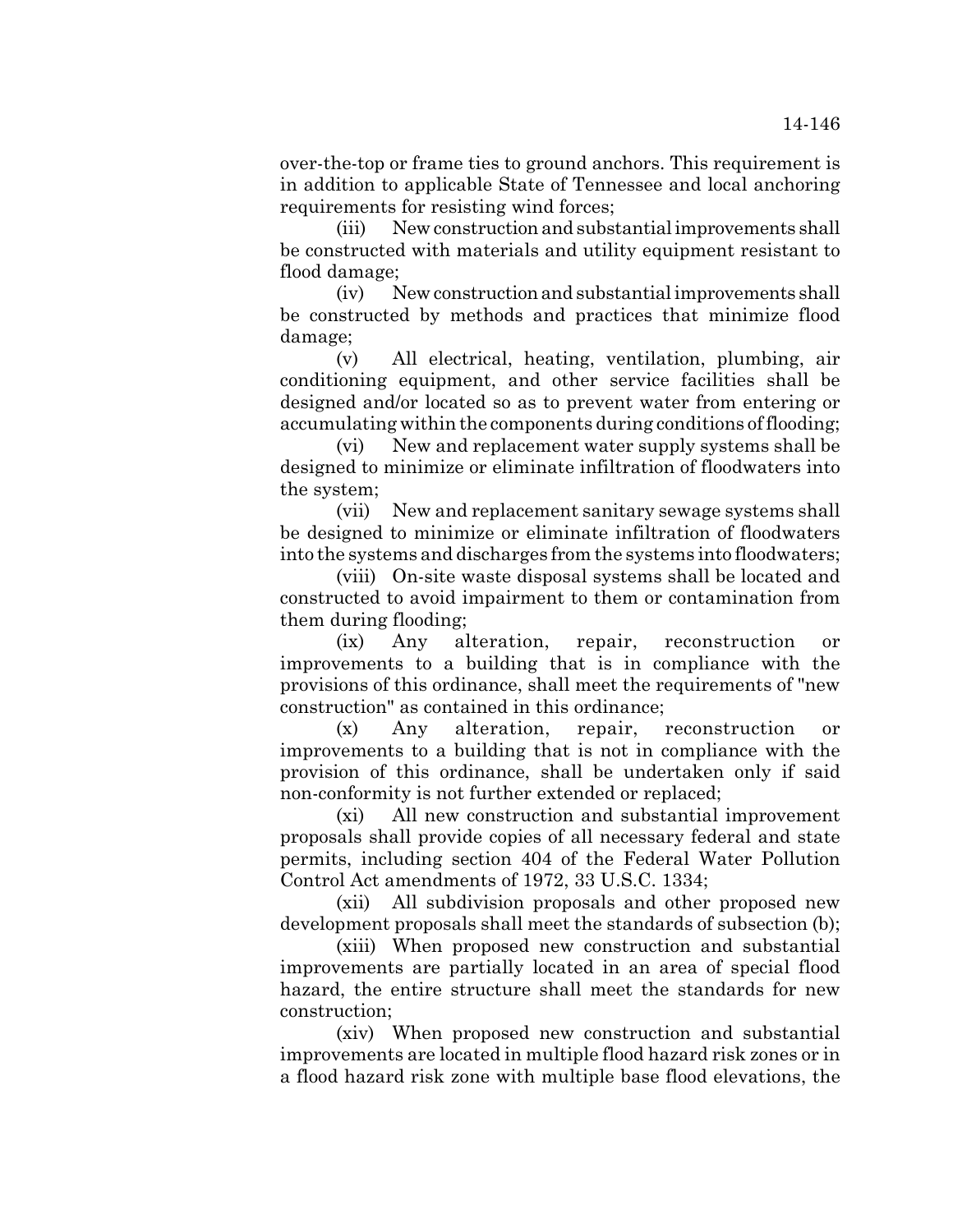over-the-top or frame ties to ground anchors. This requirement is in addition to applicable State of Tennessee and local anchoring requirements for resisting wind forces;

(iii) New construction and substantial improvements shall be constructed with materials and utility equipment resistant to flood damage;

(iv) New construction and substantial improvements shall be constructed by methods and practices that minimize flood damage;

(v) All electrical, heating, ventilation, plumbing, air conditioning equipment, and other service facilities shall be designed and/or located so as to prevent water from entering or accumulating within the components during conditions of flooding;

(vi) New and replacement water supply systems shall be designed to minimize or eliminate infiltration of floodwaters into the system;

(vii) New and replacement sanitary sewage systems shall be designed to minimize or eliminate infiltration of floodwaters into the systems and discharges from the systems into floodwaters;

(viii) On-site waste disposal systems shall be located and constructed to avoid impairment to them or contamination from them during flooding;

(ix) Any alteration, repair, reconstruction or improvements to a building that is in compliance with the provisions of this ordinance, shall meet the requirements of "new construction" as contained in this ordinance;

(x) Any alteration, repair, reconstruction or improvements to a building that is not in compliance with the provision of this ordinance, shall be undertaken only if said non-conformity is not further extended or replaced;

(xi) All new construction and substantial improvement proposals shall provide copies of all necessary federal and state permits, including section 404 of the Federal Water Pollution Control Act amendments of 1972, 33 U.S.C. 1334;

(xii) All subdivision proposals and other proposed new development proposals shall meet the standards of subsection (b);

(xiii) When proposed new construction and substantial improvements are partially located in an area of special flood hazard, the entire structure shall meet the standards for new construction;

(xiv) When proposed new construction and substantial improvements are located in multiple flood hazard risk zones or in a flood hazard risk zone with multiple base flood elevations, the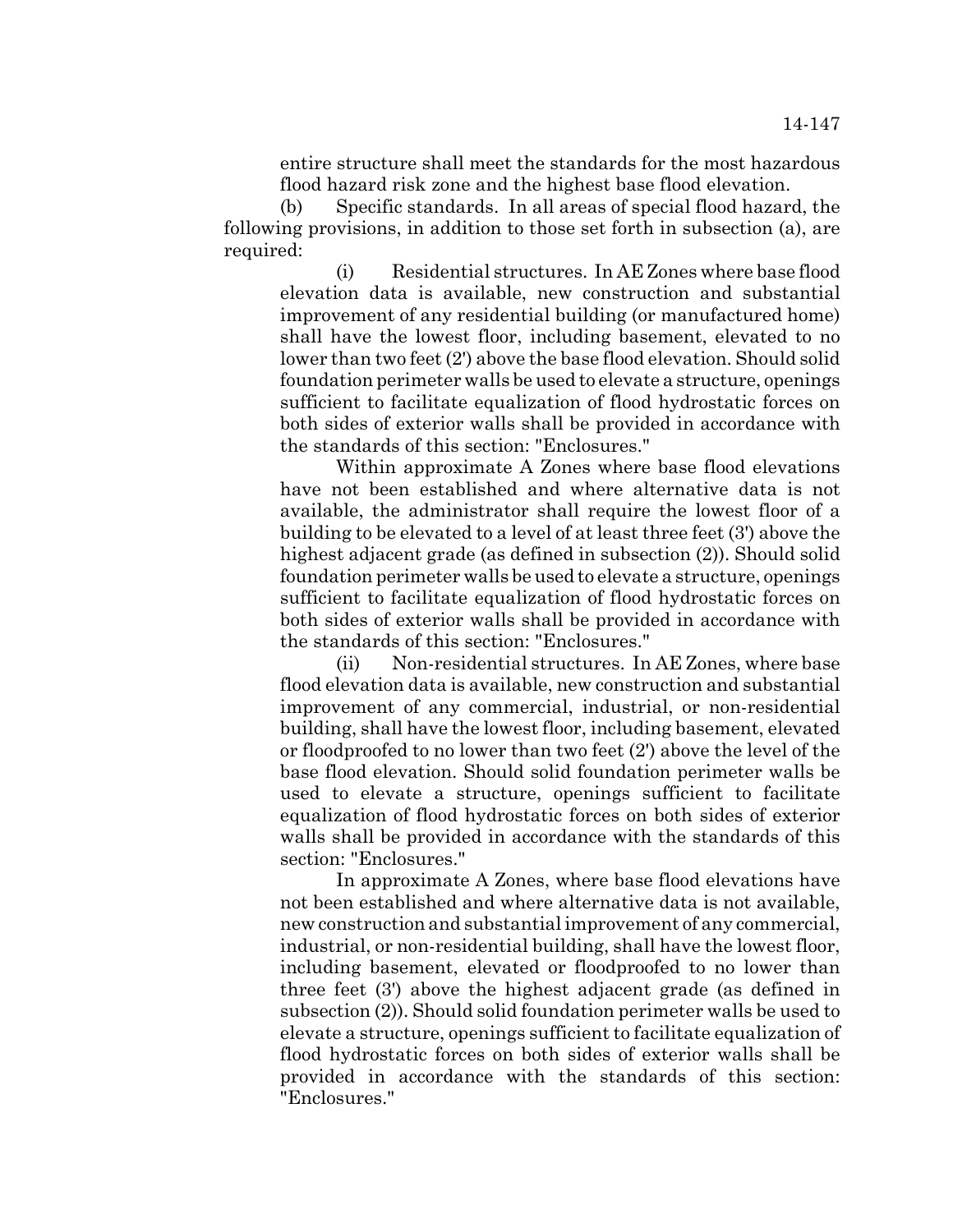entire structure shall meet the standards for the most hazardous flood hazard risk zone and the highest base flood elevation.

(b) Specific standards. In all areas of special flood hazard, the following provisions, in addition to those set forth in subsection (a), are required:

(i) Residential structures. In AE Zones where base flood elevation data is available, new construction and substantial improvement of any residential building (or manufactured home) shall have the lowest floor, including basement, elevated to no lower than two feet (2') above the base flood elevation. Should solid foundation perimeter walls be used to elevate a structure, openings sufficient to facilitate equalization of flood hydrostatic forces on both sides of exterior walls shall be provided in accordance with the standards of this section: "Enclosures."

Within approximate A Zones where base flood elevations have not been established and where alternative data is not available, the administrator shall require the lowest floor of a building to be elevated to a level of at least three feet (3') above the highest adjacent grade (as defined in subsection (2)). Should solid foundation perimeter walls be used to elevate a structure, openings sufficient to facilitate equalization of flood hydrostatic forces on both sides of exterior walls shall be provided in accordance with the standards of this section: "Enclosures."

(ii) Non-residential structures. In AE Zones, where base flood elevation data is available, new construction and substantial improvement of any commercial, industrial, or non-residential building, shall have the lowest floor, including basement, elevated or floodproofed to no lower than two feet (2') above the level of the base flood elevation. Should solid foundation perimeter walls be used to elevate a structure, openings sufficient to facilitate equalization of flood hydrostatic forces on both sides of exterior walls shall be provided in accordance with the standards of this section: "Enclosures."

In approximate A Zones, where base flood elevations have not been established and where alternative data is not available, new construction and substantial improvement of any commercial, industrial, or non-residential building, shall have the lowest floor, including basement, elevated or floodproofed to no lower than three feet (3') above the highest adjacent grade (as defined in subsection (2)). Should solid foundation perimeter walls be used to elevate a structure, openings sufficient to facilitate equalization of flood hydrostatic forces on both sides of exterior walls shall be provided in accordance with the standards of this section: "Enclosures."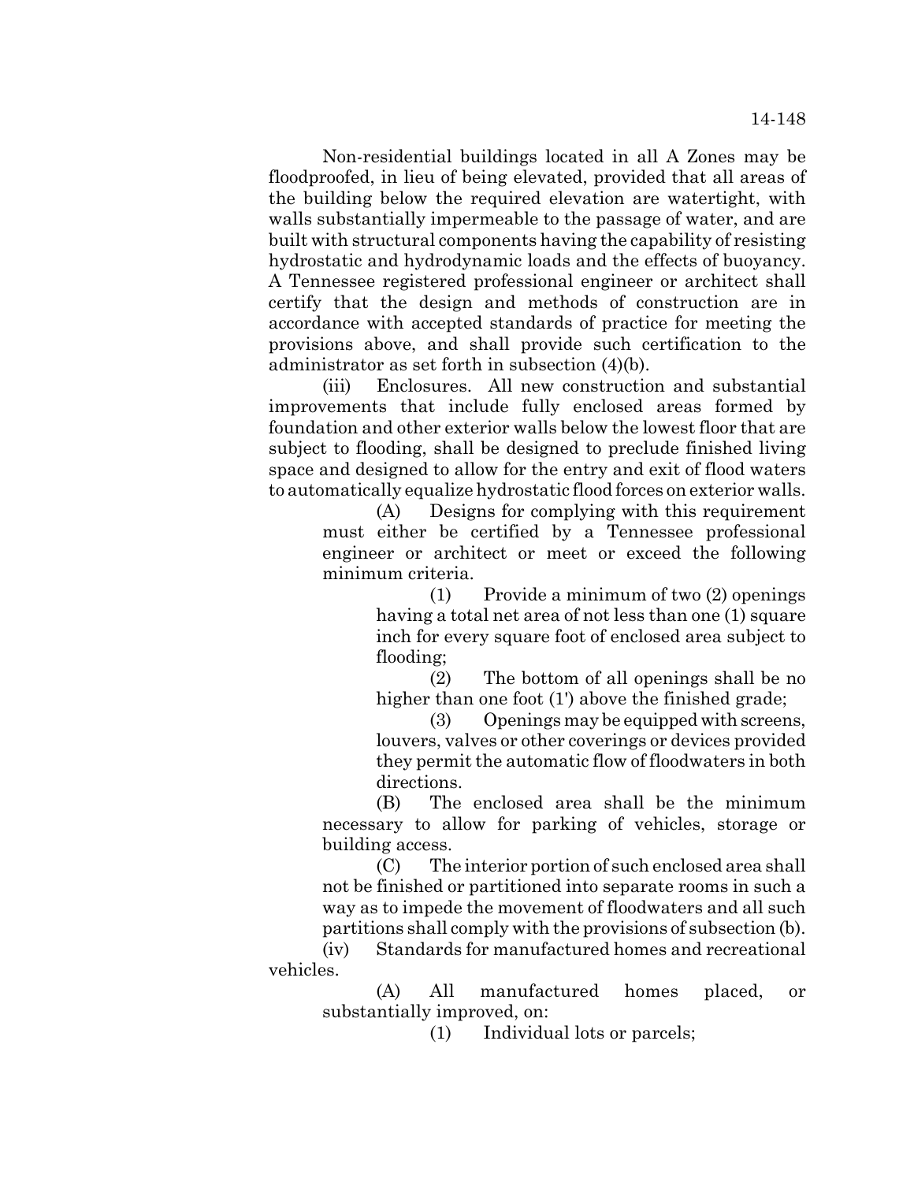Non-residential buildings located in all A Zones may be floodproofed, in lieu of being elevated, provided that all areas of the building below the required elevation are watertight, with walls substantially impermeable to the passage of water, and are built with structural components having the capability of resisting hydrostatic and hydrodynamic loads and the effects of buoyancy. A Tennessee registered professional engineer or architect shall certify that the design and methods of construction are in accordance with accepted standards of practice for meeting the provisions above, and shall provide such certification to the administrator as set forth in subsection (4)(b).

(iii) Enclosures. All new construction and substantial improvements that include fully enclosed areas formed by foundation and other exterior walls below the lowest floor that are subject to flooding, shall be designed to preclude finished living space and designed to allow for the entry and exit of flood waters to automatically equalize hydrostatic flood forces on exterior walls.

(A) Designs for complying with this requirement must either be certified by a Tennessee professional engineer or architect or meet or exceed the following minimum criteria.

(1) Provide a minimum of two (2) openings having a total net area of not less than one (1) square inch for every square foot of enclosed area subject to flooding;

(2) The bottom of all openings shall be no higher than one foot (1') above the finished grade;

(3) Openings may be equipped with screens, louvers, valves or other coverings or devices provided they permit the automatic flow of floodwaters in both directions.

(B) The enclosed area shall be the minimum necessary to allow for parking of vehicles, storage or building access.

(C) The interior portion of such enclosed area shall not be finished or partitioned into separate rooms in such a way as to impede the movement of floodwaters and all such partitions shall comply with the provisions of subsection (b).

(iv) Standards for manufactured homes and recreational vehicles.

(A) All manufactured homes placed, or substantially improved, on:

(1) Individual lots or parcels;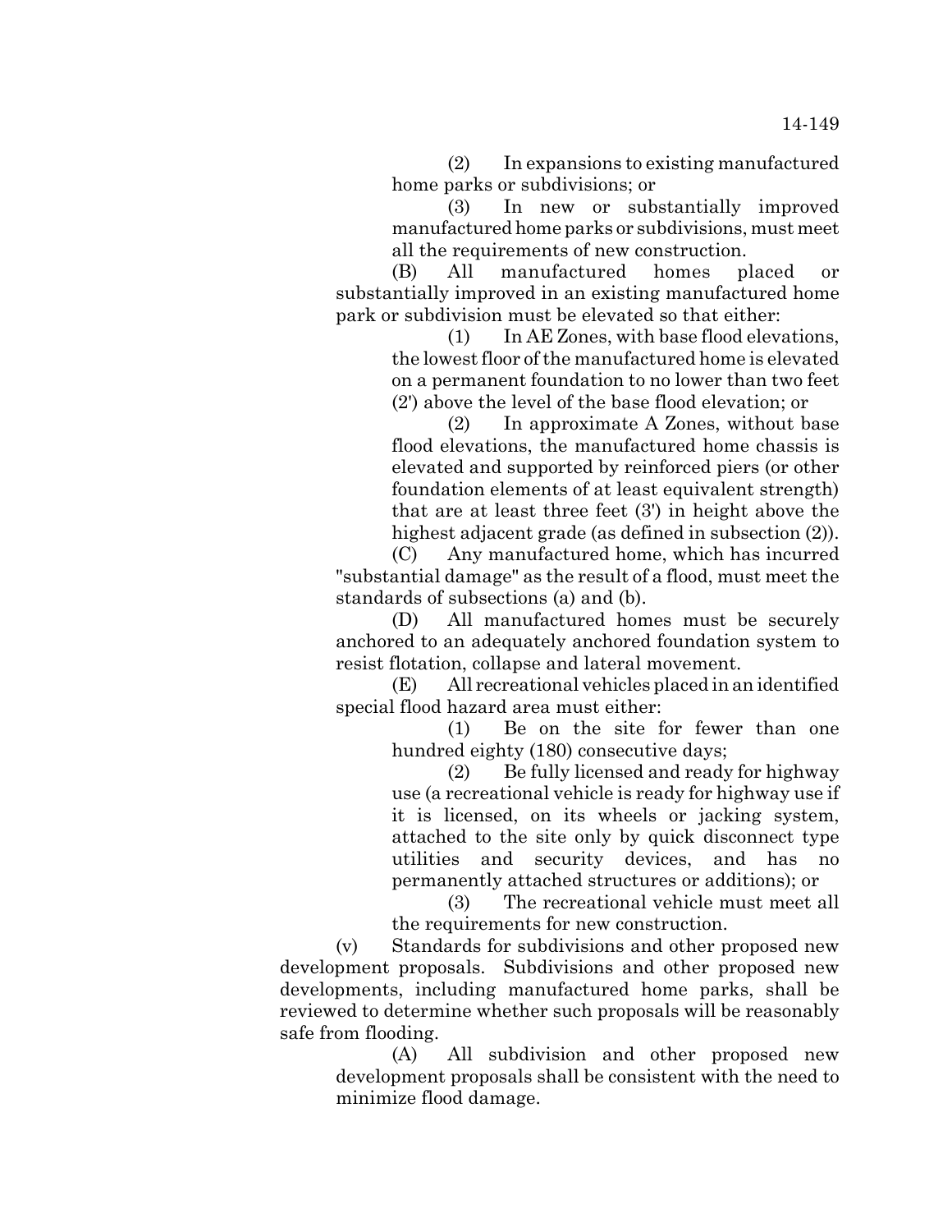(2) In expansions to existing manufactured home parks or subdivisions; or

(3) In new or substantially improved manufactured home parks or subdivisions, must meet all the requirements of new construction.

(B) All manufactured homes placed or substantially improved in an existing manufactured home park or subdivision must be elevated so that either:

(1) In AE Zones, with base flood elevations, the lowest floor of the manufactured home is elevated on a permanent foundation to no lower than two feet (2') above the level of the base flood elevation; or

(2) In approximate A Zones, without base flood elevations, the manufactured home chassis is elevated and supported by reinforced piers (or other foundation elements of at least equivalent strength) that are at least three feet (3') in height above the highest adjacent grade (as defined in subsection (2)).

(C) Any manufactured home, which has incurred "substantial damage" as the result of a flood, must meet the standards of subsections (a) and (b).

(D) All manufactured homes must be securely anchored to an adequately anchored foundation system to resist flotation, collapse and lateral movement.

(E) All recreational vehicles placed in an identified special flood hazard area must either:

(1) Be on the site for fewer than one hundred eighty (180) consecutive days;

(2) Be fully licensed and ready for highway use (a recreational vehicle is ready for highway use if it is licensed, on its wheels or jacking system, attached to the site only by quick disconnect type utilities and security devices, and has no permanently attached structures or additions); or

(3) The recreational vehicle must meet all the requirements for new construction.

(v) Standards for subdivisions and other proposed new development proposals. Subdivisions and other proposed new developments, including manufactured home parks, shall be reviewed to determine whether such proposals will be reasonably safe from flooding.

(A) All subdivision and other proposed new development proposals shall be consistent with the need to minimize flood damage.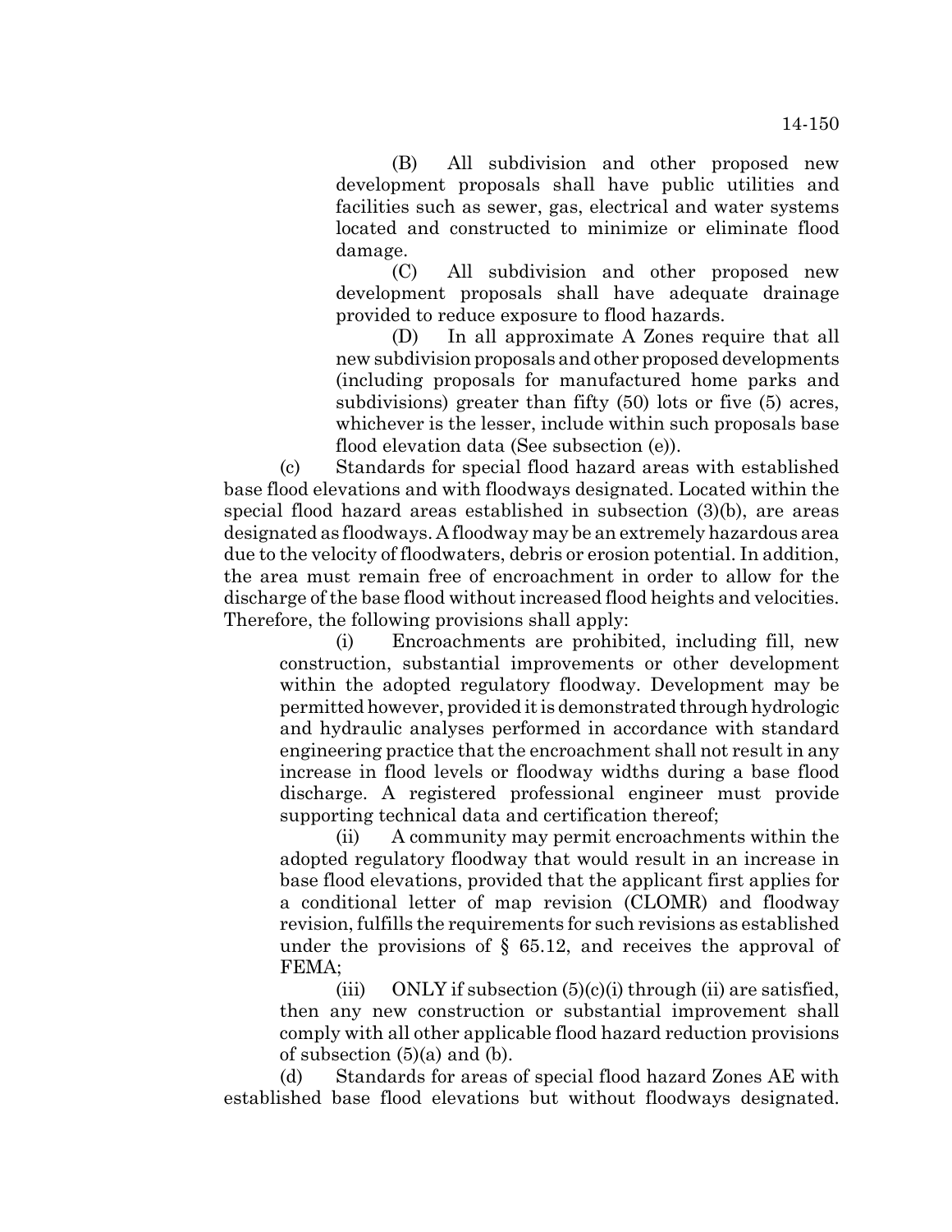(B) All subdivision and other proposed new development proposals shall have public utilities and facilities such as sewer, gas, electrical and water systems located and constructed to minimize or eliminate flood damage.

(C) All subdivision and other proposed new development proposals shall have adequate drainage provided to reduce exposure to flood hazards.

(D) In all approximate A Zones require that all new subdivision proposals and other proposed developments (including proposals for manufactured home parks and subdivisions) greater than fifty (50) lots or five (5) acres, whichever is the lesser, include within such proposals base flood elevation data (See subsection (e)).

(c) Standards for special flood hazard areas with established base flood elevations and with floodways designated. Located within the special flood hazard areas established in subsection (3)(b), are areas designated as floodways. A floodway may be an extremely hazardous area due to the velocity of floodwaters, debris or erosion potential. In addition, the area must remain free of encroachment in order to allow for the discharge of the base flood without increased flood heights and velocities. Therefore, the following provisions shall apply:

(i) Encroachments are prohibited, including fill, new construction, substantial improvements or other development within the adopted regulatory floodway. Development may be permitted however, provided it is demonstrated through hydrologic and hydraulic analyses performed in accordance with standard engineering practice that the encroachment shall not result in any increase in flood levels or floodway widths during a base flood discharge. A registered professional engineer must provide supporting technical data and certification thereof;

(ii) A community may permit encroachments within the adopted regulatory floodway that would result in an increase in base flood elevations, provided that the applicant first applies for a conditional letter of map revision (CLOMR) and floodway revision, fulfills the requirements for such revisions as established under the provisions of § 65.12, and receives the approval of FEMA;

(iii) ONLY if subsection (5)(c)(i) through (ii) are satisfied, then any new construction or substantial improvement shall comply with all other applicable flood hazard reduction provisions of subsection (5)(a) and (b).

(d) Standards for areas of special flood hazard Zones AE with established base flood elevations but without floodways designated.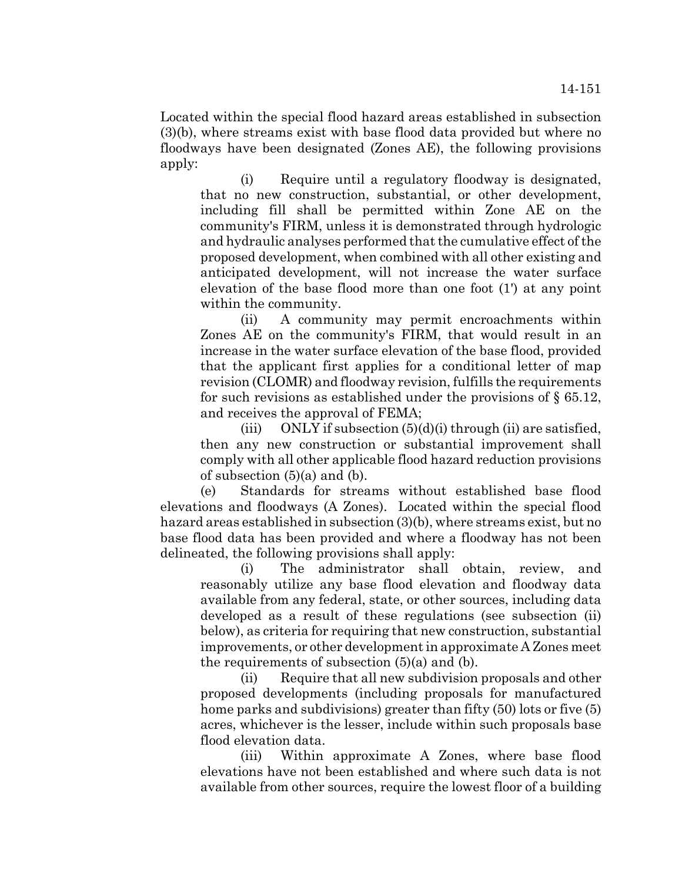Located within the special flood hazard areas established in subsection (3)(b), where streams exist with base flood data provided but where no floodways have been designated (Zones AE), the following provisions apply:

(i) Require until a regulatory floodway is designated, that no new construction, substantial, or other development, including fill shall be permitted within Zone AE on the community's FIRM, unless it is demonstrated through hydrologic and hydraulic analyses performed that the cumulative effect of the proposed development, when combined with all other existing and anticipated development, will not increase the water surface elevation of the base flood more than one foot (1') at any point within the community.

(ii) A community may permit encroachments within Zones AE on the community's FIRM, that would result in an increase in the water surface elevation of the base flood, provided that the applicant first applies for a conditional letter of map revision (CLOMR) and floodway revision, fulfills the requirements for such revisions as established under the provisions of § 65.12, and receives the approval of FEMA;

(iii) ONLY if subsection (5)(d)(i) through (ii) are satisfied, then any new construction or substantial improvement shall comply with all other applicable flood hazard reduction provisions of subsection (5)(a) and (b).

(e) Standards for streams without established base flood elevations and floodways (A Zones). Located within the special flood hazard areas established in subsection (3)(b), where streams exist, but no base flood data has been provided and where a floodway has not been delineated, the following provisions shall apply:

(i) The administrator shall obtain, review, and reasonably utilize any base flood elevation and floodway data available from any federal, state, or other sources, including data developed as a result of these regulations (see subsection (ii) below), as criteria for requiring that new construction, substantial improvements, or other development in approximate A Zones meet the requirements of subsection (5)(a) and (b).

(ii) Require that all new subdivision proposals and other proposed developments (including proposals for manufactured home parks and subdivisions) greater than fifty (50) lots or five (5) acres, whichever is the lesser, include within such proposals base flood elevation data.

(iii) Within approximate A Zones, where base flood elevations have not been established and where such data is not available from other sources, require the lowest floor of a building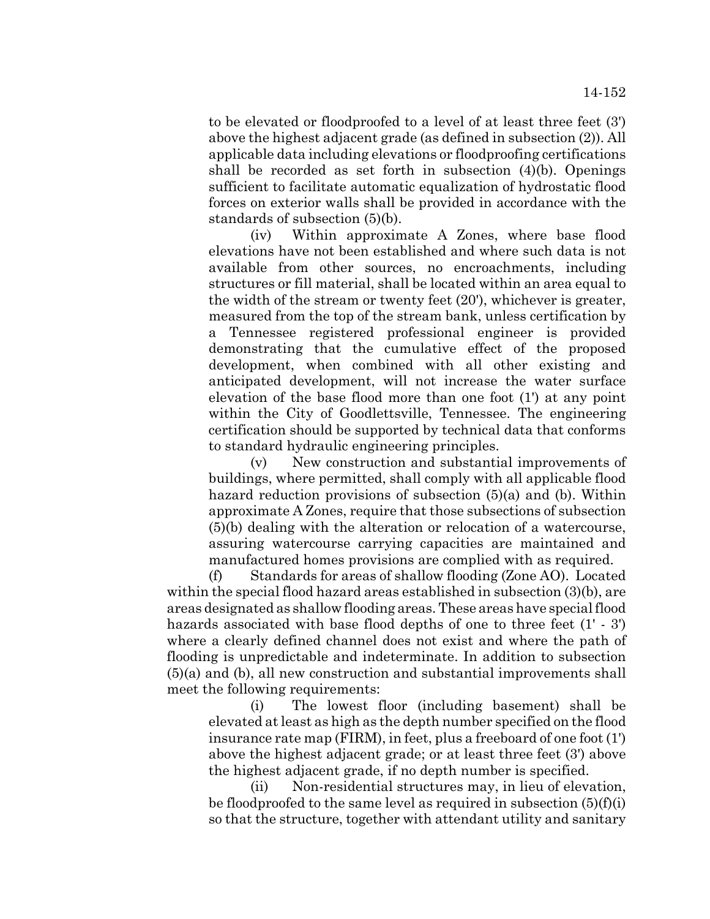to be elevated or floodproofed to a level of at least three feet (3') above the highest adjacent grade (as defined in subsection (2)). All applicable data including elevations or floodproofing certifications shall be recorded as set forth in subsection (4)(b). Openings sufficient to facilitate automatic equalization of hydrostatic flood forces on exterior walls shall be provided in accordance with the standards of subsection (5)(b).

(iv) Within approximate A Zones, where base flood elevations have not been established and where such data is not available from other sources, no encroachments, including structures or fill material, shall be located within an area equal to the width of the stream or twenty feet (20'), whichever is greater, measured from the top of the stream bank, unless certification by a Tennessee registered professional engineer is provided demonstrating that the cumulative effect of the proposed development, when combined with all other existing and anticipated development, will not increase the water surface elevation of the base flood more than one foot (1') at any point within the City of Goodlettsville, Tennessee. The engineering certification should be supported by technical data that conforms to standard hydraulic engineering principles.

(v) New construction and substantial improvements of buildings, where permitted, shall comply with all applicable flood hazard reduction provisions of subsection (5)(a) and (b). Within approximate A Zones, require that those subsections of subsection (5)(b) dealing with the alteration or relocation of a watercourse, assuring watercourse carrying capacities are maintained and manufactured homes provisions are complied with as required.

(f) Standards for areas of shallow flooding (Zone AO). Located within the special flood hazard areas established in subsection (3)(b), are areas designated as shallow flooding areas. These areas have special flood hazards associated with base flood depths of one to three feet (1' - 3') where a clearly defined channel does not exist and where the path of flooding is unpredictable and indeterminate. In addition to subsection (5)(a) and (b), all new construction and substantial improvements shall meet the following requirements:

(i) The lowest floor (including basement) shall be elevated at least as high as the depth number specified on the flood insurance rate map (FIRM), in feet, plus a freeboard of one foot (1') above the highest adjacent grade; or at least three feet (3') above the highest adjacent grade, if no depth number is specified.

(ii) Non-residential structures may, in lieu of elevation, be floodproofed to the same level as required in subsection (5)(f)(i) so that the structure, together with attendant utility and sanitary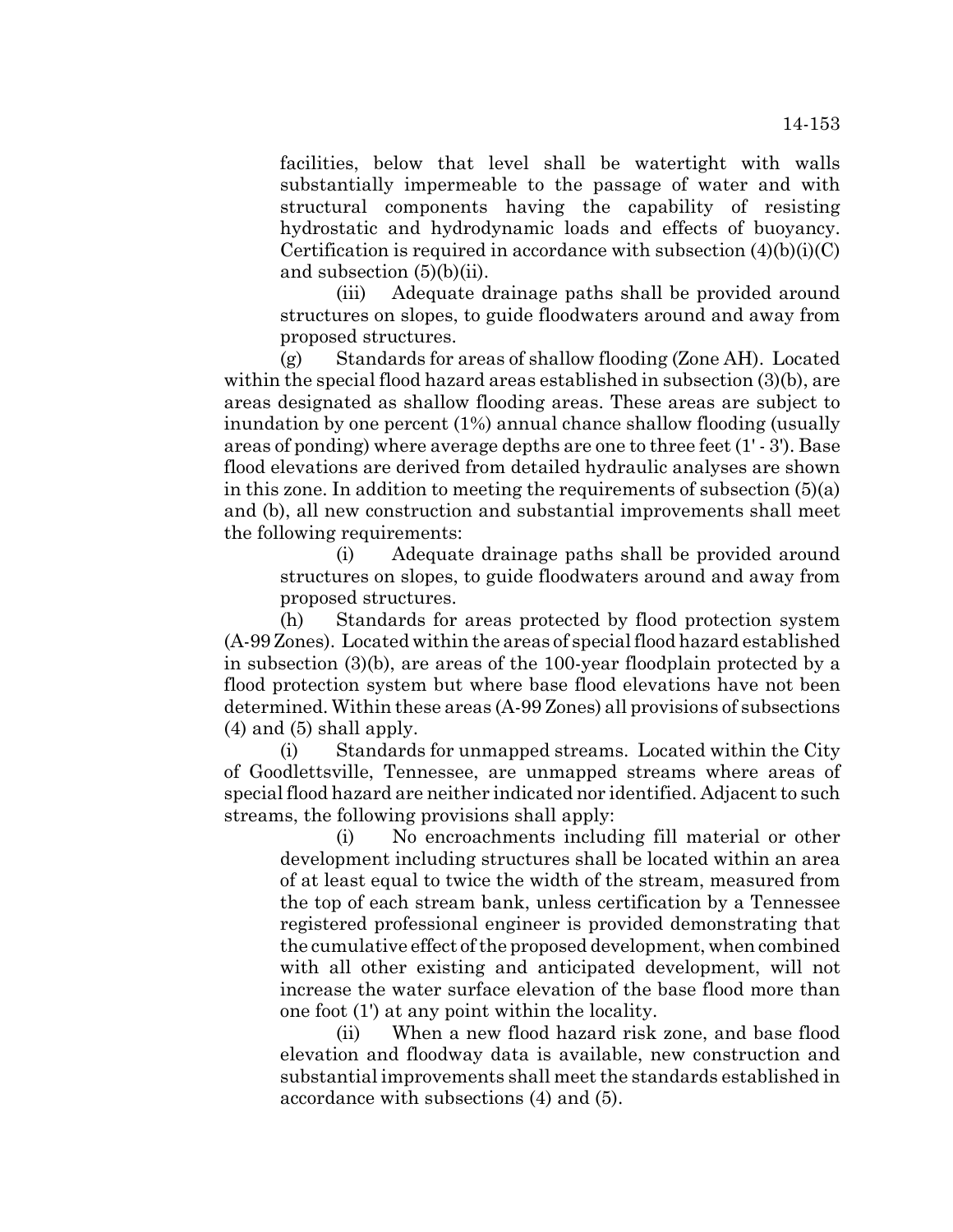facilities, below that level shall be watertight with walls substantially impermeable to the passage of water and with structural components having the capability of resisting hydrostatic and hydrodynamic loads and effects of buoyancy. Certification is required in accordance with subsection (4)(b)(i)(C) and subsection (5)(b)(ii).

(iii) Adequate drainage paths shall be provided around structures on slopes, to guide floodwaters around and away from proposed structures.

(g) Standards for areas of shallow flooding (Zone AH). Located within the special flood hazard areas established in subsection (3)(b), are areas designated as shallow flooding areas. These areas are subject to inundation by one percent (1%) annual chance shallow flooding (usually areas of ponding) where average depths are one to three feet (1' - 3'). Base flood elevations are derived from detailed hydraulic analyses are shown in this zone. In addition to meeting the requirements of subsection (5)(a) and (b), all new construction and substantial improvements shall meet the following requirements:

(i) Adequate drainage paths shall be provided around structures on slopes, to guide floodwaters around and away from proposed structures.

(h) Standards for areas protected by flood protection system (A-99 Zones). Located within the areas of special flood hazard established in subsection (3)(b), are areas of the 100-year floodplain protected by a flood protection system but where base flood elevations have not been determined. Within these areas (A-99 Zones) all provisions of subsections (4) and (5) shall apply.

(i) Standards for unmapped streams. Located within the City of Goodlettsville, Tennessee, are unmapped streams where areas of special flood hazard are neither indicated nor identified. Adjacent to such streams, the following provisions shall apply:

(i) No encroachments including fill material or other development including structures shall be located within an area of at least equal to twice the width of the stream, measured from the top of each stream bank, unless certification by a Tennessee registered professional engineer is provided demonstrating that the cumulative effect of the proposed development, when combined with all other existing and anticipated development, will not increase the water surface elevation of the base flood more than one foot (1') at any point within the locality.

(ii) When a new flood hazard risk zone, and base flood elevation and floodway data is available, new construction and substantial improvements shall meet the standards established in accordance with subsections (4) and (5).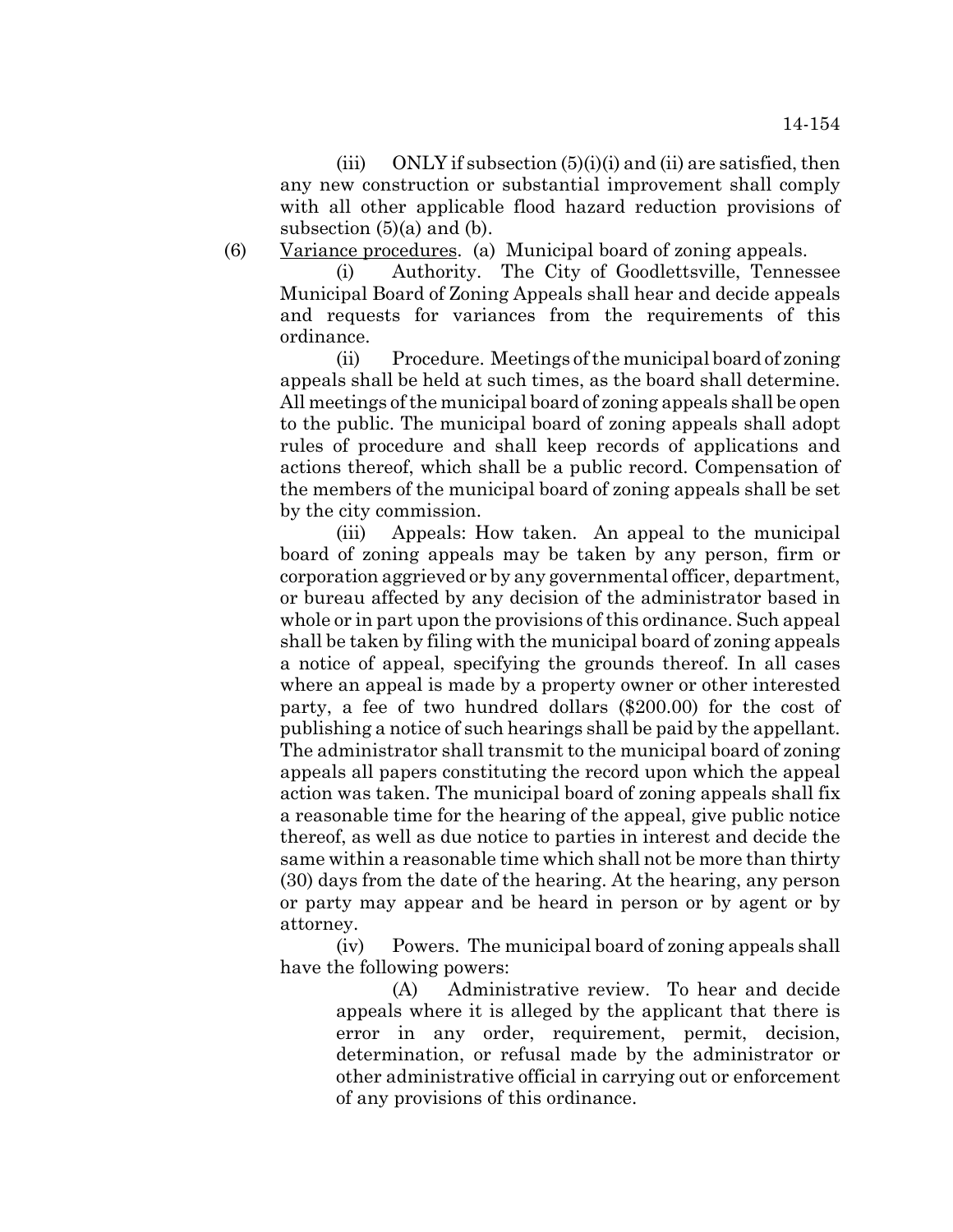(iii) ONLY if subsection (5)(i)(i) and (ii) are satisfied, then any new construction or substantial improvement shall comply with all other applicable flood hazard reduction provisions of subsection (5)(a) and (b).

(6) Variance procedures. (a) Municipal board of zoning appeals.

(i) Authority. The City of Goodlettsville, Tennessee Municipal Board of Zoning Appeals shall hear and decide appeals and requests for variances from the requirements of this ordinance.

(ii) Procedure. Meetings of the municipal board of zoning appeals shall be held at such times, as the board shall determine. All meetings of the municipal board of zoning appeals shall be open to the public. The municipal board of zoning appeals shall adopt rules of procedure and shall keep records of applications and actions thereof, which shall be a public record. Compensation of the members of the municipal board of zoning appeals shall be set by the city commission.

(iii) Appeals: How taken. An appeal to the municipal board of zoning appeals may be taken by any person, firm or corporation aggrieved or by any governmental officer, department, or bureau affected by any decision of the administrator based in whole or in part upon the provisions of this ordinance. Such appeal shall be taken by filing with the municipal board of zoning appeals a notice of appeal, specifying the grounds thereof. In all cases where an appeal is made by a property owner or other interested party, a fee of two hundred dollars ($200.00) for the cost of publishing a notice of such hearings shall be paid by the appellant. The administrator shall transmit to the municipal board of zoning appeals all papers constituting the record upon which the appeal action was taken. The municipal board of zoning appeals shall fix a reasonable time for the hearing of the appeal, give public notice thereof, as well as due notice to parties in interest and decide the same within a reasonable time which shall not be more than thirty (30) days from the date of the hearing. At the hearing, any person or party may appear and be heard in person or by agent or by attorney.

(iv) Powers. The municipal board of zoning appeals shall have the following powers:

(A) Administrative review. To hear and decide appeals where it is alleged by the applicant that there is error in any order, requirement, permit, decision, determination, or refusal made by the administrator or other administrative official in carrying out or enforcement of any provisions of this ordinance.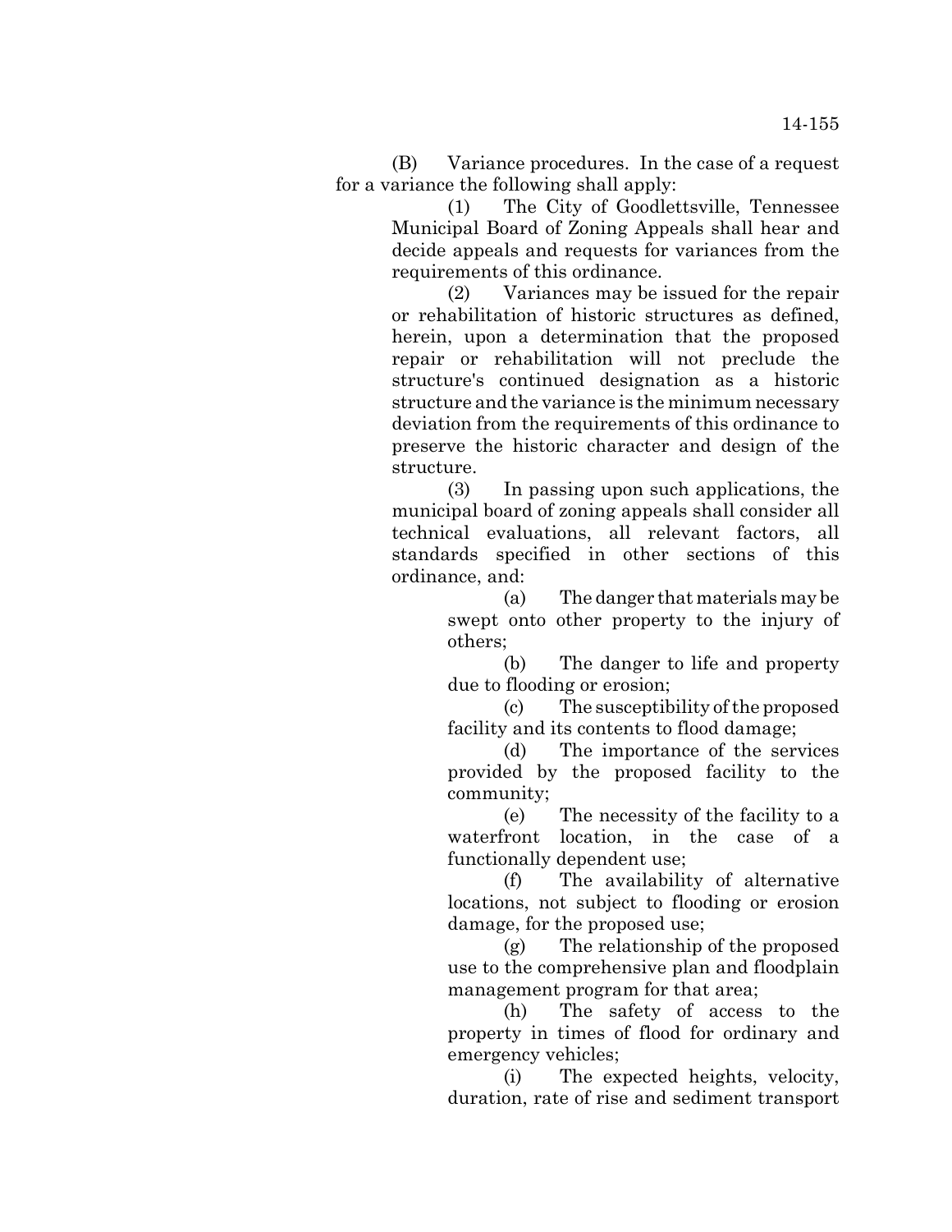(B) Variance procedures. In the case of a request for a variance the following shall apply:

(1) The City of Goodlettsville, Tennessee Municipal Board of Zoning Appeals shall hear and decide appeals and requests for variances from the requirements of this ordinance.

(2) Variances may be issued for the repair or rehabilitation of historic structures as defined, herein, upon a determination that the proposed repair or rehabilitation will not preclude the structure's continued designation as a historic structure and the variance is the minimum necessary deviation from the requirements of this ordinance to preserve the historic character and design of the structure.

(3) In passing upon such applications, the municipal board of zoning appeals shall consider all technical evaluations, all relevant factors, all standards specified in other sections of this ordinance, and:

(a) The danger that materials may be swept onto other property to the injury of others;

(b) The danger to life and property due to flooding or erosion;

(c) The susceptibility of the proposed facility and its contents to flood damage;

(d) The importance of the services provided by the proposed facility to the community;

(e) The necessity of the facility to a waterfront location, in the case of a functionally dependent use;

(f) The availability of alternative locations, not subject to flooding or erosion damage, for the proposed use;

(g) The relationship of the proposed use to the comprehensive plan and floodplain management program for that area;

(h) The safety of access to the property in times of flood for ordinary and emergency vehicles;

(i) The expected heights, velocity, duration, rate of rise and sediment transport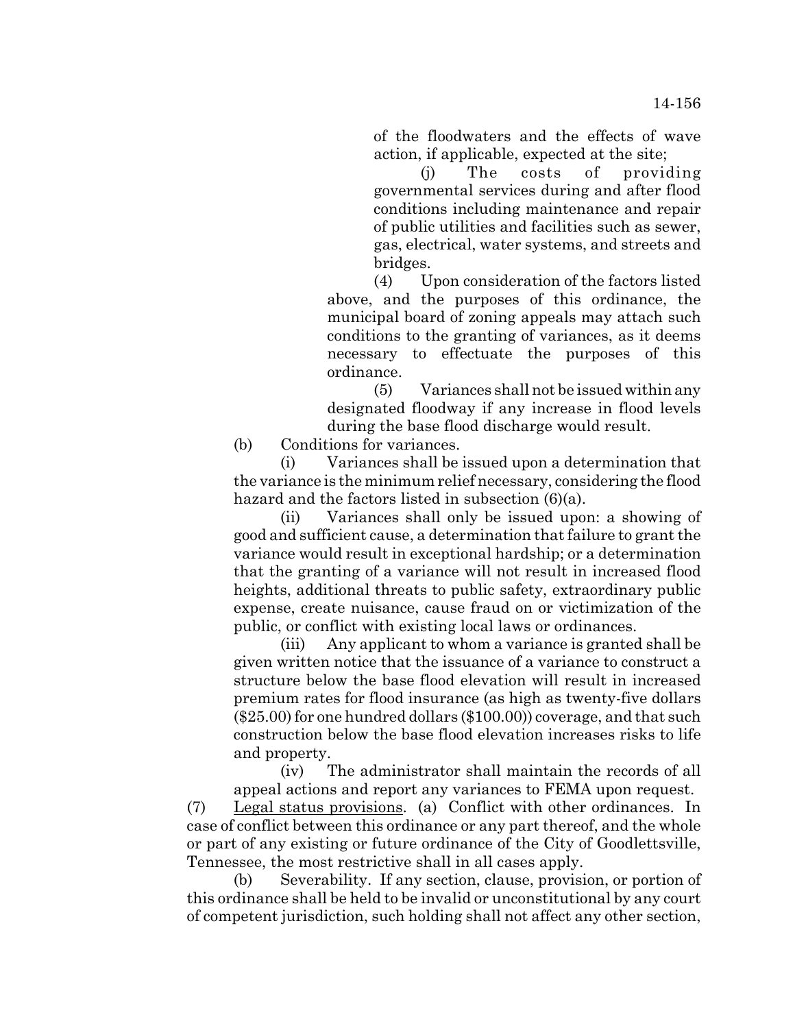of the floodwaters and the effects of wave action, if applicable, expected at the site;

(j) The costs of providing governmental services during and after flood conditions including maintenance and repair of public utilities and facilities such as sewer, gas, electrical, water systems, and streets and bridges.

(4) Upon consideration of the factors listed above, and the purposes of this ordinance, the municipal board of zoning appeals may attach such conditions to the granting of variances, as it deems necessary to effectuate the purposes of this ordinance.

(5) Variances shall not be issued within any designated floodway if any increase in flood levels during the base flood discharge would result.

(b) Conditions for variances.

(i) Variances shall be issued upon a determination that the variance is the minimum relief necessary, considering the flood hazard and the factors listed in subsection (6)(a).

(ii) Variances shall only be issued upon: a showing of good and sufficient cause, a determination that failure to grant the variance would result in exceptional hardship; or a determination that the granting of a variance will not result in increased flood heights, additional threats to public safety, extraordinary public expense, create nuisance, cause fraud on or victimization of the public, or conflict with existing local laws or ordinances.

(iii) Any applicant to whom a variance is granted shall be given written notice that the issuance of a variance to construct a structure below the base flood elevation will result in increased premium rates for flood insurance (as high as twenty-five dollars ($25.00) for one hundred dollars ($100.00)) coverage, and that such construction below the base flood elevation increases risks to life and property.

(iv) The administrator shall maintain the records of all appeal actions and report any variances to FEMA upon request.

(7) Legal status provisions. (a) Conflict with other ordinances. In case of conflict between this ordinance or any part thereof, and the whole or part of any existing or future ordinance of the City of Goodlettsville, Tennessee, the most restrictive shall in all cases apply.

(b) Severability. If any section, clause, provision, or portion of this ordinance shall be held to be invalid or unconstitutional by any court of competent jurisdiction, such holding shall not affect any other section,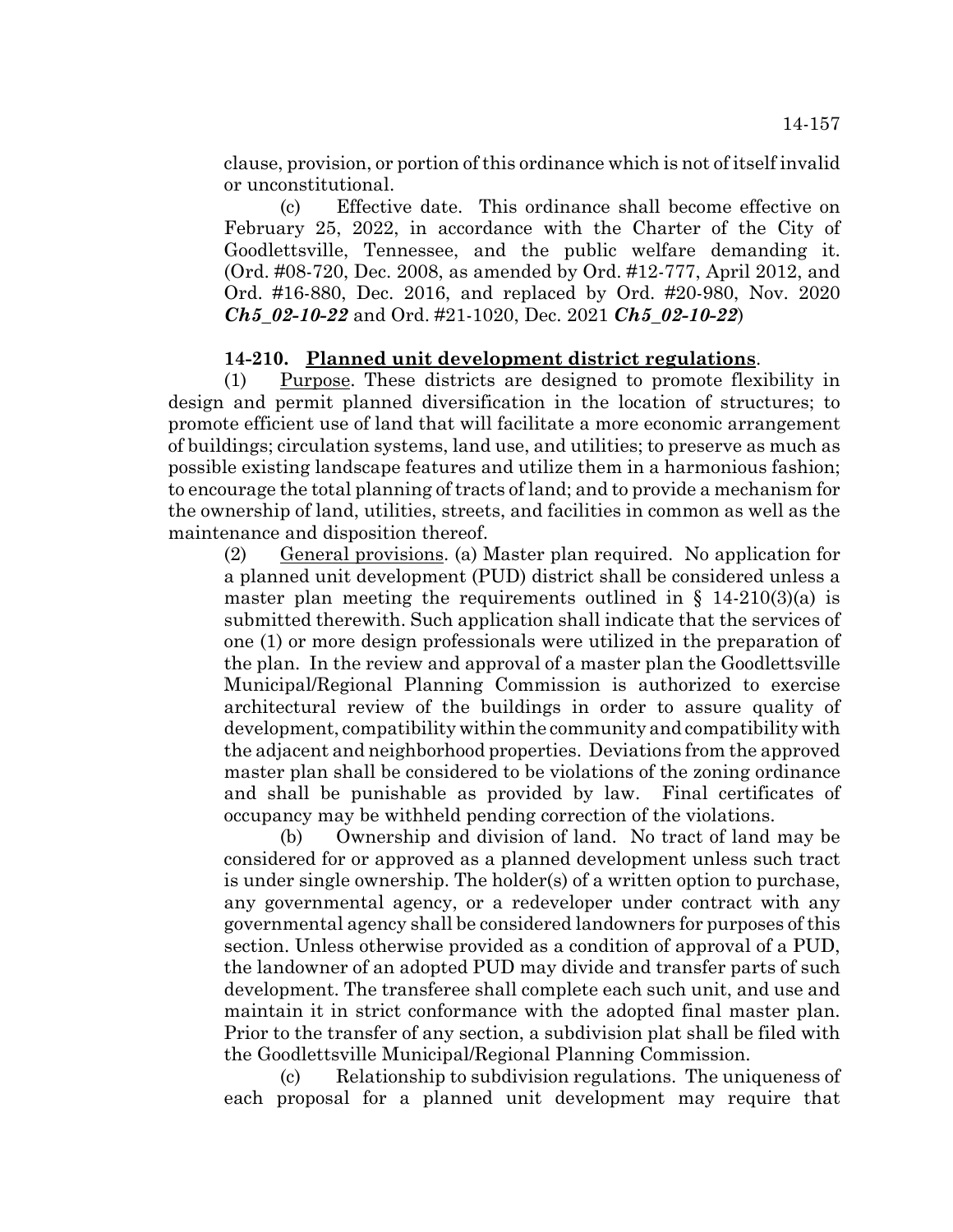clause, provision, or portion of this ordinance which is not of itself invalid or unconstitutional.

(c) Effective date. This ordinance shall become effective on February 25, 2022, in accordance with the Charter of the City of Goodlettsville, Tennessee, and the public welfare demanding it. (Ord. #08-720, Dec. 2008, as amended by Ord. #12-777, April 2012, and Ord. #16-880, Dec. 2016, and replaced by Ord. #20-980, Nov. 2020 ***Ch5_02-10-22*** and Ord. #21-1020, Dec. 2021 ***Ch5_02-10-22***)

**14-210. Planned unit development district regulations**.

(1) Purpose. These districts are designed to promote flexibility in design and permit planned diversification in the location of structures; to promote efficient use of land that will facilitate a more economic arrangement of buildings; circulation systems, land use, and utilities; to preserve as much as possible existing landscape features and utilize them in a harmonious fashion; to encourage the total planning of tracts of land; and to provide a mechanism for the ownership of land, utilities, streets, and facilities in common as well as the maintenance and disposition thereof.

(2) General provisions. (a) Master plan required. No application for a planned unit development (PUD) district shall be considered unless a master plan meeting the requirements outlined in § 14-210(3)(a) is submitted therewith. Such application shall indicate that the services of one (1) or more design professionals were utilized in the preparation of the plan. In the review and approval of a master plan the Goodlettsville Municipal/Regional Planning Commission is authorized to exercise architectural review of the buildings in order to assure quality of development, compatibility within the community and compatibility with the adjacent and neighborhood properties. Deviations from the approved master plan shall be considered to be violations of the zoning ordinance and shall be punishable as provided by law. Final certificates of occupancy may be withheld pending correction of the violations.

(b) Ownership and division of land. No tract of land may be considered for or approved as a planned development unless such tract is under single ownership. The holder(s) of a written option to purchase, any governmental agency, or a redeveloper under contract with any governmental agency shall be considered landowners for purposes of this section. Unless otherwise provided as a condition of approval of a PUD, the landowner of an adopted PUD may divide and transfer parts of such development. The transferee shall complete each such unit, and use and maintain it in strict conformance with the adopted final master plan. Prior to the transfer of any section, a subdivision plat shall be filed with the Goodlettsville Municipal/Regional Planning Commission.

(c) Relationship to subdivision regulations. The uniqueness of each proposal for a planned unit development may require that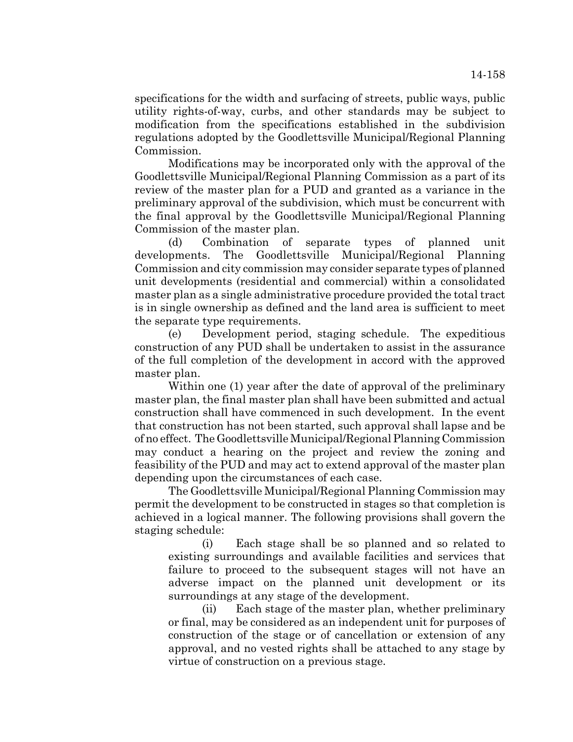specifications for the width and surfacing of streets, public ways, public utility rights-of-way, curbs, and other standards may be subject to modification from the specifications established in the subdivision regulations adopted by the Goodlettsville Municipal/Regional Planning Commission.

Modifications may be incorporated only with the approval of the Goodlettsville Municipal/Regional Planning Commission as a part of its review of the master plan for a PUD and granted as a variance in the preliminary approval of the subdivision, which must be concurrent with the final approval by the Goodlettsville Municipal/Regional Planning Commission of the master plan.

(d) Combination of separate types of planned unit developments. The Goodlettsville Municipal/Regional Planning Commission and city commission may consider separate types of planned unit developments (residential and commercial) within a consolidated master plan as a single administrative procedure provided the total tract is in single ownership as defined and the land area is sufficient to meet the separate type requirements.

(e) Development period, staging schedule. The expeditious construction of any PUD shall be undertaken to assist in the assurance of the full completion of the development in accord with the approved master plan.

Within one (1) year after the date of approval of the preliminary master plan, the final master plan shall have been submitted and actual construction shall have commenced in such development. In the event that construction has not been started, such approval shall lapse and be of no effect. The Goodlettsville Municipal/Regional Planning Commission may conduct a hearing on the project and review the zoning and feasibility of the PUD and may act to extend approval of the master plan depending upon the circumstances of each case.

The Goodlettsville Municipal/Regional Planning Commission may permit the development to be constructed in stages so that completion is achieved in a logical manner. The following provisions shall govern the staging schedule:

(i) Each stage shall be so planned and so related to existing surroundings and available facilities and services that failure to proceed to the subsequent stages will not have an adverse impact on the planned unit development or its surroundings at any stage of the development.

(ii) Each stage of the master plan, whether preliminary or final, may be considered as an independent unit for purposes of construction of the stage or of cancellation or extension of any approval, and no vested rights shall be attached to any stage by virtue of construction on a previous stage.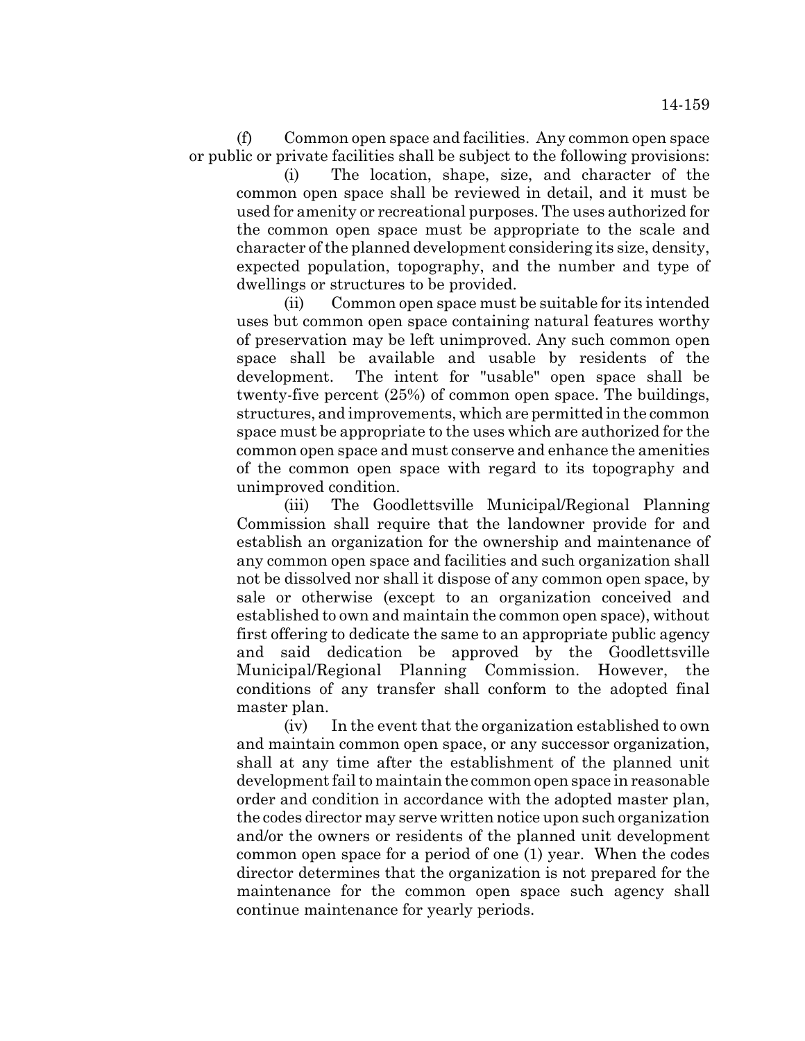(f) Common open space and facilities. Any common open space or public or private facilities shall be subject to the following provisions:

(i) The location, shape, size, and character of the common open space shall be reviewed in detail, and it must be used for amenity or recreational purposes. The uses authorized for the common open space must be appropriate to the scale and character of the planned development considering its size, density, expected population, topography, and the number and type of dwellings or structures to be provided.

(ii) Common open space must be suitable for its intended uses but common open space containing natural features worthy of preservation may be left unimproved. Any such common open space shall be available and usable by residents of the development. The intent for "usable" open space shall be twenty-five percent (25%) of common open space. The buildings, structures, and improvements, which are permitted in the common space must be appropriate to the uses which are authorized for the common open space and must conserve and enhance the amenities of the common open space with regard to its topography and unimproved condition.

(iii) The Goodlettsville Municipal/Regional Planning Commission shall require that the landowner provide for and establish an organization for the ownership and maintenance of any common open space and facilities and such organization shall not be dissolved nor shall it dispose of any common open space, by sale or otherwise (except to an organization conceived and established to own and maintain the common open space), without first offering to dedicate the same to an appropriate public agency and said dedication be approved by the Goodlettsville Municipal/Regional Planning Commission. However, the conditions of any transfer shall conform to the adopted final master plan.

(iv) In the event that the organization established to own and maintain common open space, or any successor organization, shall at any time after the establishment of the planned unit development fail to maintain the common open space in reasonable order and condition in accordance with the adopted master plan, the codes director may serve written notice upon such organization and/or the owners or residents of the planned unit development common open space for a period of one (1) year. When the codes director determines that the organization is not prepared for the maintenance for the common open space such agency shall continue maintenance for yearly periods.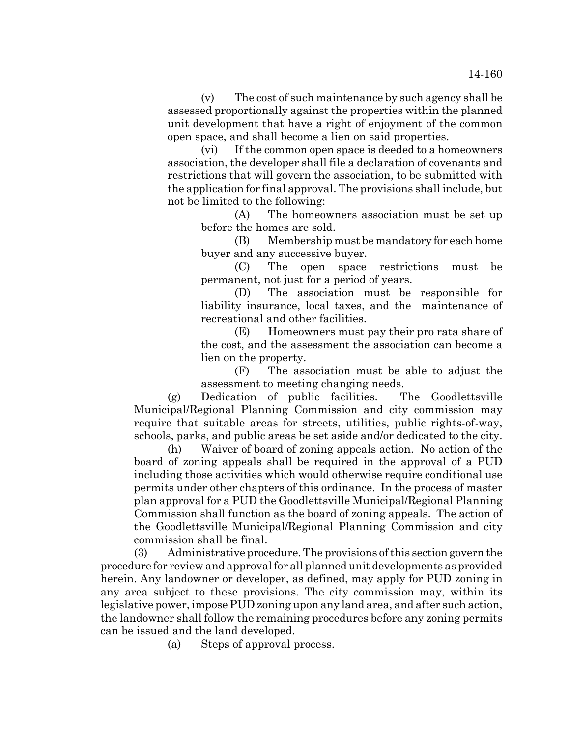(v) The cost of such maintenance by such agency shall be assessed proportionally against the properties within the planned unit development that have a right of enjoyment of the common open space, and shall become a lien on said properties.

(vi) If the common open space is deeded to a homeowners association, the developer shall file a declaration of covenants and restrictions that will govern the association, to be submitted with the application for final approval. The provisions shall include, but not be limited to the following:

(A) The homeowners association must be set up before the homes are sold.

(B) Membership must be mandatory for each home buyer and any successive buyer.

(C) The open space restrictions must be permanent, not just for a period of years.

(D) The association must be responsible for liability insurance, local taxes, and the maintenance of recreational and other facilities.

(E) Homeowners must pay their pro rata share of the cost, and the assessment the association can become a lien on the property.

(F) The association must be able to adjust the assessment to meeting changing needs.

(g) Dedication of public facilities. The Goodlettsville Municipal/Regional Planning Commission and city commission may require that suitable areas for streets, utilities, public rights-of-way, schools, parks, and public areas be set aside and/or dedicated to the city.

(h) Waiver of board of zoning appeals action. No action of the board of zoning appeals shall be required in the approval of a PUD including those activities which would otherwise require conditional use permits under other chapters of this ordinance. In the process of master plan approval for a PUD the Goodlettsville Municipal/Regional Planning Commission shall function as the board of zoning appeals. The action of the Goodlettsville Municipal/Regional Planning Commission and city commission shall be final.

(3) Administrative procedure. The provisions of this section govern the procedure for review and approval for all planned unit developments as provided herein. Any landowner or developer, as defined, may apply for PUD zoning in any area subject to these provisions. The city commission may, within its legislative power, impose PUD zoning upon any land area, and after such action, the landowner shall follow the remaining procedures before any zoning permits can be issued and the land developed.

(a) Steps of approval process.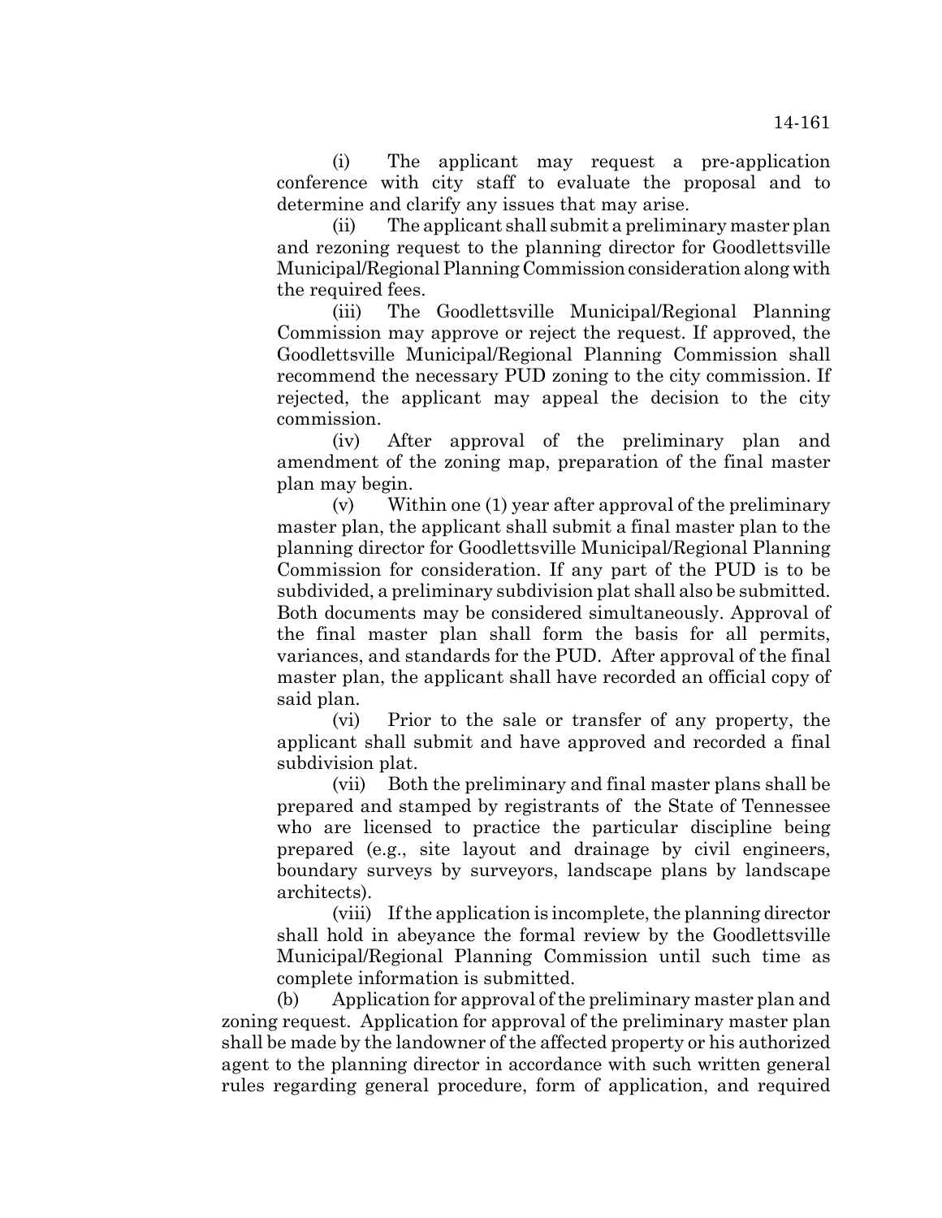(i) The applicant may request a pre-application conference with city staff to evaluate the proposal and to determine and clarify any issues that may arise.

(ii) The applicant shall submit a preliminary master plan and rezoning request to the planning director for Goodlettsville Municipal/Regional Planning Commission consideration along with the required fees.

(iii) The Goodlettsville Municipal/Regional Planning Commission may approve or reject the request. If approved, the Goodlettsville Municipal/Regional Planning Commission shall recommend the necessary PUD zoning to the city commission. If rejected, the applicant may appeal the decision to the city commission.

(iv) After approval of the preliminary plan and amendment of the zoning map, preparation of the final master plan may begin.

(v) Within one (1) year after approval of the preliminary master plan, the applicant shall submit a final master plan to the planning director for Goodlettsville Municipal/Regional Planning Commission for consideration. If any part of the PUD is to be subdivided, a preliminary subdivision plat shall also be submitted. Both documents may be considered simultaneously. Approval of the final master plan shall form the basis for all permits, variances, and standards for the PUD. After approval of the final master plan, the applicant shall have recorded an official copy of said plan.

(vi) Prior to the sale or transfer of any property, the applicant shall submit and have approved and recorded a final subdivision plat.

(vii) Both the preliminary and final master plans shall be prepared and stamped by registrants of the State of Tennessee who are licensed to practice the particular discipline being prepared (e.g., site layout and drainage by civil engineers, boundary surveys by surveyors, landscape plans by landscape architects).

(viii) If the application is incomplete, the planning director shall hold in abeyance the formal review by the Goodlettsville Municipal/Regional Planning Commission until such time as complete information is submitted.

(b) Application for approval of the preliminary master plan and zoning request. Application for approval of the preliminary master plan shall be made by the landowner of the affected property or his authorized agent to the planning director in accordance with such written general rules regarding general procedure, form of application, and required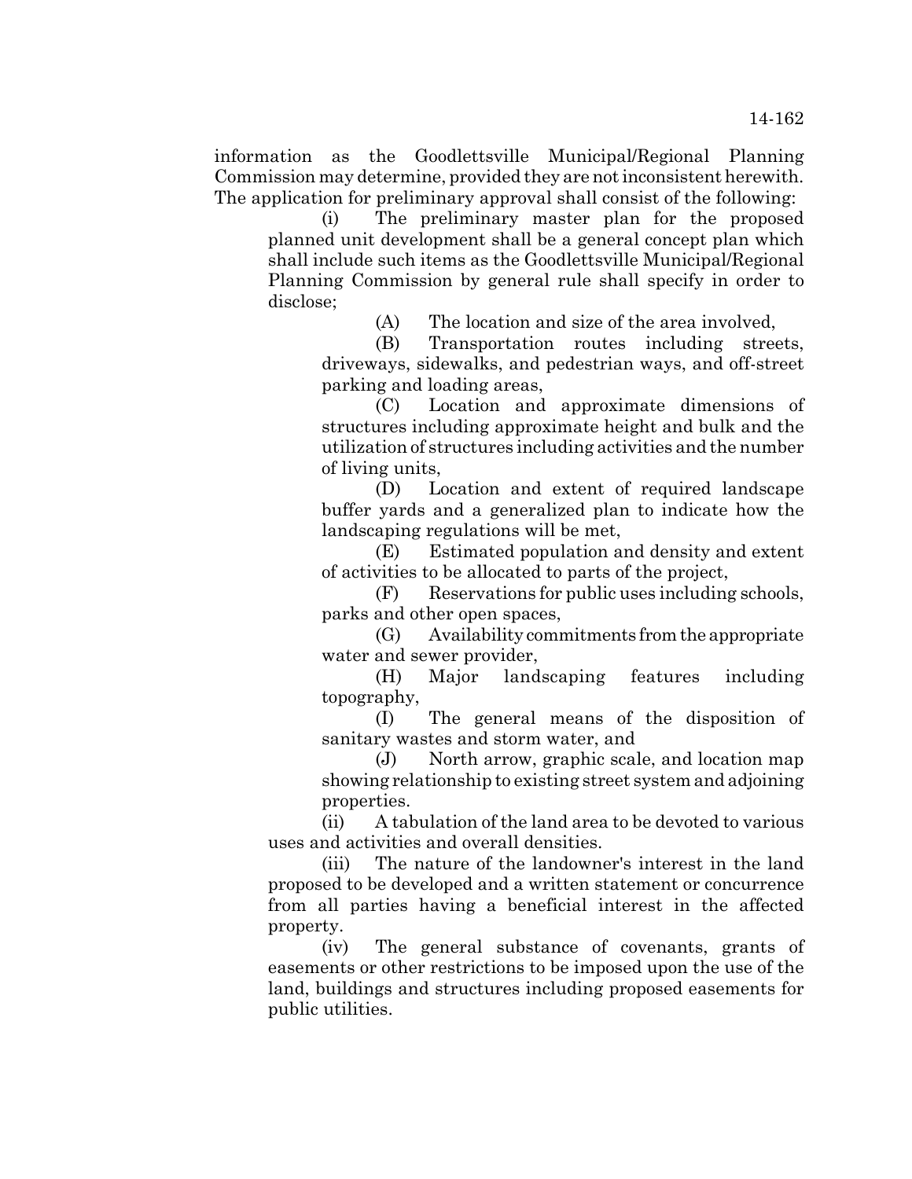information as the Goodlettsville Municipal/Regional Planning Commission may determine, provided they are not inconsistent herewith. The application for preliminary approval shall consist of the following:

(i) The preliminary master plan for the proposed planned unit development shall be a general concept plan which shall include such items as the Goodlettsville Municipal/Regional Planning Commission by general rule shall specify in order to disclose;

(A) The location and size of the area involved,

(B) Transportation routes including streets, driveways, sidewalks, and pedestrian ways, and off-street parking and loading areas,

(C) Location and approximate dimensions of structures including approximate height and bulk and the utilization of structures including activities and the number of living units,

(D) Location and extent of required landscape buffer yards and a generalized plan to indicate how the landscaping regulations will be met,

(E) Estimated population and density and extent of activities to be allocated to parts of the project,

(F) Reservations for public uses including schools, parks and other open spaces,

(G) Availability commitments from the appropriate water and sewer provider,

(H) Major landscaping features including topography,

(I) The general means of the disposition of sanitary wastes and storm water, and

(J) North arrow, graphic scale, and location map showing relationship to existing street system and adjoining properties.

(ii) A tabulation of the land area to be devoted to various uses and activities and overall densities.

(iii) The nature of the landowner's interest in the land proposed to be developed and a written statement or concurrence from all parties having a beneficial interest in the affected property.

(iv) The general substance of covenants, grants of easements or other restrictions to be imposed upon the use of the land, buildings and structures including proposed easements for public utilities.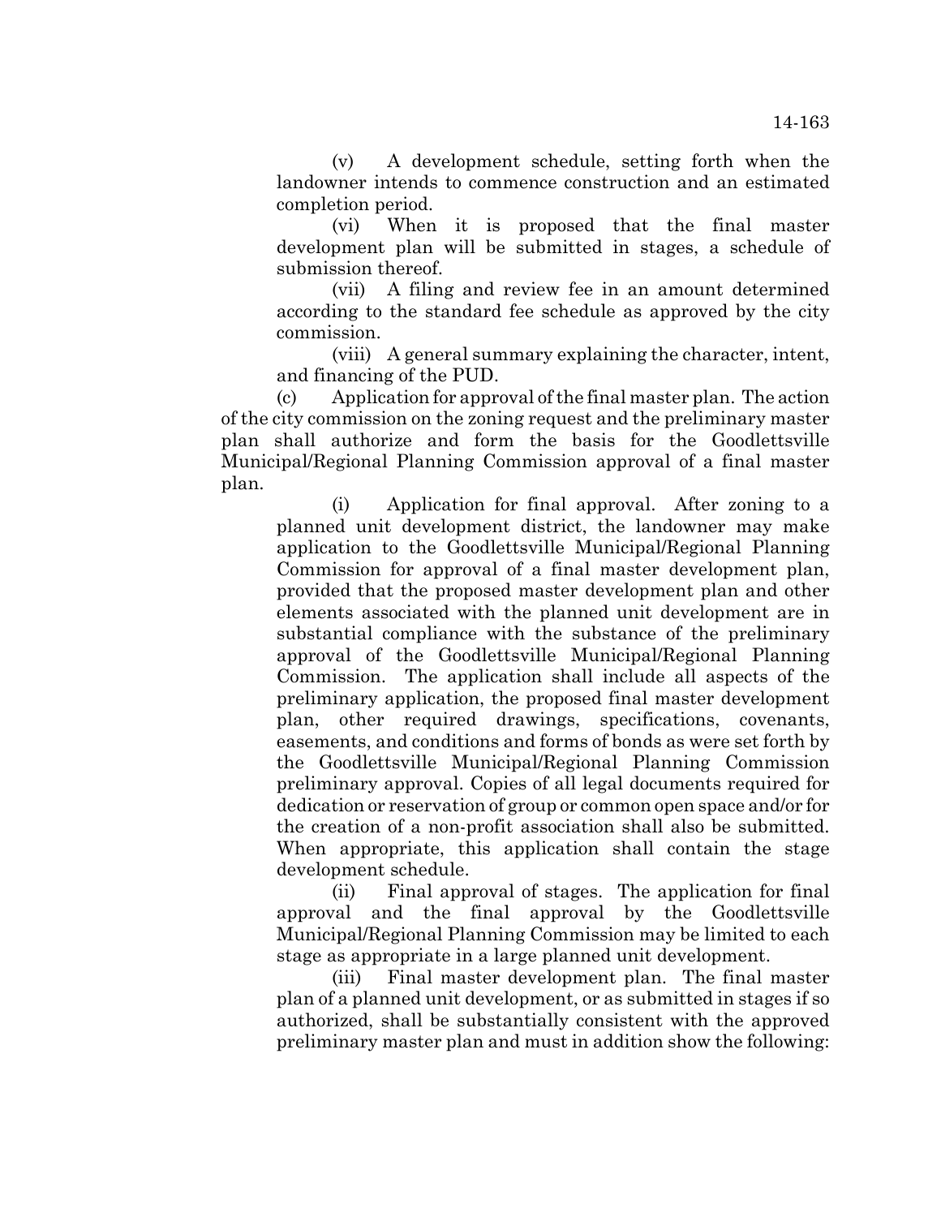(v) A development schedule, setting forth when the landowner intends to commence construction and an estimated completion period.

(vi) When it is proposed that the final master development plan will be submitted in stages, a schedule of submission thereof.

(vii) A filing and review fee in an amount determined according to the standard fee schedule as approved by the city commission.

(viii) A general summary explaining the character, intent, and financing of the PUD.

(c) Application for approval of the final master plan. The action of the city commission on the zoning request and the preliminary master plan shall authorize and form the basis for the Goodlettsville Municipal/Regional Planning Commission approval of a final master plan.

(i) Application for final approval. After zoning to a planned unit development district, the landowner may make application to the Goodlettsville Municipal/Regional Planning Commission for approval of a final master development plan, provided that the proposed master development plan and other elements associated with the planned unit development are in substantial compliance with the substance of the preliminary approval of the Goodlettsville Municipal/Regional Planning Commission. The application shall include all aspects of the preliminary application, the proposed final master development plan, other required drawings, specifications, covenants, easements, and conditions and forms of bonds as were set forth by the Goodlettsville Municipal/Regional Planning Commission preliminary approval. Copies of all legal documents required for dedication or reservation of group or common open space and/or for the creation of a non-profit association shall also be submitted. When appropriate, this application shall contain the stage development schedule.

(ii) Final approval of stages. The application for final approval and the final approval by the Goodlettsville Municipal/Regional Planning Commission may be limited to each stage as appropriate in a large planned unit development.

(iii) Final master development plan. The final master plan of a planned unit development, or as submitted in stages if so authorized, shall be substantially consistent with the approved preliminary master plan and must in addition show the following: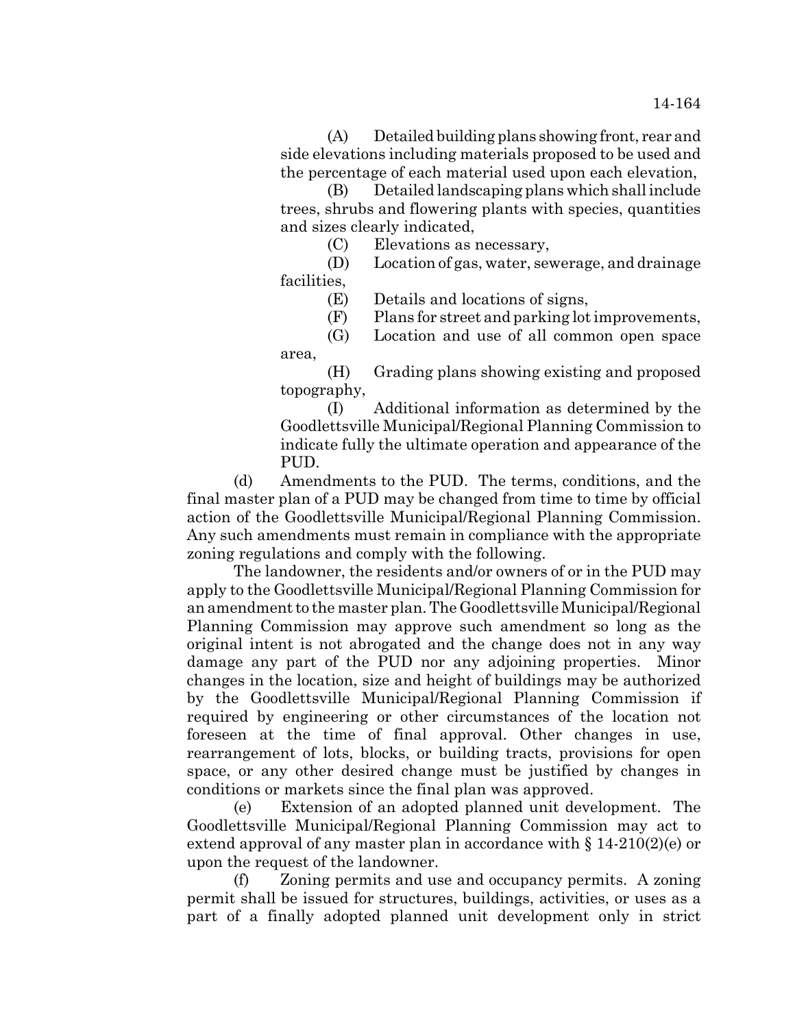(A) Detailed building plans showing front, rear and side elevations including materials proposed to be used and the percentage of each material used upon each elevation,

(B) Detailed landscaping plans which shall include trees, shrubs and flowering plants with species, quantities and sizes clearly indicated,

(C) Elevations as necessary,

(D) Location of gas, water, sewerage, and drainage facilities,

(E) Details and locations of signs,

(F) Plans for street and parking lot improvements,

(G) Location and use of all common open space area,

(H) Grading plans showing existing and proposed topography,

(I) Additional information as determined by the Goodlettsville Municipal/Regional Planning Commission to indicate fully the ultimate operation and appearance of the PUD.

(d) Amendments to the PUD. The terms, conditions, and the final master plan of a PUD may be changed from time to time by official action of the Goodlettsville Municipal/Regional Planning Commission. Any such amendments must remain in compliance with the appropriate zoning regulations and comply with the following.

The landowner, the residents and/or owners of or in the PUD may apply to the Goodlettsville Municipal/Regional Planning Commission for an amendment to the master plan. The Goodlettsville Municipal/Regional Planning Commission may approve such amendment so long as the original intent is not abrogated and the change does not in any way damage any part of the PUD nor any adjoining properties. Minor changes in the location, size and height of buildings may be authorized by the Goodlettsville Municipal/Regional Planning Commission if required by engineering or other circumstances of the location not foreseen at the time of final approval. Other changes in use, rearrangement of lots, blocks, or building tracts, provisions for open space, or any other desired change must be justified by changes in conditions or markets since the final plan was approved.

(e) Extension of an adopted planned unit development. The Goodlettsville Municipal/Regional Planning Commission may act to extend approval of any master plan in accordance with § 14-210(2)(e) or upon the request of the landowner.

(f) Zoning permits and use and occupancy permits. A zoning permit shall be issued for structures, buildings, activities, or uses as a part of a finally adopted planned unit development only in strict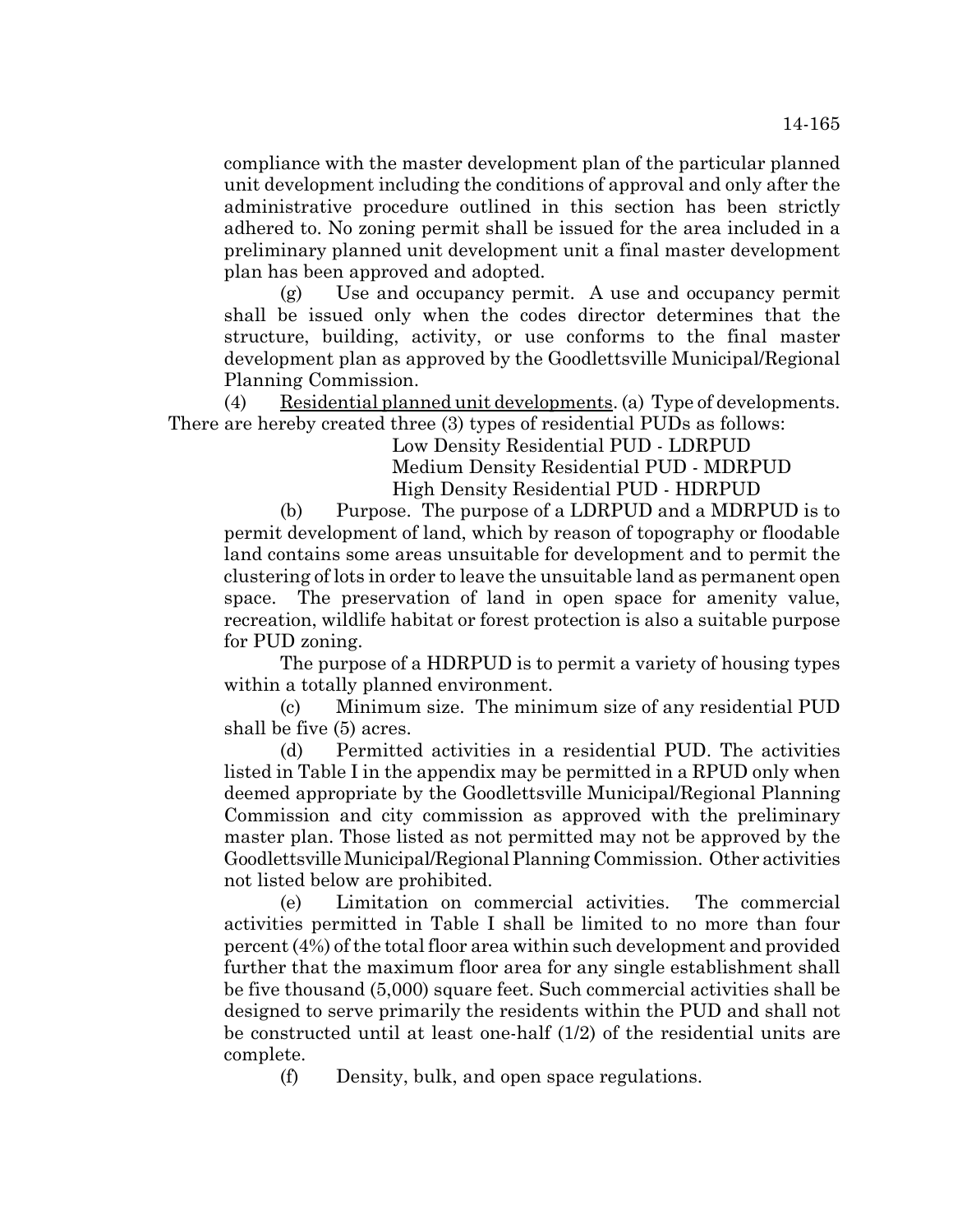compliance with the master development plan of the particular planned unit development including the conditions of approval and only after the administrative procedure outlined in this section has been strictly adhered to. No zoning permit shall be issued for the area included in a preliminary planned unit development unit a final master development plan has been approved and adopted.

(g) Use and occupancy permit. A use and occupancy permit shall be issued only when the codes director determines that the structure, building, activity, or use conforms to the final master development plan as approved by the Goodlettsville Municipal/Regional Planning Commission.

(4) Residential planned unit developments. (a) Type of developments. There are hereby created three (3) types of residential PUDs as follows:

Low Density Residential PUD - LDRPUD
Medium Density Residential PUD - MDRPUD
High Density Residential PUD - HDRPUD

(b) Purpose. The purpose of a LDRPUD and a MDRPUD is to permit development of land, which by reason of topography or floodable land contains some areas unsuitable for development and to permit the clustering of lots in order to leave the unsuitable land as permanent open space. The preservation of land in open space for amenity value, recreation, wildlife habitat or forest protection is also a suitable purpose for PUD zoning.

The purpose of a HDRPUD is to permit a variety of housing types within a totally planned environment.

(c) Minimum size. The minimum size of any residential PUD shall be five (5) acres.

(d) Permitted activities in a residential PUD. The activities listed in Table I in the appendix may be permitted in a RPUD only when deemed appropriate by the Goodlettsville Municipal/Regional Planning Commission and city commission as approved with the preliminary master plan. Those listed as not permitted may not be approved by the Goodlettsville Municipal/Regional Planning Commission. Other activities not listed below are prohibited.

(e) Limitation on commercial activities. The commercial activities permitted in Table I shall be limited to no more than four percent (4%) of the total floor area within such development and provided further that the maximum floor area for any single establishment shall be five thousand (5,000) square feet. Such commercial activities shall be designed to serve primarily the residents within the PUD and shall not be constructed until at least one-half (1/2) of the residential units are complete.

(f) Density, bulk, and open space regulations.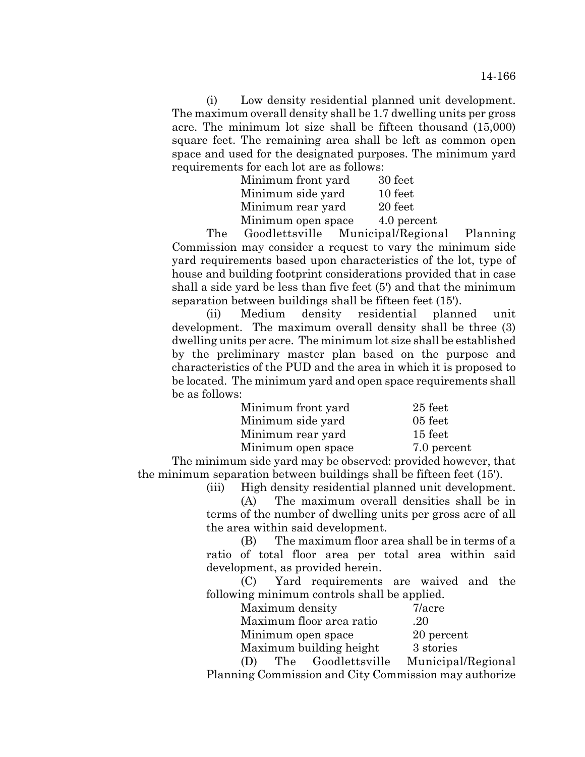(i) Low density residential planned unit development. The maximum overall density shall be 1.7 dwelling units per gross acre. The minimum lot size shall be fifteen thousand (15,000) square feet. The remaining area shall be left as common open space and used for the designated purposes. The minimum yard requirements for each lot are as follows:

| | |
|---|---|
| Minimum front yard | 30 feet |
| Minimum side yard | 10 feet |
| Minimum rear yard | 20 feet |
| Minimum open space | 4.0 percent |

The Goodlettsville Municipal/Regional Planning Commission may consider a request to vary the minimum side yard requirements based upon characteristics of the lot, type of house and building footprint considerations provided that in case shall a side yard be less than five feet (5') and that the minimum separation between buildings shall be fifteen feet (15').

(ii) Medium density residential planned unit development. The maximum overall density shall be three (3) dwelling units per acre. The minimum lot size shall be established by the preliminary master plan based on the purpose and characteristics of the PUD and the area in which it is proposed to be located. The minimum yard and open space requirements shall be as follows:

| | |
|---|---|
| Minimum front yard | 25 feet |
| Minimum side yard | 05 feet |
| Minimum rear yard | 15 feet |
| Minimum open space | 7.0 percent |

The minimum side yard may be observed: provided however, that the minimum separation between buildings shall be fifteen feet (15').

(iii) High density residential planned unit development.

(A) The maximum overall densities shall be in terms of the number of dwelling units per gross acre of all the area within said development.

(B) The maximum floor area shall be in terms of a ratio of total floor area per total area within said development, as provided herein.

(C) Yard requirements are waived and the following minimum controls shall be applied.

| | |
|---|---|
| Maximum density | 7/acre |
| Maximum floor area ratio | .20 |
| Minimum open space | 20 percent |
| Maximum building height | 3 stories |

(D) The Goodlettsville Municipal/Regional Planning Commission and City Commission may authorize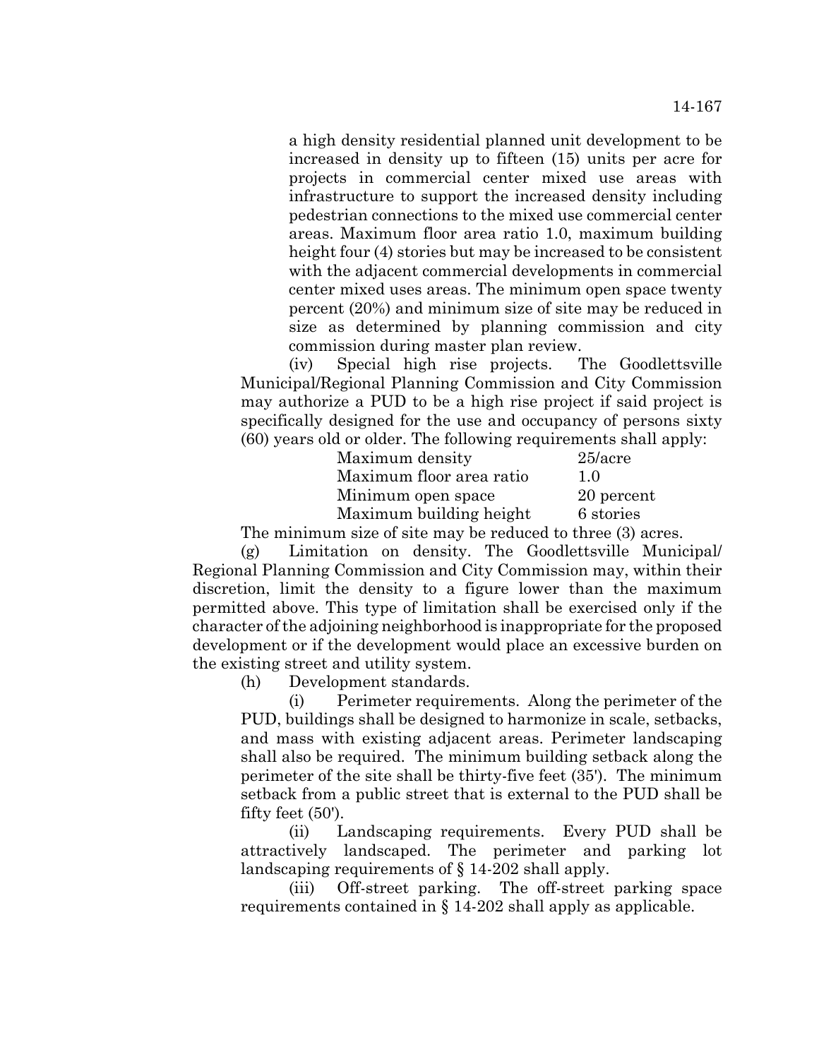a high density residential planned unit development to be increased in density up to fifteen (15) units per acre for projects in commercial center mixed use areas with infrastructure to support the increased density including pedestrian connections to the mixed use commercial center areas. Maximum floor area ratio 1.0, maximum building height four (4) stories but may be increased to be consistent with the adjacent commercial developments in commercial center mixed uses areas. The minimum open space twenty percent (20%) and minimum size of site may be reduced in size as determined by planning commission and city commission during master plan review.

(iv) Special high rise projects. The Goodlettsville Municipal/Regional Planning Commission and City Commission may authorize a PUD to be a high rise project if said project is specifically designed for the use and occupancy of persons sixty (60) years old or older. The following requirements shall apply:

| | |
|---|---|
| Maximum density | 25/acre |
| Maximum floor area ratio | 1.0 |
| Minimum open space | 20 percent |
| Maximum building height | 6 stories |

The minimum size of site may be reduced to three (3) acres.

(g) Limitation on density. The Goodlettsville Municipal/ Regional Planning Commission and City Commission may, within their discretion, limit the density to a figure lower than the maximum permitted above. This type of limitation shall be exercised only if the character of the adjoining neighborhood is inappropriate for the proposed development or if the development would place an excessive burden on the existing street and utility system.

(h) Development standards.

(i) Perimeter requirements. Along the perimeter of the PUD, buildings shall be designed to harmonize in scale, setbacks, and mass with existing adjacent areas. Perimeter landscaping shall also be required. The minimum building setback along the perimeter of the site shall be thirty-five feet (35'). The minimum setback from a public street that is external to the PUD shall be fifty feet (50').

(ii) Landscaping requirements. Every PUD shall be attractively landscaped. The perimeter and parking lot landscaping requirements of § 14-202 shall apply.

(iii) Off-street parking. The off-street parking space requirements contained in § 14-202 shall apply as applicable.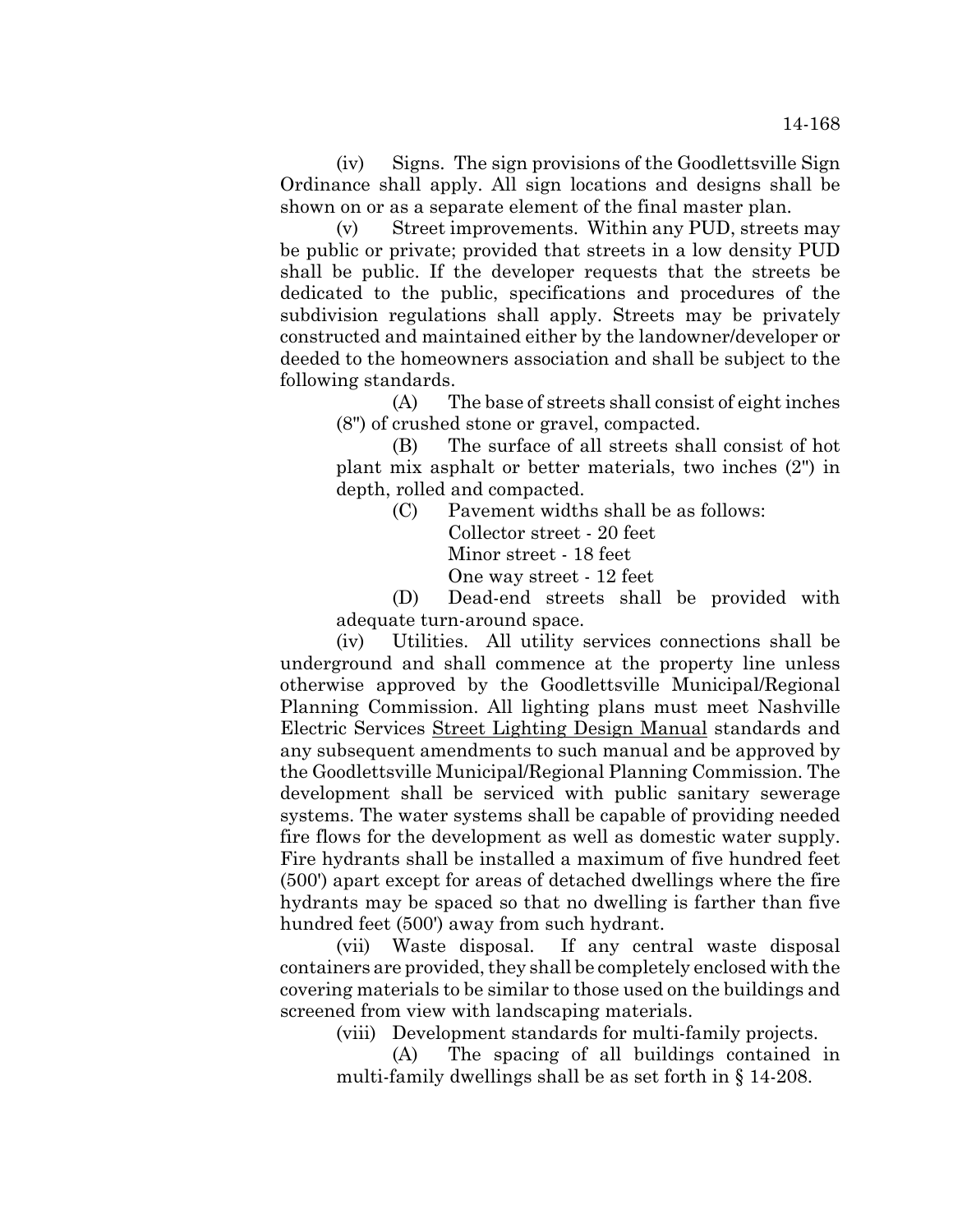(iv) Signs. The sign provisions of the Goodlettsville Sign Ordinance shall apply. All sign locations and designs shall be shown on or as a separate element of the final master plan.

(v) Street improvements. Within any PUD, streets may be public or private; provided that streets in a low density PUD shall be public. If the developer requests that the streets be dedicated to the public, specifications and procedures of the subdivision regulations shall apply. Streets may be privately constructed and maintained either by the landowner/developer or deeded to the homeowners association and shall be subject to the following standards.

(A) The base of streets shall consist of eight inches (8") of crushed stone or gravel, compacted.

(B) The surface of all streets shall consist of hot plant mix asphalt or better materials, two inches (2") in depth, rolled and compacted.

(C) Pavement widths shall be as follows:
Collector street - 20 feet
Minor street - 18 feet
One way street - 12 feet

(D) Dead-end streets shall be provided with adequate turn-around space.

(iv) Utilities. All utility services connections shall be underground and shall commence at the property line unless otherwise approved by the Goodlettsville Municipal/Regional Planning Commission. All lighting plans must meet Nashville Electric Services Street Lighting Design Manual standards and any subsequent amendments to such manual and be approved by the Goodlettsville Municipal/Regional Planning Commission. The development shall be serviced with public sanitary sewerage systems. The water systems shall be capable of providing needed fire flows for the development as well as domestic water supply. Fire hydrants shall be installed a maximum of five hundred feet (500') apart except for areas of detached dwellings where the fire hydrants may be spaced so that no dwelling is farther than five hundred feet (500') away from such hydrant.

(vii) Waste disposal. If any central waste disposal containers are provided, they shall be completely enclosed with the covering materials to be similar to those used on the buildings and screened from view with landscaping materials.

(viii) Development standards for multi-family projects.

(A) The spacing of all buildings contained in multi-family dwellings shall be as set forth in § 14-208.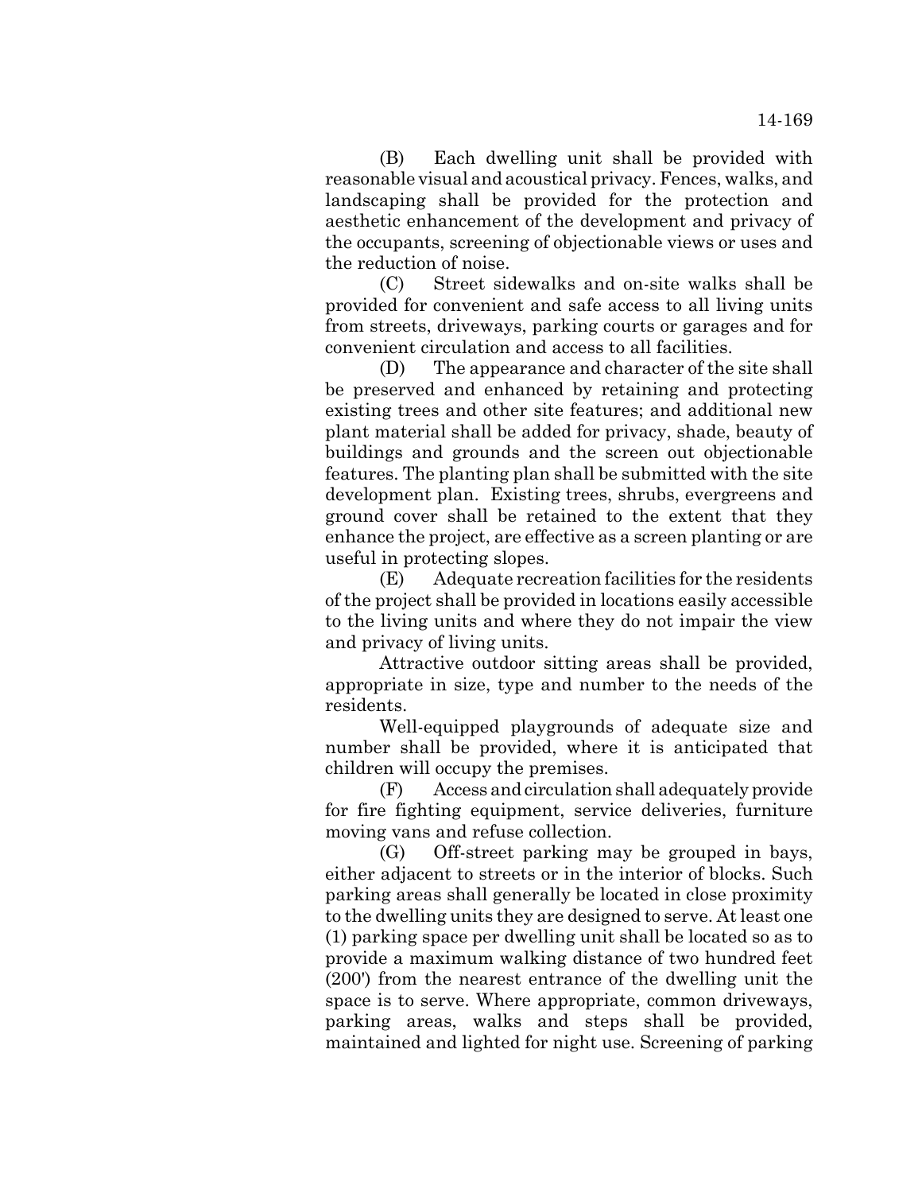(B) Each dwelling unit shall be provided with reasonable visual and acoustical privacy. Fences, walks, and landscaping shall be provided for the protection and aesthetic enhancement of the development and privacy of the occupants, screening of objectionable views or uses and the reduction of noise.

(C) Street sidewalks and on-site walks shall be provided for convenient and safe access to all living units from streets, driveways, parking courts or garages and for convenient circulation and access to all facilities.

(D) The appearance and character of the site shall be preserved and enhanced by retaining and protecting existing trees and other site features; and additional new plant material shall be added for privacy, shade, beauty of buildings and grounds and the screen out objectionable features. The planting plan shall be submitted with the site development plan. Existing trees, shrubs, evergreens and ground cover shall be retained to the extent that they enhance the project, are effective as a screen planting or are useful in protecting slopes.

(E) Adequate recreation facilities for the residents of the project shall be provided in locations easily accessible to the living units and where they do not impair the view and privacy of living units.

Attractive outdoor sitting areas shall be provided, appropriate in size, type and number to the needs of the residents.

Well-equipped playgrounds of adequate size and number shall be provided, where it is anticipated that children will occupy the premises.

(F) Access and circulation shall adequately provide for fire fighting equipment, service deliveries, furniture moving vans and refuse collection.

(G) Off-street parking may be grouped in bays, either adjacent to streets or in the interior of blocks. Such parking areas shall generally be located in close proximity to the dwelling units they are designed to serve. At least one (1) parking space per dwelling unit shall be located so as to provide a maximum walking distance of two hundred feet (200') from the nearest entrance of the dwelling unit the space is to serve. Where appropriate, common driveways, parking areas, walks and steps shall be provided, maintained and lighted for night use. Screening of parking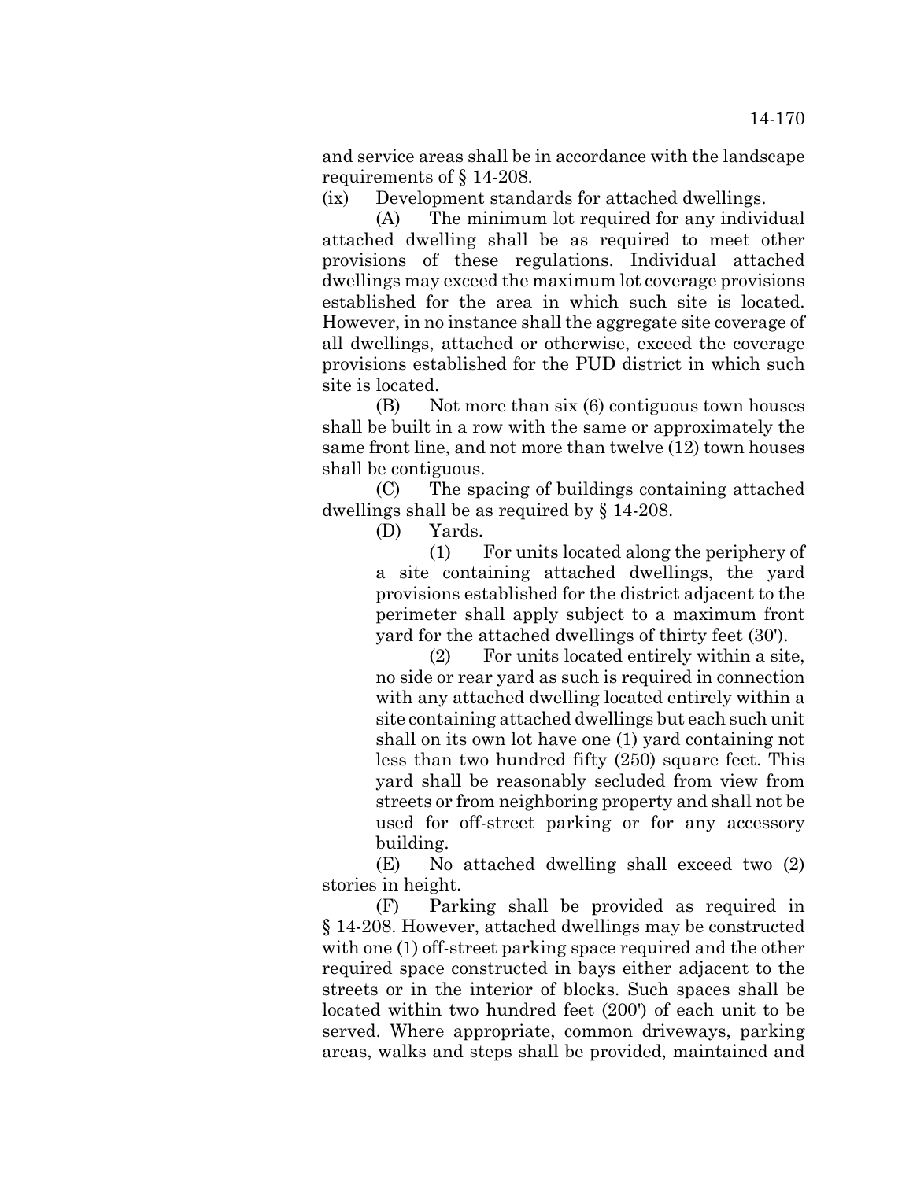and service areas shall be in accordance with the landscape requirements of § 14-208.

(ix) Development standards for attached dwellings.

(A) The minimum lot required for any individual attached dwelling shall be as required to meet other provisions of these regulations. Individual attached dwellings may exceed the maximum lot coverage provisions established for the area in which such site is located. However, in no instance shall the aggregate site coverage of all dwellings, attached or otherwise, exceed the coverage provisions established for the PUD district in which such site is located.

(B) Not more than six (6) contiguous town houses shall be built in a row with the same or approximately the same front line, and not more than twelve (12) town houses shall be contiguous.

(C) The spacing of buildings containing attached dwellings shall be as required by § 14-208.

(D) Yards.

(1) For units located along the periphery of a site containing attached dwellings, the yard provisions established for the district adjacent to the perimeter shall apply subject to a maximum front yard for the attached dwellings of thirty feet (30').

(2) For units located entirely within a site, no side or rear yard as such is required in connection with any attached dwelling located entirely within a site containing attached dwellings but each such unit shall on its own lot have one (1) yard containing not less than two hundred fifty (250) square feet. This yard shall be reasonably secluded from view from streets or from neighboring property and shall not be used for off-street parking or for any accessory building.

(E) No attached dwelling shall exceed two (2) stories in height.

(F) Parking shall be provided as required in § 14-208. However, attached dwellings may be constructed with one (1) off-street parking space required and the other required space constructed in bays either adjacent to the streets or in the interior of blocks. Such spaces shall be located within two hundred feet (200') of each unit to be served. Where appropriate, common driveways, parking areas, walks and steps shall be provided, maintained and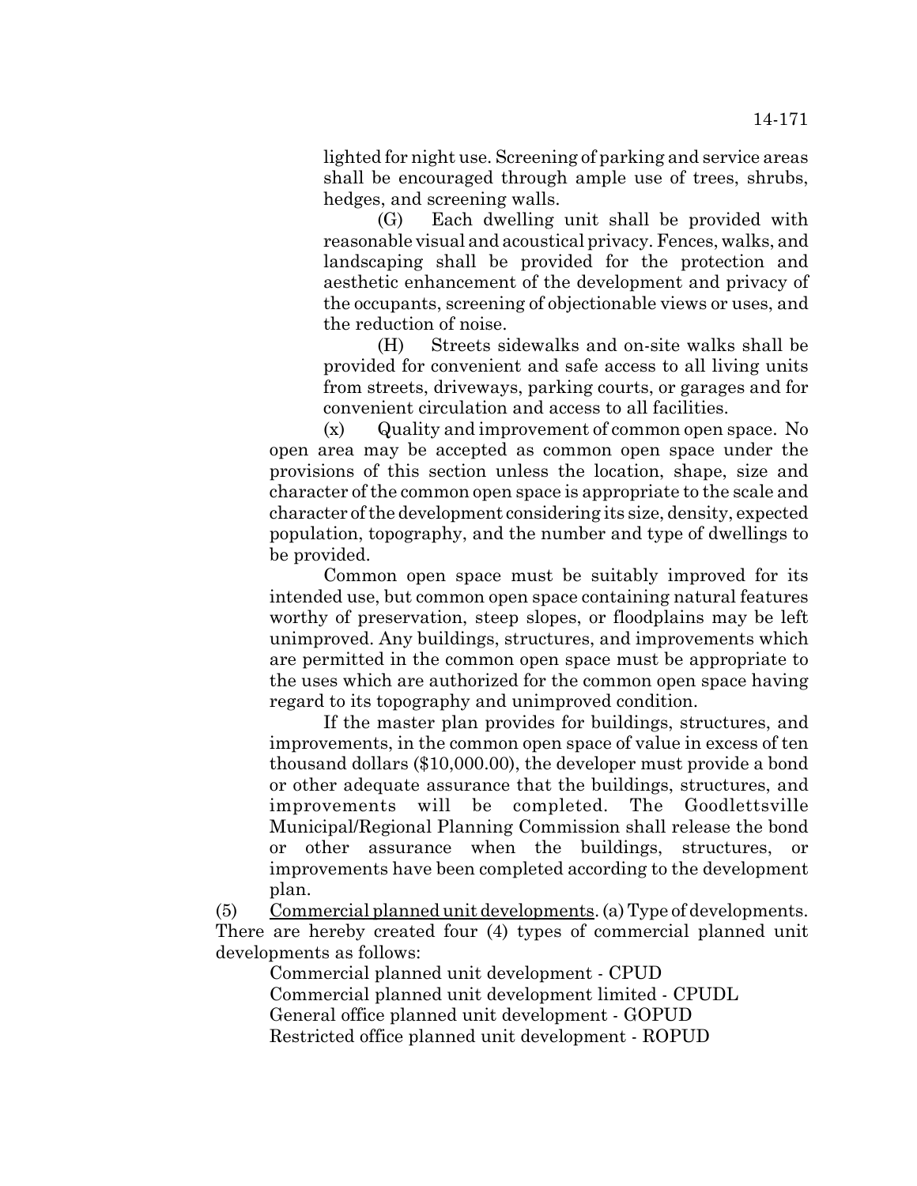lighted for night use. Screening of parking and service areas shall be encouraged through ample use of trees, shrubs, hedges, and screening walls.

(G) Each dwelling unit shall be provided with reasonable visual and acoustical privacy. Fences, walks, and landscaping shall be provided for the protection and aesthetic enhancement of the development and privacy of the occupants, screening of objectionable views or uses, and the reduction of noise.

(H) Streets sidewalks and on-site walks shall be provided for convenient and safe access to all living units from streets, driveways, parking courts, or garages and for convenient circulation and access to all facilities.

(x) Quality and improvement of common open space. No open area may be accepted as common open space under the provisions of this section unless the location, shape, size and character of the common open space is appropriate to the scale and character of the development considering its size, density, expected population, topography, and the number and type of dwellings to be provided.

Common open space must be suitably improved for its intended use, but common open space containing natural features worthy of preservation, steep slopes, or floodplains may be left unimproved. Any buildings, structures, and improvements which are permitted in the common open space must be appropriate to the uses which are authorized for the common open space having regard to its topography and unimproved condition.

If the master plan provides for buildings, structures, and improvements, in the common open space of value in excess of ten thousand dollars ($10,000.00), the developer must provide a bond or other adequate assurance that the buildings, structures, and improvements will be completed. The Goodlettsville Municipal/Regional Planning Commission shall release the bond or other assurance when the buildings, structures, or improvements have been completed according to the development plan.

(5) Commercial planned unit developments. (a) Type of developments. There are hereby created four (4) types of commercial planned unit developments as follows:

Commercial planned unit development - CPUD
Commercial planned unit development limited - CPUDL
General office planned unit development - GOPUD
Restricted office planned unit development - ROPUD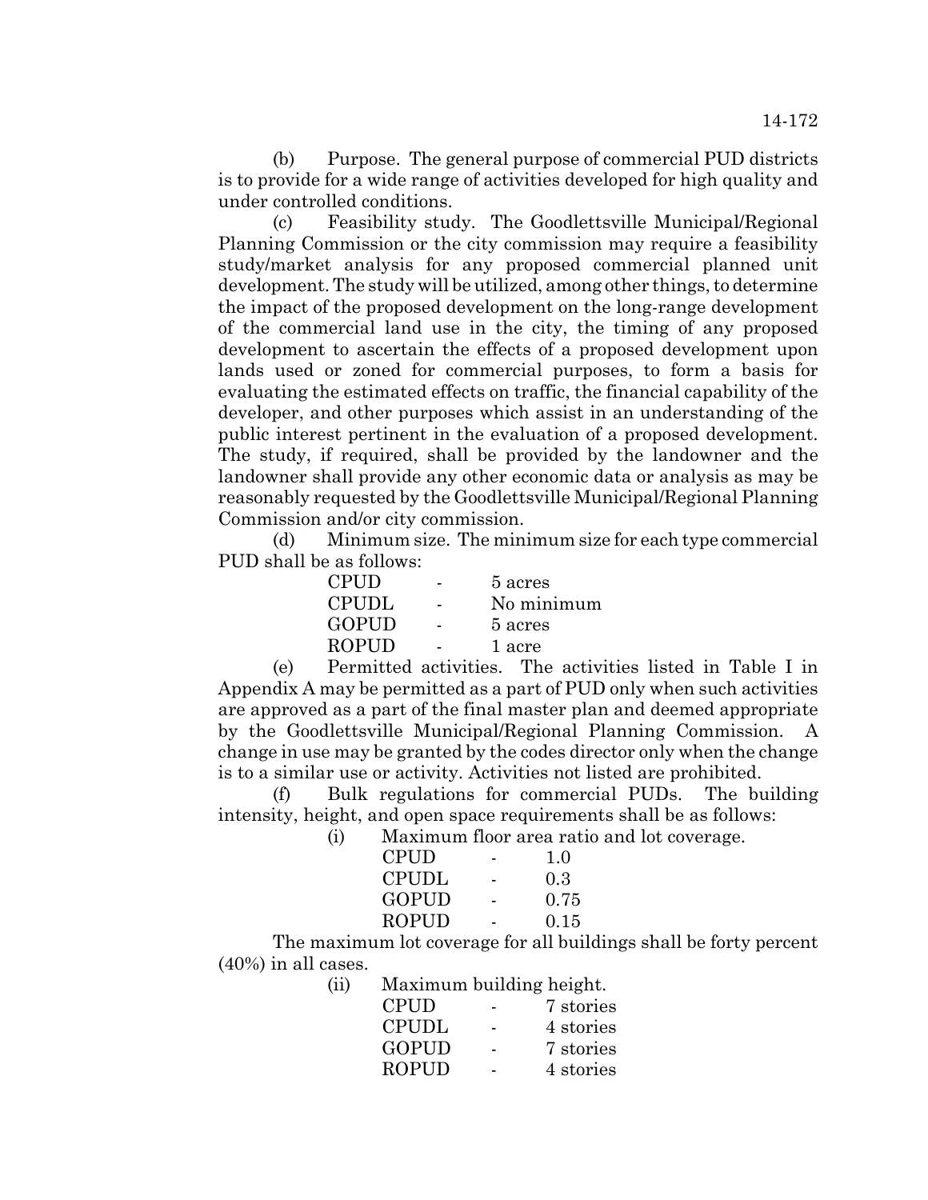(b) Purpose. The general purpose of commercial PUD districts is to provide for a wide range of activities developed for high quality and under controlled conditions.

(c) Feasibility study. The Goodlettsville Municipal/Regional Planning Commission or the city commission may require a feasibility study/market analysis for any proposed commercial planned unit development. The study will be utilized, among other things, to determine the impact of the proposed development on the long-range development of the commercial land use in the city, the timing of any proposed development to ascertain the effects of a proposed development upon lands used or zoned for commercial purposes, to form a basis for evaluating the estimated effects on traffic, the financial capability of the developer, and other purposes which assist in an understanding of the public interest pertinent in the evaluation of a proposed development. The study, if required, shall be provided by the landowner and the landowner shall provide any other economic data or analysis as may be reasonably requested by the Goodlettsville Municipal/Regional Planning Commission and/or city commission.

(d) Minimum size. The minimum size for each type commercial PUD shall be as follows:

| | | |
|---|---|---|
| CPUD | - | 5 acres |
| CPUDL | - | No minimum |
| GOPUD | - | 5 acres |
| ROPUD | - | 1 acre |

(e) Permitted activities. The activities listed in Table I in Appendix A may be permitted as a part of PUD only when such activities are approved as a part of the final master plan and deemed appropriate by the Goodlettsville Municipal/Regional Planning Commission. A change in use may be granted by the codes director only when the change is to a similar use or activity. Activities not listed are prohibited.

(f) Bulk regulations for commercial PUDs. The building intensity, height, and open space requirements shall be as follows:

(i) Maximum floor area ratio and lot coverage.

| | | |
|---|---|---|
| CPUD | - | 1.0 |
| CPUDL | - | 0.3 |
| GOPUD | - | 0.75 |
| ROPUD | - | 0.15 |

The maximum lot coverage for all buildings shall be forty percent (40%) in all cases.

(ii) Maximum building height.

| | | |
|---|---|---|
| CPUD | - | 7 stories |
| CPUDL | - | 4 stories |
| GOPUD | - | 7 stories |
| ROPUD | - | 4 stories |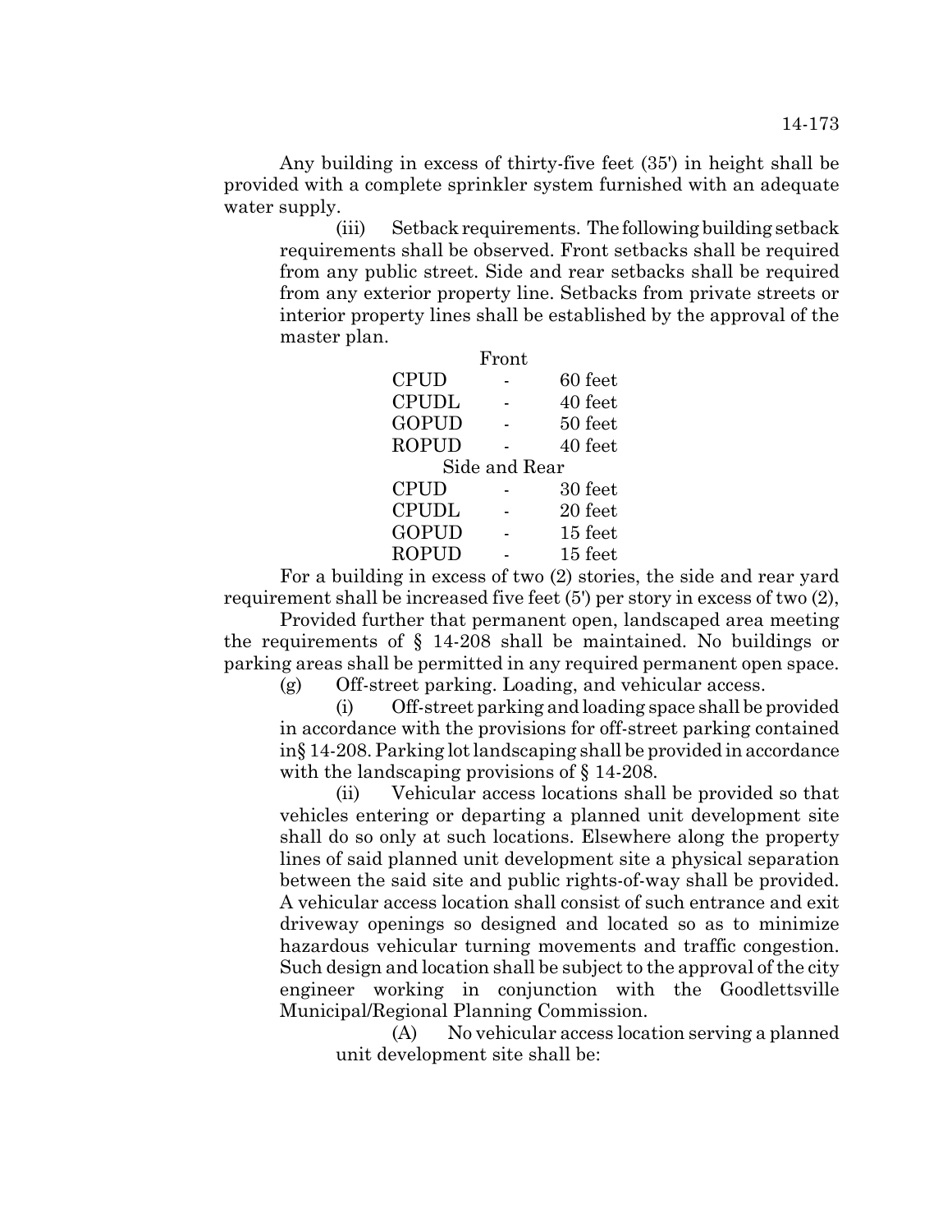Any building in excess of thirty-five feet (35') in height shall be provided with a complete sprinkler system furnished with an adequate water supply.

(iii) Setback requirements. The following building setback requirements shall be observed. Front setbacks shall be required from any public street. Side and rear setbacks shall be required from any exterior property line. Setbacks from private streets or interior property lines shall be established by the approval of the master plan.

| | | |
|---|---|---|
| | Front | |
| CPUD | - | 60 feet |
| CPUDL | - | 40 feet |
| GOPUD | - | 50 feet |
| ROPUD | - | 40 feet |
| | Side and Rear | |
| CPUD | - | 30 feet |
| CPUDL | - | 20 feet |
| GOPUD | - | 15 feet |
| ROPUD | - | 15 feet |

For a building in excess of two (2) stories, the side and rear yard requirement shall be increased five feet (5') per story in excess of two (2),

Provided further that permanent open, landscaped area meeting the requirements of § 14-208 shall be maintained. No buildings or parking areas shall be permitted in any required permanent open space.

(g) Off-street parking. Loading, and vehicular access.

(i) Off-street parking and loading space shall be provided in accordance with the provisions for off-street parking contained in§ 14-208. Parking lot landscaping shall be provided in accordance with the landscaping provisions of § 14-208.

(ii) Vehicular access locations shall be provided so that vehicles entering or departing a planned unit development site shall do so only at such locations. Elsewhere along the property lines of said planned unit development site a physical separation between the said site and public rights-of-way shall be provided. A vehicular access location shall consist of such entrance and exit driveway openings so designed and located so as to minimize hazardous vehicular turning movements and traffic congestion. Such design and location shall be subject to the approval of the city engineer working in conjunction with the Goodlettsville Municipal/Regional Planning Commission.

(A) No vehicular access location serving a planned unit development site shall be: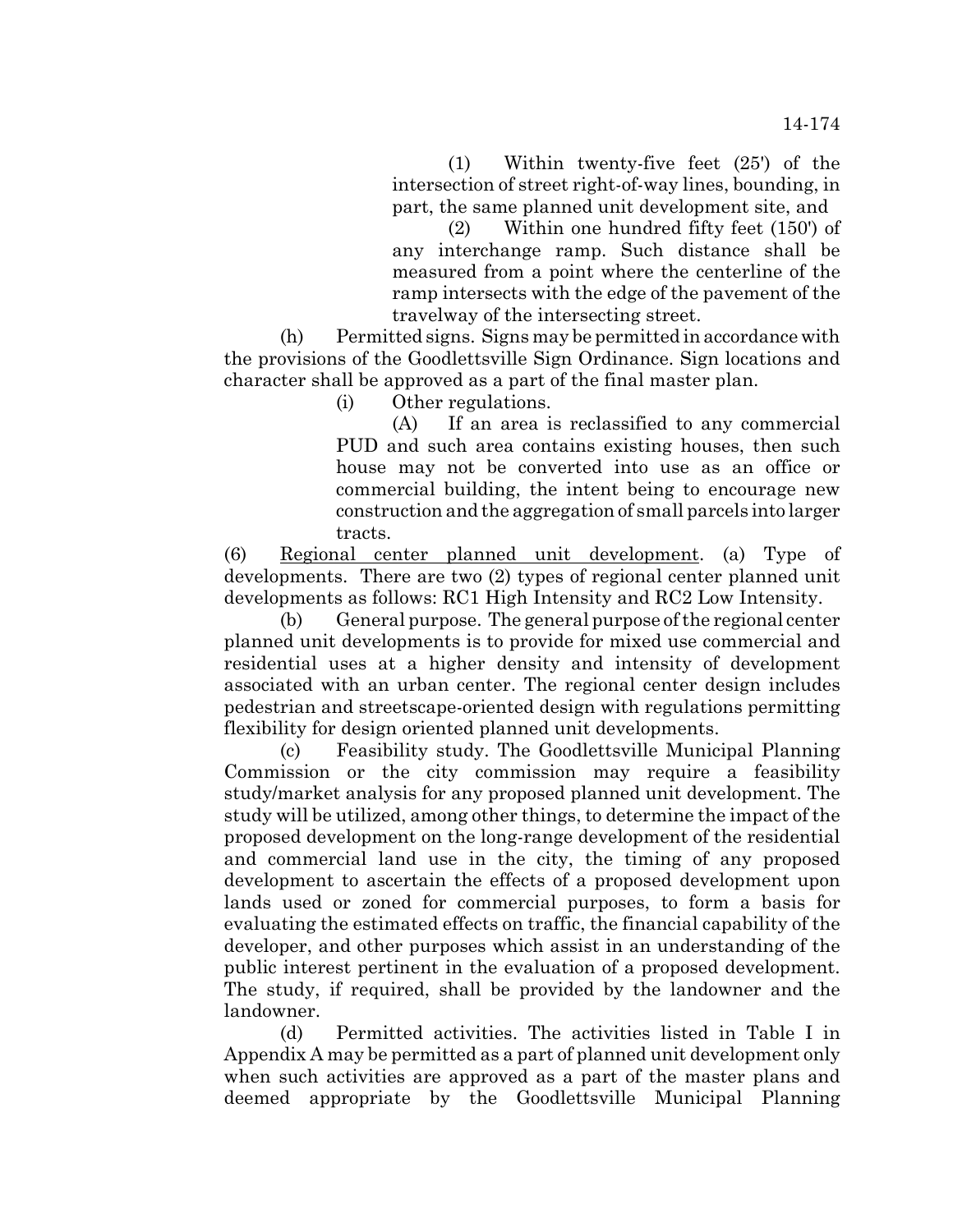(1) Within twenty-five feet (25') of the intersection of street right-of-way lines, bounding, in part, the same planned unit development site, and

(2) Within one hundred fifty feet (150') of any interchange ramp. Such distance shall be measured from a point where the centerline of the ramp intersects with the edge of the pavement of the travelway of the intersecting street.

(h) Permitted signs. Signs may be permitted in accordance with the provisions of the Goodlettsville Sign Ordinance. Sign locations and character shall be approved as a part of the final master plan.

(i) Other regulations.

(A) If an area is reclassified to any commercial PUD and such area contains existing houses, then such house may not be converted into use as an office or commercial building, the intent being to encourage new construction and the aggregation of small parcels into larger tracts.

(6) Regional center planned unit development. (a) Type of developments. There are two (2) types of regional center planned unit developments as follows: RC1 High Intensity and RC2 Low Intensity.

(b) General purpose. The general purpose of the regional center planned unit developments is to provide for mixed use commercial and residential uses at a higher density and intensity of development associated with an urban center. The regional center design includes pedestrian and streetscape-oriented design with regulations permitting flexibility for design oriented planned unit developments.

(c) Feasibility study. The Goodlettsville Municipal Planning Commission or the city commission may require a feasibility study/market analysis for any proposed planned unit development. The study will be utilized, among other things, to determine the impact of the proposed development on the long-range development of the residential and commercial land use in the city, the timing of any proposed development to ascertain the effects of a proposed development upon lands used or zoned for commercial purposes, to form a basis for evaluating the estimated effects on traffic, the financial capability of the developer, and other purposes which assist in an understanding of the public interest pertinent in the evaluation of a proposed development. The study, if required, shall be provided by the landowner and the landowner.

(d) Permitted activities. The activities listed in Table I in Appendix A may be permitted as a part of planned unit development only when such activities are approved as a part of the master plans and deemed appropriate by the Goodlettsville Municipal Planning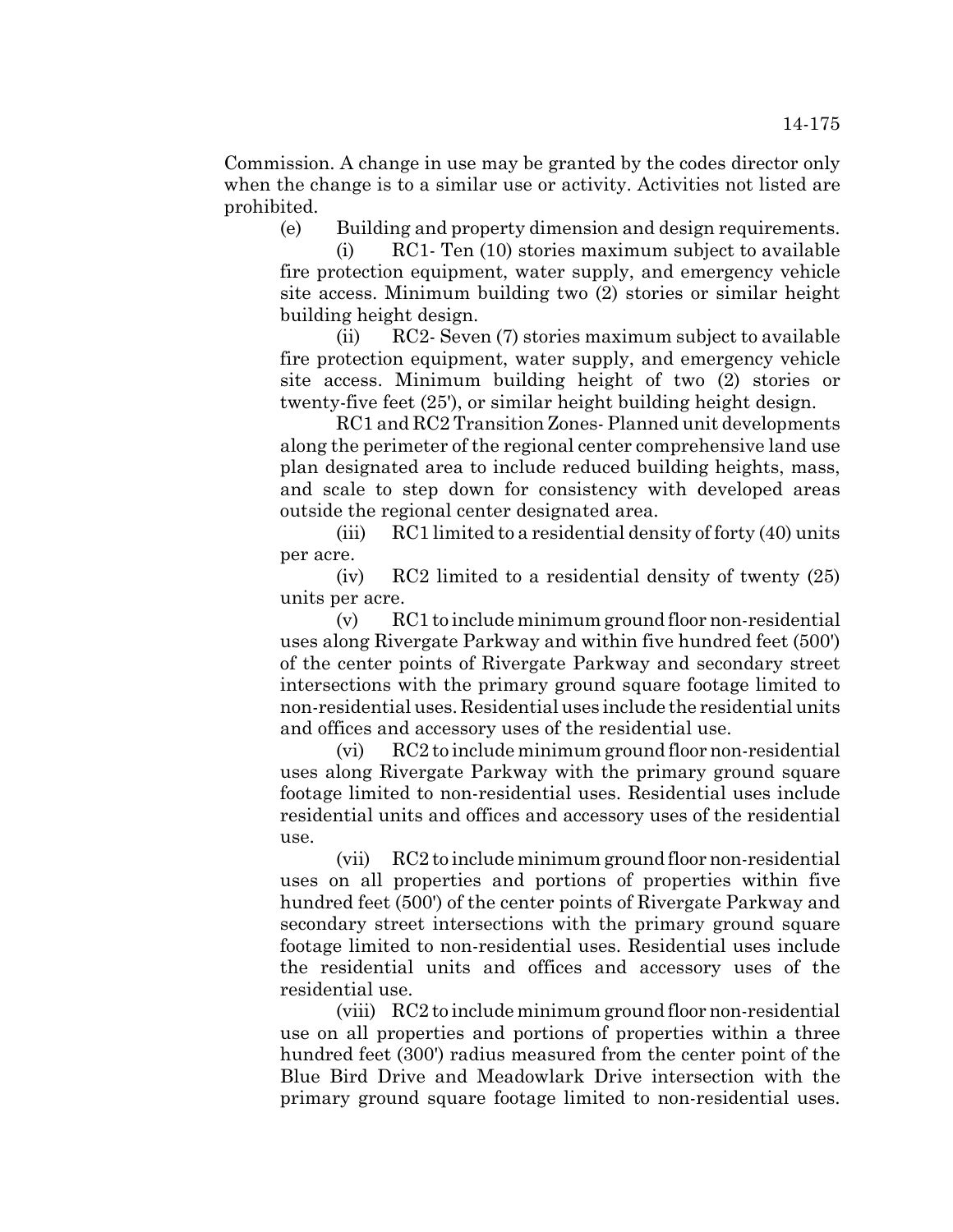Commission. A change in use may be granted by the codes director only when the change is to a similar use or activity. Activities not listed are prohibited.

(e) Building and property dimension and design requirements.

(i) RC1- Ten (10) stories maximum subject to available fire protection equipment, water supply, and emergency vehicle site access. Minimum building two (2) stories or similar height building height design.

(ii) RC2- Seven (7) stories maximum subject to available fire protection equipment, water supply, and emergency vehicle site access. Minimum building height of two (2) stories or twenty-five feet (25'), or similar height building height design.

RC1 and RC2 Transition Zones- Planned unit developments along the perimeter of the regional center comprehensive land use plan designated area to include reduced building heights, mass, and scale to step down for consistency with developed areas outside the regional center designated area.

(iii) RC1 limited to a residential density of forty (40) units per acre.

(iv) RC2 limited to a residential density of twenty (25) units per acre.

(v) RC1 to include minimum ground floor non-residential uses along Rivergate Parkway and within five hundred feet (500') of the center points of Rivergate Parkway and secondary street intersections with the primary ground square footage limited to non-residential uses. Residential uses include the residential units and offices and accessory uses of the residential use.

(vi) RC2 to include minimum ground floor non-residential uses along Rivergate Parkway with the primary ground square footage limited to non-residential uses. Residential uses include residential units and offices and accessory uses of the residential use.

(vii) RC2 to include minimum ground floor non-residential uses on all properties and portions of properties within five hundred feet (500') of the center points of Rivergate Parkway and secondary street intersections with the primary ground square footage limited to non-residential uses. Residential uses include the residential units and offices and accessory uses of the residential use.

(viii) RC2 to include minimum ground floor non-residential use on all properties and portions of properties within a three hundred feet (300') radius measured from the center point of the Blue Bird Drive and Meadowlark Drive intersection with the primary ground square footage limited to non-residential uses.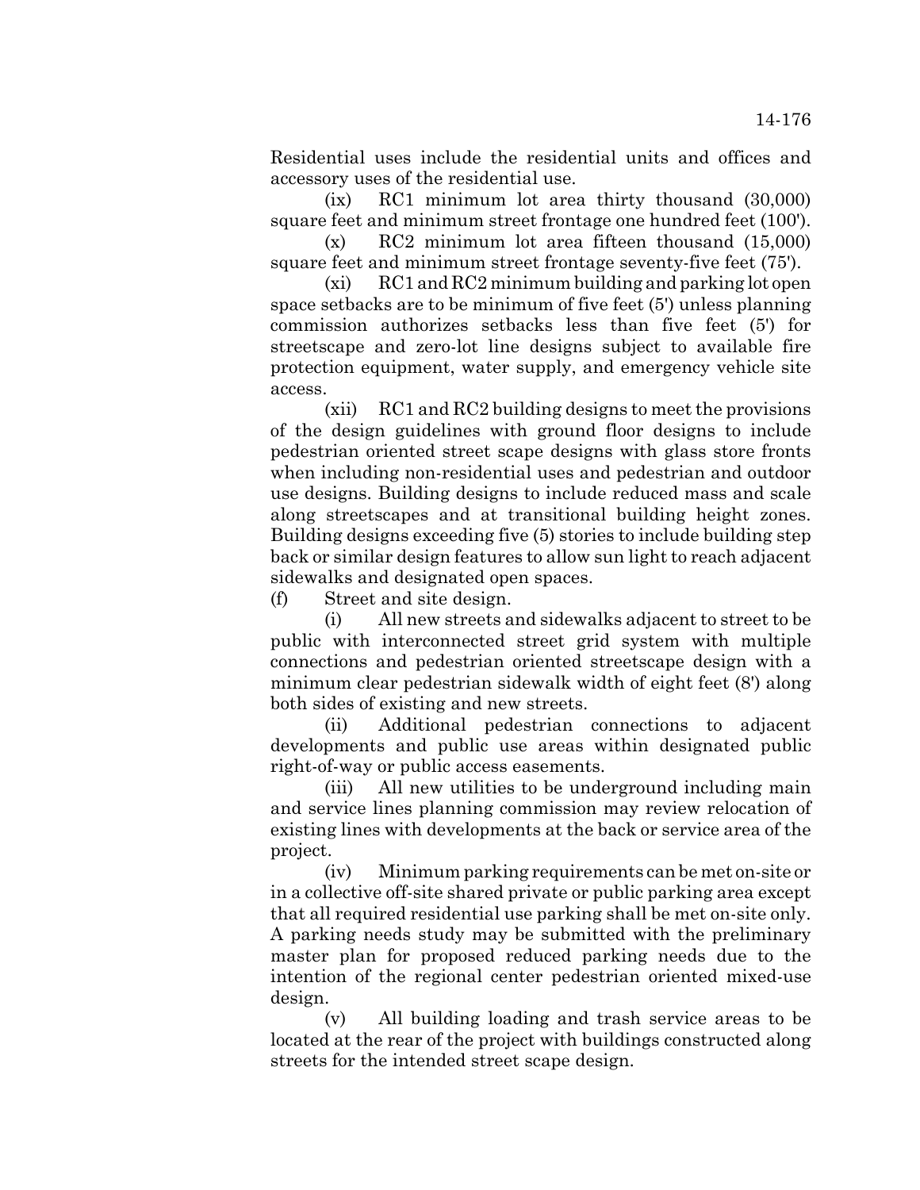Residential uses include the residential units and offices and accessory uses of the residential use.

(ix) RC1 minimum lot area thirty thousand (30,000) square feet and minimum street frontage one hundred feet (100').

(x) RC2 minimum lot area fifteen thousand (15,000) square feet and minimum street frontage seventy-five feet (75').

(xi) RC1 and RC2 minimum building and parking lot open space setbacks are to be minimum of five feet (5') unless planning commission authorizes setbacks less than five feet (5') for streetscape and zero-lot line designs subject to available fire protection equipment, water supply, and emergency vehicle site access.

(xii) RC1 and RC2 building designs to meet the provisions of the design guidelines with ground floor designs to include pedestrian oriented street scape designs with glass store fronts when including non-residential uses and pedestrian and outdoor use designs. Building designs to include reduced mass and scale along streetscapes and at transitional building height zones. Building designs exceeding five (5) stories to include building step back or similar design features to allow sun light to reach adjacent sidewalks and designated open spaces.

(f) Street and site design.

(i) All new streets and sidewalks adjacent to street to be public with interconnected street grid system with multiple connections and pedestrian oriented streetscape design with a minimum clear pedestrian sidewalk width of eight feet (8') along both sides of existing and new streets.

(ii) Additional pedestrian connections to adjacent developments and public use areas within designated public right-of-way or public access easements.

(iii) All new utilities to be underground including main and service lines planning commission may review relocation of existing lines with developments at the back or service area of the project.

(iv) Minimum parking requirements can be met on-site or in a collective off-site shared private or public parking area except that all required residential use parking shall be met on-site only. A parking needs study may be submitted with the preliminary master plan for proposed reduced parking needs due to the intention of the regional center pedestrian oriented mixed-use design.

(v) All building loading and trash service areas to be located at the rear of the project with buildings constructed along streets for the intended street scape design.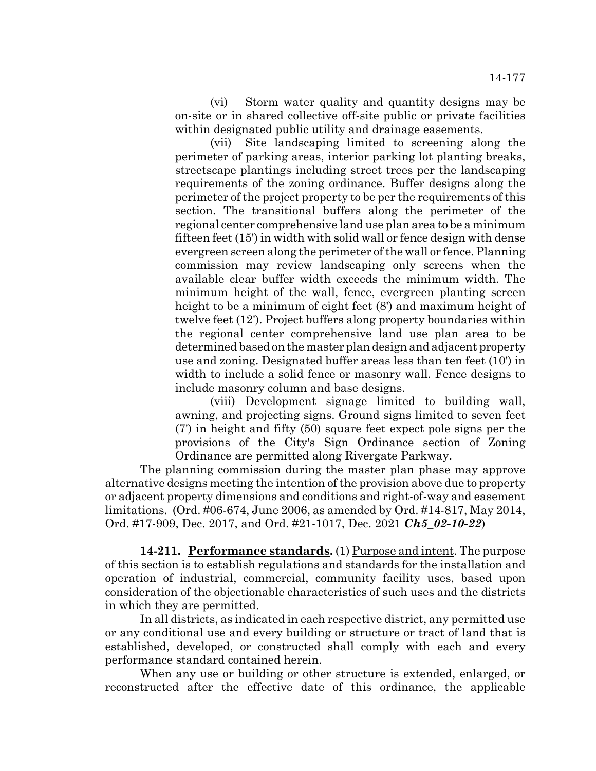(vi) Storm water quality and quantity designs may be on-site or in shared collective off-site public or private facilities within designated public utility and drainage easements.

(vii) Site landscaping limited to screening along the perimeter of parking areas, interior parking lot planting breaks, streetscape plantings including street trees per the landscaping requirements of the zoning ordinance. Buffer designs along the perimeter of the project property to be per the requirements of this section. The transitional buffers along the perimeter of the regional center comprehensive land use plan area to be a minimum fifteen feet (15') in width with solid wall or fence design with dense evergreen screen along the perimeter of the wall or fence. Planning commission may review landscaping only screens when the available clear buffer width exceeds the minimum width. The minimum height of the wall, fence, evergreen planting screen height to be a minimum of eight feet (8') and maximum height of twelve feet (12'). Project buffers along property boundaries within the regional center comprehensive land use plan area to be determined based on the master plan design and adjacent property use and zoning. Designated buffer areas less than ten feet (10') in width to include a solid fence or masonry wall. Fence designs to include masonry column and base designs.

(viii) Development signage limited to building wall, awning, and projecting signs. Ground signs limited to seven feet (7') in height and fifty (50) square feet expect pole signs per the provisions of the City's Sign Ordinance section of Zoning Ordinance are permitted along Rivergate Parkway.

The planning commission during the master plan phase may approve alternative designs meeting the intention of the provision above due to property or adjacent property dimensions and conditions and right-of-way and easement limitations. (Ord. #06-674, June 2006, as amended by Ord. #14-817, May 2014, Ord. #17-909, Dec. 2017, and Ord. #21-1017, Dec. 2021 ***Ch5_02-10-22***)

**14-211. Performance standards.** (1) Purpose and intent. The purpose of this section is to establish regulations and standards for the installation and operation of industrial, commercial, community facility uses, based upon consideration of the objectionable characteristics of such uses and the districts in which they are permitted.

In all districts, as indicated in each respective district, any permitted use or any conditional use and every building or structure or tract of land that is established, developed, or constructed shall comply with each and every performance standard contained herein.

When any use or building or other structure is extended, enlarged, or reconstructed after the effective date of this ordinance, the applicable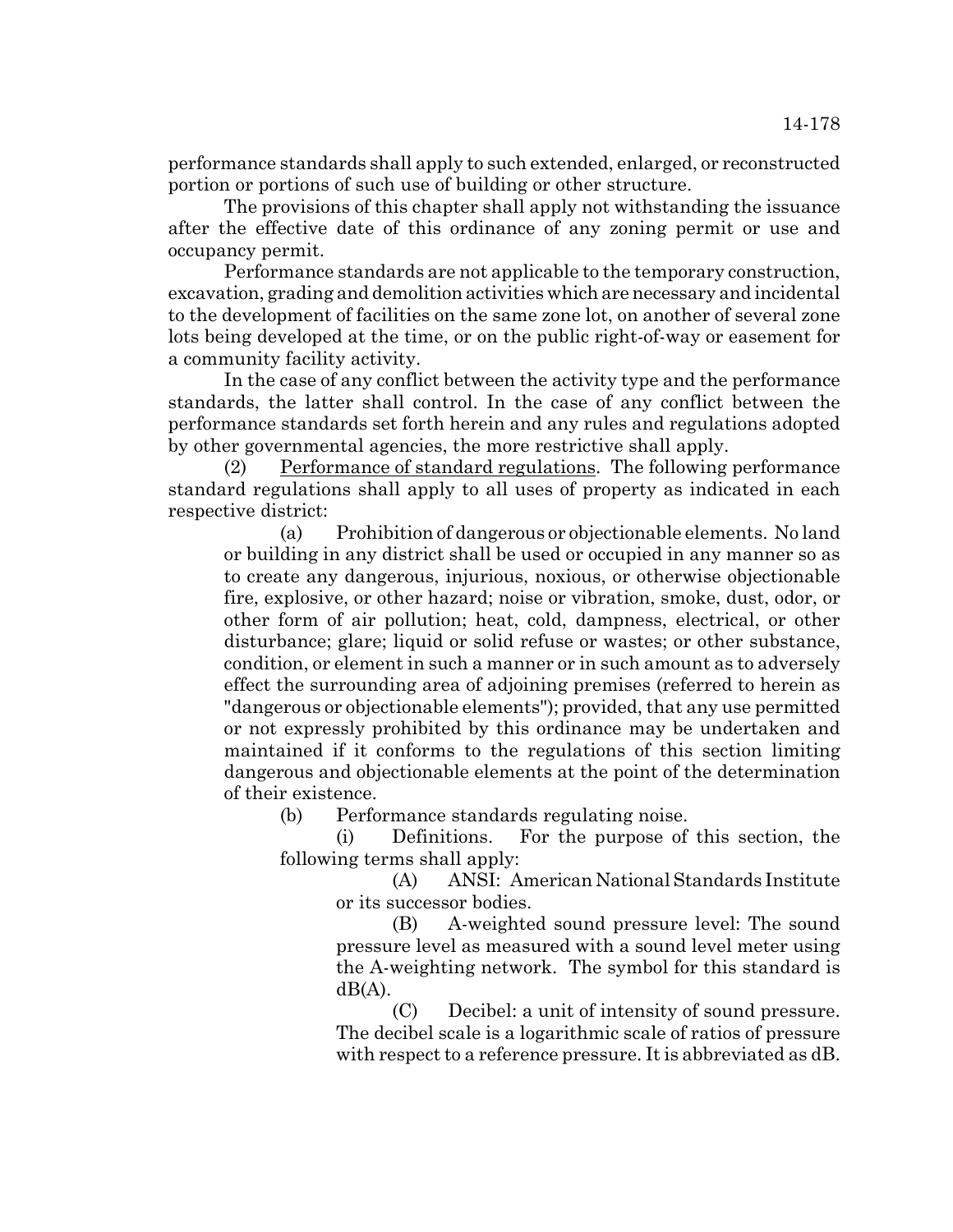performance standards shall apply to such extended, enlarged, or reconstructed portion or portions of such use of building or other structure.

The provisions of this chapter shall apply not withstanding the issuance after the effective date of this ordinance of any zoning permit or use and occupancy permit.

Performance standards are not applicable to the temporary construction, excavation, grading and demolition activities which are necessary and incidental to the development of facilities on the same zone lot, on another of several zone lots being developed at the time, or on the public right-of-way or easement for a community facility activity.

In the case of any conflict between the activity type and the performance standards, the latter shall control. In the case of any conflict between the performance standards set forth herein and any rules and regulations adopted by other governmental agencies, the more restrictive shall apply.

(2) Performance of standard regulations. The following performance standard regulations shall apply to all uses of property as indicated in each respective district:

(a) Prohibition of dangerous or objectionable elements. No land or building in any district shall be used or occupied in any manner so as to create any dangerous, injurious, noxious, or otherwise objectionable fire, explosive, or other hazard; noise or vibration, smoke, dust, odor, or other form of air pollution; heat, cold, dampness, electrical, or other disturbance; glare; liquid or solid refuse or wastes; or other substance, condition, or element in such a manner or in such amount as to adversely effect the surrounding area of adjoining premises (referred to herein as "dangerous or objectionable elements"); provided, that any use permitted or not expressly prohibited by this ordinance may be undertaken and maintained if it conforms to the regulations of this section limiting dangerous and objectionable elements at the point of the determination of their existence.

(b) Performance standards regulating noise.

(i) Definitions. For the purpose of this section, the following terms shall apply:

(A) ANSI: American National Standards Institute or its successor bodies.

(B) A-weighted sound pressure level: The sound pressure level as measured with a sound level meter using the A-weighting network. The symbol for this standard is dB(A).

(C) Decibel: a unit of intensity of sound pressure. The decibel scale is a logarithmic scale of ratios of pressure with respect to a reference pressure. It is abbreviated as dB.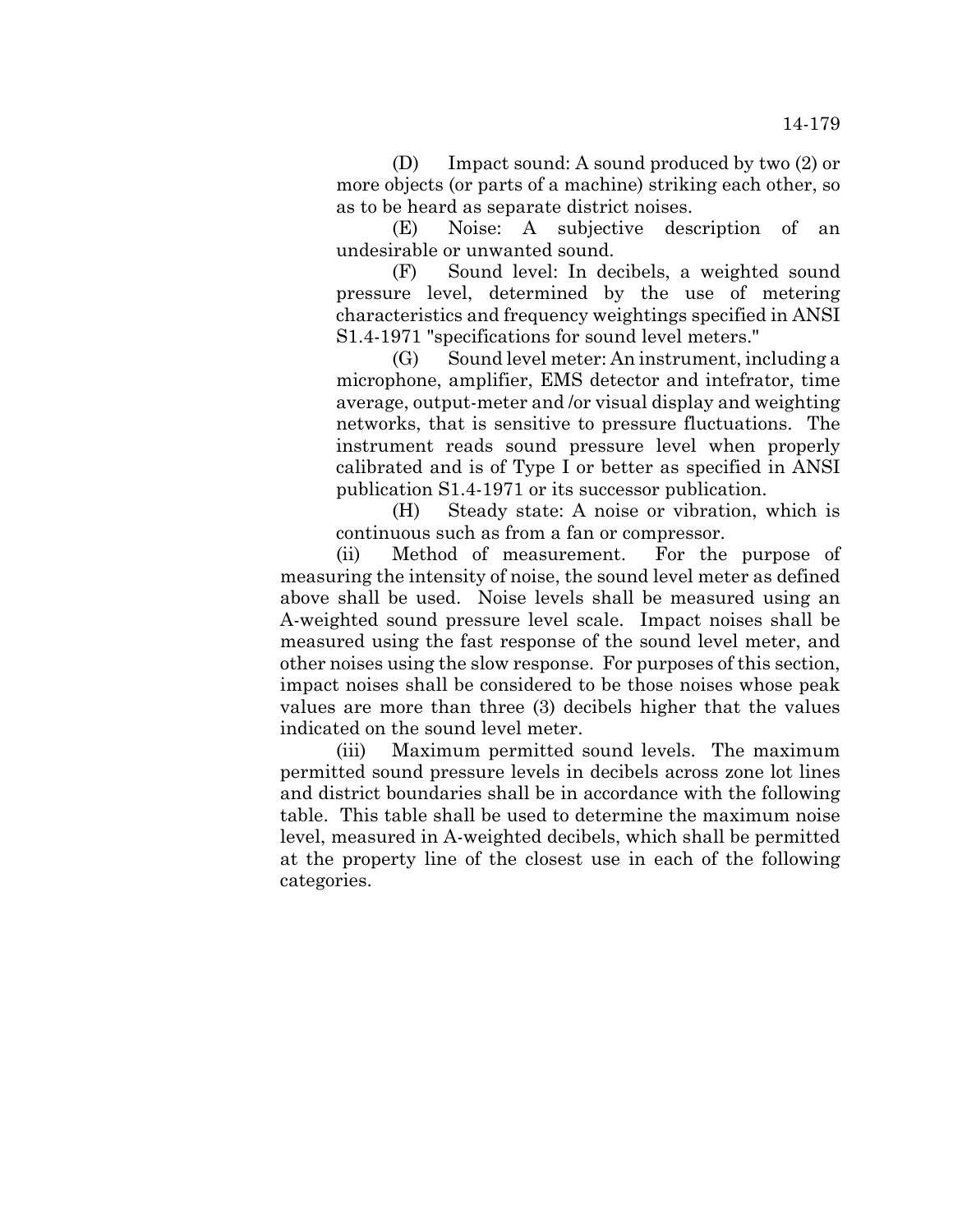(D) Impact sound: A sound produced by two (2) or more objects (or parts of a machine) striking each other, so as to be heard as separate district noises.

(E) Noise: A subjective description of an undesirable or unwanted sound.

(F) Sound level: In decibels, a weighted sound pressure level, determined by the use of metering characteristics and frequency weightings specified in ANSI S1.4-1971 "specifications for sound level meters."

(G) Sound level meter: An instrument, including a microphone, amplifier, EMS detector and intefrator, time average, output-meter and /or visual display and weighting networks, that is sensitive to pressure fluctuations. The instrument reads sound pressure level when properly calibrated and is of Type I or better as specified in ANSI publication S1.4-1971 or its successor publication.

(H) Steady state: A noise or vibration, which is continuous such as from a fan or compressor.

(ii) Method of measurement. For the purpose of measuring the intensity of noise, the sound level meter as defined above shall be used. Noise levels shall be measured using an A-weighted sound pressure level scale. Impact noises shall be measured using the fast response of the sound level meter, and other noises using the slow response. For purposes of this section, impact noises shall be considered to be those noises whose peak values are more than three (3) decibels higher that the values indicated on the sound level meter.

(iii) Maximum permitted sound levels. The maximum permitted sound pressure levels in decibels across zone lot lines and district boundaries shall be in accordance with the following table. This table shall be used to determine the maximum noise level, measured in A-weighted decibels, which shall be permitted at the property line of the closest use in each of the following categories.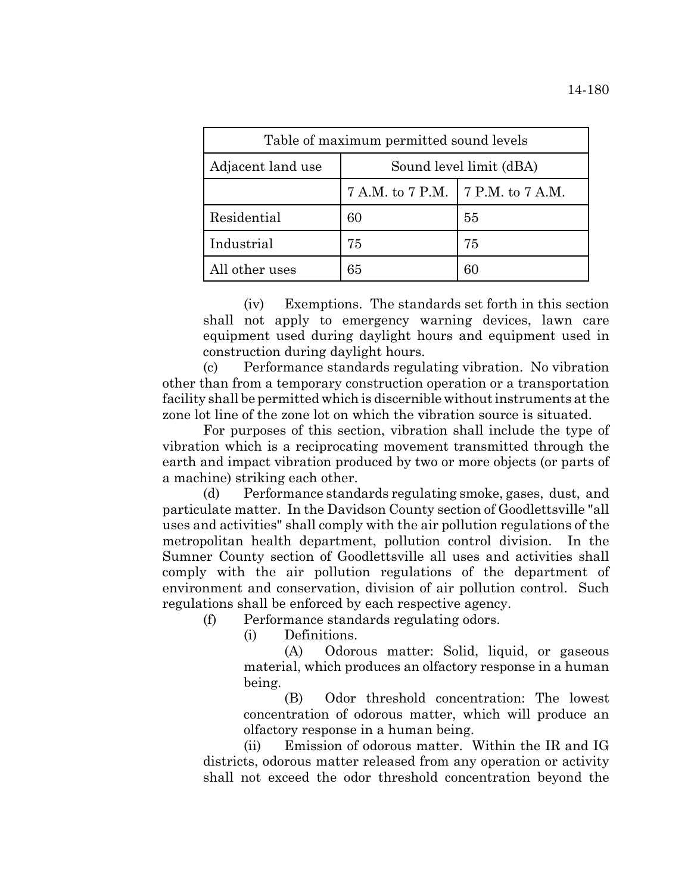| Table of maximum permitted sound levels | | |
|---|---|---|
| Adjacent land use | Sound level limit (dBA) | |
| | 7 A.M. to 7 P.M. | 7 P.M. to 7 A.M. |
| Residential | 60 | 55 |
| Industrial | 75 | 75 |
| All other uses | 65 | 60 |

(iv) Exemptions. The standards set forth in this section shall not apply to emergency warning devices, lawn care equipment used during daylight hours and equipment used in construction during daylight hours.

(c) Performance standards regulating vibration. No vibration other than from a temporary construction operation or a transportation facility shall be permitted which is discernible without instruments at the zone lot line of the zone lot on which the vibration source is situated.

For purposes of this section, vibration shall include the type of vibration which is a reciprocating movement transmitted through the earth and impact vibration produced by two or more objects (or parts of a machine) striking each other.

(d) Performance standards regulating smoke, gases, dust, and particulate matter. In the Davidson County section of Goodlettsville "all uses and activities" shall comply with the air pollution regulations of the metropolitan health department, pollution control division. In the Sumner County section of Goodlettsville all uses and activities shall comply with the air pollution regulations of the department of environment and conservation, division of air pollution control. Such regulations shall be enforced by each respective agency.

(f) Performance standards regulating odors.

(i) Definitions.

(A) Odorous matter: Solid, liquid, or gaseous material, which produces an olfactory response in a human being.

(B) Odor threshold concentration: The lowest concentration of odorous matter, which will produce an olfactory response in a human being.

(ii) Emission of odorous matter. Within the IR and IG districts, odorous matter released from any operation or activity shall not exceed the odor threshold concentration beyond the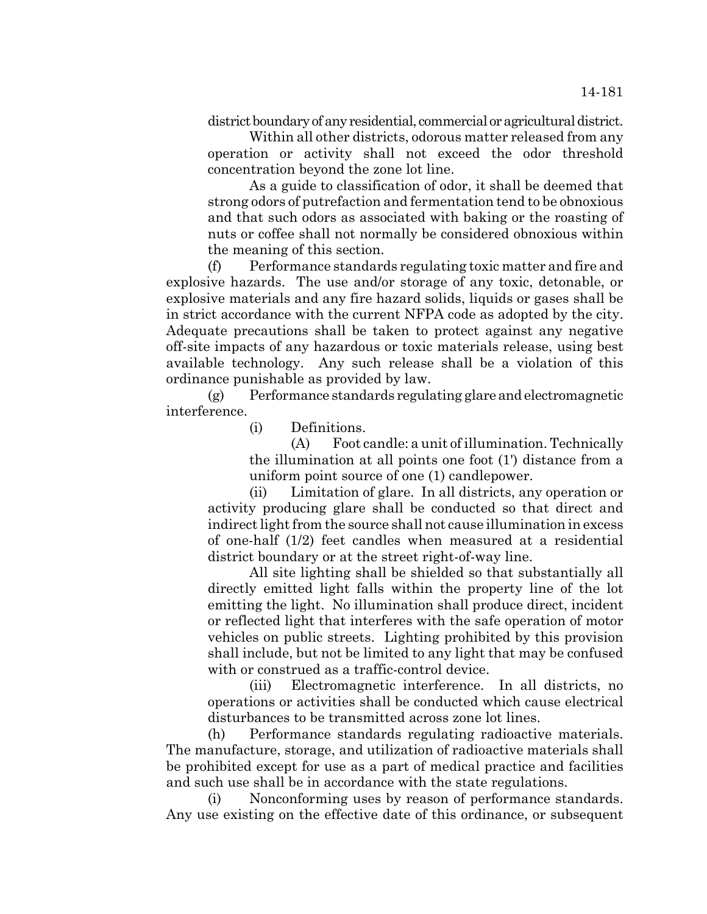district boundary of any residential, commercial or agricultural district.

Within all other districts, odorous matter released from any operation or activity shall not exceed the odor threshold concentration beyond the zone lot line.

As a guide to classification of odor, it shall be deemed that strong odors of putrefaction and fermentation tend to be obnoxious and that such odors as associated with baking or the roasting of nuts or coffee shall not normally be considered obnoxious within the meaning of this section.

(f) Performance standards regulating toxic matter and fire and explosive hazards. The use and/or storage of any toxic, detonable, or explosive materials and any fire hazard solids, liquids or gases shall be in strict accordance with the current NFPA code as adopted by the city. Adequate precautions shall be taken to protect against any negative off-site impacts of any hazardous or toxic materials release, using best available technology. Any such release shall be a violation of this ordinance punishable as provided by law.

(g) Performance standards regulating glare and electromagnetic interference.

(i) Definitions.

(A) Foot candle: a unit of illumination. Technically the illumination at all points one foot (1') distance from a uniform point source of one (1) candlepower.

(ii) Limitation of glare. In all districts, any operation or activity producing glare shall be conducted so that direct and indirect light from the source shall not cause illumination in excess of one-half (1/2) feet candles when measured at a residential district boundary or at the street right-of-way line.

All site lighting shall be shielded so that substantially all directly emitted light falls within the property line of the lot emitting the light. No illumination shall produce direct, incident or reflected light that interferes with the safe operation of motor vehicles on public streets. Lighting prohibited by this provision shall include, but not be limited to any light that may be confused with or construed as a traffic-control device.

(iii) Electromagnetic interference. In all districts, no operations or activities shall be conducted which cause electrical disturbances to be transmitted across zone lot lines.

(h) Performance standards regulating radioactive materials. The manufacture, storage, and utilization of radioactive materials shall be prohibited except for use as a part of medical practice and facilities and such use shall be in accordance with the state regulations.

(i) Nonconforming uses by reason of performance standards. Any use existing on the effective date of this ordinance, or subsequent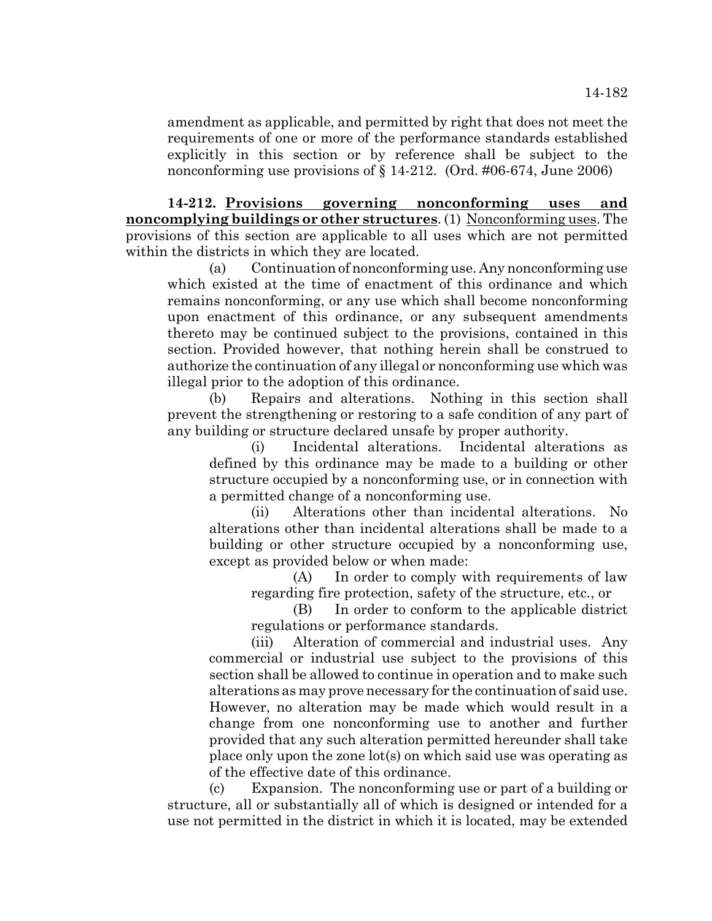amendment as applicable, and permitted by right that does not meet the requirements of one or more of the performance standards established explicitly in this section or by reference shall be subject to the nonconforming use provisions of § 14-212. (Ord. #06-674, June 2006)

**14-212. Provisions governing nonconforming uses and noncomplying buildings or other structures.** (1) Nonconforming uses. The provisions of this section are applicable to all uses which are not permitted within the districts in which they are located.

(a) Continuation of nonconforming use. Any nonconforming use which existed at the time of enactment of this ordinance and which remains nonconforming, or any use which shall become nonconforming upon enactment of this ordinance, or any subsequent amendments thereto may be continued subject to the provisions, contained in this section. Provided however, that nothing herein shall be construed to authorize the continuation of any illegal or nonconforming use which was illegal prior to the adoption of this ordinance.

(b) Repairs and alterations. Nothing in this section shall prevent the strengthening or restoring to a safe condition of any part of any building or structure declared unsafe by proper authority.

(i) Incidental alterations. Incidental alterations as defined by this ordinance may be made to a building or other structure occupied by a nonconforming use, or in connection with a permitted change of a nonconforming use.

(ii) Alterations other than incidental alterations. No alterations other than incidental alterations shall be made to a building or other structure occupied by a nonconforming use, except as provided below or when made:

(A) In order to comply with requirements of law regarding fire protection, safety of the structure, etc., or

(B) In order to conform to the applicable district regulations or performance standards.

(iii) Alteration of commercial and industrial uses. Any commercial or industrial use subject to the provisions of this section shall be allowed to continue in operation and to make such alterations as may prove necessary for the continuation of said use. However, no alteration may be made which would result in a change from one nonconforming use to another and further provided that any such alteration permitted hereunder shall take place only upon the zone lot(s) on which said use was operating as of the effective date of this ordinance.

(c) Expansion. The nonconforming use or part of a building or structure, all or substantially all of which is designed or intended for a use not permitted in the district in which it is located, may be extended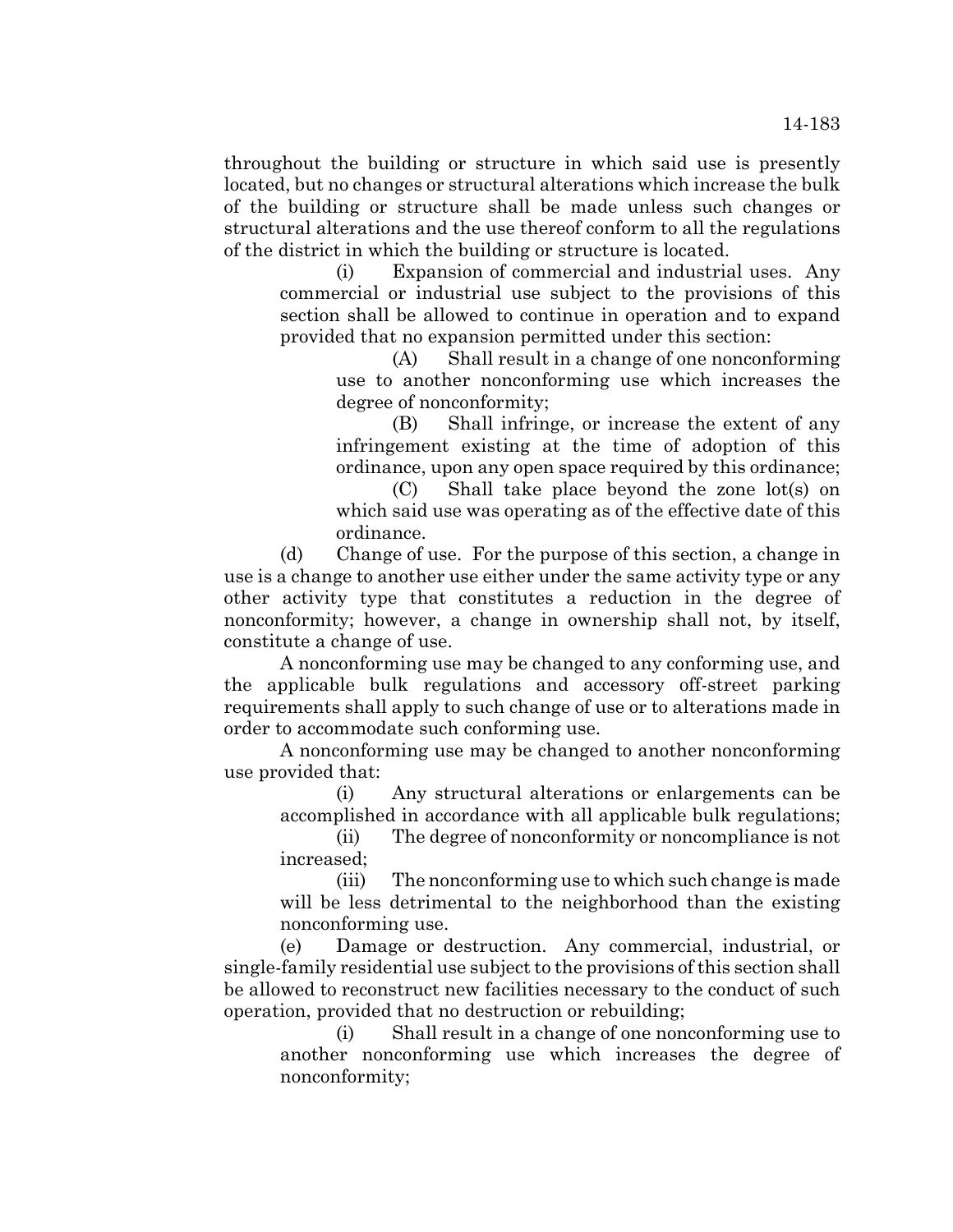throughout the building or structure in which said use is presently located, but no changes or structural alterations which increase the bulk of the building or structure shall be made unless such changes or structural alterations and the use thereof conform to all the regulations of the district in which the building or structure is located.

(i) Expansion of commercial and industrial uses. Any commercial or industrial use subject to the provisions of this section shall be allowed to continue in operation and to expand provided that no expansion permitted under this section:

(A) Shall result in a change of one nonconforming use to another nonconforming use which increases the degree of nonconformity;

(B) Shall infringe, or increase the extent of any infringement existing at the time of adoption of this ordinance, upon any open space required by this ordinance;

(C) Shall take place beyond the zone lot(s) on which said use was operating as of the effective date of this ordinance.

(d) Change of use. For the purpose of this section, a change in use is a change to another use either under the same activity type or any other activity type that constitutes a reduction in the degree of nonconformity; however, a change in ownership shall not, by itself, constitute a change of use.

A nonconforming use may be changed to any conforming use, and the applicable bulk regulations and accessory off-street parking requirements shall apply to such change of use or to alterations made in order to accommodate such conforming use.

A nonconforming use may be changed to another nonconforming use provided that:

(i) Any structural alterations or enlargements can be accomplished in accordance with all applicable bulk regulations;

(ii) The degree of nonconformity or noncompliance is not increased;

(iii) The nonconforming use to which such change is made will be less detrimental to the neighborhood than the existing nonconforming use.

(e) Damage or destruction. Any commercial, industrial, or single-family residential use subject to the provisions of this section shall be allowed to reconstruct new facilities necessary to the conduct of such operation, provided that no destruction or rebuilding;

(i) Shall result in a change of one nonconforming use to another nonconforming use which increases the degree of nonconformity;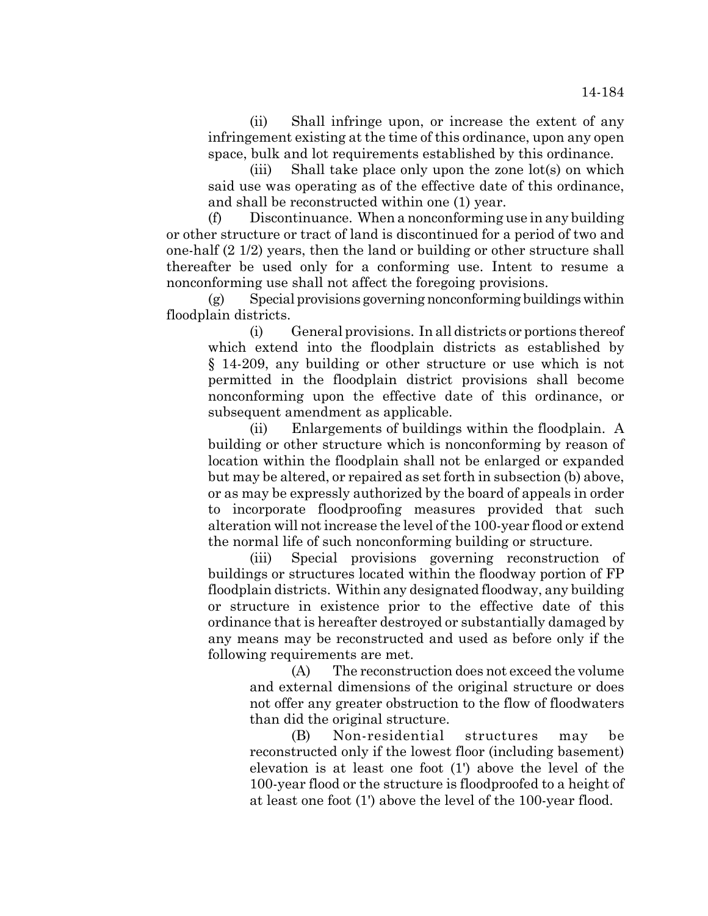(ii) Shall infringe upon, or increase the extent of any infringement existing at the time of this ordinance, upon any open space, bulk and lot requirements established by this ordinance.

(iii) Shall take place only upon the zone lot(s) on which said use was operating as of the effective date of this ordinance, and shall be reconstructed within one (1) year.

(f) Discontinuance. When a nonconforming use in any building or other structure or tract of land is discontinued for a period of two and one-half (2 1/2) years, then the land or building or other structure shall thereafter be used only for a conforming use. Intent to resume a nonconforming use shall not affect the foregoing provisions.

(g) Special provisions governing nonconforming buildings within floodplain districts.

(i) General provisions. In all districts or portions thereof which extend into the floodplain districts as established by § 14-209, any building or other structure or use which is not permitted in the floodplain district provisions shall become nonconforming upon the effective date of this ordinance, or subsequent amendment as applicable.

(ii) Enlargements of buildings within the floodplain. A building or other structure which is nonconforming by reason of location within the floodplain shall not be enlarged or expanded but may be altered, or repaired as set forth in subsection (b) above, or as may be expressly authorized by the board of appeals in order to incorporate floodproofing measures provided that such alteration will not increase the level of the 100-year flood or extend the normal life of such nonconforming building or structure.

(iii) Special provisions governing reconstruction of buildings or structures located within the floodway portion of FP floodplain districts. Within any designated floodway, any building or structure in existence prior to the effective date of this ordinance that is hereafter destroyed or substantially damaged by any means may be reconstructed and used as before only if the following requirements are met.

(A) The reconstruction does not exceed the volume and external dimensions of the original structure or does not offer any greater obstruction to the flow of floodwaters than did the original structure.

(B) Non-residential structures may be reconstructed only if the lowest floor (including basement) elevation is at least one foot (1') above the level of the 100-year flood or the structure is floodproofed to a height of at least one foot (1') above the level of the 100-year flood.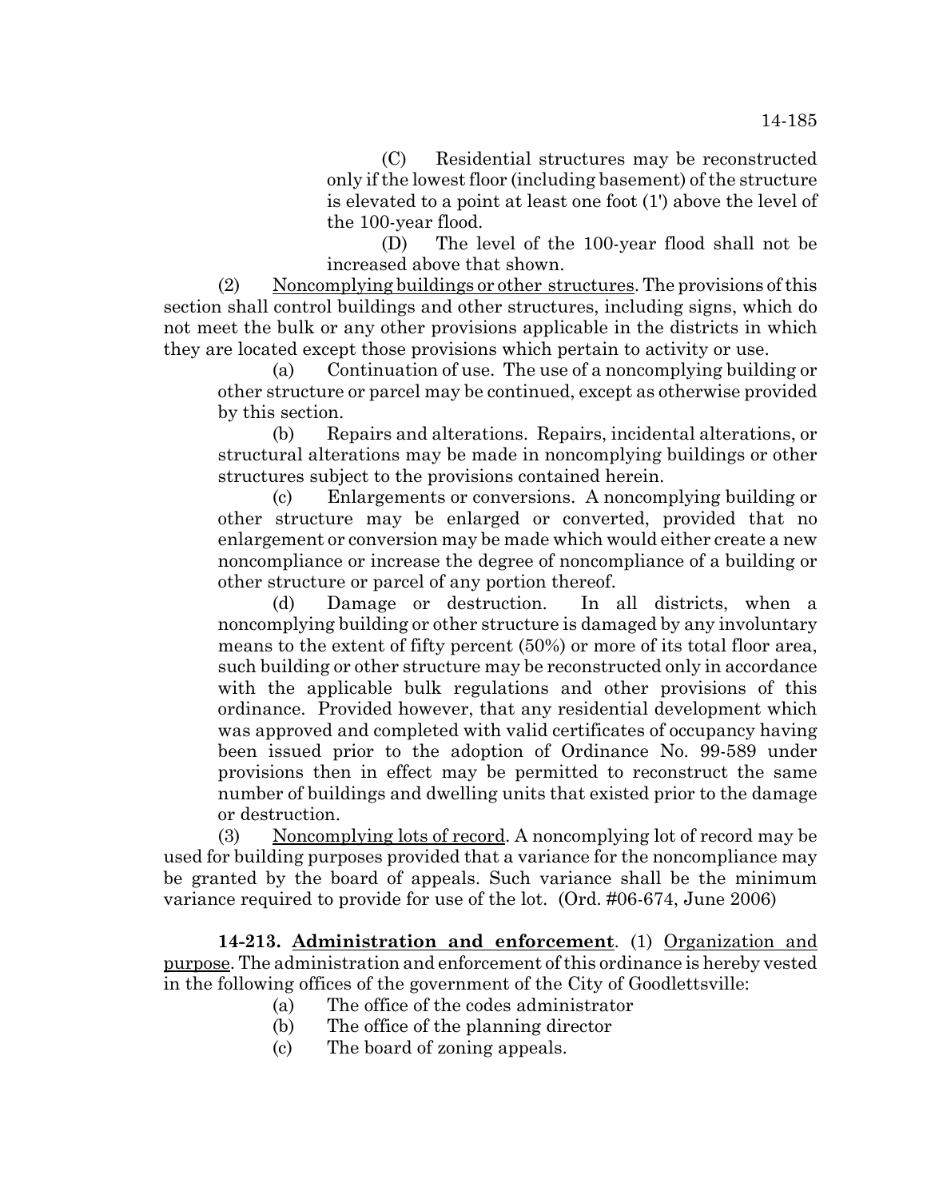(C) Residential structures may be reconstructed only if the lowest floor (including basement) of the structure is elevated to a point at least one foot (1') above the level of the 100-year flood.

(D) The level of the 100-year flood shall not be increased above that shown.

(2) Noncomplying buildings or other structures. The provisions of this section shall control buildings and other structures, including signs, which do not meet the bulk or any other provisions applicable in the districts in which they are located except those provisions which pertain to activity or use.

(a) Continuation of use. The use of a noncomplying building or other structure or parcel may be continued, except as otherwise provided by this section.

(b) Repairs and alterations. Repairs, incidental alterations, or structural alterations may be made in noncomplying buildings or other structures subject to the provisions contained herein.

(c) Enlargements or conversions. A noncomplying building or other structure may be enlarged or converted, provided that no enlargement or conversion may be made which would either create a new noncompliance or increase the degree of noncompliance of a building or other structure or parcel of any portion thereof.

(d) Damage or destruction. In all districts, when a noncomplying building or other structure is damaged by any involuntary means to the extent of fifty percent (50%) or more of its total floor area, such building or other structure may be reconstructed only in accordance with the applicable bulk regulations and other provisions of this ordinance. Provided however, that any residential development which was approved and completed with valid certificates of occupancy having been issued prior to the adoption of Ordinance No. 99-589 under provisions then in effect may be permitted to reconstruct the same number of buildings and dwelling units that existed prior to the damage or destruction.

(3) Noncomplying lots of record. A noncomplying lot of record may be used for building purposes provided that a variance for the noncompliance may be granted by the board of appeals. Such variance shall be the minimum variance required to provide for use of the lot. (Ord. #06-674, June 2006)

**14-213. Administration and enforcement**. (1) Organization and purpose. The administration and enforcement of this ordinance is hereby vested in the following offices of the government of the City of Goodlettsville:

(a) The office of the codes administrator

(b) The office of the planning director

(c) The board of zoning appeals.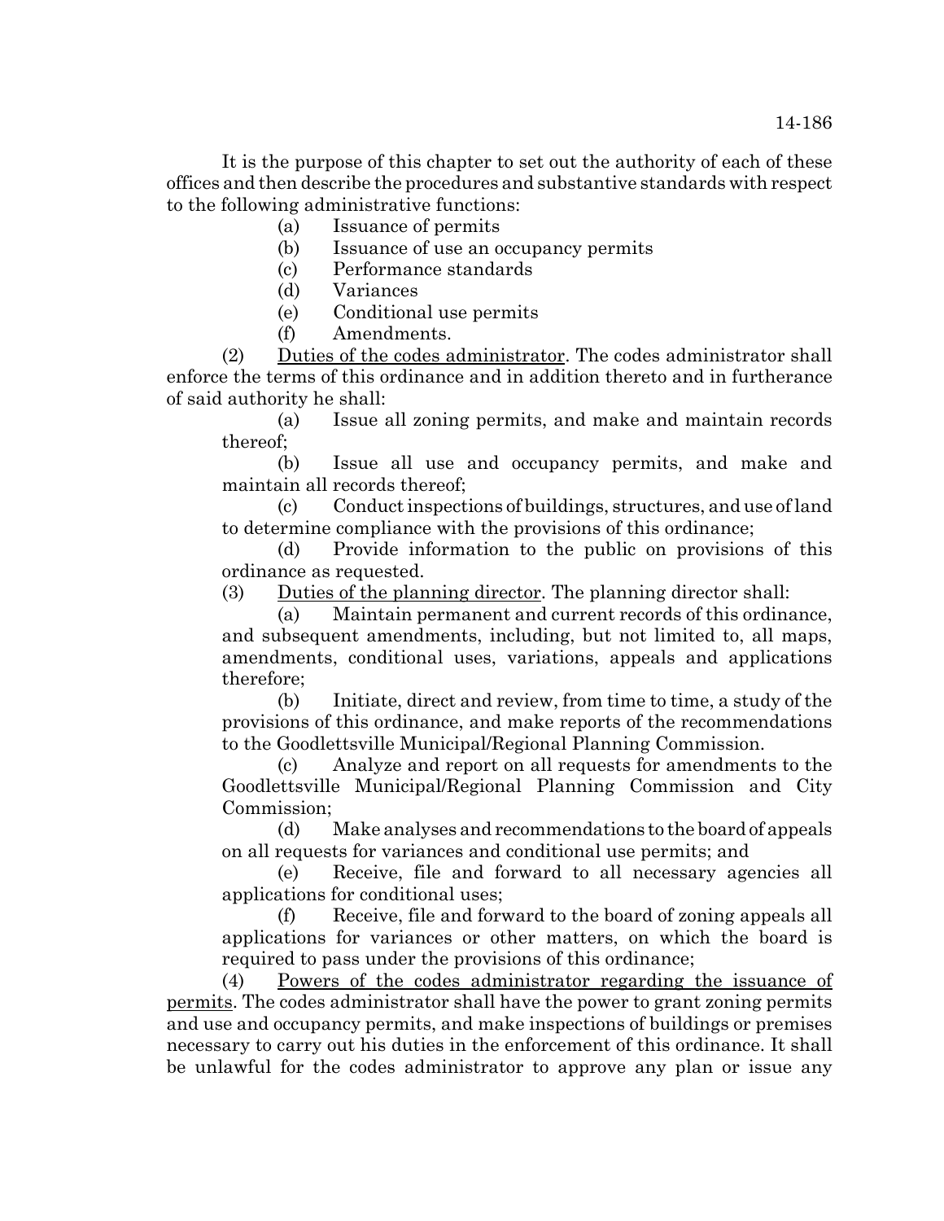It is the purpose of this chapter to set out the authority of each of these offices and then describe the procedures and substantive standards with respect to the following administrative functions:

(a) Issuance of permits
(b) Issuance of use an occupancy permits
(c) Performance standards
(d) Variances
(e) Conditional use permits
(f) Amendments.

(2) Duties of the codes administrator. The codes administrator shall enforce the terms of this ordinance and in addition thereto and in furtherance of said authority he shall:

(a) Issue all zoning permits, and make and maintain records thereof;

(b) Issue all use and occupancy permits, and make and maintain all records thereof;

(c) Conduct inspections of buildings, structures, and use of land to determine compliance with the provisions of this ordinance;

(d) Provide information to the public on provisions of this ordinance as requested.

(3) Duties of the planning director. The planning director shall:

(a) Maintain permanent and current records of this ordinance, and subsequent amendments, including, but not limited to, all maps, amendments, conditional uses, variations, appeals and applications therefore;

(b) Initiate, direct and review, from time to time, a study of the provisions of this ordinance, and make reports of the recommendations to the Goodlettsville Municipal/Regional Planning Commission.

(c) Analyze and report on all requests for amendments to the Goodlettsville Municipal/Regional Planning Commission and City Commission;

(d) Make analyses and recommendations to the board of appeals on all requests for variances and conditional use permits; and

(e) Receive, file and forward to all necessary agencies all applications for conditional uses;

(f) Receive, file and forward to the board of zoning appeals all applications for variances or other matters, on which the board is required to pass under the provisions of this ordinance;

(4) Powers of the codes administrator regarding the issuance of permits. The codes administrator shall have the power to grant zoning permits and use and occupancy permits, and make inspections of buildings or premises necessary to carry out his duties in the enforcement of this ordinance. It shall be unlawful for the codes administrator to approve any plan or issue any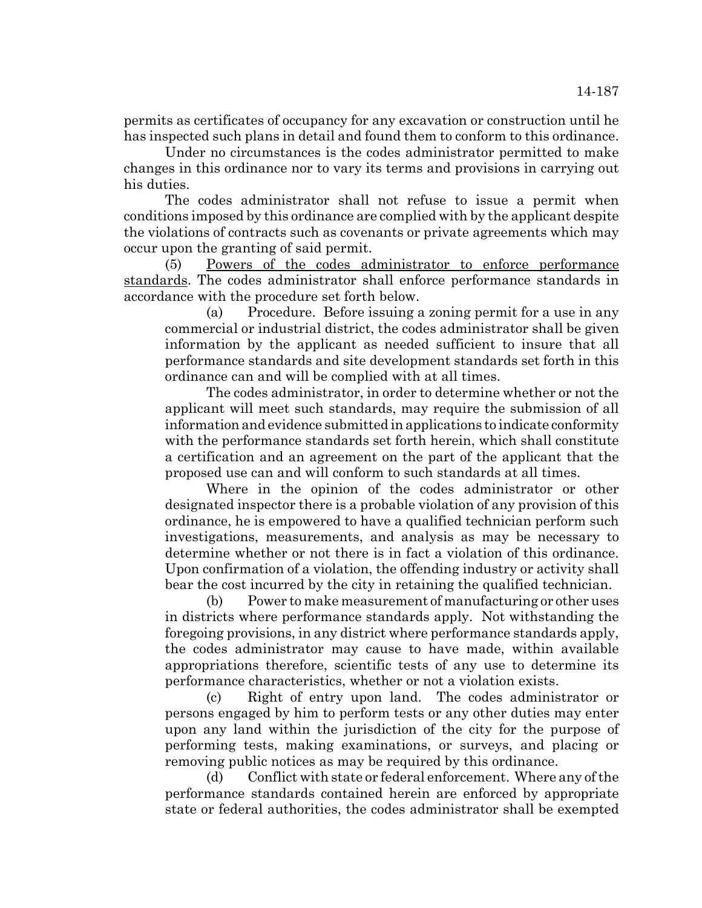permits as certificates of occupancy for any excavation or construction until he has inspected such plans in detail and found them to conform to this ordinance.

Under no circumstances is the codes administrator permitted to make changes in this ordinance nor to vary its terms and provisions in carrying out his duties.

The codes administrator shall not refuse to issue a permit when conditions imposed by this ordinance are complied with by the applicant despite the violations of contracts such as covenants or private agreements which may occur upon the granting of said permit.

(5) Powers of the codes administrator to enforce performance standards. The codes administrator shall enforce performance standards in accordance with the procedure set forth below.

(a) Procedure. Before issuing a zoning permit for a use in any commercial or industrial district, the codes administrator shall be given information by the applicant as needed sufficient to insure that all performance standards and site development standards set forth in this ordinance can and will be complied with at all times.

The codes administrator, in order to determine whether or not the applicant will meet such standards, may require the submission of all information and evidence submitted in applications to indicate conformity with the performance standards set forth herein, which shall constitute a certification and an agreement on the part of the applicant that the proposed use can and will conform to such standards at all times.

Where in the opinion of the codes administrator or other designated inspector there is a probable violation of any provision of this ordinance, he is empowered to have a qualified technician perform such investigations, measurements, and analysis as may be necessary to determine whether or not there is in fact a violation of this ordinance. Upon confirmation of a violation, the offending industry or activity shall bear the cost incurred by the city in retaining the qualified technician.

(b) Power to make measurement of manufacturing or other uses in districts where performance standards apply. Not withstanding the foregoing provisions, in any district where performance standards apply, the codes administrator may cause to have made, within available appropriations therefore, scientific tests of any use to determine its performance characteristics, whether or not a violation exists.

(c) Right of entry upon land. The codes administrator or persons engaged by him to perform tests or any other duties may enter upon any land within the jurisdiction of the city for the purpose of performing tests, making examinations, or surveys, and placing or removing public notices as may be required by this ordinance.

(d) Conflict with state or federal enforcement. Where any of the performance standards contained herein are enforced by appropriate state or federal authorities, the codes administrator shall be exempted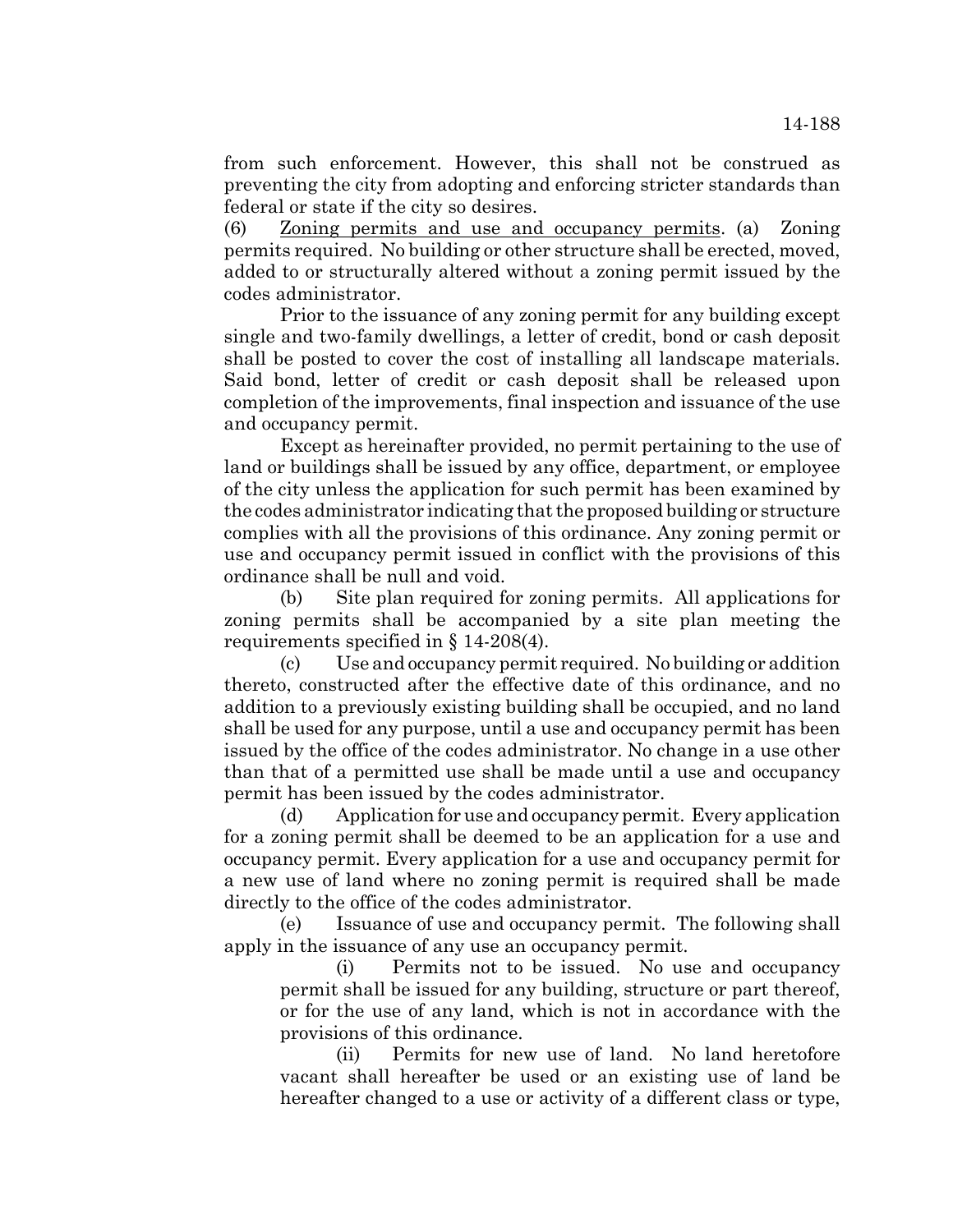from such enforcement. However, this shall not be construed as preventing the city from adopting and enforcing stricter standards than federal or state if the city so desires.

(6) Zoning permits and use and occupancy permits. (a) Zoning permits required. No building or other structure shall be erected, moved, added to or structurally altered without a zoning permit issued by the codes administrator.

Prior to the issuance of any zoning permit for any building except single and two-family dwellings, a letter of credit, bond or cash deposit shall be posted to cover the cost of installing all landscape materials. Said bond, letter of credit or cash deposit shall be released upon completion of the improvements, final inspection and issuance of the use and occupancy permit.

Except as hereinafter provided, no permit pertaining to the use of land or buildings shall be issued by any office, department, or employee of the city unless the application for such permit has been examined by the codes administrator indicating that the proposed building or structure complies with all the provisions of this ordinance. Any zoning permit or use and occupancy permit issued in conflict with the provisions of this ordinance shall be null and void.

(b) Site plan required for zoning permits. All applications for zoning permits shall be accompanied by a site plan meeting the requirements specified in § 14-208(4).

(c) Use and occupancy permit required. No building or addition thereto, constructed after the effective date of this ordinance, and no addition to a previously existing building shall be occupied, and no land shall be used for any purpose, until a use and occupancy permit has been issued by the office of the codes administrator. No change in a use other than that of a permitted use shall be made until a use and occupancy permit has been issued by the codes administrator.

(d) Application for use and occupancy permit. Every application for a zoning permit shall be deemed to be an application for a use and occupancy permit. Every application for a use and occupancy permit for a new use of land where no zoning permit is required shall be made directly to the office of the codes administrator.

(e) Issuance of use and occupancy permit. The following shall apply in the issuance of any use an occupancy permit.

(i) Permits not to be issued. No use and occupancy permit shall be issued for any building, structure or part thereof, or for the use of any land, which is not in accordance with the provisions of this ordinance.

(ii) Permits for new use of land. No land heretofore vacant shall hereafter be used or an existing use of land be hereafter changed to a use or activity of a different class or type,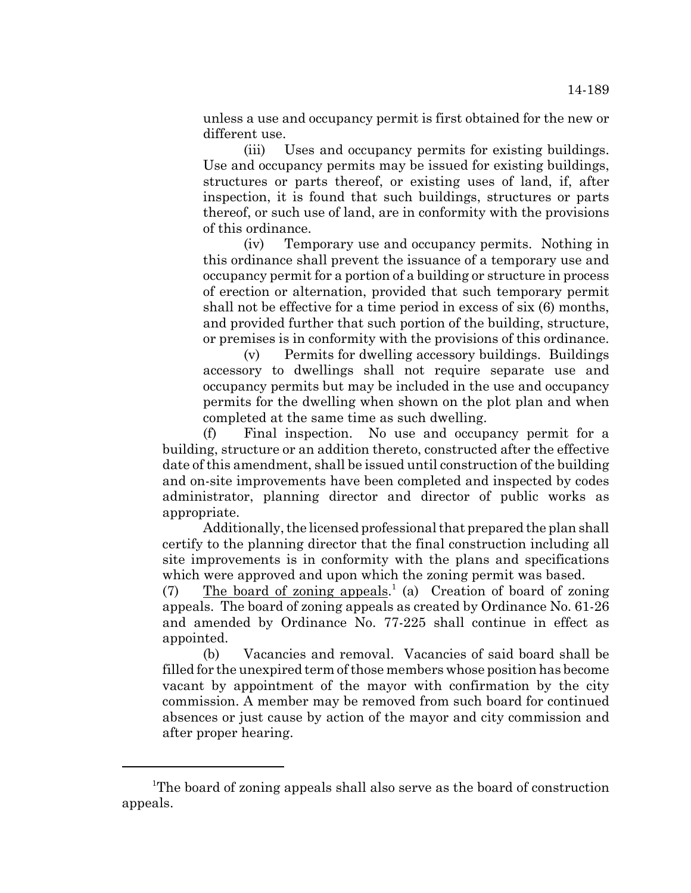unless a use and occupancy permit is first obtained for the new or different use.

(iii) Uses and occupancy permits for existing buildings. Use and occupancy permits may be issued for existing buildings, structures or parts thereof, or existing uses of land, if, after inspection, it is found that such buildings, structures or parts thereof, or such use of land, are in conformity with the provisions of this ordinance.

(iv) Temporary use and occupancy permits. Nothing in this ordinance shall prevent the issuance of a temporary use and occupancy permit for a portion of a building or structure in process of erection or alternation, provided that such temporary permit shall not be effective for a time period in excess of six (6) months, and provided further that such portion of the building, structure, or premises is in conformity with the provisions of this ordinance.

(v) Permits for dwelling accessory buildings. Buildings accessory to dwellings shall not require separate use and occupancy permits but may be included in the use and occupancy permits for the dwelling when shown on the plot plan and when completed at the same time as such dwelling.

(f) Final inspection. No use and occupancy permit for a building, structure or an addition thereto, constructed after the effective date of this amendment, shall be issued until construction of the building and on-site improvements have been completed and inspected by codes administrator, planning director and director of public works as appropriate.

Additionally, the licensed professional that prepared the plan shall certify to the planning director that the final construction including all site improvements is in conformity with the plans and specifications which were approved and upon which the zoning permit was based.

(7) <u>The board of zoning appeals</u>.[1] (a) Creation of board of zoning appeals. The board of zoning appeals as created by Ordinance No. 61-26 and amended by Ordinance No. 77-225 shall continue in effect as appointed.

(b) Vacancies and removal. Vacancies of said board shall be filled for the unexpired term of those members whose position has become vacant by appointment of the mayor with confirmation by the city commission. A member may be removed from such board for continued absences or just cause by action of the mayor and city commission and after proper hearing.

---

[1]The board of zoning appeals shall also serve as the board of construction appeals.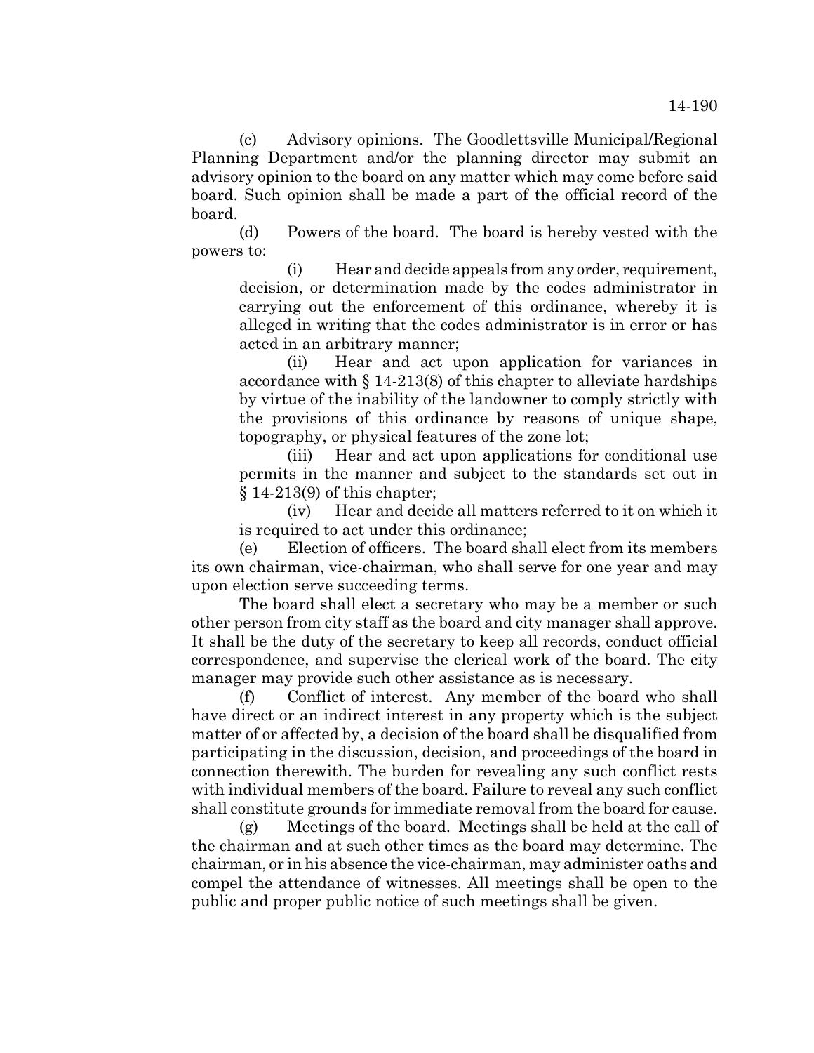(c) Advisory opinions. The Goodlettsville Municipal/Regional Planning Department and/or the planning director may submit an advisory opinion to the board on any matter which may come before said board. Such opinion shall be made a part of the official record of the board.

(d) Powers of the board. The board is hereby vested with the powers to:

(i) Hear and decide appeals from any order, requirement, decision, or determination made by the codes administrator in carrying out the enforcement of this ordinance, whereby it is alleged in writing that the codes administrator is in error or has acted in an arbitrary manner;

(ii) Hear and act upon application for variances in accordance with § 14-213(8) of this chapter to alleviate hardships by virtue of the inability of the landowner to comply strictly with the provisions of this ordinance by reasons of unique shape, topography, or physical features of the zone lot;

(iii) Hear and act upon applications for conditional use permits in the manner and subject to the standards set out in § 14-213(9) of this chapter;

(iv) Hear and decide all matters referred to it on which it is required to act under this ordinance;

(e) Election of officers. The board shall elect from its members its own chairman, vice-chairman, who shall serve for one year and may upon election serve succeeding terms.

The board shall elect a secretary who may be a member or such other person from city staff as the board and city manager shall approve. It shall be the duty of the secretary to keep all records, conduct official correspondence, and supervise the clerical work of the board. The city manager may provide such other assistance as is necessary.

(f) Conflict of interest. Any member of the board who shall have direct or an indirect interest in any property which is the subject matter of or affected by, a decision of the board shall be disqualified from participating in the discussion, decision, and proceedings of the board in connection therewith. The burden for revealing any such conflict rests with individual members of the board. Failure to reveal any such conflict shall constitute grounds for immediate removal from the board for cause.

(g) Meetings of the board. Meetings shall be held at the call of the chairman and at such other times as the board may determine. The chairman, or in his absence the vice-chairman, may administer oaths and compel the attendance of witnesses. All meetings shall be open to the public and proper public notice of such meetings shall be given.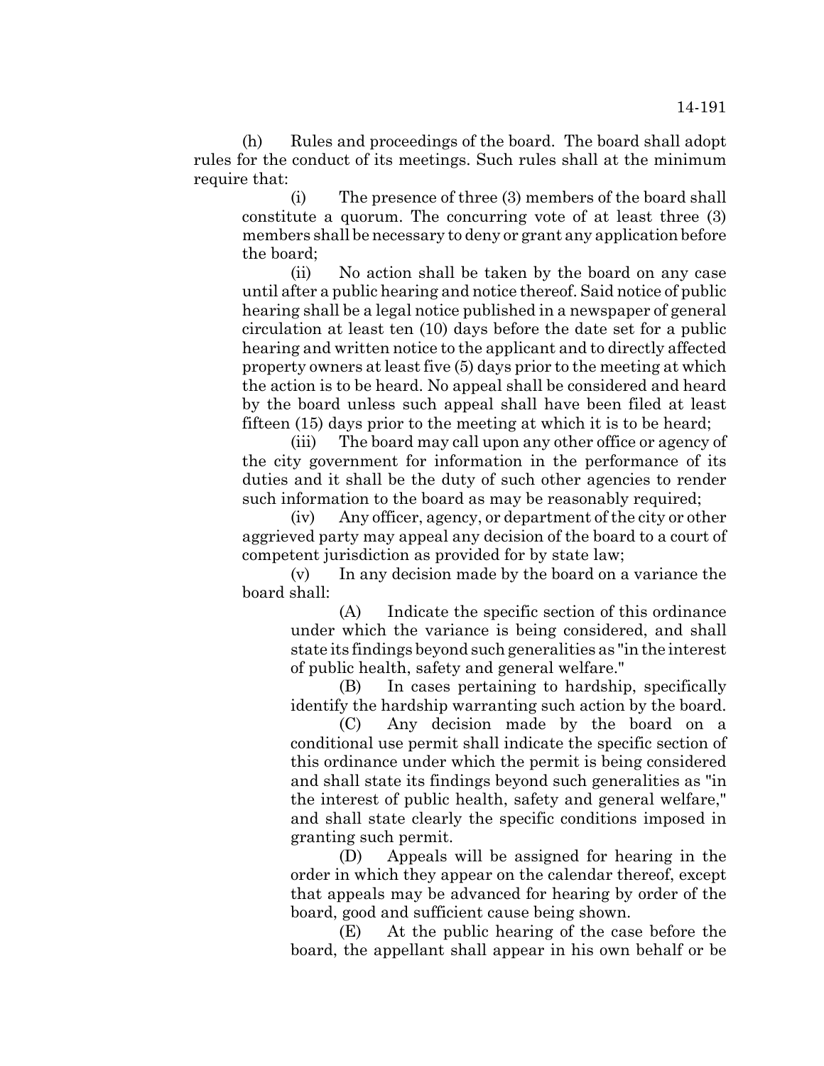(h) Rules and proceedings of the board. The board shall adopt rules for the conduct of its meetings. Such rules shall at the minimum require that:

(i) The presence of three (3) members of the board shall constitute a quorum. The concurring vote of at least three (3) members shall be necessary to deny or grant any application before the board;

(ii) No action shall be taken by the board on any case until after a public hearing and notice thereof. Said notice of public hearing shall be a legal notice published in a newspaper of general circulation at least ten (10) days before the date set for a public hearing and written notice to the applicant and to directly affected property owners at least five (5) days prior to the meeting at which the action is to be heard. No appeal shall be considered and heard by the board unless such appeal shall have been filed at least fifteen (15) days prior to the meeting at which it is to be heard;

(iii) The board may call upon any other office or agency of the city government for information in the performance of its duties and it shall be the duty of such other agencies to render such information to the board as may be reasonably required;

(iv) Any officer, agency, or department of the city or other aggrieved party may appeal any decision of the board to a court of competent jurisdiction as provided for by state law;

(v) In any decision made by the board on a variance the board shall:

(A) Indicate the specific section of this ordinance under which the variance is being considered, and shall state its findings beyond such generalities as "in the interest of public health, safety and general welfare."

(B) In cases pertaining to hardship, specifically identify the hardship warranting such action by the board.

(C) Any decision made by the board on a conditional use permit shall indicate the specific section of this ordinance under which the permit is being considered and shall state its findings beyond such generalities as "in the interest of public health, safety and general welfare," and shall state clearly the specific conditions imposed in granting such permit.

(D) Appeals will be assigned for hearing in the order in which they appear on the calendar thereof, except that appeals may be advanced for hearing by order of the board, good and sufficient cause being shown.

(E) At the public hearing of the case before the board, the appellant shall appear in his own behalf or be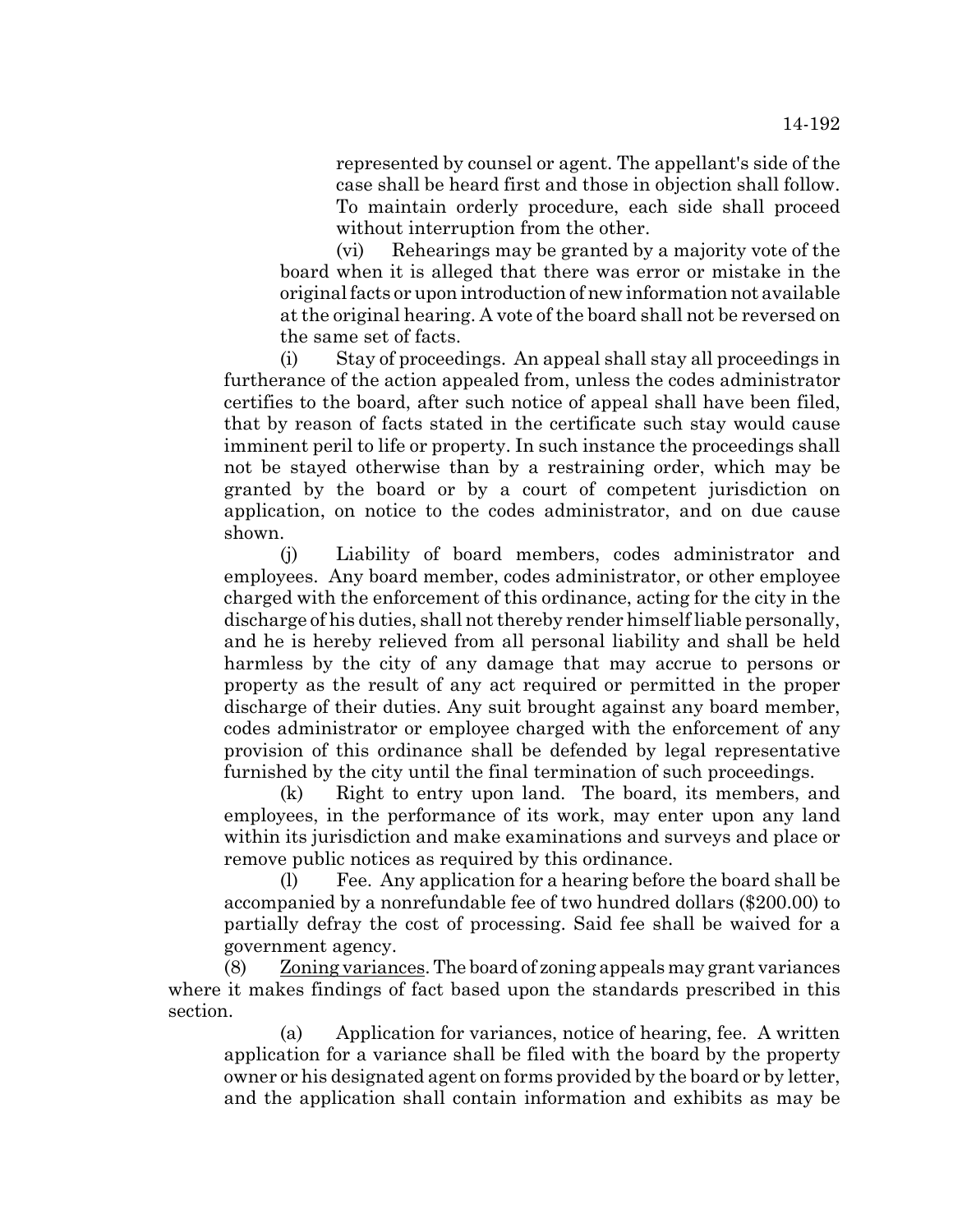represented by counsel or agent. The appellant's side of the case shall be heard first and those in objection shall follow. To maintain orderly procedure, each side shall proceed without interruption from the other.

(vi) Rehearings may be granted by a majority vote of the board when it is alleged that there was error or mistake in the original facts or upon introduction of new information not available at the original hearing. A vote of the board shall not be reversed on the same set of facts.

(i) Stay of proceedings. An appeal shall stay all proceedings in furtherance of the action appealed from, unless the codes administrator certifies to the board, after such notice of appeal shall have been filed, that by reason of facts stated in the certificate such stay would cause imminent peril to life or property. In such instance the proceedings shall not be stayed otherwise than by a restraining order, which may be granted by the board or by a court of competent jurisdiction on application, on notice to the codes administrator, and on due cause shown.

(j) Liability of board members, codes administrator and employees. Any board member, codes administrator, or other employee charged with the enforcement of this ordinance, acting for the city in the discharge of his duties, shall not thereby render himself liable personally, and he is hereby relieved from all personal liability and shall be held harmless by the city of any damage that may accrue to persons or property as the result of any act required or permitted in the proper discharge of their duties. Any suit brought against any board member, codes administrator or employee charged with the enforcement of any provision of this ordinance shall be defended by legal representative furnished by the city until the final termination of such proceedings.

(k) Right to entry upon land. The board, its members, and employees, in the performance of its work, may enter upon any land within its jurisdiction and make examinations and surveys and place or remove public notices as required by this ordinance.

(l) Fee. Any application for a hearing before the board shall be accompanied by a nonrefundable fee of two hundred dollars ($200.00) to partially defray the cost of processing. Said fee shall be waived for a government agency.

(8) Zoning variances. The board of zoning appeals may grant variances where it makes findings of fact based upon the standards prescribed in this section.

(a) Application for variances, notice of hearing, fee. A written application for a variance shall be filed with the board by the property owner or his designated agent on forms provided by the board or by letter, and the application shall contain information and exhibits as may be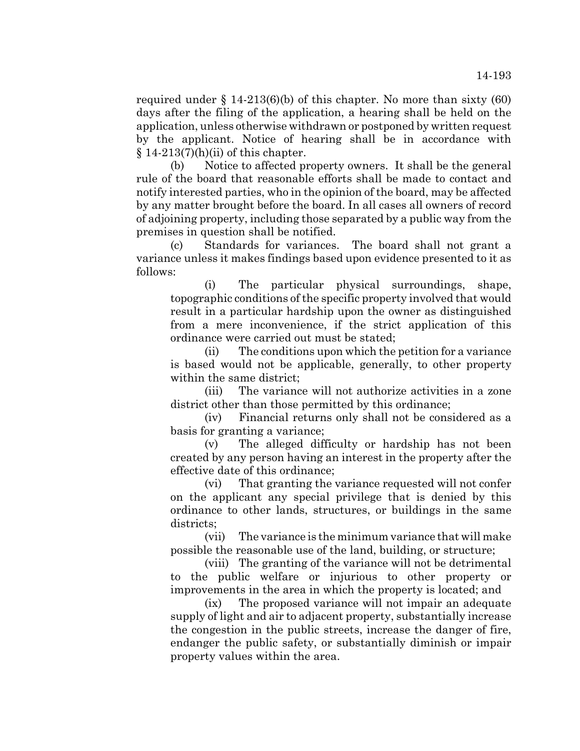required under § 14-213(6)(b) of this chapter. No more than sixty (60) days after the filing of the application, a hearing shall be held on the application, unless otherwise withdrawn or postponed by written request by the applicant. Notice of hearing shall be in accordance with § 14-213(7)(h)(ii) of this chapter.

(b) Notice to affected property owners. It shall be the general rule of the board that reasonable efforts shall be made to contact and notify interested parties, who in the opinion of the board, may be affected by any matter brought before the board. In all cases all owners of record of adjoining property, including those separated by a public way from the premises in question shall be notified.

(c) Standards for variances. The board shall not grant a variance unless it makes findings based upon evidence presented to it as follows:

(i) The particular physical surroundings, shape, topographic conditions of the specific property involved that would result in a particular hardship upon the owner as distinguished from a mere inconvenience, if the strict application of this ordinance were carried out must be stated;

(ii) The conditions upon which the petition for a variance is based would not be applicable, generally, to other property within the same district;

(iii) The variance will not authorize activities in a zone district other than those permitted by this ordinance;

(iv) Financial returns only shall not be considered as a basis for granting a variance;

(v) The alleged difficulty or hardship has not been created by any person having an interest in the property after the effective date of this ordinance;

(vi) That granting the variance requested will not confer on the applicant any special privilege that is denied by this ordinance to other lands, structures, or buildings in the same districts;

(vii) The variance is the minimum variance that will make possible the reasonable use of the land, building, or structure;

(viii) The granting of the variance will not be detrimental to the public welfare or injurious to other property or improvements in the area in which the property is located; and

(ix) The proposed variance will not impair an adequate supply of light and air to adjacent property, substantially increase the congestion in the public streets, increase the danger of fire, endanger the public safety, or substantially diminish or impair property values within the area.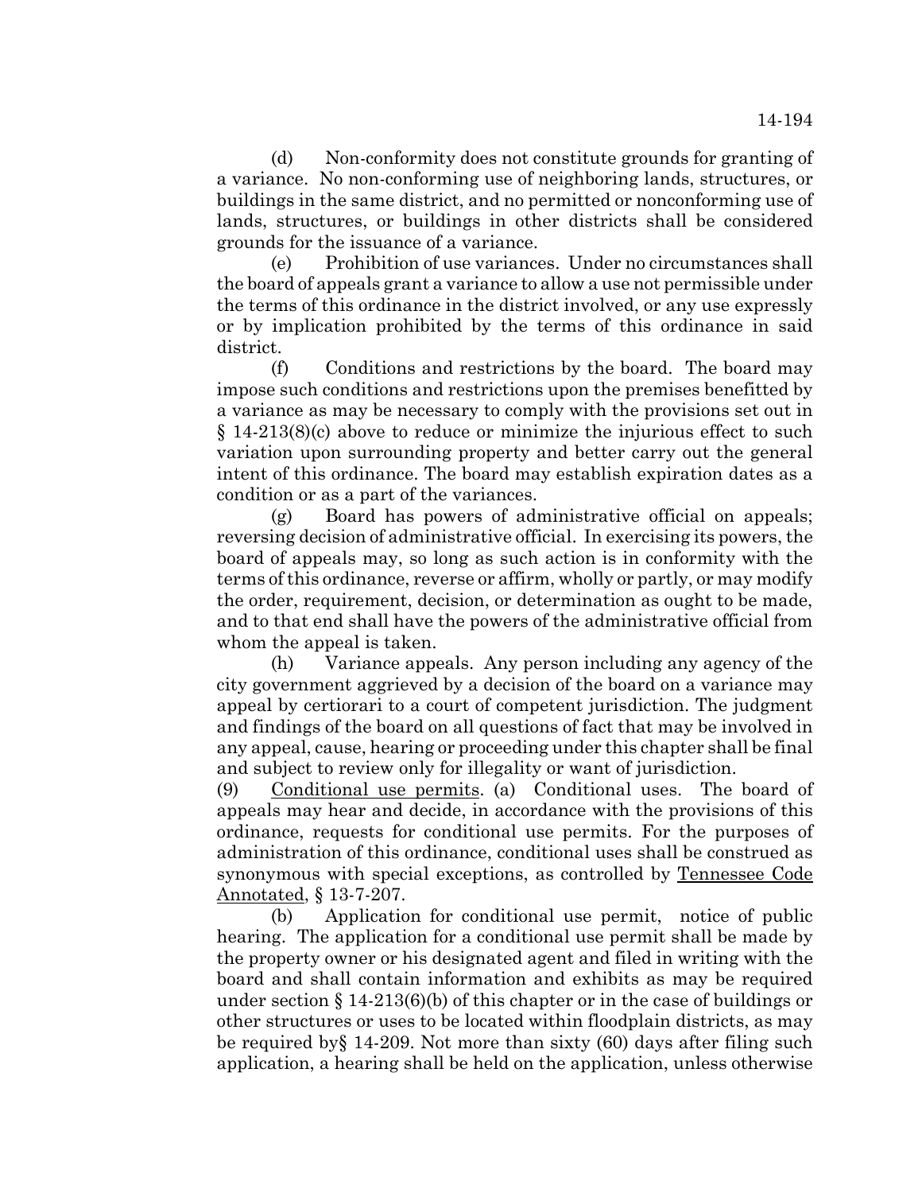(d) Non-conformity does not constitute grounds for granting of a variance. No non-conforming use of neighboring lands, structures, or buildings in the same district, and no permitted or nonconforming use of lands, structures, or buildings in other districts shall be considered grounds for the issuance of a variance.

(e) Prohibition of use variances. Under no circumstances shall the board of appeals grant a variance to allow a use not permissible under the terms of this ordinance in the district involved, or any use expressly or by implication prohibited by the terms of this ordinance in said district.

(f) Conditions and restrictions by the board. The board may impose such conditions and restrictions upon the premises benefitted by a variance as may be necessary to comply with the provisions set out in § 14-213(8)(c) above to reduce or minimize the injurious effect to such variation upon surrounding property and better carry out the general intent of this ordinance. The board may establish expiration dates as a condition or as a part of the variances.

(g) Board has powers of administrative official on appeals; reversing decision of administrative official. In exercising its powers, the board of appeals may, so long as such action is in conformity with the terms of this ordinance, reverse or affirm, wholly or partly, or may modify the order, requirement, decision, or determination as ought to be made, and to that end shall have the powers of the administrative official from whom the appeal is taken.

(h) Variance appeals. Any person including any agency of the city government aggrieved by a decision of the board on a variance may appeal by certiorari to a court of competent jurisdiction. The judgment and findings of the board on all questions of fact that may be involved in any appeal, cause, hearing or proceeding under this chapter shall be final and subject to review only for illegality or want of jurisdiction.

(9) Conditional use permits. (a) Conditional uses. The board of appeals may hear and decide, in accordance with the provisions of this ordinance, requests for conditional use permits. For the purposes of administration of this ordinance, conditional uses shall be construed as synonymous with special exceptions, as controlled by Tennessee Code Annotated, § 13-7-207.

(b) Application for conditional use permit, notice of public hearing. The application for a conditional use permit shall be made by the property owner or his designated agent and filed in writing with the board and shall contain information and exhibits as may be required under section § 14-213(6)(b) of this chapter or in the case of buildings or other structures or uses to be located within floodplain districts, as may be required by§ 14-209. Not more than sixty (60) days after filing such application, a hearing shall be held on the application, unless otherwise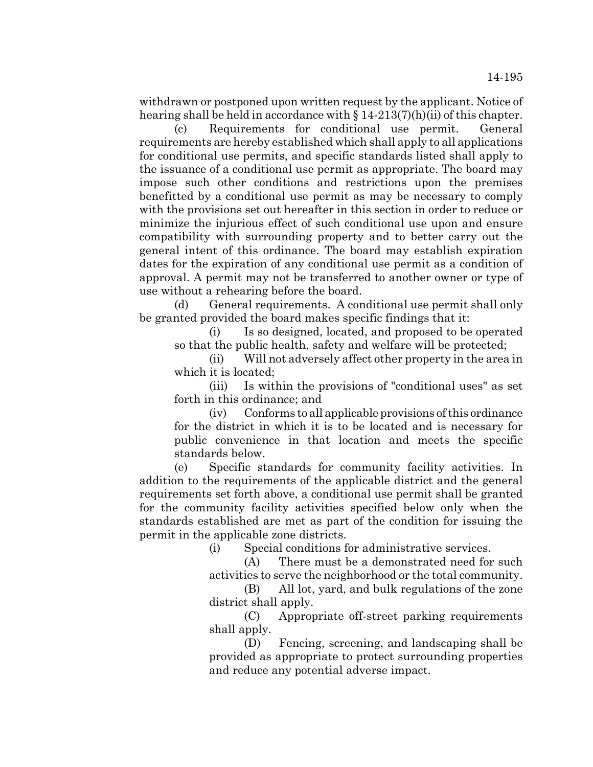withdrawn or postponed upon written request by the applicant. Notice of hearing shall be held in accordance with § 14-213(7)(h)(ii) of this chapter.

(c) Requirements for conditional use permit. General requirements are hereby established which shall apply to all applications for conditional use permits, and specific standards listed shall apply to the issuance of a conditional use permit as appropriate. The board may impose such other conditions and restrictions upon the premises benefitted by a conditional use permit as may be necessary to comply with the provisions set out hereafter in this section in order to reduce or minimize the injurious effect of such conditional use upon and ensure compatibility with surrounding property and to better carry out the general intent of this ordinance. The board may establish expiration dates for the expiration of any conditional use permit as a condition of approval. A permit may not be transferred to another owner or type of use without a rehearing before the board.

(d) General requirements. A conditional use permit shall only be granted provided the board makes specific findings that it:

(i) Is so designed, located, and proposed to be operated so that the public health, safety and welfare will be protected;

(ii) Will not adversely affect other property in the area in which it is located;

(iii) Is within the provisions of "conditional uses" as set forth in this ordinance; and

(iv) Conforms to all applicable provisions of this ordinance for the district in which it is to be located and is necessary for public convenience in that location and meets the specific standards below.

(e) Specific standards for community facility activities. In addition to the requirements of the applicable district and the general requirements set forth above, a conditional use permit shall be granted for the community facility activities specified below only when the standards established are met as part of the condition for issuing the permit in the applicable zone districts.

(i) Special conditions for administrative services.

(A) There must be a demonstrated need for such activities to serve the neighborhood or the total community.

(B) All lot, yard, and bulk regulations of the zone district shall apply.

(C) Appropriate off-street parking requirements shall apply.

(D) Fencing, screening, and landscaping shall be provided as appropriate to protect surrounding properties and reduce any potential adverse impact.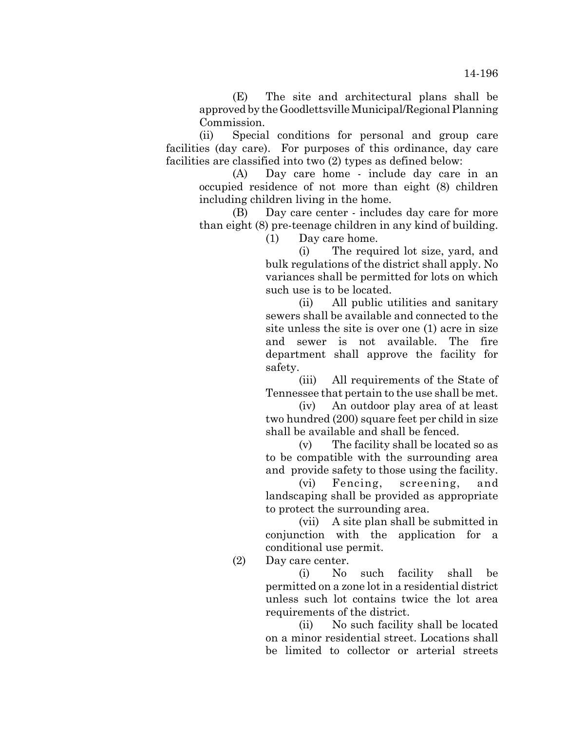(E) The site and architectural plans shall be approved by the Goodlettsville Municipal/Regional Planning Commission.

(ii) Special conditions for personal and group care facilities (day care). For purposes of this ordinance, day care facilities are classified into two (2) types as defined below:

(A) Day care home - include day care in an occupied residence of not more than eight (8) children including children living in the home.

(B) Day care center - includes day care for more than eight (8) pre-teenage children in any kind of building.

(1) Day care home.

(i) The required lot size, yard, and bulk regulations of the district shall apply. No variances shall be permitted for lots on which such use is to be located.

(ii) All public utilities and sanitary sewers shall be available and connected to the site unless the site is over one (1) acre in size and sewer is not available. The fire department shall approve the facility for safety.

(iii) All requirements of the State of Tennessee that pertain to the use shall be met.

(iv) An outdoor play area of at least two hundred (200) square feet per child in size shall be available and shall be fenced.

(v) The facility shall be located so as to be compatible with the surrounding area and provide safety to those using the facility.

(vi) Fencing, screening, and landscaping shall be provided as appropriate to protect the surrounding area.

(vii) A site plan shall be submitted in conjunction with the application for a conditional use permit.

(2) Day care center.

(i) No such facility shall be permitted on a zone lot in a residential district unless such lot contains twice the lot area requirements of the district.

(ii) No such facility shall be located on a minor residential street. Locations shall be limited to collector or arterial streets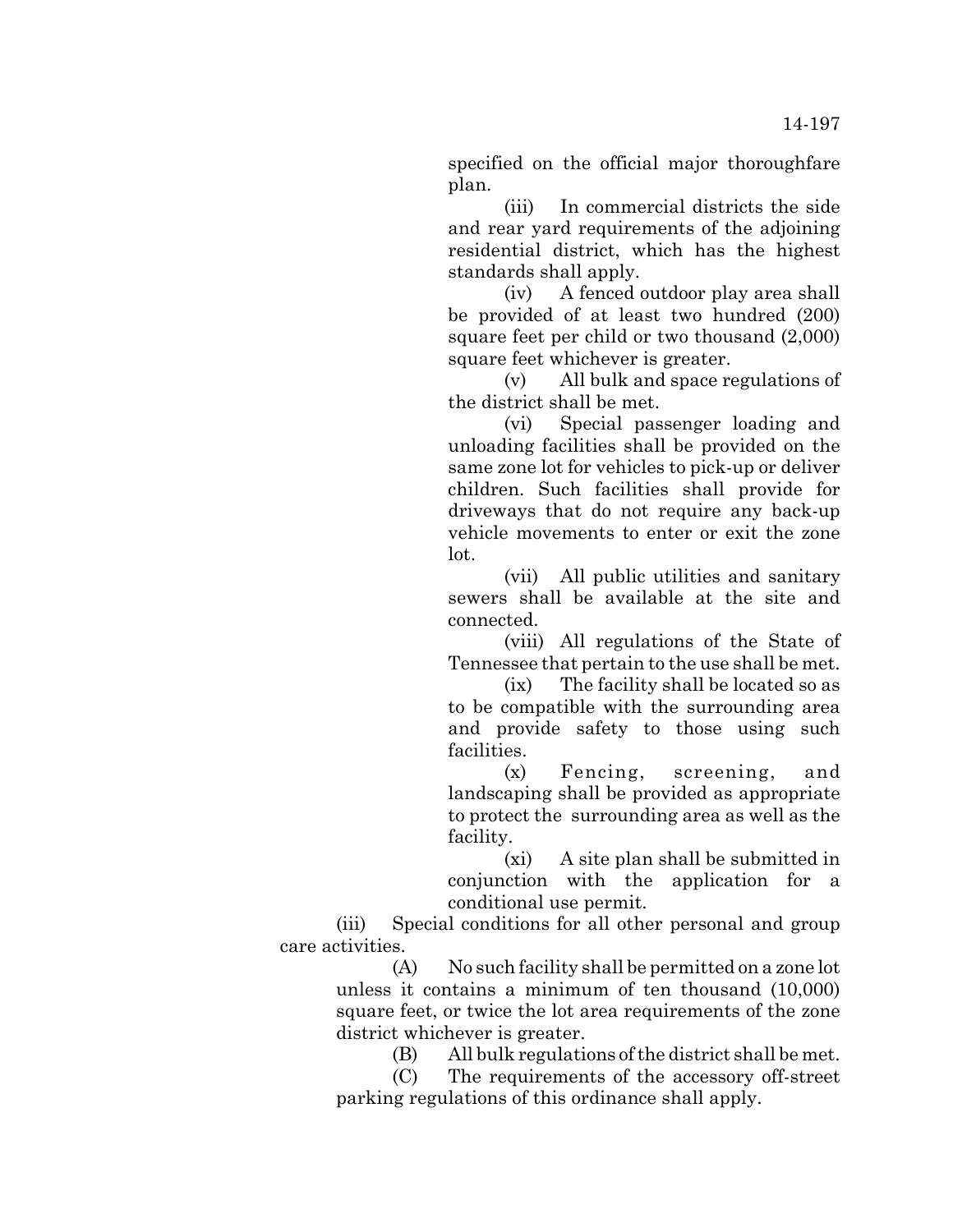specified on the official major thoroughfare plan.

(iii) In commercial districts the side and rear yard requirements of the adjoining residential district, which has the highest standards shall apply.

(iv) A fenced outdoor play area shall be provided of at least two hundred (200) square feet per child or two thousand (2,000) square feet whichever is greater.

(v) All bulk and space regulations of the district shall be met.

(vi) Special passenger loading and unloading facilities shall be provided on the same zone lot for vehicles to pick-up or deliver children. Such facilities shall provide for driveways that do not require any back-up vehicle movements to enter or exit the zone lot.

(vii) All public utilities and sanitary sewers shall be available at the site and connected.

(viii) All regulations of the State of Tennessee that pertain to the use shall be met.

(ix) The facility shall be located so as to be compatible with the surrounding area and provide safety to those using such facilities.

(x) Fencing, screening, and landscaping shall be provided as appropriate to protect the surrounding area as well as the facility.

(xi) A site plan shall be submitted in conjunction with the application for a conditional use permit.

(iii) Special conditions for all other personal and group care activities.

(A) No such facility shall be permitted on a zone lot unless it contains a minimum of ten thousand (10,000) square feet, or twice the lot area requirements of the zone district whichever is greater.

(B) All bulk regulations of the district shall be met.

(C) The requirements of the accessory off-street parking regulations of this ordinance shall apply.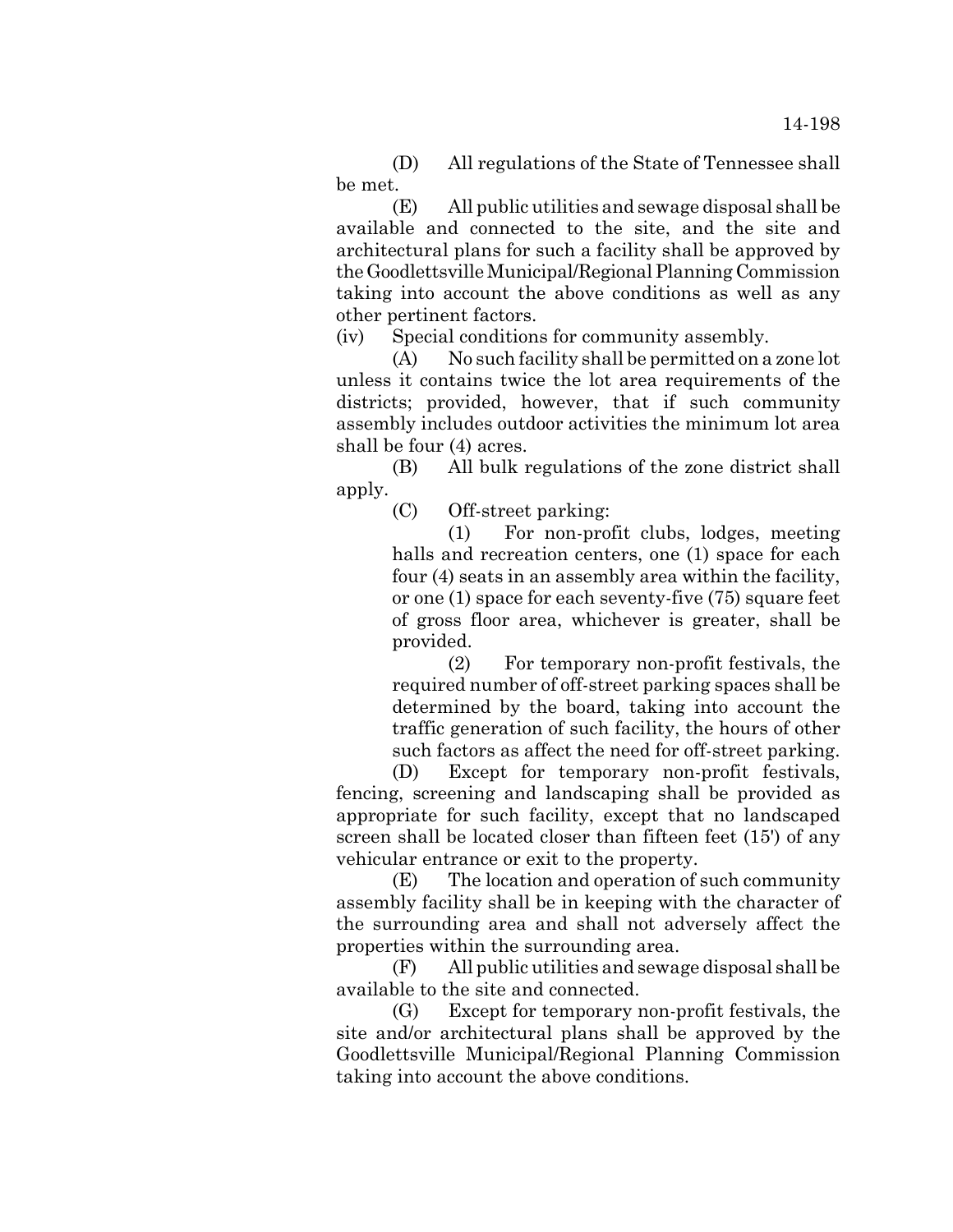(D) All regulations of the State of Tennessee shall be met.

(E) All public utilities and sewage disposal shall be available and connected to the site, and the site and architectural plans for such a facility shall be approved by the Goodlettsville Municipal/Regional Planning Commission taking into account the above conditions as well as any other pertinent factors.

(iv) Special conditions for community assembly.

(A) No such facility shall be permitted on a zone lot unless it contains twice the lot area requirements of the districts; provided, however, that if such community assembly includes outdoor activities the minimum lot area shall be four (4) acres.

(B) All bulk regulations of the zone district shall apply.

(C) Off-street parking:

(1) For non-profit clubs, lodges, meeting halls and recreation centers, one (1) space for each four (4) seats in an assembly area within the facility, or one (1) space for each seventy-five (75) square feet of gross floor area, whichever is greater, shall be provided.

(2) For temporary non-profit festivals, the required number of off-street parking spaces shall be determined by the board, taking into account the traffic generation of such facility, the hours of other such factors as affect the need for off-street parking.

(D) Except for temporary non-profit festivals, fencing, screening and landscaping shall be provided as appropriate for such facility, except that no landscaped screen shall be located closer than fifteen feet (15') of any vehicular entrance or exit to the property.

(E) The location and operation of such community assembly facility shall be in keeping with the character of the surrounding area and shall not adversely affect the properties within the surrounding area.

(F) All public utilities and sewage disposal shall be available to the site and connected.

(G) Except for temporary non-profit festivals, the site and/or architectural plans shall be approved by the Goodlettsville Municipal/Regional Planning Commission taking into account the above conditions.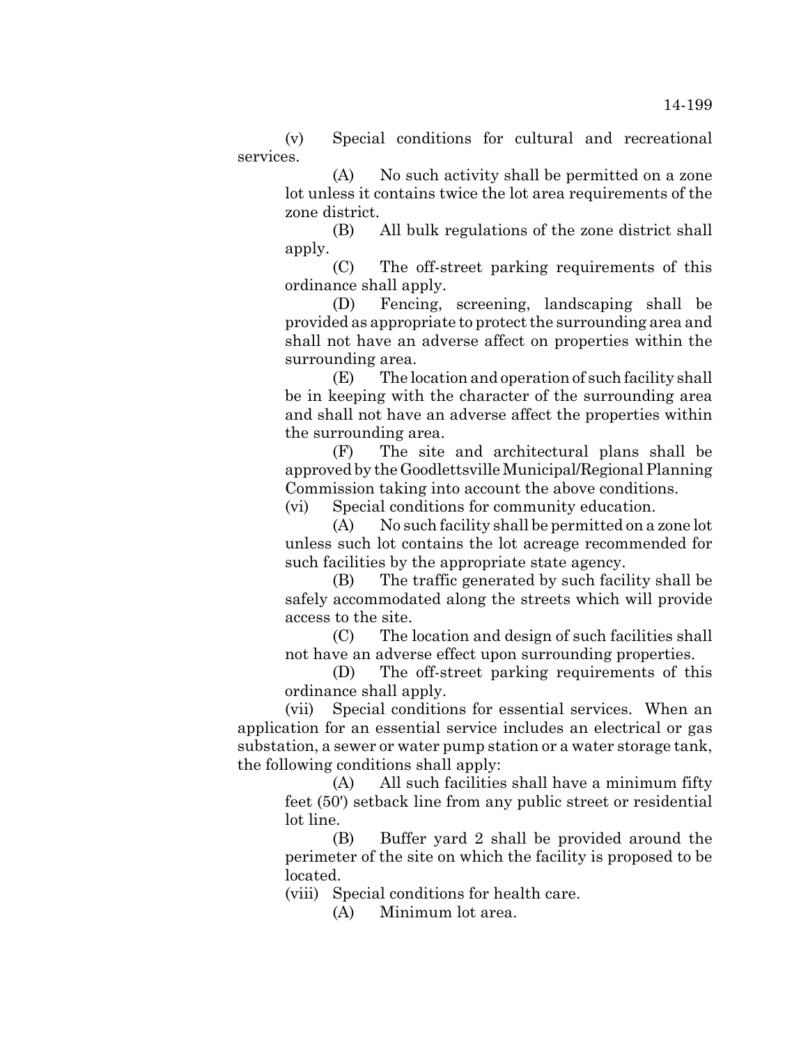(v) Special conditions for cultural and recreational services.

(A) No such activity shall be permitted on a zone lot unless it contains twice the lot area requirements of the zone district.

(B) All bulk regulations of the zone district shall apply.

(C) The off-street parking requirements of this ordinance shall apply.

(D) Fencing, screening, landscaping shall be provided as appropriate to protect the surrounding area and shall not have an adverse affect on properties within the surrounding area.

(E) The location and operation of such facility shall be in keeping with the character of the surrounding area and shall not have an adverse affect the properties within the surrounding area.

(F) The site and architectural plans shall be approved by the Goodlettsville Municipal/Regional Planning Commission taking into account the above conditions.

(vi) Special conditions for community education.

(A) No such facility shall be permitted on a zone lot unless such lot contains the lot acreage recommended for such facilities by the appropriate state agency.

(B) The traffic generated by such facility shall be safely accommodated along the streets which will provide access to the site.

(C) The location and design of such facilities shall not have an adverse effect upon surrounding properties.

(D) The off-street parking requirements of this ordinance shall apply.

(vii) Special conditions for essential services. When an application for an essential service includes an electrical or gas substation, a sewer or water pump station or a water storage tank, the following conditions shall apply:

(A) All such facilities shall have a minimum fifty feet (50') setback line from any public street or residential lot line.

(B) Buffer yard 2 shall be provided around the perimeter of the site on which the facility is proposed to be located.

(viii) Special conditions for health care.

(A) Minimum lot area.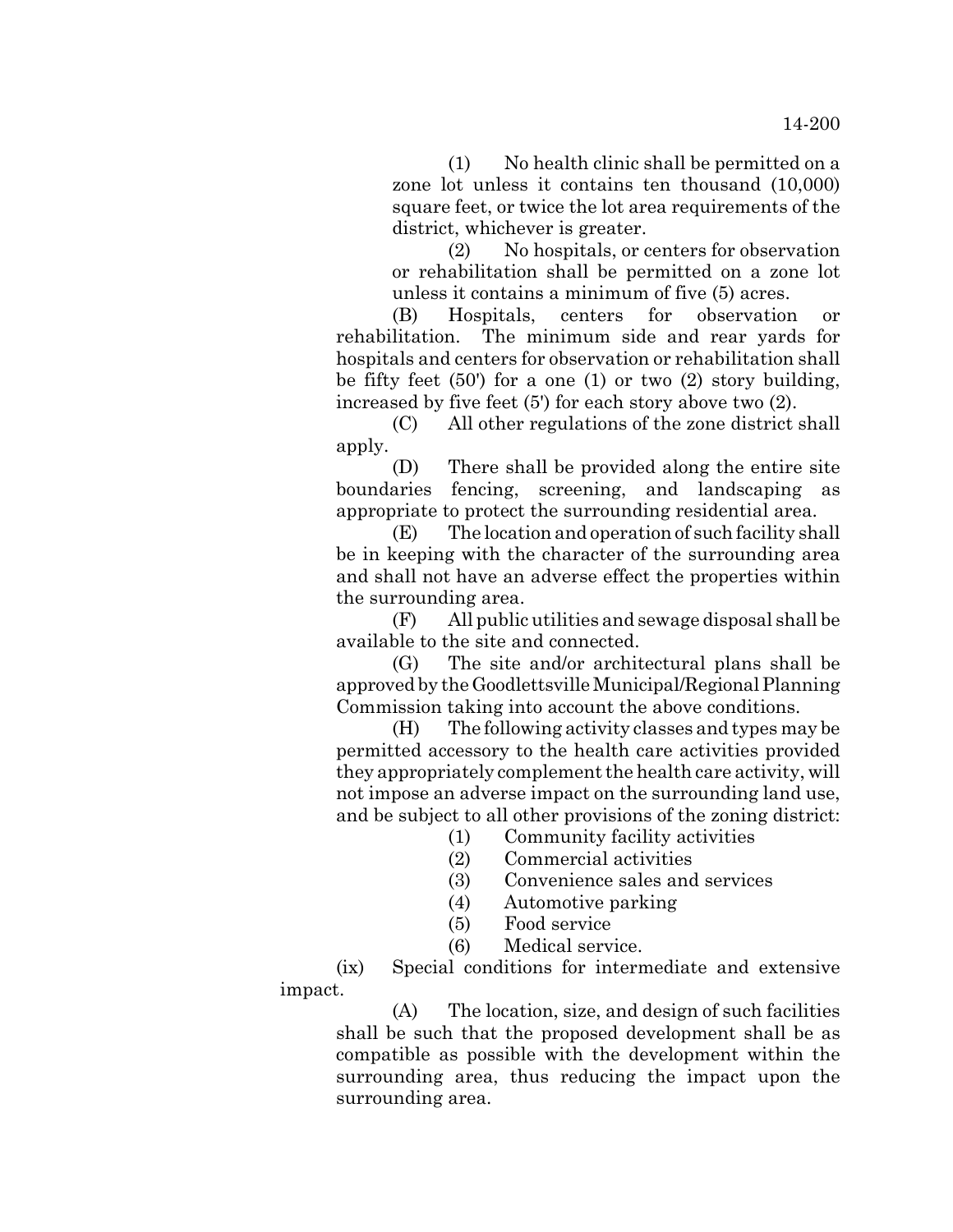(1) No health clinic shall be permitted on a zone lot unless it contains ten thousand (10,000) square feet, or twice the lot area requirements of the district, whichever is greater.

(2) No hospitals, or centers for observation or rehabilitation shall be permitted on a zone lot unless it contains a minimum of five (5) acres.

(B) Hospitals, centers for observation or rehabilitation. The minimum side and rear yards for hospitals and centers for observation or rehabilitation shall be fifty feet (50') for a one (1) or two (2) story building, increased by five feet (5') for each story above two (2).

(C) All other regulations of the zone district shall apply.

(D) There shall be provided along the entire site boundaries fencing, screening, and landscaping as appropriate to protect the surrounding residential area.

(E) The location and operation of such facility shall be in keeping with the character of the surrounding area and shall not have an adverse effect the properties within the surrounding area.

(F) All public utilities and sewage disposal shall be available to the site and connected.

(G) The site and/or architectural plans shall be approved by the Goodlettsville Municipal/Regional Planning Commission taking into account the above conditions.

(H) The following activity classes and types may be permitted accessory to the health care activities provided they appropriately complement the health care activity, will not impose an adverse impact on the surrounding land use, and be subject to all other provisions of the zoning district:

(1) Community facility activities

(2) Commercial activities

(3) Convenience sales and services

(4) Automotive parking

(5) Food service

(6) Medical service.

(ix) Special conditions for intermediate and extensive impact.

(A) The location, size, and design of such facilities shall be such that the proposed development shall be as compatible as possible with the development within the surrounding area, thus reducing the impact upon the surrounding area.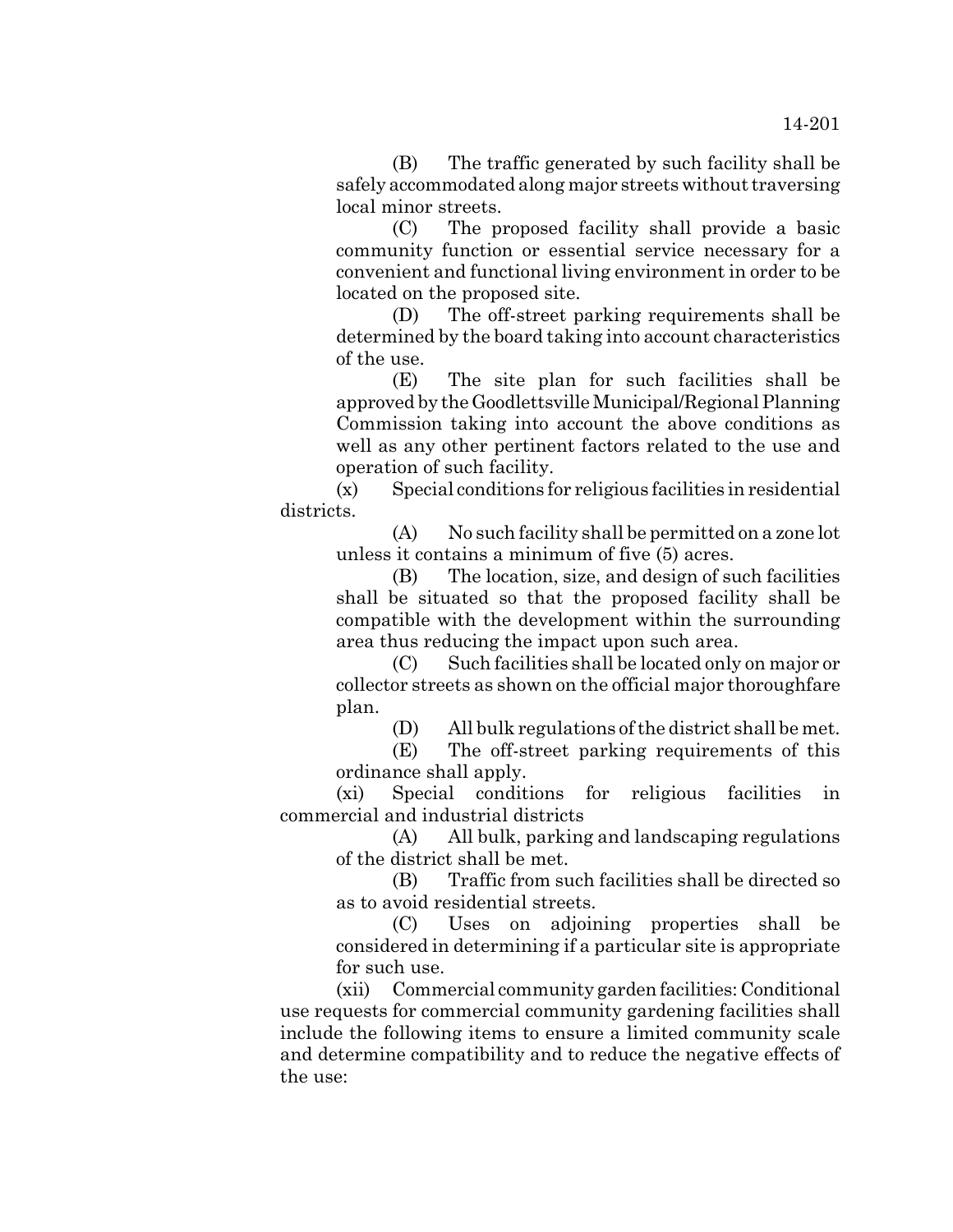(B) The traffic generated by such facility shall be safely accommodated along major streets without traversing local minor streets.

(C) The proposed facility shall provide a basic community function or essential service necessary for a convenient and functional living environment in order to be located on the proposed site.

(D) The off-street parking requirements shall be determined by the board taking into account characteristics of the use.

(E) The site plan for such facilities shall be approved by the Goodlettsville Municipal/Regional Planning Commission taking into account the above conditions as well as any other pertinent factors related to the use and operation of such facility.

(x) Special conditions for religious facilities in residential districts.

(A) No such facility shall be permitted on a zone lot unless it contains a minimum of five (5) acres.

(B) The location, size, and design of such facilities shall be situated so that the proposed facility shall be compatible with the development within the surrounding area thus reducing the impact upon such area.

(C) Such facilities shall be located only on major or collector streets as shown on the official major thoroughfare plan.

(D) All bulk regulations of the district shall be met.

(E) The off-street parking requirements of this ordinance shall apply.

(xi) Special conditions for religious facilities in commercial and industrial districts

(A) All bulk, parking and landscaping regulations of the district shall be met.

(B) Traffic from such facilities shall be directed so as to avoid residential streets.

(C) Uses on adjoining properties shall be considered in determining if a particular site is appropriate for such use.

(xii) Commercial community garden facilities: Conditional use requests for commercial community gardening facilities shall include the following items to ensure a limited community scale and determine compatibility and to reduce the negative effects of the use: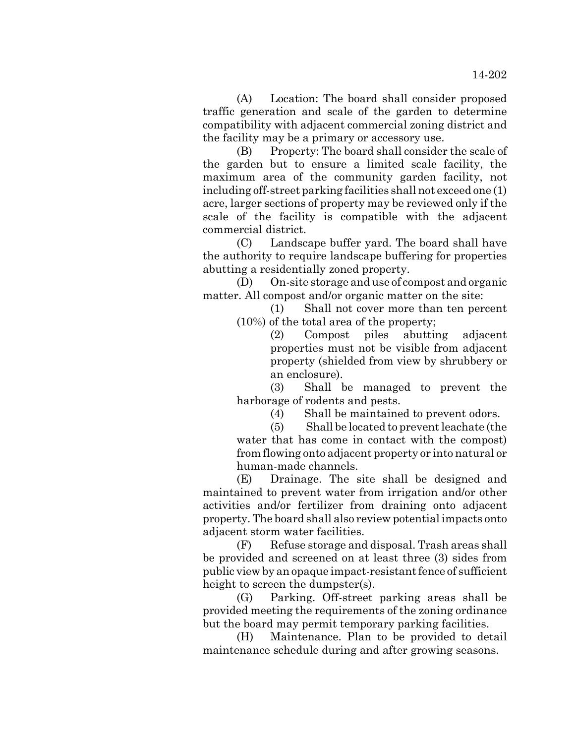(A) Location: The board shall consider proposed traffic generation and scale of the garden to determine compatibility with adjacent commercial zoning district and the facility may be a primary or accessory use.

(B) Property: The board shall consider the scale of the garden but to ensure a limited scale facility, the maximum area of the community garden facility, not including off-street parking facilities shall not exceed one (1) acre, larger sections of property may be reviewed only if the scale of the facility is compatible with the adjacent commercial district.

(C) Landscape buffer yard. The board shall have the authority to require landscape buffering for properties abutting a residentially zoned property.

(D) On-site storage and use of compost and organic matter. All compost and/or organic matter on the site:

(1) Shall not cover more than ten percent (10%) of the total area of the property;

(2) Compost piles abutting adjacent properties must not be visible from adjacent property (shielded from view by shrubbery or an enclosure).

(3) Shall be managed to prevent the harborage of rodents and pests.

(4) Shall be maintained to prevent odors.

(5) Shall be located to prevent leachate (the water that has come in contact with the compost) from flowing onto adjacent property or into natural or human-made channels.

(E) Drainage. The site shall be designed and maintained to prevent water from irrigation and/or other activities and/or fertilizer from draining onto adjacent property. The board shall also review potential impacts onto adjacent storm water facilities.

(F) Refuse storage and disposal. Trash areas shall be provided and screened on at least three (3) sides from public view by an opaque impact-resistant fence of sufficient height to screen the dumpster(s).

(G) Parking. Off-street parking areas shall be provided meeting the requirements of the zoning ordinance but the board may permit temporary parking facilities.

(H) Maintenance. Plan to be provided to detail maintenance schedule during and after growing seasons.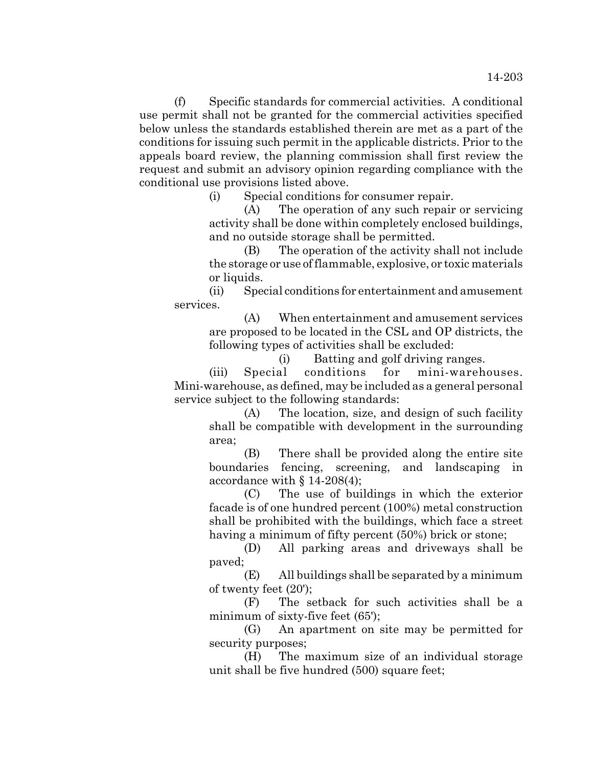(f) Specific standards for commercial activities. A conditional use permit shall not be granted for the commercial activities specified below unless the standards established therein are met as a part of the conditions for issuing such permit in the applicable districts. Prior to the appeals board review, the planning commission shall first review the request and submit an advisory opinion regarding compliance with the conditional use provisions listed above.

(i) Special conditions for consumer repair.

(A) The operation of any such repair or servicing activity shall be done within completely enclosed buildings, and no outside storage shall be permitted.

(B) The operation of the activity shall not include the storage or use of flammable, explosive, or toxic materials or liquids.

(ii) Special conditions for entertainment and amusement services.

(A) When entertainment and amusement services are proposed to be located in the CSL and OP districts, the following types of activities shall be excluded:

(i) Batting and golf driving ranges.

(iii) Special conditions for mini-warehouses. Mini-warehouse, as defined, may be included as a general personal service subject to the following standards:

(A) The location, size, and design of such facility shall be compatible with development in the surrounding area;

(B) There shall be provided along the entire site boundaries fencing, screening, and landscaping in accordance with § 14-208(4);

(C) The use of buildings in which the exterior facade is of one hundred percent (100%) metal construction shall be prohibited with the buildings, which face a street having a minimum of fifty percent (50%) brick or stone;

(D) All parking areas and driveways shall be paved;

(E) All buildings shall be separated by a minimum of twenty feet (20');

(F) The setback for such activities shall be a minimum of sixty-five feet (65');

(G) An apartment on site may be permitted for security purposes;

(H) The maximum size of an individual storage unit shall be five hundred (500) square feet;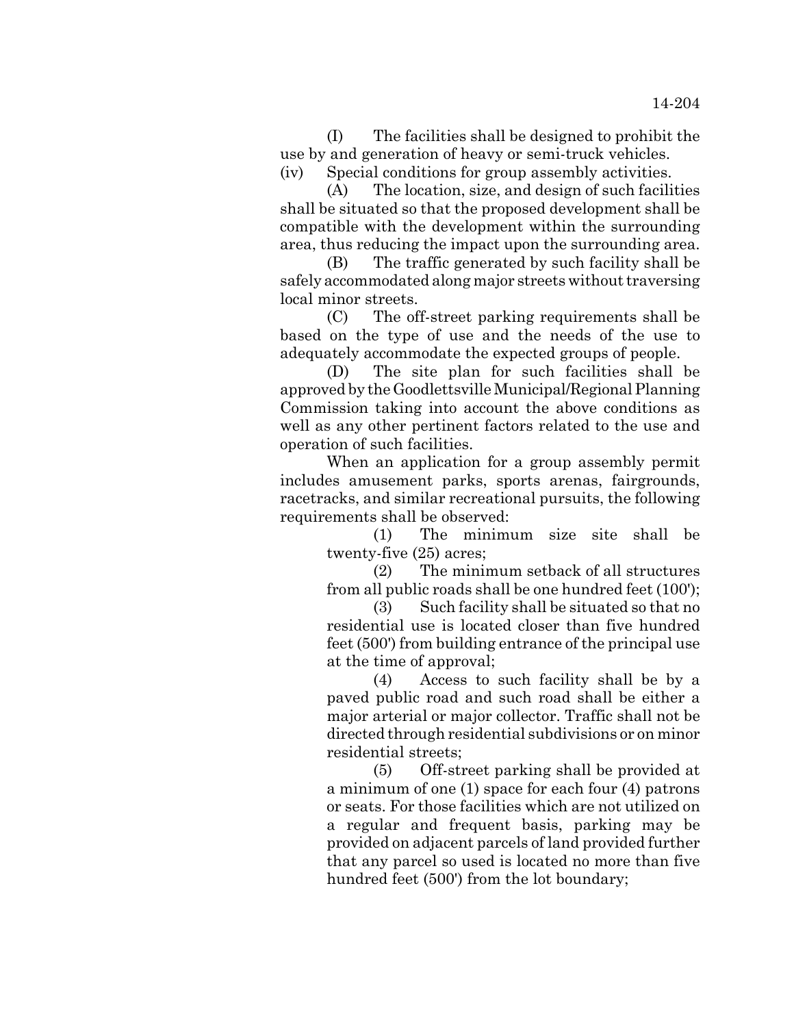(I) The facilities shall be designed to prohibit the use by and generation of heavy or semi-truck vehicles.

(iv) Special conditions for group assembly activities.

(A) The location, size, and design of such facilities shall be situated so that the proposed development shall be compatible with the development within the surrounding area, thus reducing the impact upon the surrounding area.

(B) The traffic generated by such facility shall be safely accommodated along major streets without traversing local minor streets.

(C) The off-street parking requirements shall be based on the type of use and the needs of the use to adequately accommodate the expected groups of people.

(D) The site plan for such facilities shall be approved by the Goodlettsville Municipal/Regional Planning Commission taking into account the above conditions as well as any other pertinent factors related to the use and operation of such facilities.

When an application for a group assembly permit includes amusement parks, sports arenas, fairgrounds, racetracks, and similar recreational pursuits, the following requirements shall be observed:

(1) The minimum size site shall be twenty-five (25) acres;

(2) The minimum setback of all structures from all public roads shall be one hundred feet (100');

(3) Such facility shall be situated so that no residential use is located closer than five hundred feet (500') from building entrance of the principal use at the time of approval;

(4) Access to such facility shall be by a paved public road and such road shall be either a major arterial or major collector. Traffic shall not be directed through residential subdivisions or on minor residential streets;

(5) Off-street parking shall be provided at a minimum of one (1) space for each four (4) patrons or seats. For those facilities which are not utilized on a regular and frequent basis, parking may be provided on adjacent parcels of land provided further that any parcel so used is located no more than five hundred feet (500') from the lot boundary;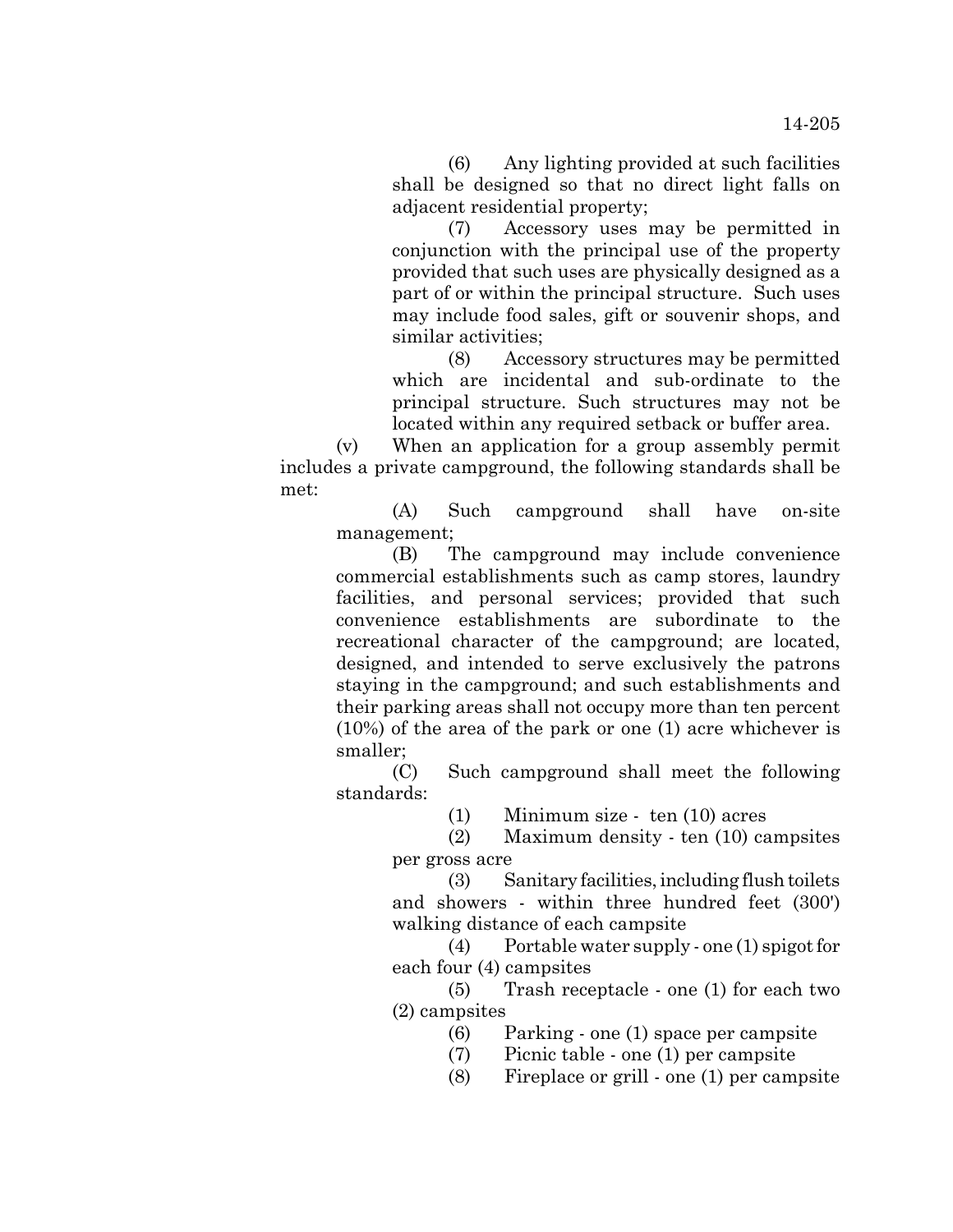(6) Any lighting provided at such facilities shall be designed so that no direct light falls on adjacent residential property;

(7) Accessory uses may be permitted in conjunction with the principal use of the property provided that such uses are physically designed as a part of or within the principal structure. Such uses may include food sales, gift or souvenir shops, and similar activities;

(8) Accessory structures may be permitted which are incidental and sub-ordinate to the principal structure. Such structures may not be located within any required setback or buffer area.

(v) When an application for a group assembly permit includes a private campground, the following standards shall be met:

(A) Such campground shall have on-site management;

(B) The campground may include convenience commercial establishments such as camp stores, laundry facilities, and personal services; provided that such convenience establishments are subordinate to the recreational character of the campground; are located, designed, and intended to serve exclusively the patrons staying in the campground; and such establishments and their parking areas shall not occupy more than ten percent (10%) of the area of the park or one (1) acre whichever is smaller;

(C) Such campground shall meet the following standards:

(1) Minimum size - ten (10) acres

(2) Maximum density - ten (10) campsites per gross acre

(3) Sanitary facilities, including flush toilets and showers - within three hundred feet (300') walking distance of each campsite

(4) Portable water supply - one (1) spigot for each four (4) campsites

(5) Trash receptacle - one (1) for each two (2) campsites

(6) Parking - one (1) space per campsite

(7) Picnic table - one (1) per campsite

(8) Fireplace or grill - one (1) per campsite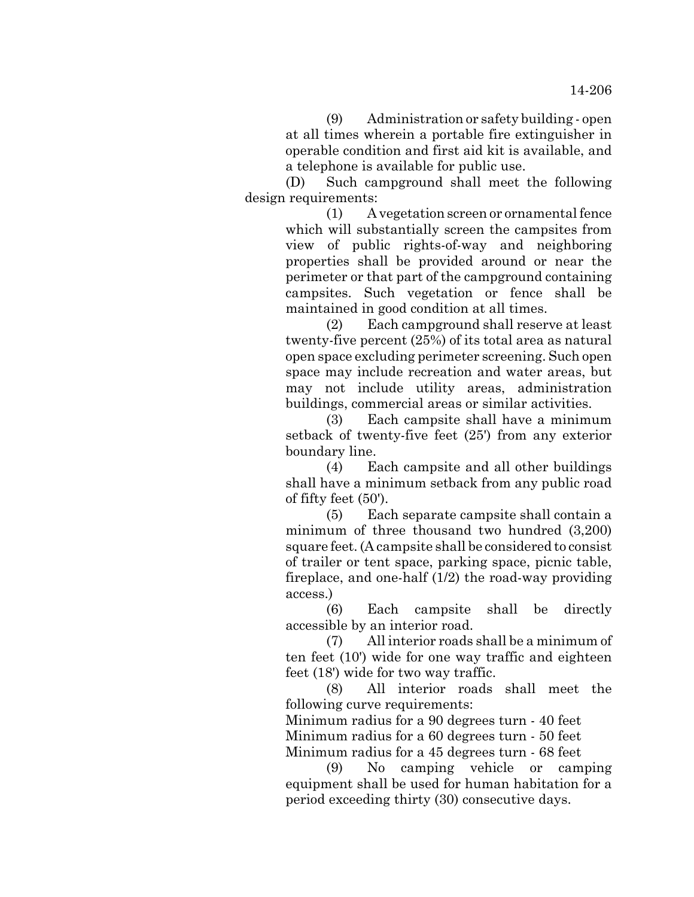(9) Administration or safety building - open at all times wherein a portable fire extinguisher in operable condition and first aid kit is available, and a telephone is available for public use.

(D) Such campground shall meet the following design requirements:

(1) A vegetation screen or ornamental fence which will substantially screen the campsites from view of public rights-of-way and neighboring properties shall be provided around or near the perimeter or that part of the campground containing campsites. Such vegetation or fence shall be maintained in good condition at all times.

(2) Each campground shall reserve at least twenty-five percent (25%) of its total area as natural open space excluding perimeter screening. Such open space may include recreation and water areas, but may not include utility areas, administration buildings, commercial areas or similar activities.

(3) Each campsite shall have a minimum setback of twenty-five feet (25') from any exterior boundary line.

(4) Each campsite and all other buildings shall have a minimum setback from any public road of fifty feet (50').

(5) Each separate campsite shall contain a minimum of three thousand two hundred (3,200) square feet. (A campsite shall be considered to consist of trailer or tent space, parking space, picnic table, fireplace, and one-half (1/2) the road-way providing access.)

(6) Each campsite shall be directly accessible by an interior road.

(7) All interior roads shall be a minimum of ten feet (10') wide for one way traffic and eighteen feet (18') wide for two way traffic.

(8) All interior roads shall meet the following curve requirements:

Minimum radius for a 90 degrees turn - 40 feet
Minimum radius for a 60 degrees turn - 50 feet
Minimum radius for a 45 degrees turn - 68 feet

(9) No camping vehicle or camping equipment shall be used for human habitation for a period exceeding thirty (30) consecutive days.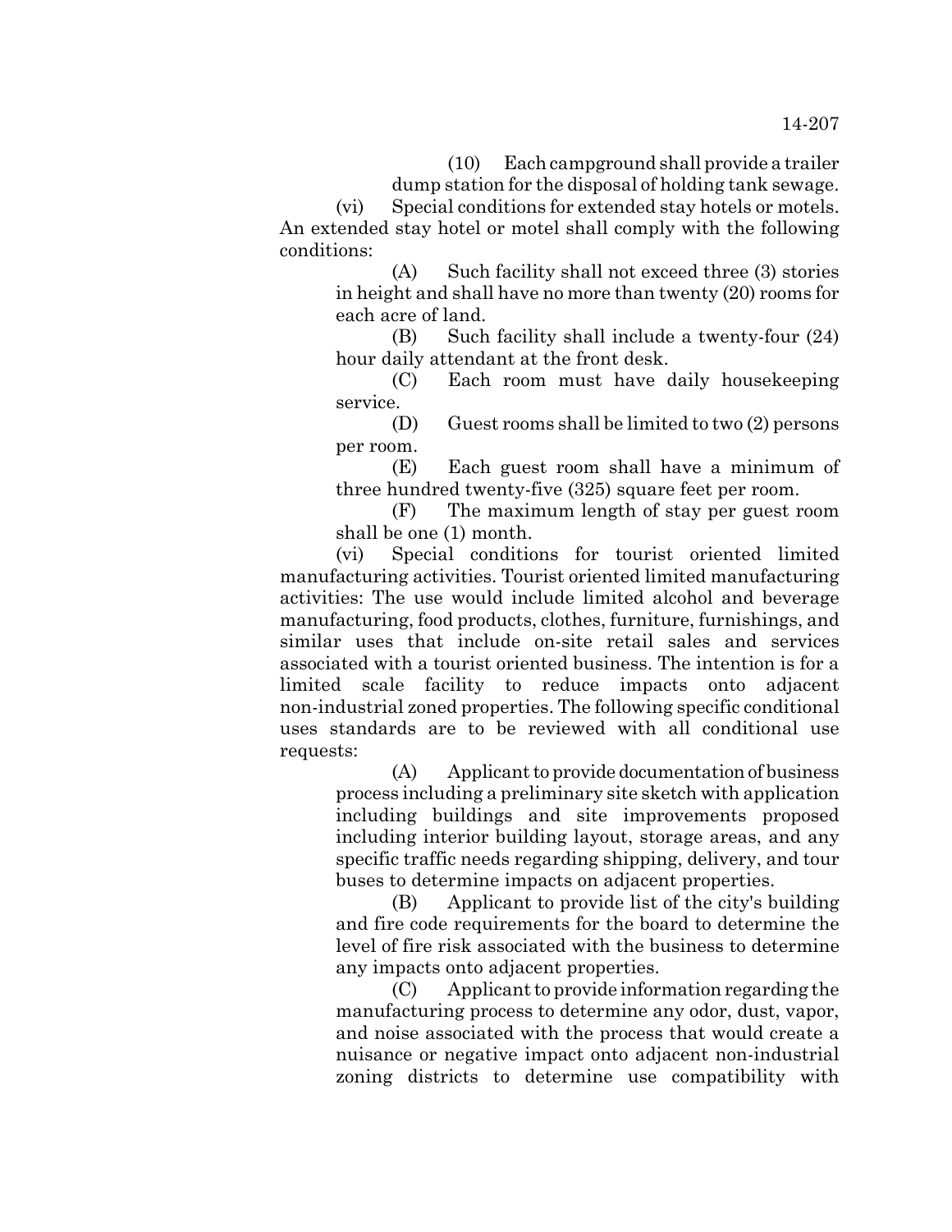(10) Each campground shall provide a trailer dump station for the disposal of holding tank sewage.

(vi) Special conditions for extended stay hotels or motels. An extended stay hotel or motel shall comply with the following conditions:

(A) Such facility shall not exceed three (3) stories in height and shall have no more than twenty (20) rooms for each acre of land.

(B) Such facility shall include a twenty-four (24) hour daily attendant at the front desk.

(C) Each room must have daily housekeeping service.

(D) Guest rooms shall be limited to two (2) persons per room.

(E) Each guest room shall have a minimum of three hundred twenty-five (325) square feet per room.

(F) The maximum length of stay per guest room shall be one (1) month.

(vi) Special conditions for tourist oriented limited manufacturing activities. Tourist oriented limited manufacturing activities: The use would include limited alcohol and beverage manufacturing, food products, clothes, furniture, furnishings, and similar uses that include on-site retail sales and services associated with a tourist oriented business. The intention is for a limited scale facility to reduce impacts onto adjacent non-industrial zoned properties. The following specific conditional uses standards are to be reviewed with all conditional use requests:

(A) Applicant to provide documentation of business process including a preliminary site sketch with application including buildings and site improvements proposed including interior building layout, storage areas, and any specific traffic needs regarding shipping, delivery, and tour buses to determine impacts on adjacent properties.

(B) Applicant to provide list of the city's building and fire code requirements for the board to determine the level of fire risk associated with the business to determine any impacts onto adjacent properties.

(C) Applicant to provide information regarding the manufacturing process to determine any odor, dust, vapor, and noise associated with the process that would create a nuisance or negative impact onto adjacent non-industrial zoning districts to determine use compatibility with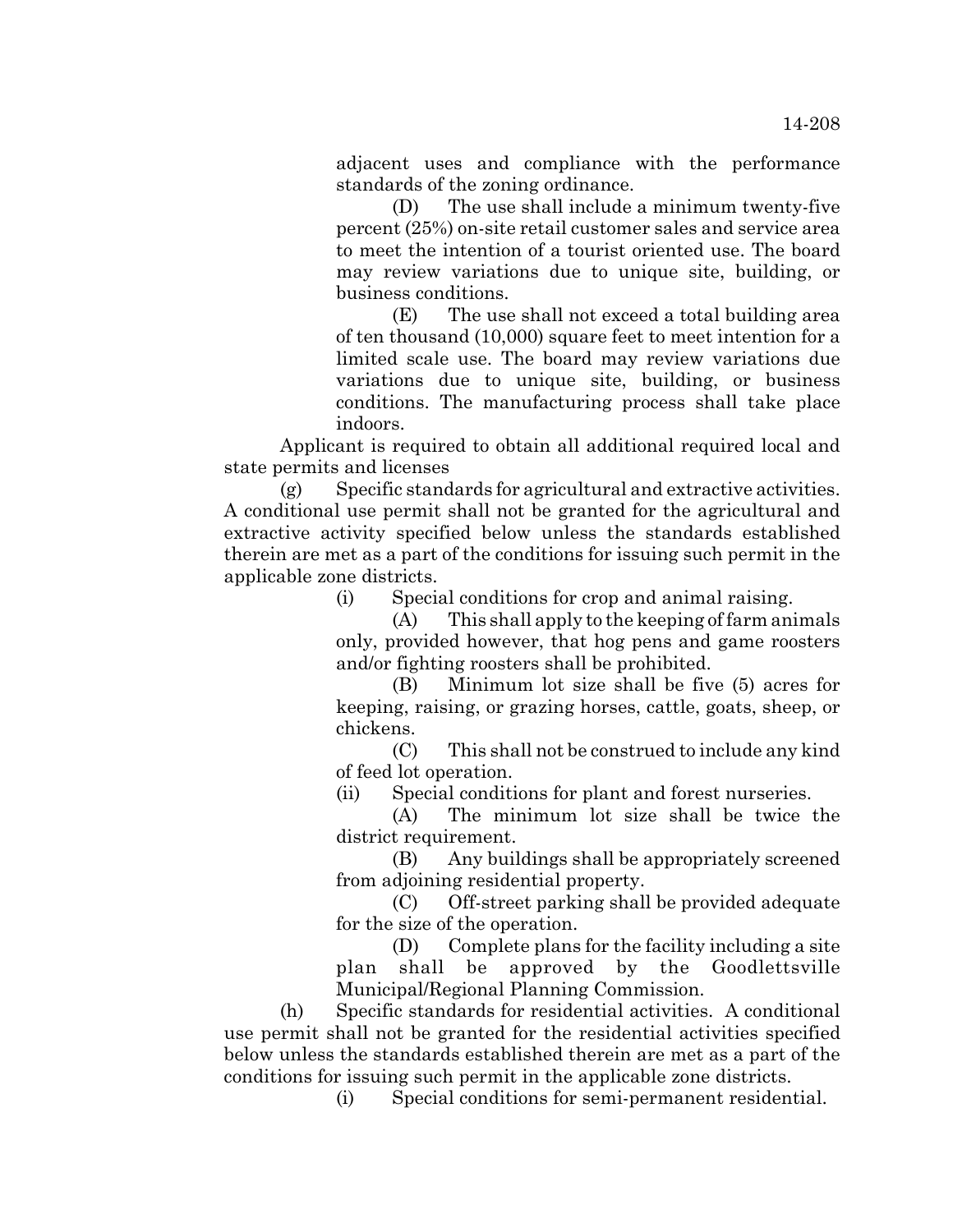adjacent uses and compliance with the performance standards of the zoning ordinance.

(D) The use shall include a minimum twenty-five percent (25%) on-site retail customer sales and service area to meet the intention of a tourist oriented use. The board may review variations due to unique site, building, or business conditions.

(E) The use shall not exceed a total building area of ten thousand (10,000) square feet to meet intention for a limited scale use. The board may review variations due variations due to unique site, building, or business conditions. The manufacturing process shall take place indoors.

Applicant is required to obtain all additional required local and state permits and licenses

(g) Specific standards for agricultural and extractive activities. A conditional use permit shall not be granted for the agricultural and extractive activity specified below unless the standards established therein are met as a part of the conditions for issuing such permit in the applicable zone districts.

(i) Special conditions for crop and animal raising.

(A) This shall apply to the keeping of farm animals only, provided however, that hog pens and game roosters and/or fighting roosters shall be prohibited.

(B) Minimum lot size shall be five (5) acres for keeping, raising, or grazing horses, cattle, goats, sheep, or chickens.

(C) This shall not be construed to include any kind of feed lot operation.

(ii) Special conditions for plant and forest nurseries.

(A) The minimum lot size shall be twice the district requirement.

(B) Any buildings shall be appropriately screened from adjoining residential property.

(C) Off-street parking shall be provided adequate for the size of the operation.

(D) Complete plans for the facility including a site plan shall be approved by the Goodlettsville Municipal/Regional Planning Commission.

(h) Specific standards for residential activities. A conditional use permit shall not be granted for the residential activities specified below unless the standards established therein are met as a part of the conditions for issuing such permit in the applicable zone districts.

(i) Special conditions for semi-permanent residential.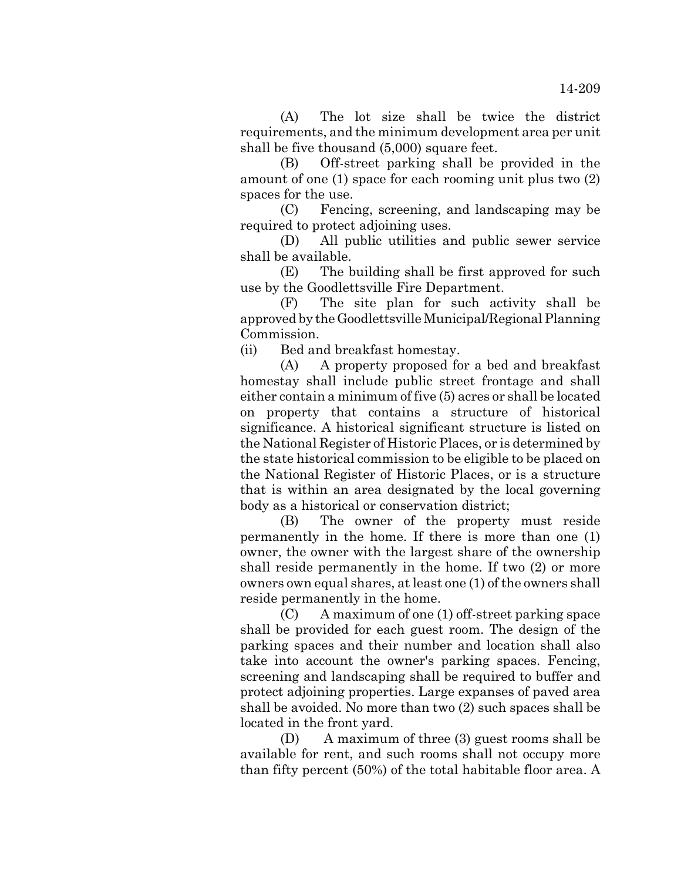(A) The lot size shall be twice the district requirements, and the minimum development area per unit shall be five thousand (5,000) square feet.

(B) Off-street parking shall be provided in the amount of one (1) space for each rooming unit plus two (2) spaces for the use.

(C) Fencing, screening, and landscaping may be required to protect adjoining uses.

(D) All public utilities and public sewer service shall be available.

(E) The building shall be first approved for such use by the Goodlettsville Fire Department.

(F) The site plan for such activity shall be approved by the Goodlettsville Municipal/Regional Planning Commission.

(ii) Bed and breakfast homestay.

(A) A property proposed for a bed and breakfast homestay shall include public street frontage and shall either contain a minimum of five (5) acres or shall be located on property that contains a structure of historical significance. A historical significant structure is listed on the National Register of Historic Places, or is determined by the state historical commission to be eligible to be placed on the National Register of Historic Places, or is a structure that is within an area designated by the local governing body as a historical or conservation district;

(B) The owner of the property must reside permanently in the home. If there is more than one (1) owner, the owner with the largest share of the ownership shall reside permanently in the home. If two (2) or more owners own equal shares, at least one (1) of the owners shall reside permanently in the home.

(C) A maximum of one (1) off-street parking space shall be provided for each guest room. The design of the parking spaces and their number and location shall also take into account the owner's parking spaces. Fencing, screening and landscaping shall be required to buffer and protect adjoining properties. Large expanses of paved area shall be avoided. No more than two (2) such spaces shall be located in the front yard.

(D) A maximum of three (3) guest rooms shall be available for rent, and such rooms shall not occupy more than fifty percent (50%) of the total habitable floor area. A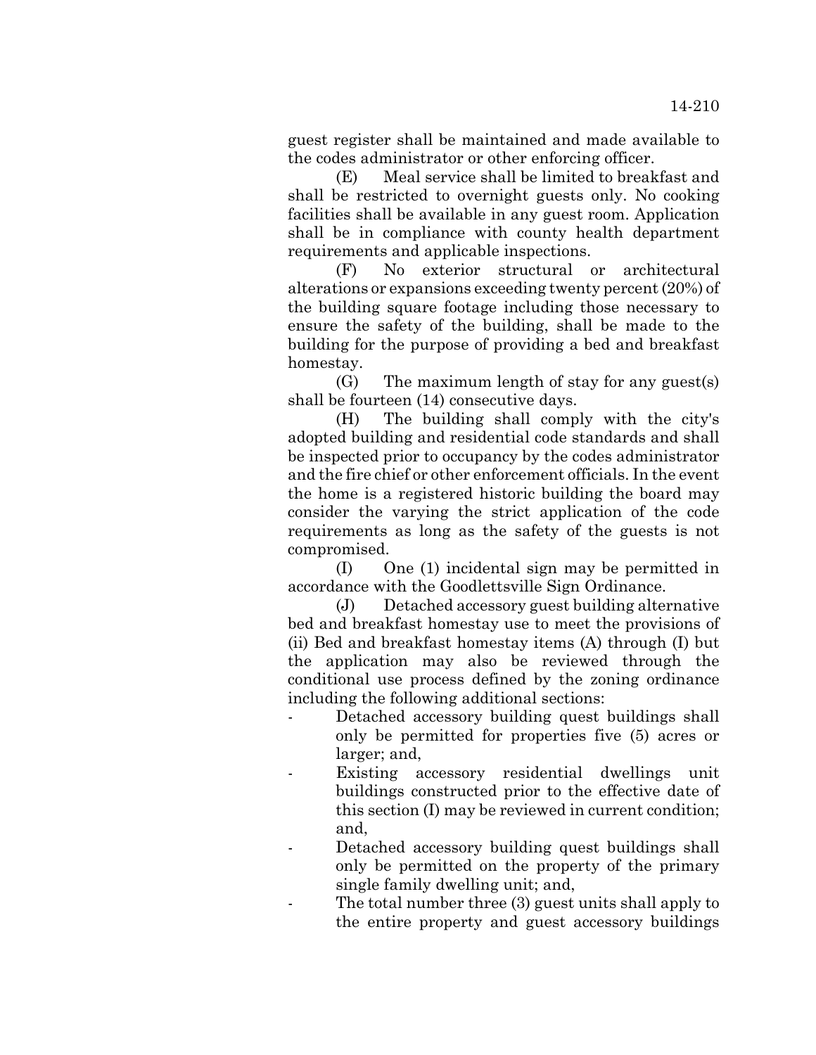guest register shall be maintained and made available to the codes administrator or other enforcing officer.

(E) Meal service shall be limited to breakfast and shall be restricted to overnight guests only. No cooking facilities shall be available in any guest room. Application shall be in compliance with county health department requirements and applicable inspections.

(F) No exterior structural or architectural alterations or expansions exceeding twenty percent (20%) of the building square footage including those necessary to ensure the safety of the building, shall be made to the building for the purpose of providing a bed and breakfast homestay.

(G) The maximum length of stay for any guest(s) shall be fourteen (14) consecutive days.

(H) The building shall comply with the city's adopted building and residential code standards and shall be inspected prior to occupancy by the codes administrator and the fire chief or other enforcement officials. In the event the home is a registered historic building the board may consider the varying the strict application of the code requirements as long as the safety of the guests is not compromised.

(I) One (1) incidental sign may be permitted in accordance with the Goodlettsville Sign Ordinance.

(J) Detached accessory guest building alternative bed and breakfast homestay use to meet the provisions of (ii) Bed and breakfast homestay items (A) through (I) but the application may also be reviewed through the conditional use process defined by the zoning ordinance including the following additional sections:

- Detached accessory building quest buildings shall only be permitted for properties five (5) acres or larger; and,
- Existing accessory residential dwellings unit buildings constructed prior to the effective date of this section (I) may be reviewed in current condition; and,
- Detached accessory building quest buildings shall only be permitted on the property of the primary single family dwelling unit; and,
- The total number three (3) guest units shall apply to the entire property and guest accessory buildings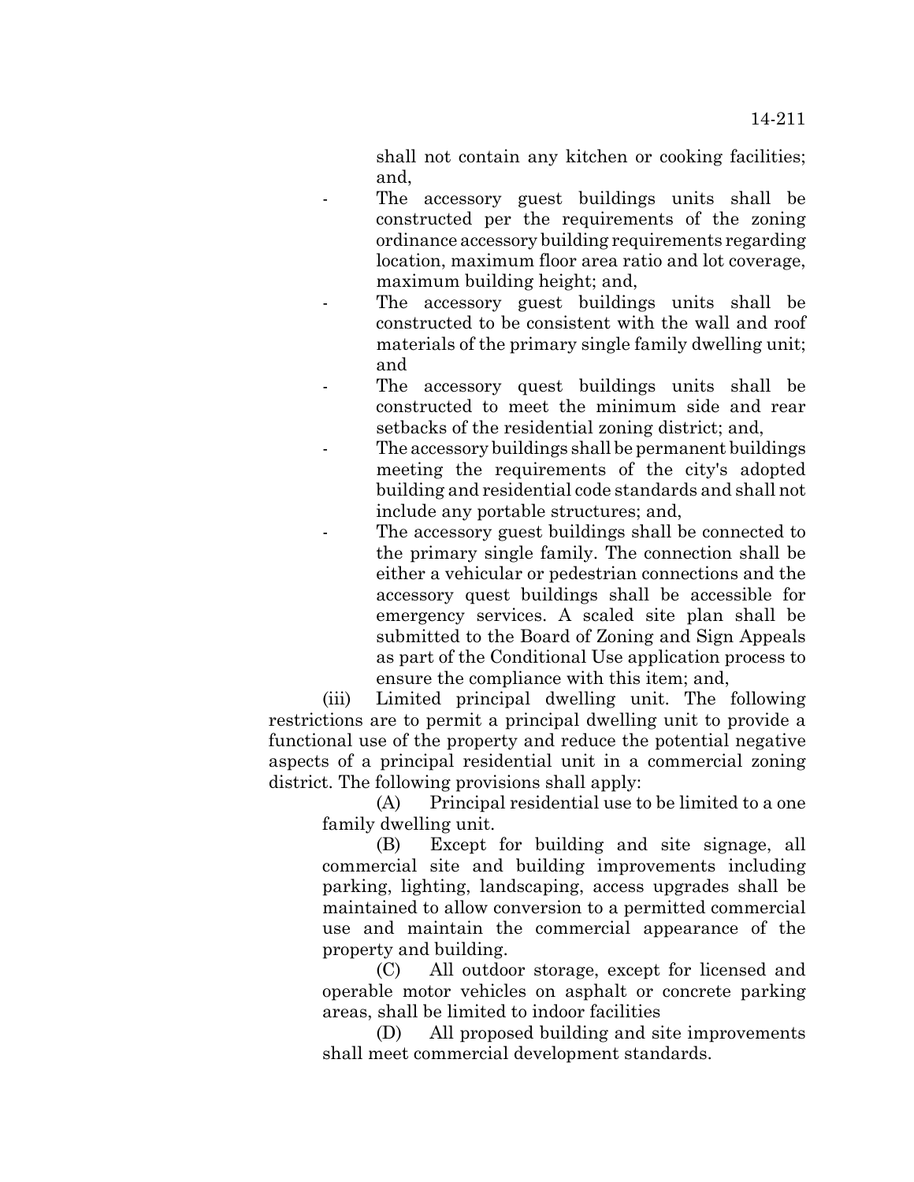shall not contain any kitchen or cooking facilities; and,

- The accessory guest buildings units shall be constructed per the requirements of the zoning ordinance accessory building requirements regarding location, maximum floor area ratio and lot coverage, maximum building height; and,
- The accessory guest buildings units shall be constructed to be consistent with the wall and roof materials of the primary single family dwelling unit; and
- The accessory quest buildings units shall be constructed to meet the minimum side and rear setbacks of the residential zoning district; and,
- The accessory buildings shall be permanent buildings meeting the requirements of the city's adopted building and residential code standards and shall not include any portable structures; and,
- The accessory guest buildings shall be connected to the primary single family. The connection shall be either a vehicular or pedestrian connections and the accessory quest buildings shall be accessible for emergency services. A scaled site plan shall be submitted to the Board of Zoning and Sign Appeals as part of the Conditional Use application process to ensure the compliance with this item; and,

(iii) Limited principal dwelling unit. The following restrictions are to permit a principal dwelling unit to provide a functional use of the property and reduce the potential negative aspects of a principal residential unit in a commercial zoning district. The following provisions shall apply:

(A) Principal residential use to be limited to a one family dwelling unit.

(B) Except for building and site signage, all commercial site and building improvements including parking, lighting, landscaping, access upgrades shall be maintained to allow conversion to a permitted commercial use and maintain the commercial appearance of the property and building.

(C) All outdoor storage, except for licensed and operable motor vehicles on asphalt or concrete parking areas, shall be limited to indoor facilities

(D) All proposed building and site improvements shall meet commercial development standards.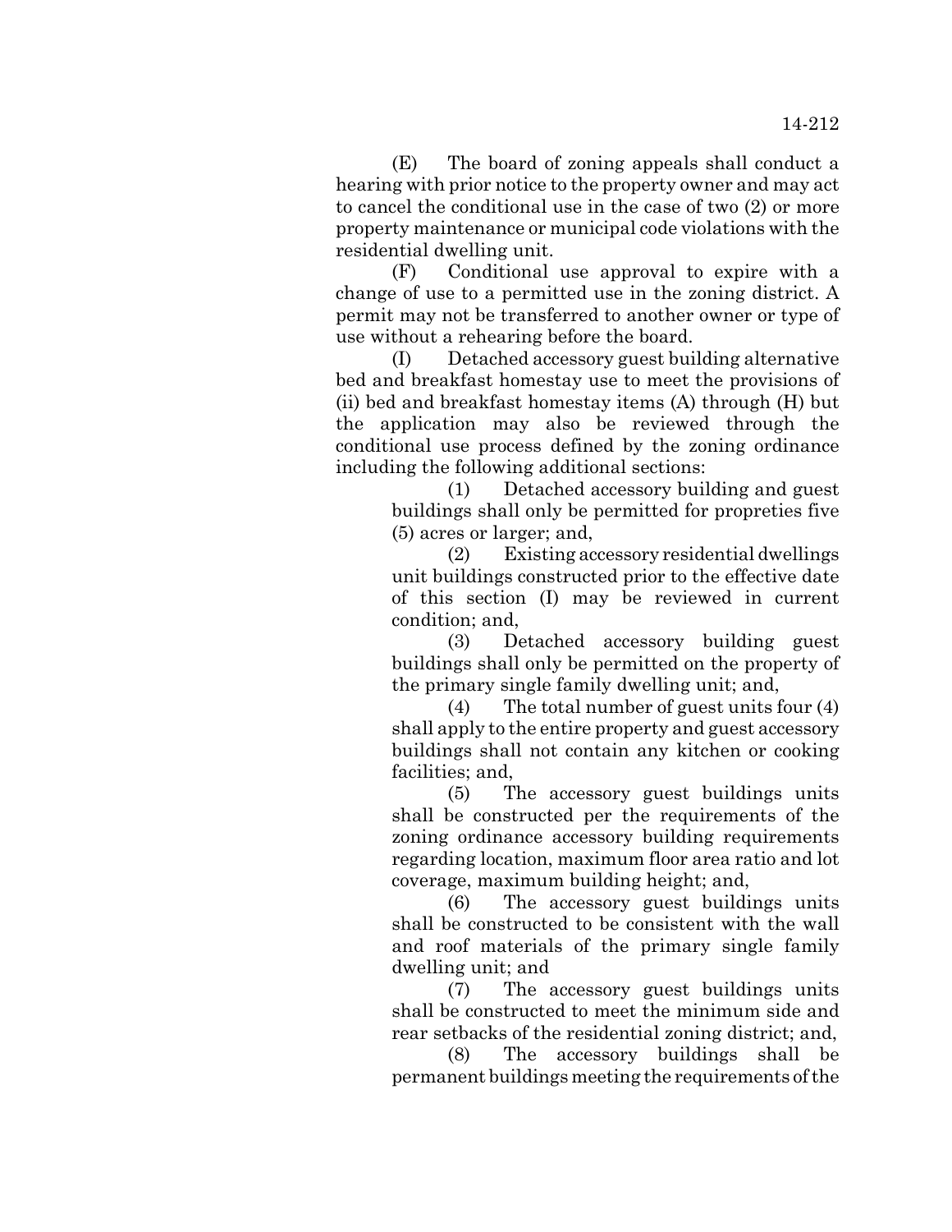(E) The board of zoning appeals shall conduct a hearing with prior notice to the property owner and may act to cancel the conditional use in the case of two (2) or more property maintenance or municipal code violations with the residential dwelling unit.

(F) Conditional use approval to expire with a change of use to a permitted use in the zoning district. A permit may not be transferred to another owner or type of use without a rehearing before the board.

(I) Detached accessory guest building alternative bed and breakfast homestay use to meet the provisions of (ii) bed and breakfast homestay items (A) through (H) but the application may also be reviewed through the conditional use process defined by the zoning ordinance including the following additional sections:

(1) Detached accessory building and guest buildings shall only be permitted for propreties five (5) acres or larger; and,

(2) Existing accessory residential dwellings unit buildings constructed prior to the effective date of this section (I) may be reviewed in current condition; and,

(3) Detached accessory building guest buildings shall only be permitted on the property of the primary single family dwelling unit; and,

(4) The total number of guest units four (4) shall apply to the entire property and guest accessory buildings shall not contain any kitchen or cooking facilities; and,

(5) The accessory guest buildings units shall be constructed per the requirements of the zoning ordinance accessory building requirements regarding location, maximum floor area ratio and lot coverage, maximum building height; and,

(6) The accessory guest buildings units shall be constructed to be consistent with the wall and roof materials of the primary single family dwelling unit; and

(7) The accessory guest buildings units shall be constructed to meet the minimum side and rear setbacks of the residential zoning district; and,

(8) The accessory buildings shall be permanent buildings meeting the requirements of the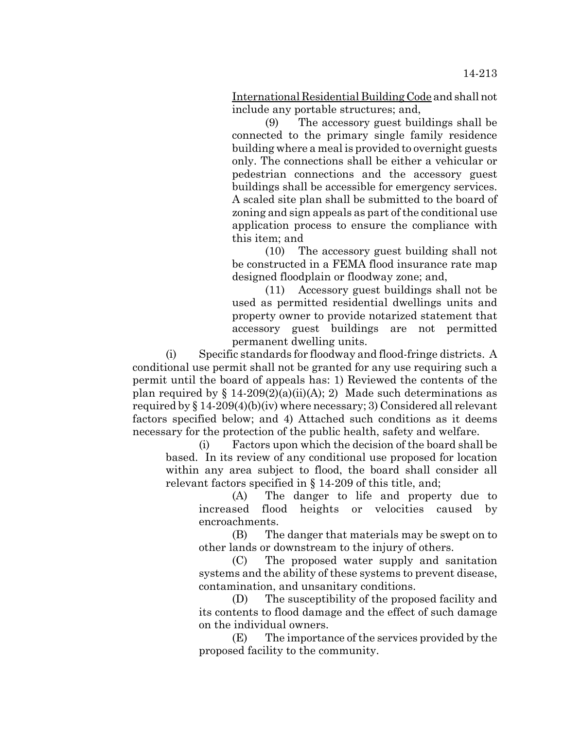International Residential Building Code and shall not include any portable structures; and,

(9) The accessory guest buildings shall be connected to the primary single family residence building where a meal is provided to overnight guests only. The connections shall be either a vehicular or pedestrian connections and the accessory guest buildings shall be accessible for emergency services. A scaled site plan shall be submitted to the board of zoning and sign appeals as part of the conditional use application process to ensure the compliance with this item; and

(10) The accessory guest building shall not be constructed in a FEMA flood insurance rate map designed floodplain or floodway zone; and,

(11) Accessory guest buildings shall not be used as permitted residential dwellings units and property owner to provide notarized statement that accessory guest buildings are not permitted permanent dwelling units.

(i) Specific standards for floodway and flood-fringe districts. A conditional use permit shall not be granted for any use requiring such a permit until the board of appeals has: 1) Reviewed the contents of the plan required by § 14-209(2)(a)(ii)(A); 2) Made such determinations as required by § 14-209(4)(b)(iv) where necessary; 3) Considered all relevant factors specified below; and 4) Attached such conditions as it deems necessary for the protection of the public health, safety and welfare.

(i) Factors upon which the decision of the board shall be based. In its review of any conditional use proposed for location within any area subject to flood, the board shall consider all relevant factors specified in § 14-209 of this title, and;

(A) The danger to life and property due to increased flood heights or velocities caused by encroachments.

(B) The danger that materials may be swept on to other lands or downstream to the injury of others.

(C) The proposed water supply and sanitation systems and the ability of these systems to prevent disease, contamination, and unsanitary conditions.

(D) The susceptibility of the proposed facility and its contents to flood damage and the effect of such damage on the individual owners.

(E) The importance of the services provided by the proposed facility to the community.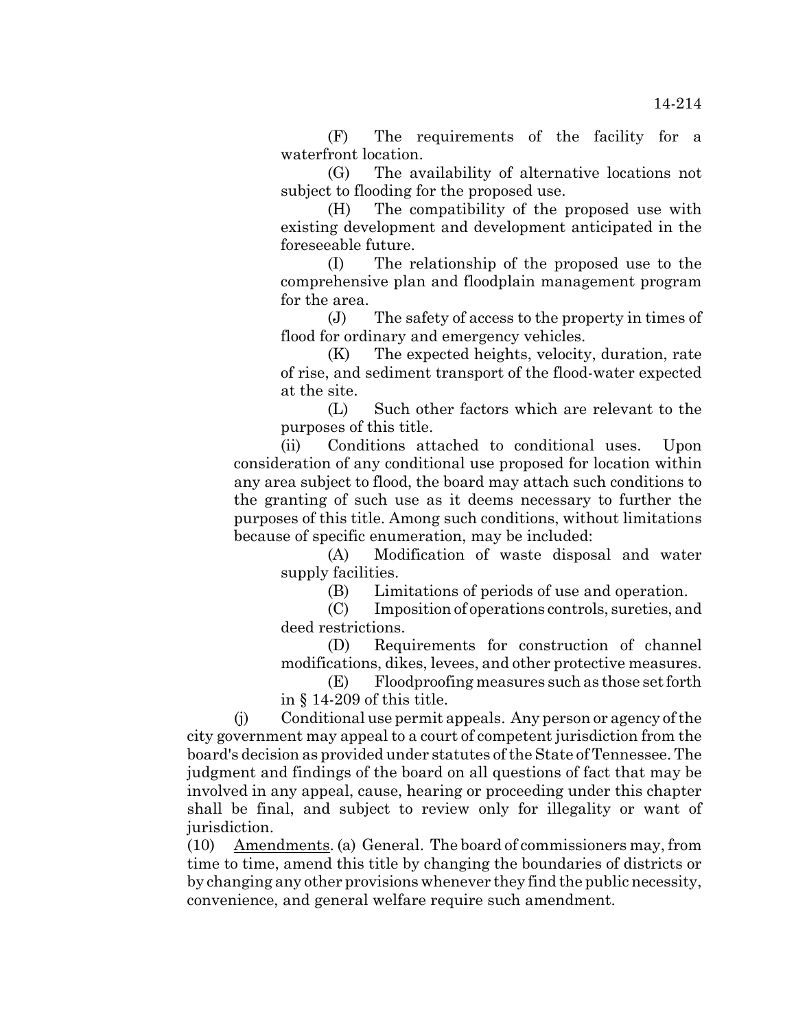(F) The requirements of the facility for a waterfront location.

(G) The availability of alternative locations not subject to flooding for the proposed use.

(H) The compatibility of the proposed use with existing development and development anticipated in the foreseeable future.

(I) The relationship of the proposed use to the comprehensive plan and floodplain management program for the area.

(J) The safety of access to the property in times of flood for ordinary and emergency vehicles.

(K) The expected heights, velocity, duration, rate of rise, and sediment transport of the flood-water expected at the site.

(L) Such other factors which are relevant to the purposes of this title.

(ii) Conditions attached to conditional uses. Upon consideration of any conditional use proposed for location within any area subject to flood, the board may attach such conditions to the granting of such use as it deems necessary to further the purposes of this title. Among such conditions, without limitations because of specific enumeration, may be included:

(A) Modification of waste disposal and water supply facilities.

(B) Limitations of periods of use and operation.

(C) Imposition of operations controls, sureties, and deed restrictions.

(D) Requirements for construction of channel modifications, dikes, levees, and other protective measures.

(E) Floodproofing measures such as those set forth in § 14-209 of this title.

(j) Conditional use permit appeals. Any person or agency of the city government may appeal to a court of competent jurisdiction from the board's decision as provided under statutes of the State of Tennessee. The judgment and findings of the board on all questions of fact that may be involved in any appeal, cause, hearing or proceeding under this chapter shall be final, and subject to review only for illegality or want of jurisdiction.

(10) Amendments. (a) General. The board of commissioners may, from time to time, amend this title by changing the boundaries of districts or by changing any other provisions whenever they find the public necessity, convenience, and general welfare require such amendment.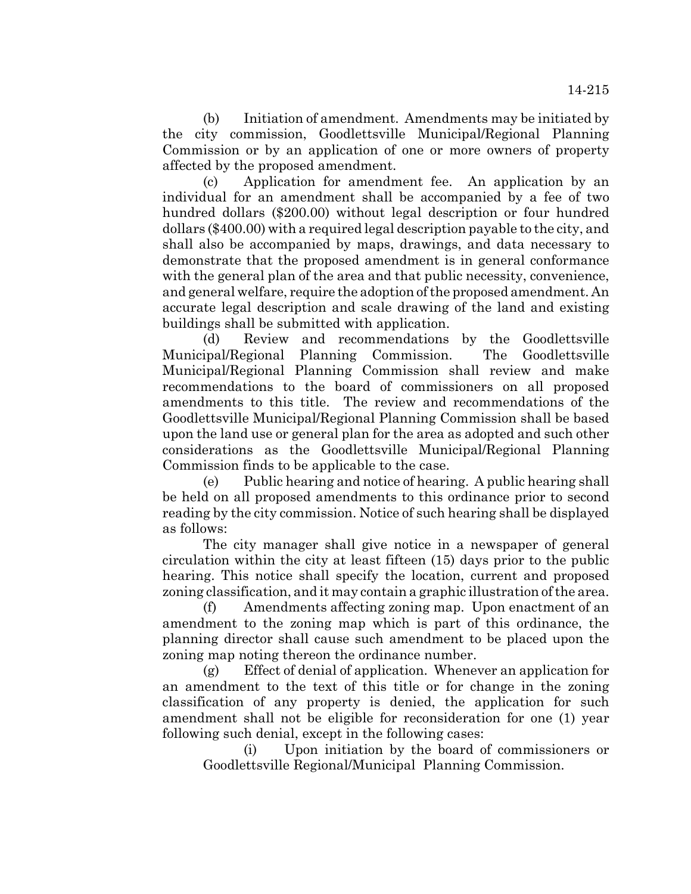(b) Initiation of amendment. Amendments may be initiated by the city commission, Goodlettsville Municipal/Regional Planning Commission or by an application of one or more owners of property affected by the proposed amendment.

(c) Application for amendment fee. An application by an individual for an amendment shall be accompanied by a fee of two hundred dollars ($200.00) without legal description or four hundred dollars ($400.00) with a required legal description payable to the city, and shall also be accompanied by maps, drawings, and data necessary to demonstrate that the proposed amendment is in general conformance with the general plan of the area and that public necessity, convenience, and general welfare, require the adoption of the proposed amendment. An accurate legal description and scale drawing of the land and existing buildings shall be submitted with application.

(d) Review and recommendations by the Goodlettsville Municipal/Regional Planning Commission. The Goodlettsville Municipal/Regional Planning Commission shall review and make recommendations to the board of commissioners on all proposed amendments to this title. The review and recommendations of the Goodlettsville Municipal/Regional Planning Commission shall be based upon the land use or general plan for the area as adopted and such other considerations as the Goodlettsville Municipal/Regional Planning Commission finds to be applicable to the case.

(e) Public hearing and notice of hearing. A public hearing shall be held on all proposed amendments to this ordinance prior to second reading by the city commission. Notice of such hearing shall be displayed as follows:

The city manager shall give notice in a newspaper of general circulation within the city at least fifteen (15) days prior to the public hearing. This notice shall specify the location, current and proposed zoning classification, and it may contain a graphic illustration of the area.

(f) Amendments affecting zoning map. Upon enactment of an amendment to the zoning map which is part of this ordinance, the planning director shall cause such amendment to be placed upon the zoning map noting thereon the ordinance number.

(g) Effect of denial of application. Whenever an application for an amendment to the text of this title or for change in the zoning classification of any property is denied, the application for such amendment shall not be eligible for reconsideration for one (1) year following such denial, except in the following cases:

(i) Upon initiation by the board of commissioners or Goodlettsville Regional/Municipal Planning Commission.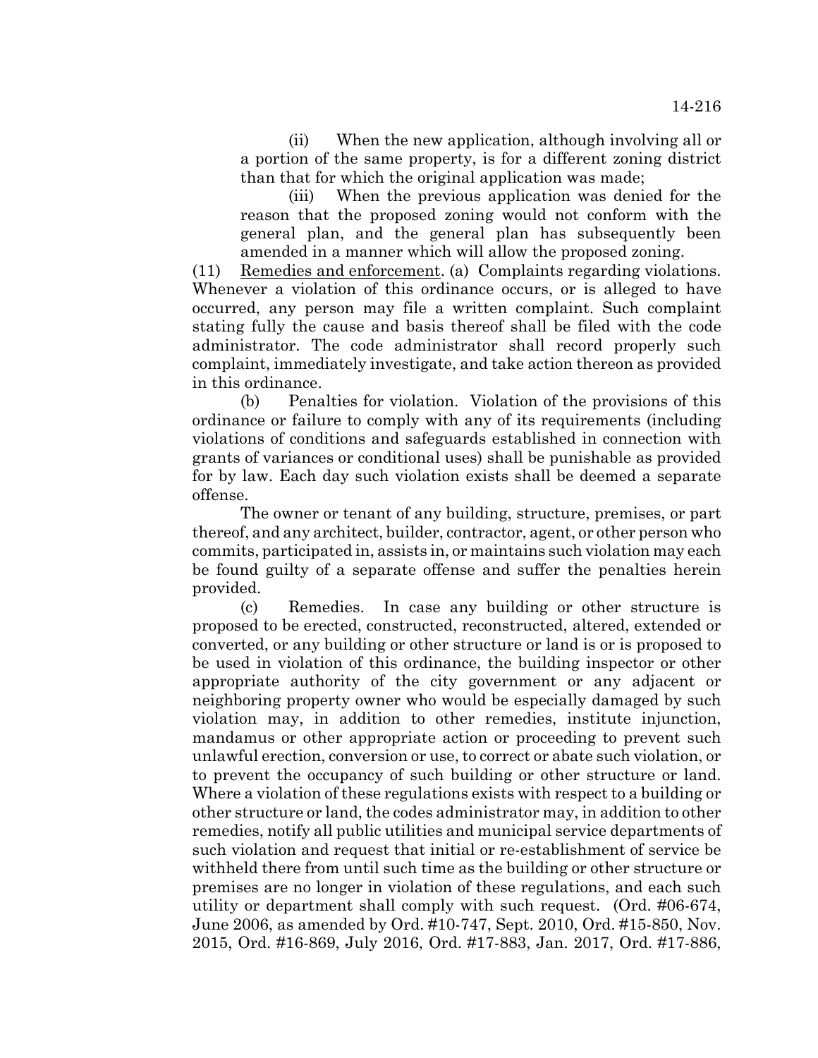(ii) When the new application, although involving all or a portion of the same property, is for a different zoning district than that for which the original application was made;

(iii) When the previous application was denied for the reason that the proposed zoning would not conform with the general plan, and the general plan has subsequently been amended in a manner which will allow the proposed zoning.

(11) Remedies and enforcement. (a) Complaints regarding violations. Whenever a violation of this ordinance occurs, or is alleged to have occurred, any person may file a written complaint. Such complaint stating fully the cause and basis thereof shall be filed with the code administrator. The code administrator shall record properly such complaint, immediately investigate, and take action thereon as provided in this ordinance.

(b) Penalties for violation. Violation of the provisions of this ordinance or failure to comply with any of its requirements (including violations of conditions and safeguards established in connection with grants of variances or conditional uses) shall be punishable as provided for by law. Each day such violation exists shall be deemed a separate offense.

The owner or tenant of any building, structure, premises, or part thereof, and any architect, builder, contractor, agent, or other person who commits, participated in, assists in, or maintains such violation may each be found guilty of a separate offense and suffer the penalties herein provided.

(c) Remedies. In case any building or other structure is proposed to be erected, constructed, reconstructed, altered, extended or converted, or any building or other structure or land is or is proposed to be used in violation of this ordinance, the building inspector or other appropriate authority of the city government or any adjacent or neighboring property owner who would be especially damaged by such violation may, in addition to other remedies, institute injunction, mandamus or other appropriate action or proceeding to prevent such unlawful erection, conversion or use, to correct or abate such violation, or to prevent the occupancy of such building or other structure or land. Where a violation of these regulations exists with respect to a building or other structure or land, the codes administrator may, in addition to other remedies, notify all public utilities and municipal service departments of such violation and request that initial or re-establishment of service be withheld there from until such time as the building or other structure or premises are no longer in violation of these regulations, and each such utility or department shall comply with such request. (Ord. #06-674, June 2006, as amended by Ord. #10-747, Sept. 2010, Ord. #15-850, Nov. 2015, Ord. #16-869, July 2016, Ord. #17-883, Jan. 2017, Ord. #17-886,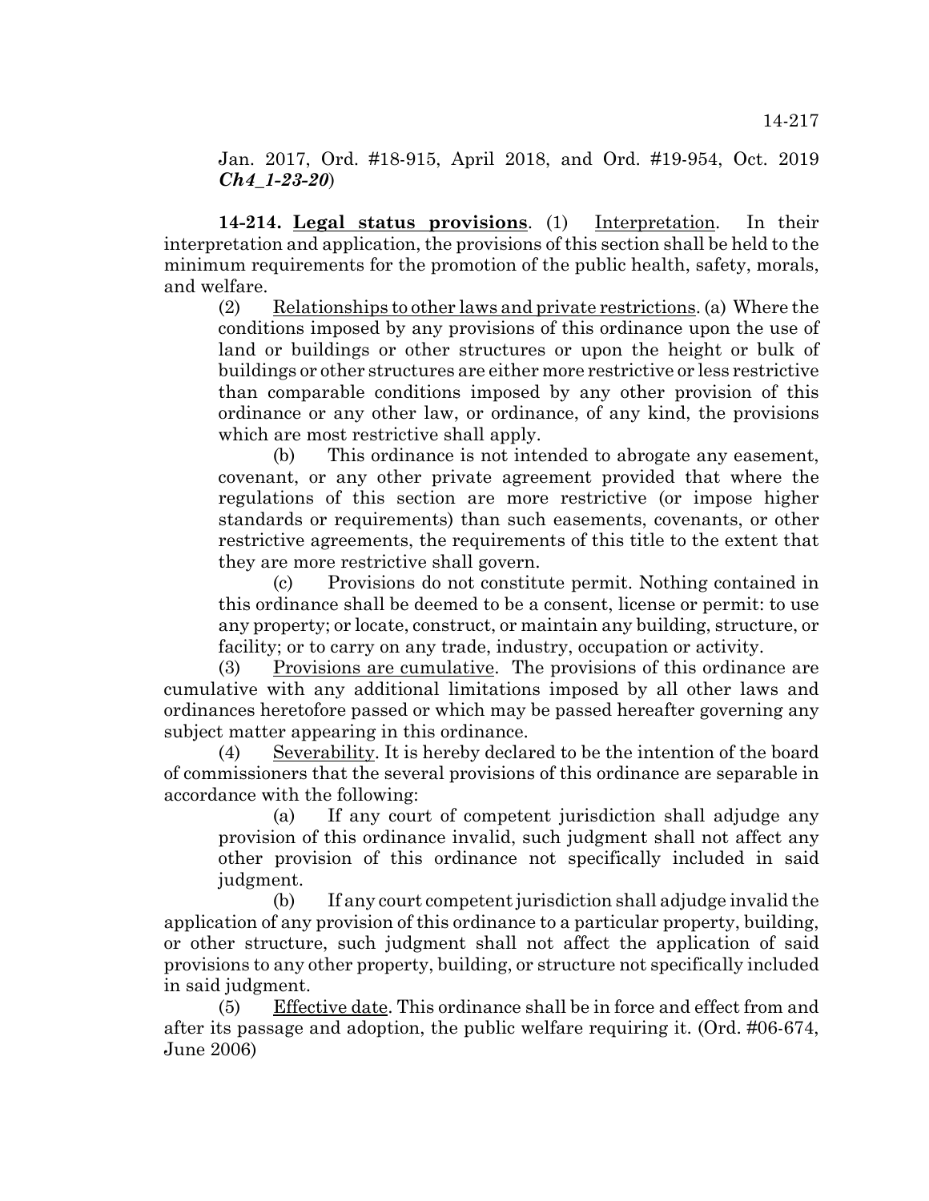Jan. 2017, Ord. #18-915, April 2018, and Ord. #19-954, Oct. 2019 ***Ch4_1-23-20***)

**14-214. Legal status provisions**. (1) Interpretation. In their interpretation and application, the provisions of this section shall be held to the minimum requirements for the promotion of the public health, safety, morals, and welfare.

(2) Relationships to other laws and private restrictions. (a) Where the conditions imposed by any provisions of this ordinance upon the use of land or buildings or other structures or upon the height or bulk of buildings or other structures are either more restrictive or less restrictive than comparable conditions imposed by any other provision of this ordinance or any other law, or ordinance, of any kind, the provisions which are most restrictive shall apply.

(b) This ordinance is not intended to abrogate any easement, covenant, or any other private agreement provided that where the regulations of this section are more restrictive (or impose higher standards or requirements) than such easements, covenants, or other restrictive agreements, the requirements of this title to the extent that they are more restrictive shall govern.

(c) Provisions do not constitute permit. Nothing contained in this ordinance shall be deemed to be a consent, license or permit: to use any property; or locate, construct, or maintain any building, structure, or facility; or to carry on any trade, industry, occupation or activity.

(3) Provisions are cumulative. The provisions of this ordinance are cumulative with any additional limitations imposed by all other laws and ordinances heretofore passed or which may be passed hereafter governing any subject matter appearing in this ordinance.

(4) Severability. It is hereby declared to be the intention of the board of commissioners that the several provisions of this ordinance are separable in accordance with the following:

(a) If any court of competent jurisdiction shall adjudge any provision of this ordinance invalid, such judgment shall not affect any other provision of this ordinance not specifically included in said judgment.

(b) If any court competent jurisdiction shall adjudge invalid the application of any provision of this ordinance to a particular property, building, or other structure, such judgment shall not affect the application of said provisions to any other property, building, or structure not specifically included in said judgment.

(5) Effective date. This ordinance shall be in force and effect from and after its passage and adoption, the public welfare requiring it. (Ord. #06-674, June 2006)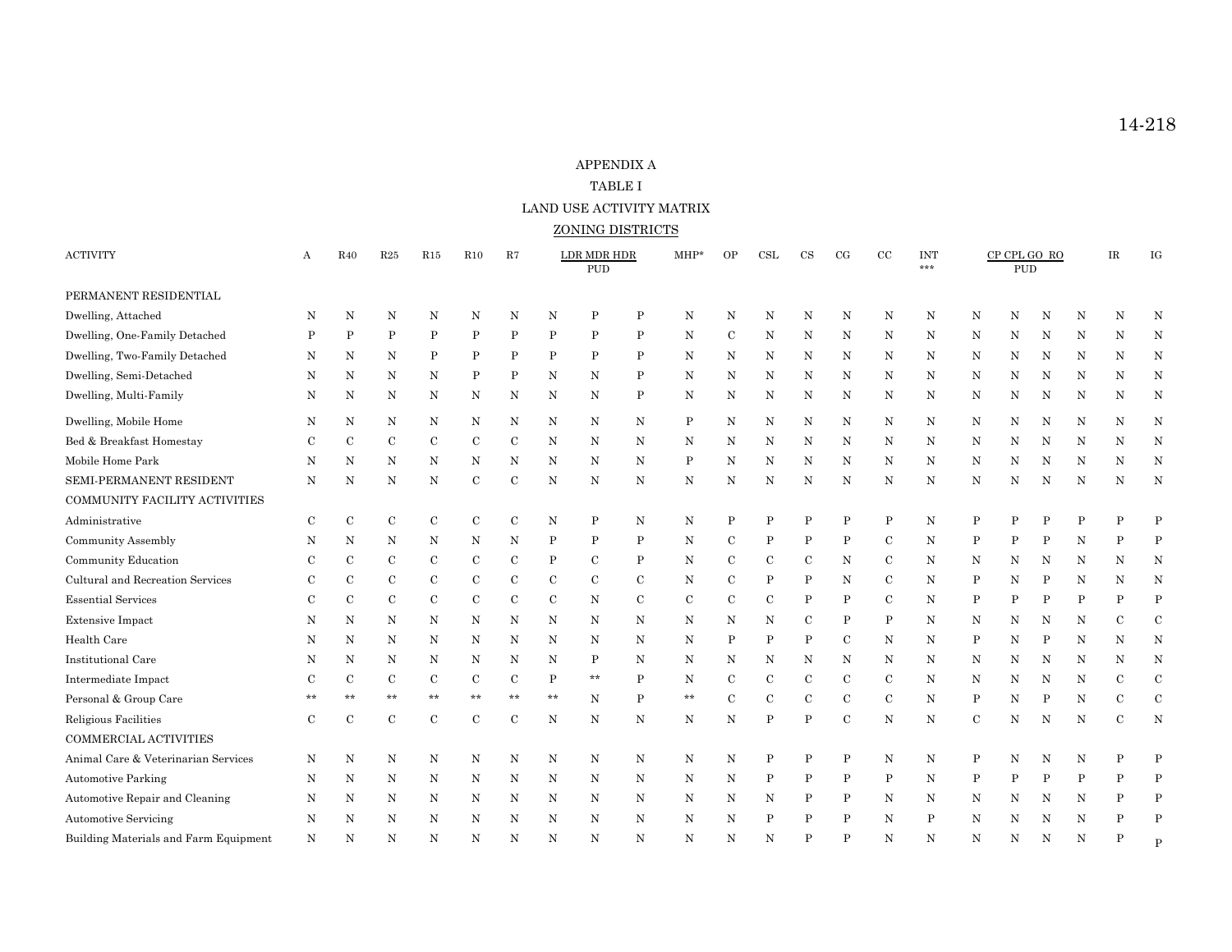APPENDIX A

TABLE I

LAND USE ACTIVITY MATRIX

ZONING DISTRICTS

| ACTIVITY | A | R40 | R25 | R15 | R10 | R7 | LDR | MDR | HDR | MHP* | OP | CSL | CS | CG | CC | INT | CP | CPL | GO | RO | IR | IG |
|---|---|---|---|---|---|---|---|---|---|---|---|---|---|---|---|---|---|---|---|---|---|---|
| | | | | | | | | PUD | | | | | | | | *** | | PUD | | | | |
| PERMANENT RESIDENTIAL | | | | | | | | | | | | | | | | | | | | | | |
| Dwelling, Attached | N | N | N | N | N | N | N | P | P | N | N | N | N | N | N | N | N | N | N | N | N | N |
| Dwelling, One-Family Detached | P | P | P | P | P | P | P | P | P | N | C | N | N | N | N | N | N | N | N | N | N | N |
| Dwelling, Two-Family Detached | N | N | N | P | P | P | P | P | P | N | N | N | N | N | N | N | N | N | N | N | N | N |
| Dwelling, Semi-Detached | N | N | N | N | P | P | N | N | P | N | N | N | N | N | N | N | N | N | N | N | N | N |
| Dwelling, Multi-Family | N | N | N | N | N | N | N | N | P | N | N | N | N | N | N | N | N | N | N | N | N | N |
| Dwelling, Mobile Home | N | N | N | N | N | N | N | N | N | P | N | N | N | N | N | N | N | N | N | N | N | N |
| Bed & Breakfast Homestay | C | C | C | C | C | C | N | N | N | N | N | N | N | N | N | N | N | N | N | N | N | N |
| Mobile Home Park | N | N | N | N | N | N | N | N | N | P | N | N | N | N | N | N | N | N | N | N | N | N |
| SEMI-PERMANENT RESIDENT | N | N | N | N | C | C | N | N | N | N | N | N | N | N | N | N | N | N | N | N | N | N |
| COMMUNITY FACILITY ACTIVITIES | | | | | | | | | | | | | | | | | | | | | | |
| Administrative | C | C | C | C | C | C | N | P | N | N | P | P | P | P | P | N | P | P | P | P | P | P |
| Community Assembly | N | N | N | N | N | N | P | P | P | N | C | P | P | P | C | N | P | P | P | N | P | P |
| Community Education | C | C | C | C | C | C | P | C | P | N | C | C | C | N | C | N | N | N | N | N | N | N |
| Cultural and Recreation Services | C | C | C | C | C | C | C | C | C | N | C | P | P | N | C | N | P | N | P | N | N | N |
| Essential Services | C | C | C | C | C | C | C | N | C | C | C | C | P | P | C | N | P | P | P | P | P | P |
| Extensive Impact | N | N | N | N | N | N | N | N | N | N | N | N | C | P | P | N | N | N | N | N | C | C |
| Health Care | N | N | N | N | N | N | N | N | N | N | P | P | P | C | N | N | P | N | P | N | N | N |
| Institutional Care | N | N | N | N | N | N | N | P | N | N | N | N | N | N | N | N | N | N | N | N | N | N |
| Intermediate Impact | C | C | C | C | C | C | P | ** | P | N | C | C | C | C | C | N | N | N | N | N | C | C |
| Personal & Group Care | ** | ** | ** | ** | ** | ** | ** | N | P | ** | C | C | C | C | C | N | P | N | P | N | C | C |
| Religious Facilities | C | C | C | C | C | C | N | N | N | N | N | P | P | C | N | N | C | N | N | N | C | N |
| COMMERCIAL ACTIVITIES | | | | | | | | | | | | | | | | | | | | | | |
| Animal Care & Veterinarian Services | N | N | N | N | N | N | N | N | N | N | N | P | P | P | N | N | P | N | N | N | P | P |
| Automotive Parking | N | N | N | N | N | N | N | N | N | N | N | P | P | P | P | N | P | P | P | P | P | P |
| Automotive Repair and Cleaning | N | N | N | N | N | N | N | N | N | N | N | N | P | P | N | N | N | N | N | N | P | P |
| Automotive Servicing | N | N | N | N | N | N | N | N | N | N | N | P | P | P | N | P | N | N | N | N | P | P |
| Building Materials and Farm Equipment | N | N | N | N | N | N | N | N | N | N | N | N | P | P | N | N | N | N | N | N | P | P |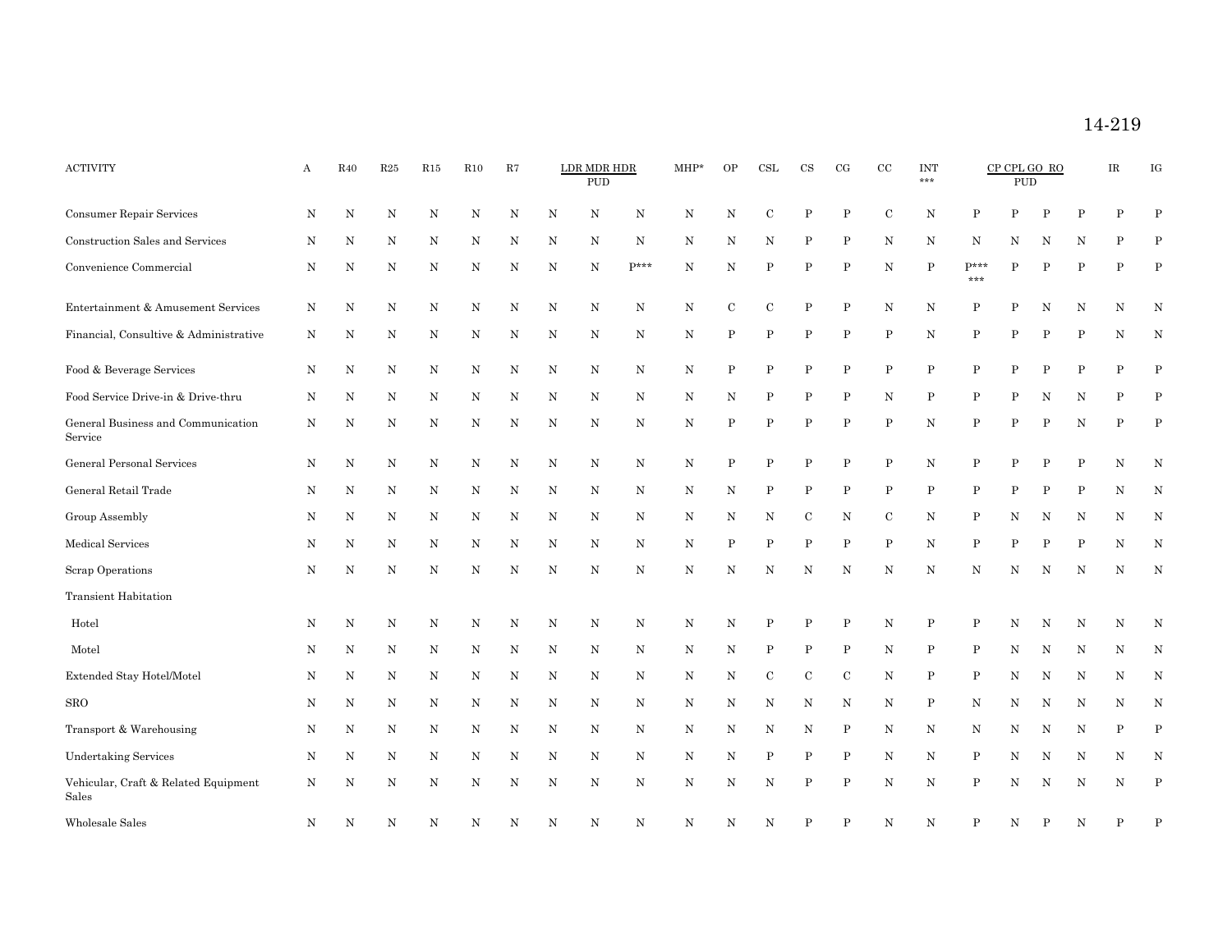| ACTIVITY | A | R40 | R25 | R15 | R10 | R7 | LDR | MDR | HDR | MHP* | OP | CSL | CS | CG | CC | INT *** | CP | CPL | GO | RO | IR | IG |
|---|---|---|---|---|---|---|---|---|---|---|---|---|---|---|---|---|---|---|---|---|---|---|
| | | | | | | | PUD | | | | | | | | | | PUD | | | | | |
| Consumer Repair Services | N | N | N | N | N | N | N | N | N | N | N | C | P | P | C | N | P | P | P | P | P | P |
| Construction Sales and Services | N | N | N | N | N | N | N | N | N | N | N | N | P | P | N | N | N | N | N | N | P | P |
| Convenience Commercial | N | N | N | N | N | N | N | N | P*** | N | N | P | P | P | N | P | P*** *** | P | P | P | P | P |
| Entertainment & Amusement Services | N | N | N | N | N | N | N | N | N | N | C | C | P | P | N | N | P | P | N | N | N | N |
| Financial, Consultive & Administrative | N | N | N | N | N | N | N | N | N | N | P | P | P | P | P | N | P | P | P | P | N | N |
| Food & Beverage Services | N | N | N | N | N | N | N | N | N | N | P | P | P | P | P | P | P | P | P | P | P | P |
| Food Service Drive-in & Drive-thru | N | N | N | N | N | N | N | N | N | N | N | P | P | P | N | P | P | P | N | N | P | P |
| General Business and Communication Service | N | N | N | N | N | N | N | N | N | N | P | P | P | P | P | N | P | P | P | N | P | P |
| General Personal Services | N | N | N | N | N | N | N | N | N | N | P | P | P | P | P | N | P | P | P | P | N | N |
| General Retail Trade | N | N | N | N | N | N | N | N | N | N | N | P | P | P | P | P | P | P | P | P | N | N |
| Group Assembly | N | N | N | N | N | N | N | N | N | N | N | N | C | N | C | N | P | N | N | N | N | N |
| Medical Services | N | N | N | N | N | N | N | N | N | N | P | P | P | P | P | N | P | P | P | P | N | N |
| Scrap Operations | N | N | N | N | N | N | N | N | N | N | N | N | N | N | N | N | N | N | N | N | N | N |
| Transient Habitation | | | | | | | | | | | | | | | | | | | | | | |
| Hotel | N | N | N | N | N | N | N | N | N | N | N | P | P | P | N | P | P | N | N | N | N | N |
| Motel | N | N | N | N | N | N | N | N | N | N | N | P | P | P | N | P | P | N | N | N | N | N |
| Extended Stay Hotel/Motel | N | N | N | N | N | N | N | N | N | N | N | C | C | C | N | P | P | N | N | N | N | N |
| SRO | N | N | N | N | N | N | N | N | N | N | N | N | N | N | N | P | N | N | N | N | N | N |
| Transport & Warehousing | N | N | N | N | N | N | N | N | N | N | N | N | N | P | N | N | N | N | N | N | P | P |
| Undertaking Services | N | N | N | N | N | N | N | N | N | N | N | P | P | P | N | N | P | N | N | N | N | N |
| Vehicular, Craft & Related Equipment Sales | N | N | N | N | N | N | N | N | N | N | N | N | P | P | N | N | P | N | N | N | N | P |
| Wholesale Sales | N | N | N | N | N | N | N | N | N | N | N | N | P | P | N | N | P | N | P | N | P | P |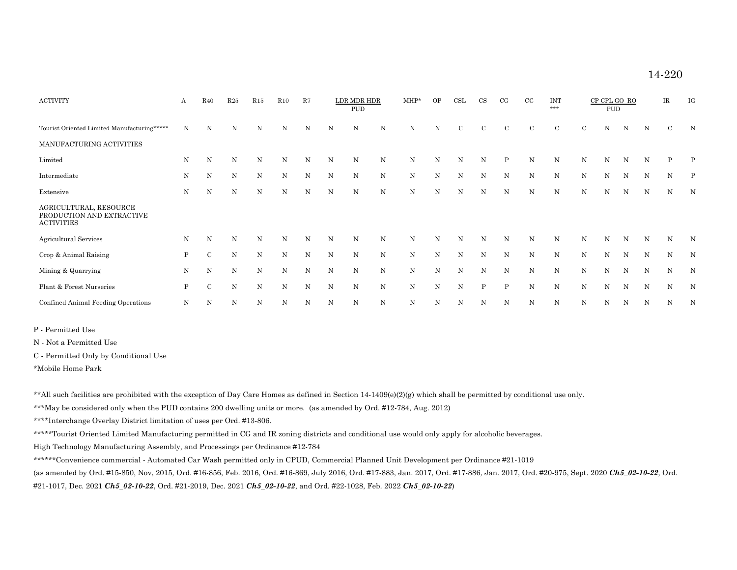| ACTIVITY | A | R40 | R25 | R15 | R10 | R7 | LDR MDR HDR PUD | | | MHP* | OP | CSL | CS | CG | CC | INT *** | CP CPL GO RO PUD | | | | IR | IG |
|---|---|---|---|---|---|---|---|---|---|---|---|---|---|---|---|---|---|---|---|---|---|---|
| | | | | | | | LDR | MDR | HDR | | | | | | | | CP | CPL | GO | RO | | |
| Tourist Oriented Limited Manufacturing***** | N | N | N | N | N | N | N | N | N | N | N | C | C | C | C | C | C | N | N | N | C | N |
| MANUFACTURING ACTIVITIES | | | | | | | | | | | | | | | | | | | | | | |
| Limited | N | N | N | N | N | N | N | N | N | N | N | N | N | P | N | N | N | N | N | N | P | P |
| Intermediate | N | N | N | N | N | N | N | N | N | N | N | N | N | N | N | N | N | N | N | N | N | P |
| Extensive | N | N | N | N | N | N | N | N | N | N | N | N | N | N | N | N | N | N | N | N | N | N |
| AGRICULTURAL, RESOURCE PRODUCTION AND EXTRACTIVE ACTIVITIES | | | | | | | | | | | | | | | | | | | | | | |
| Agricultural Services | N | N | N | N | N | N | N | N | N | N | N | N | N | N | N | N | N | N | N | N | N | N |
| Crop & Animal Raising | P | C | N | N | N | N | N | N | N | N | N | N | N | N | N | N | N | N | N | N | N | N |
| Mining & Quarrying | N | N | N | N | N | N | N | N | N | N | N | N | N | N | N | N | N | N | N | N | N | N |
| Plant & Forest Nurseries | P | C | N | N | N | N | N | N | N | N | N | N | P | P | N | N | N | N | N | N | N | N |
| Confined Animal Feeding Operations | N | N | N | N | N | N | N | N | N | N | N | N | N | N | N | N | N | N | N | N | N | N |

P - Permitted Use

N - Not a Permitted Use

C - Permitted Only by Conditional Use

*Mobile Home Park

**All such facilities are prohibited with the exception of Day Care Homes as defined in Section 14-1409(e)(2)(g) which shall be permitted by conditional use only.

***May be considered only when the PUD contains 200 dwelling units or more. (as amended by Ord. #12-784, Aug. 2012)

****Interchange Overlay District limitation of uses per Ord. #13-806.

*****Tourist Oriented Limited Manufacturing permitted in CG and IR zoning districts and conditional use would only apply for alcoholic beverages.

High Technology Manufacturing Assembly, and Processings per Ordinance #12-784

******Convenience commercial - Automated Car Wash permitted only in CPUD, Commercial Planned Unit Development per Ordinance #21-1019

(as amended by Ord. #15-850, Nov, 2015, Ord. #16-856, Feb. 2016, Ord. #16-869, July 2016, Ord. #17-883, Jan. 2017, Ord. #17-886, Jan. 2017, Ord. #20-975, Sept. 2020 ***Ch5_02-10-22***, Ord. #21-1017, Dec. 2021 ***Ch5_02-10-22***, Ord. #21-2019, Dec. 2021 ***Ch5_02-10-22***, and Ord. #22-1028, Feb. 2022 ***Ch5_02-10-22***)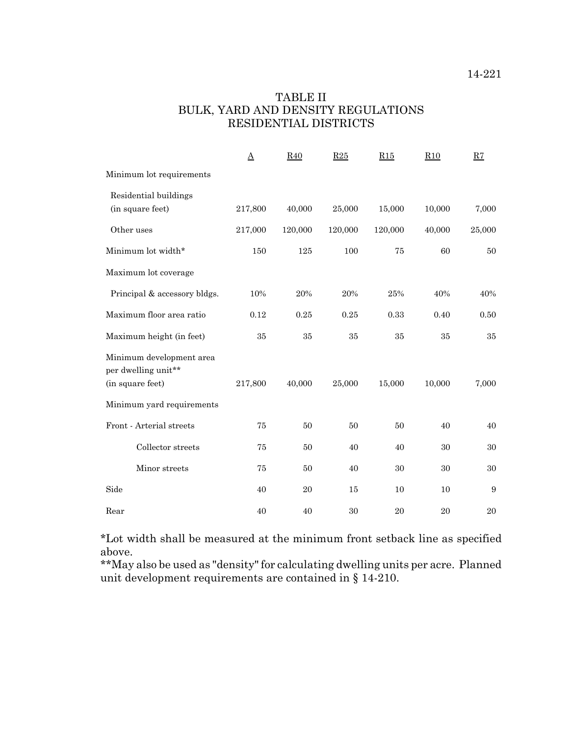# TABLE II
## BULK, YARD AND DENSITY REGULATIONS
## RESIDENTIAL DISTRICTS

| | A | R40 | R25 | R15 | R10 | R7 |
|---|---|---|---|---|---|---|
| Minimum lot requirements | | | | | | |
| Residential buildings (in square feet) | 217,800 | 40,000 | 25,000 | 15,000 | 10,000 | 7,000 |
| Other uses | 217,000 | 120,000 | 120,000 | 120,000 | 40,000 | 25,000 |
| Minimum lot width* | 150 | 125 | 100 | 75 | 60 | 50 |
| Maximum lot coverage | | | | | | |
| Principal & accessory bldgs. | 10% | 20% | 20% | 25% | 40% | 40% |
| Maximum floor area ratio | 0.12 | 0.25 | 0.25 | 0.33 | 0.40 | 0.50 |
| Maximum height (in feet) | 35 | 35 | 35 | 35 | 35 | 35 |
| Minimum development area per dwelling unit** (in square feet) | 217,800 | 40,000 | 25,000 | 15,000 | 10,000 | 7,000 |
| Minimum yard requirements | | | | | | |
| Front - Arterial streets | 75 | 50 | 50 | 50 | 40 | 40 |
| Collector streets | 75 | 50 | 40 | 40 | 30 | 30 |
| Minor streets | 75 | 50 | 40 | 30 | 30 | 30 |
| Side | 40 | 20 | 15 | 10 | 10 | 9 |
| Rear | 40 | 40 | 30 | 20 | 20 | 20 |

*Lot width shall be measured at the minimum front setback line as specified above.

**May also be used as "density" for calculating dwelling units per acre. Planned unit development requirements are contained in § 14-210.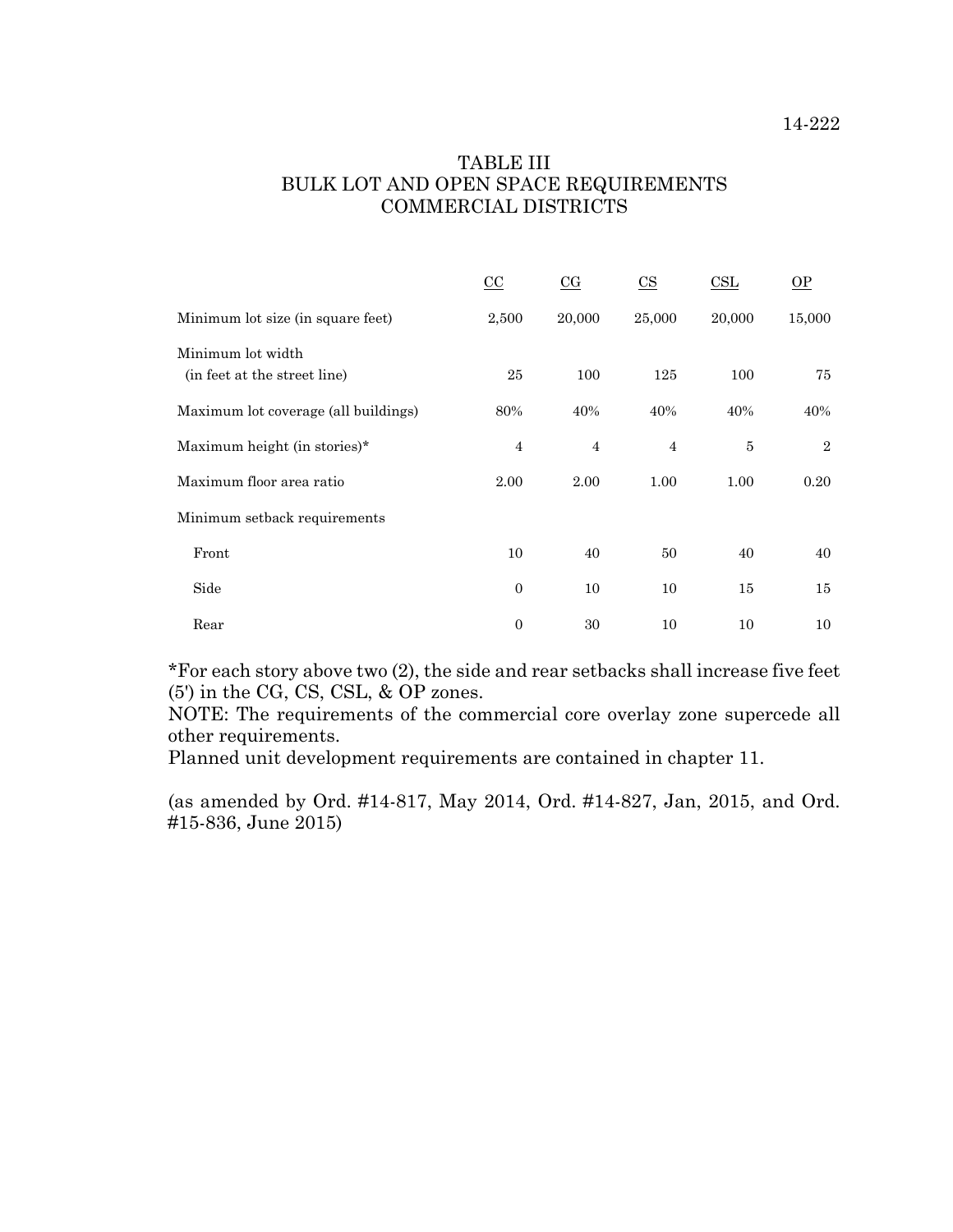# TABLE III
# BULK LOT AND OPEN SPACE REQUIREMENTS
# COMMERCIAL DISTRICTS

| | CC | CG | CS | CSL | OP |
|---|---|---|---|---|---|
| Minimum lot size (in square feet) | 2,500 | 20,000 | 25,000 | 20,000 | 15,000 |
| Minimum lot width (in feet at the street line) | 25 | 100 | 125 | 100 | 75 |
| Maximum lot coverage (all buildings) | 80% | 40% | 40% | 40% | 40% |
| Maximum height (in stories)* | 4 | 4 | 4 | 5 | 2 |
| Maximum floor area ratio | 2.00 | 2.00 | 1.00 | 1.00 | 0.20 |
| Minimum setback requirements | | | | | |
| Front | 10 | 40 | 50 | 40 | 40 |
| Side | 0 | 10 | 10 | 15 | 15 |
| Rear | 0 | 30 | 10 | 10 | 10 |

*For each story above two (2), the side and rear setbacks shall increase five feet (5') in the CG, CS, CSL, & OP zones.

NOTE: The requirements of the commercial core overlay zone supercede all other requirements.

Planned unit development requirements are contained in chapter 11.

(as amended by Ord. #14-817, May 2014, Ord. #14-827, Jan, 2015, and Ord. #15-836, June 2015)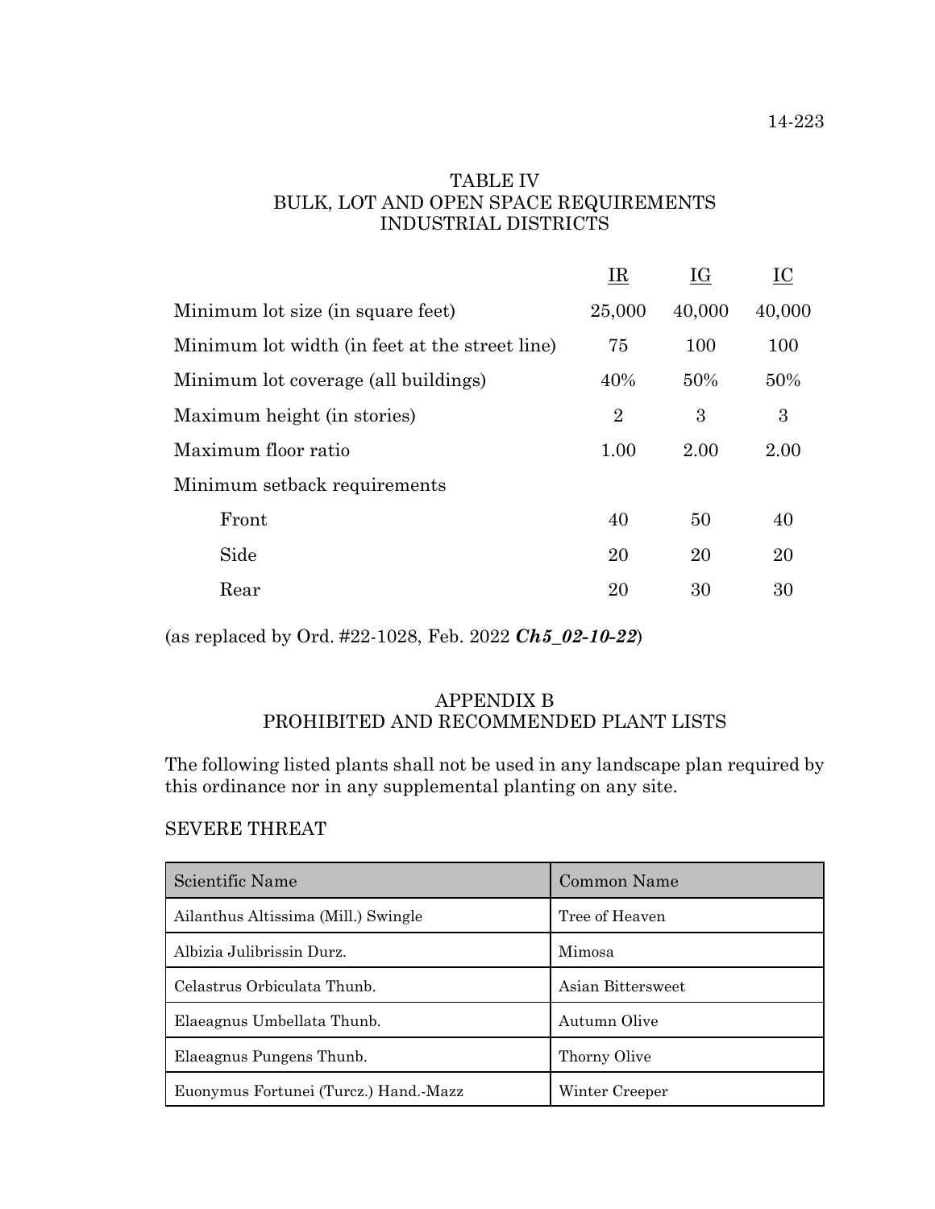## TABLE IV
## BULK, LOT AND OPEN SPACE REQUIREMENTS
## INDUSTRIAL DISTRICTS

| | IR | IG | IC |
|---|---|---|---|
| Minimum lot size (in square feet) | 25,000 | 40,000 | 40,000 |
| Minimum lot width (in feet at the street line) | 75 | 100 | 100 |
| Minimum lot coverage (all buildings) | 40% | 50% | 50% |
| Maximum height (in stories) | 2 | 3 | 3 |
| Maximum floor ratio | 1.00 | 2.00 | 2.00 |
| Minimum setback requirements | | | |
| Front | 40 | 50 | 40 |
| Side | 20 | 20 | 20 |
| Rear | 20 | 30 | 30 |

(as replaced by Ord. #22-1028, Feb. 2022 ***Ch5_02-10-22***)

## APPENDIX B
## PROHIBITED AND RECOMMENDED PLANT LISTS

The following listed plants shall not be used in any landscape plan required by this ordinance nor in any supplemental planting on any site.

### SEVERE THREAT

| Scientific Name | Common Name |
|---|---|
| Ailanthus Altissima (Mill.) Swingle | Tree of Heaven |
| Albizia Julibrissin Durz. | Mimosa |
| Celastrus Orbiculata Thunb. | Asian Bittersweet |
| Elaeagnus Umbellata Thunb. | Autumn Olive |
| Elaeagnus Pungens Thunb. | Thorny Olive |
| Euonymus Fortunei (Turcz.) Hand.-Mazz | Winter Creeper |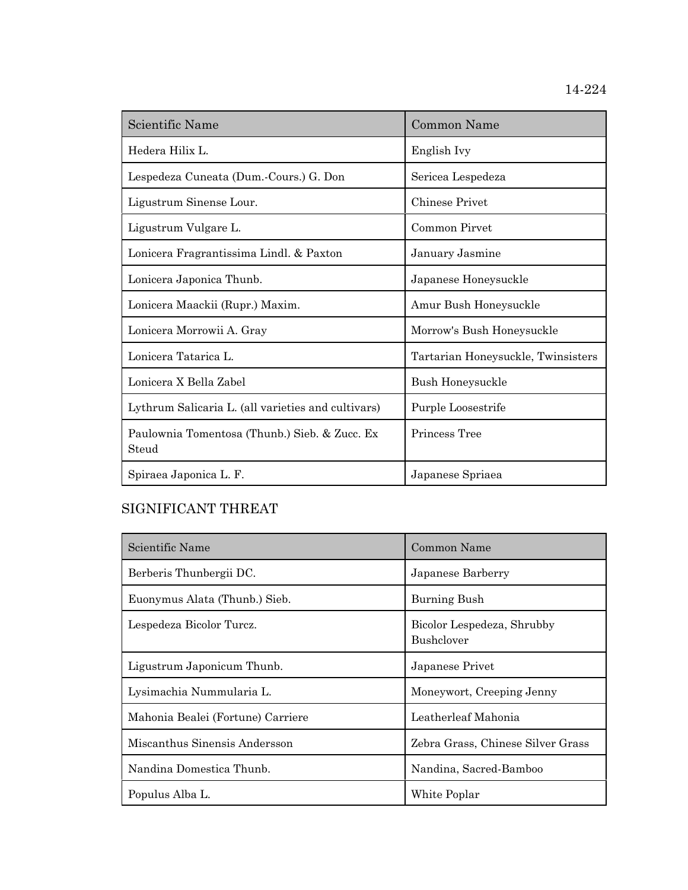| Scientific Name | Common Name |
|---|---|
| Hedera Hilix L. | English Ivy |
| Lespedeza Cuneata (Dum.-Cours.) G. Don | Sericea Lespedeza |
| Ligustrum Sinense Lour. | Chinese Privet |
| Ligustrum Vulgare L. | Common Pirvet |
| Lonicera Fragrantissima Lindl. & Paxton | January Jasmine |
| Lonicera Japonica Thunb. | Japanese Honeysuckle |
| Lonicera Maackii (Rupr.) Maxim. | Amur Bush Honeysuckle |
| Lonicera Morrowii A. Gray | Morrow's Bush Honeysuckle |
| Lonicera Tatarica L. | Tartarian Honeysuckle, Twinsisters |
| Lonicera X Bella Zabel | Bush Honeysuckle |
| Lythrum Salicaria L. (all varieties and cultivars) | Purple Loosestrife |
| Paulownia Tomentosa (Thunb.) Sieb. & Zucc. Ex Steud | Princess Tree |
| Spiraea Japonica L. F. | Japanese Spriaea |

SIGNIFICANT THREAT

| Scientific Name | Common Name |
|---|---|
| Berberis Thunbergii DC. | Japanese Barberry |
| Euonymus Alata (Thunb.) Sieb. | Burning Bush |
| Lespedeza Bicolor Turcz. | Bicolor Lespedeza, Shrubby Bushclover |
| Ligustrum Japonicum Thunb. | Japanese Privet |
| Lysimachia Nummularia L. | Moneywort, Creeping Jenny |
| Mahonia Bealei (Fortune) Carriere | Leatherleaf Mahonia |
| Miscanthus Sinensis Andersson | Zebra Grass, Chinese Silver Grass |
| Nandina Domestica Thunb. | Nandina, Sacred-Bamboo |
| Populus Alba L. | White Poplar |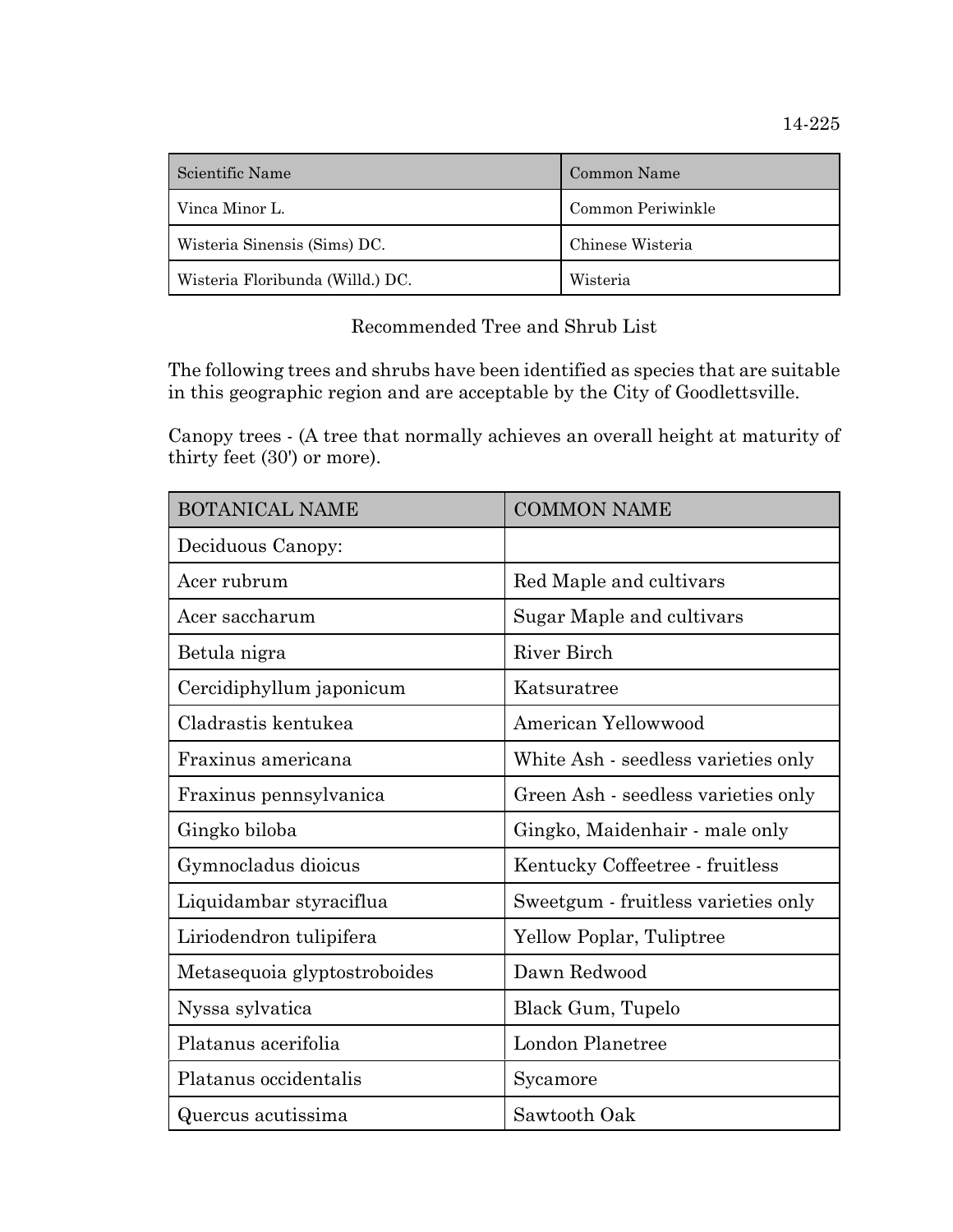| Scientific Name | Common Name |
|---|---|
| Vinca Minor L. | Common Periwinkle |
| Wisteria Sinensis (Sims) DC. | Chinese Wisteria |
| Wisteria Floribunda (Willd.) DC. | Wisteria |

Recommended Tree and Shrub List

The following trees and shrubs have been identified as species that are suitable in this geographic region and are acceptable by the City of Goodlettsville.

Canopy trees - (A tree that normally achieves an overall height at maturity of thirty feet (30') or more).

| BOTANICAL NAME | COMMON NAME |
|---|---|
| Deciduous Canopy: | |
| Acer rubrum | Red Maple and cultivars |
| Acer saccharum | Sugar Maple and cultivars |
| Betula nigra | River Birch |
| Cercidiphyllum japonicum | Katsuratree |
| Cladrastis kentukea | American Yellowwood |
| Fraxinus americana | White Ash - seedless varieties only |
| Fraxinus pennsylvanica | Green Ash - seedless varieties only |
| Gingko biloba | Gingko, Maidenhair - male only |
| Gymnocladus dioicus | Kentucky Coffeetree - fruitless |
| Liquidambar styraciflua | Sweetgum - fruitless varieties only |
| Liriodendron tulipifera | Yellow Poplar, Tuliptree |
| Metasequoia glyptostroboides | Dawn Redwood |
| Nyssa sylvatica | Black Gum, Tupelo |
| Platanus acerifolia | London Planetree |
| Platanus occidentalis | Sycamore |
| Quercus acutissima | Sawtooth Oak |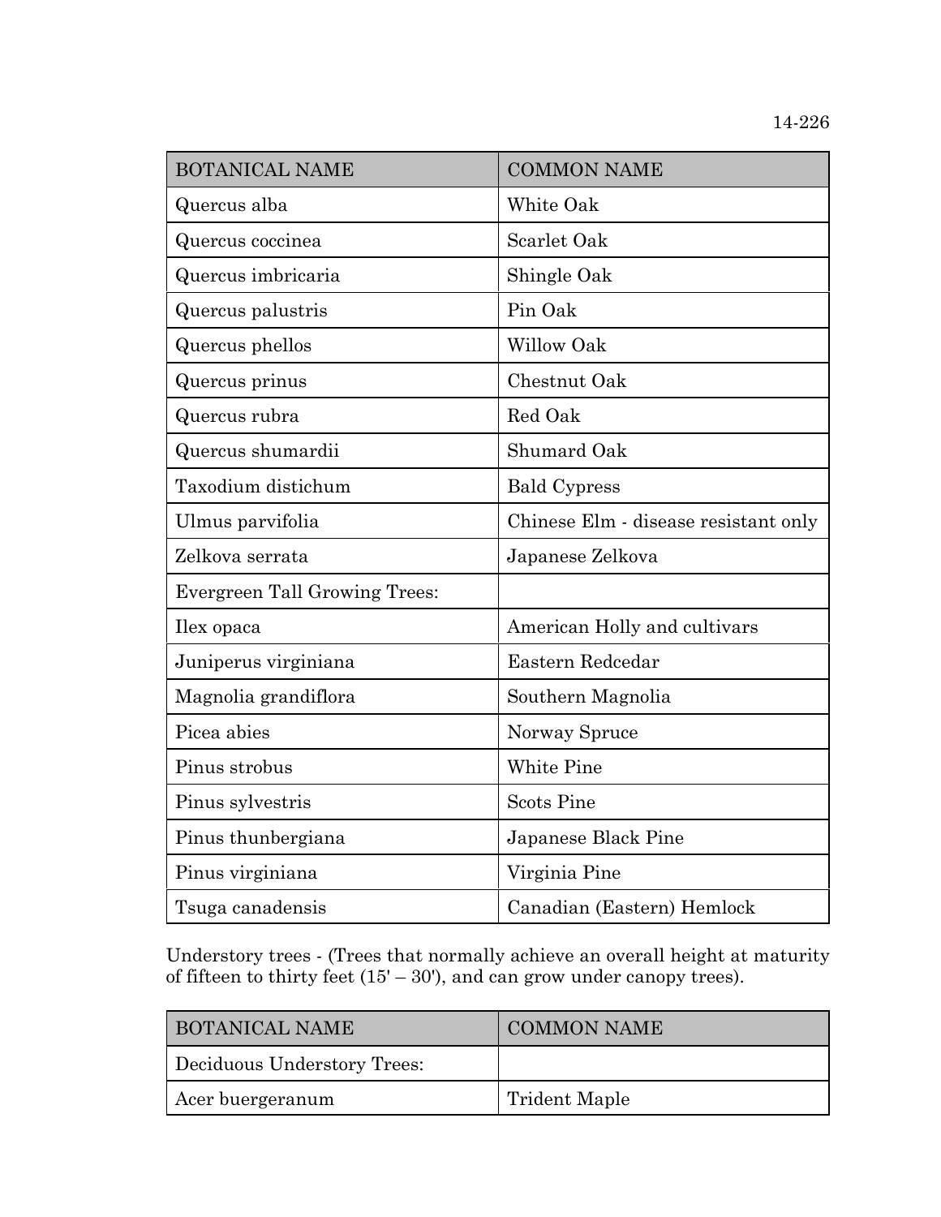| BOTANICAL NAME | COMMON NAME |
| --- | --- |
| Quercus alba | White Oak |
| Quercus coccinea | Scarlet Oak |
| Quercus imbricaria | Shingle Oak |
| Quercus palustris | Pin Oak |
| Quercus phellos | Willow Oak |
| Quercus prinus | Chestnut Oak |
| Quercus rubra | Red Oak |
| Quercus shumardii | Shumard Oak |
| Taxodium distichum | Bald Cypress |
| Ulmus parvifolia | Chinese Elm - disease resistant only |
| Zelkova serrata | Japanese Zelkova |
| Evergreen Tall Growing Trees: | |
| Ilex opaca | American Holly and cultivars |
| Juniperus virginiana | Eastern Redcedar |
| Magnolia grandiflora | Southern Magnolia |
| Picea abies | Norway Spruce |
| Pinus strobus | White Pine |
| Pinus sylvestris | Scots Pine |
| Pinus thunbergiana | Japanese Black Pine |
| Pinus virginiana | Virginia Pine |
| Tsuga canadensis | Canadian (Eastern) Hemlock |

Understory trees - (Trees that normally achieve an overall height at maturity of fifteen to thirty feet (15' – 30'), and can grow under canopy trees).

| BOTANICAL NAME | COMMON NAME |
| --- | --- |
| Deciduous Understory Trees: | |
| Acer buergeranum | Trident Maple |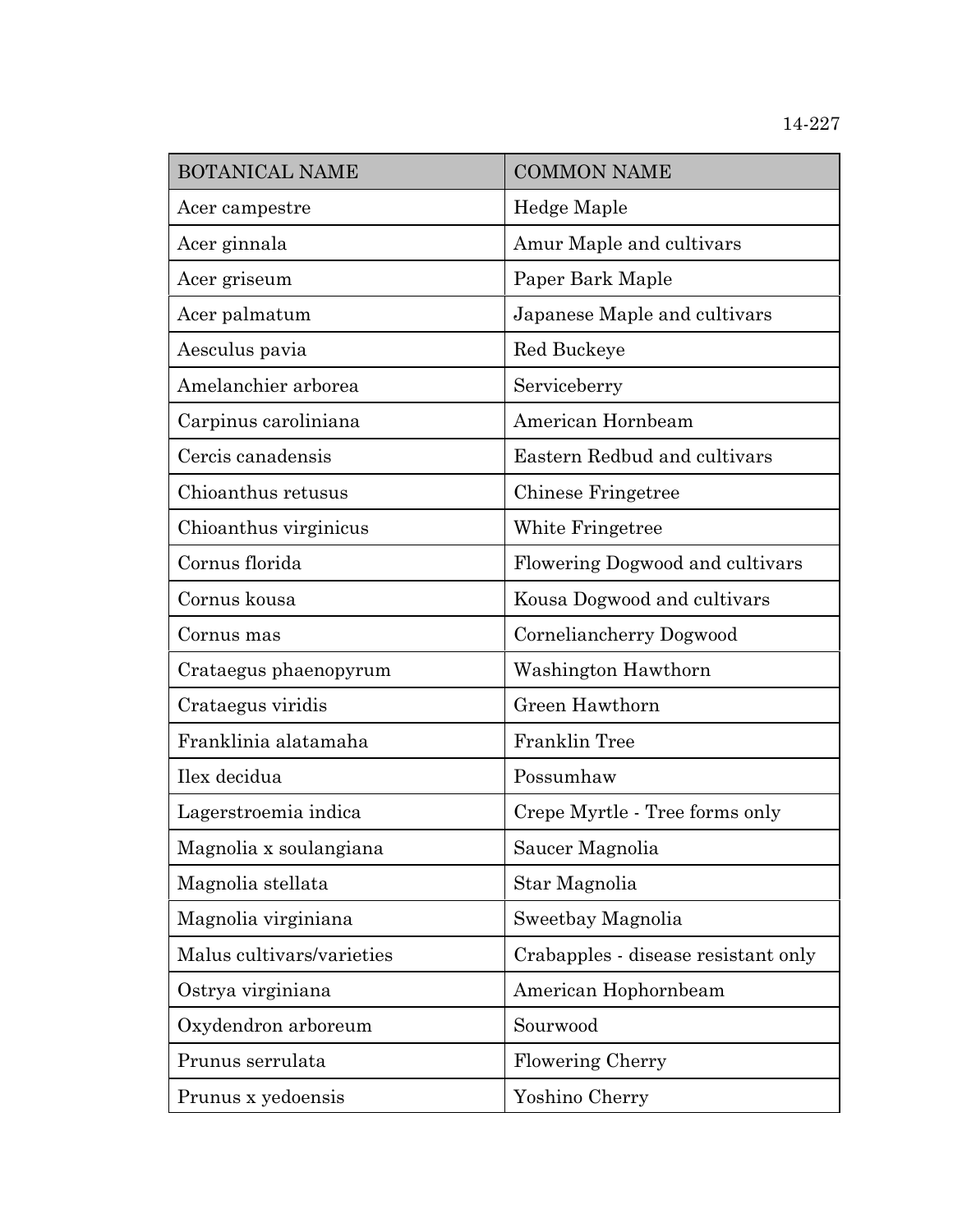| BOTANICAL NAME | COMMON NAME |
|---|---|
| Acer campestre | Hedge Maple |
| Acer ginnala | Amur Maple and cultivars |
| Acer griseum | Paper Bark Maple |
| Acer palmatum | Japanese Maple and cultivars |
| Aesculus pavia | Red Buckeye |
| Amelanchier arborea | Serviceberry |
| Carpinus caroliniana | American Hornbeam |
| Cercis canadensis | Eastern Redbud and cultivars |
| Chioanthus retusus | Chinese Fringetree |
| Chioanthus virginicus | White Fringetree |
| Cornus florida | Flowering Dogwood and cultivars |
| Cornus kousa | Kousa Dogwood and cultivars |
| Cornus mas | Corneliancherry Dogwood |
| Crataegus phaenopyrum | Washington Hawthorn |
| Crataegus viridis | Green Hawthorn |
| Franklinia alatamaha | Franklin Tree |
| Ilex decidua | Possumhaw |
| Lagerstroemia indica | Crepe Myrtle - Tree forms only |
| Magnolia x soulangiana | Saucer Magnolia |
| Magnolia stellata | Star Magnolia |
| Magnolia virginiana | Sweetbay Magnolia |
| Malus cultivars/varieties | Crabapples - disease resistant only |
| Ostrya virginiana | American Hophornbeam |
| Oxydendron arboreum | Sourwood |
| Prunus serrulata | Flowering Cherry |
| Prunus x yedoensis | Yoshino Cherry |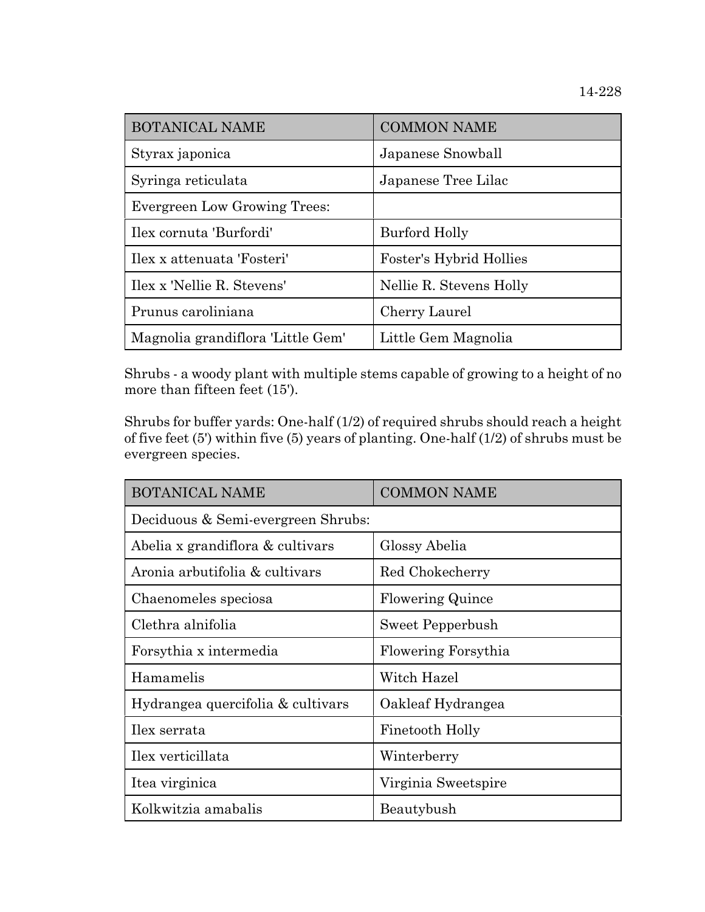| BOTANICAL NAME | COMMON NAME |
| --- | --- |
| Styrax japonica | Japanese Snowball |
| Syringa reticulata | Japanese Tree Lilac |
| Evergreen Low Growing Trees: | |
| Ilex cornuta 'Burfordi' | Burford Holly |
| Ilex x attenuata 'Fosteri' | Foster's Hybrid Hollies |
| Ilex x 'Nellie R. Stevens' | Nellie R. Stevens Holly |
| Prunus caroliniana | Cherry Laurel |
| Magnolia grandiflora 'Little Gem' | Little Gem Magnolia |

Shrubs - a woody plant with multiple stems capable of growing to a height of no more than fifteen feet (15').

Shrubs for buffer yards: One-half (1/2) of required shrubs should reach a height of five feet (5') within five (5) years of planting. One-half (1/2) of shrubs must be evergreen species.

| BOTANICAL NAME | COMMON NAME |
| --- | --- |
| Deciduous & Semi-evergreen Shrubs: | |
| Abelia x grandiflora & cultivars | Glossy Abelia |
| Aronia arbutifolia & cultivars | Red Chokecherry |
| Chaenomeles speciosa | Flowering Quince |
| Clethra alnifolia | Sweet Pepperbush |
| Forsythia x intermedia | Flowering Forsythia |
| Hamamelis | Witch Hazel |
| Hydrangea quercifolia & cultivars | Oakleaf Hydrangea |
| Ilex serrata | Finetooth Holly |
| Ilex verticillata | Winterberry |
| Itea virginica | Virginia Sweetspire |
| Kolkwitzia amabalis | Beautybush |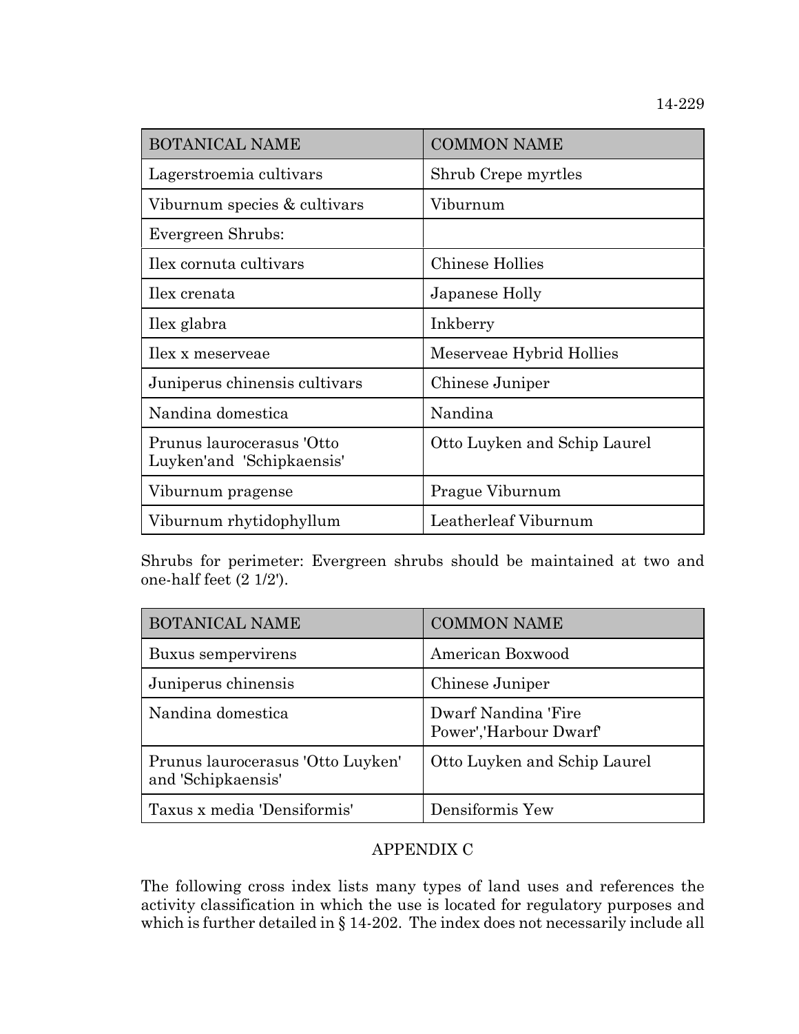| BOTANICAL NAME | COMMON NAME |
|---|---|
| Lagerstroemia cultivars | Shrub Crepe myrtles |
| Viburnum species & cultivars | Viburnum |
| Evergreen Shrubs: | |
| Ilex cornuta cultivars | Chinese Hollies |
| Ilex crenata | Japanese Holly |
| Ilex glabra | Inkberry |
| Ilex x meserveae | Meserveae Hybrid Hollies |
| Juniperus chinensis cultivars | Chinese Juniper |
| Nandina domestica | Nandina |
| Prunus laurocerasus 'Otto Luyken'and 'Schipkaensis' | Otto Luyken and Schip Laurel |
| Viburnum pragense | Prague Viburnum |
| Viburnum rhytidophyllum | Leatherleaf Viburnum |

Shrubs for perimeter: Evergreen shrubs should be maintained at two and one-half feet (2 1/2').

| BOTANICAL NAME | COMMON NAME |
|---|---|
| Buxus sempervirens | American Boxwood |
| Juniperus chinensis | Chinese Juniper |
| Nandina domestica | Dwarf Nandina 'Fire Power','Harbour Dwarf' |
| Prunus laurocerasus 'Otto Luyken' and 'Schipkaensis' | Otto Luyken and Schip Laurel |
| Taxus x media 'Densiformis' | Densiformis Yew |

## APPENDIX C

The following cross index lists many types of land uses and references the activity classification in which the use is located for regulatory purposes and which is further detailed in § 14-202. The index does not necessarily include all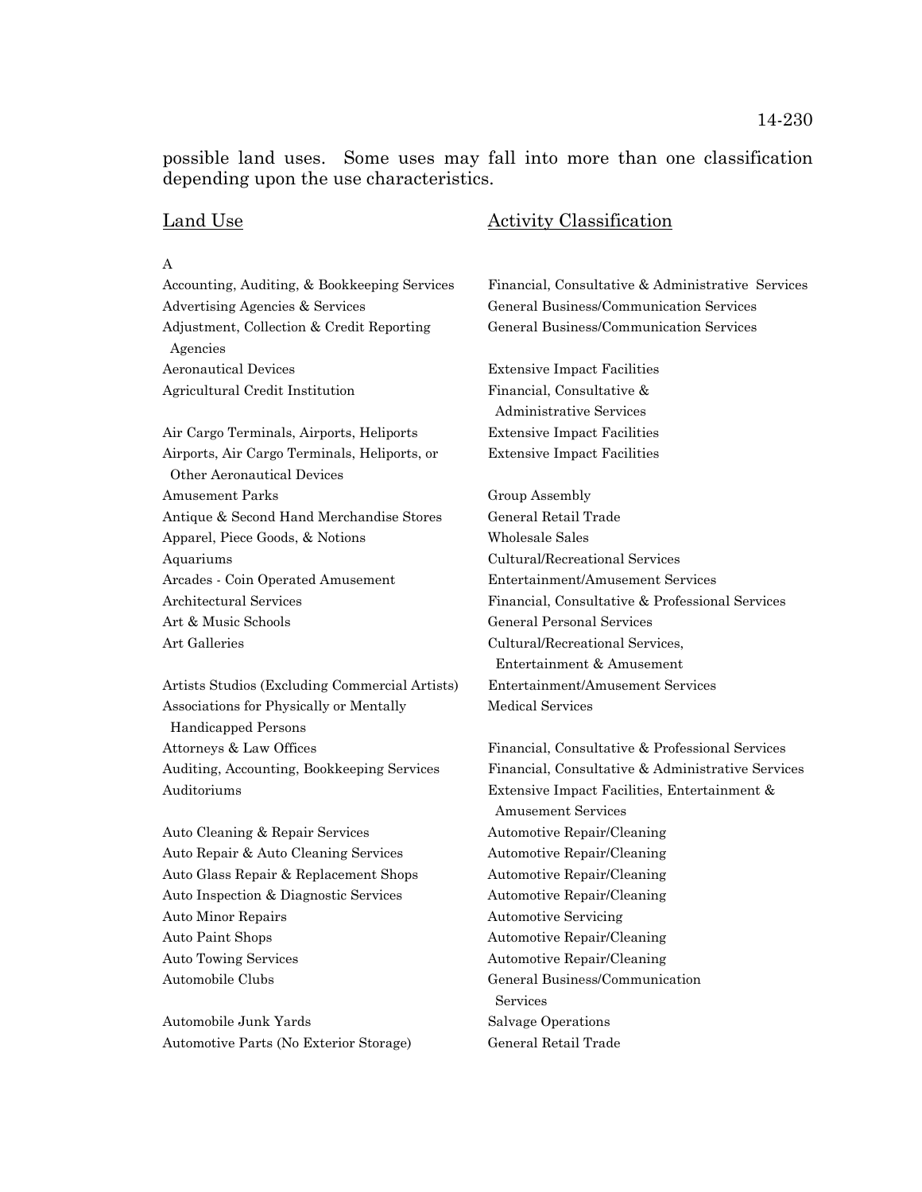possible land uses. Some uses may fall into more than one classification depending upon the use characteristics.

| Land Use | Activity Classification |
|---|---|
| A | |
| Accounting, Auditing, & Bookkeeping Services | Financial, Consultative & Administrative Services |
| Advertising Agencies & Services | General Business/Communication Services |
| Adjustment, Collection & Credit Reporting Agencies | General Business/Communication Services |
| Aeronautical Devices | Extensive Impact Facilities |
| Agricultural Credit Institution | Financial, Consultative & Administrative Services |
| Air Cargo Terminals, Airports, Heliports | Extensive Impact Facilities |
| Airports, Air Cargo Terminals, Heliports, or Other Aeronautical Devices | Extensive Impact Facilities |
| Amusement Parks | Group Assembly |
| Antique & Second Hand Merchandise Stores | General Retail Trade |
| Apparel, Piece Goods, & Notions | Wholesale Sales |
| Aquariums | Cultural/Recreational Services |
| Arcades - Coin Operated Amusement | Entertainment/Amusement Services |
| Architectural Services | Financial, Consultative & Professional Services |
| Art & Music Schools | General Personal Services |
| Art Galleries | Cultural/Recreational Services, Entertainment & Amusement |
| Artists Studios (Excluding Commercial Artists) | Entertainment/Amusement Services |
| Associations for Physically or Mentally Handicapped Persons | Medical Services |
| Attorneys & Law Offices | Financial, Consultative & Professional Services |
| Auditing, Accounting, Bookkeeping Services | Financial, Consultative & Administrative Services |
| Auditoriums | Extensive Impact Facilities, Entertainment & Amusement Services |
| Auto Cleaning & Repair Services | Automotive Repair/Cleaning |
| Auto Repair & Auto Cleaning Services | Automotive Repair/Cleaning |
| Auto Glass Repair & Replacement Shops | Automotive Repair/Cleaning |
| Auto Inspection & Diagnostic Services | Automotive Repair/Cleaning |
| Auto Minor Repairs | Automotive Servicing |
| Auto Paint Shops | Automotive Repair/Cleaning |
| Auto Towing Services | Automotive Repair/Cleaning |
| Automobile Clubs | General Business/Communication Services |
| Automobile Junk Yards | Salvage Operations |
| Automotive Parts (No Exterior Storage) | General Retail Trade |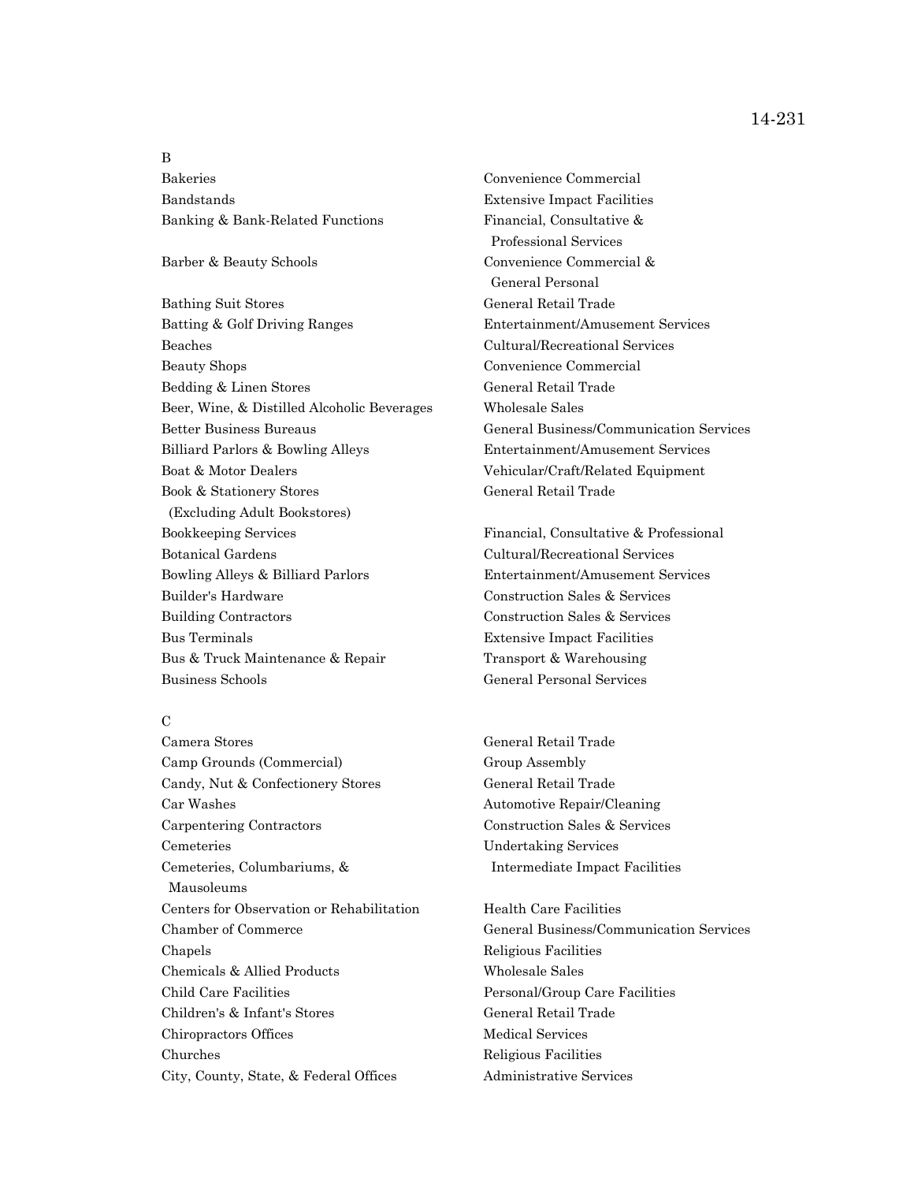| | |
|---|---|
| **B** | |
| Bakeries | Convenience Commercial |
| Bandstands | Extensive Impact Facilities |
| Banking & Bank-Related Functions | Financial, Consultative & Professional Services |
| Barber & Beauty Schools | Convenience Commercial & General Personal |
| Bathing Suit Stores | General Retail Trade |
| Batting & Golf Driving Ranges | Entertainment/Amusement Services |
| Beaches | Cultural/Recreational Services |
| Beauty Shops | Convenience Commercial |
| Bedding & Linen Stores | General Retail Trade |
| Beer, Wine, & Distilled Alcoholic Beverages | Wholesale Sales |
| Better Business Bureaus | General Business/Communication Services |
| Billiard Parlors & Bowling Alleys | Entertainment/Amusement Services |
| Boat & Motor Dealers | Vehicular/Craft/Related Equipment |
| Book & Stationery Stores (Excluding Adult Bookstores) | General Retail Trade |
| Bookkeeping Services | Financial, Consultative & Professional |
| Botanical Gardens | Cultural/Recreational Services |
| Bowling Alleys & Billiard Parlors | Entertainment/Amusement Services |
| Builder's Hardware | Construction Sales & Services |
| Building Contractors | Construction Sales & Services |
| Bus Terminals | Extensive Impact Facilities |
| Bus & Truck Maintenance & Repair | Transport & Warehousing |
| Business Schools | General Personal Services |
| **C** | |
| Camera Stores | General Retail Trade |
| Camp Grounds (Commercial) | Group Assembly |
| Candy, Nut & Confectionery Stores | General Retail Trade |
| Car Washes | Automotive Repair/Cleaning |
| Carpentering Contractors | Construction Sales & Services |
| Cemeteries | Undertaking Services |
| Cemeteries, Columbariums, & Mausoleums | Intermediate Impact Facilities |
| Centers for Observation or Rehabilitation | Health Care Facilities |
| Chamber of Commerce | General Business/Communication Services |
| Chapels | Religious Facilities |
| Chemicals & Allied Products | Wholesale Sales |
| Child Care Facilities | Personal/Group Care Facilities |
| Children's & Infant's Stores | General Retail Trade |
| Chiropractors Offices | Medical Services |
| Churches | Religious Facilities |
| City, County, State, & Federal Offices | Administrative Services |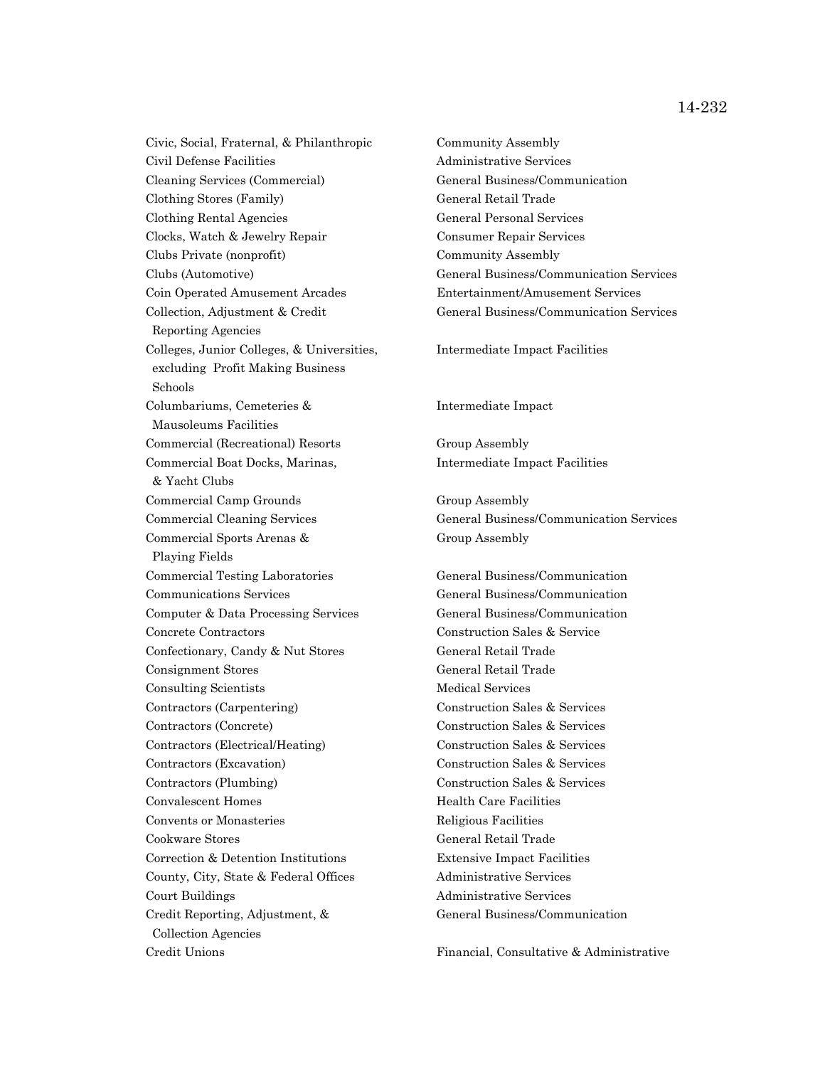| | |
|---|---|
| Civic, Social, Fraternal, & Philanthropic | Community Assembly |
| Civil Defense Facilities | Administrative Services |
| Cleaning Services (Commercial) | General Business/Communication |
| Clothing Stores (Family) | General Retail Trade |
| Clothing Rental Agencies | General Personal Services |
| Clocks, Watch & Jewelry Repair | Consumer Repair Services |
| Clubs Private (nonprofit) | Community Assembly |
| Clubs (Automotive) | General Business/Communication Services |
| Coin Operated Amusement Arcades | Entertainment/Amusement Services |
| Collection, Adjustment & Credit Reporting Agencies | General Business/Communication Services |
| Colleges, Junior Colleges, & Universities, excluding Profit Making Business Schools | Intermediate Impact Facilities |
| Columbariums, Cemeteries & Mausoleums Facilities | Intermediate Impact |
| Commercial (Recreational) Resorts | Group Assembly |
| Commercial Boat Docks, Marinas, & Yacht Clubs | Intermediate Impact Facilities |
| Commercial Camp Grounds | Group Assembly |
| Commercial Cleaning Services | General Business/Communication Services |
| Commercial Sports Arenas & Playing Fields | Group Assembly |
| Commercial Testing Laboratories | General Business/Communication |
| Communications Services | General Business/Communication |
| Computer & Data Processing Services | General Business/Communication |
| Concrete Contractors | Construction Sales & Service |
| Confectionary, Candy & Nut Stores | General Retail Trade |
| Consignment Stores | General Retail Trade |
| Consulting Scientists | Medical Services |
| Contractors (Carpentering) | Construction Sales & Services |
| Contractors (Concrete) | Construction Sales & Services |
| Contractors (Electrical/Heating) | Construction Sales & Services |
| Contractors (Excavation) | Construction Sales & Services |
| Contractors (Plumbing) | Construction Sales & Services |
| Convalescent Homes | Health Care Facilities |
| Convents or Monasteries | Religious Facilities |
| Cookware Stores | General Retail Trade |
| Correction & Detention Institutions | Extensive Impact Facilities |
| County, City, State & Federal Offices | Administrative Services |
| Court Buildings | Administrative Services |
| Credit Reporting, Adjustment, & Collection Agencies | General Business/Communication |
| Credit Unions | Financial, Consultative & Administrative |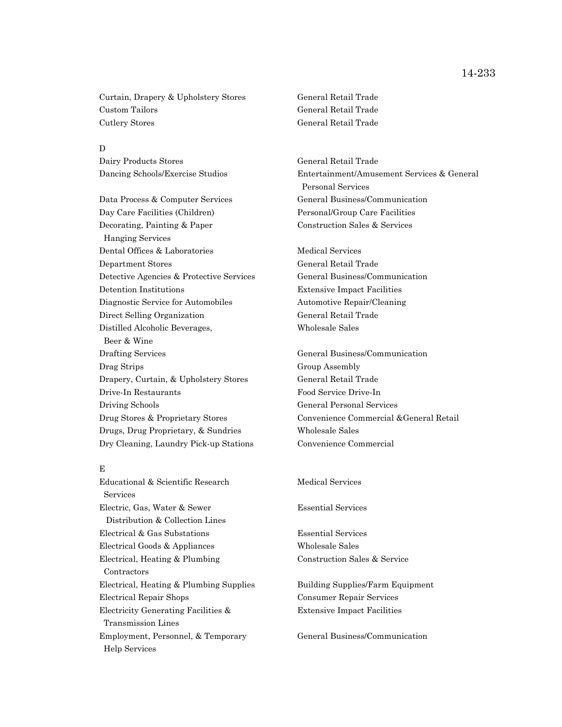| | |
|---|---|
| Curtain, Drapery & Upholstery Stores | General Retail Trade |
| Custom Tailors | General Retail Trade |
| Cutlery Stores | General Retail Trade |
| **D** | |
| Dairy Products Stores | General Retail Trade |
| Dancing Schools/Exercise Studios | Entertainment/Amusement Services & General Personal Services |
| Data Process & Computer Services | General Business/Communication |
| Day Care Facilities (Children) | Personal/Group Care Facilities |
| Decorating, Painting & Paper Hanging Services | Construction Sales & Services |
| Dental Offices & Laboratories | Medical Services |
| Department Stores | General Retail Trade |
| Detective Agencies & Protective Services | General Business/Communication |
| Detention Institutions | Extensive Impact Facilities |
| Diagnostic Service for Automobiles | Automotive Repair/Cleaning |
| Direct Selling Organization | General Retail Trade |
| Distilled Alcoholic Beverages, Beer & Wine | Wholesale Sales |
| Drafting Services | General Business/Communication |
| Drag Strips | Group Assembly |
| Drapery, Curtain, & Upholstery Stores | General Retail Trade |
| Drive-In Restaurants | Food Service Drive-In |
| Driving Schools | General Personal Services |
| Drug Stores & Proprietary Stores | Convenience Commercial &General Retail |
| Drugs, Drug Proprietary, & Sundries | Wholesale Sales |
| Dry Cleaning, Laundry Pick-up Stations | Convenience Commercial |
| **E** | |
| Educational & Scientific Research Services | Medical Services |
| Electric, Gas, Water & Sewer Distribution & Collection Lines | Essential Services |
| Electrical & Gas Substations | Essential Services |
| Electrical Goods & Appliances | Wholesale Sales |
| Electrical, Heating & Plumbing Contractors | Construction Sales & Service |
| Electrical, Heating & Plumbing Supplies | Building Supplies/Farm Equipment |
| Electrical Repair Shops | Consumer Repair Services |
| Electricity Generating Facilities & Transmission Lines | Extensive Impact Facilities |
| Employment, Personnel, & Temporary Help Services | General Business/Communication |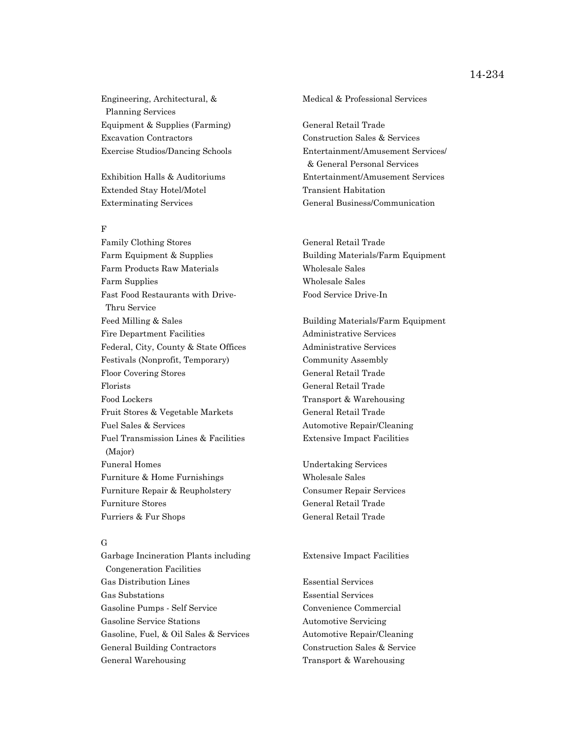| | |
|---|---|
| Engineering, Architectural, & Planning Services | Medical & Professional Services |
| Equipment & Supplies (Farming) | General Retail Trade |
| Excavation Contractors | Construction Sales & Services |
| Exercise Studios/Dancing Schools | Entertainment/Amusement Services/ & General Personal Services |
| Exhibition Halls & Auditoriums | Entertainment/Amusement Services |
| Extended Stay Hotel/Motel | Transient Habitation |
| Exterminating Services | General Business/Communication |

F

| | |
|---|---|
| Family Clothing Stores | General Retail Trade |
| Farm Equipment & Supplies | Building Materials/Farm Equipment |
| Farm Products Raw Materials | Wholesale Sales |
| Farm Supplies | Wholesale Sales |
| Fast Food Restaurants with Drive-Thru Service | Food Service Drive-In |
| Feed Milling & Sales | Building Materials/Farm Equipment |
| Fire Department Facilities | Administrative Services |
| Federal, City, County & State Offices | Administrative Services |
| Festivals (Nonprofit, Temporary) | Community Assembly |
| Floor Covering Stores | General Retail Trade |
| Florists | General Retail Trade |
| Food Lockers | Transport & Warehousing |
| Fruit Stores & Vegetable Markets | General Retail Trade |
| Fuel Sales & Services | Automotive Repair/Cleaning |
| Fuel Transmission Lines & Facilities (Major) | Extensive Impact Facilities |
| Funeral Homes | Undertaking Services |
| Furniture & Home Furnishings | Wholesale Sales |
| Furniture Repair & Reupholstery | Consumer Repair Services |
| Furniture Stores | General Retail Trade |
| Furriers & Fur Shops | General Retail Trade |

G

| | |
|---|---|
| Garbage Incineration Plants including Congeneration Facilities | Extensive Impact Facilities |
| Gas Distribution Lines | Essential Services |
| Gas Substations | Essential Services |
| Gasoline Pumps - Self Service | Convenience Commercial |
| Gasoline Service Stations | Automotive Servicing |
| Gasoline, Fuel, & Oil Sales & Services | Automotive Repair/Cleaning |
| General Building Contractors | Construction Sales & Service |
| General Warehousing | Transport & Warehousing |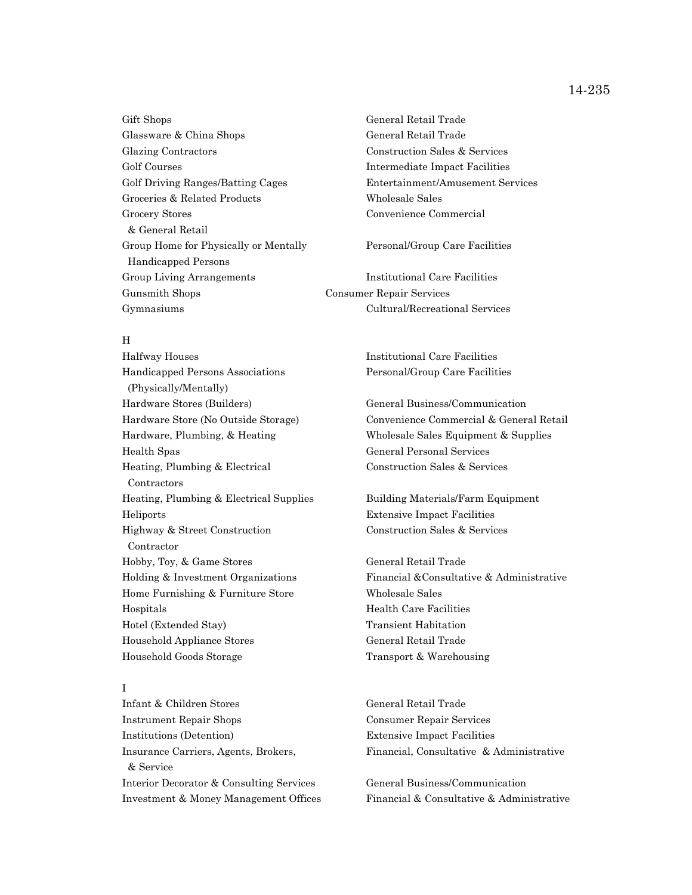| | |
|---|---|
| Gift Shops | General Retail Trade |
| Glassware & China Shops | General Retail Trade |
| Glazing Contractors | Construction Sales & Services |
| Golf Courses | Intermediate Impact Facilities |
| Golf Driving Ranges/Batting Cages | Entertainment/Amusement Services |
| Groceries & Related Products | Wholesale Sales |
| Grocery Stores & General Retail | Convenience Commercial |
| Group Home for Physically or Mentally Handicapped Persons | Personal/Group Care Facilities |
| Group Living Arrangements | Institutional Care Facilities |
| Gunsmith Shops | Consumer Repair Services |
| Gymnasiums | Cultural/Recreational Services |

H

| | |
|---|---|
| Halfway Houses | Institutional Care Facilities |
| Handicapped Persons Associations (Physically/Mentally) | Personal/Group Care Facilities |
| Hardware Stores (Builders) | General Business/Communication |
| Hardware Store (No Outside Storage) | Convenience Commercial & General Retail |
| Hardware, Plumbing, & Heating | Wholesale Sales Equipment & Supplies |
| Health Spas | General Personal Services |
| Heating, Plumbing & Electrical Contractors | Construction Sales & Services |
| Heating, Plumbing & Electrical Supplies | Building Materials/Farm Equipment |
| Heliports | Extensive Impact Facilities |
| Highway & Street Construction Contractor | Construction Sales & Services |
| Hobby, Toy, & Game Stores | General Retail Trade |
| Holding & Investment Organizations | Financial &Consultative & Administrative |
| Home Furnishing & Furniture Store | Wholesale Sales |
| Hospitals | Health Care Facilities |
| Hotel (Extended Stay) | Transient Habitation |
| Household Appliance Stores | General Retail Trade |
| Household Goods Storage | Transport & Warehousing |

I

| | |
|---|---|
| Infant & Children Stores | General Retail Trade |
| Instrument Repair Shops | Consumer Repair Services |
| Institutions (Detention) | Extensive Impact Facilities |
| Insurance Carriers, Agents, Brokers, & Service | Financial, Consultative & Administrative |
| Interior Decorator & Consulting Services | General Business/Communication |
| Investment & Money Management Offices | Financial & Consultative & Administrative |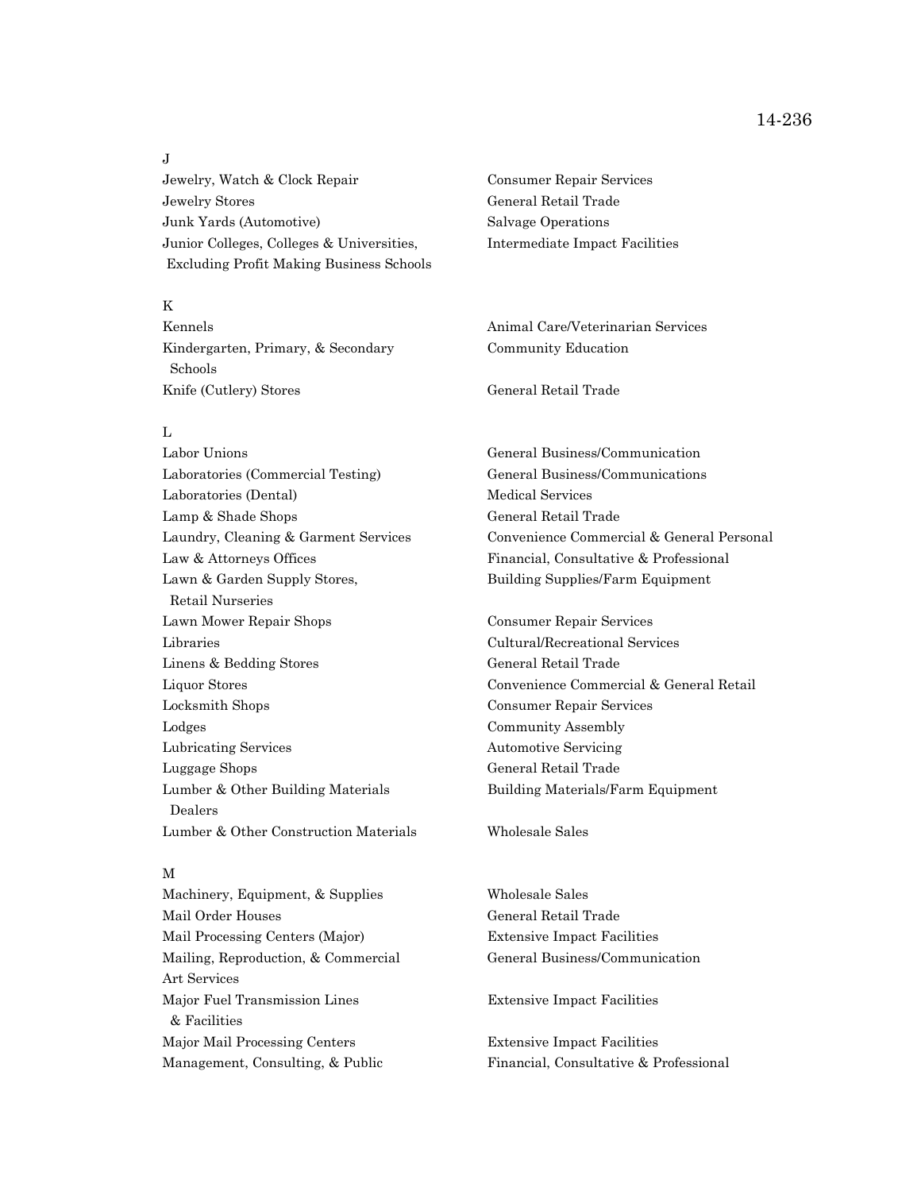J

| | |
|---|---|
| Jewelry, Watch & Clock Repair | Consumer Repair Services |
| Jewelry Stores | General Retail Trade |
| Junk Yards (Automotive) | Salvage Operations |
| Junior Colleges, Colleges & Universities, Excluding Profit Making Business Schools | Intermediate Impact Facilities |

K

| | |
|---|---|
| Kennels | Animal Care/Veterinarian Services |
| Kindergarten, Primary, & Secondary Schools | Community Education |
| Knife (Cutlery) Stores | General Retail Trade |

L

| | |
|---|---|
| Labor Unions | General Business/Communication |
| Laboratories (Commercial Testing) | General Business/Communications |
| Laboratories (Dental) | Medical Services |
| Lamp & Shade Shops | General Retail Trade |
| Laundry, Cleaning & Garment Services | Convenience Commercial & General Personal |
| Law & Attorneys Offices | Financial, Consultative & Professional |
| Lawn & Garden Supply Stores, Retail Nurseries | Building Supplies/Farm Equipment |
| Lawn Mower Repair Shops | Consumer Repair Services |
| Libraries | Cultural/Recreational Services |
| Linens & Bedding Stores | General Retail Trade |
| Liquor Stores | Convenience Commercial & General Retail |
| Locksmith Shops | Consumer Repair Services |
| Lodges | Community Assembly |
| Lubricating Services | Automotive Servicing |
| Luggage Shops | General Retail Trade |
| Lumber & Other Building Materials Dealers | Building Materials/Farm Equipment |
| Lumber & Other Construction Materials | Wholesale Sales |

M

| | |
|---|---|
| Machinery, Equipment, & Supplies | Wholesale Sales |
| Mail Order Houses | General Retail Trade |
| Mail Processing Centers (Major) | Extensive Impact Facilities |
| Mailing, Reproduction, & Commercial Art Services | General Business/Communication |
| Major Fuel Transmission Lines & Facilities | Extensive Impact Facilities |
| Major Mail Processing Centers | Extensive Impact Facilities |
| Management, Consulting, & Public | Financial, Consultative & Professional |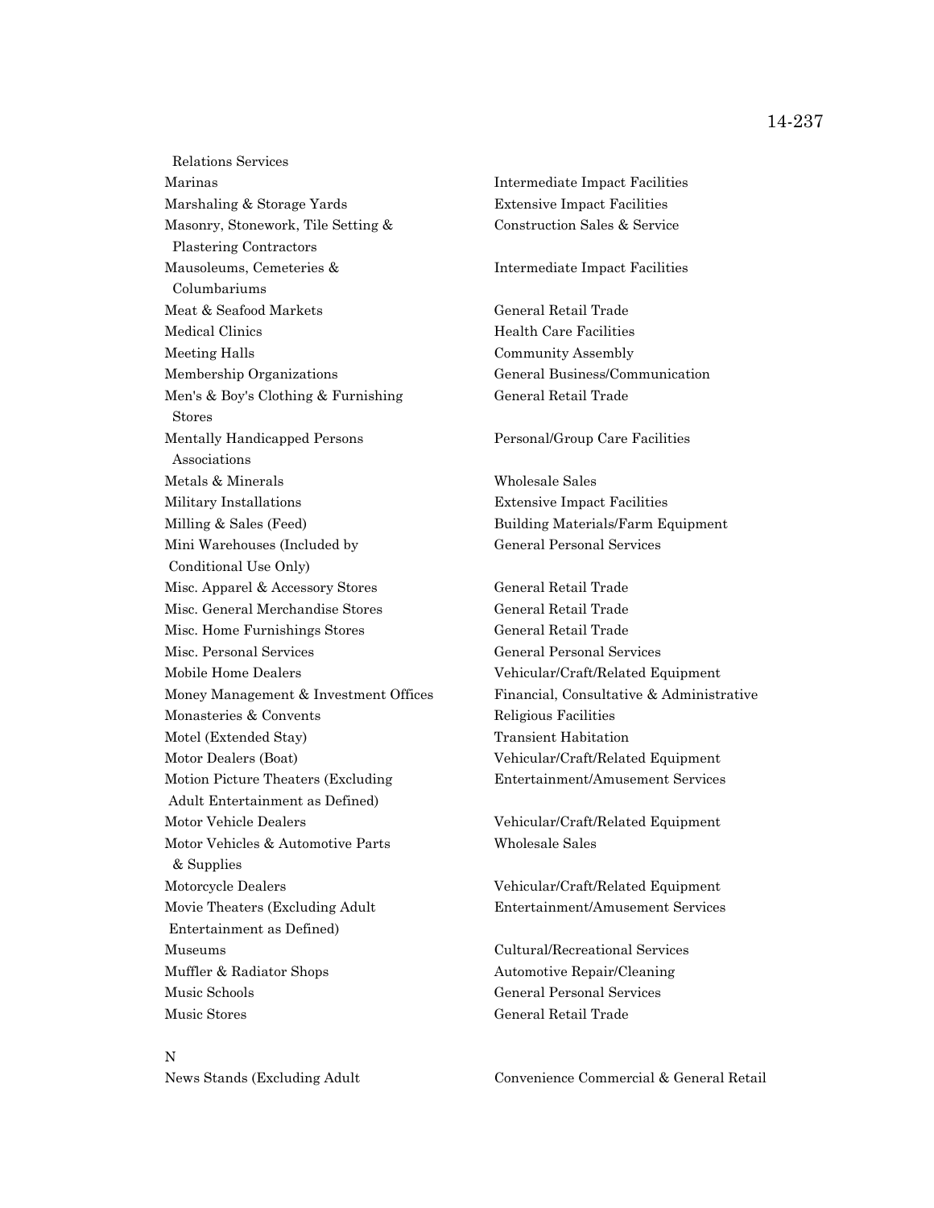| | |
|---|---|
| Relations Services | |
| Marinas | Intermediate Impact Facilities |
| Marshaling & Storage Yards | Extensive Impact Facilities |
| Masonry, Stonework, Tile Setting & Plastering Contractors | Construction Sales & Service |
| Mausoleums, Cemeteries & Columbariums | Intermediate Impact Facilities |
| Meat & Seafood Markets | General Retail Trade |
| Medical Clinics | Health Care Facilities |
| Meeting Halls | Community Assembly |
| Membership Organizations | General Business/Communication |
| Men's & Boy's Clothing & Furnishing Stores | General Retail Trade |
| Mentally Handicapped Persons Associations | Personal/Group Care Facilities |
| Metals & Minerals | Wholesale Sales |
| Military Installations | Extensive Impact Facilities |
| Milling & Sales (Feed) | Building Materials/Farm Equipment |
| Mini Warehouses (Included by Conditional Use Only) | General Personal Services |
| Misc. Apparel & Accessory Stores | General Retail Trade |
| Misc. General Merchandise Stores | General Retail Trade |
| Misc. Home Furnishings Stores | General Retail Trade |
| Misc. Personal Services | General Personal Services |
| Mobile Home Dealers | Vehicular/Craft/Related Equipment |
| Money Management & Investment Offices | Financial, Consultative & Administrative |
| Monasteries & Convents | Religious Facilities |
| Motel (Extended Stay) | Transient Habitation |
| Motor Dealers (Boat) | Vehicular/Craft/Related Equipment |
| Motion Picture Theaters (Excluding Adult Entertainment as Defined) | Entertainment/Amusement Services |
| Motor Vehicle Dealers | Vehicular/Craft/Related Equipment |
| Motor Vehicles & Automotive Parts & Supplies | Wholesale Sales |
| Motorcycle Dealers | Vehicular/Craft/Related Equipment |
| Movie Theaters (Excluding Adult Entertainment as Defined) | Entertainment/Amusement Services |
| Museums | Cultural/Recreational Services |
| Muffler & Radiator Shops | Automotive Repair/Cleaning |
| Music Schools | General Personal Services |
| Music Stores | General Retail Trade |

N

| | |
|---|---|
| News Stands (Excluding Adult | Convenience Commercial & General Retail |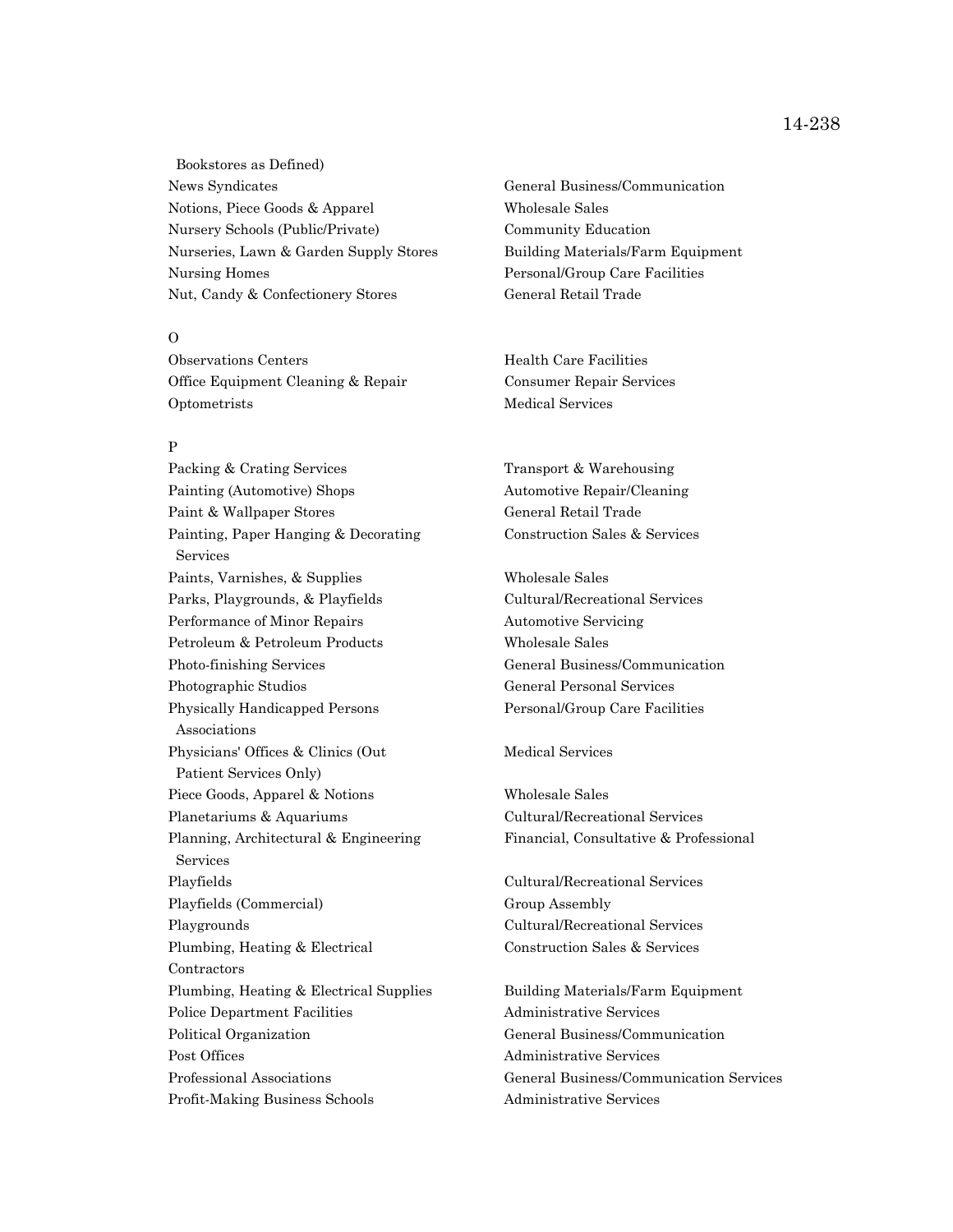Bookstores as Defined)

| | |
|---|---|
| News Syndicates | General Business/Communication |
| Notions, Piece Goods & Apparel | Wholesale Sales |
| Nursery Schools (Public/Private) | Community Education |
| Nurseries, Lawn & Garden Supply Stores | Building Materials/Farm Equipment |
| Nursing Homes | Personal/Group Care Facilities |
| Nut, Candy & Confectionery Stores | General Retail Trade |

O

| | |
|---|---|
| Observations Centers | Health Care Facilities |
| Office Equipment Cleaning & Repair | Consumer Repair Services |
| Optometrists | Medical Services |

P

| | |
|---|---|
| Packing & Crating Services | Transport & Warehousing |
| Painting (Automotive) Shops | Automotive Repair/Cleaning |
| Paint & Wallpaper Stores | General Retail Trade |
| Painting, Paper Hanging & Decorating Services | Construction Sales & Services |
| Paints, Varnishes, & Supplies | Wholesale Sales |
| Parks, Playgrounds, & Playfields | Cultural/Recreational Services |
| Performance of Minor Repairs | Automotive Servicing |
| Petroleum & Petroleum Products | Wholesale Sales |
| Photo-finishing Services | General Business/Communication |
| Photographic Studios | General Personal Services |
| Physically Handicapped Persons Associations | Personal/Group Care Facilities |
| Physicians' Offices & Clinics (Out Patient Services Only) | Medical Services |
| Piece Goods, Apparel & Notions | Wholesale Sales |
| Planetariums & Aquariums | Cultural/Recreational Services |
| Planning, Architectural & Engineering Services | Financial, Consultative & Professional |
| Playfields | Cultural/Recreational Services |
| Playfields (Commercial) | Group Assembly |
| Playgrounds | Cultural/Recreational Services |
| Plumbing, Heating & Electrical Contractors | Construction Sales & Services |
| Plumbing, Heating & Electrical Supplies | Building Materials/Farm Equipment |
| Police Department Facilities | Administrative Services |
| Political Organization | General Business/Communication |
| Post Offices | Administrative Services |
| Professional Associations | General Business/Communication Services |
| Profit-Making Business Schools | Administrative Services |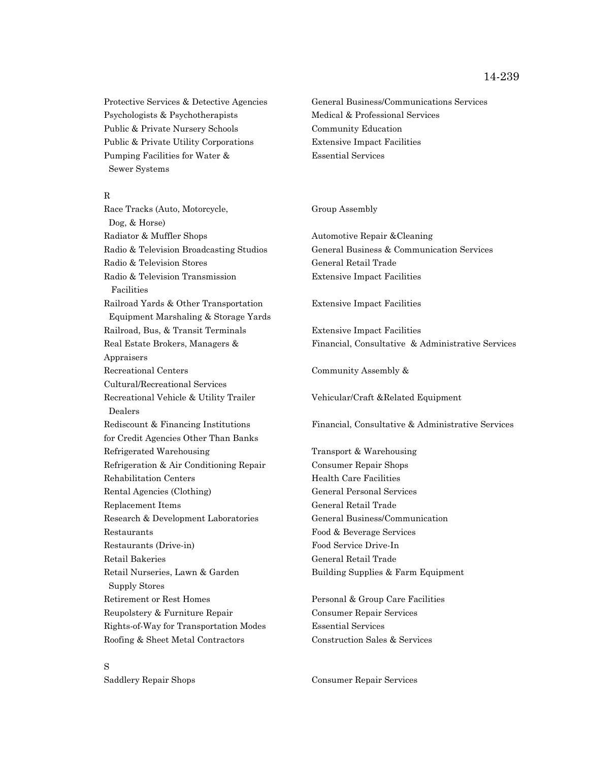| | |
|---|---|
| Protective Services & Detective Agencies | General Business/Communications Services |
| Psychologists & Psychotherapists | Medical & Professional Services |
| Public & Private Nursery Schools | Community Education |
| Public & Private Utility Corporations | Extensive Impact Facilities |
| Pumping Facilities for Water & Sewer Systems | Essential Services |

R

| | |
|---|---|
| Race Tracks (Auto, Motorcycle, Dog, & Horse) | Group Assembly |
| Radiator & Muffler Shops | Automotive Repair &Cleaning |
| Radio & Television Broadcasting Studios | General Business & Communication Services |
| Radio & Television Stores | General Retail Trade |
| Radio & Television Transmission Facilities | Extensive Impact Facilities |
| Railroad Yards & Other Transportation Equipment Marshaling & Storage Yards | Extensive Impact Facilities |
| Railroad, Bus, & Transit Terminals | Extensive Impact Facilities |
| Real Estate Brokers, Managers & Appraisers | Financial, Consultative & Administrative Services |
| Recreational Centers | Community Assembly & Cultural/Recreational Services |
| Recreational Vehicle & Utility Trailer Dealers | Vehicular/Craft &Related Equipment |
| Rediscount & Financing Institutions for Credit Agencies Other Than Banks | Financial, Consultative & Administrative Services |
| Refrigerated Warehousing | Transport & Warehousing |
| Refrigeration & Air Conditioning Repair | Consumer Repair Shops |
| Rehabilitation Centers | Health Care Facilities |
| Rental Agencies (Clothing) | General Personal Services |
| Replacement Items | General Retail Trade |
| Research & Development Laboratories | General Business/Communication |
| Restaurants | Food & Beverage Services |
| Restaurants (Drive-in) | Food Service Drive-In |
| Retail Bakeries | General Retail Trade |
| Retail Nurseries, Lawn & Garden Supply Stores | Building Supplies & Farm Equipment |
| Retirement or Rest Homes | Personal & Group Care Facilities |
| Reupolstery & Furniture Repair | Consumer Repair Services |
| Rights-of-Way for Transportation Modes | Essential Services |
| Roofing & Sheet Metal Contractors | Construction Sales & Services |

S

| | |
|---|---|
| Saddlery Repair Shops | Consumer Repair Services |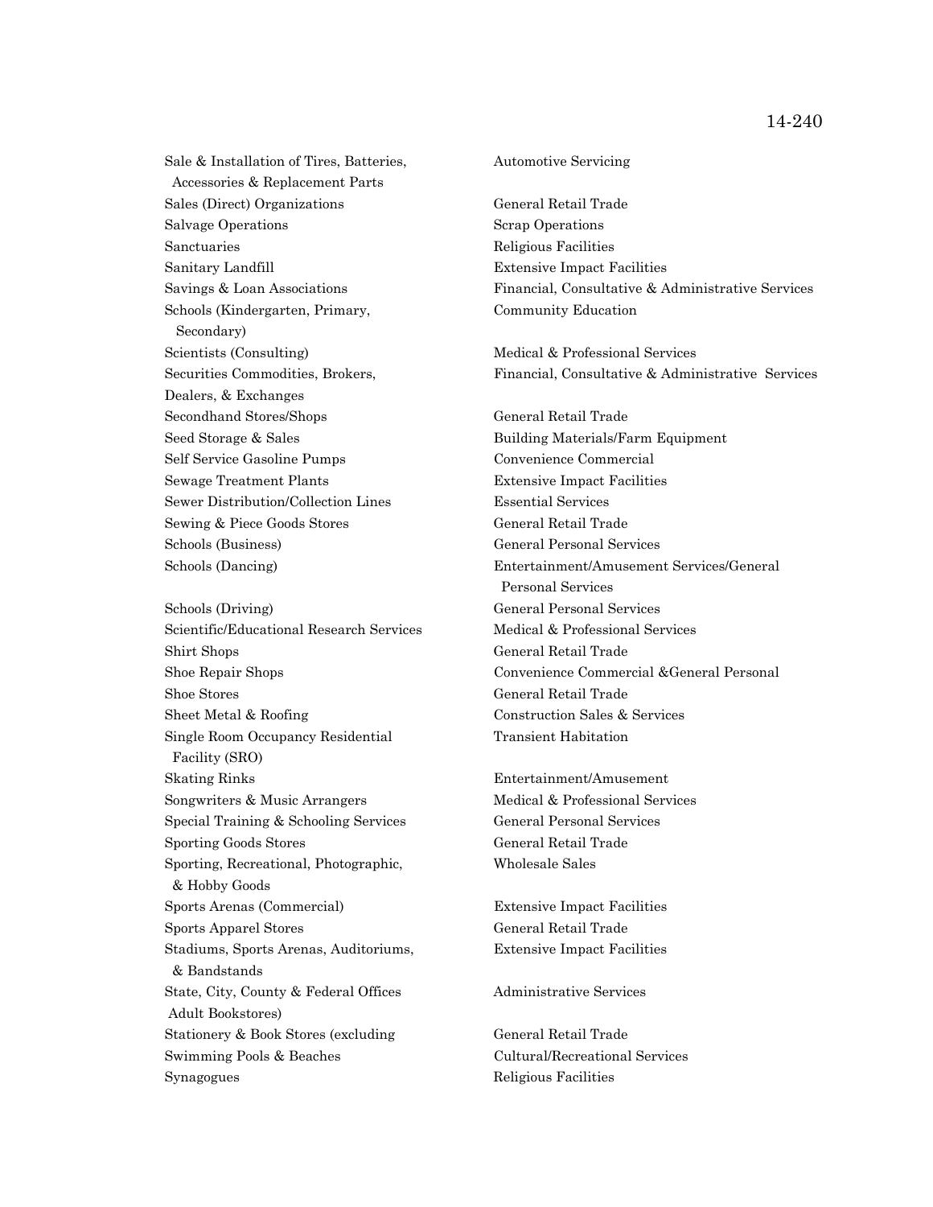| | |
|---|---|
| Sale & Installation of Tires, Batteries, Accessories & Replacement Parts | Automotive Servicing |
| Sales (Direct) Organizations | General Retail Trade |
| Salvage Operations | Scrap Operations |
| Sanctuaries | Religious Facilities |
| Sanitary Landfill | Extensive Impact Facilities |
| Savings & Loan Associations | Financial, Consultative & Administrative Services |
| Schools (Kindergarten, Primary, Secondary) | Community Education |
| Scientists (Consulting) | Medical & Professional Services |
| Securities Commodities, Brokers, Dealers, & Exchanges | Financial, Consultative & Administrative Services |
| Secondhand Stores/Shops | General Retail Trade |
| Seed Storage & Sales | Building Materials/Farm Equipment |
| Self Service Gasoline Pumps | Convenience Commercial |
| Sewage Treatment Plants | Extensive Impact Facilities |
| Sewer Distribution/Collection Lines | Essential Services |
| Sewing & Piece Goods Stores | General Retail Trade |
| Schools (Business) | General Personal Services |
| Schools (Dancing) | Entertainment/Amusement Services/General Personal Services |
| Schools (Driving) | General Personal Services |
| Scientific/Educational Research Services | Medical & Professional Services |
| Shirt Shops | General Retail Trade |
| Shoe Repair Shops | Convenience Commercial &General Personal |
| Shoe Stores | General Retail Trade |
| Sheet Metal & Roofing | Construction Sales & Services |
| Single Room Occupancy Residential Facility (SRO) | Transient Habitation |
| Skating Rinks | Entertainment/Amusement |
| Songwriters & Music Arrangers | Medical & Professional Services |
| Special Training & Schooling Services | General Personal Services |
| Sporting Goods Stores | General Retail Trade |
| Sporting, Recreational, Photographic, & Hobby Goods | Wholesale Sales |
| Sports Arenas (Commercial) | Extensive Impact Facilities |
| Sports Apparel Stores | General Retail Trade |
| Stadiums, Sports Arenas, Auditoriums, & Bandstands | Extensive Impact Facilities |
| State, City, County & Federal Offices Adult Bookstores) | Administrative Services |
| Stationery & Book Stores (excluding | General Retail Trade |
| Swimming Pools & Beaches | Cultural/Recreational Services |
| Synagogues | Religious Facilities |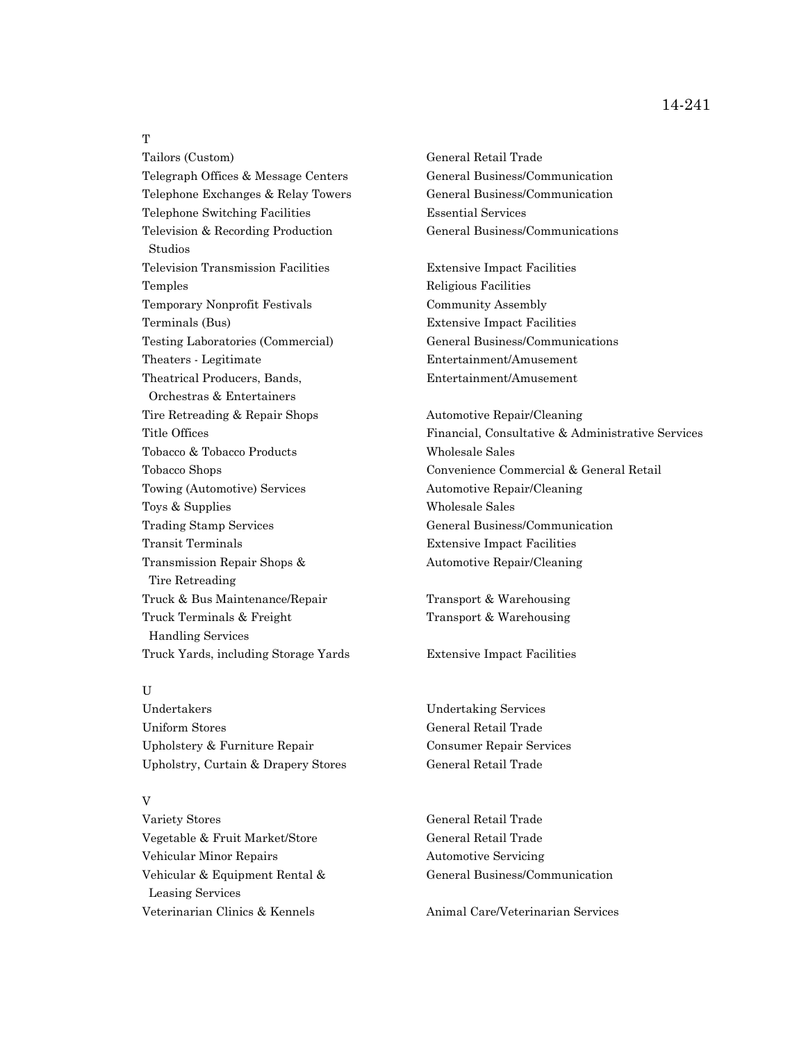T

| | |
|---|---|
| Tailors (Custom) | General Retail Trade |
| Telegraph Offices & Message Centers | General Business/Communication |
| Telephone Exchanges & Relay Towers | General Business/Communication |
| Telephone Switching Facilities | Essential Services |
| Television & Recording Production Studios | General Business/Communications |
| Television Transmission Facilities | Extensive Impact Facilities |
| Temples | Religious Facilities |
| Temporary Nonprofit Festivals | Community Assembly |
| Terminals (Bus) | Extensive Impact Facilities |
| Testing Laboratories (Commercial) | General Business/Communications |
| Theaters - Legitimate | Entertainment/Amusement |
| Theatrical Producers, Bands, Orchestras & Entertainers | Entertainment/Amusement |
| Tire Retreading & Repair Shops | Automotive Repair/Cleaning |
| Title Offices | Financial, Consultative & Administrative Services |
| Tobacco & Tobacco Products | Wholesale Sales |
| Tobacco Shops | Convenience Commercial & General Retail |
| Towing (Automotive) Services | Automotive Repair/Cleaning |
| Toys & Supplies | Wholesale Sales |
| Trading Stamp Services | General Business/Communication |
| Transit Terminals | Extensive Impact Facilities |
| Transmission Repair Shops & Tire Retreading | Automotive Repair/Cleaning |
| Truck & Bus Maintenance/Repair | Transport & Warehousing |
| Truck Terminals & Freight Handling Services | Transport & Warehousing |
| Truck Yards, including Storage Yards | Extensive Impact Facilities |

U

| | |
|---|---|
| Undertakers | Undertaking Services |
| Uniform Stores | General Retail Trade |
| Upholstery & Furniture Repair | Consumer Repair Services |
| Upholstry, Curtain & Drapery Stores | General Retail Trade |

V

| | |
|---|---|
| Variety Stores | General Retail Trade |
| Vegetable & Fruit Market/Store | General Retail Trade |
| Vehicular Minor Repairs | Automotive Servicing |
| Vehicular & Equipment Rental & Leasing Services | General Business/Communication |
| Veterinarian Clinics & Kennels | Animal Care/Veterinarian Services |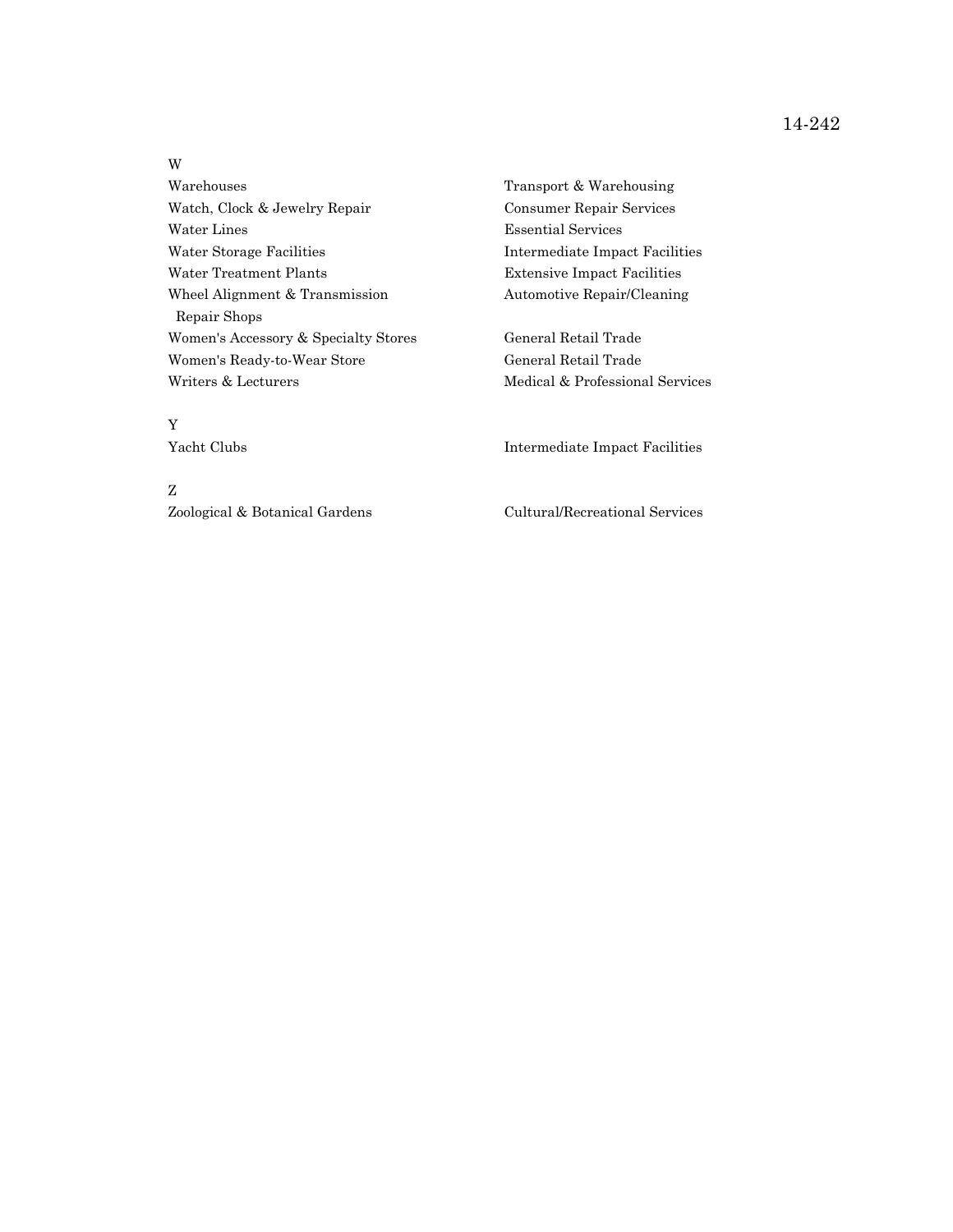W

| | |
|---|---|
| Warehouses | Transport & Warehousing |
| Watch, Clock & Jewelry Repair | Consumer Repair Services |
| Water Lines | Essential Services |
| Water Storage Facilities | Intermediate Impact Facilities |
| Water Treatment Plants | Extensive Impact Facilities |
| Wheel Alignment & Transmission Repair Shops | Automotive Repair/Cleaning |
| Women's Accessory & Specialty Stores | General Retail Trade |
| Women's Ready-to-Wear Store | General Retail Trade |
| Writers & Lecturers | Medical & Professional Services |

Y

| | |
|---|---|
| Yacht Clubs | Intermediate Impact Facilities |

Z

| | |
|---|---|
| Zoological & Botanical Gardens | Cultural/Recreational Services |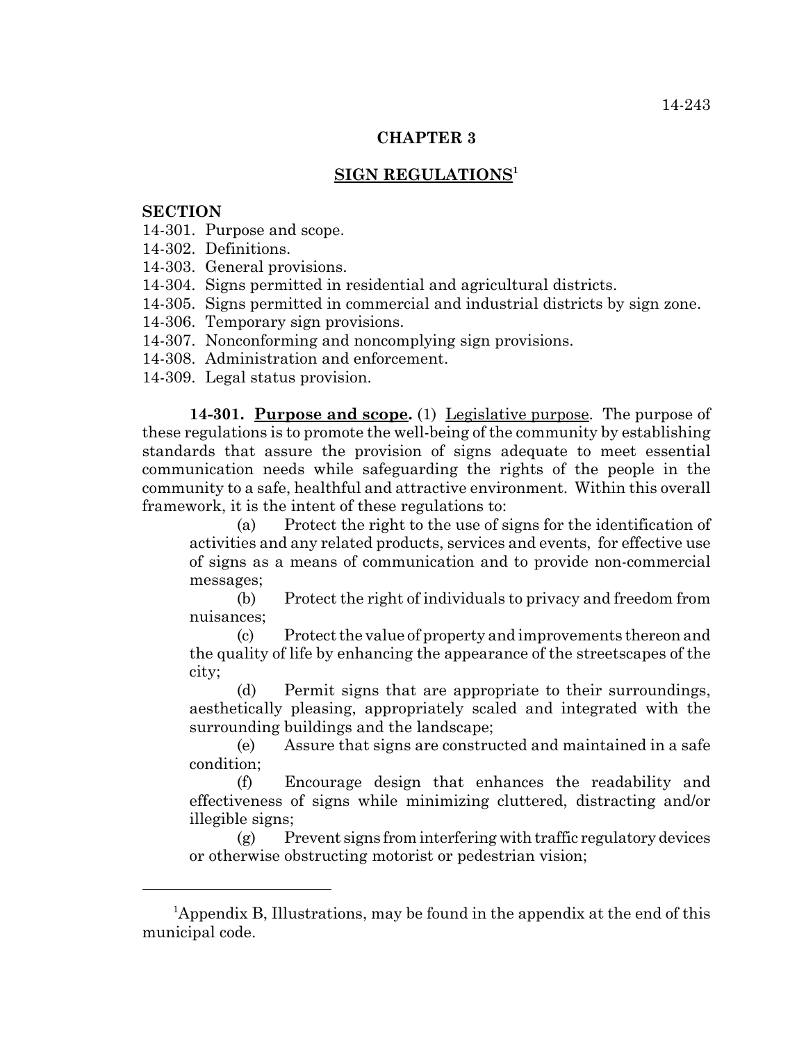# CHAPTER 3

## SIGN REGULATIONS[1]

**SECTION**

14-301. Purpose and scope.
14-302. Definitions.
14-303. General provisions.
14-304. Signs permitted in residential and agricultural districts.
14-305. Signs permitted in commercial and industrial districts by sign zone.
14-306. Temporary sign provisions.
14-307. Nonconforming and noncomplying sign provisions.
14-308. Administration and enforcement.
14-309. Legal status provision.

**14-301. Purpose and scope.** (1) Legislative purpose. The purpose of these regulations is to promote the well-being of the community by establishing standards that assure the provision of signs adequate to meet essential communication needs while safeguarding the rights of the people in the community to a safe, healthful and attractive environment. Within this overall framework, it is the intent of these regulations to:

(a) Protect the right to the use of signs for the identification of activities and any related products, services and events, for effective use of signs as a means of communication and to provide non-commercial messages;

(b) Protect the right of individuals to privacy and freedom from nuisances;

(c) Protect the value of property and improvements thereon and the quality of life by enhancing the appearance of the streetscapes of the city;

(d) Permit signs that are appropriate to their surroundings, aesthetically pleasing, appropriately scaled and integrated with the surrounding buildings and the landscape;

(e) Assure that signs are constructed and maintained in a safe condition;

(f) Encourage design that enhances the readability and effectiveness of signs while minimizing cluttered, distracting and/or illegible signs;

(g) Prevent signs from interfering with traffic regulatory devices or otherwise obstructing motorist or pedestrian vision;

[1]Appendix B, Illustrations, may be found in the appendix at the end of this municipal code.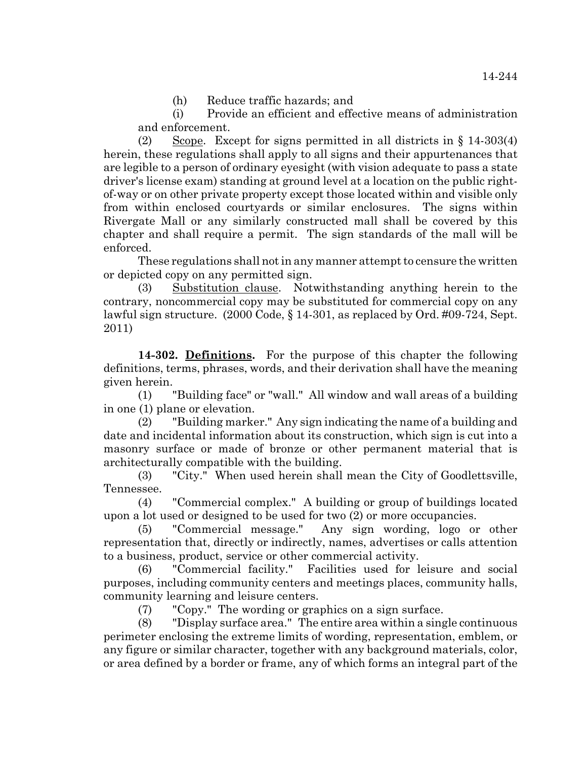(h) Reduce traffic hazards; and

(i) Provide an efficient and effective means of administration and enforcement.

(2) Scope. Except for signs permitted in all districts in § 14-303(4) herein, these regulations shall apply to all signs and their appurtenances that are legible to a person of ordinary eyesight (with vision adequate to pass a state driver's license exam) standing at ground level at a location on the public right-of-way or on other private property except those located within and visible only from within enclosed courtyards or similar enclosures. The signs within Rivergate Mall or any similarly constructed mall shall be covered by this chapter and shall require a permit. The sign standards of the mall will be enforced.

These regulations shall not in any manner attempt to censure the written or depicted copy on any permitted sign.

(3) Substitution clause. Notwithstanding anything herein to the contrary, noncommercial copy may be substituted for commercial copy on any lawful sign structure. (2000 Code, § 14-301, as replaced by Ord. #09-724, Sept. 2011)

**14-302. Definitions.** For the purpose of this chapter the following definitions, terms, phrases, words, and their derivation shall have the meaning given herein.

(1) "Building face" or "wall." All window and wall areas of a building in one (1) plane or elevation.

(2) "Building marker." Any sign indicating the name of a building and date and incidental information about its construction, which sign is cut into a masonry surface or made of bronze or other permanent material that is architecturally compatible with the building.

(3) "City." When used herein shall mean the City of Goodlettsville, Tennessee.

(4) "Commercial complex." A building or group of buildings located upon a lot used or designed to be used for two (2) or more occupancies.

(5) "Commercial message." Any sign wording, logo or other representation that, directly or indirectly, names, advertises or calls attention to a business, product, service or other commercial activity.

(6) "Commercial facility." Facilities used for leisure and social purposes, including community centers and meetings places, community halls, community learning and leisure centers.

(7) "Copy." The wording or graphics on a sign surface.

(8) "Display surface area." The entire area within a single continuous perimeter enclosing the extreme limits of wording, representation, emblem, or any figure or similar character, together with any background materials, color, or area defined by a border or frame, any of which forms an integral part of the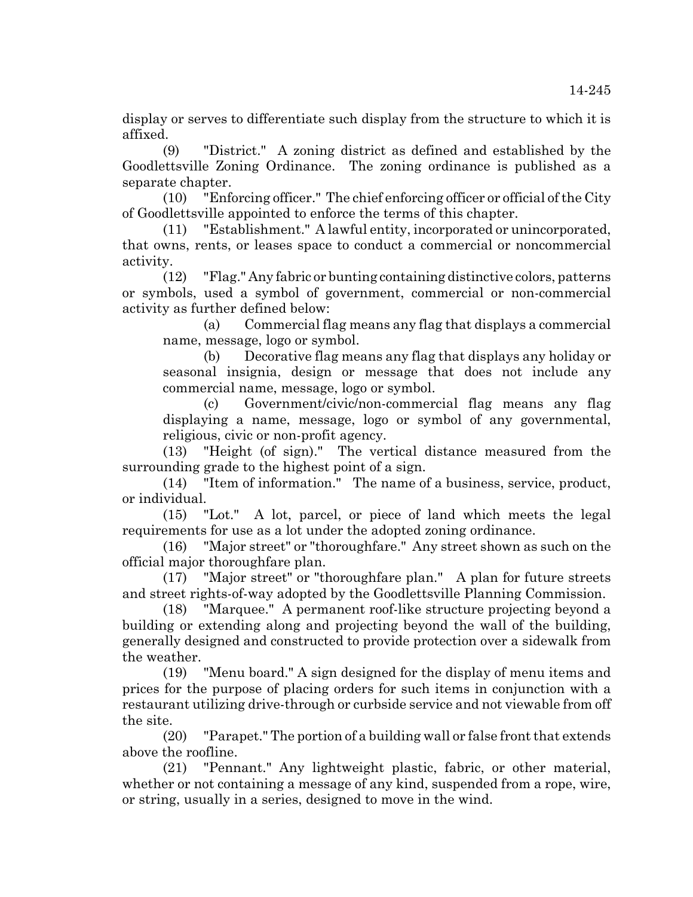display or serves to differentiate such display from the structure to which it is affixed.

(9) "District." A zoning district as defined and established by the Goodlettsville Zoning Ordinance. The zoning ordinance is published as a separate chapter.

(10) "Enforcing officer." The chief enforcing officer or official of the City of Goodlettsville appointed to enforce the terms of this chapter.

(11) "Establishment." A lawful entity, incorporated or unincorporated, that owns, rents, or leases space to conduct a commercial or noncommercial activity.

(12) "Flag." Any fabric or bunting containing distinctive colors, patterns or symbols, used a symbol of government, commercial or non-commercial activity as further defined below:

(a) Commercial flag means any flag that displays a commercial name, message, logo or symbol.

(b) Decorative flag means any flag that displays any holiday or seasonal insignia, design or message that does not include any commercial name, message, logo or symbol.

(c) Government/civic/non-commercial flag means any flag displaying a name, message, logo or symbol of any governmental, religious, civic or non-profit agency.

(13) "Height (of sign)." The vertical distance measured from the surrounding grade to the highest point of a sign.

(14) "Item of information." The name of a business, service, product, or individual.

(15) "Lot." A lot, parcel, or piece of land which meets the legal requirements for use as a lot under the adopted zoning ordinance.

(16) "Major street" or "thoroughfare." Any street shown as such on the official major thoroughfare plan.

(17) "Major street" or "thoroughfare plan." A plan for future streets and street rights-of-way adopted by the Goodlettsville Planning Commission.

(18) "Marquee." A permanent roof-like structure projecting beyond a building or extending along and projecting beyond the wall of the building, generally designed and constructed to provide protection over a sidewalk from the weather.

(19) "Menu board." A sign designed for the display of menu items and prices for the purpose of placing orders for such items in conjunction with a restaurant utilizing drive-through or curbside service and not viewable from off the site.

(20) "Parapet." The portion of a building wall or false front that extends above the roofline.

(21) "Pennant." Any lightweight plastic, fabric, or other material, whether or not containing a message of any kind, suspended from a rope, wire, or string, usually in a series, designed to move in the wind.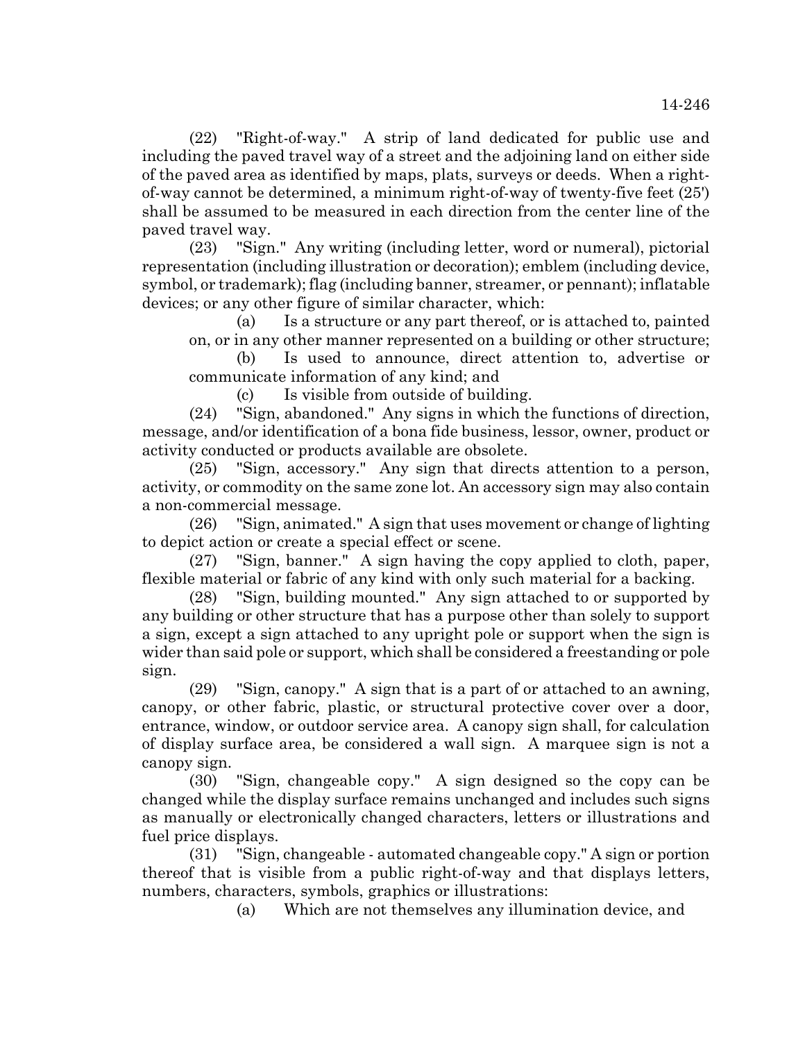(22) "Right-of-way." A strip of land dedicated for public use and including the paved travel way of a street and the adjoining land on either side of the paved area as identified by maps, plats, surveys or deeds. When a right-of-way cannot be determined, a minimum right-of-way of twenty-five feet (25') shall be assumed to be measured in each direction from the center line of the paved travel way.

(23) "Sign." Any writing (including letter, word or numeral), pictorial representation (including illustration or decoration); emblem (including device, symbol, or trademark); flag (including banner, streamer, or pennant); inflatable devices; or any other figure of similar character, which:

(a) Is a structure or any part thereof, or is attached to, painted on, or in any other manner represented on a building or other structure;

(b) Is used to announce, direct attention to, advertise or communicate information of any kind; and

(c) Is visible from outside of building.

(24) "Sign, abandoned." Any signs in which the functions of direction, message, and/or identification of a bona fide business, lessor, owner, product or activity conducted or products available are obsolete.

(25) "Sign, accessory." Any sign that directs attention to a person, activity, or commodity on the same zone lot. An accessory sign may also contain a non-commercial message.

(26) "Sign, animated." A sign that uses movement or change of lighting to depict action or create a special effect or scene.

(27) "Sign, banner." A sign having the copy applied to cloth, paper, flexible material or fabric of any kind with only such material for a backing.

(28) "Sign, building mounted." Any sign attached to or supported by any building or other structure that has a purpose other than solely to support a sign, except a sign attached to any upright pole or support when the sign is wider than said pole or support, which shall be considered a freestanding or pole sign.

(29) "Sign, canopy." A sign that is a part of or attached to an awning, canopy, or other fabric, plastic, or structural protective cover over a door, entrance, window, or outdoor service area. A canopy sign shall, for calculation of display surface area, be considered a wall sign. A marquee sign is not a canopy sign.

(30) "Sign, changeable copy." A sign designed so the copy can be changed while the display surface remains unchanged and includes such signs as manually or electronically changed characters, letters or illustrations and fuel price displays.

(31) "Sign, changeable - automated changeable copy." A sign or portion thereof that is visible from a public right-of-way and that displays letters, numbers, characters, symbols, graphics or illustrations:

(a) Which are not themselves any illumination device, and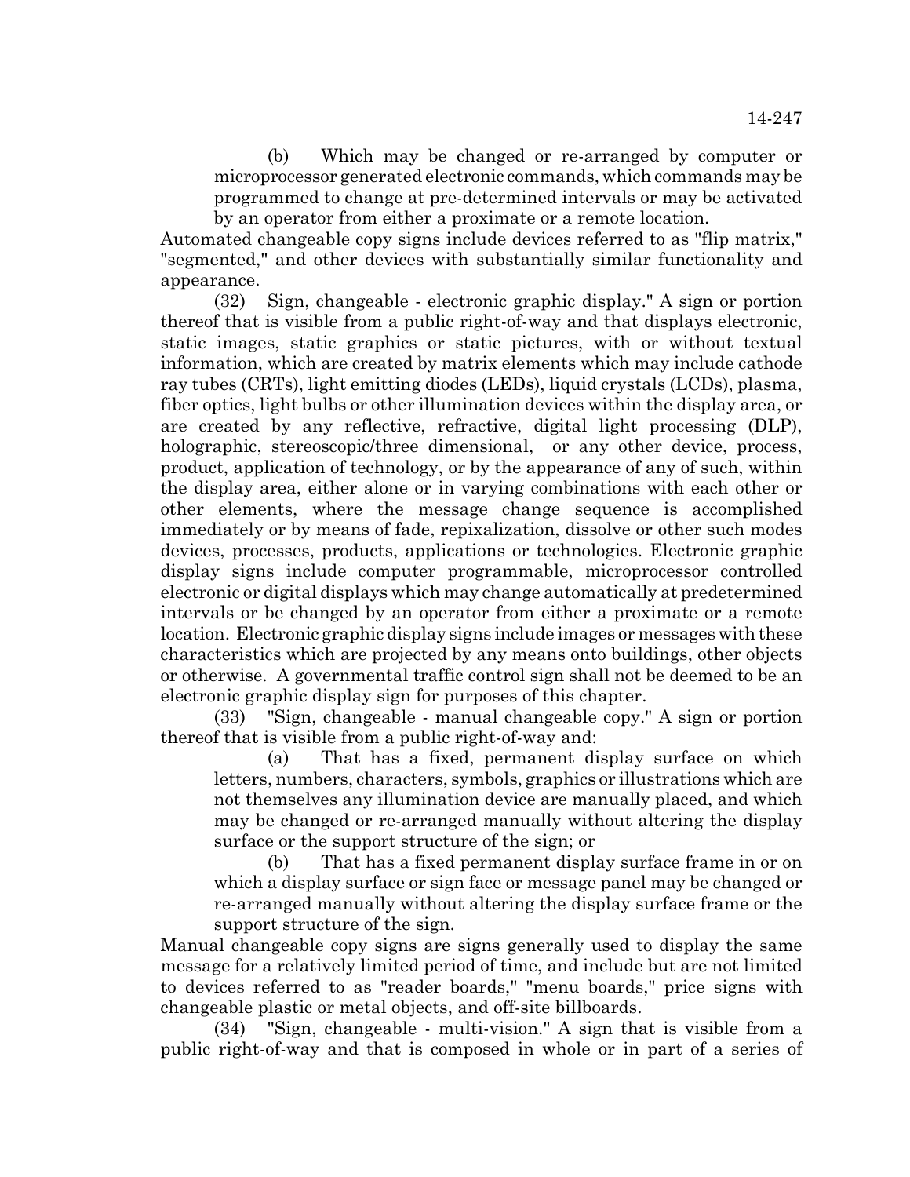(b) Which may be changed or re-arranged by computer or microprocessor generated electronic commands, which commands may be programmed to change at pre-determined intervals or may be activated by an operator from either a proximate or a remote location.

Automated changeable copy signs include devices referred to as "flip matrix," "segmented," and other devices with substantially similar functionality and appearance.

(32) Sign, changeable - electronic graphic display." A sign or portion thereof that is visible from a public right-of-way and that displays electronic, static images, static graphics or static pictures, with or without textual information, which are created by matrix elements which may include cathode ray tubes (CRTs), light emitting diodes (LEDs), liquid crystals (LCDs), plasma, fiber optics, light bulbs or other illumination devices within the display area, or are created by any reflective, refractive, digital light processing (DLP), holographic, stereoscopic/three dimensional, or any other device, process, product, application of technology, or by the appearance of any of such, within the display area, either alone or in varying combinations with each other or other elements, where the message change sequence is accomplished immediately or by means of fade, repixalization, dissolve or other such modes devices, processes, products, applications or technologies. Electronic graphic display signs include computer programmable, microprocessor controlled electronic or digital displays which may change automatically at predetermined intervals or be changed by an operator from either a proximate or a remote location. Electronic graphic display signs include images or messages with these characteristics which are projected by any means onto buildings, other objects or otherwise. A governmental traffic control sign shall not be deemed to be an electronic graphic display sign for purposes of this chapter.

(33) "Sign, changeable - manual changeable copy." A sign or portion thereof that is visible from a public right-of-way and:

(a) That has a fixed, permanent display surface on which letters, numbers, characters, symbols, graphics or illustrations which are not themselves any illumination device are manually placed, and which may be changed or re-arranged manually without altering the display surface or the support structure of the sign; or

(b) That has a fixed permanent display surface frame in or on which a display surface or sign face or message panel may be changed or re-arranged manually without altering the display surface frame or the support structure of the sign.

Manual changeable copy signs are signs generally used to display the same message for a relatively limited period of time, and include but are not limited to devices referred to as "reader boards," "menu boards," price signs with changeable plastic or metal objects, and off-site billboards.

(34) "Sign, changeable - multi-vision." A sign that is visible from a public right-of-way and that is composed in whole or in part of a series of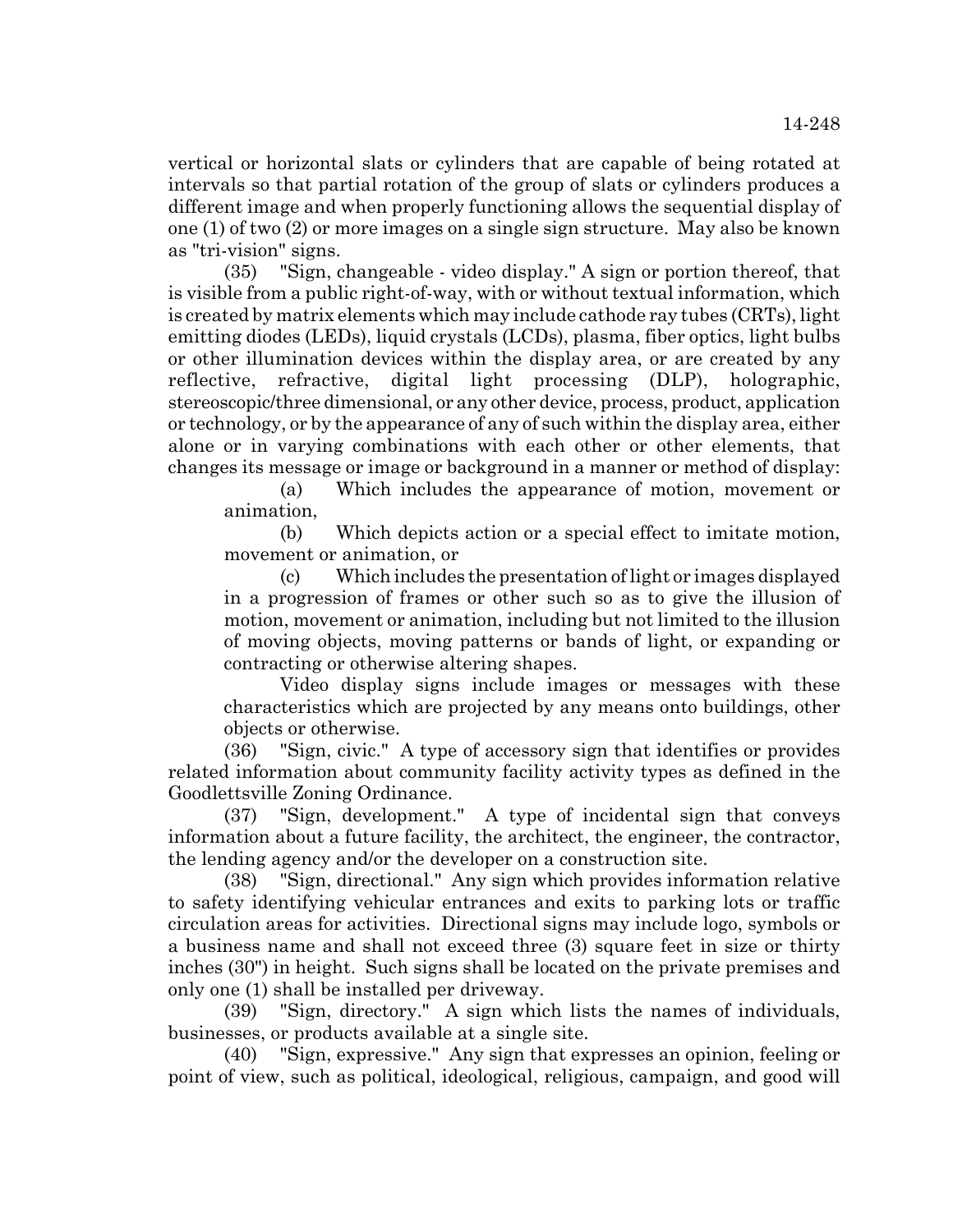vertical or horizontal slats or cylinders that are capable of being rotated at intervals so that partial rotation of the group of slats or cylinders produces a different image and when properly functioning allows the sequential display of one (1) of two (2) or more images on a single sign structure. May also be known as "tri-vision" signs.

(35) "Sign, changeable - video display." A sign or portion thereof, that is visible from a public right-of-way, with or without textual information, which is created by matrix elements which may include cathode ray tubes (CRTs), light emitting diodes (LEDs), liquid crystals (LCDs), plasma, fiber optics, light bulbs or other illumination devices within the display area, or are created by any reflective, refractive, digital light processing (DLP), holographic, stereoscopic/three dimensional, or any other device, process, product, application or technology, or by the appearance of any of such within the display area, either alone or in varying combinations with each other or other elements, that changes its message or image or background in a manner or method of display:

(a) Which includes the appearance of motion, movement or animation,

(b) Which depicts action or a special effect to imitate motion, movement or animation, or

(c) Which includes the presentation of light or images displayed in a progression of frames or other such so as to give the illusion of motion, movement or animation, including but not limited to the illusion of moving objects, moving patterns or bands of light, or expanding or contracting or otherwise altering shapes.

Video display signs include images or messages with these characteristics which are projected by any means onto buildings, other objects or otherwise.

(36) "Sign, civic." A type of accessory sign that identifies or provides related information about community facility activity types as defined in the Goodlettsville Zoning Ordinance.

(37) "Sign, development." A type of incidental sign that conveys information about a future facility, the architect, the engineer, the contractor, the lending agency and/or the developer on a construction site.

(38) "Sign, directional." Any sign which provides information relative to safety identifying vehicular entrances and exits to parking lots or traffic circulation areas for activities. Directional signs may include logo, symbols or a business name and shall not exceed three (3) square feet in size or thirty inches (30") in height. Such signs shall be located on the private premises and only one (1) shall be installed per driveway.

(39) "Sign, directory." A sign which lists the names of individuals, businesses, or products available at a single site.

(40) "Sign, expressive." Any sign that expresses an opinion, feeling or point of view, such as political, ideological, religious, campaign, and good will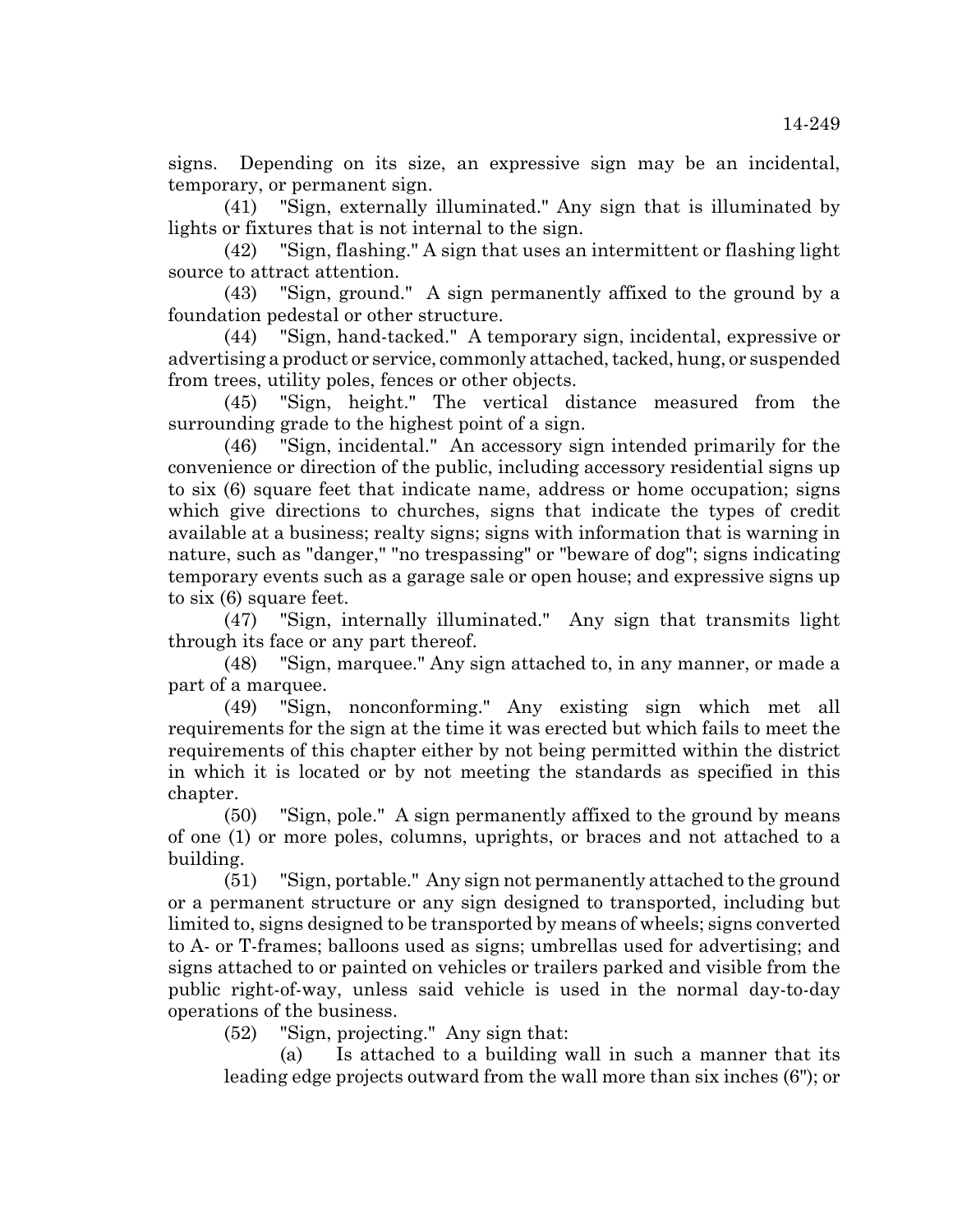signs. Depending on its size, an expressive sign may be an incidental, temporary, or permanent sign.

(41) "Sign, externally illuminated." Any sign that is illuminated by lights or fixtures that is not internal to the sign.

(42) "Sign, flashing." A sign that uses an intermittent or flashing light source to attract attention.

(43) "Sign, ground." A sign permanently affixed to the ground by a foundation pedestal or other structure.

(44) "Sign, hand-tacked." A temporary sign, incidental, expressive or advertising a product or service, commonly attached, tacked, hung, or suspended from trees, utility poles, fences or other objects.

(45) "Sign, height." The vertical distance measured from the surrounding grade to the highest point of a sign.

(46) "Sign, incidental." An accessory sign intended primarily for the convenience or direction of the public, including accessory residential signs up to six (6) square feet that indicate name, address or home occupation; signs which give directions to churches, signs that indicate the types of credit available at a business; realty signs; signs with information that is warning in nature, such as "danger," "no trespassing" or "beware of dog"; signs indicating temporary events such as a garage sale or open house; and expressive signs up to six (6) square feet.

(47) "Sign, internally illuminated." Any sign that transmits light through its face or any part thereof.

(48) "Sign, marquee." Any sign attached to, in any manner, or made a part of a marquee.

(49) "Sign, nonconforming." Any existing sign which met all requirements for the sign at the time it was erected but which fails to meet the requirements of this chapter either by not being permitted within the district in which it is located or by not meeting the standards as specified in this chapter.

(50) "Sign, pole." A sign permanently affixed to the ground by means of one (1) or more poles, columns, uprights, or braces and not attached to a building.

(51) "Sign, portable." Any sign not permanently attached to the ground or a permanent structure or any sign designed to transported, including but limited to, signs designed to be transported by means of wheels; signs converted to A- or T-frames; balloons used as signs; umbrellas used for advertising; and signs attached to or painted on vehicles or trailers parked and visible from the public right-of-way, unless said vehicle is used in the normal day-to-day operations of the business.

(52) "Sign, projecting." Any sign that:

(a) Is attached to a building wall in such a manner that its leading edge projects outward from the wall more than six inches (6"); or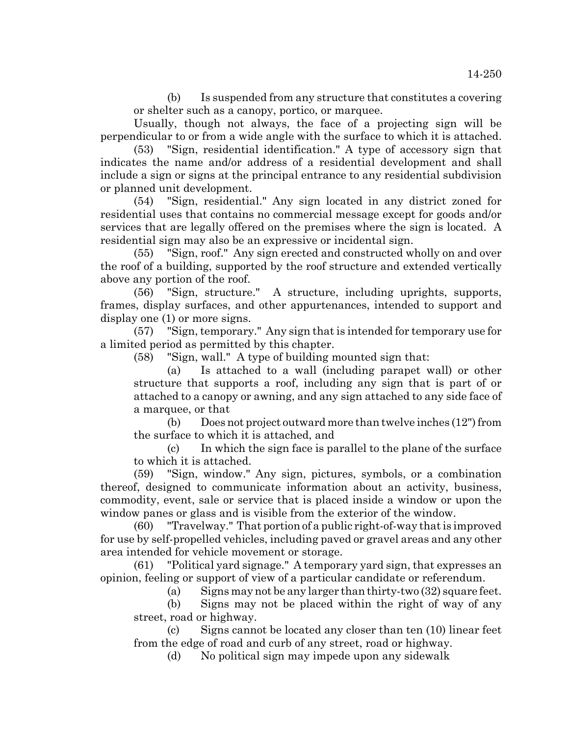(b) Is suspended from any structure that constitutes a covering or shelter such as a canopy, portico, or marquee.

Usually, though not always, the face of a projecting sign will be perpendicular to or from a wide angle with the surface to which it is attached.

(53) "Sign, residential identification." A type of accessory sign that indicates the name and/or address of a residential development and shall include a sign or signs at the principal entrance to any residential subdivision or planned unit development.

(54) "Sign, residential." Any sign located in any district zoned for residential uses that contains no commercial message except for goods and/or services that are legally offered on the premises where the sign is located. A residential sign may also be an expressive or incidental sign.

(55) "Sign, roof." Any sign erected and constructed wholly on and over the roof of a building, supported by the roof structure and extended vertically above any portion of the roof.

(56) "Sign, structure." A structure, including uprights, supports, frames, display surfaces, and other appurtenances, intended to support and display one (1) or more signs.

(57) "Sign, temporary." Any sign that is intended for temporary use for a limited period as permitted by this chapter.

(58) "Sign, wall." A type of building mounted sign that:

(a) Is attached to a wall (including parapet wall) or other structure that supports a roof, including any sign that is part of or attached to a canopy or awning, and any sign attached to any side face of a marquee, or that

(b) Does not project outward more than twelve inches (12") from the surface to which it is attached, and

(c) In which the sign face is parallel to the plane of the surface to which it is attached.

(59) "Sign, window." Any sign, pictures, symbols, or a combination thereof, designed to communicate information about an activity, business, commodity, event, sale or service that is placed inside a window or upon the window panes or glass and is visible from the exterior of the window.

(60) "Travelway." That portion of a public right-of-way that is improved for use by self-propelled vehicles, including paved or gravel areas and any other area intended for vehicle movement or storage.

(61) "Political yard signage." A temporary yard sign, that expresses an opinion, feeling or support of view of a particular candidate or referendum.

(a) Signs may not be any larger than thirty-two (32) square feet.

(b) Signs may not be placed within the right of way of any street, road or highway.

(c) Signs cannot be located any closer than ten (10) linear feet from the edge of road and curb of any street, road or highway.

(d) No political sign may impede upon any sidewalk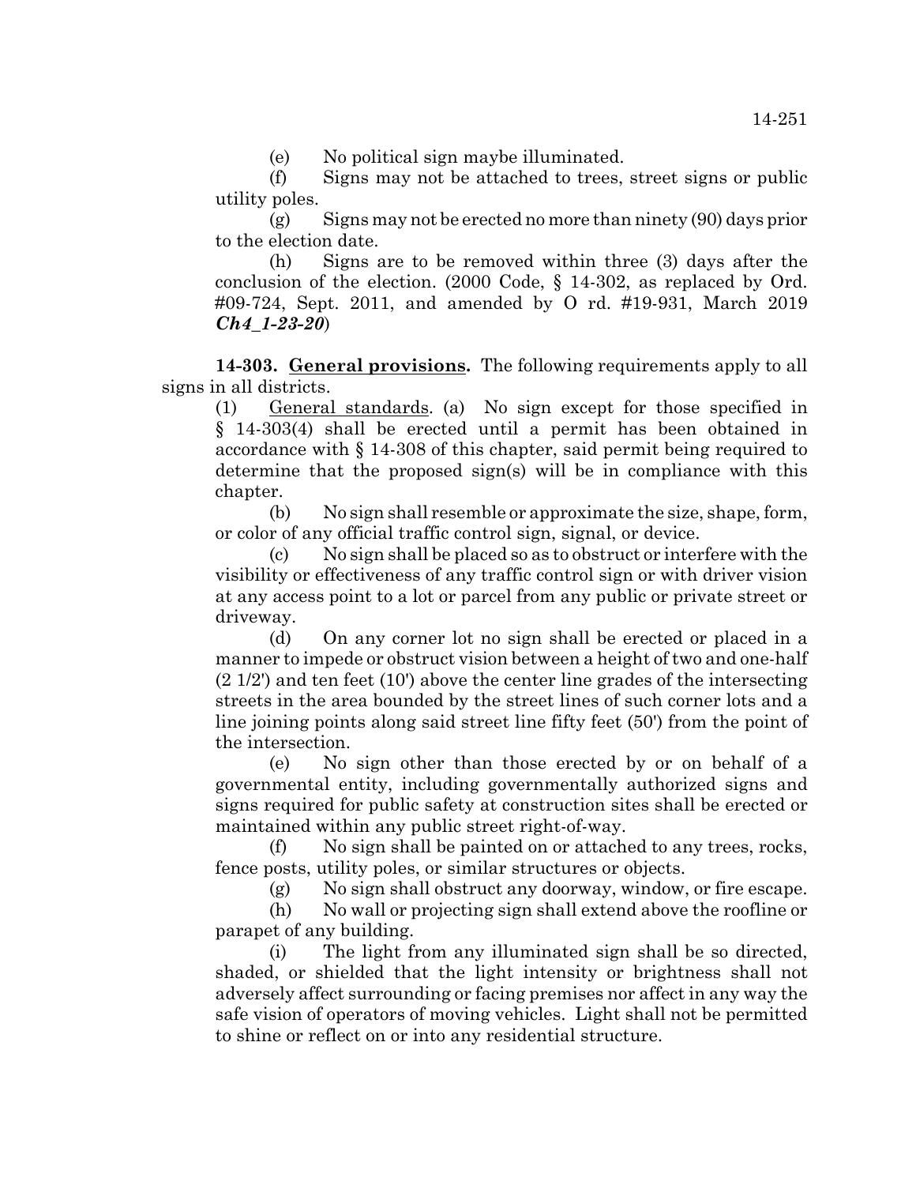(e) No political sign maybe illuminated.

(f) Signs may not be attached to trees, street signs or public utility poles.

(g) Signs may not be erected no more than ninety (90) days prior to the election date.

(h) Signs are to be removed within three (3) days after the conclusion of the election. (2000 Code, § 14-302, as replaced by Ord. #09-724, Sept. 2011, and amended by O rd. #19-931, March 2019 ***Ch4_1-23-20***)

**14-303. General provisions.** The following requirements apply to all signs in all districts.

(1) General standards. (a) No sign except for those specified in § 14-303(4) shall be erected until a permit has been obtained in accordance with § 14-308 of this chapter, said permit being required to determine that the proposed sign(s) will be in compliance with this chapter.

(b) No sign shall resemble or approximate the size, shape, form, or color of any official traffic control sign, signal, or device.

(c) No sign shall be placed so as to obstruct or interfere with the visibility or effectiveness of any traffic control sign or with driver vision at any access point to a lot or parcel from any public or private street or driveway.

(d) On any corner lot no sign shall be erected or placed in a manner to impede or obstruct vision between a height of two and one-half (2 1/2') and ten feet (10') above the center line grades of the intersecting streets in the area bounded by the street lines of such corner lots and a line joining points along said street line fifty feet (50') from the point of the intersection.

(e) No sign other than those erected by or on behalf of a governmental entity, including governmentally authorized signs and signs required for public safety at construction sites shall be erected or maintained within any public street right-of-way.

(f) No sign shall be painted on or attached to any trees, rocks, fence posts, utility poles, or similar structures or objects.

(g) No sign shall obstruct any doorway, window, or fire escape.

(h) No wall or projecting sign shall extend above the roofline or parapet of any building.

(i) The light from any illuminated sign shall be so directed, shaded, or shielded that the light intensity or brightness shall not adversely affect surrounding or facing premises nor affect in any way the safe vision of operators of moving vehicles. Light shall not be permitted to shine or reflect on or into any residential structure.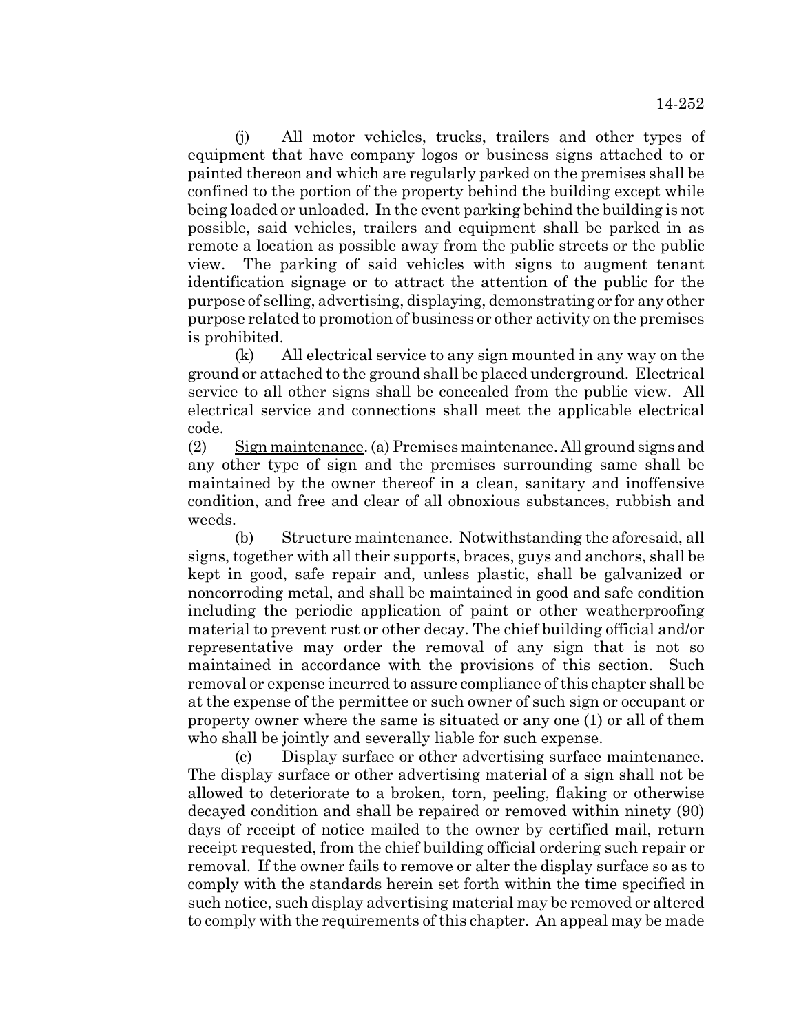(j) All motor vehicles, trucks, trailers and other types of equipment that have company logos or business signs attached to or painted thereon and which are regularly parked on the premises shall be confined to the portion of the property behind the building except while being loaded or unloaded. In the event parking behind the building is not possible, said vehicles, trailers and equipment shall be parked in as remote a location as possible away from the public streets or the public view. The parking of said vehicles with signs to augment tenant identification signage or to attract the attention of the public for the purpose of selling, advertising, displaying, demonstrating or for any other purpose related to promotion of business or other activity on the premises is prohibited.

(k) All electrical service to any sign mounted in any way on the ground or attached to the ground shall be placed underground. Electrical service to all other signs shall be concealed from the public view. All electrical service and connections shall meet the applicable electrical code.

(2) Sign maintenance. (a) Premises maintenance. All ground signs and any other type of sign and the premises surrounding same shall be maintained by the owner thereof in a clean, sanitary and inoffensive condition, and free and clear of all obnoxious substances, rubbish and weeds.

(b) Structure maintenance. Notwithstanding the aforesaid, all signs, together with all their supports, braces, guys and anchors, shall be kept in good, safe repair and, unless plastic, shall be galvanized or noncorroding metal, and shall be maintained in good and safe condition including the periodic application of paint or other weatherproofing material to prevent rust or other decay. The chief building official and/or representative may order the removal of any sign that is not so maintained in accordance with the provisions of this section. Such removal or expense incurred to assure compliance of this chapter shall be at the expense of the permittee or such owner of such sign or occupant or property owner where the same is situated or any one (1) or all of them who shall be jointly and severally liable for such expense.

(c) Display surface or other advertising surface maintenance. The display surface or other advertising material of a sign shall not be allowed to deteriorate to a broken, torn, peeling, flaking or otherwise decayed condition and shall be repaired or removed within ninety (90) days of receipt of notice mailed to the owner by certified mail, return receipt requested, from the chief building official ordering such repair or removal. If the owner fails to remove or alter the display surface so as to comply with the standards herein set forth within the time specified in such notice, such display advertising material may be removed or altered to comply with the requirements of this chapter. An appeal may be made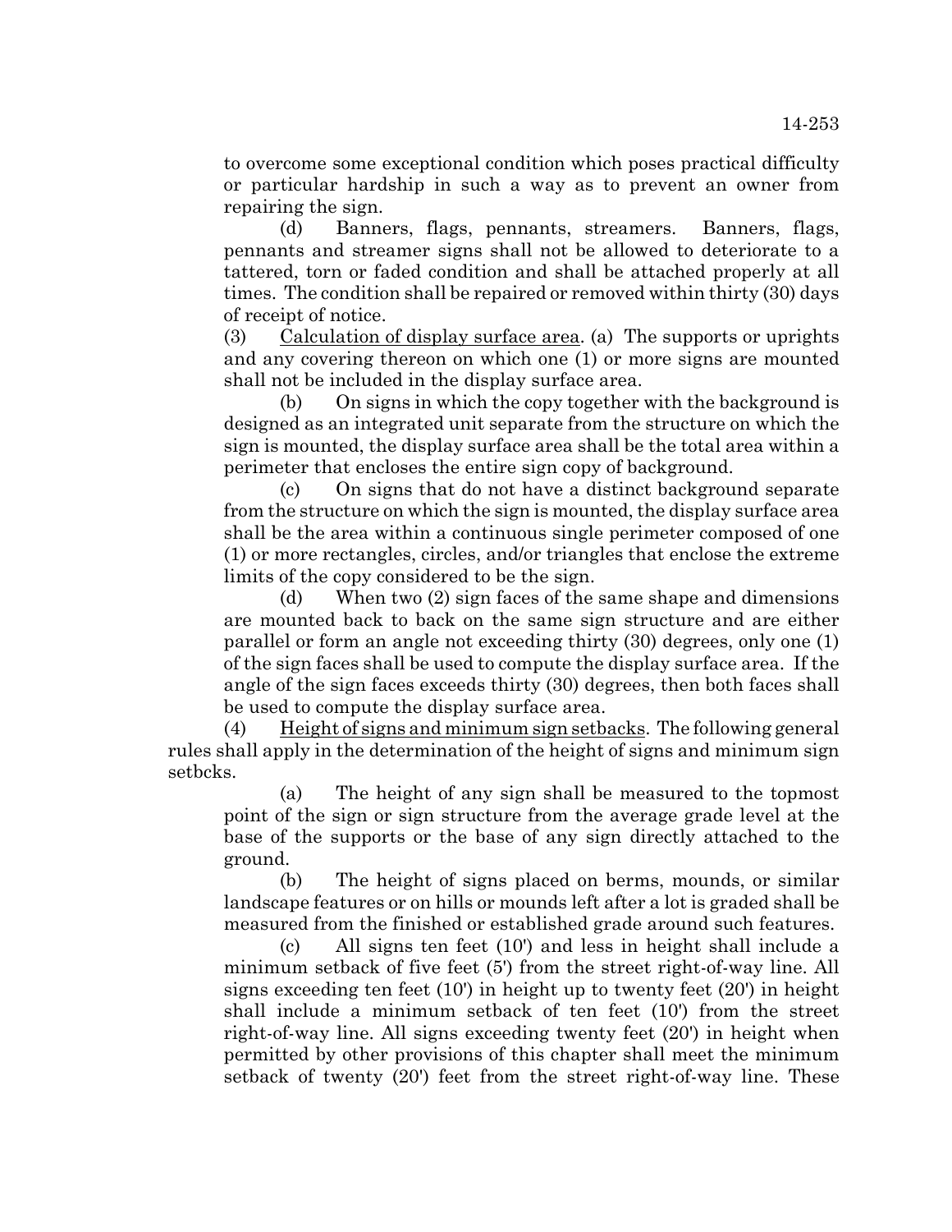to overcome some exceptional condition which poses practical difficulty or particular hardship in such a way as to prevent an owner from repairing the sign.

(d) Banners, flags, pennants, streamers. Banners, flags, pennants and streamer signs shall not be allowed to deteriorate to a tattered, torn or faded condition and shall be attached properly at all times. The condition shall be repaired or removed within thirty (30) days of receipt of notice.

(3) Calculation of display surface area. (a) The supports or uprights and any covering thereon on which one (1) or more signs are mounted shall not be included in the display surface area.

(b) On signs in which the copy together with the background is designed as an integrated unit separate from the structure on which the sign is mounted, the display surface area shall be the total area within a perimeter that encloses the entire sign copy of background.

(c) On signs that do not have a distinct background separate from the structure on which the sign is mounted, the display surface area shall be the area within a continuous single perimeter composed of one (1) or more rectangles, circles, and/or triangles that enclose the extreme limits of the copy considered to be the sign.

(d) When two (2) sign faces of the same shape and dimensions are mounted back to back on the same sign structure and are either parallel or form an angle not exceeding thirty (30) degrees, only one (1) of the sign faces shall be used to compute the display surface area. If the angle of the sign faces exceeds thirty (30) degrees, then both faces shall be used to compute the display surface area.

(4) Height of signs and minimum sign setbacks. The following general rules shall apply in the determination of the height of signs and minimum sign setbcks.

(a) The height of any sign shall be measured to the topmost point of the sign or sign structure from the average grade level at the base of the supports or the base of any sign directly attached to the ground.

(b) The height of signs placed on berms, mounds, or similar landscape features or on hills or mounds left after a lot is graded shall be measured from the finished or established grade around such features.

(c) All signs ten feet (10') and less in height shall include a minimum setback of five feet (5') from the street right-of-way line. All signs exceeding ten feet (10') in height up to twenty feet (20') in height shall include a minimum setback of ten feet (10') from the street right-of-way line. All signs exceeding twenty feet (20') in height when permitted by other provisions of this chapter shall meet the minimum setback of twenty (20') feet from the street right-of-way line. These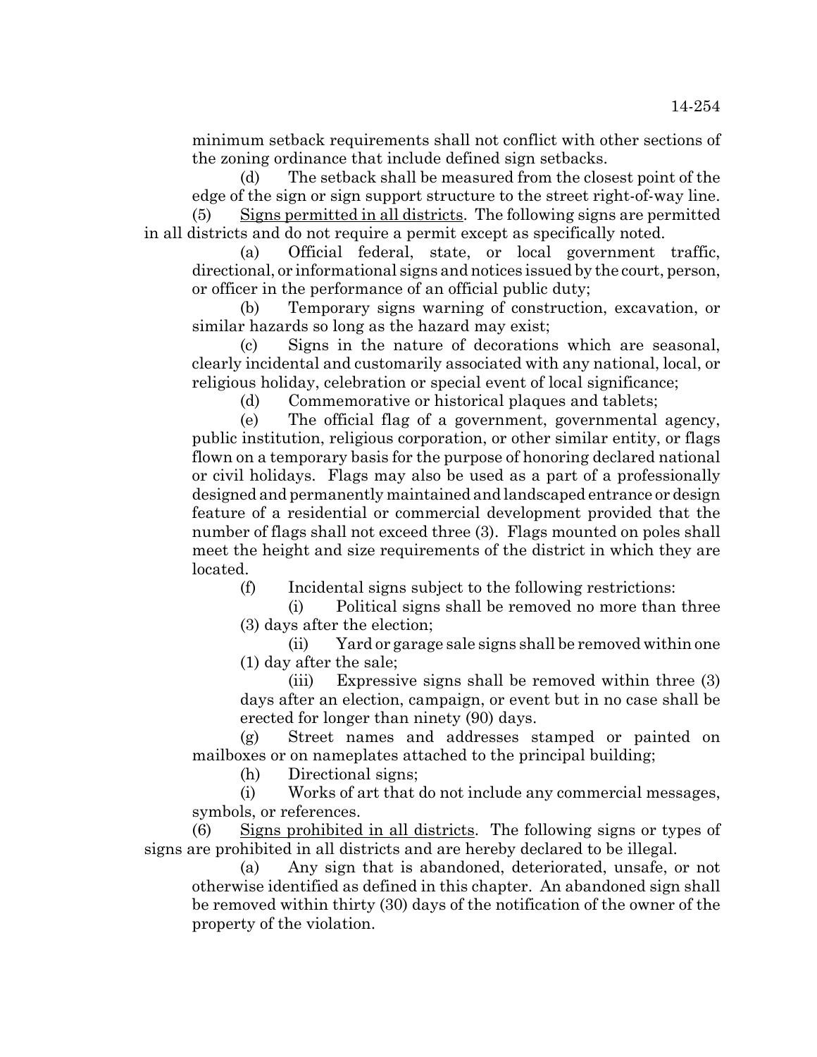minimum setback requirements shall not conflict with other sections of the zoning ordinance that include defined sign setbacks.

(d) The setback shall be measured from the closest point of the edge of the sign or sign support structure to the street right-of-way line.

(5) Signs permitted in all districts. The following signs are permitted in all districts and do not require a permit except as specifically noted.

(a) Official federal, state, or local government traffic, directional, or informational signs and notices issued by the court, person, or officer in the performance of an official public duty;

(b) Temporary signs warning of construction, excavation, or similar hazards so long as the hazard may exist;

(c) Signs in the nature of decorations which are seasonal, clearly incidental and customarily associated with any national, local, or religious holiday, celebration or special event of local significance;

(d) Commemorative or historical plaques and tablets;

(e) The official flag of a government, governmental agency, public institution, religious corporation, or other similar entity, or flags flown on a temporary basis for the purpose of honoring declared national or civil holidays. Flags may also be used as a part of a professionally designed and permanently maintained and landscaped entrance or design feature of a residential or commercial development provided that the number of flags shall not exceed three (3). Flags mounted on poles shall meet the height and size requirements of the district in which they are located.

(f) Incidental signs subject to the following restrictions:

(i) Political signs shall be removed no more than three (3) days after the election;

(ii) Yard or garage sale signs shall be removed within one (1) day after the sale;

(iii) Expressive signs shall be removed within three (3) days after an election, campaign, or event but in no case shall be erected for longer than ninety (90) days.

(g) Street names and addresses stamped or painted on mailboxes or on nameplates attached to the principal building;

(h) Directional signs;

(i) Works of art that do not include any commercial messages, symbols, or references.

(6) Signs prohibited in all districts. The following signs or types of signs are prohibited in all districts and are hereby declared to be illegal.

(a) Any sign that is abandoned, deteriorated, unsafe, or not otherwise identified as defined in this chapter. An abandoned sign shall be removed within thirty (30) days of the notification of the owner of the property of the violation.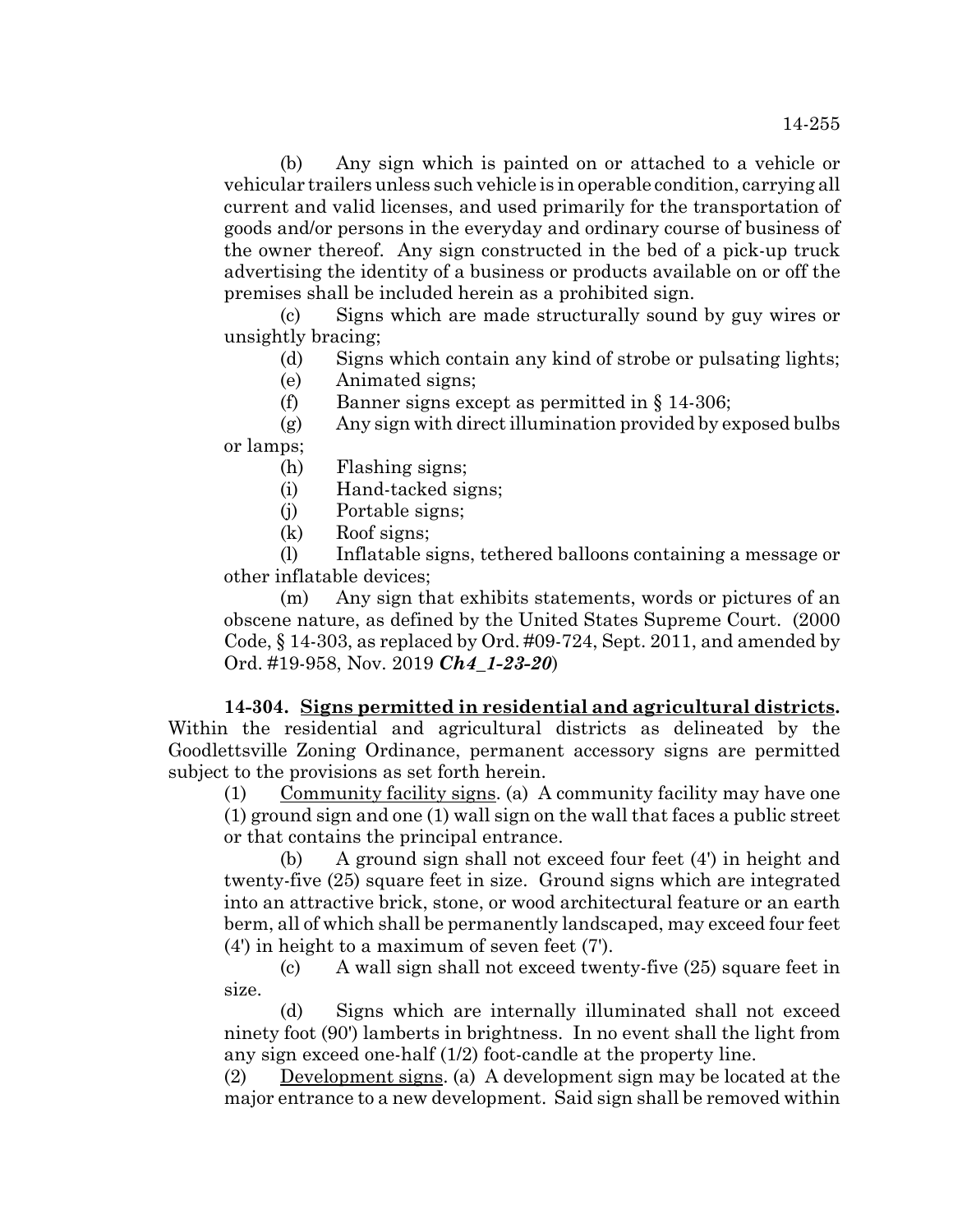(b) Any sign which is painted on or attached to a vehicle or vehicular trailers unless such vehicle is in operable condition, carrying all current and valid licenses, and used primarily for the transportation of goods and/or persons in the everyday and ordinary course of business of the owner thereof. Any sign constructed in the bed of a pick-up truck advertising the identity of a business or products available on or off the premises shall be included herein as a prohibited sign.

(c) Signs which are made structurally sound by guy wires or unsightly bracing;

(d) Signs which contain any kind of strobe or pulsating lights;

(e) Animated signs;

(f) Banner signs except as permitted in § 14-306;

(g) Any sign with direct illumination provided by exposed bulbs or lamps;

(h) Flashing signs;

(i) Hand-tacked signs;

(j) Portable signs;

(k) Roof signs;

(l) Inflatable signs, tethered balloons containing a message or other inflatable devices;

(m) Any sign that exhibits statements, words or pictures of an obscene nature, as defined by the United States Supreme Court. (2000 Code, § 14-303, as replaced by Ord. #09-724, Sept. 2011, and amended by Ord. #19-958, Nov. 2019 ***Ch4_1-23-20***)

**14-304. Signs permitted in residential and agricultural districts.** Within the residential and agricultural districts as delineated by the Goodlettsville Zoning Ordinance, permanent accessory signs are permitted subject to the provisions as set forth herein.

(1) Community facility signs. (a) A community facility may have one (1) ground sign and one (1) wall sign on the wall that faces a public street or that contains the principal entrance.

(b) A ground sign shall not exceed four feet (4') in height and twenty-five (25) square feet in size. Ground signs which are integrated into an attractive brick, stone, or wood architectural feature or an earth berm, all of which shall be permanently landscaped, may exceed four feet (4') in height to a maximum of seven feet (7').

(c) A wall sign shall not exceed twenty-five (25) square feet in size.

(d) Signs which are internally illuminated shall not exceed ninety foot (90') lamberts in brightness. In no event shall the light from any sign exceed one-half (1/2) foot-candle at the property line.

(2) Development signs. (a) A development sign may be located at the major entrance to a new development. Said sign shall be removed within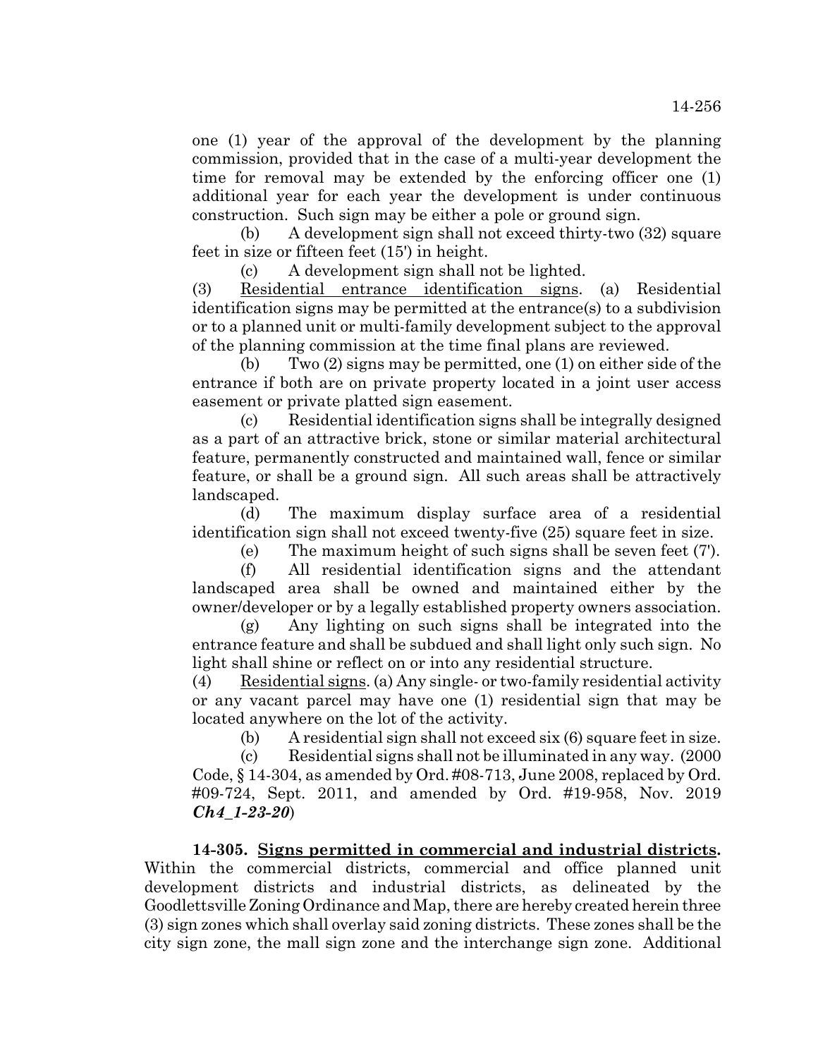one (1) year of the approval of the development by the planning commission, provided that in the case of a multi-year development the time for removal may be extended by the enforcing officer one (1) additional year for each year the development is under continuous construction. Such sign may be either a pole or ground sign.

(b) A development sign shall not exceed thirty-two (32) square feet in size or fifteen feet (15') in height.

(c) A development sign shall not be lighted.

(3) Residential entrance identification signs. (a) Residential identification signs may be permitted at the entrance(s) to a subdivision or to a planned unit or multi-family development subject to the approval of the planning commission at the time final plans are reviewed.

(b) Two (2) signs may be permitted, one (1) on either side of the entrance if both are on private property located in a joint user access easement or private platted sign easement.

(c) Residential identification signs shall be integrally designed as a part of an attractive brick, stone or similar material architectural feature, permanently constructed and maintained wall, fence or similar feature, or shall be a ground sign. All such areas shall be attractively landscaped.

(d) The maximum display surface area of a residential identification sign shall not exceed twenty-five (25) square feet in size.

(e) The maximum height of such signs shall be seven feet (7').

(f) All residential identification signs and the attendant landscaped area shall be owned and maintained either by the owner/developer or by a legally established property owners association.

(g) Any lighting on such signs shall be integrated into the entrance feature and shall be subdued and shall light only such sign. No light shall shine or reflect on or into any residential structure.

(4) Residential signs. (a) Any single- or two-family residential activity or any vacant parcel may have one (1) residential sign that may be located anywhere on the lot of the activity.

(b) A residential sign shall not exceed six (6) square feet in size.

(c) Residential signs shall not be illuminated in any way. (2000 Code, § 14-304, as amended by Ord. #08-713, June 2008, replaced by Ord. #09-724, Sept. 2011, and amended by Ord. #19-958, Nov. 2019 ***Ch4_1-23-20***)

**14-305. Signs permitted in commercial and industrial districts.** Within the commercial districts, commercial and office planned unit development districts and industrial districts, as delineated by the Goodlettsville Zoning Ordinance and Map, there are hereby created herein three (3) sign zones which shall overlay said zoning districts. These zones shall be the city sign zone, the mall sign zone and the interchange sign zone. Additional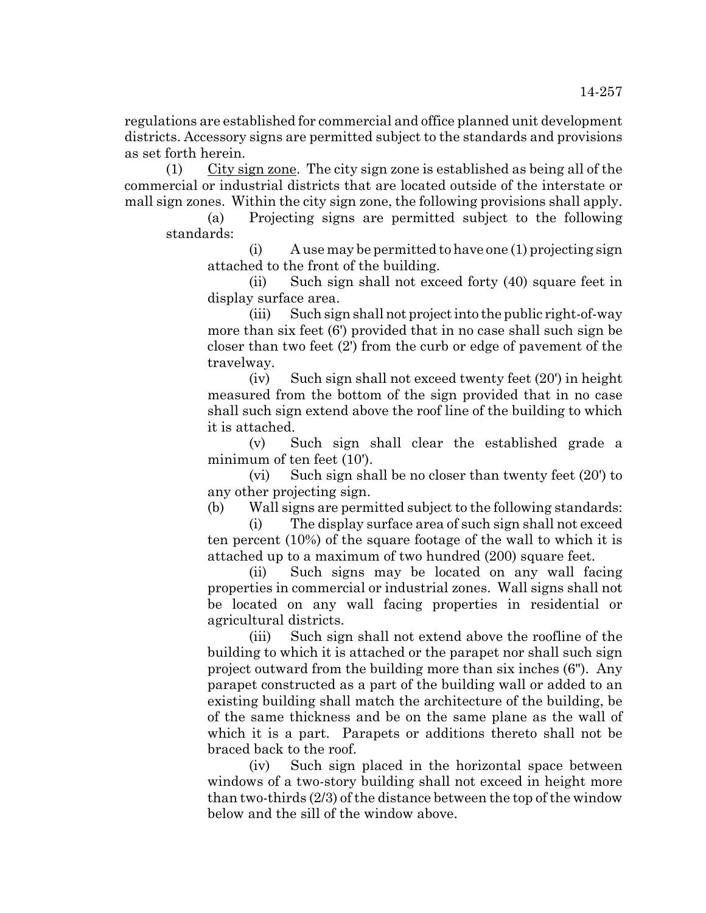regulations are established for commercial and office planned unit development districts. Accessory signs are permitted subject to the standards and provisions as set forth herein.

(1) City sign zone. The city sign zone is established as being all of the commercial or industrial districts that are located outside of the interstate or mall sign zones. Within the city sign zone, the following provisions shall apply.

(a) Projecting signs are permitted subject to the following standards:

(i) A use may be permitted to have one (1) projecting sign attached to the front of the building.

(ii) Such sign shall not exceed forty (40) square feet in display surface area.

(iii) Such sign shall not project into the public right-of-way more than six feet (6') provided that in no case shall such sign be closer than two feet (2') from the curb or edge of pavement of the travelway.

(iv) Such sign shall not exceed twenty feet (20') in height measured from the bottom of the sign provided that in no case shall such sign extend above the roof line of the building to which it is attached.

(v) Such sign shall clear the established grade a minimum of ten feet (10').

(vi) Such sign shall be no closer than twenty feet (20') to any other projecting sign.

(b) Wall signs are permitted subject to the following standards:

(i) The display surface area of such sign shall not exceed ten percent (10%) of the square footage of the wall to which it is attached up to a maximum of two hundred (200) square feet.

(ii) Such signs may be located on any wall facing properties in commercial or industrial zones. Wall signs shall not be located on any wall facing properties in residential or agricultural districts.

(iii) Such sign shall not extend above the roofline of the building to which it is attached or the parapet nor shall such sign project outward from the building more than six inches (6"). Any parapet constructed as a part of the building wall or added to an existing building shall match the architecture of the building, be of the same thickness and be on the same plane as the wall of which it is a part. Parapets or additions thereto shall not be braced back to the roof.

(iv) Such sign placed in the horizontal space between windows of a two-story building shall not exceed in height more than two-thirds (2/3) of the distance between the top of the window below and the sill of the window above.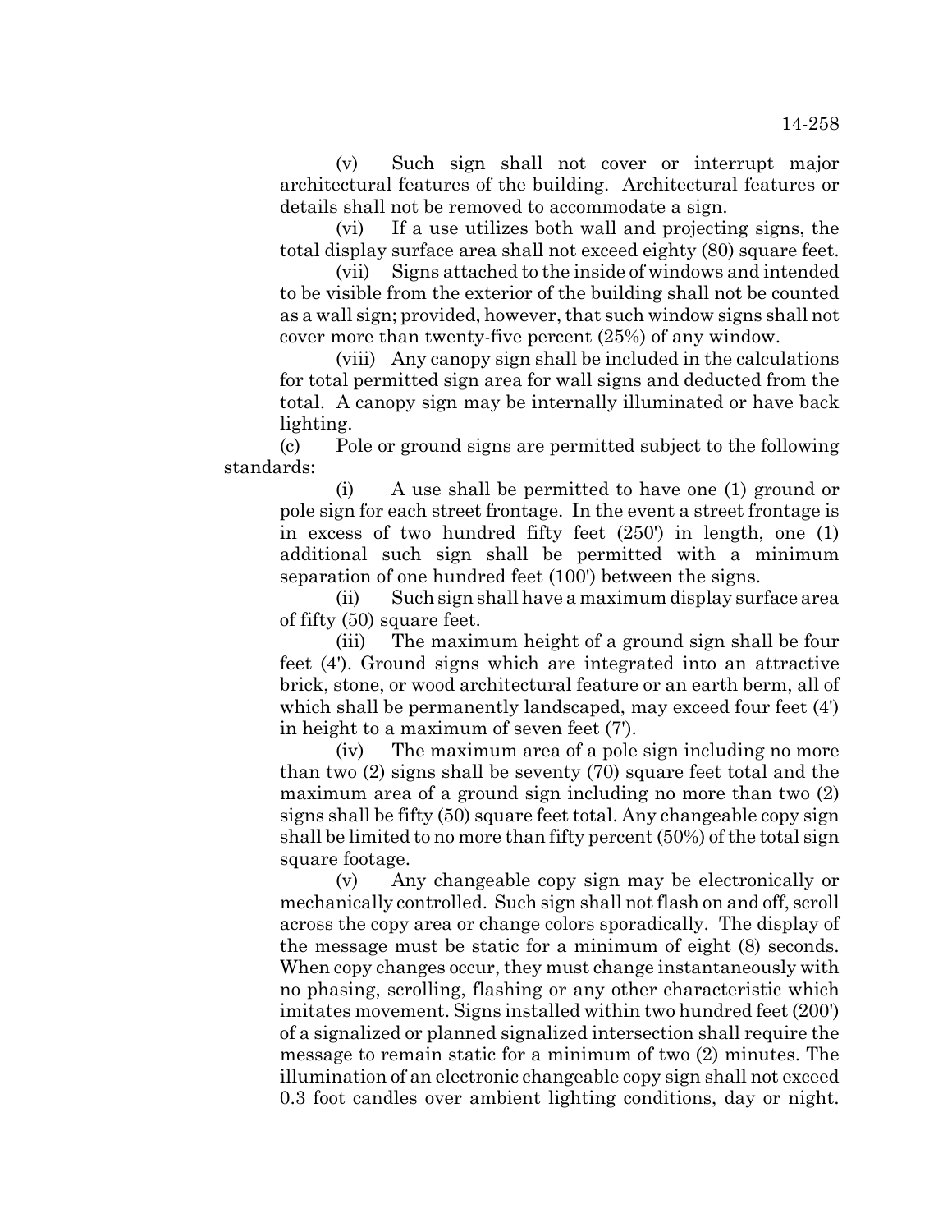(v) Such sign shall not cover or interrupt major architectural features of the building. Architectural features or details shall not be removed to accommodate a sign.

(vi) If a use utilizes both wall and projecting signs, the total display surface area shall not exceed eighty (80) square feet.

(vii) Signs attached to the inside of windows and intended to be visible from the exterior of the building shall not be counted as a wall sign; provided, however, that such window signs shall not cover more than twenty-five percent (25%) of any window.

(viii) Any canopy sign shall be included in the calculations for total permitted sign area for wall signs and deducted from the total. A canopy sign may be internally illuminated or have back lighting.

(c) Pole or ground signs are permitted subject to the following standards:

(i) A use shall be permitted to have one (1) ground or pole sign for each street frontage. In the event a street frontage is in excess of two hundred fifty feet (250') in length, one (1) additional such sign shall be permitted with a minimum separation of one hundred feet (100') between the signs.

(ii) Such sign shall have a maximum display surface area of fifty (50) square feet.

(iii) The maximum height of a ground sign shall be four feet (4'). Ground signs which are integrated into an attractive brick, stone, or wood architectural feature or an earth berm, all of which shall be permanently landscaped, may exceed four feet (4') in height to a maximum of seven feet (7').

(iv) The maximum area of a pole sign including no more than two (2) signs shall be seventy (70) square feet total and the maximum area of a ground sign including no more than two (2) signs shall be fifty (50) square feet total. Any changeable copy sign shall be limited to no more than fifty percent (50%) of the total sign square footage.

(v) Any changeable copy sign may be electronically or mechanically controlled. Such sign shall not flash on and off, scroll across the copy area or change colors sporadically. The display of the message must be static for a minimum of eight (8) seconds. When copy changes occur, they must change instantaneously with no phasing, scrolling, flashing or any other characteristic which imitates movement. Signs installed within two hundred feet (200') of a signalized or planned signalized intersection shall require the message to remain static for a minimum of two (2) minutes. The illumination of an electronic changeable copy sign shall not exceed 0.3 foot candles over ambient lighting conditions, day or night.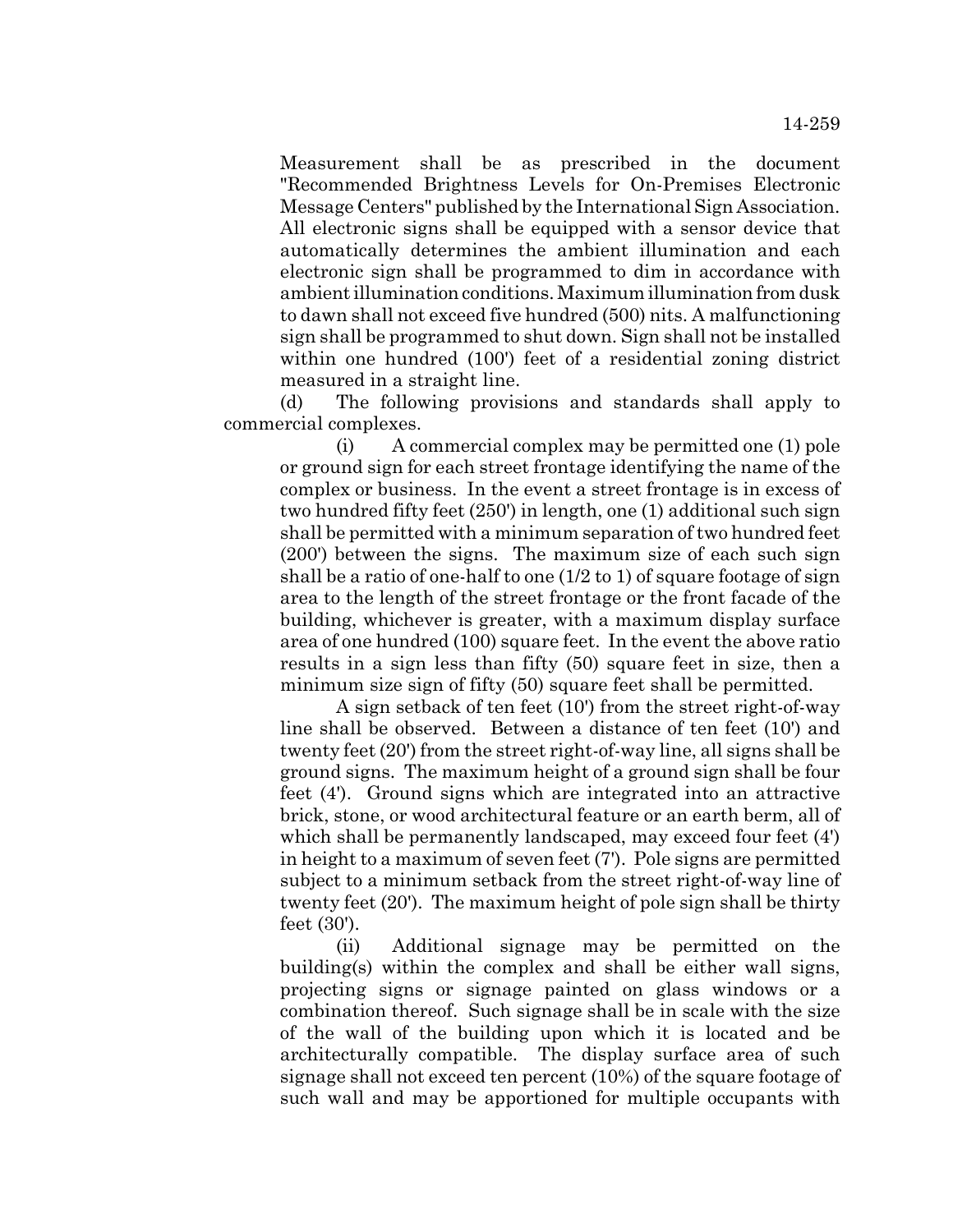Measurement shall be as prescribed in the document "Recommended Brightness Levels for On-Premises Electronic Message Centers" published by the International Sign Association. All electronic signs shall be equipped with a sensor device that automatically determines the ambient illumination and each electronic sign shall be programmed to dim in accordance with ambient illumination conditions. Maximum illumination from dusk to dawn shall not exceed five hundred (500) nits. A malfunctioning sign shall be programmed to shut down. Sign shall not be installed within one hundred (100') feet of a residential zoning district measured in a straight line.

(d) The following provisions and standards shall apply to commercial complexes.

(i) A commercial complex may be permitted one (1) pole or ground sign for each street frontage identifying the name of the complex or business. In the event a street frontage is in excess of two hundred fifty feet (250') in length, one (1) additional such sign shall be permitted with a minimum separation of two hundred feet (200') between the signs. The maximum size of each such sign shall be a ratio of one-half to one (1/2 to 1) of square footage of sign area to the length of the street frontage or the front facade of the building, whichever is greater, with a maximum display surface area of one hundred (100) square feet. In the event the above ratio results in a sign less than fifty (50) square feet in size, then a minimum size sign of fifty (50) square feet shall be permitted.

A sign setback of ten feet (10') from the street right-of-way line shall be observed. Between a distance of ten feet (10') and twenty feet (20') from the street right-of-way line, all signs shall be ground signs. The maximum height of a ground sign shall be four feet (4'). Ground signs which are integrated into an attractive brick, stone, or wood architectural feature or an earth berm, all of which shall be permanently landscaped, may exceed four feet (4') in height to a maximum of seven feet (7'). Pole signs are permitted subject to a minimum setback from the street right-of-way line of twenty feet (20'). The maximum height of pole sign shall be thirty feet (30').

(ii) Additional signage may be permitted on the building(s) within the complex and shall be either wall signs, projecting signs or signage painted on glass windows or a combination thereof. Such signage shall be in scale with the size of the wall of the building upon which it is located and be architecturally compatible. The display surface area of such signage shall not exceed ten percent (10%) of the square footage of such wall and may be apportioned for multiple occupants with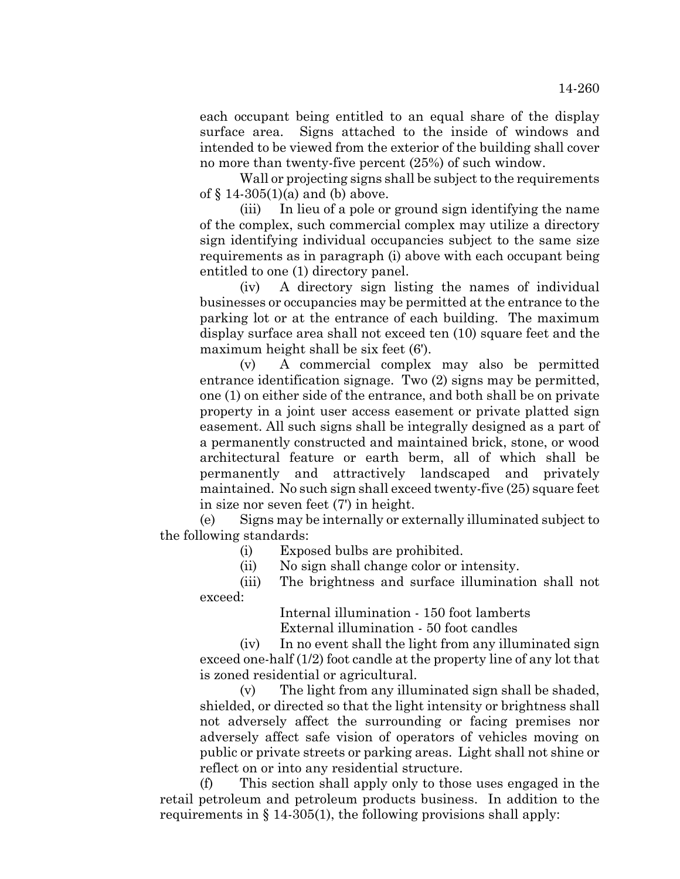each occupant being entitled to an equal share of the display surface area. Signs attached to the inside of windows and intended to be viewed from the exterior of the building shall cover no more than twenty-five percent (25%) of such window.

Wall or projecting signs shall be subject to the requirements of § 14-305(1)(a) and (b) above.

(iii) In lieu of a pole or ground sign identifying the name of the complex, such commercial complex may utilize a directory sign identifying individual occupancies subject to the same size requirements as in paragraph (i) above with each occupant being entitled to one (1) directory panel.

(iv) A directory sign listing the names of individual businesses or occupancies may be permitted at the entrance to the parking lot or at the entrance of each building. The maximum display surface area shall not exceed ten (10) square feet and the maximum height shall be six feet (6').

(v) A commercial complex may also be permitted entrance identification signage. Two (2) signs may be permitted, one (1) on either side of the entrance, and both shall be on private property in a joint user access easement or private platted sign easement. All such signs shall be integrally designed as a part of a permanently constructed and maintained brick, stone, or wood architectural feature or earth berm, all of which shall be permanently and attractively landscaped and privately maintained. No such sign shall exceed twenty-five (25) square feet in size nor seven feet (7') in height.

(e) Signs may be internally or externally illuminated subject to the following standards:

(i) Exposed bulbs are prohibited.

(ii) No sign shall change color or intensity.

(iii) The brightness and surface illumination shall not exceed:

Internal illumination - 150 foot lamberts
External illumination - 50 foot candles

(iv) In no event shall the light from any illuminated sign exceed one-half (1/2) foot candle at the property line of any lot that is zoned residential or agricultural.

(v) The light from any illuminated sign shall be shaded, shielded, or directed so that the light intensity or brightness shall not adversely affect the surrounding or facing premises nor adversely affect safe vision of operators of vehicles moving on public or private streets or parking areas. Light shall not shine or reflect on or into any residential structure.

(f) This section shall apply only to those uses engaged in the retail petroleum and petroleum products business. In addition to the requirements in § 14-305(1), the following provisions shall apply: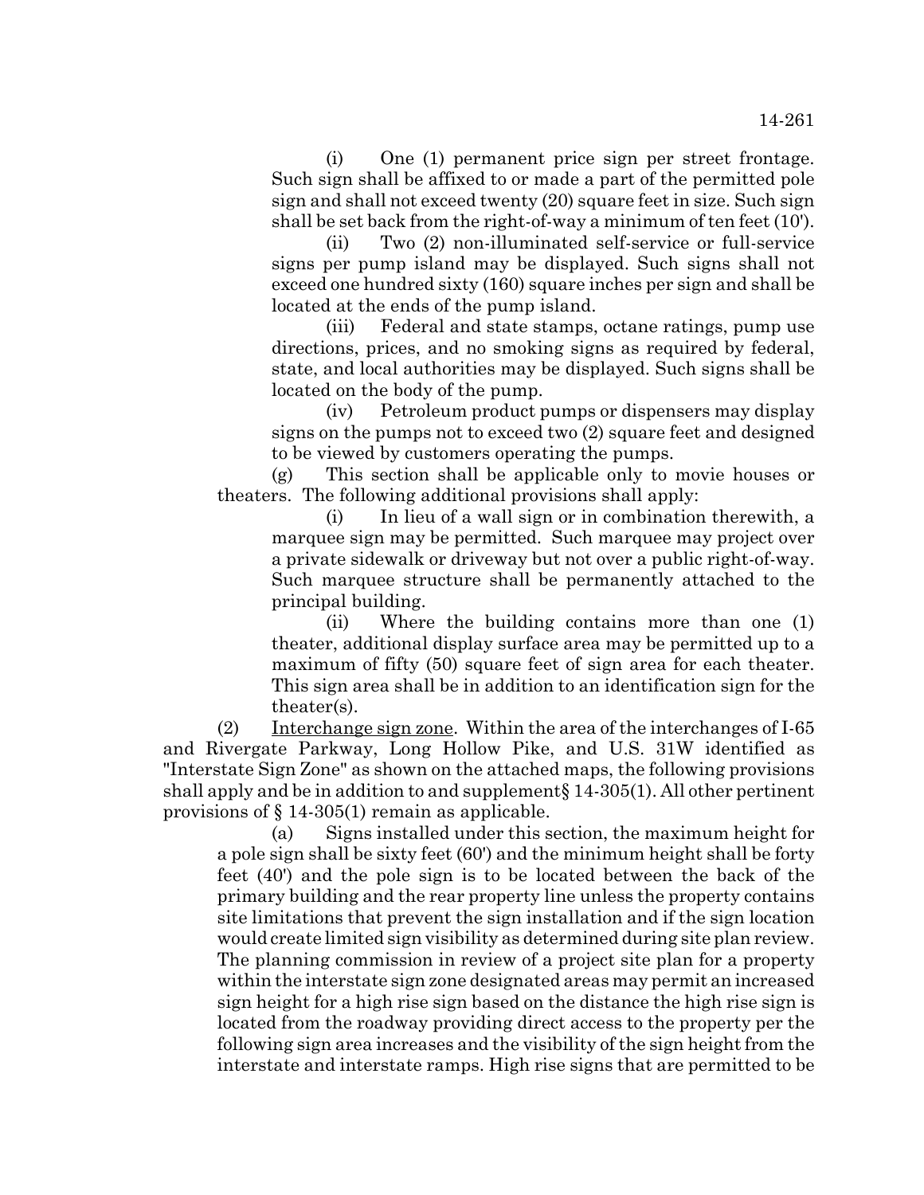(i) One (1) permanent price sign per street frontage. Such sign shall be affixed to or made a part of the permitted pole sign and shall not exceed twenty (20) square feet in size. Such sign shall be set back from the right-of-way a minimum of ten feet (10').

(ii) Two (2) non-illuminated self-service or full-service signs per pump island may be displayed. Such signs shall not exceed one hundred sixty (160) square inches per sign and shall be located at the ends of the pump island.

(iii) Federal and state stamps, octane ratings, pump use directions, prices, and no smoking signs as required by federal, state, and local authorities may be displayed. Such signs shall be located on the body of the pump.

(iv) Petroleum product pumps or dispensers may display signs on the pumps not to exceed two (2) square feet and designed to be viewed by customers operating the pumps.

(g) This section shall be applicable only to movie houses or theaters. The following additional provisions shall apply:

(i) In lieu of a wall sign or in combination therewith, a marquee sign may be permitted. Such marquee may project over a private sidewalk or driveway but not over a public right-of-way. Such marquee structure shall be permanently attached to the principal building.

(ii) Where the building contains more than one (1) theater, additional display surface area may be permitted up to a maximum of fifty (50) square feet of sign area for each theater. This sign area shall be in addition to an identification sign for the theater(s).

(2) Interchange sign zone. Within the area of the interchanges of I-65 and Rivergate Parkway, Long Hollow Pike, and U.S. 31W identified as "Interstate Sign Zone" as shown on the attached maps, the following provisions shall apply and be in addition to and supplement§ 14-305(1). All other pertinent provisions of § 14-305(1) remain as applicable.

(a) Signs installed under this section, the maximum height for a pole sign shall be sixty feet (60') and the minimum height shall be forty feet (40') and the pole sign is to be located between the back of the primary building and the rear property line unless the property contains site limitations that prevent the sign installation and if the sign location would create limited sign visibility as determined during site plan review. The planning commission in review of a project site plan for a property within the interstate sign zone designated areas may permit an increased sign height for a high rise sign based on the distance the high rise sign is located from the roadway providing direct access to the property per the following sign area increases and the visibility of the sign height from the interstate and interstate ramps. High rise signs that are permitted to be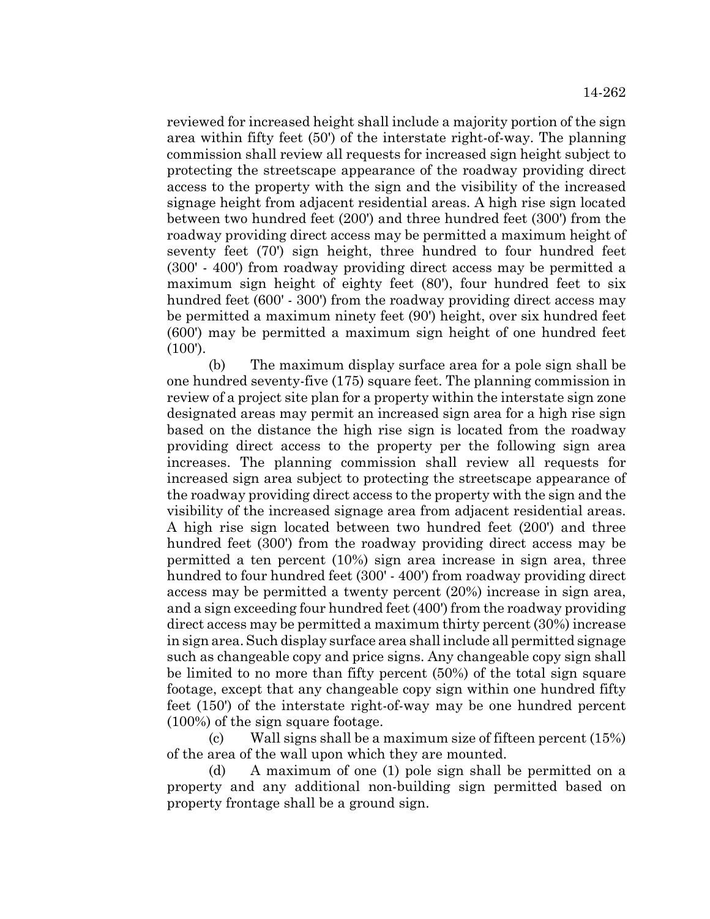reviewed for increased height shall include a majority portion of the sign area within fifty feet (50') of the interstate right-of-way. The planning commission shall review all requests for increased sign height subject to protecting the streetscape appearance of the roadway providing direct access to the property with the sign and the visibility of the increased signage height from adjacent residential areas. A high rise sign located between two hundred feet (200') and three hundred feet (300') from the roadway providing direct access may be permitted a maximum height of seventy feet (70') sign height, three hundred to four hundred feet (300' - 400') from roadway providing direct access may be permitted a maximum sign height of eighty feet (80'), four hundred feet to six hundred feet (600' - 300') from the roadway providing direct access may be permitted a maximum ninety feet (90') height, over six hundred feet (600') may be permitted a maximum sign height of one hundred feet (100').

(b) The maximum display surface area for a pole sign shall be one hundred seventy-five (175) square feet. The planning commission in review of a project site plan for a property within the interstate sign zone designated areas may permit an increased sign area for a high rise sign based on the distance the high rise sign is located from the roadway providing direct access to the property per the following sign area increases. The planning commission shall review all requests for increased sign area subject to protecting the streetscape appearance of the roadway providing direct access to the property with the sign and the visibility of the increased signage area from adjacent residential areas. A high rise sign located between two hundred feet (200') and three hundred feet (300') from the roadway providing direct access may be permitted a ten percent (10%) sign area increase in sign area, three hundred to four hundred feet (300' - 400') from roadway providing direct access may be permitted a twenty percent (20%) increase in sign area, and a sign exceeding four hundred feet (400') from the roadway providing direct access may be permitted a maximum thirty percent (30%) increase in sign area. Such display surface area shall include all permitted signage such as changeable copy and price signs. Any changeable copy sign shall be limited to no more than fifty percent (50%) of the total sign square footage, except that any changeable copy sign within one hundred fifty feet (150') of the interstate right-of-way may be one hundred percent (100%) of the sign square footage.

(c) Wall signs shall be a maximum size of fifteen percent (15%) of the area of the wall upon which they are mounted.

(d) A maximum of one (1) pole sign shall be permitted on a property and any additional non-building sign permitted based on property frontage shall be a ground sign.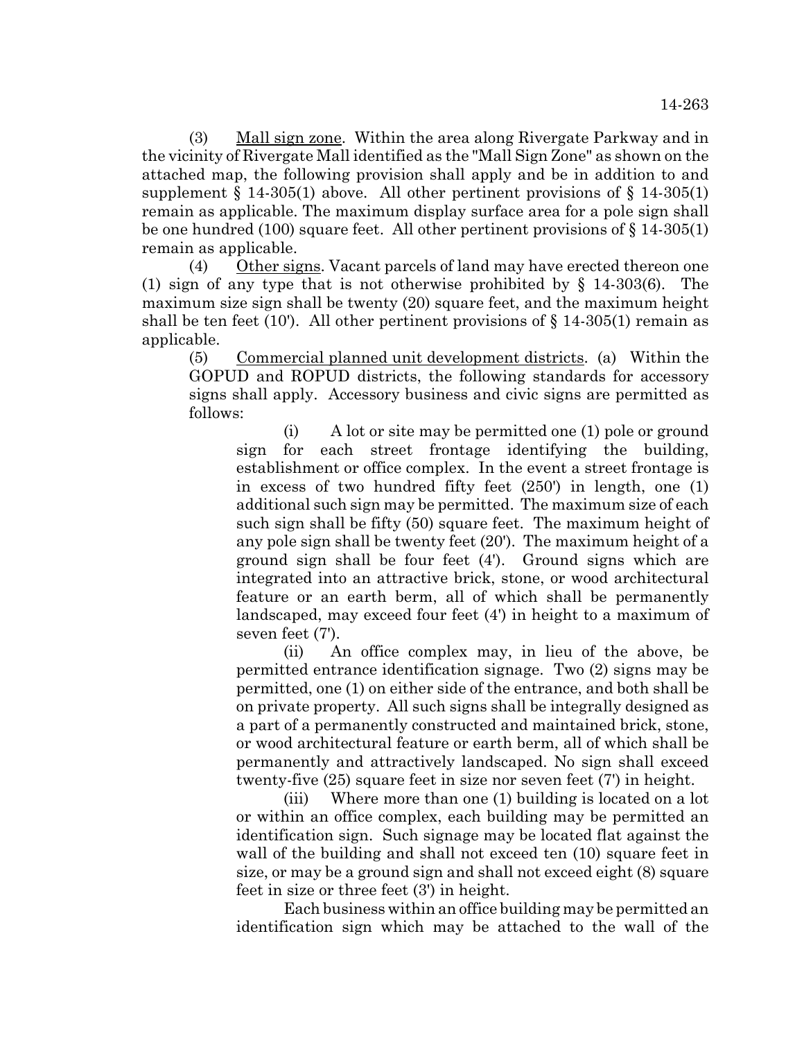(3) Mall sign zone. Within the area along Rivergate Parkway and in the vicinity of Rivergate Mall identified as the "Mall Sign Zone" as shown on the attached map, the following provision shall apply and be in addition to and supplement § 14-305(1) above. All other pertinent provisions of § 14-305(1) remain as applicable. The maximum display surface area for a pole sign shall be one hundred (100) square feet. All other pertinent provisions of § 14-305(1) remain as applicable.

(4) Other signs. Vacant parcels of land may have erected thereon one (1) sign of any type that is not otherwise prohibited by § 14-303(6). The maximum size sign shall be twenty (20) square feet, and the maximum height shall be ten feet (10'). All other pertinent provisions of § 14-305(1) remain as applicable.

(5) Commercial planned unit development districts. (a) Within the GOPUD and ROPUD districts, the following standards for accessory signs shall apply. Accessory business and civic signs are permitted as follows:

(i) A lot or site may be permitted one (1) pole or ground sign for each street frontage identifying the building, establishment or office complex. In the event a street frontage is in excess of two hundred fifty feet (250') in length, one (1) additional such sign may be permitted. The maximum size of each such sign shall be fifty (50) square feet. The maximum height of any pole sign shall be twenty feet (20'). The maximum height of a ground sign shall be four feet (4'). Ground signs which are integrated into an attractive brick, stone, or wood architectural feature or an earth berm, all of which shall be permanently landscaped, may exceed four feet (4') in height to a maximum of seven feet (7').

(ii) An office complex may, in lieu of the above, be permitted entrance identification signage. Two (2) signs may be permitted, one (1) on either side of the entrance, and both shall be on private property. All such signs shall be integrally designed as a part of a permanently constructed and maintained brick, stone, or wood architectural feature or earth berm, all of which shall be permanently and attractively landscaped. No sign shall exceed twenty-five (25) square feet in size nor seven feet (7') in height.

(iii) Where more than one (1) building is located on a lot or within an office complex, each building may be permitted an identification sign. Such signage may be located flat against the wall of the building and shall not exceed ten (10) square feet in size, or may be a ground sign and shall not exceed eight (8) square feet in size or three feet (3') in height.

Each business within an office building may be permitted an identification sign which may be attached to the wall of the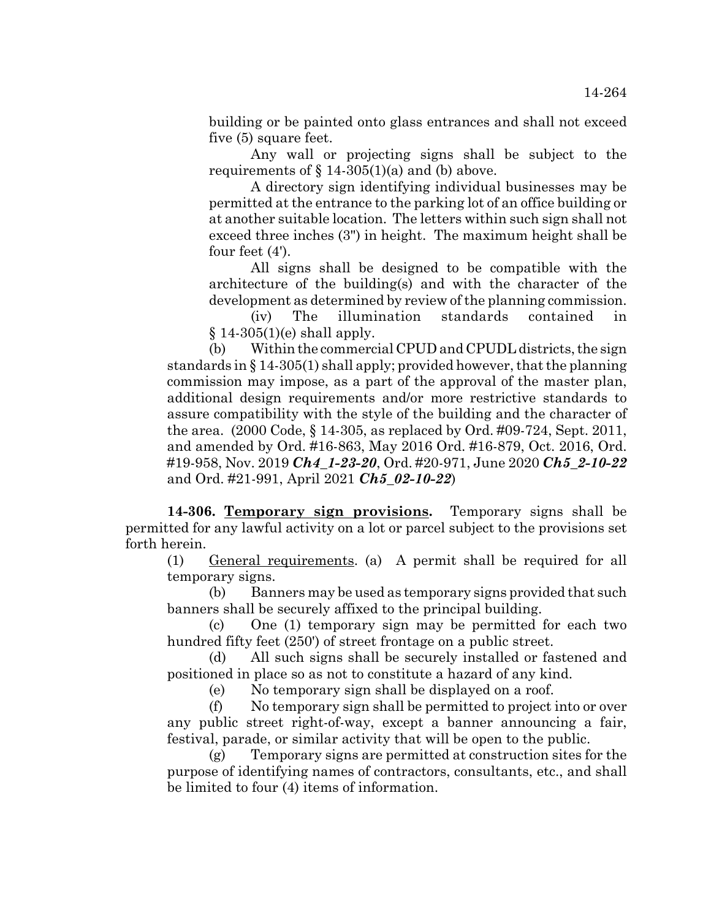building or be painted onto glass entrances and shall not exceed five (5) square feet.

Any wall or projecting signs shall be subject to the requirements of § 14-305(1)(a) and (b) above.

A directory sign identifying individual businesses may be permitted at the entrance to the parking lot of an office building or at another suitable location. The letters within such sign shall not exceed three inches (3") in height. The maximum height shall be four feet (4').

All signs shall be designed to be compatible with the architecture of the building(s) and with the character of the development as determined by review of the planning commission.

(iv) The illumination standards contained in § 14-305(1)(e) shall apply.

(b) Within the commercial CPUD and CPUDL districts, the sign standards in § 14-305(1) shall apply; provided however, that the planning commission may impose, as a part of the approval of the master plan, additional design requirements and/or more restrictive standards to assure compatibility with the style of the building and the character of the area. (2000 Code, § 14-305, as replaced by Ord. #09-724, Sept. 2011, and amended by Ord. #16-863, May 2016 Ord. #16-879, Oct. 2016, Ord. #19-958, Nov. 2019 ***Ch4_1-23-20***, Ord. #20-971, June 2020 ***Ch5_2-10-22*** and Ord. #21-991, April 2021 ***Ch5_02-10-22***)

**14-306. Temporary sign provisions.** Temporary signs shall be permitted for any lawful activity on a lot or parcel subject to the provisions set forth herein.

(1) General requirements. (a) A permit shall be required for all temporary signs.

(b) Banners may be used as temporary signs provided that such banners shall be securely affixed to the principal building.

(c) One (1) temporary sign may be permitted for each two hundred fifty feet (250') of street frontage on a public street.

(d) All such signs shall be securely installed or fastened and positioned in place so as not to constitute a hazard of any kind.

(e) No temporary sign shall be displayed on a roof.

(f) No temporary sign shall be permitted to project into or over any public street right-of-way, except a banner announcing a fair, festival, parade, or similar activity that will be open to the public.

(g) Temporary signs are permitted at construction sites for the purpose of identifying names of contractors, consultants, etc., and shall be limited to four (4) items of information.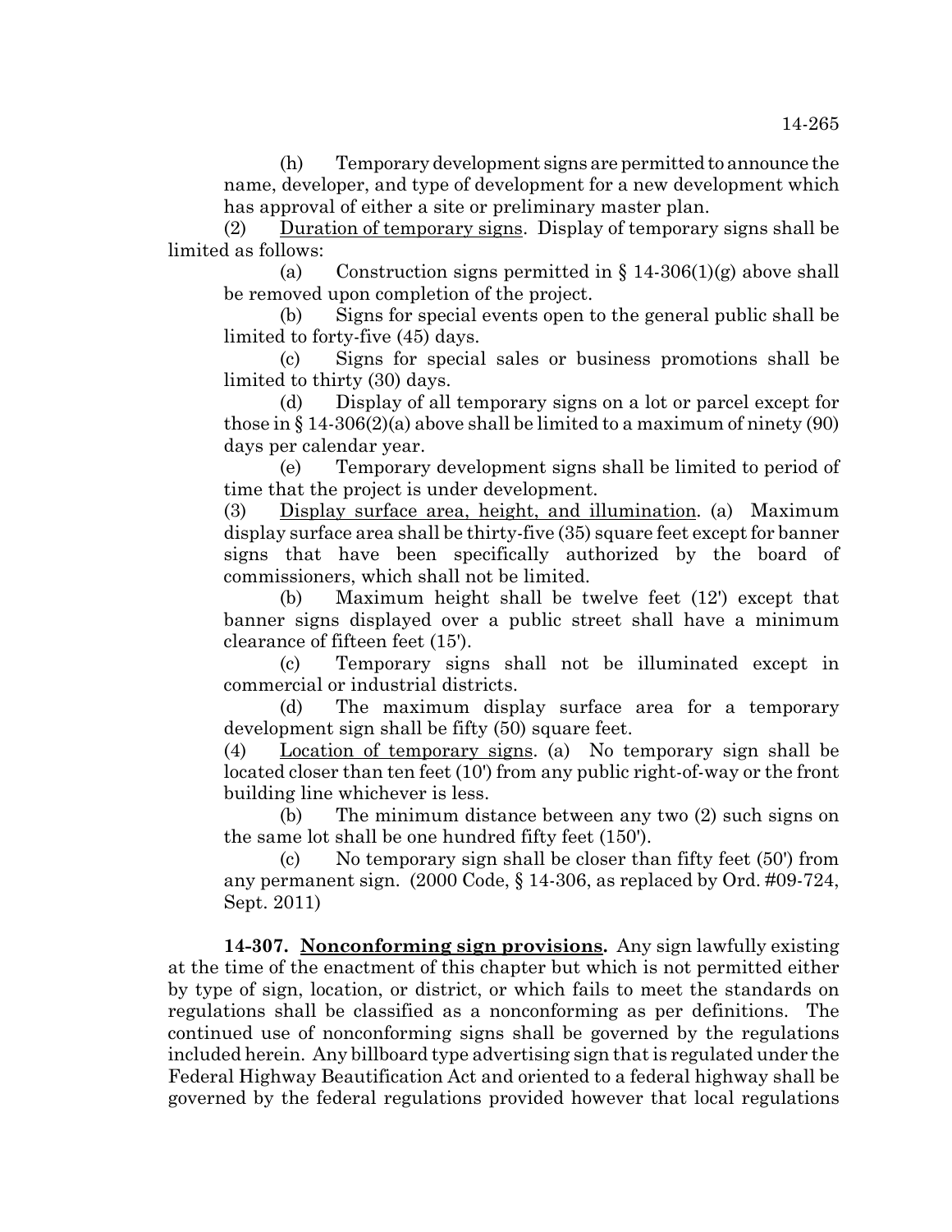(h) Temporary development signs are permitted to announce the name, developer, and type of development for a new development which has approval of either a site or preliminary master plan.

(2) Duration of temporary signs. Display of temporary signs shall be limited as follows:

(a) Construction signs permitted in § 14-306(1)(g) above shall be removed upon completion of the project.

(b) Signs for special events open to the general public shall be limited to forty-five (45) days.

(c) Signs for special sales or business promotions shall be limited to thirty (30) days.

(d) Display of all temporary signs on a lot or parcel except for those in § 14-306(2)(a) above shall be limited to a maximum of ninety (90) days per calendar year.

(e) Temporary development signs shall be limited to period of time that the project is under development.

(3) Display surface area, height, and illumination. (a) Maximum display surface area shall be thirty-five (35) square feet except for banner signs that have been specifically authorized by the board of commissioners, which shall not be limited.

(b) Maximum height shall be twelve feet (12') except that banner signs displayed over a public street shall have a minimum clearance of fifteen feet (15').

(c) Temporary signs shall not be illuminated except in commercial or industrial districts.

(d) The maximum display surface area for a temporary development sign shall be fifty (50) square feet.

(4) Location of temporary signs. (a) No temporary sign shall be located closer than ten feet (10') from any public right-of-way or the front building line whichever is less.

(b) The minimum distance between any two (2) such signs on the same lot shall be one hundred fifty feet (150').

(c) No temporary sign shall be closer than fifty feet (50') from any permanent sign. (2000 Code, § 14-306, as replaced by Ord. #09-724, Sept. 2011)

**14-307. Nonconforming sign provisions.** Any sign lawfully existing at the time of the enactment of this chapter but which is not permitted either by type of sign, location, or district, or which fails to meet the standards on regulations shall be classified as a nonconforming as per definitions. The continued use of nonconforming signs shall be governed by the regulations included herein. Any billboard type advertising sign that is regulated under the Federal Highway Beautification Act and oriented to a federal highway shall be governed by the federal regulations provided however that local regulations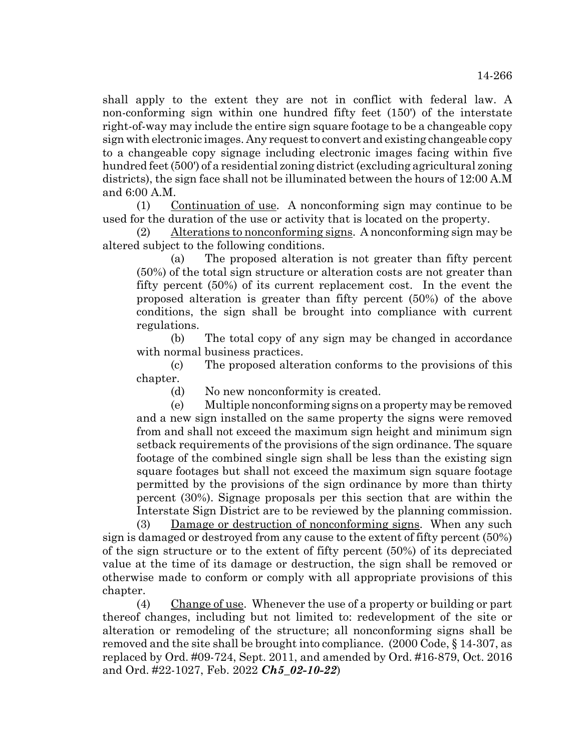shall apply to the extent they are not in conflict with federal law. A non-conforming sign within one hundred fifty feet (150') of the interstate right-of-way may include the entire sign square footage to be a changeable copy sign with electronic images. Any request to convert and existing changeable copy to a changeable copy signage including electronic images facing within five hundred feet (500') of a residential zoning district (excluding agricultural zoning districts), the sign face shall not be illuminated between the hours of 12:00 A.M and 6:00 A.M.

(1) Continuation of use. A nonconforming sign may continue to be used for the duration of the use or activity that is located on the property.

(2) Alterations to nonconforming signs. A nonconforming sign may be altered subject to the following conditions.

(a) The proposed alteration is not greater than fifty percent (50%) of the total sign structure or alteration costs are not greater than fifty percent (50%) of its current replacement cost. In the event the proposed alteration is greater than fifty percent (50%) of the above conditions, the sign shall be brought into compliance with current regulations.

(b) The total copy of any sign may be changed in accordance with normal business practices.

(c) The proposed alteration conforms to the provisions of this chapter.

(d) No new nonconformity is created.

(e) Multiple nonconforming signs on a property may be removed and a new sign installed on the same property the signs were removed from and shall not exceed the maximum sign height and minimum sign setback requirements of the provisions of the sign ordinance. The square footage of the combined single sign shall be less than the existing sign square footages but shall not exceed the maximum sign square footage permitted by the provisions of the sign ordinance by more than thirty percent (30%). Signage proposals per this section that are within the Interstate Sign District are to be reviewed by the planning commission.

(3) Damage or destruction of nonconforming signs. When any such sign is damaged or destroyed from any cause to the extent of fifty percent (50%) of the sign structure or to the extent of fifty percent (50%) of its depreciated value at the time of its damage or destruction, the sign shall be removed or otherwise made to conform or comply with all appropriate provisions of this chapter.

(4) Change of use. Whenever the use of a property or building or part thereof changes, including but not limited to: redevelopment of the site or alteration or remodeling of the structure; all nonconforming signs shall be removed and the site shall be brought into compliance. (2000 Code, § 14-307, as replaced by Ord. #09-724, Sept. 2011, and amended by Ord. #16-879, Oct. 2016 and Ord. #22-1027, Feb. 2022 ***Ch5_02-10-22***)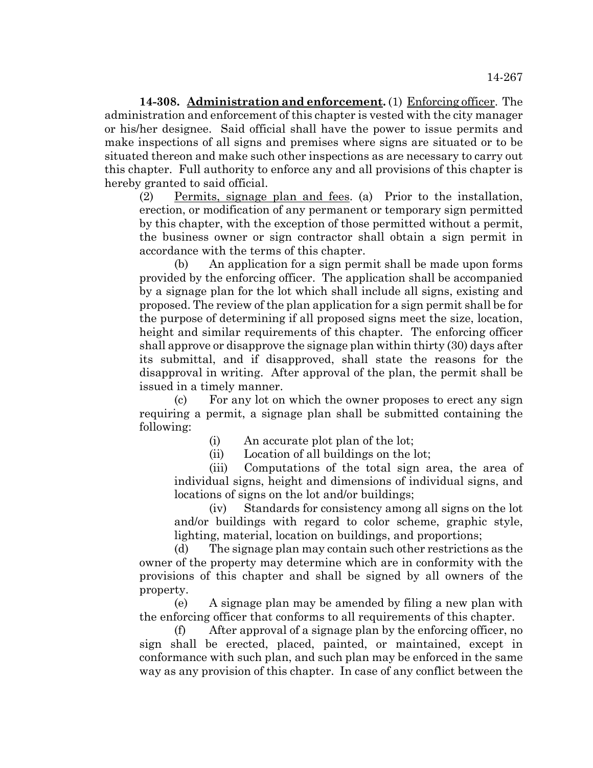**14-308. Administration and enforcement.** (1) Enforcing officer. The administration and enforcement of this chapter is vested with the city manager or his/her designee. Said official shall have the power to issue permits and make inspections of all signs and premises where signs are situated or to be situated thereon and make such other inspections as are necessary to carry out this chapter. Full authority to enforce any and all provisions of this chapter is hereby granted to said official.

(2) Permits, signage plan and fees. (a) Prior to the installation, erection, or modification of any permanent or temporary sign permitted by this chapter, with the exception of those permitted without a permit, the business owner or sign contractor shall obtain a sign permit in accordance with the terms of this chapter.

(b) An application for a sign permit shall be made upon forms provided by the enforcing officer. The application shall be accompanied by a signage plan for the lot which shall include all signs, existing and proposed. The review of the plan application for a sign permit shall be for the purpose of determining if all proposed signs meet the size, location, height and similar requirements of this chapter. The enforcing officer shall approve or disapprove the signage plan within thirty (30) days after its submittal, and if disapproved, shall state the reasons for the disapproval in writing. After approval of the plan, the permit shall be issued in a timely manner.

(c) For any lot on which the owner proposes to erect any sign requiring a permit, a signage plan shall be submitted containing the following:

(i) An accurate plot plan of the lot;

(ii) Location of all buildings on the lot;

(iii) Computations of the total sign area, the area of individual signs, height and dimensions of individual signs, and locations of signs on the lot and/or buildings;

(iv) Standards for consistency among all signs on the lot and/or buildings with regard to color scheme, graphic style, lighting, material, location on buildings, and proportions;

(d) The signage plan may contain such other restrictions as the owner of the property may determine which are in conformity with the provisions of this chapter and shall be signed by all owners of the property.

(e) A signage plan may be amended by filing a new plan with the enforcing officer that conforms to all requirements of this chapter.

(f) After approval of a signage plan by the enforcing officer, no sign shall be erected, placed, painted, or maintained, except in conformance with such plan, and such plan may be enforced in the same way as any provision of this chapter. In case of any conflict between the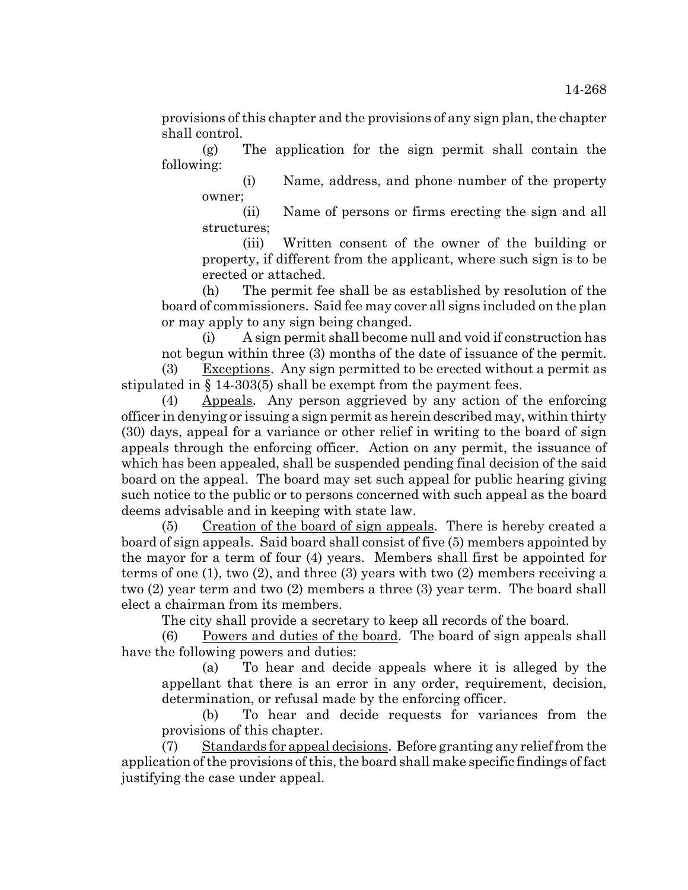provisions of this chapter and the provisions of any sign plan, the chapter shall control.

(g) The application for the sign permit shall contain the following:

(i) Name, address, and phone number of the property owner;

(ii) Name of persons or firms erecting the sign and all structures;

(iii) Written consent of the owner of the building or property, if different from the applicant, where such sign is to be erected or attached.

(h) The permit fee shall be as established by resolution of the board of commissioners. Said fee may cover all signs included on the plan or may apply to any sign being changed.

(i) A sign permit shall become null and void if construction has not begun within three (3) months of the date of issuance of the permit.

(3) Exceptions. Any sign permitted to be erected without a permit as stipulated in § 14-303(5) shall be exempt from the payment fees.

(4) Appeals. Any person aggrieved by any action of the enforcing officer in denying or issuing a sign permit as herein described may, within thirty (30) days, appeal for a variance or other relief in writing to the board of sign appeals through the enforcing officer. Action on any permit, the issuance of which has been appealed, shall be suspended pending final decision of the said board on the appeal. The board may set such appeal for public hearing giving such notice to the public or to persons concerned with such appeal as the board deems advisable and in keeping with state law.

(5) Creation of the board of sign appeals. There is hereby created a board of sign appeals. Said board shall consist of five (5) members appointed by the mayor for a term of four (4) years. Members shall first be appointed for terms of one (1), two (2), and three (3) years with two (2) members receiving a two (2) year term and two (2) members a three (3) year term. The board shall elect a chairman from its members.

The city shall provide a secretary to keep all records of the board.

(6) Powers and duties of the board. The board of sign appeals shall have the following powers and duties:

(a) To hear and decide appeals where it is alleged by the appellant that there is an error in any order, requirement, decision, determination, or refusal made by the enforcing officer.

(b) To hear and decide requests for variances from the provisions of this chapter.

(7) Standards for appeal decisions. Before granting any relief from the application of the provisions of this, the board shall make specific findings of fact justifying the case under appeal.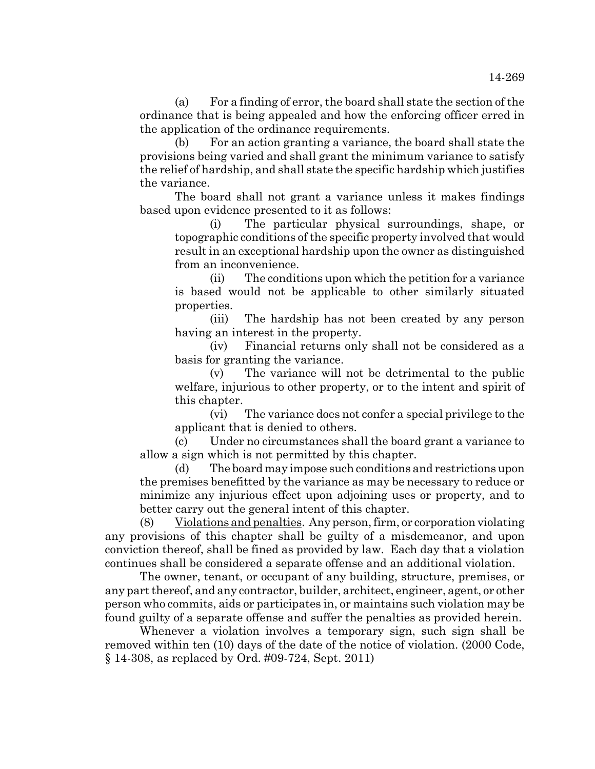(a) For a finding of error, the board shall state the section of the ordinance that is being appealed and how the enforcing officer erred in the application of the ordinance requirements.

(b) For an action granting a variance, the board shall state the provisions being varied and shall grant the minimum variance to satisfy the relief of hardship, and shall state the specific hardship which justifies the variance.

The board shall not grant a variance unless it makes findings based upon evidence presented to it as follows:

(i) The particular physical surroundings, shape, or topographic conditions of the specific property involved that would result in an exceptional hardship upon the owner as distinguished from an inconvenience.

(ii) The conditions upon which the petition for a variance is based would not be applicable to other similarly situated properties.

(iii) The hardship has not been created by any person having an interest in the property.

(iv) Financial returns only shall not be considered as a basis for granting the variance.

(v) The variance will not be detrimental to the public welfare, injurious to other property, or to the intent and spirit of this chapter.

(vi) The variance does not confer a special privilege to the applicant that is denied to others.

(c) Under no circumstances shall the board grant a variance to allow a sign which is not permitted by this chapter.

(d) The board may impose such conditions and restrictions upon the premises benefitted by the variance as may be necessary to reduce or minimize any injurious effect upon adjoining uses or property, and to better carry out the general intent of this chapter.

(8) Violations and penalties. Any person, firm, or corporation violating any provisions of this chapter shall be guilty of a misdemeanor, and upon conviction thereof, shall be fined as provided by law. Each day that a violation continues shall be considered a separate offense and an additional violation.

The owner, tenant, or occupant of any building, structure, premises, or any part thereof, and any contractor, builder, architect, engineer, agent, or other person who commits, aids or participates in, or maintains such violation may be found guilty of a separate offense and suffer the penalties as provided herein.

Whenever a violation involves a temporary sign, such sign shall be removed within ten (10) days of the date of the notice of violation. (2000 Code, § 14-308, as replaced by Ord. #09-724, Sept. 2011)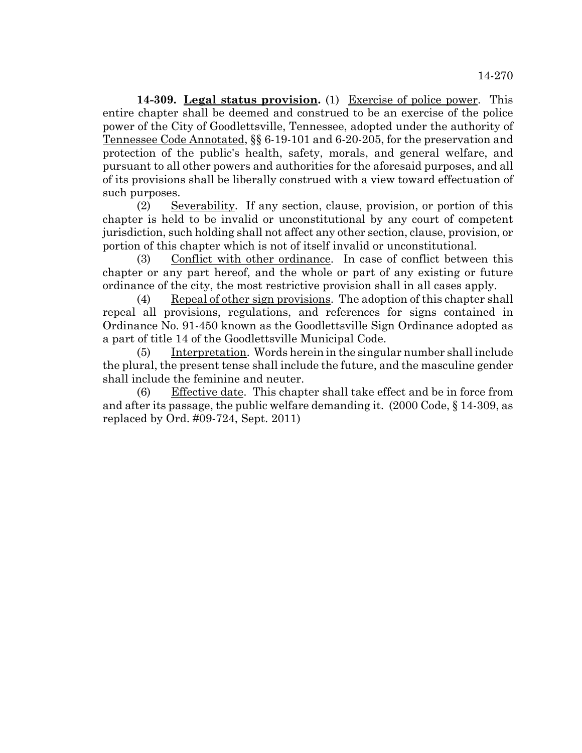**14-309. Legal status provision.** (1) Exercise of police power. This entire chapter shall be deemed and construed to be an exercise of the police power of the City of Goodlettsville, Tennessee, adopted under the authority of Tennessee Code Annotated, §§ 6-19-101 and 6-20-205, for the preservation and protection of the public's health, safety, morals, and general welfare, and pursuant to all other powers and authorities for the aforesaid purposes, and all of its provisions shall be liberally construed with a view toward effectuation of such purposes.

(2) Severability. If any section, clause, provision, or portion of this chapter is held to be invalid or unconstitutional by any court of competent jurisdiction, such holding shall not affect any other section, clause, provision, or portion of this chapter which is not of itself invalid or unconstitutional.

(3) Conflict with other ordinance. In case of conflict between this chapter or any part hereof, and the whole or part of any existing or future ordinance of the city, the most restrictive provision shall in all cases apply.

(4) Repeal of other sign provisions. The adoption of this chapter shall repeal all provisions, regulations, and references for signs contained in Ordinance No. 91-450 known as the Goodlettsville Sign Ordinance adopted as a part of title 14 of the Goodlettsville Municipal Code.

(5) Interpretation. Words herein in the singular number shall include the plural, the present tense shall include the future, and the masculine gender shall include the feminine and neuter.

(6) Effective date. This chapter shall take effect and be in force from and after its passage, the public welfare demanding it. (2000 Code, § 14-309, as replaced by Ord. #09-724, Sept. 2011)